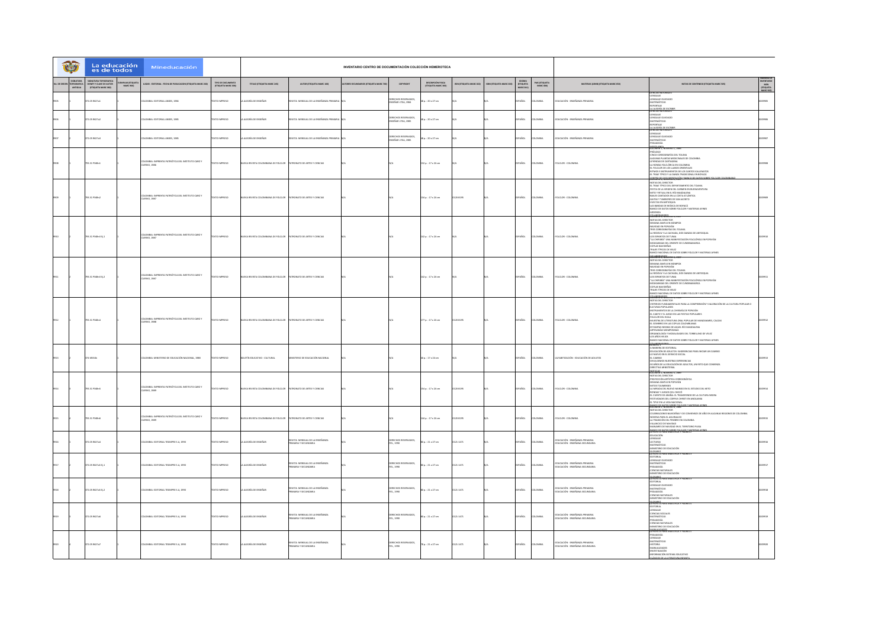# INVENTARIO CENTRO DE DOCUMENTACIÓN COLECCIÓN HEMEROTECA

| No. DE ORDEN | SIGNATURA TOPOGRÁFICA ANTIGUA | SIGNATURA TOPOGRÁFICA DEWEY Y CLAVE DE AUTOR (ETIQUETA MARC 082) | EJEMPLAR (ETIQUETA MARC 900) | LUGAR - EDITORIAL - FECHA DE PUBLICACIÓN (ETIQUETA MARC 260) | TIPO DE DOCUMENTO (ETIQUETA MARC 300) | TÍTULO (ETIQUETA MARC 245) | AUTOR (ETIQUETA MARC 100) | AUTORES SECUNDARIOS (ETIQUETA MARC 700) | COPYRIGHT | DESCRIPCIÓN FÍSICA (ETIQUETA MARC 300) | ISSN (ETIQUETA MARC 022) | ISBN (ETIQUETA MARC 020) | IDIOMA (ETIQUETA MARC 041) | PAÍS (ETIQUETA MARC 008) | MATERIAS (ASSM) (ETIQUETA MARC 650) | NOTAS DE CONTENIDO (ETIQUETA MARC 505) | NÚMERO DE INVENTARIO MEN (ETIQUETA MARC 900) |
|---|---|---|---|---|---|---|---|---|---|---|---|---|---|---|---|---|---|
| 9905 | | 372.05 R427a1 | 1 | COLOMBIA: EDITORIAL ANDES, 1984 | TEXTO IMPRESO | LA ALEGRÍA DE ENSEÑAR | REVISTA MENSUAL DE LA ENSEÑANZA PRIMARIA | N/A | DERECHOS RESERVADOS, ENSEÑAR LTDA, 1984 | 48 p. : 20 x 27 cm | N/A | N/A | ESPAÑOL | COLOMBIA | EDUCACIÓN - ENSEÑANZA PRIMARIA | CIENCIAS NATURALES<br>LENGUAJE<br>LENGUAJE DURODADO<br>MATEMÁTICAS<br>REPORTAJE<br>LA ALEGRÍA DE ESCRIBIR | 0009905 |
| 9906 | | 372.05 R427a2 | 1 | COLOMBIA: EDITORIAL ANDES, 1985 | TEXTO IMPRESO | LA ALEGRÍA DE ENSEÑAR | REVISTA MENSUAL DE LA ENSEÑANZA PRIMARIA | N/A | DERECHOS RESERVADOS, ENSEÑAR LTDA, 1985 | 48 p. : 20 x 27 cm | N/A | N/A | ESPAÑOL | COLOMBIA | EDUCACIÓN - ENSEÑANZA PRIMARIA | CIENCIAS NATURALES<br>LENGUAJE<br>LENGUAJE DURODADO<br>MATEMÁTICAS<br>REPORTAJE<br>LA ALEGRÍA DE ESCRIBIR | 0009906 |
| 9907 | | 372.05 R427a3 | 1 | COLOMBIA: EDITORIAL ANDES, 1985 | TEXTO IMPRESO | LA ALEGRÍA DE ENSEÑAR | REVISTA MENSUAL DE LA ENSEÑANZA PRIMARIA | N/A | DERECHOS RESERVADOS, ENSEÑAR LTDA, 1985 | 48 p. : 20 x 27 cm | N/A | N/A | ESPAÑOL | COLOMBIA | EDUCACIÓN - ENSEÑANZA PRIMARIA | CIENCIAS NATURALES<br>LENGUAJE<br>LENGUAJE DURODADO<br>MATEMÁTICAS<br>PEDAGOGÍA<br>GEOGRAFÍA | 0009907 |
| 9908 | | 793.31 P348n1 | 1 | COLOMBIA: IMPRENTA PATRIÓTICA DEL INSTITUTO CARO Y CUERVO, 1986 | TEXTO IMPRESO | NUEVA REVISTA COLOMBIANA DE FOLCLOR | PATRONATO DE ARTES Y CIENCIAS | N/A | N/A | 132 p. : 17 x 24 cm | N/A | N/A | ESPAÑOL | COLOMBIA | FOLCLOR - COLOMBIA | VOLUMEN 1, NÚMERO 1, 1986<br>PRÓLOGO<br>CINCO COREOGRAFÍAS DEL TOLIMA<br>ALGUNAS PLANTAS MEDICINALES DE COLOMBIA<br>LEYENDAS DE CARTAGENA<br>LA RONDA FOLCLÓRICA EN COLOMBIA<br>EL FOLCLOR DE LOS LLANOS ORIENTALES<br>RITMOS E INSTRUMENTOS DE LOS CANTOS VALLENATOS<br>EL TRAJE TÍPICO Y LA DANZA TRADICIONAL EN BOYACÁ<br>CENTRO DE DOCUMENTACIÓN Y BANCO DE DATOS SOBRE FOLCLOR COLOMBIANO | 0009908 |
| 9909 | | 793.31 P348n2 | 1 | COLOMBIA: IMPRENTA PATRIÓTICA DEL INSTITUTO CARO Y CUERVO, 1987 | TEXTO IMPRESO | NUEVA REVISTA COLOMBIANA DE FOLCLOR | PATRONATO DE ARTES Y CIENCIAS | N/A | N/A | 156 p. : 17 x 24 cm | 0120-8195 | N/A | ESPAÑOL | COLOMBIA | FOLCLOR - COLOMBIA | NOTA DEL DIRECTOR<br>EL TRAJE TÍPICO DEL DEPARTAMENTO DEL TOLIMA<br>FIESTA DE LA VIRGEN DEL CARMEN EN BUENAVENTURA<br>MITO Y RITUAL EN EL RÍO MAGDALENA<br>BAILES CANTADOS EN LA COSTA ATLÁNTICA<br>GAITAS Y TAMBORES DE SAN JACINTO<br>VUELTAS ANTIOQUEÑAS<br>LAS BANDAS DE MÚSICA DE BOYACÁ<br>BANCO DE DATOS SOBRE FOLCLOR Y MATERIAS AFINES<br>ADENDA<br>COLABORADORES | 0009909 |
| 9910 | | 793.31 P348n3 Ej.1 | 1 | COLOMBIA: IMPRENTA PATRIÓTICA DEL INSTITUTO CARO Y CUERVO, 1987 | TEXTO IMPRESO | NUEVA REVISTA COLOMBIANA DE FOLCLOR | PATRONATO DE ARTES Y CIENCIAS | N/A | N/A | 142 p. : 17 x 24 cm | N/A | N/A | ESPAÑOL | COLOMBIA | FOLCLOR - COLOMBIA | NOTA DEL DIRECTOR<br>SEMANA SANTA EN MOMPOX<br>NAVIDAD EN POPAYÁN<br>TRES COREOGRAFÍAS DEL TOLIMA<br>LA RODOVA Y LA CACHADA, DOS DANZAS DE ANTIOQUIA<br>LOS ESPANTOS DE TUNJA<br>"LA CHIRIMÍA" UNA MANIFESTACIÓN FOLCLÓRICA EN POPAYÁN<br>MOJIGANGAS DEL ORIENTE DE CUNDINAMARCA<br>COPLAS NAVIDEÑAS<br>TRAJES TÍPICOS DE VÉLEZ<br>BANCO NACIONAL DE DATOS SOBRE FOLCLOR Y MATERIAS AFINES<br>COLABORADORES | 0009910 |
| 9911 | | 793.31 P348n3 Ej.2 | 2 | COLOMBIA: IMPRENTA PATRIÓTICA DEL INSTITUTO CARO Y CUERVO, 1987 | TEXTO IMPRESO | NUEVA REVISTA COLOMBIANA DE FOLCLOR | PATRONATO DE ARTES Y CIENCIAS | N/A | N/A | 142 p. : 17 x 24 cm | N/A | N/A | ESPAÑOL | COLOMBIA | FOLCLOR - COLOMBIA | NOTA DEL DIRECTOR<br>SEMANA SANTA EN MOMPOX<br>NAVIDAD EN POPAYÁN<br>TRES COREOGRAFÍAS DEL TOLIMA<br>LA RODOVA Y LA CACHADA, DOS DANZAS DE ANTIOQUIA<br>LOS ESPANTOS DE TUNJA<br>"LA CHIRIMÍA" UNA MANIFESTACIÓN FOLCLÓRICA EN POPAYÁN<br>MOJIGANGAS DEL ORIENTE DE CUNDINAMARCA<br>COPLAS NAVIDEÑAS<br>TRAJES TÍPICOS DE VÉLEZ<br>BANCO NACIONAL DE DATOS SOBRE FOLCLOR Y MATERIAS AFINES<br>COLABORADORES | 0009911 |
| 9912 | | 793.31 P348n4 | 1 | COLOMBIA: IMPRENTA PATRIÓTICA DEL INSTITUTO CARO Y CUERVO, 1988 | TEXTO IMPRESO | NUEVA REVISTA COLOMBIANA DE FOLCLOR | PATRONATO DE ARTES Y CIENCIAS | N/A | N/A | 177 p. : 17 x 24 cm | 0120-8195 | N/A | ESPAÑOL | COLOMBIA | FOLCLOR - COLOMBIA | VOLUMEN 1, NÚMERO 4, 1988<br>NOTA DEL DIRECTOR<br>CRITERIOS FUNDAMENTALES PARA LA COMPRENSIÓN Y VALORACIÓN DE LA CULTURA POPULAR O CULTURAS POPULARES<br>INSTRUMENTOS DE LA CHIRIMÍA DE POPAYÁN<br>EL CANTO Y EL JUEGO EN LAS FIESTAS POPULARES<br>FOLCLOR DEL HUILA<br>MUESTRA DE LITERATURA ORAL POPULAR DE MANZANARES, CALDAS<br>EL SOMBRERO EN LAS COPLAS COLOMBIANAS<br>ESTAMPAS RIBEREÑAS DE AQUEL RÍO MAGDALENA<br>ARTESANÍAS MOMPOSINAS<br>ORGANOLOGÍA Y MODALIDADES DEL TORBELLINO DE VÉLEZ<br>LOS AÑOS VIEJOS<br>BANCO NACIONAL DE DATOS SOBRE FOLCLOR Y MATERIAS AFINES<br>COLABORADORES | 0009912 |
| 9913 | | 374.M534b | 1 | COLOMBIA: MINISTERIO DE EDUCACIÓN NACIONAL, 1988 | TEXTO IMPRESO | BOLETÍN EDUCATIVO - CULTURAL | MINISTERIO DE EDUCACIÓN NACIONAL | N/A | N/A | 30 p. : 17 x 24 cm | N/A | N/A | ESPAÑOL | COLOMBIA | ALFABETIZACIÓN - EDUCACIÓN DE ADULTOS | A MANERA DE EDITORIAL<br>EDUCACIÓN DE ADULTOS: SUGERENCIAS PARA INICIAR UN CAMBIO<br>LO NUEVO EN EL SERVICIO SOCIAL<br>EL CAMBIO<br>CON ALGUNAS NUESTRAS EXPERIENCIAS<br>30 AÑOS DE LA EDUCACIÓN DE ADULTOS, UN RETO QUE COMIENZA<br>DIRECTIVA MINISTERIAL<br>NOTICIAS | 0009913 |
| 9914 | | 793.31 P348n5 | 1 | COLOMBIA: IMPRENTA PATRIÓTICA DEL INSTITUTO CARO Y CUERVO, 1989 | TEXTO IMPRESO | NUEVA REVISTA COLOMBIANA DE FOLCLOR | PATRONATO DE ARTES Y CIENCIAS | N/A | N/A | 156 p. : 17 x 24 cm | 0120-8195 | N/A | ESPAÑOL | COLOMBIA | FOLCLOR - COLOMBIA | VOLUMEN 2, NÚMERO 5, 1989<br>NOTA DEL DIRECTOR<br>PROYECCIÓN ARTÍSTICA COREOGRÁFICA<br>SEMANA SANTA EN POPAYÁN<br>MITOS TOLIMENSES<br>LA MIRADA DEL NUEVO MUNDO EN EL ESTUDIO DEL MITO<br>RONDAS Y JUEGOS DEL CHOCÓ<br>EL CURRULAO DE JAMBÍA: EL TRASFONDO DE LA CULTURA NEGRA<br>FESTIVIDADES DEL CORPUS CHRISTI EN ANOLAIMA<br>EL TIPLE EN LA VIDA NACIONAL<br>BANCO DE DATOS SOBRE FOLCLOR Y MATERIAS AFINES | 0009914 |
| 9915 | | 793.31 P348n6 | 1 | COLOMBIA: IMPRENTA PATRIÓTICA DEL INSTITUTO CARO Y CUERVO, 1989 | TEXTO IMPRESO | NUEVA REVISTA COLOMBIANA DE FOLCLOR | PATRONATO DE ARTES Y CIENCIAS | N/A | N/A | 144 p. : 17 x 24 cm | 0120-8195 | N/A | ESPAÑOL | COLOMBIA | FOLCLOR - COLOMBIA | VOLUMEN 2, NÚMERO 6, 1989<br>NOTA DEL DIRECTOR<br>CELEBRACIONES NAVIDEÑAS Y DE COMIENZOS DE AÑO EN ALGUNAS REGIONES DE COLOMBIA<br>NOVENA PARA EL AGUINALDO<br>LA TRADICIÓN DEL PESEBRE EN COLOMBIA<br>VILLANCICOS DE NAVIDAD<br>AGUINALDOS DE NAVIDAD EN EL TERRITORIO PAISA<br>BANCO DE DATOS SOBRE FOLCLOR Y MATERIAS AFINES | 0009915 |
| 9916 | | 372.05 R427a4 | 1 | COLOMBIA: EDITORIAL TEMAPRE S.A, 1990 | TEXTO IMPRESO | LA ALEGRÍA DE ENSEÑAR | REVISTA MENSUAL DE LA ENSEÑANZA PRIMARIA Y SECUNDARIA | N/A | DERECHOS RESERVADOS, FES, 1990 | 80 p. : 21 x 27 cm | 0121-1471 | N/A | ESPAÑOL | COLOMBIA | EDUCACIÓN - ENSEÑANZA PRIMARIA<br>EDUCACIÓN - ENSEÑANZA SECUNDARIA | LA REVISTA PARA MAESTROS Y PADRES 2<br>EDUCACIÓN<br>LENGUAJE<br>LECTURAS<br>MATEMÁTICAS<br>MINISTERIO DE EDUCACIÓN<br>GLOSARIO | 0009916 |
| 9917 | | 372.05 R427a5 Ej.1 | 1 | COLOMBIA: EDITORIAL TEMAPRE S.A, 1990 | TEXTO IMPRESO | LA ALEGRÍA DE ENSEÑAR | REVISTA MENSUAL DE LA ENSEÑANZA PRIMARIA Y SECUNDARIA | N/A | DERECHOS RESERVADOS, FES, 1990 | 80 p. : 21 x 27 cm | 0121-1471 | N/A | ESPAÑOL | COLOMBIA | EDUCACIÓN - ENSEÑANZA PRIMARIA<br>EDUCACIÓN - ENSEÑANZA SECUNDARIA | LA REVISTA PARA MAESTROS Y PADRES 3<br>EDITORIAL<br>LENGUAJE DURODADO<br>MATEMÁTICAS<br>PEDAGOGÍA<br>CIENCIAS NATURALES<br>MINISTERIO DE EDUCACIÓN<br>GLOSARIO | 0009917 |
| 9918 | | 372.05 R427a5 Ej.2 | 2 | COLOMBIA: EDITORIAL TEMAPRE S.A, 1990 | TEXTO IMPRESO | LA ALEGRÍA DE ENSEÑAR | REVISTA MENSUAL DE LA ENSEÑANZA PRIMARIA Y SECUNDARIA | N/A | DERECHOS RESERVADOS, FES, 1990 | 80 p. : 21 x 27 cm | 0121-1471 | N/A | ESPAÑOL | COLOMBIA | EDUCACIÓN - ENSEÑANZA PRIMARIA<br>EDUCACIÓN - ENSEÑANZA SECUNDARIA | LA REVISTA PARA MAESTROS Y PADRES 3<br>EDITORIAL<br>LENGUAJE DURODADO<br>MATEMÁTICAS<br>PEDAGOGÍA<br>CIENCIAS NATURALES<br>MINISTERIO DE EDUCACIÓN<br>GLOSARIO | 0009918 |
| 9919 | | 372.05 R427a6 | 1 | COLOMBIA: EDITORIAL TEMAPRE S.A, 1990 | TEXTO IMPRESO | LA ALEGRÍA DE ENSEÑAR | REVISTA MENSUAL DE LA ENSEÑANZA PRIMARIA Y SECUNDARIA | N/A | DERECHOS RESERVADOS, FES, 1990 | 80 p. : 21 x 27 cm | 0121-1471 | N/A | ESPAÑOL | COLOMBIA | EDUCACIÓN - ENSEÑANZA PRIMARIA<br>EDUCACIÓN - ENSEÑANZA SECUNDARIA | LA REVISTA PARA MAESTROS Y PADRES 4<br>EDITORIAL<br>LENGUAJE<br>CIENCIAS SOCIALES<br>MATEMÁTICAS<br>PEDAGOGÍA<br>CIENCIAS NATURALES<br>MINISTERIO DE EDUCACIÓN<br>MANUALIDADES | 0009919 |
| 9920 | | 372.05 R427a7 | 1 | COLOMBIA: EDITORIAL TEMAPRE S.A, 1990 | TEXTO IMPRESO | LA ALEGRÍA DE ENSEÑAR | REVISTA MENSUAL DE LA ENSEÑANZA PRIMARIA Y SECUNDARIA | N/A | DERECHOS RESERVADOS, FES, 1990 | 78 p. : 21 x 27 cm | 0121-1471 | N/A | ESPAÑOL | COLOMBIA | EDUCACIÓN - ENSEÑANZA PRIMARIA<br>EDUCACIÓN - ENSEÑANZA SECUNDARIA | LA REVISTA PARA MAESTROS Y PADRES 5<br>PEDAGOGÍA<br>LENGUAJE<br>MATEMÁTICAS<br>HISTORIA<br>MANUALIDADES<br>INVESTIGACIÓN<br>INFORMACIÓN SISTEMA EDUCATIVO<br>CLÁSICOS DE LA LITERATURA INFANTIL | 0009920 |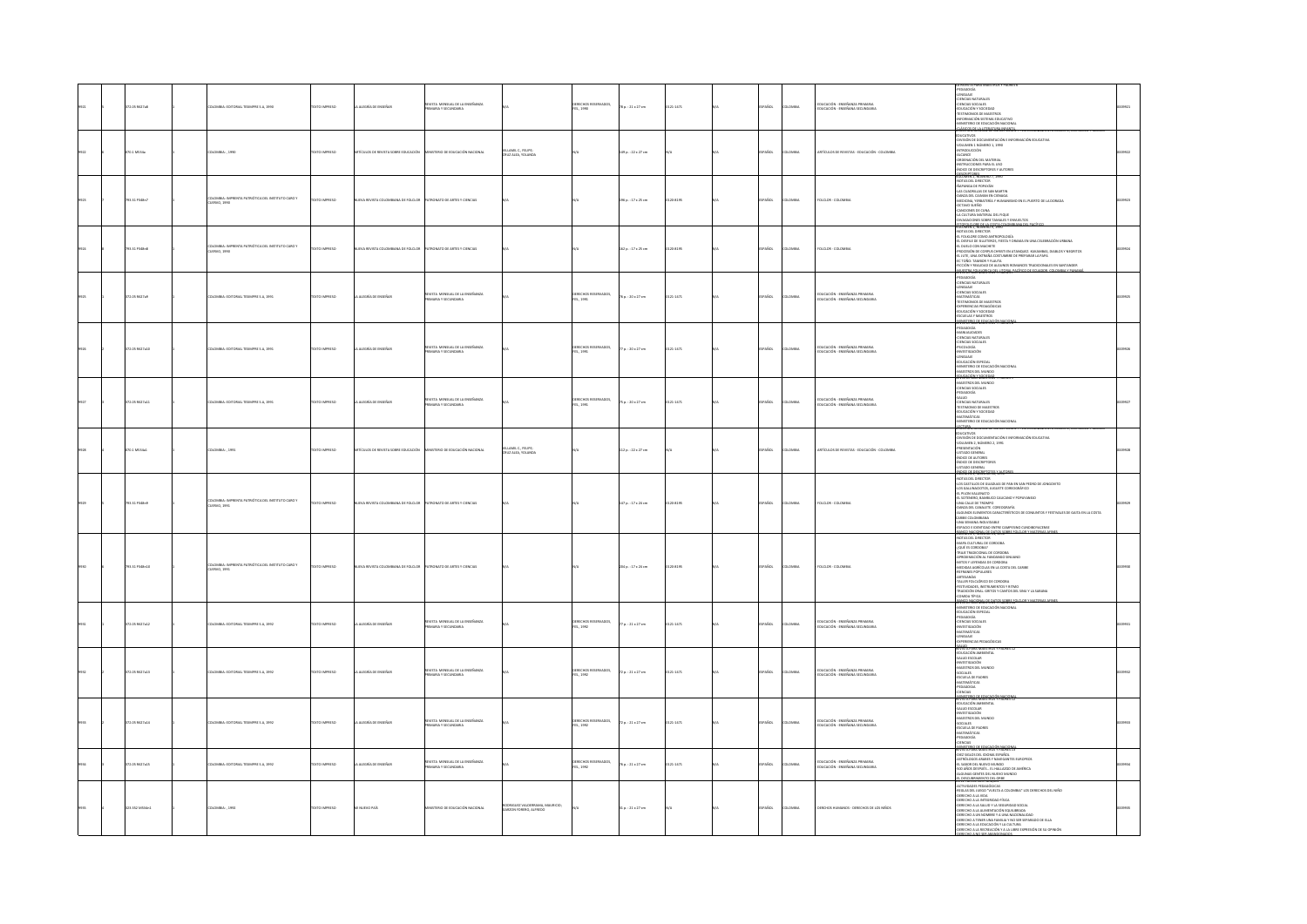| | | | | | | | | | | | | | | | | | |
|---|---|---|---|---|---|---|---|---|---|---|---|---|---|---|---|---|---|
| 9921 | 8 | 373.05 R427a8 | 1 | COLOMBIA: EDITORIAL TEMAPRESS S.A, 1990 | TEXTO IMPRESO | LA ALEGRÍA DE ENSEÑAR | REVISTA MENSUAL DE LA ENSEÑANZA PRIMARIA Y SECUNDARIA | N/A | DERECHOS RESERVADOS, PES, 1990 | 78 p. : 21 x 27 cm | 0121-1471 | N/A | ESPAÑOL | COLOMBIA | EDUCACIÓN - ENSEÑANZA PRIMARIA<br>EDUCACIÓN - ENSEÑANZA SECUNDARIA | REVISTA PARA MAESTROS Y PADRES 8<br>PEDAGOGÍA<br>LENGUAJE<br>CIENCIAS NATURALES<br>CIENCIAS SOCIALES<br>EDUCACIÓN Y SOCIEDAD<br>TESTIMONIOS DE MAESTROS<br>INFORMACIÓN SISTEMA EDUCATIVO<br>MINISTERIO DE EDUCACIÓN NACIONAL<br>CLÁSICOS DE LA LITERATURA INFANTIL | 0009921 |
| 9922 | 8 | 370.1 M554a | 1 | COLOMBIA:, 1990 | TEXTO IMPRESO | ARTÍCULOS DE REVISTA SOBRE EDUCACIÓN | MINISTERIO DE EDUCACIÓN NACIONAL | VILLAMIL C., FELIPE; CRUZ ALBA, YOLANDA | N/A | 149 p. : 22 x 27 cm | N/A | N/A | ESPAÑOL | COLOMBIA | ARTÍCULOS DE REVISTAS - EDUCACIÓN - COLOMBIA | EDUCATIVOS<br>DIVISIÓN DE DOCUMENTACIÓN E INFORMACIÓN EDUCATIVA<br>VOLUMEN 3, NÚMERO 1, 1990<br>INTRODUCCIÓN<br>ALCANCE<br>ORDENACIÓN DEL MATERIAL<br>INSTRUCCIONES PARA SU USO<br>ÍNDICE DE DESCRIPTORES Y AUTORES<br>DESCRIPTORES | 0009922 |
| 9923 | 7 | 793.31 P348n7 | 1 | COLOMBIA: IMPRENTA PATRIÓTICA DEL INSTITUTO CARO Y CUERVO, 1990 | TEXTO IMPRESO | NUEVA REVISTA COLOMBIANA DE FOLCLOR | PATRONATO DE ARTES Y CIENCIAS | N/A | N/A | 196 p. : 17 x 25 cm | 0120-8195 | N/A | ESPAÑOL | COLOMBIA | FOLCLOR - COLOMBIA | VOLUMEN 2, NÚMERO 7, 1990<br>NOTAS DEL DIRECTOR<br>PIÑATAS DE PORVENIR<br>LAS CUADRILLAS DE SAN MARTÍN<br>DANZA DEL CAIMÁN EN CIÉNAGA<br>MEDICINA, TERAPÉUTICA Y HUMANIDAD EN EL PUERTO DE LA DORADA<br>OCTAVO SUEÑO<br>CANCIONES DE CUNA<br>LA CULTURA MATERIAL DEL PIQUE<br>DIVAGACIONES SOBRE TAMALES Y ENVUELTOS<br>COSTA COLOMBIANA DEL PACÍFICO | 0009923 |
| 9924 | 8 | 793.31 P348n8 | 1 | COLOMBIA: IMPRENTA PATRIÓTICA DEL INSTITUTO CARO Y CUERVO, 1990 | TEXTO IMPRESO | NUEVA REVISTA COLOMBIANA DE FOLCLOR | PATRONATO DE ARTES Y CIENCIAS | N/A | N/A | 162 p. : 17 x 25 cm | 0120-8195 | N/A | ESPAÑOL | COLOMBIA | FOLCLOR - COLOMBIA | VOLUMEN 2, NÚMERO 8, 1990<br>NOTAS DEL DIRECTOR<br>EL FOLKLORE COMO ANTROPOLOGÍA<br>EL DESFILE DE SILLETEROS: FIESTA Y DRAMA EN UNA CELEBRACIÓN URBANA<br>EL DUELO CON MACHETE<br>PROCESIÓN DE CORPUS CHRISTI EN ATÁNQUEZ: KAKUMBAS, DIABLOS Y NEGRITOS<br>EL CATE: UNA EXTRAÑA COSTUMBRE DE PREPARAR LA PAPA<br>EL CHIRU: TAMBOR Y FLAUTA<br>FICCIÓN Y REALIDAD DE ALGUNOS ROMANCES TRADICIONALES EN SANTANDER<br>MARIMBA... LITORAL PACÍFICO DE ECUADOR, COLOMBIA Y PANAMÁ | 0009924 |
| 9925 | 1 | 373.05 R427a9 | 1 | COLOMBIA: EDITORIAL TEMAPRESS S.A, 1991 | TEXTO IMPRESO | LA ALEGRÍA DE ENSEÑAR | REVISTA MENSUAL DE LA ENSEÑANZA PRIMARIA Y SECUNDARIA | N/A | DERECHOS RESERVADOS, PES, 1991 | 76 p. : 30 x 27 cm | 0121-1471 | N/A | ESPAÑOL | COLOMBIA | EDUCACIÓN - ENSEÑANZA PRIMARIA<br>EDUCACIÓN - ENSEÑANZA SECUNDARIA | PEDAGOGÍA<br>CIENCIAS NATURALES<br>LENGUAJE<br>CIENCIAS SOCIALES<br>MATEMÁTICAS<br>TESTIMONIOS DE MAESTROS<br>EXPERIENCIAS PEDAGÓGICAS<br>EDUCACIÓN Y SOCIEDAD<br>ESCUELAS Y MAESTROS<br>MINISTERIO DE EDUCACIÓN NACIONAL | 0009925 |
| 9926 | 2 | 373.05 R427a10 | 1 | COLOMBIA: EDITORIAL TEMAPRESS S.A, 1991 | TEXTO IMPRESO | LA ALEGRÍA DE ENSEÑAR | REVISTA MENSUAL DE LA ENSEÑANZA PRIMARIA Y SECUNDARIA | N/A | DERECHOS RESERVADOS, PES, 1991 | 77 p. : 30 x 27 cm | 0121-1471 | N/A | ESPAÑOL | COLOMBIA | EDUCACIÓN - ENSEÑANZA PRIMARIA<br>EDUCACIÓN - ENSEÑANZA SECUNDARIA | PEDAGOGÍA<br>HABILIDADES<br>CIENCIAS NATURALES<br>CIENCIAS SOCIALES<br>PSICOLOGÍA<br>INVESTIGACIÓN<br>LENGUAJE<br>EDUCACIÓN ESPECIAL<br>MINISTERIO DE EDUCACIÓN NACIONAL<br>MAESTROS DEL MUNDO<br>EDUCACIÓN Y SOCIEDAD | 0009926 |
| 9927 | 3 | 373.05 R427a11 | 1 | COLOMBIA: EDITORIAL TEMAPRESS S.A, 1991 | TEXTO IMPRESO | LA ALEGRÍA DE ENSEÑAR | REVISTA MENSUAL DE LA ENSEÑANZA PRIMARIA Y SECUNDARIA | N/A | DERECHOS RESERVADOS, PES, 1991 | 79 p. : 30 x 27 cm | 0121-1471 | N/A | ESPAÑOL | COLOMBIA | EDUCACIÓN - ENSEÑANZA PRIMARIA<br>EDUCACIÓN - ENSEÑANZA SECUNDARIA | MAESTROS DEL MUNDO<br>CIENCIAS SOCIALES<br>PEDAGOGÍA<br>SALUD<br>CIENCIAS NATURALES<br>TESTIMONIO DE MAESTROS<br>EDUCACIÓN Y SOCIEDAD<br>MATEMÁTICAS<br>MINISTERIO DE EDUCACIÓN NACIONAL<br>LECTURA | 0009927 |
| 9928 | 1 | 370.1 M554a1 | 1 | COLOMBIA:, 1991 | TEXTO IMPRESO | ARTÍCULOS DE REVISTA SOBRE EDUCACIÓN | MINISTERIO DE EDUCACIÓN NACIONAL | VILLAMIL C., FELIPE; CRUZ ALBA, YOLANDA | N/A | 112 p. : 22 x 27 cm | N/A | N/A | ESPAÑOL | COLOMBIA | ARTÍCULOS DE REVISTAS - EDUCACIÓN - COLOMBIA | EDUCATIVOS<br>DIVISIÓN DE DOCUMENTACIÓN E INFORMACIÓN EDUCATIVA<br>VOLUMEN 3, NÚMERO 2, 1991<br>PRESENTACIÓN<br>LISTADO GENERAL<br>ÍNDICE DE AUTORES<br>ÍNDICE DE DESCRIPTORES<br>LISTADO GENERAL<br>ÍNDICE DE DESCRIPTORES Y AUTORES | 0009928 |
| 9929 | 9 | 793.31 P348n9 | 1 | COLOMBIA: IMPRENTA PATRIÓTICA DEL INSTITUTO CARO Y CUERVO, 1991 | TEXTO IMPRESO | NUEVA REVISTA COLOMBIANA DE FOLCLOR | PATRONATO DE ARTES Y CIENCIAS | N/A | N/A | 147 p. : 17 x 24 cm | 0120-8195 | N/A | ESPAÑOL | COLOMBIA | FOLCLOR - COLOMBIA | NOTAS DEL DIRECTOR<br>LOS CASTILLOS DE GUADUAS DE PAN EN SAN PEDRO DE JONGOVITO<br>LOS BALLINAGOTOS, ALEGATO COREOGRÁFICO<br>EL PUZO HULANATO<br>EL SOTERRERO<br>UNA CALLE DE TRAMPO<br>DANZA DEL CAIMÁN. COREOGRAFÍA<br>ALGUNOS ELEMENTOS CARACTERÍSTICOS DE CONJUNTOS Y FESTIVALES DE GAITA EN LA COSTA CARIBE COLOMBIANA<br>UNA SEMANA INOLVIDABLE<br>ESPACIO E IDENTIDAD ENTRE CAMPESINO CUNDIBOYACENSE<br>BANCO NACIONAL DE DATOS SOBRE FOLCLOR Y MATERIAS AFINES | 0009929 |
| 9930 | 10 | 793.31 P348n10 | 1 | COLOMBIA: IMPRENTA PATRIÓTICA DEL INSTITUTO CARO Y CUERVO, 1991 | TEXTO IMPRESO | NUEVA REVISTA COLOMBIANA DE FOLCLOR | PATRONATO DE ARTES Y CIENCIAS | N/A | N/A | 204 p. : 17 x 24 cm | 0120-8195 | N/A | ESPAÑOL | COLOMBIA | FOLCLOR - COLOMBIA | NOTAS DEL DIRECTOR<br>PANORAMA CULTURAL DE CÓRDOBA<br>¿QUÉ ES CÓRDOBA?<br>TRAJE TRADICIONAL DE CÓRDOBA<br>APROXIMACIÓN AL FANDANGO SINUANO<br>MITOS Y LEYENDAS DE CÓRDOBA<br>MEDIDAS AGRÍCOLAS EN LA COSTA DEL CARIBE<br>REFRANES POPULARES<br>ARTESANÍA<br>TALLER FOLCLÓRICO DE CÓRDOBA<br>FESTIVIDADES, INSTRUMENTOS Y RITMO<br>TRADICIÓN ORAL: GRITOS Y CANTOS DEL VAQUERO Y LA SABANA<br>COMIDA TÍPICA<br>BANCO NACIONAL DE DATOS SOBRE FOLCLOR Y MATERIAS AFINES | 0009930 |
| 9931 | 1 | 373.05 R427a12 | 1 | COLOMBIA: EDITORIAL TEMAPRESS S.A, 1992 | TEXTO IMPRESO | LA ALEGRÍA DE ENSEÑAR | REVISTA MENSUAL DE LA ENSEÑANZA PRIMARIA Y SECUNDARIA | N/A | DERECHOS RESERVADOS, PES, 1992 | 77 p. : 21 x 27 cm | 0121-1471 | N/A | ESPAÑOL | COLOMBIA | EDUCACIÓN - ENSEÑANZA PRIMARIA<br>EDUCACIÓN - ENSEÑANZA SECUNDARIA | MINISTERIO DE EDUCACIÓN NACIONAL<br>EDUCACIÓN ESPECIAL<br>PEDAGOGÍA<br>CIENCIAS SOCIALES<br>INVESTIGACIÓN<br>MATEMÁTICAS<br>LENGUAJE<br>EXPERIENCIAS PEDAGÓGICAS<br>SALUD | 0009931 |
| 9932 | 2 | 373.05 R427a13 | 1 | COLOMBIA: EDITORIAL TEMAPRESS S.A, 1992 | TEXTO IMPRESO | LA ALEGRÍA DE ENSEÑAR | REVISTA MENSUAL DE LA ENSEÑANZA PRIMARIA Y SECUNDARIA | N/A | DERECHOS RESERVADOS, PES, 1992 | 72 p. : 21 x 27 cm | 0121-1471 | N/A | ESPAÑOL | COLOMBIA | EDUCACIÓN - ENSEÑANZA PRIMARIA<br>EDUCACIÓN - ENSEÑANZA SECUNDARIA | REVISTA PARA MAESTROS Y PADRES 13<br>EDUCACIÓN AMBIENTAL<br>SALUD ESCOLAR<br>INVESTIGACIÓN<br>MAESTROS DEL MUNDO<br>SOCIALES<br>ESCUELA DE PADRES<br>MATEMÁTICAS<br>PEDAGOGÍA<br>CIENCIAS<br>MINISTERIO DE EDUCACIÓN NACIONAL | 0009932 |
| 9933 | 2 | 373.05 R427a14 | 1 | COLOMBIA: EDITORIAL TEMAPRESS S.A, 1992 | TEXTO IMPRESO | LA ALEGRÍA DE ENSEÑAR | REVISTA MENSUAL DE LA ENSEÑANZA PRIMARIA Y SECUNDARIA | N/A | DERECHOS RESERVADOS, PES, 1992 | 72 p. : 21 x 27 cm | 0121-1471 | N/A | ESPAÑOL | COLOMBIA | EDUCACIÓN - ENSEÑANZA PRIMARIA<br>EDUCACIÓN - ENSEÑANZA SECUNDARIA | REVISTA PARA MAESTROS Y PADRES 13<br>EDUCACIÓN AMBIENTAL<br>SALUD ESCOLAR<br>INVESTIGACIÓN<br>MAESTROS DEL MUNDO<br>SOCIALES<br>ESCUELA DE PADRES<br>MATEMÁTICAS<br>PEDAGOGÍA<br>CIENCIAS<br>MINISTERIO DE EDUCACIÓN NACIONAL | 0009933 |
| 9934 | 3 | 373.05 R427a15 | 1 | COLOMBIA: EDITORIAL TEMAPRESS S.A, 1992 | TEXTO IMPRESO | LA ALEGRÍA DE ENSEÑAR | REVISTA MENSUAL DE LA ENSEÑANZA PRIMARIA Y SECUNDARIA | N/A | DERECHOS RESERVADOS, PES, 1992 | 76 p. : 21 x 27 cm | 0121-1471 | N/A | ESPAÑOL | COLOMBIA | EDUCACIÓN - ENSEÑANZA PRIMARIA<br>EDUCACIÓN - ENSEÑANZA SECUNDARIA | REVISTA PARA MAESTROS Y PADRES 15<br>DIEZ SIGLOS DEL IDIOMA ESPAÑOL<br>ASTRÓLOGOS ÁRABES Y NAVEGANTES EUROPEOS<br>EL SABOR DEL NUEVO MUNDO<br>500 AÑOS DESPUÉS... EL HALLAZGO DE AMÉRICA<br>ALGUNAS GENTES DEL NUEVO MUNDO<br>EL DESCUBRIMIENTO DEL ORBE | 0009934 |
| 9935 | 1 | 323.352 M554n1 | 1 | COLOMBIA:, 1993 | TEXTO IMPRESO | MI NUEVO PAÍS | MINISTERIO DE EDUCACIÓN NACIONAL | RODRÍGUEZ VALDERRAMA, MAURICIO; GARZÓN FORERO, ALFREDO | N/A | 31 p. : 21 x 27 cm | N/A | N/A | ESPAÑOL | COLOMBIA | DERECHOS HUMANOS - DERECHOS DE LOS NIÑOS | ACTIVIDADES PEDAGÓGICAS<br>REGLAS DEL JUEGO "VUELTA A COLOMBIA" LOS DERECHOS DEL NIÑO<br>DERECHO A LA VIDA<br>DERECHO A LA INTEGRIDAD FÍSICA<br>DERECHO A LA SALUD Y LA SEGURIDAD SOCIAL<br>DERECHO A LA ALIMENTACIÓN EQUILIBRADA<br>DERECHO A UN NOMBRE Y A UNA NACIONALIDAD<br>DERECHO A TENER UNA FAMILIA Y NO SER SEPARADO DE ELLA<br>DERECHO A LA EDUCACIÓN Y LA CULTURA<br>DERECHO A LA RECREACIÓN Y A LA LIBRE EXPRESIÓN DE SU OPINIÓN<br>DERECHO A NO SER ABANDONADOS | 0009935 |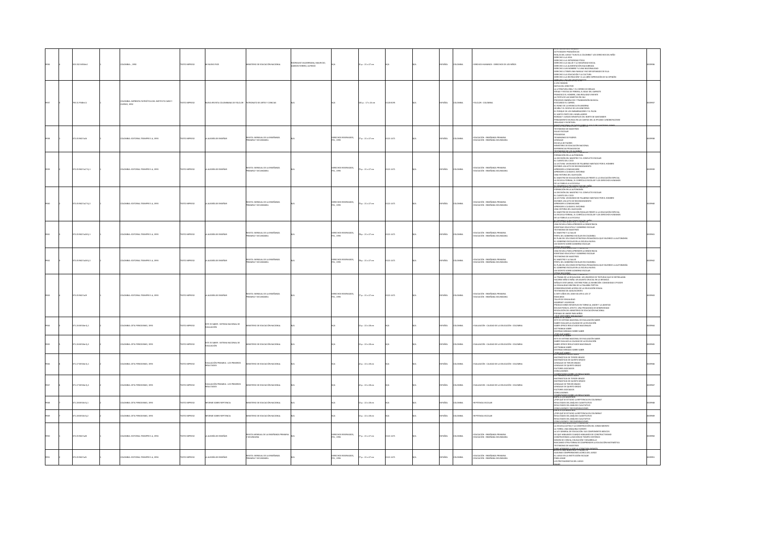| 9936 | 4 | 323.352 M534d-2 | | 1 | | COLOMBIA : , 1993 | TEXTO IMPRESO | MI NUEVO PAÍS | MINISTERIO DE EDUCACIÓN NACIONAL | RODRÍGUEZ VALDERRAMA, MAURICIO; GARZÓN FORERO, ALFREDO | N/A | 31 p. ; 21 x 27 cm | N/A | N/A | ESPAÑOL | COLOMBIA | DERECHOS HUMANOS - DERECHOS DE LOS NIÑOS | ACTIVIDADES PEDAGÓGICAS; REGLAS DEL JUEGO "VUELTA A COLOMBIA" LOS DERECHOS DEL NIÑO; DERECHO A LA VIDA; DERECHO A LA INTEGRIDAD FÍSICA; DERECHO A LA SALUD Y LA SEGURIDAD SOCIAL; DERECHO A LA ALIMENTACIÓN EQUILIBRADA; DERECHO A UN NOMBRE Y A UNA NACIONALIDAD; DERECHO A TENER UNA FAMILIA Y NO SER SEPARADO DE ELLA; DERECHO A LA EDUCACIÓN Y LA CULTURA; DERECHO A LA RECREACIÓN Y A LA LIBRE EXPRESIÓN DE SU OPINIÓN; DERECHO A NO SER MALTRATADO | 0009936 |
|---|---|---|---|---|---|---|---|---|---|---|---|---|---|---|---|---|---|---|---|
| 9937 | 1 | 793.31 P348n-11 | | 1 | | COLOMBIA: IMPRENTA PATRIÓTICA DEL INSTITUTO CARO Y CUERVO, 1992 | TEXTO IMPRESO | NUEVA REVISTA COLOMBIANA DE FOLCLOR | PATRONATO DE ARTES Y CIENCIAS | N/A | N/A | 183 p. ; 17 x 24 cm | 0120-8195 | N/A | ESPAÑOL | COLOMBIA | FOLCLOR - COLOMBIA | A UN CHAMÁN; NOTA DEL DIRECTOR; LA LITERATURA ORAL Y EL CORREO DE BRUJAS; FERIAS Y FIESTAS DE PEREIRA, EL BAILE DEL GARROTE; FRANCISCO EL HOMBRE, UNA REALIDAD VIVIENTE; LA FIESTA DE LAS MACETAS EN CALI; PROCESOS SIMBÓLICOS Y TRANSMISIÓN MUSICAL; EVOCANDO EL CARNAL; OCAÑA Y EL DESFILE DE LOS GENITORES; EL PORQUE DE LOS EMBARRADORES Y EL PILON; EL SANTO CRISTO DEL HUMILLADERO; RONDAS Y JUEGOS INFANTILES DEL NORTE DE SANTANDER; PENSAMIENTO MUISCA EN LAS CANTAS DEL ALTIPLANO CUNDIBOYACENSE; ORALIDAD Y ESCRITURA | 0009937 |
| 9938 | 1 | 372.05 R427a16 | | 1 | | COLOMBIA: EDITORIAL TERAMPRE S.A., 1993 | TEXTO IMPRESO | LA ALEGRÍA DE ENSEÑAR | REVISTA MENSUAL DE LA ENSEÑANZA PRIMARIA Y SECUNDARIA | N/A | DERECHOS RESERVADOS, FES, 1993 | 77 p. ; 21 x 27 cm | 0121-1471 | N/A | ESPAÑOL | COLOMBIA | EDUCACIÓN - ENSEÑANZA PRIMARIA; EDUCACIÓN - ENSEÑANZA SECUNDARIA | TESTIMONIO DE MAESTROS; SALUD ESCOLAR; PEDAGOGÍA; TESTIMONIOS DE PADRES; LENGUAJE; ESCUELA DE PADRES; MINISTERIO DE EDUCACIÓN NACIONAL; EXPERIENCIAS PEDAGÓGICAS | 0009938 |
| 9939 | 1 | 372.05 R427a17 Ej.1 | | 1 | | COLOMBIA: EDITORIAL TERAMPRE S.A., 1993 | TEXTO IMPRESO | LA ALEGRÍA DE ENSEÑAR | REVISTA MENSUAL DE LA ENSEÑANZA PRIMARIA Y SECUNDARIA | N/A | DERECHOS RESERVADOS, FES, 1993 | 79 p. ; 21 x 27 cm | 0121-1471 | N/A | ESPAÑOL | COLOMBIA | EDUCACIÓN - ENSEÑANZA PRIMARIA; EDUCACIÓN - ENSEÑANZA SECUNDARIA | FORMACIÓN EN LA AUTONOMÍA; LA DECISIÓN DEL MAESTRO Y EL CONFLICTO ESCOLAR; EL CUENTO DEL COCO; LA LECTURA: UN MUNDO DE PALABRAS HABITADO POR EL HOMBRE; ESCRIBIR: UN ACTO DE RECONOCIMIENTO; APRENDER A COMUNICARSE; APRENDER A CUIDAR EL ENTORNO; UNA HISTORIA DEL GUAYACÁN; EL MAGISTERIO DE EDUCACIÓN REGULAR FRENTE A LA EDUCACIÓN ESPECIAL; LA ESCUELA FORMAL, EL CURRÍCULO ESCOLAR Y LOS DERECHOS HUMANOS; DE LA FAMILIA A LA ESCUELA; EL DESARROLLO PROSPECTIVO DEL NIÑO | 0009939 |
| 9940 | 2 | 372.05 R427a17 Ej.2 | | 1 | | COLOMBIA: EDITORIAL TERAMPRE S.A., 1993 | TEXTO IMPRESO | LA ALEGRÍA DE ENSEÑAR | REVISTA MENSUAL DE LA ENSEÑANZA PRIMARIA Y SECUNDARIA | N/A | DERECHOS RESERVADOS, FES, 1993 | 79 p. ; 21 x 27 cm | 0121-1471 | N/A | ESPAÑOL | COLOMBIA | EDUCACIÓN - ENSEÑANZA PRIMARIA; EDUCACIÓN - ENSEÑANZA SECUNDARIA | FORMACIÓN EN LA AUTONOMÍA; LA DECISIÓN DEL MAESTRO Y EL CONFLICTO ESCOLAR; EL CUENTO DEL COCO; LA LECTURA: UN MUNDO DE PALABRAS HABITADO POR EL HOMBRE; ESCRIBIR: UN ACTO DE RECONOCIMIENTO; APRENDER A COMUNICARSE; APRENDER A CUIDAR EL ENTORNO; UNA HISTORIA DEL GUAYACÁN; EL MAGISTERIO DE EDUCACIÓN REGULAR FRENTE A LA EDUCACIÓN ESPECIAL; LA ESCUELA FORMAL, EL CURRÍCULO ESCOLAR Y LOS DERECHOS HUMANOS; DE LA FAMILIA A LA ESCUELA; EL DESARROLLO PROSPECTIVO DEL NIÑO | 0009940 |
| 9941 | 1 | 372.05 R427a18 Ej.1 | | 1 | | COLOMBIA: EDITORIAL TERAMPRE S.A., 1993 | TEXTO IMPRESO | LA ALEGRÍA DE ENSEÑAR | REVISTA MENSUAL DE LA ENSEÑANZA PRIMARIA Y SECUNDARIA | N/A | DERECHOS RESERVADOS, FES, 1993 | 78 p. ; 21 x 27 cm | 0121-1471 | N/A | ESPAÑOL | COLOMBIA | EDUCACIÓN - ENSEÑANZA PRIMARIA; EDUCACIÓN - ENSEÑANZA SECUNDARIA | UNA ESCUELA PARA APRENDER LA DEMOCRACIA; IDENTIDAD EDUCATIVA Y GOBIERNO ESCOLAR; TESTIMONIO DE MAESTROS; EL MAESTRO Y LA SALUD; PERFIL DEL GOBIERNO ESCOLAR EN COLOMBIA; EL PLAN DEL DÍA COMO ESTRATEGIA PEDAGÓGICA QUE FAVORECE LA AUTONOMÍA; EL GOBIERNO ESCOLAR EN LA ESCUELA NUEVA; UN SECRETO SOBRE GOBIERNO ESCOLAR; OTRAS SECCIONES | 0009941 |
| 9942 | 2 | 372.05 R427a18 Ej.2 | | 1 | | COLOMBIA: EDITORIAL TERAMPRE S.A., 1993 | TEXTO IMPRESO | LA ALEGRÍA DE ENSEÑAR | REVISTA MENSUAL DE LA ENSEÑANZA PRIMARIA Y SECUNDARIA | N/A | DERECHOS RESERVADOS, FES, 1993 | 78 p. ; 21 x 27 cm | 0121-1471 | N/A | ESPAÑOL | COLOMBIA | EDUCACIÓN - ENSEÑANZA PRIMARIA; EDUCACIÓN - ENSEÑANZA SECUNDARIA | UNA ESCUELA PARA APRENDER LA DEMOCRACIA; IDENTIDAD EDUCATIVA Y GOBIERNO ESCOLAR; TESTIMONIO DE MAESTROS; EL MAESTRO Y LA SALUD; PERFIL DEL GOBIERNO ESCOLAR EN COLOMBIA; EL PLAN DEL DÍA COMO ESTRATEGIA PEDAGÓGICA QUE FAVORECE LA AUTONOMÍA; EL GOBIERNO ESCOLAR EN LA ESCUELA NUEVA; UN SECRETO SOBRE GOBIERNO ESCOLAR; OTRAS SECCIONES | 0009942 |
| 9943 | 1 | 372.05 R427a19 | | 1 | | COLOMBIA: EDITORIAL TERAMPRE S.A., 1993 | TEXTO IMPRESO | LA ALEGRÍA DE ENSEÑAR | REVISTA MENSUAL DE LA ENSEÑANZA PRIMARIA Y SECUNDARIA | N/A | DERECHOS RESERVADOS, FES, 1993 | 77 p. ; 21 x 27 cm | 0121-1471 | N/A | ESPAÑOL | COLOMBIA | EDUCACIÓN - ENSEÑANZA PRIMARIA; EDUCACIÓN - ENSEÑANZA SECUNDARIA | LA TRAMA DE LA SEXUALIDAD: UN UNIVERSO DE TEXTURAS QUE SE ENTRELAZAN; HACERSE NIÑO O NIÑA: UN ASUNTO CRUCIAL EN LA INFANCIA; SEÑALES VIRTUALES: VESTIRSE PARA LA EXHIBICIÓN: COMODIDAD O PUDOR; LA SEXUALIDAD ENCIMA DE LA PALABRA POÉTICA; CONSIDERACIONES ACERCA DE LA EDUCACIÓN SEXUAL; TESTIMONIO DE ADOLESCENTES; A SIETE AÑOS DEL 2000 VOLVER A LOS 17; MASCARAS; TALLER DE SEXUALIDAD; ALEJARSE Y ACARICIAR; PRODUCCIONES INFANTILES EN TORNO AL AMOR Y LA AMISTAD; EDUCAR PARA EL AFECTO: UNA PEDAGOGÍA DE GENEROSIDAD; RESOLUCIÓN DEL MINISTERIO DE EDUCACIÓN NACIONAL; POEMAS DE AMOR PARA NIÑOS; ¿QUÉ LEER SOBRE SEXUALIDAD? | 0009943 |
| 9944 | 1 | 371.26 M534e Ej.1 | | 1 | | COLOMBIA: ZETA PERIODISMO, 1999 | TEXTO IMPRESO | ESTE ES SABER - SISTEMA NACIONAL DE EVALUACIÓN | MINISTERIO DE EDUCACIÓN NACIONAL | N/A | N/A | 15 p. ; 22 x 28 cm | N/A | N/A | ESPAÑOL | COLOMBIA | EVALUACIÓN - CALIDAD DE LA EDUCACIÓN - COLOMBIA | CARTA A LOS MAESTROS; ESTE ES SISTEMA NACIONAL DE EVALUACIÓN SABER; SABER EVALUAR LA CALIDAD DE LA EDUCACIÓN; SABER OFRECE RESULTADOS NACIONALES; ASÍ TRABAJA SABER; DIVERSAS MIRADAS SOBRE SABER; ¿POR QUÉ SABER? | 0009944 |
| 9945 | 2 | 371.26 M534e Ej.2 | | 2 | | COLOMBIA: ZETA PERIODISMO, 1999 | TEXTO IMPRESO | ESTE ES SABER - SISTEMA NACIONAL DE EVALUACIÓN | MINISTERIO DE EDUCACIÓN NACIONAL | N/A | N/A | 15 p. ; 22 x 28 cm | N/A | N/A | ESPAÑOL | COLOMBIA | EVALUACIÓN - CALIDAD DE LA EDUCACIÓN - COLOMBIA | CARTA A LOS MAESTROS; ESTE ES SISTEMA NACIONAL DE EVALUACIÓN SABER; SABER EVALUAR LA CALIDAD DE LA EDUCACIÓN; SABER OFRECE RESULTADOS NACIONALES; ASÍ TRABAJA SABER; DIVERSAS MIRADAS SOBRE SABER; ¿POR QUÉ SABER? | 0009945 |
| 9946 | 1 | 371.27 M534e Ej.1 | | 1 | | COLOMBIA: ZETA PERIODISMO, 1999 | TEXTO IMPRESO | EVALUACIÓN PRIMARIA - LOS PRIMEROS RESULTADOS | MINISTERIO DE EDUCACIÓN NACIONAL | N/A | N/A | 22 p. ; 22 x 28 cm | N/A | N/A | ESPAÑOL | COLOMBIA | EVALUACIÓN - CALIDAD DE LA EDUCACIÓN - COLOMBIA | LOS PRIMEROS RESULTADOS; MATEMÁTICAS DE TERCER GRADO; MATEMÁTICAS DE QUINTO GRADO; LENGUAJE DE TERCER GRADO; LENGUAJE DE QUINTO GRADO; FACTORES ASOCIADOS; CONCLUSIONES; COMENTARIOS SOBRE LOS RESULTADOS | 0009946 |
| 9947 | 2 | 371.27 M534e Ej.2 | | 2 | | COLOMBIA: ZETA PERIODISMO, 1999 | TEXTO IMPRESO | EVALUACIÓN PRIMARIA - LOS PRIMEROS RESULTADOS | MINISTERIO DE EDUCACIÓN NACIONAL | N/A | N/A | 22 p. ; 22 x 28 cm | N/A | N/A | ESPAÑOL | COLOMBIA | EVALUACIÓN - CALIDAD DE LA EDUCACIÓN - COLOMBIA | LOS PRIMEROS RESULTADOS; MATEMÁTICAS DE TERCER GRADO; MATEMÁTICAS DE QUINTO GRADO; LENGUAJE DE TERCER GRADO; LENGUAJE DE QUINTO GRADO; FACTORES ASOCIADOS; CONCLUSIONES; COMENTARIOS SOBRE LOS RESULTADOS | 0009947 |
| 9948 | 1 | 371.28 M534i Ej.1 | | 1 | | COLOMBIA: ZETA PERIODISMO, 1999 | TEXTO IMPRESO | INFORME SOBRE REPITENCIA | MINISTERIO DE EDUCACIÓN NACIONAL | N/A | N/A | 15 p. ; 22 x 28 cm | N/A | N/A | ESPAÑOL | COLOMBIA | REPITENCIA ESCOLAR | CARTA A LOS MAESTROS; ¿POR QUÉ SE ESTUDIO LA REPITENCIA EN COLOMBIA?; RESULTADOS DEL ANÁLISIS CUANTITATIVO; RESULTADOS DEL ANÁLISIS CUALITATIVO; CONCLUSIONES Y RECOMENDACIONES | 0009948 |
| 9949 | 2 | 371.28 M534i Ej.2 | | 2 | | COLOMBIA: ZETA PERIODISMO, 1999 | TEXTO IMPRESO | INFORME SOBRE REPITENCIA | MINISTERIO DE EDUCACIÓN NACIONAL | N/A | N/A | 15 p. ; 22 x 28 cm | N/A | N/A | ESPAÑOL | COLOMBIA | REPITENCIA ESCOLAR | CARTA A LOS MAESTROS; ¿POR QUÉ SE ESTUDIO LA REPITENCIA EN COLOMBIA?; RESULTADOS DEL ANÁLISIS CUANTITATIVO; RESULTADOS DEL ANÁLISIS CUALITATIVO; CONCLUSIONES Y RECOMENDACIONES | 0009949 |
| 9950 | 1 | 372.05 R427a20 | | 1 | | COLOMBIA: EDITORIAL TERAMPRE S.A., 1994 | TEXTO IMPRESO | LA ALEGRÍA DE ENSEÑAR | REVISTA MENSUAL DE LA ENSEÑANZA PRIMARIA Y SECUNDARIA | N/A | DERECHOS RESERVADOS, FES, 1994 | 77 p. ; 21 x 27 cm | 0121-1471 | N/A | ESPAÑOL | COLOMBIA | EDUCACIÓN - ENSEÑANZA PRIMARIA; EDUCACIÓN - ENSEÑANZA SECUNDARIA | LA ESCUELA ACTIVA Y LA CONSTRUCCIÓN DEL CONOCIMIENTO; LA TIERRA: UNA MÁQUINA VIVIENTE; LA LEY GENERAL DE EDUCACIÓN: SUS COMPONENTES BÁSICOS; DE QUÉ HABLAMOS CUANDO HABLAMOS DE CONSTRUCTIVISMO; CONSTRUYENDO LA NOCIÓN DE TIEMPO HISTÓRICO; MISIÓN DE CIENCIA, EDUCACIÓN Y DESARROLLO; BUSCANDO OTRA FORMA DE COMPRENDER LA EDUCACIÓN MATEMÁTICA; TESTIMONIO DE MAESTROS; PARA APRENDER A LEER LA LITERATURA INFANTIL | 0009950 |
| 9951 | 1 | 372.05 R427a21 | | 1 | | COLOMBIA: EDITORIAL TERAMPRE S.A., 1994 | TEXTO IMPRESO | LA ALEGRÍA DE ENSEÑAR | REVISTA MENSUAL DE LA ENSEÑANZA PRIMARIA Y SECUNDARIA | N/A | DERECHOS RESERVADOS, FES, 1994 | 77 p. ; 21 x 27 cm | 0121-1471 | N/A | ESPAÑOL | COLOMBIA | EDUCACIÓN - ENSEÑANZA PRIMARIA; EDUCACIÓN - ENSEÑANZA SECUNDARIA | JUGAR ES UNA COSA SERIA; ALGUNAS COMPRENSIONES ACERCA DEL JUEGO; EL JUEGO EN LA INSTITUCIÓN ESCOLAR; PARA JUGAR; LOS PROTAGONISTAS DEL JUEGO | 0009951 |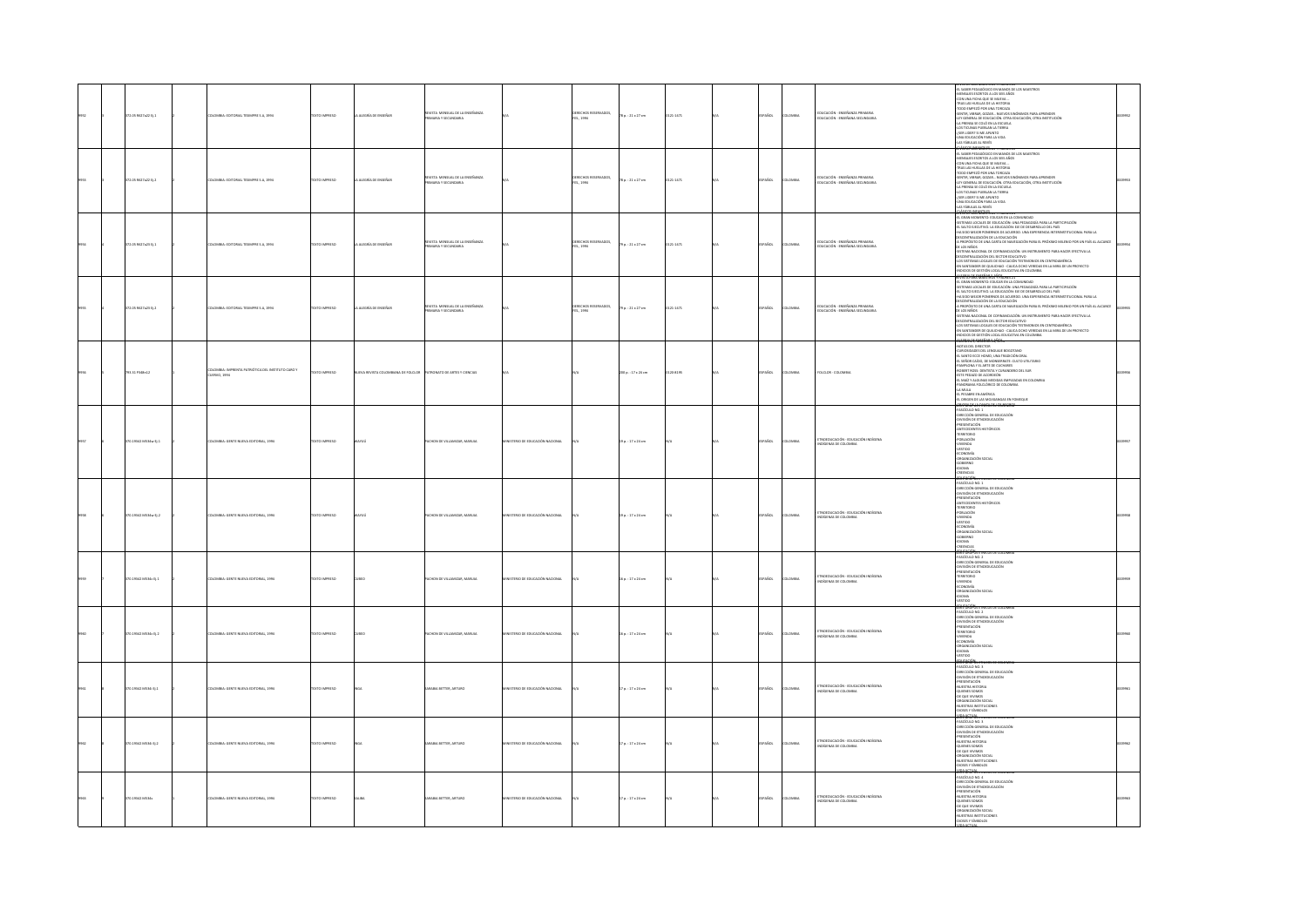| 9952 | 3 | 373.05 R427a22 Ej.1 | 2 | COLOMBIA: EDITORIAL TESIMPRE S.A, 1994 | TEXTO IMPRESO | LA ALEGRÍA DE ENSEÑAR | REVISTA MENSUAL DE LA ENSEÑANZA PRIMARIA Y SECUNDARIA | N/A | DERECHOS RESERVADOS, FES, 1994 | 79 p. : 21 x 27 cm | 0121-1471 | N/A | ESPAÑOL | COLOMBIA | EDUCACIÓN - ENSEÑANZA PRIMARIA EDUCACIÓN - ENSEÑANZA SECUNDARIA | EL SABER PEDAGÓGICO EN MANOS DE LOS MAESTROS MENSAJES ESCRITOS A LOS SEIS AÑOS CON UNA FICHA QUE SE INVENTA... TRAS LAS HUELLAS DE LA HISTORIA TODO EMPEZÓ POR UNA TORCAZA GENTES, VERSOS, GOZAR... NUEVOS ENSEÑADOS PARA APRENDER LEY GENERAL DE EDUCACIÓN, OTRA EDUCACIÓN, OTRA INSTITUCIÓN LA PRENSA SE COLÓ EN LA ESCUELA LOS TOCANES PUEBLAN LA TIERRA ¡SER LIBRE!, SI ME APUNTO UNA EDUCACIÓN PARA LA VIDA LAS FÁBULAS AL REVÉS | 0009952 |
|---|---|---|---|---|---|---|---|---|---|---|---|---|---|---|---|---|---|
| 9953 | 4 | 373.05 R427a22 Ej.2 | 2 | COLOMBIA: EDITORIAL TESIMPRE S.A, 1994 | TEXTO IMPRESO | LA ALEGRÍA DE ENSEÑAR | REVISTA MENSUAL DE LA ENSEÑANZA PRIMARIA Y SECUNDARIA | N/A | DERECHOS RESERVADOS, FES, 1994 | 79 p. : 21 x 27 cm | 0121-1471 | N/A | ESPAÑOL | COLOMBIA | EDUCACIÓN - ENSEÑANZA PRIMARIA EDUCACIÓN - ENSEÑANZA SECUNDARIA | EL SABER PEDAGÓGICO EN MANOS DE LOS MAESTROS MENSAJES ESCRITOS A LOS SEIS AÑOS CON UNA FICHA QUE SE INVENTA... TRAS LAS HUELLAS DE LA HISTORIA TODO EMPEZÓ POR UNA TORCAZA GENTES, VERSOS, GOZAR... NUEVOS ENSEÑADOS PARA APRENDER LEY GENERAL DE EDUCACIÓN, OTRA EDUCACIÓN, OTRA INSTITUCIÓN LA PRENSA SE COLÓ EN LA ESCUELA LOS TOCANES PUEBLAN LA TIERRA ¡SER LIBRE!, SI ME APUNTO UNA EDUCACIÓN PARA LA VIDA LAS FÁBULAS AL REVÉS | 0009953 |
| 9954 | 5 | 373.05 R427a23 Ej.1 | 2 | COLOMBIA: EDITORIAL TESIMPRE S.A, 1994 | TEXTO IMPRESO | LA ALEGRÍA DE ENSEÑAR | REVISTA MENSUAL DE LA ENSEÑANZA PRIMARIA Y SECUNDARIA | N/A | DERECHOS RESERVADOS, FES, 1994 | 79 p. : 21 x 27 cm | 0121-1471 | N/A | ESPAÑOL | COLOMBIA | EDUCACIÓN - ENSEÑANZA PRIMARIA EDUCACIÓN - ENSEÑANZA SECUNDARIA | EL GRAN MOMENTO: EDUCAR EN LA COMUNIDAD SISTEMAS LOCALES DE EDUCACIÓN: UNA PEDAGOGÍA PARA LA PARTICIPACIÓN EL SALTO EDUCATIVO: LA EDUCACIÓN EJE DE DESARROLLO DEL PAÍS HA SIDO MEJOR PONERNOS DE ACUERDO: UNA EXPERIENCIA INTERINSTITUCIONAL PARA LA DESCENTRALIZACIÓN DE LA EDUCACIÓN A PROPÓSITO DE UNA CARTA DE NAVEGACIÓN PARA EL PRÓXIMO MILENIO POR UN PAÍS AL ALCANCE DE LOS NIÑOS SISTEMA NACIONAL DE COFINANCIACIÓN: UN INSTRUMENTO PARA HACER EFECTIVA LA DESCENTRALIZACIÓN DEL SECTOR EDUCATIVO LOS SISTEMAS LOCALES DE EDUCACIÓN TERRITORIOS EN CENTROAMÉRICA EN SANTANDER DE QUILICHAO - CAUCA OCHO VEREDAS EN LA MIRA DE UN PROYECTO ÍNDICES DE GESTIÓN LOCAL EDUCATIVA EN COLOMBIA | 0009954 |
| 9955 | 6 | 373.05 R427a23 Ej.2 | 2 | COLOMBIA: EDITORIAL TESIMPRE S.A, 1994 | TEXTO IMPRESO | LA ALEGRÍA DE ENSEÑAR | REVISTA MENSUAL DE LA ENSEÑANZA PRIMARIA Y SECUNDARIA | N/A | DERECHOS RESERVADOS, FES, 1994 | 79 p. : 21 x 27 cm | 0121-1471 | N/A | ESPAÑOL | COLOMBIA | EDUCACIÓN - ENSEÑANZA PRIMARIA EDUCACIÓN - ENSEÑANZA SECUNDARIA | EL GRAN MOMENTO: EDUCAR EN LA COMUNIDAD SISTEMAS LOCALES DE EDUCACIÓN: UNA PEDAGOGÍA PARA LA PARTICIPACIÓN EL SALTO EDUCATIVO: LA EDUCACIÓN EJE DE DESARROLLO DEL PAÍS HA SIDO MEJOR PONERNOS DE ACUERDO: UNA EXPERIENCIA INTERINSTITUCIONAL PARA LA DESCENTRALIZACIÓN DE LA EDUCACIÓN A PROPÓSITO DE UNA CARTA DE NAVEGACIÓN PARA EL PRÓXIMO MILENIO POR UN PAÍS AL ALCANCE DE LOS NIÑOS SISTEMA NACIONAL DE COFINANCIACIÓN: UN INSTRUMENTO PARA HACER EFECTIVA LA DESCENTRALIZACIÓN DEL SECTOR EDUCATIVO LOS SISTEMAS LOCALES DE EDUCACIÓN TERRITORIOS EN CENTROAMÉRICA EN SANTANDER DE QUILICHAO - CAUCA OCHO VEREDAS EN LA MIRA DE UN PROYECTO ÍNDICES DE GESTIÓN LOCAL EDUCATIVA EN COLOMBIA | 0009955 |
| 9956 | 1 | 793.31 P948n12 | 1 | COLOMBIA: IMPRENTA PATRIÓTICA DEL INSTITUTO CARO Y CUERVO, 1994 | TEXTO IMPRESO | NUEVA REVISTA COLOMBIANA DE FOLCLOR | PATRONATO DE ARTES Y CIENCIAS | N/A | N/A | 208 p. : 17 x 24 cm | 0120-8195 | N/A | ESPAÑOL | COLOMBIA | FOLCLOR - COLOMBIA | NOTA DEL DIRECTOR CURIOSIDADES DEL LENGUAJE BOGOTANO EL SANTO ECCE HOMO, UNA TRADICIÓN ORAL EL SEÑOR CAÍDO, DE MONSERRATE: CULTO O FETICHISMO PAMPLONA Y EL ARTE DE COCINAR REMBERTO DEL DENTISTA Y CURANDERO DEL SUR ESTE PEDAZO DE ACORDEÓN EL MAÍZ Y ALGUNAS MEDIDAS EMPLEADAS EN COLOMBIA PANORAMA FOLCLÓRICO DE COLOMBIA LA MULA EL PESEBRE EN AMÉRICA EL ORIGEN DE LAS MOCHILAS EN FOMEQUE | 0009956 |
| 9957 | 2 | 370.19342 M534a Ej.1 | 2 | COLOMBIA: GENTE NUEVA EDITORIAL, 1994 | TEXTO IMPRESO | AWA KU | PACHON DE VILLAMIZAR, MARIANA | MINISTERIO DE EDUCACIÓN NACIONAL | N/A | 19 p. : 17 x 24 cm | N/A | N/A | ESPAÑOL | COLOMBIA | ETNOEDUCACIÓN - EDUCACIÓN INDÍGENA INDÍGENAS DE COLOMBIA | FASCÍCULO NO. 1 DIRECCIÓN GENERAL DE EDUCACIÓN DIVISIÓN DE ETNOEDUCACIÓN PRESENTACIÓN ANTECEDENTES HISTÓRICOS TERRITORIO POBLACIÓN VIVIENDA VESTIDO ECONOMÍA ORGANIZACIÓN SOCIAL GOBIERNO IDIOMA CREENCIAS | 0009957 |
| 9958 | 3 | 370.19342 M534a Ej.2 | 2 | COLOMBIA: GENTE NUEVA EDITORIAL, 1994 | TEXTO IMPRESO | AWA KU | PACHON DE VILLAMIZAR, MARIANA | MINISTERIO DE EDUCACIÓN NACIONAL | N/A | 19 p. : 17 x 24 cm | N/A | N/A | ESPAÑOL | COLOMBIA | ETNOEDUCACIÓN - EDUCACIÓN INDÍGENA INDÍGENAS DE COLOMBIA | FASCÍCULO NO. 1 DIRECCIÓN GENERAL DE EDUCACIÓN DIVISIÓN DE ETNOEDUCACIÓN PRESENTACIÓN ANTECEDENTES HISTÓRICOS TERRITORIO POBLACIÓN VIVIENDA VESTIDO ECONOMÍA ORGANIZACIÓN SOCIAL GOBIERNO IDIOMA CREENCIAS | 0009958 |
| 9959 | 7 | 370.19342 M534c Ej.1 | 2 | COLOMBIA: GENTE NUEVA EDITORIAL, 1994 | TEXTO IMPRESO | CUBEO | PACHON DE VILLAMIZAR, MARIANA | MINISTERIO DE EDUCACIÓN NACIONAL | N/A | 16 p. : 17 x 24 cm | N/A | N/A | ESPAÑOL | COLOMBIA | ETNOEDUCACIÓN - EDUCACIÓN INDÍGENA INDÍGENAS DE COLOMBIA | GENTE ÚNICA DE COLOMBIA FASCÍCULO NO. 2 DIRECCIÓN GENERAL DE EDUCACIÓN DIVISIÓN DE ETNOEDUCACIÓN PRESENTACIÓN TERRITORIO VIVIENDA ECONOMÍA ORGANIZACIÓN SOCIAL IDIOMA VESTIDO | 0009959 |
| 9960 | 5 | 370.19342 M534c Ej.2 | 2 | COLOMBIA: GENTE NUEVA EDITORIAL, 1994 | TEXTO IMPRESO | CUBEO | PACHON DE VILLAMIZAR, MARIANA | MINISTERIO DE EDUCACIÓN NACIONAL | N/A | 16 p. : 17 x 24 cm | N/A | N/A | ESPAÑOL | COLOMBIA | ETNOEDUCACIÓN - EDUCACIÓN INDÍGENA INDÍGENAS DE COLOMBIA | GENTE ÚNICA DE COLOMBIA FASCÍCULO NO. 2 DIRECCIÓN GENERAL DE EDUCACIÓN DIVISIÓN DE ETNOEDUCACIÓN PRESENTACIÓN TERRITORIO VIVIENDA ECONOMÍA ORGANIZACIÓN SOCIAL IDIOMA VESTIDO | 0009960 |
| 9961 | 7 | 370.19342 M538i Ej.1 | 2 | COLOMBIA: GENTE NUEVA EDITORIAL, 1994 | TEXTO IMPRESO | INGA | SARABIA BETTER, ARTURO | MINISTERIO DE EDUCACIÓN NACIONAL | N/A | 17 p. : 17 x 24 cm | N/A | N/A | ESPAÑOL | COLOMBIA | ETNOEDUCACIÓN - EDUCACIÓN INDÍGENA INDÍGENAS DE COLOMBIA | FASCÍCULO NO. 3 DIRECCIÓN GENERAL DE EDUCACIÓN DIVISIÓN DE ETNOEDUCACIÓN PRESENTACIÓN NUESTRA HISTORIA QUIENES SOMOS DE QUÉ VIVIMOS ORGANIZACIÓN SOCIAL NUESTRAS INSTITUCIONES DIOSES Y SÍMBOLOS | 0009961 |
| 9962 | 8 | 370.19342 M538i Ej.2 | 2 | COLOMBIA: GENTE NUEVA EDITORIAL, 1994 | TEXTO IMPRESO | INGA | SARABIA BETTER, ARTURO | MINISTERIO DE EDUCACIÓN NACIONAL | N/A | 17 p. : 17 x 24 cm | N/A | N/A | ESPAÑOL | COLOMBIA | ETNOEDUCACIÓN - EDUCACIÓN INDÍGENA INDÍGENAS DE COLOMBIA | FASCÍCULO NO. 3 DIRECCIÓN GENERAL DE EDUCACIÓN DIVISIÓN DE ETNOEDUCACIÓN PRESENTACIÓN NUESTRA HISTORIA QUIENES SOMOS DE QUÉ VIVIMOS ORGANIZACIÓN SOCIAL NUESTRAS INSTITUCIONES DIOSES Y SÍMBOLOS | 0009962 |
| 9963 | 9 | 370.19342 M534s | 1 | COLOMBIA: GENTE NUEVA EDITORIAL, 1994 | TEXTO IMPRESO | SALIBA | SARABIA BETTER, ARTURO | MINISTERIO DE EDUCACIÓN NACIONAL | N/A | 17 p. : 17 x 24 cm | N/A | N/A | ESPAÑOL | COLOMBIA | ETNOEDUCACIÓN - EDUCACIÓN INDÍGENA INDÍGENAS DE COLOMBIA | FASCÍCULO NO. 4 DIRECCIÓN GENERAL DE EDUCACIÓN DIVISIÓN DE ETNOEDUCACIÓN PRESENTACIÓN NUESTRA HISTORIA QUIENES SOMOS DE QUÉ VIVIMOS ORGANIZACIÓN SOCIAL NUESTRAS INSTITUCIONES DIOSES Y SÍMBOLOS | 0009963 |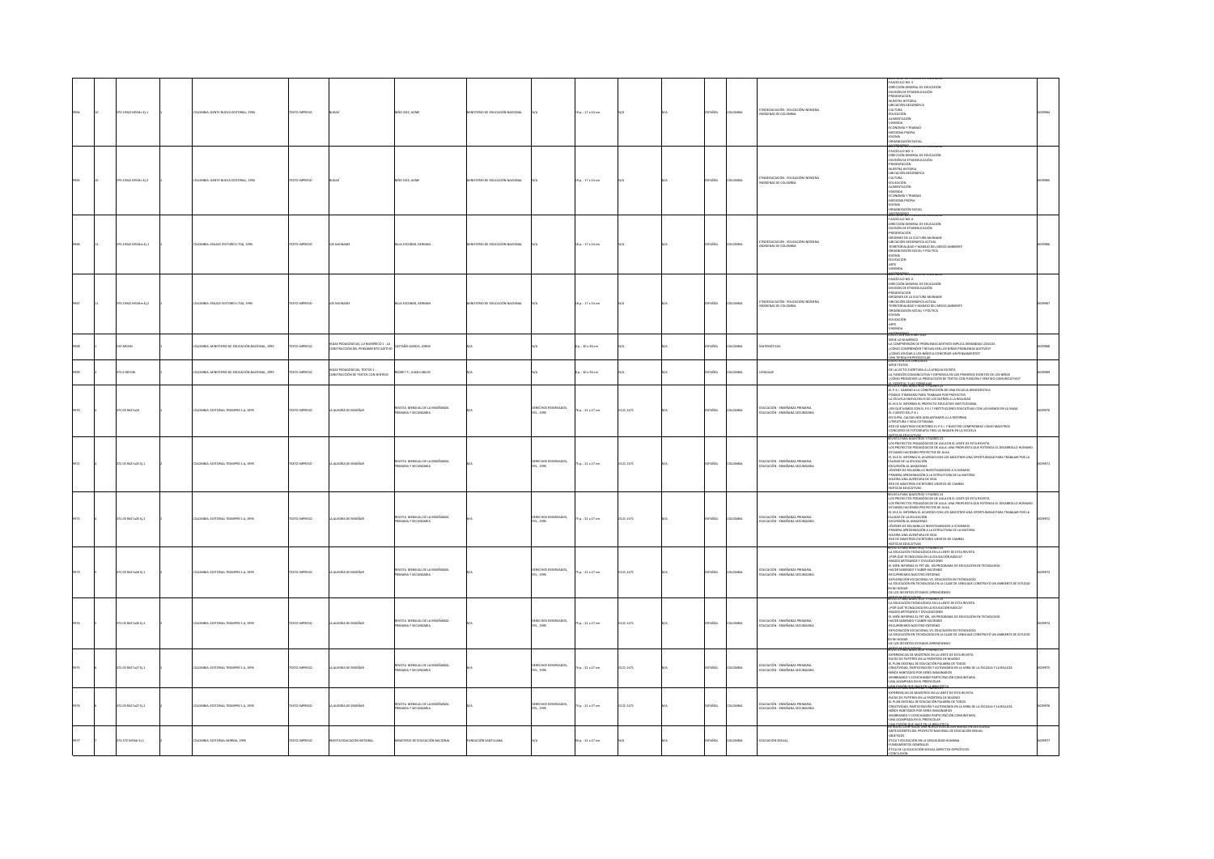| | | | | | | | | | | | | | | | | | | |
|---|---|---|---|---|---|---|---|---|---|---|---|---|---|---|---|---|---|---|
| 9964 | 10 | 370.19342 H934n Ej.1 | 1 | COLOMBIA: GENTE NUEVA EDITORIAL, 1996 | TEXTO IMPRESO | NUKAK | NIÑO DÍEZ, JAIME | MINISTERIO DE EDUCACIÓN NACIONAL | N/A | 29 p. : 17 x 24 cm | N/A | N/A | ESPAÑOL | COLOMBIA | ETNOEDUCACIÓN - EDUCACIÓN INDÍGENA INDÍGENAS DE COLOMBIA | FASCÍCULO NO. 5 DIRECCIÓN GENERAL DE EDUCACIÓN DIVISIÓN DE ETNOEDUCACIÓN PRESENTACIÓN NUESTRA HISTORIA UBICACIÓN GEOGRÁFICA CULTURA EDUCACIÓN ALIMENTACIÓN VIVIENDA ECONOMÍA Y TRABAJO MEDICINA PROPIA IDIOMA ORGANIZACIÓN SOCIAL | | 0009964 |
| 9965 | 10 | 370.19342 H934n Ej.2 | 2 | COLOMBIA: GENTE NUEVA EDITORIAL, 1996 | TEXTO IMPRESO | NUKAK | NIÑO DÍEZ, JAIME | MINISTERIO DE EDUCACIÓN NACIONAL | N/A | 29 p. : 17 x 24 cm | N/A | N/A | ESPAÑOL | COLOMBIA | ETNOEDUCACIÓN - EDUCACIÓN INDÍGENA INDÍGENAS DE COLOMBIA | FASCÍCULO NO. 5 DIRECCIÓN GENERAL DE EDUCACIÓN DIVISIÓN DE ETNOEDUCACIÓN PRESENTACIÓN NUESTRA HISTORIA UBICACIÓN GEOGRÁFICA CULTURA EDUCACIÓN ALIMENTACIÓN VIVIENDA ECONOMÍA Y TRABAJO MEDICINA PROPIA IDIOMA ORGANIZACIÓN SOCIAL | | 0009965 |
| 9966 | 11 | 370.19342 H934m Ej.1 | 1 | COLOMBIA: ENLACE EDITORES LTDA, 1996 | TEXTO IMPRESO | LOS MUINANE | BULA ESCOBAR, GERMÁN | MINISTERIO DE EDUCACIÓN NACIONAL | N/A | 18 p. : 17 x 24 cm | N/A | N/A | ESPAÑOL | COLOMBIA | ETNOEDUCACIÓN - EDUCACIÓN INDÍGENA INDÍGENAS DE COLOMBIA | FASCÍCULO NO. 4 DIRECCIÓN GENERAL DE EDUCACIÓN DIVISIÓN DE ETNOEDUCACIÓN PRESENTACIÓN ORÍGENES DE LA CULTURA MUINANE UBICACIÓN GEOGRÁFICA ACTUAL TERRITORIALIDAD Y MANEJO DEL MEDIO AMBIENTE ORGANIZACIÓN SOCIAL Y POLÍTICA IDIOMA EDUCACIÓN ARTE VIVIENDA | | 0009966 |
| 9967 | 11 | 370.19342 H934m Ej.2 | 2 | COLOMBIA: ENLACE EDITORES LTDA, 1996 | TEXTO IMPRESO | LOS MUINANE | BULA ESCOBAR, GERMÁN | MINISTERIO DE EDUCACIÓN NACIONAL | N/A | 18 p. : 17 x 24 cm | N/A | N/A | ESPAÑOL | COLOMBIA | ETNOEDUCACIÓN - EDUCACIÓN INDÍGENA INDÍGENAS DE COLOMBIA | FASCÍCULO NO. 4 DIRECCIÓN GENERAL DE EDUCACIÓN DIVISIÓN DE ETNOEDUCACIÓN PRESENTACIÓN ORÍGENES DE LA CULTURA MUINANE UBICACIÓN GEOGRÁFICA ACTUAL TERRITORIALIDAD Y MANEJO DEL MEDIO AMBIENTE ORGANIZACIÓN SOCIAL Y POLÍTICA IDIOMA EDUCACIÓN ARTE VIVIENDA | | 0009967 |
| 9968 | | 510 M534h | | COLOMBIA: MINISTERIO DE EDUCACIÓN NACIONAL, 1999 | TEXTO IMPRESO | HOJAS PEDAGÓGICAS, LO NUMÉRICO 1 - LA CONSTRUCCIÓN DEL PENSAMIENTO ADITIVO | CASTAÑO GARCÍA, JORGE | N/A | N/A | 8 p. : 10 x 26 cm | N/A | N/A | ESPAÑOL | COLOMBIA | MATEMÁTICAS | SIRVE LO NUMÉRICO LA COMPRENSIÓN DE PROBLEMAS ADITIVOS IMPLICA DEMANDAS LÓGICAS ¿CÓMO COMPRENDEN Y RESUELVEN LOS NIÑOS PROBLEMAS ADITIVOS? ¿CÓMO AYUDAR A LOS NIÑOS A CONSTRUIR UN PENSAMIENTO? UNA TAREA EN PREESCOLAR | | 0009968 |
| 9969 | | 372.6 M534h | | COLOMBIA: MINISTERIO DE EDUCACIÓN NACIONAL, 1999 | TEXTO IMPRESO | HOJAS PEDAGÓGICAS, TEXTOS 1 - CONSTRUCCIÓN DE TEXTOS CON SENTIDO | NEGRET P., JUAN CARLOS | N/A | N/A | 8 p. : 10 x 26 cm | N/A | N/A | ESPAÑOL | COLOMBIA | LENGUAJE | SER Á TEXTOS DE LA LECTO ESCRITURA A LA LENGUA ESCRITA LA FUNCIÓN COMUNICATIVA Y EXPRESIVA EN LOS PRIMEROS ESCRITOS DE LOS NIÑOS ¿CÓMO PROMOVER LA PRODUCCIÓN DE TEXTOS CON FUNCIÓN Y SENTIDO COMUNICATIVO? | | 0009969 |
| 9970 | | 373.05 R637a24 | | COLOMBIA: EDITORIAL TEBAMPRE S.A, 1995 | TEXTO IMPRESO | LA ALEGRÍA DE ENSEÑAR | REVISTA MENSUAL DE LA ENSEÑANZA PRIMARIA Y SECUNDARIA | N/A | DERECHOS RESERVADOS, FES, 1995 | 76 p. : 21 x 27 cm | 0121-1471 | N/A | ESPAÑOL | COLOMBIA | EDUCACIÓN - ENSEÑANZA PRIMARIA EDUCACIÓN - ENSEÑANZA SECUNDARIA | EL P.E.I. CAMINO A LA CONSTRUCCIÓN DE UNA ESCUELA DEMOCRÁTICA POSIBLE ITINERARIO PARA TRABAJAR POR PROYECTOS LA ESCUELA NUEVA DELHI DE LOS SUEÑOS A LA REALIDAD EL M.E.N. INFORMA EL PROYECTO EDUCATIVO INSTITUCIONAL ¿EN QUÉ VAMOS CON EL P.E.I.? INSTITUCIONES EDUCATIVAS CON LAS MANOS EN LA MASA EL CUENTO DEL P.E.I. EN SUPÍA, CALDAS NOS ADELANTAMOS A LA REFORMA LITERATURA Y VIDA COTIDIANA RED DE MAESTROS ESCRITORES EL P.E.I. Y NUESTRO COMPROMISO COMO MAESTROS CONCURSO DE FOTOGRAFÍA TRAS LA IMAGEN EN LA ESCUELA NOTICIAS EDUCATIVAS | | 0009970 |
| 9971 | 6 | 373.05 R637a25 Ej.1 | 1 | COLOMBIA: EDITORIAL TEBAMPRE S.A, 1995 | TEXTO IMPRESO | LA ALEGRÍA DE ENSEÑAR | REVISTA MENSUAL DE LA ENSEÑANZA PRIMARIA Y SECUNDARIA | N/A | DERECHOS RESERVADOS, FES, 1995 | 75 p. : 21 x 27 cm | 0121-1471 | N/A | ESPAÑOL | COLOMBIA | EDUCACIÓN - ENSEÑANZA PRIMARIA EDUCACIÓN - ENSEÑANZA SECUNDARIA | REVISTA PARA MAESTROS Y PADRES 25 LOS PROYECTOS PEDAGÓGICOS DE AULA EN EL LENTE DE ESTA REVISTA LOS PROYECTOS PEDAGÓGICOS DE AULA: UNA PROPUESTA QUE POTENCIA EL DESARROLLO HUMANO ESTAMOS HACIENDO PROYECTOS DE AULA EL M.E.N. INFORMA EL ACUERDO CON LOS MAESTROS UNA OPORTUNIDAD PARA TRABAJAR POR LA CALIDAD DE LA EDUCACIÓN EXCURSIÓN AL AMAZONAS JÓVENES DE ROLDANILLO INVESTIGÁNDOSE A SÍ MISMOS PRIMERA APROXIMACIÓN A LA ESTRUCTURA DE LA MATERIA SOLEIRA UNA AVENTURA DE VIDA RED DE MAESTROS ESCRITORES VIENTOS DE CAMBIO NOTICIAS EDUCATIVAS | | 0009971 |
| 9972 | 6 | 373.05 R637a25 Ej.2 | 2 | COLOMBIA: EDITORIAL TEBAMPRE S.A, 1995 | TEXTO IMPRESO | LA ALEGRÍA DE ENSEÑAR | REVISTA MENSUAL DE LA ENSEÑANZA PRIMARIA Y SECUNDARIA | N/A | DERECHOS RESERVADOS, FES, 1995 | 75 p. : 21 x 27 cm | 0121-1471 | N/A | ESPAÑOL | COLOMBIA | EDUCACIÓN - ENSEÑANZA PRIMARIA EDUCACIÓN - ENSEÑANZA SECUNDARIA | REVISTA PARA MAESTROS Y PADRES 25 LOS PROYECTOS PEDAGÓGICOS DE AULA EN EL LENTE DE ESTA REVISTA LOS PROYECTOS PEDAGÓGICOS DE AULA: UNA PROPUESTA QUE POTENCIA EL DESARROLLO HUMANO ESTAMOS HACIENDO PROYECTOS DE AULA EL M.E.N. INFORMA EL ACUERDO CON LOS MAESTROS UNA OPORTUNIDAD PARA TRABAJAR POR LA CALIDAD DE LA EDUCACIÓN EXCURSIÓN AL AMAZONAS JÓVENES DE ROLDANILLO INVESTIGÁNDOSE A SÍ MISMOS PRIMERA APROXIMACIÓN A LA ESTRUCTURA DE LA MATERIA SOLEIRA UNA AVENTURA DE VIDA RED DE MAESTROS ESCRITORES VIENTOS DE CAMBIO NOTICIAS EDUCATIVAS | | 0009972 |
| 9973 | 9 | 373.05 R637a26 Ej.1 | 1 | COLOMBIA: EDITORIAL TEBAMPRE S.A, 1995 | TEXTO IMPRESO | LA ALEGRÍA DE ENSEÑAR | REVISTA MENSUAL DE LA ENSEÑANZA PRIMARIA Y SECUNDARIA | N/A | DERECHOS RESERVADOS, FES, 1995 | 75 p. : 21 x 27 cm | 0121-1471 | N/A | ESPAÑOL | COLOMBIA | EDUCACIÓN - ENSEÑANZA PRIMARIA EDUCACIÓN - ENSEÑANZA SECUNDARIA | REVISTA PARA MAESTROS Y PADRES 26 LA EDUCACIÓN TECNOLÓGICA EN LA LENTE DE ESTA REVISTA ¿POR QUÉ TECNOLOGÍA EN LA EDUCACIÓN BÁSICA? HAGOS ARTESANOS Y CIVILIZACIONES EL MEN INFORMA EL PET 6B, UN PROGRAMA DE EDUCACIÓN EN TECNOLOGÍA HACER SABIENDO Y SABER HACIENDO RECUPERANDO NUESTRO ENTORNO EXPLORACIÓN VOCACIONAL VS. EDUCACIÓN EN TECNOLOGÍA LA EDUCACIÓN EN TECNOLOGÍA EN LA CLASE DE LENGUAJE CONSTRUYÓ UN AMBIENTE DE ESTUDIO EN MI HOGAR DE LOS INTENTOS ESTAMOS APRENDIENDO | | 0009973 |
| 9974 | 9 | 373.05 R637a26 Ej.2 | 2 | COLOMBIA: EDITORIAL TEBAMPRE S.A, 1995 | TEXTO IMPRESO | LA ALEGRÍA DE ENSEÑAR | REVISTA MENSUAL DE LA ENSEÑANZA PRIMARIA Y SECUNDARIA | N/A | DERECHOS RESERVADOS, FES, 1995 | 75 p. : 21 x 27 cm | 0121-1471 | N/A | ESPAÑOL | COLOMBIA | EDUCACIÓN - ENSEÑANZA PRIMARIA EDUCACIÓN - ENSEÑANZA SECUNDARIA | REVISTA PARA MAESTROS Y PADRES 26 LA EDUCACIÓN TECNOLÓGICA EN LA LENTE DE ESTA REVISTA ¿POR QUÉ TECNOLOGÍA EN LA EDUCACIÓN BÁSICA? HAGOS ARTESANOS Y CIVILIZACIONES EL MEN INFORMA EL PET 6B, UN PROGRAMA DE EDUCACIÓN EN TECNOLOGÍA HACER SABIENDO Y SABER HACIENDO RECUPERANDO NUESTRO ENTORNO EXPLORACIÓN VOCACIONAL VS. EDUCACIÓN EN TECNOLOGÍA LA EDUCACIÓN EN TECNOLOGÍA EN LA CLASE DE LENGUAJE CONSTRUYÓ UN AMBIENTE DE ESTUDIO EN MI HOGAR DE LOS INTENTOS ESTAMOS APRENDIENDO | | 0009974 |
| 9975 | 8 | 373.05 R637a27 Ej.1 | 1 | COLOMBIA: EDITORIAL TEBAMPRE S.A, 1995 | TEXTO IMPRESO | LA ALEGRÍA DE ENSEÑAR | REVISTA MENSUAL DE LA ENSEÑANZA PRIMARIA Y SECUNDARIA | N/A | DERECHOS RESERVADOS, FES, 1995 | 76 p. : 21 x 27 cm | 0121-1471 | N/A | ESPAÑOL | COLOMBIA | EDUCACIÓN - ENSEÑANZA PRIMARIA EDUCACIÓN - ENSEÑANZA SECUNDARIA | REVISTA PARA MAESTROS Y PADRES 27 EXPERIENCIAS DE MAESTROS EN LA LENTE DE ESTA REVISTA PUEDO DE PUPITRES EN LA FRONTERA DE MUSEO EL PLAN DECENAL DE EDUCACIÓN PALABRA DE TODOS CREATIVIDAD, PARTICIPACIÓN Y AUTONOMÍA EN LA MIRA DE LA ESCUELA Y LA BELLEZA NIÑOS HABITADOS POR SERES IMAGINARIOS SEMBRANDO Y COSECHANDO PARTICIPACIÓN COMUNITARIA UNA AZAMPADA EN EL PREESCOLAR UNA PASIÓN QUE NACE EN LA BIBLIOTECA | | 0009975 |
| 9976 | 8 | 373.05 R637a27 Ej.2 | 2 | COLOMBIA: EDITORIAL TEBAMPRE S.A, 1995 | TEXTO IMPRESO | LA ALEGRÍA DE ENSEÑAR | REVISTA MENSUAL DE LA ENSEÑANZA PRIMARIA Y SECUNDARIA | N/A | DERECHOS RESERVADOS, FES, 1995 | 76 p. : 21 x 27 cm | 0121-1471 | N/A | ESPAÑOL | COLOMBIA | EDUCACIÓN - ENSEÑANZA PRIMARIA EDUCACIÓN - ENSEÑANZA SECUNDARIA | REVISTA PARA MAESTROS Y PADRES 27 EXPERIENCIAS DE MAESTROS EN LA LENTE DE ESTA REVISTA PUEDO DE PUPITRES EN LA FRONTERA DE MUSEO EL PLAN DECENAL DE EDUCACIÓN PALABRA DE TODOS CREATIVIDAD, PARTICIPACIÓN Y AUTONOMÍA EN LA MIRA DE LA ESCUELA Y LA BELLEZA NIÑOS HABITADOS POR SERES IMAGINARIOS SEMBRANDO Y COSECHANDO PARTICIPACIÓN COMUNITARIA UNA AZAMPADA EN EL PREESCOLAR UNA PASIÓN QUE NACE EN LA BIBLIOTECA | | 0009976 |
| 9977 | 7 | 371.372 M534r Ej.1 | 1 | COLOMBIA: EDITORIAL NORMA, 1996 | TEXTO IMPRESO | REVISTA EDUCACIÓN INTEGRAL | MINISTERIO DE EDUCACIÓN NACIONAL | FUNDACIÓN SANTILLANA | N/A | 32 p. : 21 x 27 cm | N/A | N/A | ESPAÑOL | COLOMBIA | EDUCACIÓN SEXUAL | ANTECEDENTES DEL PROYECTO NACIONAL DE EDUCACIÓN SEXUAL OBJETIVOS ÉTICA Y EDUCACIÓN EN LA SEXUALIDAD HUMANA FUNDAMENTOS GENERALES ÉTICA DE LA EDUCACIÓN SEXUAL ASPECTOS ESPECÍFICOS CONCLUSIÓN | | 0009977 |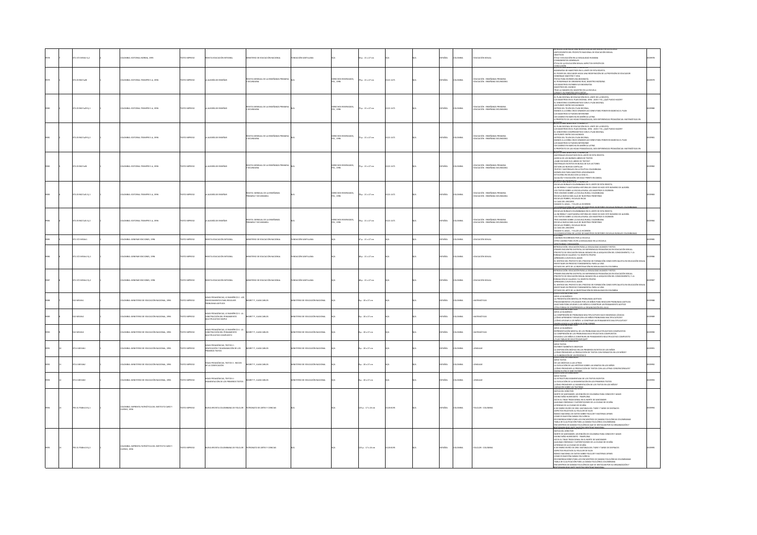| | | | | | | | | | | | | | | | | | | | | |
|---|---|---|---|---|---|---|---|---|---|---|---|---|---|---|---|---|---|---|---|---|
| 9978 | 7 | 372.372 M556r 5 j.2 | 2 | COLOMBIA: EDITORIAL NORMA, 1996 | TEXTO IMPRESO | REVISTA EDUCACIÓN INTEGRAL | MINISTERIO DE EDUCACIÓN NACIONAL | FUNDACIÓN SANTILLANA | N/A | 52 p. ; 21 x 27 cm | N/A | N/A | N/A | ESPAÑOL | COLOMBIA | EDUCACIÓN SEXUAL | -ANTECEDENTES DEL PROYECTO NACIONAL DE EDUCACIÓN SEXUAL -OBJETIVOS -ÉTICA Y EDUCACIÓN EN LA SEXUALIDAD HUMANA -FUNDAMENTOS GENERALES -ÉTICA DE LA EDUCACIÓN SEXUAL ASPECTOS ESPECÍFICOS -CONCLUSIÓN | 0009978 |
| 9979 | 3 | 372.05 R427a28 | 1 | COLOMBIA: EDITORIAL TEMAPRE S.A, 1996 | TEXTO IMPRESO | LA ALEGRÍA DE ENSEÑAR | REVISTA MENSUAL DE LA ENSEÑANZA PRIMARIA Y SECUNDARIA | N/A | DERECHOS RESERVADOS, FES, 1996 | 79 p. ; 21 x 27 cm | 0121-1471 | N/A | N/A | ESPAÑOL | COLOMBIA | EDUCACIÓN - ENSEÑANZA PRIMARIA EDUCACIÓN - ENSEÑANZA SECUNDARIA | -BIOGRAFÍAS DE MAESTROS EN EL LENTE DE ESTA REVISTA -EL PODER DEL EDUCADOR HACIA UNA REDEFINICIÓN DE LA PROFESIÓN DE EDUCADOR -HOMENAJE MAESTRO Y VIDA -PISTAS PARA ESCRIBIR UNA BIOGRAFÍA -EL PERSONAJE DE ABELARDO RUIZ, MAESTRO INDÍGENA -LOS MAESTROS ESCRIBEN SUS BIOGRAFÍAS -MAESTROS DEL MUNDO -TRAS LA IMAGEN DEL MAESTRO EN LA ESCUELA | 0009979 |
| 9980 | 2 | 372.05 R427a29 Ej.1 | 1 | COLOMBIA: EDITORIAL TEMAPRE S.A, 1996 | TEXTO IMPRESO | LA ALEGRÍA DE ENSEÑAR | REVISTA MENSUAL DE LA ENSEÑANZA PRIMARIA Y SECUNDARIA | N/A | DERECHOS RESERVADOS, FES, 1996 | 75 p. ; 21 x 27 cm | 0121-1471 | N/A | N/A | ESPAÑOL | COLOMBIA | EDUCACIÓN - ENSEÑANZA PRIMARIA EDUCACIÓN - ENSEÑANZA SECUNDARIA | -EL PLAN DECENAL DE EDUCACIÓN EN EL LENTE DE LA REVISTA -LOS MAESTROS EN EL PLAN DECENAL 1996 - 2005 Y YO, ¿QUÉ PUEDO HACER? -EL MINISTERIO COMPROMETIDO CON EL PLAN DECENAL -UN PUENTE ENTRE DOS MUNDOS -DETRÁS DEL TELÓN DEL PLAN DECENAL -MANOS A LA OBRA CINCO GRANDES ACCIONES PARA PONER EN MARCHA EL PLAN -LOS MAESTROS SÍ PUEDEN INTERVENIR -UN CAMINO EN MARCHA EN AMÉRICA LATINA -A PROPÓSITO DE LAS HOJAS PEDAGÓGICAS, DOS EXPERIENCIAS PEDAGÓGICAS: MATEMÁTICAS EN | 0009980 |
| 9981 | 2 | 372.05 R427a29 Ej.2 | 1 | COLOMBIA: EDITORIAL TEMAPRE S.A, 1996 | TEXTO IMPRESO | LA ALEGRÍA DE ENSEÑAR | REVISTA MENSUAL DE LA ENSEÑANZA PRIMARIA Y SECUNDARIA | N/A | DERECHOS RESERVADOS, FES, 1996 | 79 p. ; 21 x 27 cm | 0121-1471 | N/A | N/A | ESPAÑOL | COLOMBIA | EDUCACIÓN - ENSEÑANZA PRIMARIA EDUCACIÓN - ENSEÑANZA SECUNDARIA | -EL PLAN DECENAL DE EDUCACIÓN EN EL LENTE DE LA REVISTA -LOS MAESTROS EN EL PLAN DECENAL 1996 - 2005 Y YO, ¿QUÉ PUEDO HACER? -EL MINISTERIO COMPROMETIDO CON EL PLAN DECENAL -UN PUENTE ENTRE DOS MUNDOS -DETRÁS DEL TELÓN DEL PLAN DECENAL -MANOS A LA OBRA CINCO GRANDES ACCIONES PARA PONER EN MARCHA EL PLAN -LOS MAESTROS SÍ PUEDEN INTERVENIR -UN CAMINO EN MARCHA EN AMÉRICA LATINA -A PROPÓSITO DE LAS HOJAS PEDAGÓGICAS, DOS EXPERIENCIAS PEDAGÓGICAS: MATEMÁTICAS EN | 0009981 |
| 9982 | 2 | 372.05 R427a30 | 1 | COLOMBIA: EDITORIAL TEMAPRE S.A, 1996 | TEXTO IMPRESO | LA ALEGRÍA DE ENSEÑAR | REVISTA MENSUAL DE LA ENSEÑANZA PRIMARIA Y SECUNDARIA | N/A | DERECHOS RESERVADOS, FES, 1996 | 79 p. ; 21 x 27 cm | 0121-1471 | N/A | N/A | ESPAÑOL | COLOMBIA | EDUCACIÓN - ENSEÑANZA PRIMARIA EDUCACIÓN - ENSEÑANZA SECUNDARIA | -MATERIALES EDUCATIVOS EN EL LENTE DE ESTA REVISTA -ACERCA DE LOS BUENOS LIBROS DE TEXTOS -¿CÓMO ESCOGER LOS LIBROS DE TEXTO? -MATERIALES ESCRITOS EN BUSCA DE SUS LECTORES -GESTIÓN LAS NUEVAS CARTILLAS -TEXTOS Y MATERIALES EN LA POLÍTICA COLOMBIANA -SIGNIFICADO PARA MAESTROS APASIONADOS -ESTUVIERA EN DEUDA CON LA VIDA SI... -ALCALDÍA Y EDUCACIÓN: UN SOLO FRENTE EN ZABAL | 0009982 |
| 9983 | 2 | 372.05 R427a31 Ej.1 | 1 | COLOMBIA: EDITORIAL TEMAPRE S.A, 1996 | TEXTO IMPRESO | LA ALEGRÍA DE ENSEÑAR | REVISTA MENSUAL DE LA ENSEÑANZA PRIMARIA Y SECUNDARIA | N/A | DERECHOS RESERVADOS, FES, 1996 | 79 p. ; 21 x 27 cm | 0121-1471 | N/A | N/A | ESPAÑOL | COLOMBIA | EDUCACIÓN - ENSEÑANZA PRIMARIA EDUCACIÓN - ENSEÑANZA SECUNDARIA | -ESCUELAS RURALES COLOMBIANAS EN EL LENTE DE ESTA REVISTA -LA INCREÍBLE Y AGOTADORA HISTORIA DE CÓMO SE HIZO ESTE NÚMERO DE ALEGRÍA -174 TEXTOS SOBRE LA ESCUELA RURAL LOS MAESTROS SI ESCRIBEN -TRES VISIONES SOBRE LA ESCUELA RURAL COLOMBIANA -ESCUELA NUEVA MÁS ALLÁ DE NUESTRAS FRONTERAS -ESCUELAS POBRES, ESCUELAS RICAS -LA CASA DEL ANCIANO -HAGASE EL AGUA... Y ELLOS LA HICIERON -VII CONVOCATORIA DE LA RED DE MAESTROS ESCRITORES ESCUELAS RURALES COLOMBIANAS | 0009983 |
| 9984 | 2 | 372.05 R427a31 Ej.2 | 1 | COLOMBIA: EDITORIAL TEMAPRE S.A, 1996 | TEXTO IMPRESO | LA ALEGRÍA DE ENSEÑAR | REVISTA MENSUAL DE LA ENSEÑANZA PRIMARIA Y SECUNDARIA | N/A | DERECHOS RESERVADOS, FES, 1996 | 79 p. ; 21 x 27 cm | 0121-1471 | N/A | N/A | ESPAÑOL | COLOMBIA | EDUCACIÓN - ENSEÑANZA PRIMARIA EDUCACIÓN - ENSEÑANZA SECUNDARIA | -ESCUELAS RURALES COLOMBIANAS EN EL LENTE DE ESTA REVISTA -LA INCREÍBLE Y AGOTADORA HISTORIA DE CÓMO SE HIZO ESTE NÚMERO DE ALEGRÍA -174 TEXTOS SOBRE LA ESCUELA RURAL LOS MAESTROS SI ESCRIBEN -TRES VISIONES SOBRE LA ESCUELA RURAL COLOMBIANA -ESCUELA NUEVA MÁS ALLÁ DE NUESTRAS FRONTERAS -ESCUELAS POBRES, ESCUELAS RICAS -LA CASA DEL ANCIANO -HAGASE EL AGUA... Y ELLOS LA HICIERON -VII CONVOCATORIA DE LA RED DE MAESTROS ESCRITORES ESCUELAS RURALES COLOMBIANAS | 0009984 |
| 9985 | 3 | 372.372 M556r5 | 1 | COLOMBIA: GENERAR EDICIONES, 1996 | TEXTO IMPRESO | REVISTA EDUCACIÓN INTEGRAL | MINISTERIO DE EDUCACIÓN NACIONAL | FUNDACIÓN SANTILLANA | N/A | 47 p. ; 21 x 27 cm | N/A | N/A | N/A | ESPAÑOL | COLOMBIA | EDUCACIÓN SEXUAL | -CAMINOS RECORRIDOS POR LA ESCUELA -OTRO CAMINO PARA VIVIR LA SEXUALIDAD EN LA ESCUELA -AFECTIVIDAD Y EDUCACIÓN | 0009985 |
| 9986 | 3 | 372.372 M556r2 Ej.1 | 1 | COLOMBIA: GENERAR EDICIONES, 1996 | TEXTO IMPRESO | REVISTA EDUCACIÓN INTEGRAL | MINISTERIO DE EDUCACIÓN NACIONAL | FUNDACIÓN SANTILLANA | N/A | 38 p. ; 21 x 27 cm | N/A | N/A | N/A | ESPAÑOL | COLOMBIA | EDUCACIÓN SEXUAL | -INTRODUCCIÓN: EDUCACIÓN PARA LA SEXUALIDAD AVANCES Y RETOS -PRIMER ENCUENTRO DISTRITAL DE EXPERIENCIAS PEDAGÓGICAS EN EDUCACIÓN SEXUAL -PROYECTO DE EDUCACIÓN SEXUAL BASADO EN LA ADQUISICIÓN DEL CONOCIMIENTO, Y LA FORMACIÓN DE VALORES Y EL RESPETO PROPIO -APRENDER A VIVIR EN EL AMOR -EL SENTIDO DEL PROYECTO DEL PROCESO DE FORMACIÓN COMO ESPECIALISTA EN EDUCACIÓN SEXUAL -INVESTIGAR UN PROCESO FUNDAMENTAL PARA LA VIDA -ESTADO DEL ARTE DE LA INVESTIGACIÓN EN SEXUALIDAD EN COLOMBIA | 0009986 |
| 9987 | 3 | 372.372 M556r2 Ej.2 | 1 | COLOMBIA: GENERAR EDICIONES, 1996 | TEXTO IMPRESO | REVISTA EDUCACIÓN INTEGRAL | MINISTERIO DE EDUCACIÓN NACIONAL | FUNDACIÓN SANTILLANA | N/A | 38 p. ; 21 x 27 cm | N/A | N/A | N/A | ESPAÑOL | COLOMBIA | EDUCACIÓN SEXUAL | -INTRODUCCIÓN: EDUCACIÓN PARA LA SEXUALIDAD AVANCES Y RETOS -PRIMER ENCUENTRO DISTRITAL DE EXPERIENCIAS PEDAGÓGICAS EN EDUCACIÓN SEXUAL -PROYECTO DE EDUCACIÓN SEXUAL BASADO EN LA ADQUISICIÓN DEL CONOCIMIENTO, Y LA FORMACIÓN DE VALORES Y EL RESPETO PROPIO -APRENDER A VIVIR EN EL AMOR -EL SENTIDO DEL PROYECTO DEL PROCESO DE FORMACIÓN COMO ESPECIALISTA EN EDUCACIÓN SEXUAL -INVESTIGAR UN PROCESO FUNDAMENTAL PARA LA VIDA -ESTADO DEL ARTE DE LA INVESTIGACIÓN EN SEXUALIDAD EN COLOMBIA | 0009987 |
| 9988 | 7 | 510 M534h1 | 1 | COLOMBIA: MINISTERIO DE EDUCACIÓN NACIONAL, 1999 | TEXTO IMPRESO | HOJAS PEDAGÓGICAS, LO NUMÉRICO 2 - LOS PROCEDIMIENTOS PARA RESOLVER PROBLEMAS ADITIVOS | NEGRET P., JUAN CARLOS | MINISTERIO DE EDUCACIÓN NACIONAL | N/A | 8 p. ; 30 x 27 cm | N/A | N/A | N/A | ESPAÑOL | COLOMBIA | MATEMÁTICAS | -SERIE LO NUMÉRICO -LA PRESENTACIÓN MENTAL DE PROBLEMAS ADITIVOS -PROCEDIMIENTOS UTILIZADOS POR LOS NIÑOS PARA RESOLVER PROBLEMAS ADITIVOS -ALGO MÁS PARA AYUDAR A LOS NIÑOS A CONSTRUIR UN PENSAMIENTO ADITIVO -OTRA FORMA DE COMPRENDER LA ORGANIZACIÓN DEL AULA | 0009988 |
| 9989 | 8 | 510 M534h2 | 1 | COLOMBIA: MINISTERIO DE EDUCACIÓN NACIONAL, 1999 | TEXTO IMPRESO | HOJAS PEDAGÓGICAS, LO NUMÉRICO 3 - LA CONSTRUCCIÓN DEL PENSAMIENTO MULTIPLICATIVO SIMPLE | NEGRET P., JUAN CARLOS | MINISTERIO DE EDUCACIÓN NACIONAL | N/A | 8 p. ; 30 x 27 cm | N/A | N/A | N/A | ESPAÑOL | COLOMBIA | MATEMÁTICAS | -SERIE LO NUMÉRICO -LA COMPRENSIÓN DE PROBLEMAS MULTIPLICATIVOS HACE EXIGENCIAS LÓGICAS -¿CÓMO APRENDEN Y RESUELVEN LOS NIÑOS PROBLEMAS MULTIPLICATIVOS? -¿CÓMO AYUDAR A LOS NIÑOS A CONSTRUIR UN PENSAMIENTO MULTIPLICATIVO? -OTRA FORMA DE AYUDAR A LOS NIÑOS DE OTRA FORMA | 0009989 |
| 9990 | 9 | 510 M534h3 | 1 | COLOMBIA: MINISTERIO DE EDUCACIÓN NACIONAL, 1999 | TEXTO IMPRESO | HOJAS PEDAGÓGICAS, LO NUMÉRICO 4 - LA CONSTRUCCIÓN DEL PENSAMIENTO MULTIPLICATIVO COMPUESTO | NEGRET P., JUAN CARLOS | MINISTERIO DE EDUCACIÓN NACIONAL | N/A | 8 p. ; 30 x 27 cm | N/A | N/A | N/A | ESPAÑOL | COLOMBIA | MATEMÁTICAS | -SERIE LO NUMÉRICO -REPRESENTACIÓN MENTAL DE LOS PROBLEMAS MULTIPLICATIVOS COMPUESTOS -LA COMPRENSIÓN DE LOS PROBLEMAS MULTIPLICATIVOS COMPUESTOS -AYUDAR A LOS NIÑOS A CONSTRUIR UN PENSAMIENTO MULTIPLICATIVO COMPUESTO -¿Y LAS TABLAS DE MULTIPLICAR QUÉ? | 0009990 |
| 9991 | 10 | 372.4 M534h1 | 1 | COLOMBIA: MINISTERIO DE EDUCACIÓN NACIONAL, 1999 | TEXTO IMPRESO | HOJAS PEDAGÓGICAS, TEXTOS 2 - GRAFICACIÓN Y DIAGRAMACIÓN DE LOS PRIMEROS TEXTOS | NEGRET P., JUAN CARLOS | MINISTERIO DE EDUCACIÓN NACIONAL | N/A | 8 p. ; 30 x 27 cm | N/A | N/A | N/A | ESPAÑOL | COLOMBIA | LENGUAJE | -SERIE TEXTOS -ESCRIBIR TAMBIÉN ES GRAFICAR -LA DISPOSICIÓN GRÁFICA EN LOS PRIMEROS ESCRITOS DE LOS NIÑOS -¿CÓMO PROMOVER LA PRODUCCIÓN DE TEXTOS CON FORMATOS EN LOS NIÑOS? -LA ELABORACIÓN DE UN PERIÓDICO | 0009991 |
| 9992 | 11 | 372.4 M534h2 | 1 | COLOMBIA: MINISTERIO DE EDUCACIÓN NACIONAL, 1999 | TEXTO IMPRESO | HOJAS PEDAGÓGICAS, TEXTOS 3 - INICIOS DE LA CODIFICACIÓN | NEGRET P., JUAN CARLOS | MINISTERIO DE EDUCACIÓN NACIONAL | N/A | 8 p. ; 30 x 27 cm | N/A | N/A | N/A | ESPAÑOL | COLOMBIA | LENGUAJE | -SERIE TEXTOS -DE LAS GRAFÍAS A LAS LETRAS -LA EVOLUCIÓN DE LAS HIPÓTESIS SOBRE LAS GRAFÍAS EN LOS NIÑOS -¿CÓMO PROMOVER LA PRODUCCIÓN DE TEXTOS CON LAS LETRAS CONVENCIONALES? | 0009992 |
| 9993 | 12 | 372.4 M534h3 | 1 | COLOMBIA: MINISTERIO DE EDUCACIÓN NACIONAL, 1999 | TEXTO IMPRESO | HOJAS PEDAGÓGICAS, TEXTOS 4 - SEGMENTACIÓN DE LOS PRIMEROS TEXTOS | NEGRET P., JUAN CARLOS | MINISTERIO DE EDUCACIÓN NACIONAL | N/A | 8 p. ; 30 x 27 cm | N/A | N/A | N/A | ESPAÑOL | COLOMBIA | LENGUAJE | -SERIE TEXTOS -LA ESTRUCTURA SEGMENTADA DE LOS TEXTOS ESCRITOS -LA EVOLUCIÓN DE LA SEGMENTACIÓN EN LOS PRIMEROS TEXTOS -¿CÓMO PROMOVER LA SEGMENTACIÓN DE LOS TEXTOS EN LOS NIÑOS? -VARIACIÓN SOBRE UN TEATRINO | 0009993 |
| 9994 | 13 | 793.31 P348n13 Ej.1 | 1 | COLOMBIA: IMPRENTA PATRIÓTICA DEL INSTITUTO CARO Y CUERVO, 1998 | TEXTO IMPRESO | NUEVA REVISTA COLOMBIANA DE FOLCLOR | PATRONATO DE ARTES Y CIENCIAS | N/A | N/A | 125 p. ; 17 x 24 cm | 0120-8195 | N/A | N/A | ESPAÑOL | COLOMBIA | FOLCLOR - COLOMBIA | -NOTAS DEL DIRECTOR -NORTE DE SANTANDER, UN RINCÓN DE COLOMBIA PARA CONOCER Y AMAR -DIVINO NIÑO HUERFANITO - PAMPLONA -ASÍ ES EL TRAJE TRADICIONAL EN EL NORTE DE SANTANDER -ALGUNAS CREENCIAS Y SUPERSTICIONES DE LA CIUDAD DE OCAÑA -LEYENDAS DE LA CIUDAD DE OCAÑA -6 DE ENERO EN RÍO DE ORO: MATANZA DEL TIGRE Y TARDE DE DISFRACES -ASPECTOS RELATIVOS AL FOLCLOR DE SUCRE -BANCO NACIONAL DE DATOS SOBRE FOLCLOR Y MATERIAS AFINES -CÓMO ES NUESTRA DANZA FOLCLÓRICA -RECOMENDACIONES PARA LOS ENCUENTROS DE DANZAS FOLCLÓRICAS COLOMBIANAS -TABLA DE CLASIFICACIÓN PARA LA DANZA FOLCLÓRICA COLOMBIANA -ENCUENTROS DE DANZAS FOLCLÓRICAS QUE SE DESTACAN POR SU ORGANIZACIÓN Y RESPONSABILIDAD ANTE NUESTRA IDENTIDAD NACIONAL | 0009994 |
| 9995 | 13 | 793.31 P348n13 Ej.2 | 1 | COLOMBIA: IMPRENTA PATRIÓTICA DEL INSTITUTO CARO Y CUERVO, 1998 | TEXTO IMPRESO | NUEVA REVISTA COLOMBIANA DE FOLCLOR | PATRONATO DE ARTES Y CIENCIAS | N/A | N/A | 125 p. ; 17 x 24 cm | 0120-8195 | N/A | N/A | ESPAÑOL | COLOMBIA | FOLCLOR - COLOMBIA | -NOTAS DEL DIRECTOR -NORTE DE SANTANDER, UN RINCÓN DE COLOMBIA PARA CONOCER Y AMAR -DIVINO NIÑO HUERFANITO - PAMPLONA -ASÍ ES EL TRAJE TRADICIONAL EN EL NORTE DE SANTANDER -ALGUNAS CREENCIAS Y SUPERSTICIONES DE LA CIUDAD DE OCAÑA -LEYENDAS DE LA CIUDAD DE OCAÑA -6 DE ENERO EN RÍO DE ORO: MATANZA DEL TIGRE Y TARDE DE DISFRACES -ASPECTOS RELATIVOS AL FOLCLOR DE SUCRE -BANCO NACIONAL DE DATOS SOBRE FOLCLOR Y MATERIAS AFINES -CÓMO ES NUESTRA DANZA FOLCLÓRICA -RECOMENDACIONES PARA LOS ENCUENTROS DE DANZAS FOLCLÓRICAS COLOMBIANAS -TABLA DE CLASIFICACIÓN PARA LA DANZA FOLCLÓRICA COLOMBIANA -ENCUENTROS DE DANZAS FOLCLÓRICAS QUE SE DESTACAN POR SU ORGANIZACIÓN Y RESPONSABILIDAD ANTE NUESTRA IDENTIDAD NACIONAL | 0009995 |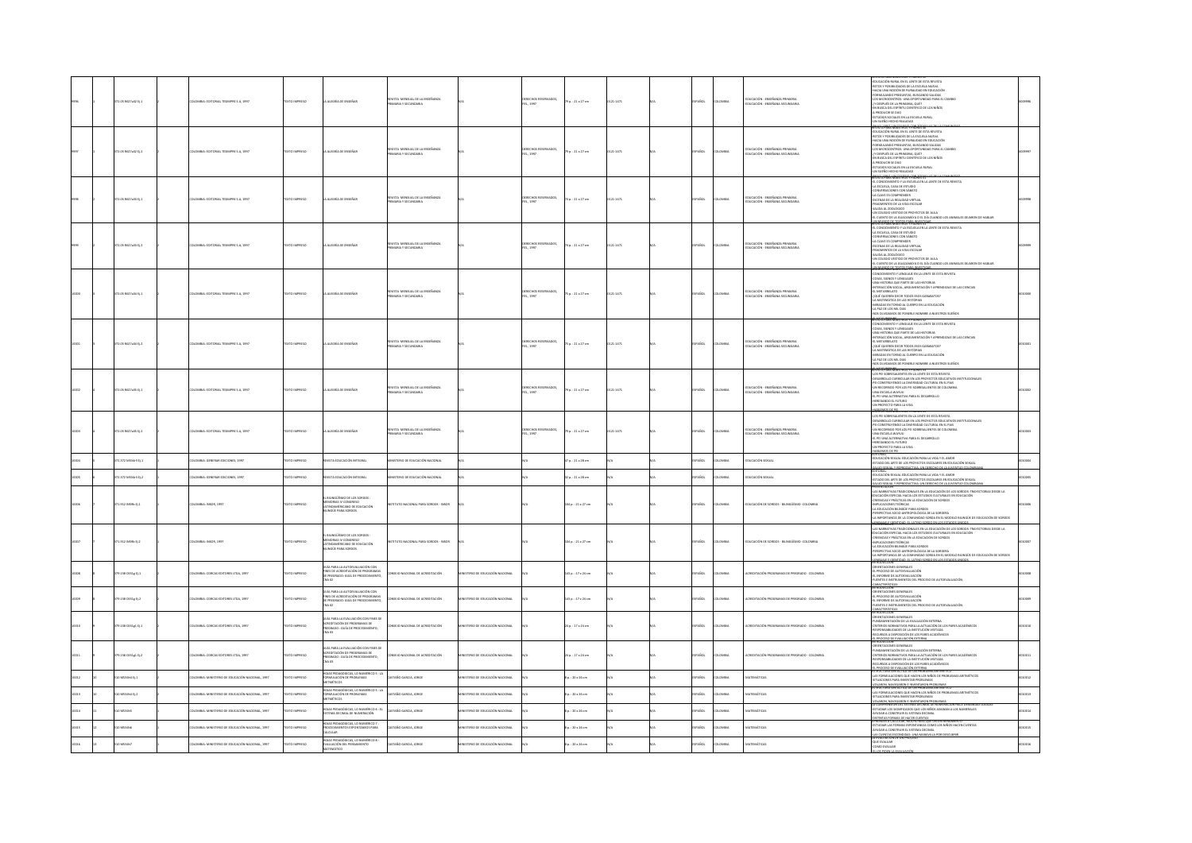| | | | | | | | | | | | | | | | | | | |
|---|---|---|---|---|---|---|---|---|---|---|---|---|---|---|---|---|---|---|
| 9996 | 1 | 372.05 R427a32 Ej.1 | 2 | COLOMBIA: EDITORIAL TEMAPRE S.A., 1997 | TEXTO IMPRESO | LA ALEGRÍA DE ENSEÑAR | REVISTA MENSUAL DE LA ENSEÑANZA PRIMARIA Y SECUNDARIA | N/A | DERECHOS RESERVADOS, FES, 1997 | 79 p. ; 21 x 27 cm | 0121-1471 | N/A | ESPAÑOL | COLOMBIA | EDUCACIÓN - ENSEÑANZA PRIMARIA; EDUCACIÓN - ENSEÑANZA SECUNDARIA | EDUCACIÓN RURAL EN EL LENTE DE ESTA REVISTA; RETOS Y POSIBILIDADES DE LA ESCUELA NUEVA; HACIA UNA NOCIÓN DE PLURALIDAD EN EDUCACIÓN; FORMULANDO PREGUNTAS, BUSCANDO SALIDAS; LOS MICROCENTROS: UNA OPORTUNIDAD PARA EL CAMBIO; ¿Y DESPUÉS DE LA PRIMARIA, QUÉ?; EN BUSCA DEL ESPÍRITU CIENTÍFICO DE LOS NIÑOS; A PRODUCIR SE DIJO; ESTUDIOS SOCIALES EN LA ESCUELA RURAL; UN SUEÑO HECHO REALIDAD; EDUCANDO LAS ESCUELAS CON TODOS DE LA COMUNIDAD | | 0009996 |
| 9997 | 1 | 372.05 R427a32 Ej.2 | 2 | COLOMBIA: EDITORIAL TEMAPRE S.A., 1997 | TEXTO IMPRESO | LA ALEGRÍA DE ENSEÑAR | REVISTA MENSUAL DE LA ENSEÑANZA PRIMARIA Y SECUNDARIA | N/A | DERECHOS RESERVADOS, FES, 1997 | 79 p. ; 21 x 27 cm | 0121-1471 | N/A | ESPAÑOL | COLOMBIA | EDUCACIÓN - ENSEÑANZA PRIMARIA; EDUCACIÓN - ENSEÑANZA SECUNDARIA | EDUCACIÓN RURAL EN EL LENTE DE ESTA REVISTA; RETOS Y POSIBILIDADES DE LA ESCUELA NUEVA; HACIA UNA NOCIÓN DE PLURALIDAD EN EDUCACIÓN; FORMULANDO PREGUNTAS, BUSCANDO SALIDAS; LOS MICROCENTROS: UNA OPORTUNIDAD PARA EL CAMBIO; ¿Y DESPUÉS DE LA PRIMARIA, QUÉ?; EN BUSCA DEL ESPÍRITU CIENTÍFICO DE LOS NIÑOS; A PRODUCIR SE DIJO; ESTUDIOS SOCIALES EN LA ESCUELA RURAL; UN SUEÑO HECHO REALIDAD; EDUCANDO LAS ESCUELAS CON TODOS DE LA COMUNIDAD | | 0009997 |
| 9998 | 2 | 372.05 R427a33 Ej.1 | 2 | COLOMBIA: EDITORIAL TEMAPRE S.A., 1997 | TEXTO IMPRESO | LA ALEGRÍA DE ENSEÑAR | REVISTA MENSUAL DE LA ENSEÑANZA PRIMARIA Y SECUNDARIA | N/A | DERECHOS RESERVADOS, FES, 1997 | 79 p. ; 21 x 27 cm | 0121-1471 | N/A | ESPAÑOL | COLOMBIA | EDUCACIÓN - ENSEÑANZA PRIMARIA; EDUCACIÓN - ENSEÑANZA SECUNDARIA | EL CONOCIMIENTO Y LA ESCUELA EN LA LENTE DE ESTA REVISTA; LA ESCUELA, CASA DE ESTUDIO; CONVERSACIONES CON SÁBATO; LA CLAVE ES COMPRENDER; ESCENAS DE LA REALIDAD VIRTUAL; FRAGMENTOS DE LA VIDA ESCOLAR; SALIDA AL ZOOLÓGICO; UN COLEGIO VESTIDO DE PROYECTOS DE AULA; EL CUENTO DE LA GUACAMAYA O EL DÍA CUANDO LOS ANIMALES DEJARON DE HABLAR; UN MUNDO DE TEXTOS PARA INVESTIGAR | | 0009998 |
| 9999 | 2 | 372.05 R427a33 Ej.2 | 2 | COLOMBIA: EDITORIAL TEMAPRE S.A., 1997 | TEXTO IMPRESO | LA ALEGRÍA DE ENSEÑAR | REVISTA MENSUAL DE LA ENSEÑANZA PRIMARIA Y SECUNDARIA | N/A | DERECHOS RESERVADOS, FES, 1997 | 79 p. ; 21 x 27 cm | 0121-1471 | N/A | ESPAÑOL | COLOMBIA | EDUCACIÓN - ENSEÑANZA PRIMARIA; EDUCACIÓN - ENSEÑANZA SECUNDARIA | EL CONOCIMIENTO Y LA ESCUELA EN LA LENTE DE ESTA REVISTA; LA ESCUELA, CASA DE ESTUDIO; CONVERSACIONES CON SÁBATO; LA CLAVE ES COMPRENDER; ESCENAS DE LA REALIDAD VIRTUAL; FRAGMENTOS DE LA VIDA ESCOLAR; SALIDA AL ZOOLÓGICO; UN COLEGIO VESTIDO DE PROYECTOS DE AULA; EL CUENTO DE LA GUACAMAYA O EL DÍA CUANDO LOS ANIMALES DEJARON DE HABLAR; UN MUNDO DE TEXTOS PARA INVESTIGAR | | 0009999 |
| 10000 | 3 | 372.05 R427a34 Ej.1 | 2 | COLOMBIA: EDITORIAL TEMAPRE S.A., 1997 | TEXTO IMPRESO | LA ALEGRÍA DE ENSEÑAR | REVISTA MENSUAL DE LA ENSEÑANZA PRIMARIA Y SECUNDARIA | N/A | DERECHOS RESERVADOS, FES, 1997 | 79 p. ; 21 x 27 cm | 0121-1471 | N/A | ESPAÑOL | COLOMBIA | EDUCACIÓN - ENSEÑANZA PRIMARIA; EDUCACIÓN - ENSEÑANZA SECUNDARIA | CONOCIMIENTO Y LENGUAJE EN LA LENTE DE ESTA REVISTA; COSAS, SIGNOS Y LENGUAJES; UNA HISTORIA QUE PARTE DE LAS HISTORIAS; INTERACCIÓN SOCIAL, ARGUMENTACIÓN Y APRENDIZAJE DE LAS CIENCIAS; EL METARRELATO; ¿QUÉ QUIEREN DECIR TODOS ESOS GARABATOS?; LA MATEMÁTICA DE LAS HISTORIAS; MIRADAS EN TORNO AL CUERPO EN LA EDUCACIÓN; LA PAZ DE LOS MIL DÍAS; NOS OLVIDAMOS DE PONERLE NOMBRE A NUESTROS SUEÑOS | | 0010000 |
| 10001 | 3 | 372.05 R427a34 Ej.2 | 2 | COLOMBIA: EDITORIAL TEMAPRE S.A., 1997 | TEXTO IMPRESO | LA ALEGRÍA DE ENSEÑAR | REVISTA MENSUAL DE LA ENSEÑANZA PRIMARIA Y SECUNDARIA | N/A | DERECHOS RESERVADOS, FES, 1997 | 79 p. ; 21 x 27 cm | 0121-1471 | N/A | ESPAÑOL | COLOMBIA | EDUCACIÓN - ENSEÑANZA PRIMARIA; EDUCACIÓN - ENSEÑANZA SECUNDARIA | CONOCIMIENTO Y LENGUAJE EN LA LENTE DE ESTA REVISTA; COSAS, SIGNOS Y LENGUAJES; UNA HISTORIA QUE PARTE DE LAS HISTORIAS; INTERACCIÓN SOCIAL, ARGUMENTACIÓN Y APRENDIZAJE DE LAS CIENCIAS; EL METARRELATO; ¿QUÉ QUIEREN DECIR TODOS ESOS GARABATOS?; LA MATEMÁTICA DE LAS HISTORIAS; MIRADAS EN TORNO AL CUERPO EN LA EDUCACIÓN; LA PAZ DE LOS MIL DÍAS; NOS OLVIDAMOS DE PONERLE NOMBRE A NUESTROS SUEÑOS | | 0010001 |
| 10002 | 4 | 372.05 R427a35 Ej.1 | 2 | COLOMBIA: EDITORIAL TEMAPRE S.A., 1997 | TEXTO IMPRESO | LA ALEGRÍA DE ENSEÑAR | REVISTA MENSUAL DE LA ENSEÑANZA PRIMARIA Y SECUNDARIA | N/A | DERECHOS RESERVADOS, FES, 1997 | 79 p. ; 21 x 27 cm | 0121-1471 | N/A | ESPAÑOL | COLOMBIA | EDUCACIÓN - ENSEÑANZA PRIMARIA; EDUCACIÓN - ENSEÑANZA SECUNDARIA | LOS PEI SOBRESALIENTES EN LA LENTE DE ESTA REVISTA; DESARROLLO CURRICULAR EN LOS PROYECTOS EDUCATIVOS INSTITUCIONALES; PEI: CONSTRUYENDO LA DIVERSIDAD CULTURAL EN EL PAÍS; UN RECORRIDO POR LOS PEI SOBRESALIENTES DE COLOMBIA; UNA ESCUELA WAYUU; EL PEI UNA ALTERNATIVA PARA EL DESARROLLO; HEREDANDO EL FUTURO; UN PROYECTO PARA LA VIDA; HABLEMOS DE PEI | | 0010002 |
| 10003 | 4 | 372.05 R427a35 Ej.2 | 2 | COLOMBIA: EDITORIAL TEMAPRE S.A., 1997 | TEXTO IMPRESO | LA ALEGRÍA DE ENSEÑAR | REVISTA MENSUAL DE LA ENSEÑANZA PRIMARIA Y SECUNDARIA | N/A | DERECHOS RESERVADOS, FES, 1997 | 79 p. ; 21 x 27 cm | 0121-1471 | N/A | ESPAÑOL | COLOMBIA | EDUCACIÓN - ENSEÑANZA PRIMARIA; EDUCACIÓN - ENSEÑANZA SECUNDARIA | LOS PEI SOBRESALIENTES EN LA LENTE DE ESTA REVISTA; DESARROLLO CURRICULAR EN LOS PROYECTOS EDUCATIVOS INSTITUCIONALES; PEI: CONSTRUYENDO LA DIVERSIDAD CULTURAL EN EL PAÍS; UN RECORRIDO POR LOS PEI SOBRESALIENTES DE COLOMBIA; UNA ESCUELA WAYUU; EL PEI UNA ALTERNATIVA PARA EL DESARROLLO; HEREDANDO EL FUTURO; UN PROYECTO PARA LA VIDA; HABLEMOS DE PEI | | 0010003 |
| 10004 | 5 | 371.372 M556e Ej.1 | 1 | COLOMBIA: GENERAR EDICIONES, 1997 | TEXTO IMPRESO | REVISTA EDUCACIÓN INTEGRAL | MINISTERIO DE EDUCACIÓN NACIONAL | N/A | N/A | 47 p. ; 21 x 28 cm | N/A | N/A | ESPAÑOL | COLOMBIA | EDUCACIÓN SEXUAL | EDUCACIÓN SEXUAL: EDUCACIÓN PARA LA VIDA Y EL AMOR; ESTADO DEL ARTE DE LOS PROYECTOS ESCOLARES EN EDUCACIÓN SEXUAL; SALUD SEXUAL Y REPRODUCTIVA: UN DERECHO DE LA JUVENTUD COLOMBIANA | | 0010004 |
| 10005 | 6 | 371.372 M556e Ej.2 | 1 | COLOMBIA: GENERAR EDICIONES, 1997 | TEXTO IMPRESO | REVISTA EDUCACIÓN INTEGRAL | MINISTERIO DE EDUCACIÓN NACIONAL | N/A | N/A | 32 p. ; 21 x 28 cm | N/A | N/A | ESPAÑOL | COLOMBIA | EDUCACIÓN SEXUAL | EDUCACIÓN SEXUAL: EDUCACIÓN PARA LA VIDA Y EL AMOR; ESTADO DEL ARTE DE LOS PROYECTOS ESCOLARES EN EDUCACIÓN SEXUAL; SALUD SEXUAL Y REPRODUCTIVA: UN DERECHO DE LA JUVENTUD COLOMBIANA | | 0010005 |
| 10006 | 7 | 371.912 I59b Ej.1 | 1 | COLOMBIA: INSOR, 1999 | TEXTO IMPRESO | EL BILINGÜISMO DE LOS SORDOS: MEMORIAS IV CONGRESO LATINOAMERICANO DE EDUCACIÓN BILINGÜE PARA SORDOS | INSTITUTO NACIONAL PARA SORDOS - INSOR | N/A | N/A | 104 p. ; 21 x 27 cm | N/A | N/A | ESPAÑOL | COLOMBIA | EDUCACIÓN DE SORDOS - BILINGÜISMO - COLOMBIA | PRESENTACIÓN; LAS NARRATIVAS TRADICIONALES EN LA EDUCACIÓN DE LOS SORDOS: TRAYECTORIAS DESDE LA EDUCACIÓN ESPECIAL HACIA LOS ESTUDIOS CULTURALES EN EDUCACIÓN; CREENCIAS Y PRÁCTICAS EN LA EDUCACIÓN DE SORDOS; IMPLICACIONES TEÓRICAS; LA EDUCACIÓN BILINGÜE PARA SORDOS; PERSPECTIVAS SOCIO-ANTROPOLÓGICAS DE LA SORDERA; LA IMPORTANCIA DE LA COMUNIDAD SORDA EN EL MODELO BILINGÜE DE EDUCACIÓN DE SORDOS; LENGUAJE E IDENTIDAD: EL LATINO SORDO EN LOS ESTADOS UNIDOS | | 0010006 |
| 10007 | 7 | 371.912 I59b Ej.2 | 1 | COLOMBIA: INSOR, 1999 | TEXTO IMPRESO | EL BILINGÜISMO DE LOS SORDOS: MEMORIAS IV CONGRESO LATINOAMERICANO DE EDUCACIÓN BILINGÜE PARA SORDOS | INSTITUTO NACIONAL PARA SORDOS - INSOR | N/A | N/A | 104 p. ; 21 x 27 cm | N/A | N/A | ESPAÑOL | COLOMBIA | EDUCACIÓN DE SORDOS - BILINGÜISMO - COLOMBIA | PRESENTACIÓN; LAS NARRATIVAS TRADICIONALES EN LA EDUCACIÓN DE LOS SORDOS: TRAYECTORIAS DESDE LA EDUCACIÓN ESPECIAL HACIA LOS ESTUDIOS CULTURALES EN EDUCACIÓN; CREENCIAS Y PRÁCTICAS EN LA EDUCACIÓN DE SORDOS; IMPLICACIONES TEÓRICAS; LA EDUCACIÓN BILINGÜE PARA SORDOS; PERSPECTIVAS SOCIO-ANTROPOLÓGICAS DE LA SORDERA; LA IMPORTANCIA DE LA COMUNIDAD SORDA EN EL MODELO BILINGÜE DE EDUCACIÓN DE SORDOS; LENGUAJE E IDENTIDAD: EL LATINO SORDO EN LOS ESTADOS UNIDOS | | 0010007 |
| 10008 | 8 | 379.158 C634g Ej.1 | 1 | COLOMBIA: CORCAS EDITORES LTDA, 1997 | TEXTO IMPRESO | GUÍA PARA LA AUTOEVALUACIÓN CON FINES DE ACREDITACIÓN DE PROGRAMAS DE PREGRADO: GUÍA DE PROCEDIMIENTO, CNA-02 | CONSEJO NACIONAL DE ACREDITACIÓN | MINISTERIO DE EDUCACIÓN NACIONAL | N/A | 143 p. ; 17 x 24 cm | N/A | N/A | ESPAÑOL | COLOMBIA | ACREDITACIÓN PROGRAMAS DE PREGRADO - COLOMBIA | PRESENTACIÓN; ORIENTACIONES GENERALES; EL PROCESO DE AUTOEVALUACIÓN; EL INFORME DE AUTOEVALUACIÓN; FUENTES E INSTRUMENTOS DEL PROCESO DE AUTOEVALUACIÓN; CARACTERÍSTICAS | | 0010008 |
| 10009 | 8 | 379.158 C634g Ej.2 | 1 | COLOMBIA: CORCAS EDITORES LTDA, 1997 | TEXTO IMPRESO | GUÍA PARA LA AUTOEVALUACIÓN CON FINES DE ACREDITACIÓN DE PROGRAMAS DE PREGRADO: GUÍA DE PROCEDIMIENTO, CNA-02 | CONSEJO NACIONAL DE ACREDITACIÓN | MINISTERIO DE EDUCACIÓN NACIONAL | N/A | 143 p. ; 17 x 24 cm | N/A | N/A | ESPAÑOL | COLOMBIA | ACREDITACIÓN PROGRAMAS DE PREGRADO - COLOMBIA | PRESENTACIÓN; ORIENTACIONES GENERALES; EL PROCESO DE AUTOEVALUACIÓN; EL INFORME DE AUTOEVALUACIÓN; FUENTES E INSTRUMENTOS DEL PROCESO DE AUTOEVALUACIÓN; CARACTERÍSTICAS | | 0010009 |
| 10010 | 9 | 379.158 C634g1 Ej.1 | 1 | COLOMBIA: CORCAS EDITORES LTDA, 1997 | TEXTO IMPRESO | GUÍA PARA LA EVALUACIÓN CON FINES DE ACREDITACIÓN DE PROGRAMAS DE PREGRADO: GUÍA DE PROCEDIMIENTO, CNA-03 | CONSEJO NACIONAL DE ACREDITACIÓN | MINISTERIO DE EDUCACIÓN NACIONAL | N/A | 29 p. ; 17 x 24 cm | N/A | N/A | ESPAÑOL | COLOMBIA | ACREDITACIÓN PROGRAMAS DE PREGRADO - COLOMBIA | PRESENTACIÓN; ORIENTACIONES GENERALES; FUNDAMENTACIÓN DE LA EVALUACIÓN EXTERNA; CRITERIOS NORMATIVOS PARA LA ACTUACIÓN DE LOS PARES ACADÉMICOS; RESPONSABILIDADES DE LA INSTITUCIÓN VISITADA; RECURSOS A DISPOSICIÓN DE LOS PARES ACADÉMICOS; EL PROCESO DE EVALUACIÓN EXTERNA | | 0010010 |
| 10011 | 9 | 379.158 C634g1 Ej.2 | 1 | COLOMBIA: CORCAS EDITORES LTDA, 1997 | TEXTO IMPRESO | GUÍA PARA LA EVALUACIÓN CON FINES DE ACREDITACIÓN DE PROGRAMAS DE PREGRADO: GUÍA DE PROCEDIMIENTO, CNA-03 | CONSEJO NACIONAL DE ACREDITACIÓN | MINISTERIO DE EDUCACIÓN NACIONAL | N/A | 29 p. ; 17 x 24 cm | N/A | N/A | ESPAÑOL | COLOMBIA | ACREDITACIÓN PROGRAMAS DE PREGRADO - COLOMBIA | PRESENTACIÓN; ORIENTACIONES GENERALES; FUNDAMENTACIÓN DE LA EVALUACIÓN EXTERNA; CRITERIOS NORMATIVOS PARA LA ACTUACIÓN DE LOS PARES ACADÉMICOS; RESPONSABILIDADES DE LA INSTITUCIÓN VISITADA; RECURSOS A DISPOSICIÓN DE LOS PARES ACADÉMICOS; EL PROCESO DE EVALUACIÓN EXTERNA | | 0010011 |
| 10012 | 10 | 510 M534h5 Ej.1 | 1 | COLOMBIA: MINISTERIO DE EDUCACIÓN NACIONAL, 1997 | TEXTO IMPRESO | HOJAS PEDAGÓGICAS, LO NUMÉRICO 5: LA FORMULACIÓN DE PROBLEMAS ARITMÉTICOS | CASTAÑO GARCÍA, JORGE | MINISTERIO DE EDUCACIÓN NACIONAL | N/A | 8 p. ; 30 x 16 cm | N/A | N/A | ESPAÑOL | COLOMBIA | MATEMÁTICAS | LA FORMULACIÓN DE LOS PROBLEMAS ARITMÉTICOS; LAS FORMULACIONES QUE HACEN LOS NIÑOS DE PROBLEMAS ARITMÉTICOS; SITUACIONES PARA INVENTAR PROBLEMAS; Y DUMBO, NAVEGANDO E INVENTANDO PROBLEMAS | | 0010012 |
| 10013 | 10 | 510 M534h5 Ej.2 | 1 | COLOMBIA: MINISTERIO DE EDUCACIÓN NACIONAL, 1997 | TEXTO IMPRESO | HOJAS PEDAGÓGICAS, LO NUMÉRICO 5: LA FORMULACIÓN DE PROBLEMAS ARITMÉTICOS | CASTAÑO GARCÍA, JORGE | MINISTERIO DE EDUCACIÓN NACIONAL | N/A | 8 p. ; 30 x 16 cm | N/A | N/A | ESPAÑOL | COLOMBIA | MATEMÁTICAS | LA FORMULACIÓN DE LOS PROBLEMAS ARITMÉTICOS; LAS FORMULACIONES QUE HACEN LOS NIÑOS DE PROBLEMAS ARITMÉTICOS; SITUACIONES PARA INVENTAR PROBLEMAS; Y DUMBO, NAVEGANDO E INVENTANDO PROBLEMAS | | 0010013 |
| 10014 | 11 | 510 M534h6 | 1 | COLOMBIA: MINISTERIO DE EDUCACIÓN NACIONAL, 1997 | TEXTO IMPRESO | HOJAS PEDAGÓGICAS, LO NUMÉRICO 6: EL SISTEMA DECIMAL DE NUMERACIÓN | CASTAÑO GARCÍA, JORGE | MINISTERIO DE EDUCACIÓN NACIONAL | N/A | 8 p. ; 30 x 16 cm | N/A | N/A | ESPAÑOL | COLOMBIA | MATEMÁTICAS | LA COMPRENSIÓN DEL SISTEMA DECIMAL DE NUMERACIÓN ¿UNA TAREA SENCILLA?; ESTUDIAR LOS SIGNIFICADOS QUE LOS NIÑOS ASIGNAN A LOS NUMERALES; AYUDAR A CONSTRUIR EL SISTEMA DECIMAL; DISTINTAS FORMAS DE HACER CUENTAS | | 0010014 |
| 10015 | 12 | 510 M534h6 | 1 | COLOMBIA: MINISTERIO DE EDUCACIÓN NACIONAL, 1997 | TEXTO IMPRESO | HOJAS PEDAGÓGICAS, LO NUMÉRICO 7: PROCEDIMIENTOS ESPONTÁNEOS PARA CALCULAR | CASTAÑO GARCÍA, JORGE | MINISTERIO DE EDUCACIÓN NACIONAL | N/A | 8 p. ; 30 x 16 cm | N/A | N/A | ESPAÑOL | COLOMBIA | MATEMÁTICAS | ALGUNOS EJEMPLOS DE PROCEDIMIENTOS; ESTUDIAR LAS FORMAS ESPONTÁNEAS COMO LOS NIÑOS HACEN CUENTAS; AYUDAR A CONSTRUIR EL SISTEMA DECIMAL; LAS CUENTAS ESCONDIDAS: UNA MARAVILLA POR DESCUBRIR | | 0010015 |
| 10016 | 13 | 510 M534h7 | 1 | COLOMBIA: MINISTERIO DE EDUCACIÓN NACIONAL, 1997 | TEXTO IMPRESO | HOJAS PEDAGÓGICAS, LO NUMÉRICO 8: EVALUACIÓN DEL PENSAMIENTO MATEMÁTICO | CASTAÑO GARCÍA, JORGE | MINISTERIO DE EDUCACIÓN NACIONAL | N/A | 8 p. ; 30 x 16 cm | N/A | N/A | ESPAÑOL | COLOMBIA | MATEMÁTICAS | LA EVALUACIÓN: UN PROCESO; QUÉ EVALUAR; CÓMO EVALUAR; QUIÉN PIDEN LA EVALUACIÓN | | 0010016 |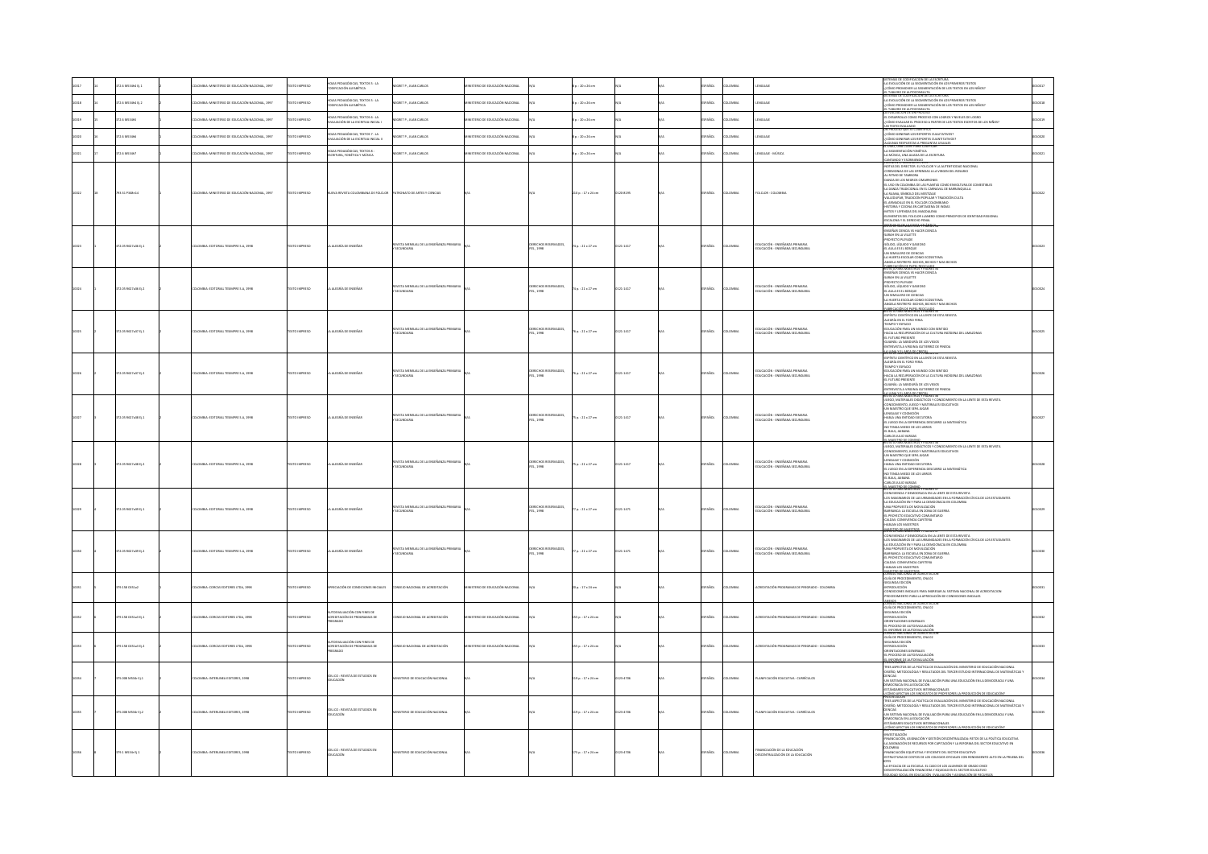| | | | | | | | | | | | | | | | | | | |
|---|---|---|---|---|---|---|---|---|---|---|---|---|---|---|---|---|---|---|
| 10017 | 14 | 372.4 M534m4 Ej.1 | 2 | COLOMBIA: MINISTERIO DE EDUCACIÓN NACIONAL, 1997 | TEXTO IMPRESO | HOJAS PEDAGÓGICAS, TEXTOS 5 : LA CODIFICACIÓN ALFABÉTICA | NEGRET P., JUAN CARLOS | MINISTERIO DE EDUCACIÓN NACIONAL | N/A | 8 p. ; 20 x 28 cm | N/A | N/A | N/A | ESPAÑOL | COLOMBIA | LENGUAJE | SISTEMAS DE CODIFICACIÓN DE LA ESCRITURA<br>LA EVOLUCIÓN DE LA SEGMENTACIÓN EN LOS PRIMEROS TEXTOS<br>¿CÓMO PROMOVER LA SEGMENTACIÓN DE LOS TEXTOS EN LOS NIÑOS?<br>EL TABLERO DE AUTOCONSULTA | 0010017 |
| 10018 | 14 | 372.4 M534m4 Ej.2 | 2 | COLOMBIA: MINISTERIO DE EDUCACIÓN NACIONAL, 1997 | TEXTO IMPRESO | HOJAS PEDAGÓGICAS, TEXTOS 5 : LA CODIFICACIÓN ALFABÉTICA | NEGRET P., JUAN CARLOS | MINISTERIO DE EDUCACIÓN NACIONAL | N/A | 8 p. ; 20 x 28 cm | N/A | N/A | N/A | ESPAÑOL | COLOMBIA | LENGUAJE | SISTEMAS DE CODIFICACIÓN DE LA ESCRITURA<br>LA EVOLUCIÓN DE LA SEGMENTACIÓN EN LOS PRIMEROS TEXTOS<br>¿CÓMO PROMOVER LA SEGMENTACIÓN DE LOS TEXTOS EN LOS NIÑOS?<br>EL TABLERO DE AUTOCONSULTA | 0010018 |
| 10019 | 15 | 372.4 M534m5 | 1 | COLOMBIA: MINISTERIO DE EDUCACIÓN NACIONAL, 1997 | TEXTO IMPRESO | HOJAS PEDAGÓGICAS, TEXTOS 6 : LA EVALUACIÓN DE LA ESCRITURA INICIAL 1 | NEGRET P., JUAN CARLOS | MINISTERIO DE EDUCACIÓN NACIONAL | N/A | 8 p. ; 20 x 28 cm | N/A | N/A | N/A | ESPAÑOL | COLOMBIA | LENGUAJE | EL CONCEPTO DE EVALUACIÓN<br>EL DESARROLLO COMO PROCESO CON LOGROS Y NIVELES DE LOGRO<br>¿CÓMO EVALUAR EL PROCESO A PARTIR DE LOS TEXTOS ESCRITOS DE LOS NIÑOS?<br>UN TEXTO EVALUADO | 0010019 |
| 10020 | 16 | 372.4 M534m6 | 1 | COLOMBIA: MINISTERIO DE EDUCACIÓN NACIONAL, 1997 | TEXTO IMPRESO | HOJAS PEDAGÓGICAS, TEXTOS 7 : LA EVALUACIÓN DE LA ESCRITURA INICIAL 2 | NEGRET P., JUAN CARLOS | MINISTERIO DE EDUCACIÓN NACIONAL | N/A | 8 p. ; 20 x 28 cm | N/A | N/A | N/A | ESPAÑOL | COLOMBIA | LENGUAJE | EL TRABAJO POR COMPETENCIAS<br>¿CÓMO GENERAR LOS REPORTES CUALITATIVOS?<br>¿CÓMO GENERAR LOS REPORTES CUANTITATIVOS?<br>ALGUNAS RESPUESTAS A PREGUNTAS USUALES | 0010020 |
| 10021 | 17 | 372.4 M534m7 | 1 | COLOMBIA: MINISTERIO DE EDUCACIÓN NACIONAL, 1997 | TEXTO IMPRESO | HOJAS PEDAGÓGICAS, TEXTOS 8 : ESCRITURA, FONÉTICA Y MÚSICA | NEGRET P., JUAN CARLOS | MINISTERIO DE EDUCACIÓN NACIONAL | N/A | 8 p. ; 20 x 28 cm | N/A | N/A | N/A | ESPAÑOL | COLOMBIA | LENGUAJE - MÚSICA | EL JUEGO CON LA ESCRITURA<br>LA SEGMENTACIÓN FONÉTICA<br>LA MÚSICA, UNA ALIADA DE LA ESCRITURA<br>CANTANDO Y ESCRIBIENDO | 0010021 |
| 10022 | 18 | 793.31 P348n v.4 | 1 | COLOMBIA: MINISTERIO DE EDUCACIÓN NACIONAL, 1997 | TEXTO IMPRESO | NUEVA REVISTA COLOMBIANA DE FOLCLOR | PATRONATO DE ARTES Y CIENCIAS | N/A | N/A | 210 p. ; 17 x 24 cm | 0120-8195 | N/A | N/A | ESPAÑOL | COLOMBIA | FOLCLOR - COLOMBIA | NOTAS DEL DIRECTOR: EL FOLCLOR Y LA AUTENTICIDAD NACIONAL<br>CEREMONIAS DE LAS OFRENDAS A LA VIRGEN DEL ROSARIO<br>AL RITMO DE TAMBORA<br>DANZA DE LOS NEGROS CIMARRONES<br>EL USO EN COLOMBIA DE LAS PLANTAS COMO ESTRUCTURA DE COMESTIBLES<br>LA DANZA TRADICIONAL EN EL CARNAVAL DE BARRANQUILLA<br>LA NUANA, SÍMBOLO DEL MESTIZAJE<br>VALLEDUPAR, TRADICIÓN POPULAR Y TRADICIÓN CULTA<br>EL ARRANCHILO EN EL FOLCLOR COLOMBIANO<br>HISTORIA Y COCINA EN CARTAGENA DE INDIAS<br>MITOS Y LEYENDAS DEL MAGDALENA<br>ELEMENTOS DEL FOLCLOR LLANERO COMO PRINCIPIOS DE IDENTIDAD REGIONAL<br>HECALONA Y EL DERECHO PENAL | 0010022 |
| 10023 | 1 | 372.05 R427a8 Ej.1 | 2 | COLOMBIA: EDITORIAL TEMAPRE S.A, 1998 | TEXTO IMPRESO | LA ALEGRÍA DE ENSEÑAR | REVISTA MENSUAL DE LA ENSEÑANZA PRIMARIA Y SECUNDARIA | N/A | DERECHOS RESERVADOS, FES, 1998 | 79 p. ; 21 x 27 cm | 0121-1617 | N/A | N/A | ESPAÑOL | COLOMBIA | EDUCACIÓN - ENSEÑANZA PRIMARIA<br>EDUCACIÓN - ENSEÑANZA SECUNDARIA | ENSEÑAR CIENCIA ES HACER CIENCIA<br>SABAR EN LA VILLETTE<br>PROYECTO PLEYADE<br>SÓLIDO, LÍQUIDO Y GASEOSO<br>EL AULA ES EL BOSQUE<br>UN SEMILLERO DE CIENCIAS<br>LA HUERTA ESCOLAR COMO ECOSISTEMA<br>ÁNGELA RESTREPO: BICHOS, BICHOS Y MÁS BICHOS<br>FABRICACIÓN DE PAPEL RECICLADO | 0010023 |
| 10024 | 1 | 372.05 R427a8 Ej.2 | 2 | COLOMBIA: EDITORIAL TEMAPRE S.A, 1998 | TEXTO IMPRESO | LA ALEGRÍA DE ENSEÑAR | REVISTA MENSUAL DE LA ENSEÑANZA PRIMARIA Y SECUNDARIA | N/A | DERECHOS RESERVADOS, FES, 1998 | 79 p. ; 21 x 27 cm | 0121-1617 | N/A | N/A | ESPAÑOL | COLOMBIA | EDUCACIÓN - ENSEÑANZA PRIMARIA<br>EDUCACIÓN - ENSEÑANZA SECUNDARIA | ENSEÑAR CIENCIA ES HACER CIENCIA<br>SABAR EN LA VILLETTE<br>PROYECTO PLEYADE<br>SÓLIDO, LÍQUIDO Y GASEOSO<br>EL AULA ES EL BOSQUE<br>UN SEMILLERO DE CIENCIAS<br>LA HUERTA ESCOLAR COMO ECOSISTEMA<br>ÁNGELA RESTREPO: BICHOS, BICHOS Y MÁS BICHOS<br>FABRICACIÓN DE PAPEL RECICLADO | 0010024 |
| 10025 | 2 | 372.05 R427a7 Ej.1 | 2 | COLOMBIA: EDITORIAL TEMAPRE S.A, 1998 | TEXTO IMPRESO | LA ALEGRÍA DE ENSEÑAR | REVISTA MENSUAL DE LA ENSEÑANZA PRIMARIA Y SECUNDARIA | N/A | DERECHOS RESERVADOS, FES, 1998 | 79 p. ; 21 x 27 cm | 0121-1617 | N/A | N/A | ESPAÑOL | COLOMBIA | EDUCACIÓN - ENSEÑANZA PRIMARIA<br>EDUCACIÓN - ENSEÑANZA SECUNDARIA | ESPÍRITU CIENTÍFICO EN LA LENTE DE ESTA REVISTA<br>ALEGRÍA EN EL FORO FERIA<br>TIEMPO Y ESPACIO<br>EDUCACIÓN PARA UN MUNDO CON SENTIDO<br>HACIA LA RECUPERACIÓN DE LA CULTURA INDÍGENA DEL AMAZONAS<br>EL FUTURO PRESENTE<br>GUAMAL: LA SABIDURÍA DE LOS VIEJOS<br>ENTREVISTA A VIRGINIA GUTIÉRREZ DE PINEDA<br>LA LUNA Y EL LAGO DE CRISTAL | 0010025 |
| 10026 | 2 | 372.05 R427a7 Ej.2 | 2 | COLOMBIA: EDITORIAL TEMAPRE S.A, 1998 | TEXTO IMPRESO | LA ALEGRÍA DE ENSEÑAR | REVISTA MENSUAL DE LA ENSEÑANZA PRIMARIA Y SECUNDARIA | N/A | DERECHOS RESERVADOS, FES, 1998 | 79 p. ; 21 x 27 cm | 0121-1617 | N/A | N/A | ESPAÑOL | COLOMBIA | EDUCACIÓN - ENSEÑANZA PRIMARIA<br>EDUCACIÓN - ENSEÑANZA SECUNDARIA | ESPÍRITU CIENTÍFICO EN LA LENTE DE ESTA REVISTA<br>ALEGRÍA EN EL FORO FERIA<br>TIEMPO Y ESPACIO<br>EDUCACIÓN PARA UN MUNDO CON SENTIDO<br>HACIA LA RECUPERACIÓN DE LA CULTURA INDÍGENA DEL AMAZONAS<br>EL FUTURO PRESENTE<br>GUAMAL: LA SABIDURÍA DE LOS VIEJOS<br>ENTREVISTA A VIRGINIA GUTIÉRREZ DE PINEDA<br>LA LUNA Y EL LAGO DE CRISTAL | 0010026 |
| 10027 | 3 | 372.05 R427a8 Ej.1 | 2 | COLOMBIA: EDITORIAL TEMAPRE S.A, 1998 | TEXTO IMPRESO | LA ALEGRÍA DE ENSEÑAR | REVISTA MENSUAL DE LA ENSEÑANZA PRIMARIA Y SECUNDARIA | N/A | DERECHOS RESERVADOS, FES, 1998 | 75 p. ; 21 x 27 cm | 0121-1617 | N/A | N/A | ESPAÑOL | COLOMBIA | EDUCACIÓN - ENSEÑANZA PRIMARIA<br>EDUCACIÓN - ENSEÑANZA SECUNDARIA | JUEGOS, MATERIALES DIDÁCTICOS Y CONOCIMIENTO EN LA LENTE DE ESTA REVISTA<br>CONOCIMIENTO, JUEGO Y MATERIALES EDUCATIVOS<br>UN MAESTRO QUE SEPA JUGAR<br>LENGUAJE Y COGNICIÓN<br>HABLA UNA ENTIDAD EDUCATIVA<br>EL JUEGO EN LA EXPERIENCIA DESCUBRO LA MATEMÁTICA<br>NO TENGA MIEDO DE LOS ÁRBOLES<br>EL BAÚL JAIBANA<br>CARLOS JULIO VARGAS<br>EL MAESTRO DE COMBO | 0010027 |
| 10028 | 3 | 372.05 R427a8 Ej.2 | 2 | COLOMBIA: EDITORIAL TEMAPRE S.A, 1998 | TEXTO IMPRESO | LA ALEGRÍA DE ENSEÑAR | REVISTA MENSUAL DE LA ENSEÑANZA PRIMARIA Y SECUNDARIA | N/A | DERECHOS RESERVADOS, FES, 1998 | 79 p. ; 21 x 27 cm | 0121-1617 | N/A | N/A | ESPAÑOL | COLOMBIA | EDUCACIÓN - ENSEÑANZA PRIMARIA<br>EDUCACIÓN - ENSEÑANZA SECUNDARIA | JUEGOS, MATERIALES DIDÁCTICOS Y CONOCIMIENTO EN LA LENTE DE ESTA REVISTA<br>CONOCIMIENTO, JUEGO Y MATERIALES EDUCATIVOS<br>UN MAESTRO QUE SEPA JUGAR<br>LENGUAJE Y COGNICIÓN<br>HABLA UNA ENTIDAD EDUCATIVA<br>EL JUEGO EN LA EXPERIENCIA DESCUBRO LA MATEMÁTICA<br>NO TENGA MIEDO DE LOS ÁRBOLES<br>EL BAÚL JAIBANA<br>CARLOS JULIO VARGAS<br>EL MAESTRO DE COMBO | 0010028 |
| 10029 | 4 | 372.05 R427a9 Ej.1 | 2 | COLOMBIA: EDITORIAL TEMAPRE S.A, 1998 | TEXTO IMPRESO | LA ALEGRÍA DE ENSEÑAR | REVISTA MENSUAL DE LA ENSEÑANZA PRIMARIA Y SECUNDARIA | N/A | DERECHOS RESERVADOS, FES, 1998 | 77 p. ; 21 x 27 cm | 0121-1671 | N/A | N/A | ESPAÑOL | COLOMBIA | EDUCACIÓN - ENSEÑANZA PRIMARIA<br>EDUCACIÓN - ENSEÑANZA SECUNDARIA | CONVIVENCIA Y DEMOCRACIA EN LA LENTE DE ESTA REVISTA<br>LOS IMAGINARIOS DE LAS URBANIDADES EN LA FORMACIÓN CÍVICA DE LOS ESTUDIANTES<br>LA EDUCACIÓN EN Y PARA LA DEMOCRACIA EN COLOMBIA<br>UNA PROPUESTA DE MOVILIZACIÓN<br>BARRANCA: LA ESCUELA EN ZONA DE GUERRA<br>EL PROYECTO EDUCATIVO COMUNITARIO<br>CALDAS: CONVIVENCIA CAFETERA<br>HABLAN LOS MAESTROS<br>MAESTRO DE MAESTROS | 0010029 |
| 10030 | 4 | 372.05 R427a9 Ej.2 | 2 | COLOMBIA: EDITORIAL TEMAPRE S.A, 1998 | TEXTO IMPRESO | LA ALEGRÍA DE ENSEÑAR | REVISTA MENSUAL DE LA ENSEÑANZA PRIMARIA Y SECUNDARIA | N/A | DERECHOS RESERVADOS, FES, 1998 | 77 p. ; 21 x 27 cm | 0121-1671 | N/A | N/A | ESPAÑOL | COLOMBIA | EDUCACIÓN - ENSEÑANZA PRIMARIA<br>EDUCACIÓN - ENSEÑANZA SECUNDARIA | CONVIVENCIA Y DEMOCRACIA EN LA LENTE DE ESTA REVISTA<br>LOS IMAGINARIOS DE LAS URBANIDADES EN LA FORMACIÓN CÍVICA DE LOS ESTUDIANTES<br>LA EDUCACIÓN EN Y PARA LA DEMOCRACIA EN COLOMBIA<br>UNA PROPUESTA DE MOVILIZACIÓN<br>BARRANCA: LA ESCUELA EN ZONA DE GUERRA<br>EL PROYECTO EDUCATIVO COMUNITARIO<br>CALDAS: CONVIVENCIA CAFETERA<br>HABLAN LOS MAESTROS<br>MAESTRO DE MAESTROS | 0010030 |
| 10031 | | 379.158 C674a2 | 1 | COLOMBIA: CORCAS EDITORES LTDA, 1994 | TEXTO IMPRESO | APRECIACIÓN DE CONDICIONES INICIALES | CONSEJO NACIONAL DE ACREDITACIÓN | MINISTERIO DE EDUCACIÓN NACIONAL | N/A | 20 p. ; 17 x 24 cm | N/A | N/A | N/A | ESPAÑOL | COLOMBIA | ACREDITACIÓN PROGRAMAS DE PREGRADO - COLOMBIA | CONSEJO NACIONAL DE ACREDITACIÓN<br>GUÍA DE PROCEDIMIENTO, CNA 01<br>SEGUNDA EDICIÓN<br>INTRODUCCIÓN<br>CONDICIONES INICIALES PARA INGRESAR AL SISTEMA NACIONAL DE ACREDITACIÓN<br>PROCEDIMIENTO PARA LA APRECIACIÓN DE CONDICIONES INICIALES<br>ANEXOS | 0010031 |
| 10032 | | 379.158 C674a3 Ej.1 | 2 | COLOMBIA: CORCAS EDITORES LTDA, 1994 | TEXTO IMPRESO | AUTOEVALUACIÓN CON FINES DE ACREDITACIÓN DE PROGRAMAS DE PREGRADO | CONSEJO NACIONAL DE ACREDITACIÓN | MINISTERIO DE EDUCACIÓN NACIONAL | N/A | 155 p. ; 17 x 24 cm | N/A | N/A | N/A | ESPAÑOL | COLOMBIA | ACREDITACIÓN PROGRAMAS DE PREGRADO - COLOMBIA | CONSEJO NACIONAL DE ACREDITACIÓN<br>GUÍA DE PROCEDIMIENTO, CNA 02<br>SEGUNDA EDICIÓN<br>INTRODUCCIÓN<br>ORIENTACIONES GENERALES<br>EL PROCESO DE AUTOEVALUACIÓN<br>EL INFORME DE AUTOEVALUACIÓN | 0010032 |
| 10033 | | 379.158 C674a3 Ej.2 | 2 | COLOMBIA: CORCAS EDITORES LTDA, 1994 | TEXTO IMPRESO | AUTOEVALUACIÓN CON FINES DE ACREDITACIÓN DE PROGRAMAS DE PREGRADO | CONSEJO NACIONAL DE ACREDITACIÓN | MINISTERIO DE EDUCACIÓN NACIONAL | N/A | 155 p. ; 17 x 24 cm | N/A | N/A | N/A | ESPAÑOL | COLOMBIA | ACREDITACIÓN PROGRAMAS DE PREGRADO - COLOMBIA | CONSEJO NACIONAL DE ACREDITACIÓN<br>GUÍA DE PROCEDIMIENTO, CNA 02<br>SEGUNDA EDICIÓN<br>INTRODUCCIÓN<br>ORIENTACIONES GENERALES<br>EL PROCESO DE AUTOEVALUACIÓN<br>EL INFORME DE AUTOEVALUACIÓN | 0010033 |
| 10034 | | 375.008 M534e Ej.1 | 2 | COLOMBIA: IMPRESIÓN EDITORES, 1998 | TEXTO IMPRESO | EDUCO : REVISTA DE ESTUDIOS EN EDUCACIÓN | MINISTERIO DE EDUCACIÓN NACIONAL | N/A | N/A | 119 p. ; 17 x 24 cm | 0123-4706 | N/A | N/A | ESPAÑOL | COLOMBIA | PLANIFICACIÓN EDUCATIVA - CURRÍCULOS | PRESENTACIÓN<br>TRES ASPECTOS DE LA POLÍTICA DE EVALUACIÓN DEL MINISTERIO DE EDUCACIÓN NACIONAL<br>DISEÑO, METODOLOGÍA Y RESULTADOS DEL TERCER ESTUDIO INTERNACIONAL DE MATEMÁTICAS Y CIENCIAS<br>UN SISTEMA NACIONAL DE EVALUACIÓN PARA UNA EDUCACIÓN EN LA DEMOCRACIA Y UNA DEMOCRACIA EN LA EDUCACIÓN<br>ESTÁNDARES EDUCATIVOS INTERNACIONALES<br>¿CÓMO AFECTAN LOS SINDICATOS DE PROFESORES LA PRODUCCIÓN DE EDUCACIÓN? | 0010034 |
| 10035 | | 375.008 M534e Ej.2 | 2 | COLOMBIA: IMPRESIÓN EDITORES, 1998 | TEXTO IMPRESO | EDUCO : REVISTA DE ESTUDIOS EN EDUCACIÓN | MINISTERIO DE EDUCACIÓN NACIONAL | N/A | N/A | 119 p. ; 17 x 24 cm | 0123-4706 | N/A | N/A | ESPAÑOL | COLOMBIA | PLANIFICACIÓN EDUCATIVA - CURRÍCULOS | PRESENTACIÓN<br>TRES ASPECTOS DE LA POLÍTICA DE EVALUACIÓN DEL MINISTERIO DE EDUCACIÓN NACIONAL<br>DISEÑO, METODOLOGÍA Y RESULTADOS DEL TERCER ESTUDIO INTERNACIONAL DE MATEMÁTICAS Y CIENCIAS<br>UN SISTEMA NACIONAL DE EVALUACIÓN PARA UNA EDUCACIÓN EN LA DEMOCRACIA Y UNA DEMOCRACIA EN LA EDUCACIÓN<br>ESTÁNDARES EDUCATIVOS INTERNACIONALES<br>¿CÓMO AFECTAN LOS SINDICATOS DE PROFESORES LA PRODUCCIÓN DE EDUCACIÓN? | 0010035 |
| 10036 | | 379.1 M534e Ej.1 | 2 | COLOMBIA: IMPRESIÓN EDITORES, 1998 | TEXTO IMPRESO | EDUCO : REVISTA DE ESTUDIOS EN EDUCACIÓN | MINISTERIO DE EDUCACIÓN NACIONAL | N/A | N/A | 179 p. ; 17 x 24 cm | 0123-4706 | N/A | N/A | ESPAÑOL | COLOMBIA | FINANCIACIÓN DE LA EDUCACIÓN<br>DESCENTRALIZACIÓN DE LA EDUCACIÓN | INVESTIGACIÓN<br>FINANCIACIÓN, ASIGNACIÓN Y GESTIÓN DESCENTRALIZADA: RETOS DE LA POLÍTICA EDUCATIVA<br>LA ASIGNACIÓN DE RECURSOS POR CAPITACIÓN Y LA REFORMA DEL SECTOR EDUCATIVO EN COLOMBIA<br>FINANCIACIÓN EQUITATIVA Y EFICIENTE DEL SECTOR EDUCATIVO<br>ESTRUCTURA DE COSTOS DE LOS COLEGIOS OFICIALES CON RENDIMIENTO ALTO EN LA PRUEBA DEL ICFES<br>LA EFICACIA DE LA ESCUELA: EL CASO DE LOS ALUMNOS DE GRADO ONCE<br>DESCENTRALIZACIÓN FINANCIERA Y EQUIDAD EN EL SECTOR EDUCATIVO<br>EQUIDAD SOCIAL EN EDUCACIÓN: EVALUACIÓN Y ASIGNACIÓN DE RECURSOS | 0010036 |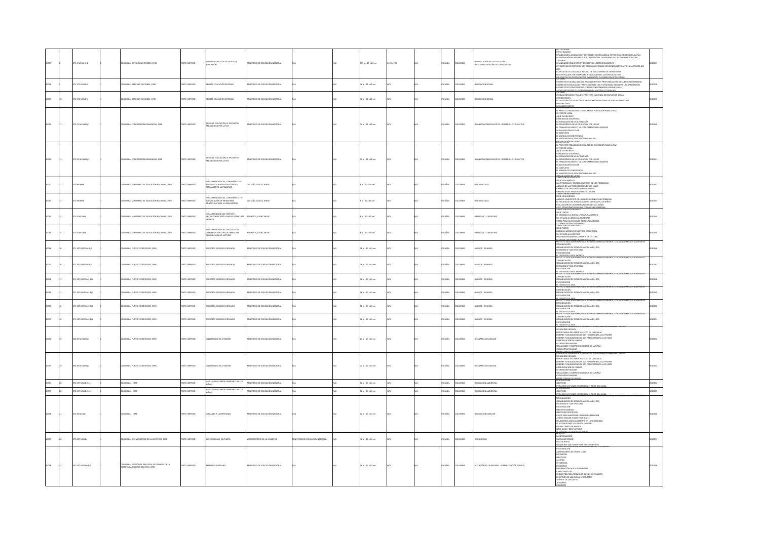| | | | | | | | | | | | | | | | | | | |
|---|---|---|---|---|---|---|---|---|---|---|---|---|---|---|---|---|---|---|
| 10037 | 9 | 379.1 M554r Ej. 2 | 2 | COLOMBIA: IMPRENAL EDITORES, 1998 | TEXTO IMPRESO | EDU.CO : REVISTA DE ESTUDIOS EN EDUCACIÓN | MINISTERIO DE EDUCACIÓN NACIONAL | N/A | N/A | 175 p. ; 17 x 24 cm | 0123-4706 | N/A | N/A | ESPAÑOL | COLOMBIA | FINANCIACIÓN DE LA EDUCACIÓN - DESCENTRALIZACIÓN DE LA EDUCACIÓN | PRESENTACIÓN<br>INVESTIGACIÓN<br>FINANCIACIÓN, ASIGNACIÓN Y GESTIÓN DESCENTRALIZADA: RETOS DE LA POLÍTICA EDUCATIVA<br>LA ASIGNACIÓN DE RECURSOS POR CAPITACIÓN Y LA REFORMA DEL SECTOR EDUCATIVO EN COLOMBIA<br>FINANCIACIÓN EQUITATIVA Y EFICIENTE DEL SECTOR EDUCATIVO<br>ESTRUCTURA DE COSTOS DE LOS COLEGIOS OFICIALES CON RENDIMIENTO ALTO EN LA PRUEBA DEL ICFES<br>LA EFICACIA DE LA ESCUELA: EL CASO DE LOS ALUMNOS DE GRADO ONCE<br>DESCENTRALIZACIÓN FINANCIERA Y EQUIDAD EN EL SECTOR EDUCATIVO<br>SOCIEDAD, DESARROLLO Y EDUCACIÓN: EVALUACIÓN Y ELABORACIÓN DE ESTUDIOS | 0010037 |
| 10038 | 9 | 372.372 M554r1 | 1 | COLOMBIA: GENERAR EDICIONES, 1998 | TEXTO IMPRESO | REVISTA EDUCACIÓN INTEGRAL | MINISTERIO DE EDUCACIÓN NACIONAL | N/A | N/A | 36 p. ; 21 x 28 cm | N/A | N/A | N/A | ESPAÑOL | COLOMBIA | EDUCACIÓN SEXUAL | EDITORIAL<br>PROYECTO DE GLOBALIZACIÓN, AFIANZAMIENTO Y PROFUNDIZACIÓN DE LA EDUCACIÓN SEXUAL<br>PROYECTO DE EDUCACIÓN Y PREVENCIÓN DE LAS ETS/VIH/SIDA, MEDIANTE LA CAPACITACIÓN<br>PROYECTO DE CAPACITACIÓN Y FORMACIÓN DE MADRES COMUNITARIAS<br>APOYOS PEDAGÓGICOS ELABORADOS CON MATERIAL DE DERECHO | 0010038 |
| 10039 | 10 | 372.372 M554r5 | 1 | COLOMBIA: GENERAR EDICIONES, 1998 | TEXTO IMPRESO | REVISTA EDUCACIÓN INTEGRAL | MINISTERIO DE EDUCACIÓN NACIONAL | N/A | N/A | 32 p. ; 21 x 28 cm | N/A | N/A | N/A | ESPAÑOL | COLOMBIA | EDUCACIÓN SEXUAL | EDITORIAL<br>FUNDAMENTACIÓN ÉTICA DEL PROYECTO NACIONAL DE EDUCACIÓN SEXUAL<br>INTRODUCCIÓN<br>ESTRUCTURA ÉTICA ESPECÍFICA DEL PROYECTO NACIONAL DE EDUCACIÓN SEXUAL<br>LOS OBJETIVOS<br>LOS LINEAMIENTOS | 0010039 |
| 10040 | 11 | 370.11 M554d Ej. 1 | 1 | COLOMBIA: CORPORACIÓN CONVIVENCIAR, 1998 | TEXTO IMPRESO | DESDE LA EDUCACIÓN, EL PROYECTO PEDAGÓGICO POR LA PAZ | MINISTERIO DE EDUCACIÓN NACIONAL | N/A | N/A | 11 p. ; 21 x 28 cm | N/A | N/A | N/A | ESPAÑOL | COLOMBIA | PLANIFICACIÓN EDUCATIVA - DESARROLLO EDUCATIVO | EL PROYECTO PEDAGÓGICO DE LA RED DE EDUCACIÓN PARA LA PAZ<br>REFERENTE LEGAL<br>¿QUÉ ES UNA RED?<br>COMUNIDAD ACADÉMICA<br>LA FORMACIÓN EN LA AUTONOMÍA<br>LA DEMOCRACIA EN LA EDUCACIÓN POR LA PAZ<br>EL TRABAJO EN GRUPO Y LA CONFORMACIÓN DE EQUIPOS<br>LA EVALUACIÓN ESCOLAR<br>EL CONFLICTO<br>EL MANUAL DE CONVIVENCIA<br>EL MAESTRO EN LA EDUCACIÓN PARA LA PAZ<br>ORGANIZACIÓN DE LA RED | 0010040 |
| 10041 | 11 | 370.11 M554d Ej. 2 | 2 | COLOMBIA: CORPORACIÓN CONVIVENCIAR, 1998 | TEXTO IMPRESO | DESDE LA EDUCACIÓN, EL PROYECTO PEDAGÓGICO POR LA PAZ | MINISTERIO DE EDUCACIÓN NACIONAL | N/A | N/A | 11 p. ; 21 x 28 cm | N/A | N/A | N/A | ESPAÑOL | COLOMBIA | PLANIFICACIÓN EDUCATIVA - DESARROLLO EDUCATIVO | EL PROYECTO PEDAGÓGICO DE LA RED DE EDUCACIÓN PARA LA PAZ<br>REFERENTE LEGAL<br>¿QUÉ ES UNA RED?<br>COMUNIDAD ACADÉMICA<br>LA FORMACIÓN EN LA AUTONOMÍA<br>LA DEMOCRACIA EN LA EDUCACIÓN POR LA PAZ<br>EL TRABAJO EN GRUPO Y LA CONFORMACIÓN DE EQUIPOS<br>LA EVALUACIÓN ESCOLAR<br>EL CONFLICTO<br>EL MANUAL DE CONVIVENCIA<br>EL MAESTRO EN LA EDUCACIÓN PARA LA PAZ<br>ORGANIZACIÓN DE LA RED | 0010041 |
| 10042 | 12 | 510 M554h9 | 1 | COLOMBIA: MINISTERIO DE EDUCACIÓN NACIONAL, 1999 | TEXTO IMPRESO | HOJAS PEDAGÓGICAS, LO NUMÉRICO 9 : ALGO MÁS SOBRE EVALUACIÓN DEL PENSAMIENTO MATEMÁTICO | CASTAÑO GARCÍA, JORGE | N/A | N/A | 8 p. ; 20 x 26 cm | N/A | N/A | N/A | ESPAÑOL | COLOMBIA | MATEMÁTICAS | COLECCIÓN EN LA MATEMÁTICA<br>SERIE LO NUMÉRICO<br>LAS TIPOLOGÍAS Y JERARQUIZACIONES DE LOS PROBLEMAS<br>ANÁLISIS DE LAS PRODUCCIONES DE LOS NIÑOS<br>EJEMPLOS DE TIPOLOGÍAS JERARQUIZADAS<br>MIRADAS A QUE INVESTIGO HAGAN MEJOR | 0010042 |
| 10043 | 13 | 510 M554h9 | 1 | COLOMBIA: MINISTERIO DE EDUCACIÓN NACIONAL, 1999 | TEXTO IMPRESO | HOJAS PEDAGÓGICAS, LO NUMÉRICO 10 : FORMULACIÓN DE PROBLEMAS MULTIPLICATIVOS, SU EVALUACIÓN | CASTAÑO GARCÍA, JORGE | N/A | N/A | 8 p. ; 20 x 26 cm | N/A | N/A | N/A | ESPAÑOL | COLOMBIA | MATEMÁTICAS | COLECCIÓN EN LA MATEMÁTICA<br>SERIE LO NUMÉRICO<br>ANÁLISIS LINGÜÍSTICO DE LA ENUNCIACIÓN DE UN PROBLEMA<br>EL ESTUDIO DE LAS FORMULACIONES QUE HACEN LOS NIÑOS<br>EVALUACIÓN DE LAS FORMULACIONES DE LOS NIÑOS<br>CREO SITUACIONES PARA QUE FORMULEN PROBLEMAS | 0010043 |
| 10044 | 14 | 372.6 M554h8 | 1 | COLOMBIA: MINISTERIO DE EDUCACIÓN NACIONAL, 1999 | TEXTO IMPRESO | HOJAS PEDAGÓGICAS, TEXTOS 9 : INICIACIÓN LECTORA Y NUEVA LITERATURA INFANTIL | NEGRET P., JUAN CARLOS | N/A | N/A | 8 p. ; 20 x 26 cm | N/A | N/A | N/A | ESPAÑOL | COLOMBIA | LENGUAJE - LITERATURA | COLECCIÓN EN LENGUAJE<br>SERIE TEXTOS<br>EL ORIGEN DE LA NUEVA LITERATURA INFANTIL<br>UN METALEN LIBROS CAUTIVADORES<br>PISTAS PARA SELECCIONAR TEXTOS PARA NIÑOS<br>¿Y DÓNDE ESTÁN ESOS LIBROS? | 0010044 |
| 10045 | 15 | 372.6 M554h9 | 1 | COLOMBIA: MINISTERIO DE EDUCACIÓN NACIONAL, 1999 | TEXTO IMPRESO | HOJAS PEDAGÓGICAS, TEXTOS 10 : LA CONVERSACIÓN CON LOS LIBROS: UN CAMINO HACIA LA LECTURA | NEGRET P., JUAN CARLOS | N/A | N/A | 8 p. ; 20 x 26 cm | N/A | N/A | N/A | ESPAÑOL | COLOMBIA | LENGUAJE - LITERATURA | COLECCIÓN EN LENGUAJE<br>SERIE TEXTOS<br>HACIA UN MODELO DE LECTURA CONVERSORAL<br>UN METALEN A LA LECTURA<br>HACIENDO PROBLEMÁTICAMENTE LA LECTURA<br>LA VOZ DE UN ENSAMBLE PADRE DE FAMILIA | 0010045 |
| 10046 | 16 | 371.307 8 M554n Ej. 1 | 1 | COLOMBIA: PUNTO EXE EDITORES, 1998 | TEXTO IMPRESO | NUESTROS JUEGOS DE INFANCIA | MINISTERIO DE EDUCACIÓN NACIONAL | N/A | N/A | 18 p. ; 17 x 24 cm | N/A | N/A | N/A | ESPAÑOL | COLOMBIA | JUEGOS - INFANCIA | PROYECTO EDUCACIÓN INFORMAL SOBRE DESARROLLO INFANTIL, UTILIZANDO MEDIOS MASIVOS DE COMUNICACIÓN<br>ORGANIZACIÓN DE ESTADOS AMERICANOS, OEA<br>LOCALIDAD 4ª SAN CRISTÓBAL<br>PRESENTACIÓN<br>EL JUEGO EN LA VIDA INFANTIL | 0010046 |
| 10047 | 16 | 371.307 8 M554n Ej. 2 | 2 | COLOMBIA: PUNTO EXE EDITORES, 1998 | TEXTO IMPRESO | NUESTROS JUEGOS DE INFANCIA | MINISTERIO DE EDUCACIÓN NACIONAL | N/A | N/A | 18 p. ; 17 x 24 cm | N/A | N/A | N/A | ESPAÑOL | COLOMBIA | JUEGOS - INFANCIA | PROYECTO EDUCACIÓN INFORMAL SOBRE DESARROLLO INFANTIL, UTILIZANDO MEDIOS MASIVOS DE COMUNICACIÓN<br>ORGANIZACIÓN DE ESTADOS AMERICANOS, OEA<br>LOCALIDAD 4ª SAN CRISTÓBAL<br>PRESENTACIÓN<br>EL JUEGO EN LA VIDA INFANTIL | 0010047 |
| 10048 | 17 | 371.307 8 M554n1 Ej.1 | 1 | COLOMBIA: PUNTO EXE EDITORES, 1998 | TEXTO IMPRESO | NUESTROS JUEGOS DE INFANCIA | MINISTERIO DE EDUCACIÓN NACIONAL | N/A | N/A | 18 p. ; 17 x 24 cm | N/A | N/A | N/A | ESPAÑOL | COLOMBIA | JUEGOS - INFANCIA | PROYECTO EDUCACIÓN INFORMAL SOBRE DESARROLLO INFANTIL, UTILIZANDO MEDIOS MASIVOS DE COMUNICACIÓN<br>ORGANIZACIÓN DE ESTADOS AMERICANOS, OEA<br>PRESENTACIÓN<br>EL JUEGO DE LA VIDA | 0010048 |
| 10049 | 17 | 371.307 8 M554n1 Ej.2 | 2 | COLOMBIA: PUNTO EXE EDITORES, 1998 | TEXTO IMPRESO | NUESTROS JUEGOS DE INFANCIA | MINISTERIO DE EDUCACIÓN NACIONAL | N/A | N/A | 18 p. ; 17 x 24 cm | N/A | N/A | N/A | ESPAÑOL | COLOMBIA | JUEGOS - INFANCIA | PROYECTO EDUCACIÓN INFORMAL SOBRE DESARROLLO INFANTIL, UTILIZANDO MEDIOS MASIVOS DE COMUNICACIÓN<br>ORGANIZACIÓN DE ESTADOS AMERICANOS, OEA<br>PRESENTACIÓN<br>EL JUEGO DE LA VIDA | 0010049 |
| 10050 | 18 | 371.307 8 M554n2 Ej.1 | 1 | COLOMBIA: PUNTO EXE EDITORES, 1998 | TEXTO IMPRESO | NUESTROS JUEGOS DE INFANCIA | MINISTERIO DE EDUCACIÓN NACIONAL | N/A | N/A | 18 p. ; 17 x 24 cm | N/A | N/A | N/A | ESPAÑOL | COLOMBIA | JUEGOS - INFANCIA | PROYECTO EDUCACIÓN INFORMAL SOBRE DESARROLLO INFANTIL, UTILIZANDO MEDIOS MASIVOS DE COMUNICACIÓN<br>ORGANIZACIÓN DE ESTADOS AMERICANOS, OEA<br>PRESENTACIÓN<br>EL JUEGO DE LA VIDA | 0010050 |
| 10051 | 18 | 371.307 8 M554n2 Ej.2 | 2 | COLOMBIA: PUNTO EXE EDITORES, 1998 | TEXTO IMPRESO | NUESTROS JUEGOS DE INFANCIA | MINISTERIO DE EDUCACIÓN NACIONAL | N/A | N/A | 18 p. ; 17 x 24 cm | N/A | N/A | N/A | ESPAÑOL | COLOMBIA | JUEGOS - INFANCIA | PROYECTO EDUCACIÓN INFORMAL SOBRE DESARROLLO INFANTIL, UTILIZANDO MEDIOS MASIVOS DE COMUNICACIÓN<br>ORGANIZACIÓN DE ESTADOS AMERICANOS, OEA<br>PRESENTACIÓN<br>EL JUEGO DE LA VIDA | 0010051 |
| 10052 | 19 | 306.85 M554ll Ej. 1 | 1 | COLOMBIA: PUNTO EXE EDITORES, 1998 | TEXTO IMPRESO | UN LLAMADO DE ATENCIÓN | MINISTERIO DE EDUCACIÓN NACIONAL | N/A | N/A | 24 p. ; 17 x 24 cm | N/A | N/A | N/A | ESPAÑOL | COLOMBIA | DESARROLLO FAMILIAR | SEXUALIDAD INFANTIL<br>IMPORTANCIA DEL AMOR Y AFECTO EN LA FAMILIA<br>DEBERES Y OBLIGACIONES DE LOS HIJOS FRENTE A LOS PADRES<br>DEBERES Y OBLIGACIONES DE LOS PADRES FRENTE A LOS HIJOS<br>COMUNICACIÓN EN FAMILIA<br>RECREACIÓN FAMILIAR<br>SITUACIONES Y COMPORTAMIENTOS DE LA NIÑEZ<br>CRISIS INTRA FAMILIAR<br>MADRE CABEZA DE FAMILIA | 0010052 |
| 10053 | 19 | 306.85 M554ll Ej. 2 | 2 | COLOMBIA: PUNTO EXE EDITORES, 1998 | TEXTO IMPRESO | UN LLAMADO DE ATENCIÓN | MINISTERIO DE EDUCACIÓN NACIONAL | N/A | N/A | 24 p. ; 17 x 24 cm | N/A | N/A | N/A | ESPAÑOL | COLOMBIA | DESARROLLO FAMILIAR | SEXUALIDAD INFANTIL<br>IMPORTANCIA DEL AMOR Y AFECTO EN LA FAMILIA<br>DEBERES Y OBLIGACIONES DE LOS HIJOS FRENTE A LOS PADRES<br>DEBERES Y OBLIGACIONES DE LOS PADRES FRENTE A LOS HIJOS<br>COMUNICACIÓN EN FAMILIA<br>RECREACIÓN FAMILIAR<br>SITUACIONES Y COMPORTAMIENTOS DE LA NIÑEZ<br>CRISIS INTRA FAMILIAR<br>MADRE CABEZA DE FAMILIA | 0010053 |
| 10054 | 20 | 372.357 M554h Ej. 1 | 1 | COLOMBIA: , 1998 | TEXTO IMPRESO | HABLEMOS DEL MEDIO AMBIENTE DE LOS NIÑOS | MINISTERIO DE EDUCACIÓN NACIONAL | N/A | N/A | 12 p. ; 17 x 24 cm | N/A | N/A | N/A | ESPAÑOL | COLOMBIA | EDUCACIÓN AMBIENTAL | INTRODUCCIÓN<br>OBJETIVOS<br>RUTA QUE LOS NIÑOS JUEGEN CON EL AGUA DEL CANAL | 0010054 |
| 10055 | 20 | 372.357 M554h Ej. 2 | 2 | COLOMBIA: , 1998 | TEXTO IMPRESO | HABLEMOS DEL MEDIO AMBIENTE DE LOS NIÑOS | MINISTERIO DE EDUCACIÓN NACIONAL | N/A | N/A | 12 p. ; 17 x 24 cm | N/A | N/A | N/A | ESPAÑOL | COLOMBIA | EDUCACIÓN AMBIENTAL | INTRODUCCIÓN<br>OBJETIVOS<br>RUTA QUE LOS NIÑOS JUEGEN CON EL AGUA DEL CANAL | 0010055 |
| 10056 | 21 | 372.82 M554c | 1 | COLOMBIA: , 1998 | TEXTO IMPRESO | UN CANTO A LA ESPERANZA | MINISTERIO DE EDUCACIÓN NACIONAL | OEA | N/A | 12 p. ; 17 x 24 cm | N/A | N/A | N/A | ESPAÑOL | COLOMBIA | EDUCACIÓN FAMILIAR | PROYECTO EDUCACIÓN INFORMAL SOBRE DESARROLLO INFANTIL, UTILIZANDO MEDIOS MASIVOS DE COMUNICACIÓN<br>ORGANIZACIÓN DE ESTADOS AMERICANOS, OEA<br>LOCALIDAD 4ª SAN CRISTÓBAL<br>PRESENTACIÓN<br>OBJETIVO GENERAL<br>OBJETIVOS ESPECÍFICOS<br>PASOS PARA MANTENER UNA BUENA RELACIÓN<br>¿CÓMO EDUCAR A NUESTROS HIJOS?<br>ASUSQUEMOS ADECUADAMENTE EN LA SEXUALIDAD<br>EL ALCOHOLISMO Y LA DROGA, ¡BASTA!<br>MADRE CABEZA DE FAMILIA<br>NIÑO SANO Y BIEN NUTRIDO<br>LOS DERECHOS DE LOS NIÑOS | 0010056 |
| 10057 | 22 | 371.897 M554p | 1 | COLOMBIA: VICEMINISTERIO DE LA JUVENTUD, 1998 | TEXTO IMPRESO | EL PERIODISMO: QUE NOTA | VICEMINISTERIO DE LA JUVENTUD | MINISTERIO DE EDUCACIÓN NACIONAL | N/A | 32 p. ; 16 x 24 cm | N/A | N/A | N/A | ESPAÑOL | COLOMBIA | PERIODISMO | PRÓLOGO<br>LA INFORMACIÓN<br>MEDIO: IMPRESIÓN<br>CÁPSULA DE RADIO<br>LO QUE HAY QUE SABER PARA HACER UN VIDEO | 0010057 |
| 10058 | 23 | 351.007 M554m Ej. 1 | 1 | COLOMBIA: DIVISIÓN DE PROCESOS EDITORIALES DE LA SECRETARÍA GENERAL DEL ICFES, 1998 | TEXTO IMPRESO | MANUAL CIUDADANO | MINISTERIO DE EDUCACIÓN NACIONAL | N/A | N/A | 15 p. ; 17 x 24 cm | N/A | N/A | N/A | ESPAÑOL | COLOMBIA | ATENCIÓN AL CIUDADANO - ADMINISTRACIÓN PÚBLICA | PRESENTACIÓN<br>ANTECEDENTES DE ORDEN LEGAL<br>DEFINICIÓN<br>OBJETIVOS<br>ALCANCE<br>ESTRATEGIA<br>FUNCIONES<br>INFORMACIÓN QUE SE SUMINISTRA<br>CARACTERÍSTICAS<br>REQUISITOS PARA FORMULAR QUEJAS Y RECLAMOS<br>RECEPCIÓN DE LAS QUEJAS Y RECLAMOS<br>TRÁMITE DE LAS QUEJAS<br>TÉRMINOS<br>ENTIDADES | 0010058 |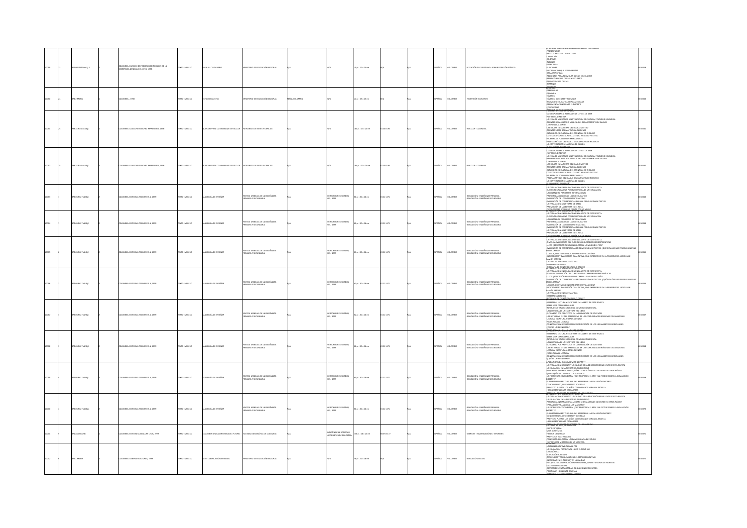| | | | | | | | | | | | | | | | | | |
|---|---|---|---|---|---|---|---|---|---|---|---|---|---|---|---|---|---|
| 10059 | 23 | 351.007 M534m Ej.2 | 1 | COLOMBIA: DIVISIÓN DE PROCESOS EDITORIALES DE LA SECRETARÍA GENERAL DEL ICFES, 1998 | TEXTO IMPRESO | MANUAL CIUDADANO | MINISTERIO DE EDUCACIÓN NACIONAL | N/A | N/A | 15 p. : 17 x 24 cm | N/A | N/A | ESPAÑOL | COLOMBIA | ATENCIÓN AL CIUDADANO - ADMINISTRACIÓN PÚBLICA | PRESENTACIÓN<br>ANTECEDENTES DE ORDEN LEGAL<br>DEFINICIÓN<br>OBJETIVOS<br>ALCANCE<br>ESTRATEGIA<br>FUNCIONES<br>INFORMACIÓN QUE SE SUMINISTRA<br>CARACTERÍSTICAS<br>REQUISITOS PARA FORMULAR QUEJAS Y RECLAMOS<br>RECEPCIÓN DE LAS QUEJAS Y RECLAMOS<br>TRÁMITE DE LAS QUEJAS<br>TÉRMINOS | 0010059 |
| 10060 | 24 | 374.2 M534e | 1 | COLOMBIA: , 1998 | TEXTO IMPRESO | ESPACIO MAESTRO | MINISTERIO DE EDUCACIÓN NACIONAL | SEÑAL COLOMBIA | N/A | 21 p. : 19 x 25 cm | N/A | N/A | ESPAÑOL | COLOMBIA | TELEVISIÓN EDUCATIVA | PREESCOLAR<br>PRIMARIA<br>JÓVENES<br>JÓVENES, DOCENTES Y ALUMNOS<br>TELEVISIÓN EDUCATIVA IBEROAMERICANA<br>RECOMENDACIONES PARA EL DOCENTE<br>¿QUÉ OPINA?<br>PARRILLA DE PROGRAMACIÓN | 0010060 |
| 10061 | 25 | 793.31 P348n13 Ej.1 | 1 | COLOMBIA: CAMACHO SANCHEZ IMPRESORES, 1998 | TEXTO IMPRESO | NUEVA REVISTA COLOMBIANA DE FOLCLOR | PATRONATO DE ARTES Y CIENCIAS | N/A | N/A | 284 p. : 17 x 24 cm | 0120-8195 | N/A | ESPAÑOL | COLOMBIA | FOLCLOR - COLOMBIA | CORRESPONDENCIA ACERCA DE LA LEY 433 DE 1998<br>NOTAS DEL DIRECTOR<br>LA FERIA DE MANIZALES, UNA TRADICIÓN DE CULTURA, FOLCLOR E HIDALGUÍA<br>APUNTES DE LA HISTORIA MUSICAL DEL DEPARTAMENTO DE CALDAS<br>LEYENDAS CALDENSES<br>LAS BRUJAS EN LA TIERRA DEL DIABLO MESTIZO<br>APUNTES SOBRE BROMATOLOGÍA CALDENSE<br>ESTUDIO SOCIOCULTURAL DEL CARNAVAL DE RIOSUCIO<br>COREOGRAFÍA PARA EL PASILLO LENTO Y PASILLO FIESTERO<br>MUESTRA DE FOLCLOR DE MANIZALES<br>FACETAS MÍTICAS DEL DIABLO DEL CARNAVAL DE RIOSUCIO<br>LA CONVERSACIÓN Y LAS RIÑAS DE GALLOS<br>EL SOMBRERO AGUADEÑO | 0010061 |
| 10062 | 25 | 793.31 P348n13 Ej.2 | 1 | COLOMBIA: CAMACHO SANCHEZ IMPRESORES, 1998 | TEXTO IMPRESO | NUEVA REVISTA COLOMBIANA DE FOLCLOR | PATRONATO DE ARTES Y CIENCIAS | N/A | N/A | 284 p. : 17 x 24 cm | 0120-8195 | N/A | ESPAÑOL | COLOMBIA | FOLCLOR - COLOMBIA | CORRESPONDENCIA ACERCA DE LA LEY 433 DE 1998<br>NOTAS DEL DIRECTOR<br>LA FERIA DE MANIZALES, UNA TRADICIÓN DE CULTURA, FOLCLOR E HIDALGUÍA<br>APUNTES DE LA HISTORIA MUSICAL DEL DEPARTAMENTO DE CALDAS<br>LEYENDAS CALDENSES<br>LAS BRUJAS EN LA TIERRA DEL DIABLO MESTIZO<br>APUNTES SOBRE BROMATOLOGÍA CALDENSE<br>ESTUDIO SOCIOCULTURAL DEL CARNAVAL DE RIOSUCIO<br>COREOGRAFÍA PARA EL PASILLO LENTO Y PASILLO FIESTERO<br>MUESTRA DE FOLCLOR DE MANIZALES<br>FACETAS MÍTICAS DEL DIABLO DEL CARNAVAL DE RIOSUCIO<br>LA CONVERSACIÓN Y LAS RIÑAS DE GALLOS<br>EL SOMBRERO AGUADEÑO | 0010062 |
| 10063 | 1 | 372.05 R427a40 Ej.1 | 2 | COLOMBIA: EDITORIAL TERAMPRE S.A., 1999 | TEXTO IMPRESO | LA ALEGRÍA DE ENSEÑAR | REVISTA MENSUAL DE LA ENSEÑANZA PRIMARIA Y SECUNDARIA | N/A | DERECHOS RESERVADOS, FES, 1999 | 80 p. : 20 x 28 cm | 0121-1471 | N/A | ESPAÑOL | COLOMBIA | EDUCACIÓN - ENSEÑANZA PRIMARIA<br>EDUCACIÓN - ENSEÑANZA SECUNDARIA | LA EVALUACIÓN EN EDUCACIÓN EN LA LENTE DE ESTA REVISTA<br>ELEMENTOS PARA UNA POSIBLE HISTORIA DE LA EVALUACIÓN<br>UN VISTAZO AL PANORAMA INTERNACIONAL<br>FACTORES ASOCIADOS AL LOGRO EDUCATIVO<br>EVALUACIÓN DE LOGROS EN MATEMÁTICAS<br>EVALUACIÓN DE COMPETENCIAS PARA LA PRODUCCIÓN DE TEXTOS<br>LA EVALUACIÓN: UNA TORRE DE BABEL<br>PROMOCIÓN DE LA LECTURA EN EL AULA | 0010063 |
| 10064 | 1 | 372.05 R427a40 Ej.2 | 2 | COLOMBIA: EDITORIAL TERAMPRE S.A., 1999 | TEXTO IMPRESO | LA ALEGRÍA DE ENSEÑAR | REVISTA MENSUAL DE LA ENSEÑANZA PRIMARIA Y SECUNDARIA | N/A | DERECHOS RESERVADOS, FES, 1999 | 80 p. : 20 x 28 cm | 0121-1471 | N/A | ESPAÑOL | COLOMBIA | EDUCACIÓN - ENSEÑANZA PRIMARIA<br>EDUCACIÓN - ENSEÑANZA SECUNDARIA | LA EVALUACIÓN EN EDUCACIÓN EN LA LENTE DE ESTA REVISTA<br>ELEMENTOS PARA UNA POSIBLE HISTORIA DE LA EVALUACIÓN<br>UN VISTAZO AL PANORAMA INTERNACIONAL<br>FACTORES ASOCIADOS AL LOGRO EDUCATIVO<br>EVALUACIÓN DE LOGROS EN MATEMÁTICAS<br>EVALUACIÓN DE COMPETENCIAS PARA LA PRODUCCIÓN DE TEXTOS<br>LA EVALUACIÓN: UNA TORRE DE BABEL<br>PROMOCIÓN DE LA LECTURA EN EL AULA | 0010064 |
| 10065 | 3 | 372.05 R427a41 Ej.1 | 2 | COLOMBIA: EDITORIAL TERAMPRE S.A., 1999 | TEXTO IMPRESO | LA ALEGRÍA DE ENSEÑAR | REVISTA MENSUAL DE LA ENSEÑANZA PRIMARIA Y SECUNDARIA | N/A | DERECHOS RESERVADOS, FES, 1999 | 81 p. : 20 x 28 cm | 0121-1471 | N/A | ESPAÑOL | COLOMBIA | EDUCACIÓN - ENSEÑANZA PRIMARIA<br>EDUCACIÓN - ENSEÑANZA SECUNDARIA | LA EVALUACIÓN EN EDUCACIÓN EN LA LENTE DE ESTA REVISTA<br>TEMSI: LA EVALUACIÓN DEL CURRÍCULO COLOMBIANO EN MATEMÁTICAS<br>LICEO: ¿EDUCACIÓN RURAL EN COLOMBIA: LA MEJOR DEL PAÍS?<br>EVALUACIÓN DE COMPETENCIAS EN COMPRENSIÓN DE TEXTOS. ¿QUÉ EVALÚAN LAS PRUEBAS MASIVAS EN COLOMBIA?<br>¿LOGROS, OBJETIVOS O INDICADORES DE EVALUACIÓN?<br>INDICADORES Y EVALUACIÓN CUALITATIVA, UNA EXPERIENCIA EN LA PRIMARIA DEL LICEO JUAN RAMÓN JIMÉNEZ<br>LA EVALUACIÓN EN MATEMÁTICAS<br>MAESTROS LECTORES<br>BIOGRAFÍA DE CIENTÍFICOS PABLO OROZCO | 0010065 |
| 10066 | 3 | 372.05 R427a41 Ej.2 | 2 | COLOMBIA: EDITORIAL TERAMPRE S.A., 1999 | TEXTO IMPRESO | LA ALEGRÍA DE ENSEÑAR | REVISTA MENSUAL DE LA ENSEÑANZA PRIMARIA Y SECUNDARIA | N/A | DERECHOS RESERVADOS, FES, 1999 | 81 p. : 20 x 28 cm | 0121-1471 | N/A | ESPAÑOL | COLOMBIA | EDUCACIÓN - ENSEÑANZA PRIMARIA<br>EDUCACIÓN - ENSEÑANZA SECUNDARIA | LA EVALUACIÓN EN EDUCACIÓN EN LA LENTE DE ESTA REVISTA<br>TEMSI: LA EVALUACIÓN DEL CURRÍCULO COLOMBIANO EN MATEMÁTICAS<br>LICEO: ¿EDUCACIÓN RURAL EN COLOMBIA: LA MEJOR DEL PAÍS?<br>EVALUACIÓN DE COMPETENCIAS EN COMPRENSIÓN DE TEXTOS. ¿QUÉ EVALÚAN LAS PRUEBAS MASIVAS EN COLOMBIA?<br>¿LOGROS, OBJETIVOS O INDICADORES DE EVALUACIÓN?<br>INDICADORES Y EVALUACIÓN CUALITATIVA, UNA EXPERIENCIA EN LA PRIMARIA DEL LICEO JUAN RAMÓN JIMÉNEZ<br>LA EVALUACIÓN EN MATEMÁTICAS<br>MAESTROS LECTORES<br>BIOGRAFÍA DE CIENTÍFICOS PABLO OROZCO | 0010066 |
| 10067 | 5 | 372.05 R427a42 Ej.1 | 2 | COLOMBIA: EDITORIAL TERAMPRE S.A., 1999 | TEXTO IMPRESO | LA ALEGRÍA DE ENSEÑAR | REVISTA MENSUAL DE LA ENSEÑANZA PRIMARIA Y SECUNDARIA | N/A | DERECHOS RESERVADOS, FES, 1999 | 82 p. : 20 x 28 cm | 0121-1471 | N/A | ESPAÑOL | COLOMBIA | EDUCACIÓN - ENSEÑANZA PRIMARIA<br>EDUCACIÓN - ENSEÑANZA SECUNDARIA | MAESTROS, LECTURA Y ESCRITURA EN LA LENTE DE ESTA REVISTA<br>SABER LEER OTROS LENGUAJES<br>ACTITUDES Y VALORES SOBRE LA COMPOSICIÓN ESCRITA<br>UNA HISTORIA DE LA ESCRITURA Y EL LIBRO<br>EL TRABAJO POR PROYECTOS EN LA FORMACIÓN DE DOCENTES<br>LAS HISTORIAS SIE DEL APRENDIZAJE EN LAS COMUNIDADES INDÍGENAS DEL AMAZONAS<br>LECTURA, ESCRITURA Y OTROS CUENTOS<br>REDES PARA LA LECTURA<br>CONSTRUCCIÓN DE SISTEMAS DE SIGNIFICACIÓN EN LOS LINEAMIENTOS CURRICULARES<br>¿QUÉ ES UN BUEN LIBRO? | 0010067 |
| 10068 | 5 | 372.05 R427a42 Ej.2 | 2 | COLOMBIA: EDITORIAL TERAMPRE S.A., 1999 | TEXTO IMPRESO | LA ALEGRÍA DE ENSEÑAR | REVISTA MENSUAL DE LA ENSEÑANZA PRIMARIA Y SECUNDARIA | N/A | DERECHOS RESERVADOS, FES, 1999 | 82 p. : 20 x 28 cm | 0121-1471 | N/A | ESPAÑOL | COLOMBIA | EDUCACIÓN - ENSEÑANZA PRIMARIA<br>EDUCACIÓN - ENSEÑANZA SECUNDARIA | MAESTROS, LECTURA Y ESCRITURA EN LA LENTE DE ESTA REVISTA<br>SABER LEER OTROS LENGUAJES<br>ACTITUDES Y VALORES SOBRE LA COMPOSICIÓN ESCRITA<br>UNA HISTORIA DE LA ESCRITURA Y EL LIBRO<br>EL TRABAJO POR PROYECTOS EN LA FORMACIÓN DE DOCENTES<br>LAS HISTORIAS SIE DEL APRENDIZAJE EN LAS COMUNIDADES INDÍGENAS DEL AMAZONAS<br>LECTURA, ESCRITURA Y OTROS CUENTOS<br>REDES PARA LA LECTURA<br>CONSTRUCCIÓN DE SISTEMAS DE SIGNIFICACIÓN EN LOS LINEAMIENTOS CURRICULARES<br>¿QUÉ ES UN BUEN LIBRO? | 0010068 |
| 10069 | 1 | 372.05 R427a43 Ej.1 | 2 | COLOMBIA: EDITORIAL TERAMPRE S.A., 1999 | TEXTO IMPRESO | LA ALEGRÍA DE ENSEÑAR | REVISTA MENSUAL DE LA ENSEÑANZA PRIMARIA Y SECUNDARIA | N/A | DERECHOS RESERVADOS, FES, 1999 | 80 p. : 20 x 28 cm | 0121-1471 | N/A | ESPAÑOL | COLOMBIA | EDUCACIÓN - ENSEÑANZA PRIMARIA<br>EDUCACIÓN - ENSEÑANZA SECUNDARIA | LA EVALUACIÓN DOCENTE Y LA CALIDAD DE LA EDUCACIÓN EN LA LENTE DE ESTA REVISTA<br>LA EDUCACIÓN EN LA PUERTA DEL NUEVO SIGLO<br>PANORAMA INTERNACIONAL: ¿CÓMO SE EVALÚAN LOS DOCENTES EN OTROS PAÍSES?<br>¿PARA QUÉ EVALUAMOS A LOS MAESTROS?<br>LA PROPUESTA COLOMBIANA: ¿QUÉ PROPONEN EL MEN Y LA FECODE SOBRE LA EVALUACIÓN DOCENTE?<br>EL FORTALECIMIENTO DEL ROL DEL MAESTRO Y LA EVALUACIÓN DOCENTE<br>CONOCIMIENTO, APRENDIZAJE Y SOCIEDAD<br>PROYECTO PLEYADE: LOS NIÑOS COLOMBIANOS MIRAN LA ESCUELA<br>HERRAMIENTAS PARA SACAMAREAR | 0010069 |
| 10070 | 1 | 372.05 R427a43 Ej.2 | 2 | COLOMBIA: EDITORIAL TERAMPRE S.A., 1999 | TEXTO IMPRESO | LA ALEGRÍA DE ENSEÑAR | REVISTA MENSUAL DE LA ENSEÑANZA PRIMARIA Y SECUNDARIA | N/A | DERECHOS RESERVADOS, FES, 1999 | 80 p. : 20 x 28 cm | 0121-1471 | N/A | ESPAÑOL | COLOMBIA | EDUCACIÓN - ENSEÑANZA PRIMARIA<br>EDUCACIÓN - ENSEÑANZA SECUNDARIA | LA EVALUACIÓN DOCENTE Y LA CALIDAD DE LA EDUCACIÓN EN LA LENTE DE ESTA REVISTA<br>LA EDUCACIÓN EN LA PUERTA DEL NUEVO SIGLO<br>PANORAMA INTERNACIONAL: ¿CÓMO SE EVALÚAN LOS DOCENTES EN OTROS PAÍSES?<br>¿PARA QUÉ EVALUAMOS A LOS MAESTROS?<br>LA PROPUESTA COLOMBIANA: ¿QUÉ PROPONEN EL MEN Y LA FECODE SOBRE LA EVALUACIÓN DOCENTE?<br>EL FORTALECIMIENTO DEL ROL DEL MAESTRO Y LA EVALUACIÓN DOCENTE<br>CONOCIMIENTO, APRENDIZAJE Y SOCIEDAD<br>PROYECTO PLEYADE: LOS NIÑOS COLOMBIANOS MIRAN LA ESCUELA<br>HERRAMIENTAS PARA SACAMAREAR | 0010070 |
| 10071 | 3 | 371.894 S632b | 1 | COLOMBIA: EDITORA GUADALUPE LTDA, 1999 | TEXTO IMPRESO | COLOMBIA: UN CAMINO HACIA EL FUTURO | SOCIEDAD GEOGRÁFICA DE COLOMBIA | N/A | BOLETÍN DE LA SOCIEDAD GEOGRÁFICA DE COLOMBIA | 108 p. : 18 x 25 cm | 0037-8577 | N/A | ESPAÑOL | COLOMBIA | CIENCIAS - INVESTIGACIONES - INFORMES | NOTA EDITORIAL<br>VIDA ACADÉMICA<br>HECHOS CIENTÍFICOS<br>PROYECTOS Y ACTIVIDADES<br>PONENCIAS: COLOMBIA: UN CAMINO HACIA EL FUTURO<br>DIRECTORIO DE MIEMBROS DE LA SOCIEDAD | 0010071 |
| 10072 | 6 | 379.1 M534r | 1 | COLOMBIA: GENERAR EDICIONES, 1999 | TEXTO IMPRESO | REVISTA EDUCACIÓN INTEGRAL | MINISTERIO DE EDUCACIÓN NACIONAL | N/A | N/A | 38 p. : 22 x 28 cm | N/A | N/A | ESPAÑOL | COLOMBIA | EDUCACIÓN SOCIAL | UN PLAN EDUCATIVO PARA LA PAZ<br>LA EDUCACIÓN PROYECTADA HACIA EL SIGLO XXI<br>DIAGNÓSTICO<br>EDUCACIÓN SUPERIOR<br>TENDENCIAS Y PROBLEMÁTICA DEL SECTOR EDUCATIVO<br>INEQUIDAD EN EL ACCESO Y EN LA CALIDAD<br>INEQUITATIVA DISTRIBUCIÓN POR REGIONES, ZONAS Y GRUPOS DE INGRESOS<br>GASTO EN EDUCACIÓN<br>GESTIÓN DESCENTRALIZADA Y ASIGNACIÓN DE RECURSOS<br>POLÍTICAS Y HORIZONTE DEL PLAN<br>ESTRATEGIAS Y PROGRAMAS SECTORES | 0010072 |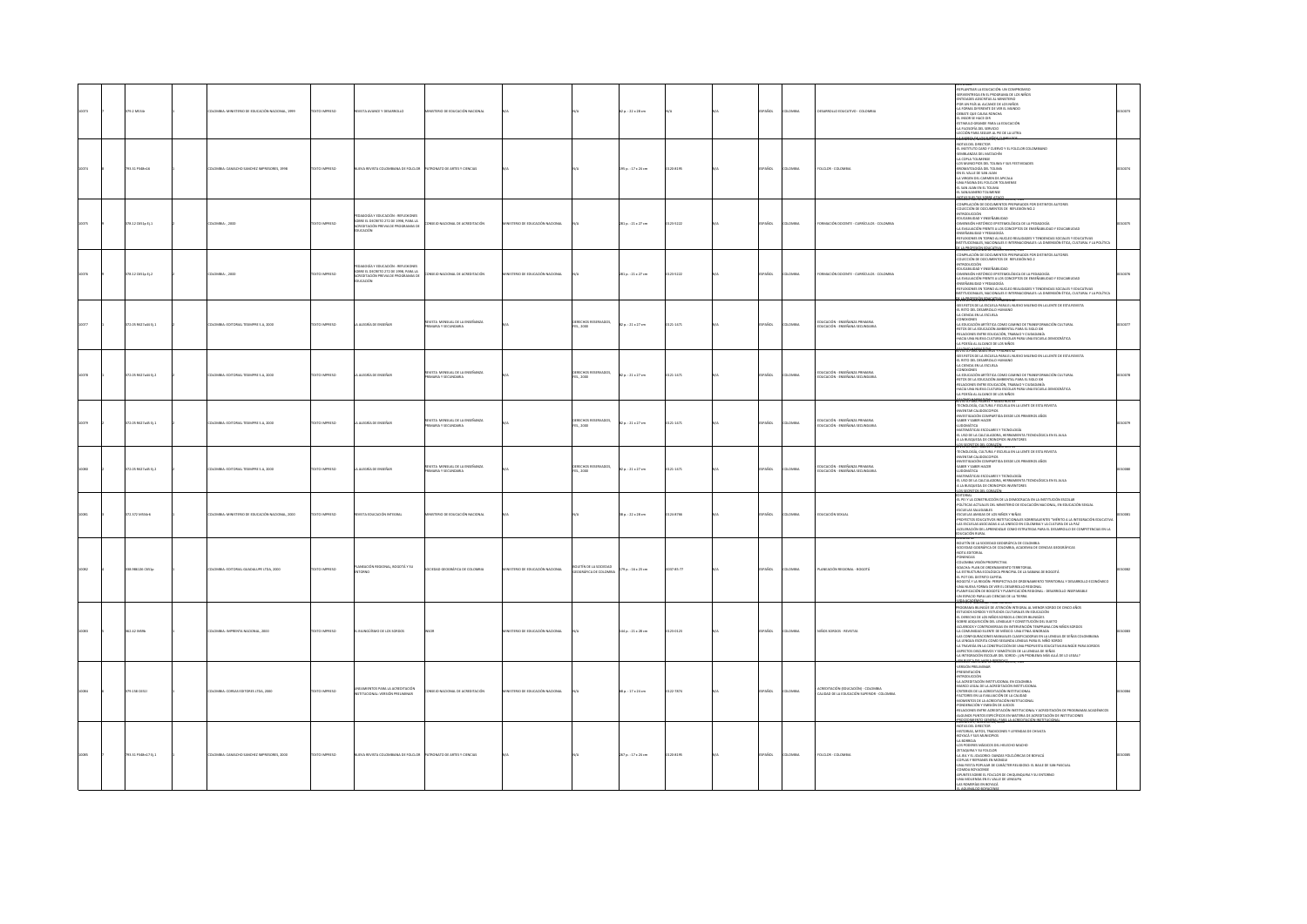| | | | | | | | | | | | | | | | | | | |
|---|---|---|---|---|---|---|---|---|---|---|---|---|---|---|---|---|---|---|
| 10073 | 7 | 379.2 M534r | | 1 | COLOMBIA: MINISTERIO DE EDUCACIÓN NACIONAL, 1999 | TEXTO IMPRESO | REVISTA AVANCE Y DESARROLLO | MINISTERIO DE EDUCACIÓN NACIONAL | N/A | N/A | 62 p. ; 22 x 28 cm | N/A | N/A | ESPAÑOL | COLOMBIA | DESARROLLO EDUCATIVO - COLOMBIA | REPLANTEAR LA EDUCACIÓN: UN COMPROMISO<br>GERONTERAGIA EN EL PROGRAMA DE LOS NIÑOS<br>ENTIDADES ADSCRITAS AL MINISTERIO<br>POR UN PAÍS AL ALCANCE DE LOS NIÑOS<br>LA FORMA DIFERENTE DE VER EL MUNDO<br>DEBATE QUE CAUSA RONCHA<br>EL SABOR SE HACE OIR<br>ESTIMULO GRANDE PARA LA EDUCACIÓN<br>LA FILOSOFÍA DEL SERVICIO<br>LECCIÓN PARA SEGUIR AL PIE DE LA LETRA | 0010073 |
| 10074 | 8 | 793.31 P348n14 | | 1 | COLOMBIA: CAMACHO SANCHEZ IMPRESORES, 1998 | TEXTO IMPRESO | NUEVA REVISTA COLOMBIANA DE FOLCLOR | PATRONATO DE ARTES Y CIENCIAS | N/A | N/A | 195 p. ; 17 x 24 cm | 0120-8195 | N/A | ESPAÑOL | COLOMBIA | FOLCLOR - COLOMBIA | NOTAS DEL DIRECTOR<br>EL INSTITUTO CARO Y CUERVO Y EL FOLCLOR COLOMBIANO<br>SEMBLANZAS DEL MATACHÍN<br>LA COPLA TOLIMENSE<br>LOS MUNICIPIOS DEL TOLIMA Y SUS FESTIVIDADES<br>GROMATOLOGÍA DEL TOLIMA<br>EN EL VALLE DE SAN JUAN<br>LA VIRGEN DEL CARMEN DE APICALÁ<br>UNA PÁGINA DEL FOLCLOR TOLIMENSE<br>EL SAN JUAN EN EL TOLIMA<br>EL SANJUANERO TOLIMENSE<br>NOTAS SUELTAS SOBRE ATAGO | 0010074 |
| 10075 | 9 | 378.12 C691p Ej.1 | | 1 | COLOMBIA: , 2000 | TEXTO IMPRESO | PEDAGOGÍA Y EDUCACIÓN : REFLEXIONES SOBRE EL DECRETO 272 DE 1998, PARA LA ACREDITACIÓN PREVIA DE PROGRAMAS DE EDUCACIÓN | CONSEJO NACIONAL DE ACREDITACIÓN | MINISTERIO DE EDUCACIÓN NACIONAL | N/A | 281 p. ; 21 x 27 cm | 0123-5222 | N/A | ESPAÑOL | COLOMBIA | FORMACIÓN DOCENTE - CURRÍCULOS - COLOMBIA | COMPILACIÓN DE DOCUMENTOS PREPARADOS POR DISTINTOS AUTORES<br>COLECCIÓN DE DOCUMENTOS DE REFLEXIÓN NO.2<br>INTRODUCCIÓN<br>EDUCABILIDAD Y ENSEÑABILIDAD<br>DIMENSIÓN HISTÓRICO EPISTEMOLÓGICA DE LA PEDAGOGÍA<br>LA EVALUACIÓN FRENTE A LOS CONCEPTOS DE ENSEÑABILIDAD Y EDUCABILIDAD<br>ENSEÑABILIDAD Y PEDAGOGÍA<br>REFLEXIONES EN TORNO AL NUCLEO REALIDADES Y TENDENCIAS SOCIALES Y EDUCATIVAS INSTITUCIONALES, NACIONALES E INTERNACIONALES: LA DIMENSIÓN ÉTICA, CULTURAL Y LA POLÍTICA DE LA PROFESIÓN EDUCATIVA | 0010075 |
| 10076 | 10 | 378.12 C691p Ej.2 | | 2 | COLOMBIA: , 2000 | TEXTO IMPRESO | PEDAGOGÍA Y EDUCACIÓN : REFLEXIONES SOBRE EL DECRETO 272 DE 1998, PARA LA ACREDITACIÓN PREVIA DE PROGRAMAS DE EDUCACIÓN | CONSEJO NACIONAL DE ACREDITACIÓN | MINISTERIO DE EDUCACIÓN NACIONAL | N/A | 281 p. ; 21 x 27 cm | 0123-5222 | N/A | ESPAÑOL | COLOMBIA | FORMACIÓN DOCENTE - CURRÍCULOS - COLOMBIA | COMPILACIÓN DE DOCUMENTOS PREPARADOS POR DISTINTOS AUTORES<br>COLECCIÓN DE DOCUMENTOS DE REFLEXIÓN NO.2<br>INTRODUCCIÓN<br>EDUCABILIDAD Y ENSEÑABILIDAD<br>DIMENSIÓN HISTÓRICO EPISTEMOLÓGICA DE LA PEDAGOGÍA<br>LA EVALUACIÓN FRENTE A LOS CONCEPTOS DE ENSEÑABILIDAD Y EDUCABILIDAD<br>ENSEÑABILIDAD Y PEDAGOGÍA<br>REFLEXIONES EN TORNO AL NUCLEO REALIDADES Y TENDENCIAS SOCIALES Y EDUCATIVAS INSTITUCIONALES, NACIONALES E INTERNACIONALES: LA DIMENSIÓN ÉTICA, CULTURAL Y LA POLÍTICA DE LA PROFESIÓN EDUCATIVA | 0010076 |
| 10077 | 11 | 372.05 R627a46 Ej.1 | | 1 | COLOMBIA: EDITORIAL TEMAPRE S.A, 2000 | TEXTO IMPRESO | LA ALEGRÍA DE ENSEÑAR | REVISTA MENSUAL DE LA ENSEÑANZA PRIMARIA Y SECUNDARIA | N/A | DERECHOS RESERVADOS, FES, 2000 | 82 p. ; 21 x 27 cm | 0121-1471 | N/A | ESPAÑOL | COLOMBIA | EDUCACIÓN - ENSEÑANZA PRIMARIA<br>EDUCACIÓN - ENSEÑANZA SECUNDARIA | SECRETOS DE LA ESCUELA PARA EL NUEVO MILENIO EN LA LENTE DE ESTA REVISTA<br>EL RETO DEL DESARROLLO HUMANO<br>LA CIENCIA EN LA ESCUELA<br>CONEXIONES<br>LA EDUCACIÓN ARTÍSTICA COMO CAMINO DE TRANSFORMACIÓN CULTURAL<br>RETOS DE LA EDUCACIÓN AMBIENTAL PARA EL SIGLO XXI<br>RELACIONES ENTRE EDUCACIÓN, TRABAJO Y CIUDADANÍA<br>HACIA UNA NUEVA CULTURA ESCOLAR PARA UNA ESCUELA DEMOCRÁTICA<br>LA POESÍA AL ALCANCE DE LOS NIÑOS | 0010077 |
| 10078 | 12 | 372.05 R627a46 Ej.2 | | 2 | COLOMBIA: EDITORIAL TEMAPRE S.A, 2000 | TEXTO IMPRESO | LA ALEGRÍA DE ENSEÑAR | REVISTA MENSUAL DE LA ENSEÑANZA PRIMARIA Y SECUNDARIA | N/A | DERECHOS RESERVADOS, FES, 2000 | 82 p. ; 21 x 27 cm | 0121-1471 | N/A | ESPAÑOL | COLOMBIA | EDUCACIÓN - ENSEÑANZA PRIMARIA<br>EDUCACIÓN - ENSEÑANZA SECUNDARIA | SECRETOS DE LA ESCUELA PARA EL NUEVO MILENIO EN LA LENTE DE ESTA REVISTA<br>EL RETO DEL DESARROLLO HUMANO<br>LA CIENCIA EN LA ESCUELA<br>CONEXIONES<br>LA EDUCACIÓN ARTÍSTICA COMO CAMINO DE TRANSFORMACIÓN CULTURAL<br>RETOS DE LA EDUCACIÓN AMBIENTAL PARA EL SIGLO XXI<br>RELACIONES ENTRE EDUCACIÓN, TRABAJO Y CIUDADANÍA<br>HACIA UNA NUEVA CULTURA ESCOLAR PARA UNA ESCUELA DEMOCRÁTICA<br>LA POESÍA AL ALCANCE DE LOS NIÑOS | 0010078 |
| 10079 | 13 | 372.05 R627a45 Ej.1 | | 1 | COLOMBIA: EDITORIAL TEMAPRE S.A, 2000 | TEXTO IMPRESO | LA ALEGRÍA DE ENSEÑAR | REVISTA MENSUAL DE LA ENSEÑANZA PRIMARIA Y SECUNDARIA | N/A | DERECHOS RESERVADOS, FES, 2000 | 82 p. ; 21 x 27 cm | 0121-1471 | N/A | ESPAÑOL | COLOMBIA | EDUCACIÓN - ENSEÑANZA PRIMARIA<br>EDUCACIÓN - ENSEÑANZA SECUNDARIA | TECNOLOGÍA, CULTURA Y ESCUELA EN LA LENTE DE ESTA REVISTA<br>INVENTAR CALIDOSCOPIOS<br>INVESTIGACIÓN COMPARTIDA DESDE LOS PRIMEROS AÑOS<br>SABER Y SABER HACER<br>LUDOMÁTICA<br>MATEMÁTICAS ESCOLARES Y TECNOLOGÍA<br>EL USO DE LA CALCULADORA, HERRAMIENTA TECNOLÓGICA EN EL AULA<br>A LA BÚSQUEDA DE CRONOPIOS INVENTORES<br>LOS SECRETOS DEL CORAZÓN | 0010079 |
| 10080 | 14 | 372.05 R627a45 Ej.2 | | 2 | COLOMBIA: EDITORIAL TEMAPRE S.A, 2000 | TEXTO IMPRESO | LA ALEGRÍA DE ENSEÑAR | REVISTA MENSUAL DE LA ENSEÑANZA PRIMARIA Y SECUNDARIA | N/A | DERECHOS RESERVADOS, FES, 2000 | 82 p. ; 21 x 27 cm | 0121-1471 | N/A | ESPAÑOL | COLOMBIA | EDUCACIÓN - ENSEÑANZA PRIMARIA<br>EDUCACIÓN - ENSEÑANZA SECUNDARIA | TECNOLOGÍA, CULTURA Y ESCUELA EN LA LENTE DE ESTA REVISTA<br>INVENTAR CALIDOSCOPIOS<br>INVESTIGACIÓN COMPARTIDA DESDE LOS PRIMEROS AÑOS<br>SABER Y SABER HACER<br>LUDOMÁTICA<br>MATEMÁTICAS ESCOLARES Y TECNOLOGÍA<br>EL USO DE LA CALCULADORA, HERRAMIENTA TECNOLÓGICA EN EL AULA<br>A LA BÚSQUEDA DE CRONOPIOS INVENTORES<br>LOS SECRETOS DEL CORAZÓN | 0010080 |
| 10081 | 15 | 372.372 M534r | | 1 | COLOMBIA: MINISTERIO DE EDUCACIÓN NACIONAL, 2000 | TEXTO IMPRESO | REVISTA EDUCACIÓN INTEGRAL | MINISTERIO DE EDUCACIÓN NACIONAL | N/A | N/A | 38 p. ; 22 x 28 cm | 0120-8788 | N/A | ESPAÑOL | COLOMBIA | EDUCACIÓN SEXUAL | EDITORIAL<br>EL PEI Y LA CONSTRUCCIÓN DE LA DEMOCRACIA EN LA INSTITUCIÓN ESCOLAR<br>POLÍTICAS ACTUALES DEL MINISTERIO DE EDUCACIÓN NACIONAL, EN EDUCACIÓN SEXUAL<br>ESCUELAS SALUDABLES<br>ESCUELAS AMIGAS DE LOS NIÑOS Y NIÑAS<br>PROYECTOS EDUCATIVOS INSTITUCIONALES SOBRESALIENTES "SIENTO A LA INTEGRACIÓN EDUCATIVA"<br>LAS ESCUELAS ASOCIADAS A LA UNESCO EN COLOMBIA Y LA CULTURA DE LA PAZ<br>ACELERACIÓN DEL APRENDIZAJE COMO ESTRATEGIA PARA EL DESARROLLO DE COMPETENCIAS EN LA EDUCACIÓN RURAL | 0010081 |
| 10082 | 16 | 338.986126 C651p | | 1 | COLOMBIA: EDITORIAL GUADALUPE LTDA, 2000 | TEXTO IMPRESO | PLANEACIÓN REGIONAL, BOGOTÁ Y SU ENTORNO | SOCIEDAD GEOGRÁFICA DE COLOMBIA | MINISTERIO DE EDUCACIÓN NACIONAL | BOLETÍN DE LA SOCIEDAD GEOGRÁFICA DE COLOMBIA | 179 p. ; 16 x 23 cm | 0037-85-77 | N/A | ESPAÑOL | COLOMBIA | PLANEACIÓN REGIONAL - BOGOTÁ | BOLETÍN DE LA SOCIEDAD GEOGRÁFICA DE COLOMBIA<br>SOCIEDAD GEOGRÁFICA DE COLOMBIA, ACADEMIA DE CIENCIAS GEOGRÁFICAS<br>NOTA EDITORIAL<br>PONENCIAS<br>COLOMBIA: VISIÓN PROSPECTIVA<br>SOLEDAL: PLAN DE ORDENAMIENTO TERRITORIAL<br>LA ESTRUCTURA ECOLÓGICA PRINCIPAL DE LA SABANA DE BOGOTÁ<br>EL POT DEL DISTRITO CAPITAL<br>BOGOTÁ Y LA REGIÓN: PERSPECTIVA DE ORDENAMIENTO TERRITORIAL Y DESARROLLO ECONÓMICO<br>UNA NUEVA FORMA DE VER EL DESARROLLO REGIONAL<br>PLANIFICACIÓN DE BOGOTÁ Y PLANIFICACIÓN REGIONAL : DESARROLLO INSEPARABLE<br>UN ESPACIO PARA LAS CIENCIAS DE LA TIERRA<br>VIDA ACADÉMICA | 0010082 |
| 10083 | 17 | 362.42 I59b | | 1 | COLOMBIA: IMPRENTA NACIONAL, 2000 | TEXTO IMPRESO | EL BILINGÜISMO DE LOS SORDOS | INSOR | MINISTERIO DE EDUCACIÓN NACIONAL | N/A | 114 p. ; 21 x 28 cm | 0123-0123 | N/A | ESPAÑOL | COLOMBIA | NIÑOS SORDOS - REVISTAS | PROGRAMA BILINGÜE DE ATENCIÓN INTEGRAL AL MENOR SORDO DE CINCO AÑOS<br>ESTUDIOS SORDOS Y ESTUDIOS CULTURALES EN EDUCACIÓN<br>EL DERECHO DE LOS NIÑOS SORDOS A CRECER BILINGÜES<br>SOBRE ADQUISICIÓN DEL LENGUAJE Y CONSTITUCIÓN DEL SUJETO<br>ACUERDOS Y CONTROVERSIAS EN INTERVENCIÓN TEMPRANA CON NIÑOS SORDOS<br>LA COMUNIDAD FUENTE DE MÉXICO: UNA ETNIA MINORADA<br>LAS CONFIGURACIONES MANUALES CLASIFICADORAS EN LA LENGUA DE SEÑAS COLOMBIANA<br>LA LENGUA ESCRITA COMO SEGUNDA LENGUA PARA EL NIÑO SORDO<br>LA TRAVESÍA EN LA CONSTRUCCIÓN DE UNA PROPUESTA EDUCATIVA BILINGÜE PARA SORDOS<br>ASPECTOS DISCURSIVOS Y SEMÁNTICOS DE LA LENGUA DE SEÑAS<br>LA INTEGRACIÓN ESCOLAR DEL SORDO. ¿UN PROBLEMA MÁS ALLÁ DE LO LEGAL?<br>UN BILINGÜISMO PARA SORDOS | 0010083 |
| 10084 | 18 | 379.158 C651l | | 1 | COLOMBIA: CORCAS EDITORES LTDA, 2000 | TEXTO IMPRESO | LINEAMIENTOS PARA LA ACREDITACIÓN INSTITUCIONAL. VERSIÓN PRELIMINAR | CONSEJO NACIONAL DE ACREDITACIÓN | MINISTERIO DE EDUCACIÓN NACIONAL | N/A | 66 p. ; 17 x 24 cm | 0122-7874 | N/A | ESPAÑOL | COLOMBIA | ACREDITACIÓN (EDUCACIÓN) - COLOMBIA<br>CALIDAD DE LA EDUCACIÓN SUPERIOR - COLOMBIA | VERSIÓN PRELIMINAR<br>PRESENTACIÓN<br>INTRODUCCIÓN<br>LA ACREDITACIÓN INSTITUCIONAL EN COLOMBIA<br>MARCO LEGAL DE LA ACREDITACIÓN INSTITUCIONAL<br>CRITERIOS DE LA ACREDITACIÓN INSTITUCIONAL<br>FACTORES EN LA EVALUACIÓN DE LA CALIDAD<br>ELEMENTOS DE LA ACREDITACIÓN INSTITUCIONAL<br>PONDERACIÓN Y EMISIÓN DE JUICIOS<br>RELACIONES ENTRE ACREDITACIÓN INSTITUCIONAL Y ACREDITACIÓN DE PROGRAMAS ACADÉMICOS<br>ALGUNOS PUNTOS ESPECÍFICOS EN MATERIA DE ACREDITACIÓN DE INSTITUCIONES<br>PROCEDIMIENTO GENERAL PARA LA ACREDITACIÓN INSTITUCIONAL | 0010084 |
| 10085 | 19 | 793.31 P348n-c.7 Ej.1 | | 1 | COLOMBIA: CAMACHO SANCHEZ IMPRESORES, 2000 | TEXTO IMPRESO | NUEVA REVISTA COLOMBIANA DE FOLCLOR | PATRONATO DE ARTES Y CIENCIAS | N/A | N/A | 267 p. ; 17 x 24 cm | 0120-8195 | N/A | ESPAÑOL | COLOMBIA | FOLCLOR - COLOMBIA | NOTAS DEL DIRECTOR<br>HISTORIAS, MITOS, TRADICIONES Y LEYENDAS DE CHIVATÁ<br>BOYACÁ Y SUS MUNICIPIOS<br>LA ALMOJÁBANA<br>LOS PODERES MÁGICOS DEL HECHICERO MACHO<br>IZTAQUIRA Y SU FOLCLOR<br>LA JIGA Y EL JOGORRIO: DANZAS FOLCLÓRICAS DE BOYACÁ<br>COPLAS Y REFRANES EN MONIQUIRÁ<br>UNA FIESTA POPULAR DE CARÁCTER RELIGIOSO: EL BAILE DE SAN PASCUAL<br>COMIDA BOYACENSE<br>APUNTES SOBRE EL FOLCLOR DE CHIQUINQUIRÁ Y SU ENTORNO<br>UNA HISTORIA EN EL VALLE DE TENZA<br>LAS ROMERÍAS EN BOYACÁ<br>EL ARCHIVO BOYACENSE | 0010085 |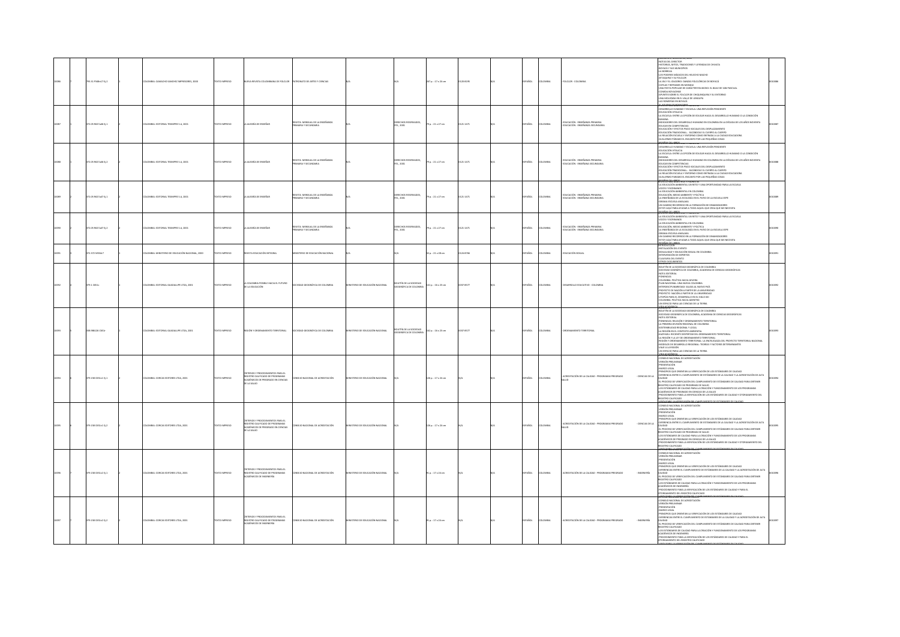| 10086 | 7 | 793.31 P348n 673 j.2 | 1 | COLOMBIA: CAMACHO SANCHEZ IMPRESORES, 2000 | TEXTO IMPRESO | NUEVA REVISTA COLOMBIANA DE FOLCLOR | PATRONATO DE ARTES Y CIENCIAS | N/A | N/A | 287 p. : 17 x 24 cm | 0120-8195 | N/A | ESPAÑOL | COLOMBIA | FOLCLOR - COLOMBIA | NOTA DEL DIRECTOR<br>HISTORIAS, MITOS, TRADICIONES Y LEYENDAS DE CHIVATÁ<br>BOYACÁ Y SUS MUNICIPIOS<br>LA BORRACHA<br>LOS PODERES MÁGICOS DEL HECHIZO MACHO<br>ZETAQUIRA Y SU FOLCLOR<br>LA JOLA Y EL JOLGORIO: DANZAS FOLCLÓRICAS DE BOYACÁ<br>COPLAS Y REFRANES EN MONGUÍ<br>UNA FIESTA POPULAR DE CARÁCTER RELIGIOSO: EL BAILE DE SAN PASCUAL<br>COMIDA BOYACENSE<br>APUNTES SOBRE EL FOLCLOR DE CHIQUINQUIRÁ Y SU ENTORNO<br>UNA RECORRIDA EN EL VALLE DE LENGUPÁ<br>LAS ROMERÍAS EN BOYACÁ | 0010086 |
| 10087 | 1 | 372.05 R427a46 Ej.1 | 1 | COLOMBIA: EDITORIAL TESIMPRE S.A, 2001 | TEXTO IMPRESO | LA ALEGRÍA DE ENSEÑAR | REVISTA MENSUAL DE LA ENSEÑANZA PRIMARIA Y SECUNDARIA | N/A | DERECHOS RESERVADOS, FES, 2001 | 79 p. : 21 x 27 cm | 0121-1471 | N/A | ESPAÑOL | COLOMBIA | EDUCACIÓN - ENSEÑANZA PRIMARIA<br>EDUCACIÓN - ENSEÑANZA SECUNDARIA | DESARROLLO HUMANO Y ESCUELA: UNA REFLEXIÓN PENDIENTE<br>EDUCACIÓN VITALICIA<br>LA ESCUELA: ENTRE LA OPCIÓN DE EDUCAR HACIA EL DESARROLLO HUMANO O LA CONDICIÓN HUMANA<br>INDICADORES DEL DESARROLLO HUMANO EN COLOMBIA EN LA DÉCADA DE LOS AÑOS NOVENTA<br>EDUCAR EN COMPETENCIAS<br>EDUCACIÓN Y EFECTOS PSICO SOCIALES DEL DESPLAZAMIENTO<br>EDUCACIÓN TRADICIONAL... SACÁNDOLE EL CUERPO AL CUERPO<br>LA RELACIÓN ESCUELA Y ENTORNO COMO ENTRADA A LA CIUDAD EDUCADORA<br>GUILLERMO PÁRAMO EL ENCANTO POR LAS PEQUEÑAS COSAS | 0010087 |
| 10088 | 1 | 372.05 R427a46 Ej.2 | 2 | COLOMBIA: EDITORIAL TESIMPRE S.A, 2001 | TEXTO IMPRESO | LA ALEGRÍA DE ENSEÑAR | REVISTA MENSUAL DE LA ENSEÑANZA PRIMARIA Y SECUNDARIA | N/A | DERECHOS RESERVADOS, FES, 2001 | 79 p. : 21 x 27 cm | 0121-1471 | N/A | ESPAÑOL | COLOMBIA | EDUCACIÓN - ENSEÑANZA PRIMARIA<br>EDUCACIÓN - ENSEÑANZA SECUNDARIA | DESARROLLO HUMANO Y ESCUELA: UNA REFLEXIÓN PENDIENTE<br>EDUCACIÓN VITALICIA<br>LA ESCUELA: ENTRE LA OPCIÓN DE EDUCAR HACIA EL DESARROLLO HUMANO O LA CONDICIÓN HUMANA<br>INDICADORES DEL DESARROLLO HUMANO EN COLOMBIA EN LA DÉCADA DE LOS AÑOS NOVENTA<br>EDUCAR EN COMPETENCIAS<br>EDUCACIÓN Y EFECTOS PSICO SOCIALES DEL DESPLAZAMIENTO<br>EDUCACIÓN TRADICIONAL... SACÁNDOLE EL CUERPO AL CUERPO<br>LA RELACIÓN ESCUELA Y ENTORNO COMO ENTRADA A LA CIUDAD EDUCADORA<br>GUILLERMO PÁRAMO EL ENCANTO POR LAS PEQUEÑAS COSAS | 0010088 |
| 10089 | 2 | 372.05 R427a47 Ej.1 | 1 | COLOMBIA: EDITORIAL TESIMPRE S.A, 2001 | TEXTO IMPRESO | LA ALEGRÍA DE ENSEÑAR | REVISTA MENSUAL DE LA ENSEÑANZA PRIMARIA Y SECUNDARIA | N/A | DERECHOS RESERVADOS, FES, 2001 | 79 p. : 21 x 27 cm | 0121-1471 | N/A | ESPAÑOL | COLOMBIA | EDUCACIÓN - ENSEÑANZA PRIMARIA<br>EDUCACIÓN - ENSEÑANZA SECUNDARIA | LA EDUCACIÓN AMBIENTAL UN RETO Y UNA OPORTUNIDAD PARA LA ESCUELA<br>VOCES Y ESCENARIOS<br>LA EDUCACIÓN AMBIENTAL EN COLOMBIA<br>EDUCACIÓN, MEDIO AMBIENTE Y POLÍTICA<br>LA ENSEÑANZA DE LA ECOLOGÍA EN EL PATIO DE LA ESCUELA SEPE<br>ORAMA ESCUELA AMAZAKA<br>UN CAMINO RECORRIDO EN LA FORMACIÓN DE DINAMIZADORES<br>ESTOY AQUÍ PARA AYUDAR A TODO AQUEL QUE CREA QUE ME NECESITA<br>RESEÑA DE LIBROS | 0010089 |
| 10090 | 2 | 372.05 R427a47 Ej.2 | 2 | COLOMBIA: EDITORIAL TESIMPRE S.A, 2001 | TEXTO IMPRESO | LA ALEGRÍA DE ENSEÑAR | REVISTA MENSUAL DE LA ENSEÑANZA PRIMARIA Y SECUNDARIA | N/A | DERECHOS RESERVADOS, FES, 2001 | 79 p. : 21 x 27 cm | 0121-1471 | N/A | ESPAÑOL | COLOMBIA | EDUCACIÓN - ENSEÑANZA PRIMARIA<br>EDUCACIÓN - ENSEÑANZA SECUNDARIA | LA EDUCACIÓN AMBIENTAL UN RETO Y UNA OPORTUNIDAD PARA LA ESCUELA<br>VOCES Y ESCENARIOS<br>LA EDUCACIÓN AMBIENTAL EN COLOMBIA<br>EDUCACIÓN, MEDIO AMBIENTE Y POLÍTICA<br>LA ENSEÑANZA DE LA ECOLOGÍA EN EL PATIO DE LA ESCUELA SEPE<br>ORAMA ESCUELA AMAZAKA<br>UN CAMINO RECORRIDO EN LA FORMACIÓN DE DINAMIZADORES<br>ESTOY AQUÍ PARA AYUDAR A TODO AQUEL QUE CREA QUE ME NECESITA<br>RESEÑA DE LIBROS | 0010090 |
| 10091 | | 372.372 M556r7 | 1 | COLOMBIA: MINISTERIO DE EDUCACIÓN NACIONAL, 2000 | TEXTO IMPRESO | REVISTA EDUCACIÓN INTEGRAL | MINISTERIO DE EDUCACIÓN NACIONAL | N/A | N/A | 32 p. : 21 x 28 cm | 0120-8786 | N/A | ESPAÑOL | COLOMBIA | EDUCACIÓN SEXUAL | INTRODUCCIÓN<br>INSTALACIÓN DEL EVENTO<br>SEXUALIDAD Y EDUCACIÓN SEXUAL EN COLOMBIA<br>INTERVENCIÓN DE EXPERTOS<br>CLAUSURA DEL EVENTO<br>OTROS DOCUMENTOS | 0010091 |
| 10092 | | 379.1 C651c | 1 | COLOMBIA: EDITORIAL GUADALUPE LTDA, 2001 | TEXTO IMPRESO | LA COLOMBIA POSIBLE HACIA EL FUTURO DE LA EDUCACIÓN | SOCIEDAD GEOGRÁFICA DE COLOMBIA | MINISTERIO DE EDUCACIÓN NACIONAL | BOLETÍN DE LA SOCIEDAD GEOGRÁFICA DE COLOMBIA | 141 p. : 16 x 23 cm | 0037-8577 | N/A | ESPAÑOL | COLOMBIA | DESARROLLO EDUCATIVO - COLOMBIA | BOLETÍN DE LA SOCIEDAD GEOGRÁFICA DE COLOMBIA<br>SOCIEDAD GEOGRÁFICA DE COLOMBIA, ACADEMIA DE CIENCIAS GEOGRÁFICAS<br>NOTA EDITORIAL<br>PONENCIAS<br>COLOMBIA: POLÍTICA HACIA AFUERA<br>PLAN NACIONAL: UNA NUEVA COLOMBIA<br>INTERDISCIPLINARIEDAD: SALIDA AL NUEVO PAÍS<br>PROYECTO DE NACIÓN A PARTIR DE LA UNIVERSIDAD<br>PROYECTO NACIÓN A PARTIR DE LA UNIVERSIDAD<br>UTOPÍAS PARA EL DESARROLLO EN EL SIGLO XXI<br>COLOMBIA: POLÍTICA HACIA ADENTRO<br>UN ESPACIO PARA LAS CIENCIAS DE LA TIERRA<br>VIDA ACADÉMICA | 0010092 |
| 10093 | | 388.098126 C651r | 1 | COLOMBIA: EDITORIAL GUADALUPE LTDA, 2001 | TEXTO IMPRESO | REGIÓN Y ORDENAMIENTO TERRITORIAL | SOCIEDAD GEOGRÁFICA DE COLOMBIA | MINISTERIO DE EDUCACIÓN NACIONAL | BOLETÍN DE LA SOCIEDAD GEOGRÁFICA DE COLOMBIA | 162 p. : 16 x 23 cm | 0037-8577 | N/A | ESPAÑOL | COLOMBIA | ORDENAMIENTO TERRITORIAL | BOLETÍN DE LA SOCIEDAD GEOGRÁFICA DE COLOMBIA<br>SOCIEDAD GEOGRÁFICA DE COLOMBIA, ACADEMIA DE CIENCIAS GEOGRÁFICAS<br>NOTA EDITORIAL<br>PONENCIAS: REGIÓN Y ORDENAMIENTO TERRITORIAL<br>LA PRIMERA DIVISIÓN REGIONAL DE COLOMBIA<br>SOSTENIBILIDAD REGIONAL Y LOCAL<br>LA REGIÓN EN EL CONTEXTO AMBIENTAL<br>ANZVIAS E INCIERTO DESPERTAR DEL ORDENAMIENTO TERRITORIAL<br>LA REGIÓN Y LA LEY DE ORDENAMIENTO TERRITORIAL<br>REGIÓN Y ORDENAMIENTO TERRITORIAL: LA ENCRUCIJADA DEL PROYECTO TERRITORIAL NACIONAL<br>MODELOS DE DESARROLLO REGIONAL: TEORÍAS Y FACTORES DETERMINANTES<br>VIAJE A LA REGIÓN<br>UN ESPACIO PARA LAS CIENCIAS DE LA TIERRA<br>VIDA ACADÉMICA | 0010093 |
| 10094 | | 379.158 C631c1 Ej.1 | 1 | COLOMBIA: CORCAS EDITORES LTDA, 2001 | TEXTO IMPRESO | CRITERIOS Y PROCEDIMIENTOS PARA EL REGISTRO CALIFICADO DE PROGRAMAS ACADÉMICOS DE PREGRADO EN CIENCIAS DE LA SALUD | CONSEJO NACIONAL DE ACREDITACIÓN | MINISTERIO DE EDUCACIÓN NACIONAL | N/A | 126 p. : 17 x 24 cm | N/A | N/A | ESPAÑOL | COLOMBIA | ACREDITACIÓN DE LA CALIDAD - PROGRAMAS PREGRADO - CIENCIAS DE LA SALUD | CONSEJO NACIONAL DE ACREDITACIÓN<br>VERSIÓN PRELIMINAR<br>PRESENTACIÓN<br>MARCO LEGAL<br>PRINCIPIOS QUE ORIENTAN LA VERIFICACIÓN DE LOS ESTÁNDARES DE CALIDAD<br>DIFERENCIA ENTRE EL CUMPLIMIENTO DE ESTÁNDARES DE LA CALIDAD Y LA ACREDITACIÓN DE ALTA CALIDAD<br>EL PROCESO DE VERIFICACIÓN DEL CUMPLIMIENTO DE ESTÁNDARES DE CALIDAD PARA OBTENER REGISTRO CALIFICADO DE PROGRAMAS DE SALUD<br>LOS ESTÁNDARES DE CALIDAD PARA LA CREACIÓN Y FUNCIONAMIENTO DE LOS PROGRAMAS ACADÉMICOS DE PREGRADO EN CIENCIAS DE LA SALUD<br>PROCEDIMIENTO PARA LA VERIFICACIÓN DE LOS ESTÁNDARES DE CALIDAD Y OTORGAMIENTO DEL REGISTRO CALIFICADO<br>GUÍA PARA LA VERIFICACIÓN DEL CUMPLIMIENTO DE ESTÁNDARES DE CALIDAD | 0010094 |
| 10095 | | 379.158 C631c1 Ej.2 | 2 | COLOMBIA: CORCAS EDITORES LTDA, 2001 | TEXTO IMPRESO | CRITERIOS Y PROCEDIMIENTOS PARA EL REGISTRO CALIFICADO DE PROGRAMAS ACADÉMICOS DE PREGRADO EN CIENCIAS DE LA SALUD | CONSEJO NACIONAL DE ACREDITACIÓN | MINISTERIO DE EDUCACIÓN NACIONAL | N/A | 126 p. : 17 x 24 cm | N/A | N/A | ESPAÑOL | COLOMBIA | ACREDITACIÓN DE LA CALIDAD - PROGRAMAS PREGRADO - CIENCIAS DE LA SALUD | CONSEJO NACIONAL DE ACREDITACIÓN<br>VERSIÓN PRELIMINAR<br>PRESENTACIÓN<br>MARCO LEGAL<br>PRINCIPIOS QUE ORIENTAN LA VERIFICACIÓN DE LOS ESTÁNDARES DE CALIDAD<br>DIFERENCIA ENTRE EL CUMPLIMIENTO DE ESTÁNDARES DE LA CALIDAD Y LA ACREDITACIÓN DE ALTA CALIDAD<br>EL PROCESO DE VERIFICACIÓN DEL CUMPLIMIENTO DE ESTÁNDARES DE CALIDAD PARA OBTENER REGISTRO CALIFICADO DE PROGRAMAS DE SALUD<br>LOS ESTÁNDARES DE CALIDAD PARA LA CREACIÓN Y FUNCIONAMIENTO DE LOS PROGRAMAS ACADÉMICOS DE PREGRADO EN CIENCIAS DE LA SALUD<br>PROCEDIMIENTO PARA LA VERIFICACIÓN DE LOS ESTÁNDARES DE CALIDAD Y OTORGAMIENTO DEL REGISTRO CALIFICADO<br>GUÍA PARA LA VERIFICACIÓN DEL CUMPLIMIENTO DE ESTÁNDARES DE CALIDAD | 0010095 |
| 10096 | | 379.158 C631c2 Ej.1 | 1 | COLOMBIA: CORCAS EDITORES LTDA, 2001 | TEXTO IMPRESO | CRITERIOS Y PROCEDIMIENTOS PARA EL REGISTRO CALIFICADO DE PROGRAMAS ACADÉMICOS DE INGENIERÍA | CONSEJO NACIONAL DE ACREDITACIÓN | MINISTERIO DE EDUCACIÓN NACIONAL | N/A | 91 p. : 17 x 24 cm | N/A | N/A | ESPAÑOL | COLOMBIA | ACREDITACIÓN DE LA CALIDAD - PROGRAMAS PREGRADO - INGENIERÍA | CONSEJO NACIONAL DE ACREDITACIÓN<br>VERSIÓN PRELIMINAR<br>PRESENTACIÓN<br>MARCO LEGAL<br>PRINCIPIOS QUE ORIENTAN LA VERIFICACIÓN DE LOS ESTÁNDARES DE CALIDAD<br>DIFERENCIAS ENTRE EL CUMPLIMIENTO DE ESTÁNDARES DE LA CALIDAD Y LA ACREDITACIÓN DE ALTA CALIDAD<br>EL PROCESO DE VERIFICACIÓN DEL CUMPLIMIENTO DE ESTÁNDARES DE CALIDAD PARA OBTENER REGISTRO CALIFICADO<br>LOS ESTÁNDARES DE CALIDAD PARA LA CREACIÓN Y FUNCIONAMIENTO DE LOS PROGRAMAS ACADÉMICOS DE INGENIERÍA<br>PROCEDIMIENTO PARA LA VERIFICACIÓN DE LOS ESTÁNDARES DE CALIDAD Y PARA EL OTORGAMIENTO DEL REGISTRO CALIFICADO<br>GUÍA PARA LA VERIFICACIÓN DEL CUMPLIMIENTO DE ESTÁNDARES DE CALIDAD | 0010096 |
| 10097 | | 379.158 C631c2 Ej.2 | 2 | COLOMBIA: CORCAS EDITORES LTDA, 2001 | TEXTO IMPRESO | CRITERIOS Y PROCEDIMIENTOS PARA EL REGISTRO CALIFICADO DE PROGRAMAS ACADÉMICOS DE INGENIERÍA | CONSEJO NACIONAL DE ACREDITACIÓN | MINISTERIO DE EDUCACIÓN NACIONAL | N/A | 95 p. : 17 x 24 cm | N/A | N/A | ESPAÑOL | COLOMBIA | ACREDITACIÓN DE LA CALIDAD - PROGRAMAS PREGRADO - INGENIERÍA | CONSEJO NACIONAL DE ACREDITACIÓN<br>VERSIÓN PRELIMINAR<br>PRESENTACIÓN<br>MARCO LEGAL<br>PRINCIPIOS QUE ORIENTAN LA VERIFICACIÓN DE LOS ESTÁNDARES DE CALIDAD<br>DIFERENCIAS ENTRE EL CUMPLIMIENTO DE ESTÁNDARES DE LA CALIDAD Y LA ACREDITACIÓN DE ALTA CALIDAD<br>EL PROCESO DE VERIFICACIÓN DEL CUMPLIMIENTO DE ESTÁNDARES DE CALIDAD PARA OBTENER REGISTRO CALIFICADO<br>LOS ESTÁNDARES DE CALIDAD PARA LA CREACIÓN Y FUNCIONAMIENTO DE LOS PROGRAMAS ACADÉMICOS DE INGENIERÍA<br>PROCEDIMIENTO PARA LA VERIFICACIÓN DE LOS ESTÁNDARES DE CALIDAD Y PARA EL OTORGAMIENTO DEL REGISTRO CALIFICADO<br>GUÍA PARA LA VERIFICACIÓN DEL CUMPLIMIENTO DE ESTÁNDARES DE CALIDAD | 0010097 |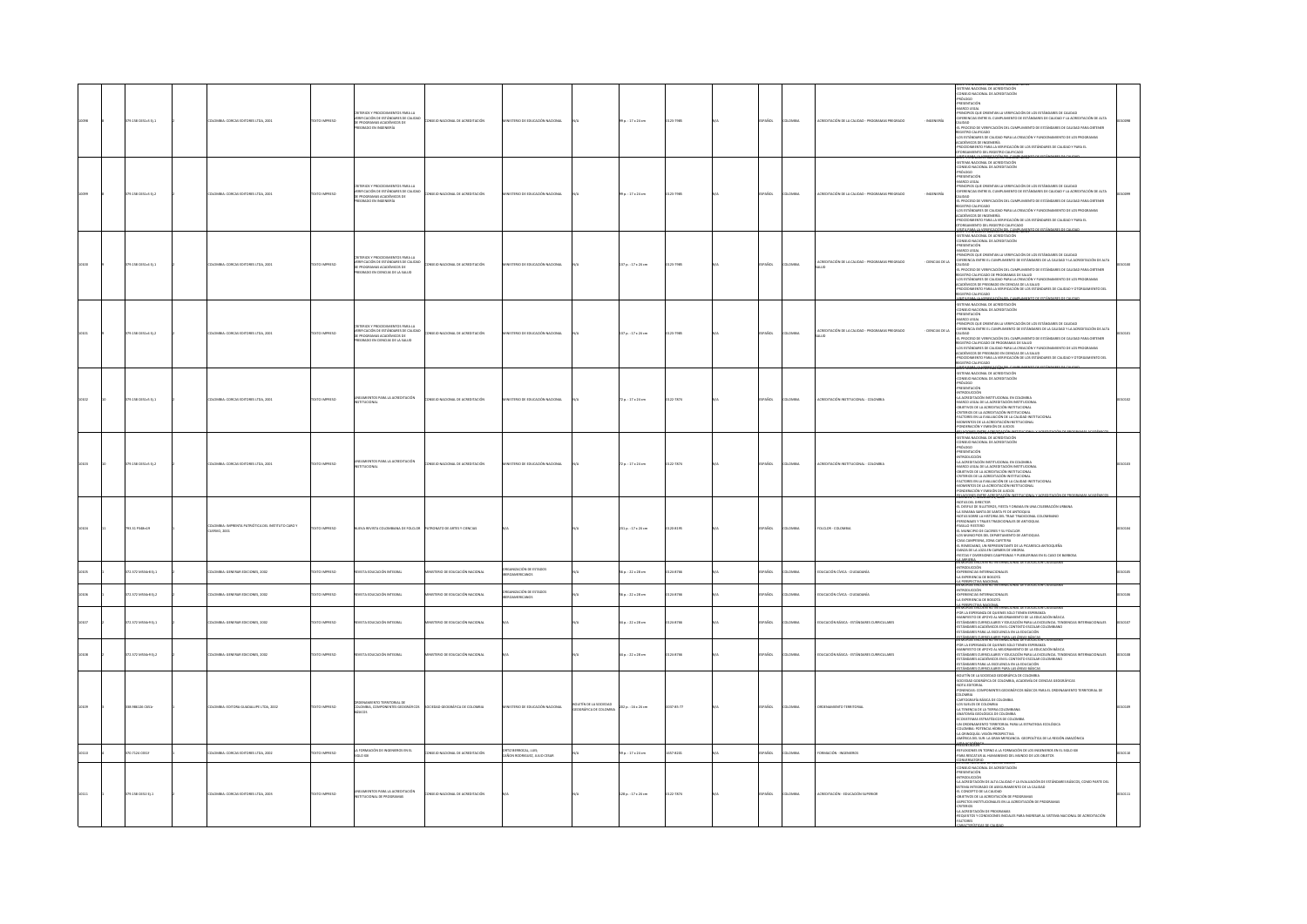| | | | | | | | | | | | | | | | | | | | |
|---|---|---|---|---|---|---|---|---|---|---|---|---|---|---|---|---|---|---|---|
| 10098 | 8 | 379.158 C451c Ej.1 | 1 | | COLOMBIA: CORCAS EDITORES LTDA, 2001 | TEXTO IMPRESO | CRITERIOS Y PROCEDIMIENTOS PARA LA VERIFICACIÓN DE ESTÁNDARES DE CALIDAD DE PROGRAMAS ACADÉMICOS DE PREGRADO EN INGENIERÍA | CONSEJO NACIONAL DE ACREDITACIÓN | MINISTERIO DE EDUCACIÓN NACIONAL | N/A | 99 p. : 17 x 24 cm | 0120-7985 | N/A | ESPAÑOL | COLOMBIA | ACREDITACIÓN DE LA CALIDAD - PROGRAMAS PREGRADO | - INGENIERÍA | SISTEMA NACIONAL DE ACREDITACIÓN<br>CONSEJO NACIONAL DE ACREDITACIÓN<br>PRÓLOGO<br>PRESENTACIÓN<br>MARCO LEGAL<br>PRINCIPIOS QUE ORIENTAN LA VERIFICACIÓN DE LOS ESTÁNDARES DE CALIDAD<br>DIFERENCIAS ENTRE EL CUMPLIMIENTO DE ESTÁNDARES DE CALIDAD Y LA ACREDITACIÓN DE ALTA CALIDAD<br>EL PROCESO DE VERIFICACIÓN DEL CUMPLIMIENTO DE ESTÁNDARES DE CALIDAD PARA OBTENER REGISTRO CALIFICADO<br>LOS ESTÁNDARES DE CALIDAD PARA LA CREACIÓN Y FUNCIONAMIENTO DE LOS PROGRAMAS ACADÉMICOS DE INGENIERÍA<br>PROCEDIMIENTO PARA LA VERIFICACIÓN DE LOS ESTÁNDARES DE CALIDAD Y PARA EL OTORGAMIENTO DEL REGISTRO CALIFICADO<br>VISITAS PARA LA VERIFICACIÓN DEL CUMPLIMIENTO DE ESTÁNDARES DE CALIDAD | 0010098 |
| 10099 | 8 | 379.158 C451c Ej.2 | 2 | | COLOMBIA: CORCAS EDITORES LTDA, 2001 | TEXTO IMPRESO | CRITERIOS Y PROCEDIMIENTOS PARA LA VERIFICACIÓN DE ESTÁNDARES DE CALIDAD DE PROGRAMAS ACADÉMICOS DE PREGRADO EN INGENIERÍA | CONSEJO NACIONAL DE ACREDITACIÓN | MINISTERIO DE EDUCACIÓN NACIONAL | N/A | 99 p. : 17 x 24 cm | 0120-7985 | N/A | ESPAÑOL | COLOMBIA | ACREDITACIÓN DE LA CALIDAD - PROGRAMAS PREGRADO | - INGENIERÍA | SISTEMA NACIONAL DE ACREDITACIÓN<br>CONSEJO NACIONAL DE ACREDITACIÓN<br>PRÓLOGO<br>PRESENTACIÓN<br>MARCO LEGAL<br>PRINCIPIOS QUE ORIENTAN LA VERIFICACIÓN DE LOS ESTÁNDARES DE CALIDAD<br>DIFERENCIAS ENTRE EL CUMPLIMIENTO DE ESTÁNDARES DE CALIDAD Y LA ACREDITACIÓN DE ALTA CALIDAD<br>EL PROCESO DE VERIFICACIÓN DEL CUMPLIMIENTO DE ESTÁNDARES DE CALIDAD PARA OBTENER REGISTRO CALIFICADO<br>LOS ESTÁNDARES DE CALIDAD PARA LA CREACIÓN Y FUNCIONAMIENTO DE LOS PROGRAMAS ACADÉMICOS DE INGENIERÍA<br>PROCEDIMIENTO PARA LA VERIFICACIÓN DE LOS ESTÁNDARES DE CALIDAD Y PARA EL OTORGAMIENTO DEL REGISTRO CALIFICADO<br>VISITAS PARA LA VERIFICACIÓN DEL CUMPLIMIENTO DE ESTÁNDARES DE CALIDAD | 0010099 |
| 10100 | 9 | 379.158 C451ci Ej.1 | 1 | | COLOMBIA: CORCAS EDITORES LTDA, 2001 | TEXTO IMPRESO | CRITERIOS Y PROCEDIMIENTOS PARA LA VERIFICACIÓN DE ESTÁNDARES DE CALIDAD DE PROGRAMAS ACADÉMICOS DE PREGRADO EN CIENCIAS DE LA SALUD | CONSEJO NACIONAL DE ACREDITACIÓN | MINISTERIO DE EDUCACIÓN NACIONAL | N/A | 137 p. : 17 x 24 cm | 0120-7985 | N/A | ESPAÑOL | COLOMBIA | ACREDITACIÓN DE LA CALIDAD - PROGRAMAS PREGRADO | - CIENCIAS DE LA SALUD | SISTEMA NACIONAL DE ACREDITACIÓN<br>CONSEJO NACIONAL DE ACREDITACIÓN<br>PRESENTACIÓN<br>MARCO LEGAL<br>PRINCIPIOS QUE ORIENTAN LA VERIFICACIÓN DE LOS ESTÁNDARES DE CALIDAD<br>DIFERENCIA ENTRE EL CUMPLIMIENTO DE ESTÁNDARES DE LA CALIDAD Y LA ACREDITACIÓN DE ALTA CALIDAD<br>EL PROCESO DE VERIFICACIÓN DEL CUMPLIMIENTO DE ESTÁNDARES DE CALIDAD PARA OBTENER REGISTRO CALIFICADO DE PROGRAMAS DE SALUD<br>LOS ESTÁNDARES DE CALIDAD PARA LA CREACIÓN Y FUNCIONAMIENTO DE LOS PROGRAMAS ACADÉMICOS DE PREGRADO EN CIENCIAS DE LA SALUD<br>PROCEDIMIENTO PARA LA VERIFICACIÓN DE LOS ESTÁNDARES DE CALIDAD Y OTORGAMIENTO DEL REGISTRO CALIFICADO<br>VISITAS PARA LA VERIFICACIÓN DEL CUMPLIMIENTO DE ESTÁNDARES DE CALIDAD | 0010100 |
| 10101 | 9 | 379.158 C451ci Ej.2 | 2 | | COLOMBIA: CORCAS EDITORES LTDA, 2001 | TEXTO IMPRESO | CRITERIOS Y PROCEDIMIENTOS PARA LA VERIFICACIÓN DE ESTÁNDARES DE CALIDAD DE PROGRAMAS ACADÉMICOS DE PREGRADO EN CIENCIAS DE LA SALUD | CONSEJO NACIONAL DE ACREDITACIÓN | MINISTERIO DE EDUCACIÓN NACIONAL | N/A | 137 p. : 17 x 24 cm | 0120-7985 | N/A | ESPAÑOL | COLOMBIA | ACREDITACIÓN DE LA CALIDAD - PROGRAMAS PREGRADO | - CIENCIAS DE LA SALUD | SISTEMA NACIONAL DE ACREDITACIÓN<br>CONSEJO NACIONAL DE ACREDITACIÓN<br>PRESENTACIÓN<br>MARCO LEGAL<br>PRINCIPIOS QUE ORIENTAN LA VERIFICACIÓN DE LOS ESTÁNDARES DE CALIDAD<br>DIFERENCIA ENTRE EL CUMPLIMIENTO DE ESTÁNDARES DE LA CALIDAD Y LA ACREDITACIÓN DE ALTA CALIDAD<br>EL PROCESO DE VERIFICACIÓN DEL CUMPLIMIENTO DE ESTÁNDARES DE CALIDAD PARA OBTENER REGISTRO CALIFICADO DE PROGRAMAS DE SALUD<br>LOS ESTÁNDARES DE CALIDAD PARA LA CREACIÓN Y FUNCIONAMIENTO DE LOS PROGRAMAS ACADÉMICOS DE PREGRADO EN CIENCIAS DE LA SALUD<br>PROCEDIMIENTO PARA LA VERIFICACIÓN DE LOS ESTÁNDARES DE CALIDAD Y OTORGAMIENTO DEL REGISTRO CALIFICADO<br>VISITAS PARA LA VERIFICACIÓN DEL CUMPLIMIENTO DE ESTÁNDARES DE CALIDAD | 0010101 |
| 10102 | 10 | 379.158 C451l Ej.1 | 1 | | COLOMBIA: CORCAS EDITORES LTDA, 2001 | TEXTO IMPRESO | LINEAMIENTOS PARA LA ACREDITACIÓN INSTITUCIONAL | CONSEJO NACIONAL DE ACREDITACIÓN | MINISTERIO DE EDUCACIÓN NACIONAL | N/A | 72 p. : 17 x 24 cm | 0122-7874 | N/A | ESPAÑOL | COLOMBIA | ACREDITACIÓN INSTITUCIONAL - COLOMBIA | | SISTEMA NACIONAL DE ACREDITACIÓN<br>CONSEJO NACIONAL DE ACREDITACIÓN<br>PRÓLOGO<br>PRESENTACIÓN<br>INTRODUCCIÓN<br>LA ACREDITACIÓN INSTITUCIONAL EN COLOMBIA<br>MARCO LEGAL DE LA ACREDITACIÓN INSTITUCIONAL<br>OBJETIVOS DE LA ACREDITACIÓN INSTITUCIONAL<br>CRITERIOS DE LA ACREDITACIÓN INSTITUCIONAL<br>FACTORES EN LA EVALUACIÓN DE LA CALIDAD INSTITUCIONAL<br>MOMENTOS DE LA ACREDITACIÓN INSTITUCIONAL<br>PONDERACIÓN Y EMISIÓN DE JUICIOS<br>RELACIONES ENTRE ACREDITACIÓN INSTITUCIONAL Y ACREDITACIÓN DE PROGRAMAS ACADÉMICOS | 0010102 |
| 10103 | 10 | 379.158 C451l Ej.2 | 2 | | COLOMBIA: CORCAS EDITORES LTDA, 2001 | TEXTO IMPRESO | LINEAMIENTOS PARA LA ACREDITACIÓN INSTITUCIONAL | CONSEJO NACIONAL DE ACREDITACIÓN | MINISTERIO DE EDUCACIÓN NACIONAL | N/A | 72 p. : 17 x 24 cm | 0122-7874 | N/A | ESPAÑOL | COLOMBIA | ACREDITACIÓN INSTITUCIONAL - COLOMBIA | | SISTEMA NACIONAL DE ACREDITACIÓN<br>CONSEJO NACIONAL DE ACREDITACIÓN<br>PRÓLOGO<br>PRESENTACIÓN<br>INTRODUCCIÓN<br>LA ACREDITACIÓN INSTITUCIONAL EN COLOMBIA<br>MARCO LEGAL DE LA ACREDITACIÓN INSTITUCIONAL<br>OBJETIVOS DE LA ACREDITACIÓN INSTITUCIONAL<br>CRITERIOS DE LA ACREDITACIÓN INSTITUCIONAL<br>FACTORES EN LA EVALUACIÓN DE LA CALIDAD INSTITUCIONAL<br>MOMENTOS DE LA ACREDITACIÓN INSTITUCIONAL<br>PONDERACIÓN Y EMISIÓN DE JUICIOS<br>RELACIONES ENTRE ACREDITACIÓN INSTITUCIONAL Y ACREDITACIÓN DE PROGRAMAS ACADÉMICOS | 0010103 |
| 10104 | 11 | 793.31 P348n19 | 1 | | COLOMBIA: IMPRENTA PATRIÓTICA DEL INSTITUTO CARO Y CUERVO, 2001 | TEXTO IMPRESO | NUEVA REVISTA COLOMBIANA DE FOLCLOR | PATRONATO DE ARTES Y CIENCIAS | N/A | | 251 p. : 17 x 24 cm | 0120-8195 | N/A | ESPAÑOL | COLOMBIA | FOLCLOR - COLOMBIA | | NOTA DEL DIRECTOR<br>EL DESFILE DE SILLETEROS, FIESTA Y DRAMA EN UNA CELEBRACIÓN URBANA<br>LA SEMANA SANTA DE SANTA FE DE ANTIOQUIA<br>NOTAS SOBRE LA HISTORIA DEL TRAJE TRADICIONAL COLOMBIANO<br>PERSONAJES Y TRADICIONALES DE ANTIOQUIA<br>PASILLO PAISTERO<br>EL MUNICIPIO DE CACERES Y SU FOLCLOR<br>LOS MUNICIPIOS DEL DEPARTAMENTO DE ANTIOQUIA<br>CASA CAMPESINA, ZONA CAFETERA<br>EL RIAMOSANO, UN REPRESENTANTE DE LA PICARESCA ANTIOQUEÑA<br>DANZA DE LA LOZA EN CARMEN DE VIBORAL<br>FIESTAS Y DIVERSIONES CAMPESINAS Y PUEBLERINAS EN EL CASO DE BARBOSA<br>LA ARRIERÍA | 0010104 |
| 10105 | 1 | 372.372 M956r9 Ej.1 | 1 | | COLOMBIA: ÉNFASIS EDICIONES, 2002 | TEXTO IMPRESO | REVISTA EDUCACIÓN INTEGRAL | MINISTERIO DE EDUCACIÓN NACIONAL | ORGANIZACIÓN DE ESTADOS IBEROAMERICANOS | N/A | 56 p. : 22 x 28 cm | 0124-8766 | N/A | ESPAÑOL | COLOMBIA | EDUCACIÓN CÍVICA - CIUDADANÍA | | SEGUNDO ENCUENTRO INTERNACIONAL DE EDUCACIÓN CIUDADANA<br>INTRODUCCIÓN<br>EXPERIENCIAS INTERNACIONALES<br>LA EXPERIENCIA DE BOGOTÁ<br>LA PERSPECTIVA NACIONAL | 0010105 |
| 10106 | 1 | 372.372 M956r9 Ej.2 | 2 | | COLOMBIA: ÉNFASIS EDICIONES, 2002 | TEXTO IMPRESO | REVISTA EDUCACIÓN INTEGRAL | MINISTERIO DE EDUCACIÓN NACIONAL | ORGANIZACIÓN DE ESTADOS IBEROAMERICANOS | N/A | 56 p. : 22 x 28 cm | 0124-8766 | N/A | ESPAÑOL | COLOMBIA | EDUCACIÓN CÍVICA - CIUDADANÍA | | SEGUNDO ENCUENTRO INTERNACIONAL DE EDUCACIÓN CIUDADANA<br>INTRODUCCIÓN<br>EXPERIENCIAS INTERNACIONALES<br>LA EXPERIENCIA DE BOGOTÁ<br>LA PERSPECTIVA NACIONAL | 0010106 |
| 10107 | 2 | 372.372 M956r9 Ej.1 | 1 | | COLOMBIA: ÉNFASIS EDICIONES, 2002 | TEXTO IMPRESO | REVISTA EDUCACIÓN INTEGRAL | MINISTERIO DE EDUCACIÓN NACIONAL | N/A | N/A | 46 p. : 22 x 28 cm | 0124-8766 | N/A | ESPAÑOL | COLOMBIA | EDUCACIÓN BÁSICA - ESTÁNDARES CURRICULARES | | SEGUNDO ENCUENTRO INTERNACIONAL DE EDUCACIÓN CIUDADANA<br>POR LA ESPERANZA DE QUIENES SOLO TIENEN ESPERANZA<br>MANIFIESTO DE APOYO AL MEJORAMIENTO DE LA EDUCACIÓN BÁSICA<br>ESTÁNDARES CURRICULARES Y EDUCACIÓN PARA LA EXCELENCIA: TENDENCIAS INTERNACIONALES<br>ESTÁNDARES ACADÉMICOS EN EL CONTEXTO ESCOLAR COLOMBIANO<br>ESTÁNDARES PARA LA EXCELENCIA EN LA EDUCACIÓN<br>ESTÁNDARES CURRICULARES PARA LAS ÁREAS BÁSICAS | 0010107 |
| 10108 | 2 | 372.372 M956r9 Ej.2 | 2 | | COLOMBIA: ÉNFASIS EDICIONES, 2002 | TEXTO IMPRESO | REVISTA EDUCACIÓN INTEGRAL | MINISTERIO DE EDUCACIÓN NACIONAL | N/A | N/A | 46 p. : 22 x 28 cm | 0124-8766 | N/A | ESPAÑOL | COLOMBIA | EDUCACIÓN BÁSICA - ESTÁNDARES CURRICULARES | | SEGUNDO ENCUENTRO INTERNACIONAL DE EDUCACIÓN CIUDADANA<br>POR LA ESPERANZA DE QUIENES SOLO TIENEN ESPERANZA<br>MANIFIESTO DE APOYO AL MEJORAMIENTO DE LA EDUCACIÓN BÁSICA<br>ESTÁNDARES CURRICULARES Y EDUCACIÓN PARA LA EXCELENCIA: TENDENCIAS INTERNACIONALES<br>ESTÁNDARES ACADÉMICOS EN EL CONTEXTO ESCOLAR COLOMBIANO<br>ESTÁNDARES PARA LA EXCELENCIA EN LA EDUCACIÓN<br>ESTÁNDARES CURRICULARES PARA LAS ÁREAS BÁSICAS | 0010108 |
| 10109 | | 333.986126 C691o | 1 | | COLOMBIA: EDITORA GUADALUPE LTDA, 2002 | TEXTO IMPRESO | ORDENAMIENTO TERRITORIAL DE COLOMBIA, COMPONENTES GEOGRÁFICOS BÁSICOS | SOCIEDAD GEOGRÁFICA DE COLOMBIA | MINISTERIO DE EDUCACIÓN NACIONAL | BOLETÍN DE LA SOCIEDAD GEOGRÁFICA DE COLOMBIA | 282 p. : 16 x 24 cm | 0037-8577 | N/A | ESPAÑOL | COLOMBIA | ORDENAMIENTO TERRITORIAL | | BOLETÍN DE LA SOCIEDAD GEOGRÁFICA DE COLOMBIA<br>SOCIEDAD GEOGRÁFICA DE COLOMBIA, ACADEMIA DE CIENCIAS GEOGRÁFICAS<br>NOTA EDITORIAL<br>PONENCIAS: COMPONENTES GEOGRÁFICOS BÁSICOS PARA EL ORDENAMIENTO TERRITORIAL DE COLOMBIA<br>CARTOGRAFÍA BÁSICA DE COLOMBIA<br>LOS SUELOS DE COLOMBIA<br>LA TENENCIA DE LA TIERRA COLOMBIANA<br>ANATOMÍA GEOLÓGICA DE COLOMBIA<br>ECOSISTEMAS ESTRATÉGICOS DE COLOMBIA<br>UN ORDENAMIENTO TERRITORIAL PARA LA ESTRATEGIA ECOLÓGICA<br>COLOMBIA: POTENCIA HÍDRICA<br>LA ORINOQUIA: VISIÓN PROSPECTIVA<br>LA AMÉRICA DEL SUR: LA GRAN MERCANCÍA: GEOPOLÍTICA DE LA REGIÓN AMAZÓNICA<br>LOGROS SOCIALES | 0010109 |
| 10110 | | 370.7124 C451f | 1 | | COLOMBIA: CORCAS EDITORES LTDA, 2002 | TEXTO IMPRESO | LA FORMACIÓN DE INGENIEROS EN EL SIGLO XXI | CONSEJO NACIONAL DE ACREDITACIÓN | ORTIZ BERROCAL, LUIS; GAÑÁN RODRÍGUEZ, JULIO CÉSAR | N/A | 99 p. : 17 x 24 cm | 1657-8220 | N/A | ESPAÑOL | COLOMBIA | FORMACIÓN - INGENIEROS | | PRESENTACIÓN<br>REFLEXIONES EN TORNO A LA FORMACIÓN DE LOS INGENIEROS EN EL SIGLO XXI<br>PARA RESCATAR AL HUMANISMO DEL MUNDO DE LOS OBJETOS<br>CONVERSATORIO | 0010110 |
| 10111 | 1 | 379.158 C451l Ej.1 | 1 | | COLOMBIA: CORCAS EDITORES LTDA, 2003 | TEXTO IMPRESO | LINEAMIENTOS PARA LA ACREDITACIÓN INSTITUCIONAL DE PROGRAMAS | CONSEJO NACIONAL DE ACREDITACIÓN | MINISTERIO DE EDUCACIÓN NACIONAL | N/A | 128 p. : 17 x 24 cm | 0122-7874 | N/A | ESPAÑOL | COLOMBIA | ACREDITACIÓN - EDUCACIÓN SUPERIOR | | CONSEJO NACIONAL DE ACREDITACIÓN<br>PRESENTACIÓN<br>INTRODUCCIÓN<br>LA ACREDITACIÓN DE ALTA CALIDAD Y LA EVALUACIÓN DE ESTÁNDARES BÁSICOS, COMO PARTE DEL SISTEMA INTEGRADO DE ASEGURAMIENTO DE LA CALIDAD<br>EL CONCEPTO DE LA CALIDAD<br>OBJETIVOS DE LA ACREDITACIÓN DE PROGRAMAS<br>ASPECTOS INSTITUCIONALES EN LA ACREDITACIÓN DE PROGRAMAS<br>CRITERIOS<br>LA ACREDITACIÓN DE PROGRAMAS<br>REQUISITOS Y CONDICIONES INICIALES PARA INGRESAR AL SISTEMA NACIONAL DE ACREDITACIÓN<br>FACTORES<br>CARACTERÍSTICAS DE CALIDAD | 0010111 |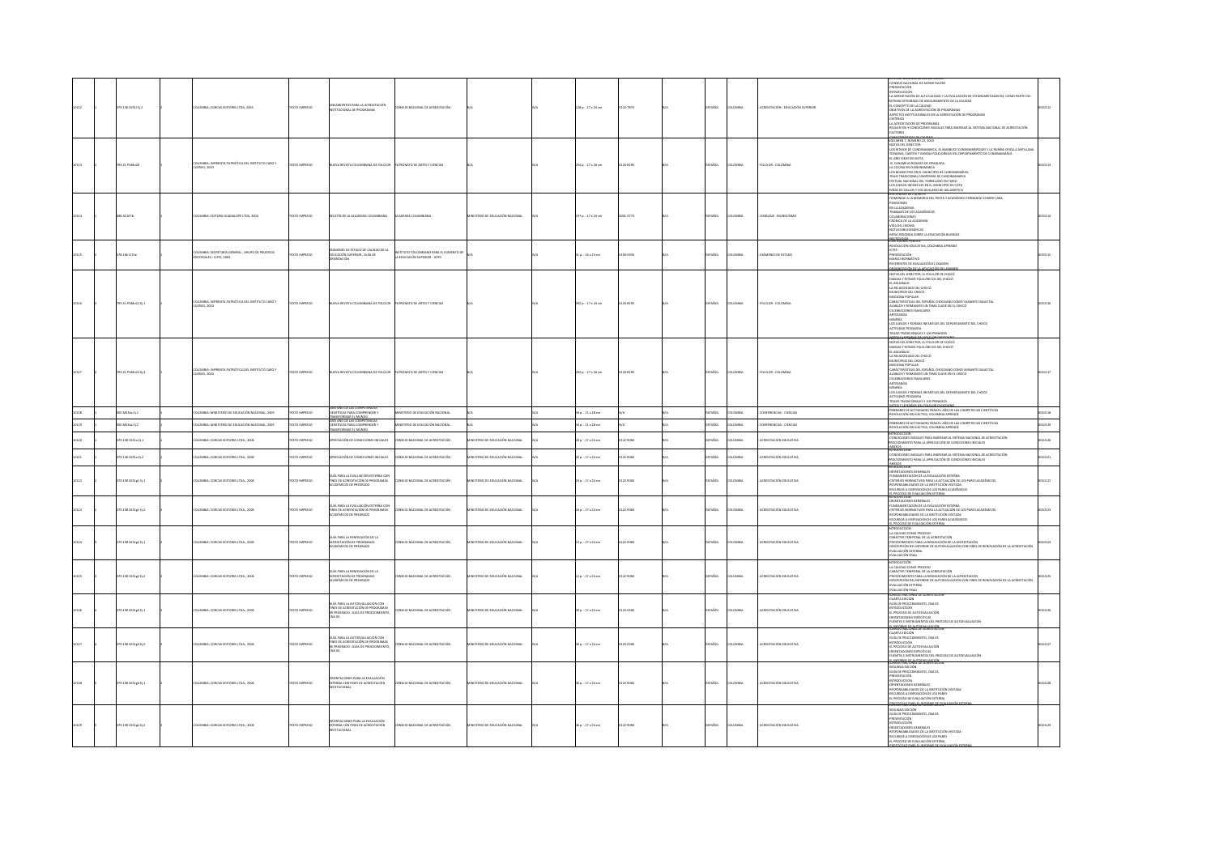| 30112 | 1 | 379.158 O41l Ej.2 | 2 | COLOMBIA: CORCAS EDITORES LTDA, 2003 | TEXTO IMPRESO | LINEAMIENTOS PARA LA ACREDITACIÓN INSTITUCIONAL DE PROGRAMAS | CONSEJO NACIONAL DE ACREDITACIÓN | | N/A | 128 p. : 17 x 24 cm | 0122-7874 | N/A | ESPAÑOL | COLOMBIA | ACREDITACIÓN - EDUCACIÓN SUPERIOR | CONSEJO NACIONAL DE ACREDITACIÓN PRESENTACIÓN INTRODUCCIÓN LA ACREDITACIÓN DE ALTA CALIDAD Y LA EVALUACIÓN DE ESTÁNDARES BÁSICOS, COMO PARTE DEL SISTEMA INTEGRADO DE ASEGURAMIENTO DE LA CALIDAD EL CONCEPTO DE LA CALIDAD OBJETIVOS DE LA ACREDITACIÓN DE PROGRAMAS ASPECTOS INSTITUCIONALES EN LA ACREDITACIÓN DE PROGRAMAS CRITERIOS LA ACREDITACIÓN DE PROGRAMAS REQUISITOS Y CONDICIONES INICIALES PARA INGRESAR AL SISTEMA NACIONAL DE ACREDITACIÓN FACTORES | 0030112 |
|---|---|---|---|---|---|---|---|---|---|---|---|---|---|---|---|---|---|
| 30113 | 2 | 793.31 P348n20 | 1 | COLOMBIA: IMPRENTA PATRIÓTICA DEL INSTITUTO CARO Y CUERVO, 2003 | TEXTO IMPRESO | NUEVA REVISTA COLOMBIANA DE FOLCLOR | PATRONATO DE ARTES Y CIENCIAS | N/A | N/A | 254 p. : 17 x 24 cm | 0120-8195 | N/A | ESPAÑOL | COLOMBIA | FOLCLOR - COLOMBIA | VOLUMEN 7, NUMERO 22, 2003 NOTAS DEL DIRECTOR LOS RITMOS DE CUNDINAMARCA, EL BAMBUCO CUNDINAMARQUÉS Y LA RUMBA CRIOLLA ANTILLANA TONADAS, CANTOS Y DANZAS FOLCLÓRICAS DEL DEPARTAMENTO DE CUNDINAMARCA EL AÑO VIEJO EN NEIVA EL CARAMELO ROSADO DE ZIPAQUIRÁ LA COCINA EN CUNDINAMARCA LOS MUNICIPIOS EN EL MUNICIPIO DE CUNDINAMARCA TRAJE TRADICIONAL CAMPESINO DE CUNDINAMARCA FESTIVAL NACIONAL DEL TORBELLINO EN TABIO LOS JUEGOS INFANTILES EN EL MUNICIPIO DE COTA PEÑA DE GALLOS Y VOCABULARIO DE GALLINÍSTICA | 0030113 |
| 30114 | 1 | 486.1C367b | 2 | COLOMBIA: EDITORA GUADALUPE LTDA, 2004 | TEXTO IMPRESO | BOLETÍN DE LA ACADEMIA COLOMBIANA | ACADEMIA COLOMBIANA | MINISTERIO DE EDUCACIÓN NACIONAL | N/A | 197 p. : 17 x 24 cm | 0001-3773 | N/A | ESPAÑOL | COLOMBIA | LENGUAJE - BILINGÜISMO | HOMENAJE A LA MEMORIA DEL POETA Y ACADÉMICO FERNANDO CHARRY LARA PONENCIAS EN LA ACADEMIA TRABAJOS DE LOS ACADÉMICOS COLABORACIONES CRÓNICA DE LA ACADEMIA VIDA DEL IDIOMA NOTAS BIBLIOGRÁFICAS MESA REDONDA SOBRE LA EDUCACIÓN BILINGÜE | 0030114 |
| 30115 | 1 | 379.158 I C15e | 2 | COLOMBIA: SECRETARÍA GENERAL - GRUPO DE PROCESOS EDITORIALES - ICFES, 2004 | TEXTO IMPRESO | EXÁMENES DE ESTADO DE CALIDAD DE LA EDUCACIÓN SUPERIOR - GUÍA DE ORIENTACIÓN | INSTITUTO COLOMBIANO PARA EL FOMENTO DE LA EDUCACIÓN SUPERIOR - ICFES | N/A | N/A | 31 p. : 16 x 23 cm | 0194-9994 | N/A | ESPAÑOL | COLOMBIA | EXÁMENES DE ESTADO | REVOLUCIÓN EDUCATIVA, COLOMBIA APRENDE ICFES PRESENTACIÓN MARCO NORMATIVO REFERENTES DE EVALUACIÓN EL EXAMEN ORGANIZACIÓN DE LA APLICACIÓN DEL EXAMEN | 0030115 |
| 30116 | 1 | 793.31 P348n21 Ej.1 | 1 | COLOMBIA: IMPRENTA PATRIÓTICA DEL INSTITUTO CARO Y CUERVO, 2003 | TEXTO IMPRESO | NUEVA REVISTA COLOMBIANA DE FOLCLOR | PATRONATO DE ARTES Y CIENCIAS | N/A | N/A | 292 p. : 17 x 24 cm | 0120-8195 | N/A | ESPAÑOL | COLOMBIA | FOLCLOR - COLOMBIA | NOTAS DEL DIRECTOR, EL FOLCLOR DE CHOCÓ DANZAS Y RITMOS FOLCLÓRICOS DEL CHOCÓ EL AGUABAJO LA RELIGIOSIDAD DEL CHOCÓ MUNICIPIOS DEL CHOCÓ MEDICINA POPULAR CARACTERÍSTICAS DEL ESPAÑOL CHOCOANO COMO VARIANTE DIALECTAL ALABAOS Y ROMANCES UN TEMA CLAVE EN EL CHOCÓ CELEBRACIONES FAMILIARES ARTESANÍAS MINERÍA LOS JUEGOS Y RONDAS INFANTILES DEL DEPARTAMENTO DEL CHOCÓ ACTIVIDAD PESQUERA TRAJES TRADICIONALES Y LOS PEINADOS MITOS Y LEYENDAS DEL FOLCLOR CHOCOANO | 0030116 |
| 30117 | 1 | 793.31 P348n21 Ej.2 | 1 | COLOMBIA: IMPRENTA PATRIÓTICA DEL INSTITUTO CARO Y CUERVO, 2003 | TEXTO IMPRESO | NUEVA REVISTA COLOMBIANA DE FOLCLOR | PATRONATO DE ARTES Y CIENCIAS | N/A | N/A | 292 p. : 17 x 24 cm | 0120-8195 | N/A | ESPAÑOL | COLOMBIA | FOLCLOR - COLOMBIA | NOTAS DEL DIRECTOR, EL FOLCLOR DE CHOCÓ DANZAS Y RITMOS FOLCLÓRICOS DEL CHOCÓ EL AGUABAJO LA RELIGIOSIDAD DEL CHOCÓ MUNICIPIOS DEL CHOCÓ MEDICINA POPULAR CARACTERÍSTICAS DEL ESPAÑOL CHOCOANO COMO VARIANTE DIALECTAL ALABAOS Y ROMANCES UN TEMA CLAVE EN EL CHOCÓ CELEBRACIONES FAMILIARES ARTESANÍAS MINERÍA LOS JUEGOS Y RONDAS INFANTILES DEL DEPARTAMENTO DEL CHOCÓ ACTIVIDAD PESQUERA TRAJES TRADICIONALES Y LOS PEINADOS MITOS Y LEYENDAS DEL FOLCLOR CHOCOANO | 0030117 |
| 30118 | 1 | 900 M534a Ej.1 | 1 | COLOMBIA: MINISTERIO DE EDUCACIÓN NACIONAL, 2005 | TEXTO IMPRESO | 2005 AÑO DE LAS COMPETENCIAS CIENTÍFICAS PARA COMPRENDER Y TRANSFORMAR EL MUNDO | MINISTERIO DE EDUCACIÓN NACIONAL | N/A | N/A | 16 p. : 11 x 28 cm | N/A | N/A | ESPAÑOL | COLOMBIA | CONFERENCIAS - CIENCIAS | ITINERARIO DE ACTIVIDADES PARA EL AÑO DE LAS COMPETENCIAS CIENTÍFICAS REVOLUCIÓN EDUCATIVA, COLOMBIA APRENDE | 0030118 |
| 30119 | 1 | 900 M534a Ej.2 | 1 | COLOMBIA: MINISTERIO DE EDUCACIÓN NACIONAL, 2005 | TEXTO IMPRESO | 2005 AÑO DE LAS COMPETENCIAS CIENTÍFICAS PARA COMPRENDER Y TRANSFORMAR EL MUNDO | MINISTERIO DE EDUCACIÓN NACIONAL | N/A | N/A | 16 p. : 11 x 28 cm | N/A | N/A | ESPAÑOL | COLOMBIA | CONFERENCIAS - CIENCIAS | ITINERARIO DE ACTIVIDADES PARA EL AÑO DE LAS COMPETENCIAS CIENTÍFICAS REVOLUCIÓN EDUCATIVA, COLOMBIA APRENDE | 0030119 |
| 30120 | 1 | 379.158 O41a Ej.1 | 2 | COLOMBIA: CORCAS EDITORES LTDA., 2006 | TEXTO IMPRESO | APRECIACIÓN DE CONDICIONES INICIALES | CONSEJO NACIONAL DE ACREDITACIÓN | MINISTERIO DE EDUCACIÓN NACIONAL | N/A | 20 p. : 17 x 24 cm | 0122-9060 | N/A | ESPAÑOL | COLOMBIA | ACREDITACIÓN EDUCATIVA | INTRODUCCIÓN CONDICIONES INICIALES PARA INGRESAR AL SISTEMA NACIONAL DE ACREDITACIÓN PROCEDIMIENTO PARA LA APRECIACIÓN DE CONDICIONES INICIALES ANEXOS | 0030120 |
| 30121 | 1 | 379.158 O41a Ej.2 | 2 | COLOMBIA: CORCAS EDITORES LTDA., 2006 | TEXTO IMPRESO | APRECIACIÓN DE CONDICIONES INICIALES | CONSEJO NACIONAL DE ACREDITACIÓN | MINISTERIO DE EDUCACIÓN NACIONAL | N/A | 20 p. : 17 x 24 cm | 0122-9060 | N/A | ESPAÑOL | COLOMBIA | ACREDITACIÓN EDUCATIVA | INTRODUCCIÓN CONDICIONES INICIALES PARA INGRESAR AL SISTEMA NACIONAL DE ACREDITACIÓN PROCEDIMIENTO PARA LA APRECIACIÓN DE CONDICIONES INICIALES ANEXOS | 0030121 |
| 30122 | 1 | 379.158 O41g1 Ej.1 | 2 | COLOMBIA: CORCAS EDITORES LTDA., 2006 | TEXTO IMPRESO | GUÍA PARA LA EVALUACIÓN EXTERNA CON FINES DE ACREDITACIÓN DE PROGRAMAS ACADÉMICOS DE PREGRADO | CONSEJO NACIONAL DE ACREDITACIÓN | MINISTERIO DE EDUCACIÓN NACIONAL | N/A | 24 p. : 17 x 24 cm | 0122-9089 | N/A | ESPAÑOL | COLOMBIA | ACREDITACIÓN EDUCATIVA | INTRODUCCIÓN ORIENTACIONES GENERALES FUNDAMENTACIÓN DE LA EVALUACIÓN EXTERNA CRITERIOS NORMATIVOS PARA LA ACTUACIÓN DE LOS PARES ACADÉMICOS RESPONSABILIDADES DE LA INSTITUCIÓN VISITADA RECURSOS A DISPOSICIÓN DE LOS PARES ACADÉMICOS EL PROCESO DE EVALUACIÓN EXTERNA | 0030122 |
| 30123 | 1 | 379.158 O41g1 Ej.2 | 2 | COLOMBIA: CORCAS EDITORES LTDA., 2006 | TEXTO IMPRESO | GUÍA PARA LA EVALUACIÓN EXTERNA CON FINES DE ACREDITACIÓN DE PROGRAMAS ACADÉMICOS DE PREGRADO | CONSEJO NACIONAL DE ACREDITACIÓN | MINISTERIO DE EDUCACIÓN NACIONAL | N/A | 24 p. : 17 x 24 cm | 0122-9089 | N/A | ESPAÑOL | COLOMBIA | ACREDITACIÓN EDUCATIVA | INTRODUCCIÓN ORIENTACIONES GENERALES FUNDAMENTACIÓN DE LA EVALUACIÓN EXTERNA CRITERIOS NORMATIVOS PARA LA ACTUACIÓN DE LOS PARES ACADÉMICOS RESPONSABILIDADES DE LA INSTITUCIÓN VISITADA RECURSOS A DISPOSICIÓN DE LOS PARES ACADÉMICOS EL PROCESO DE EVALUACIÓN EXTERNA | 0030123 |
| 30124 | 1 | 379.158 O41g2 Ej.1 | 2 | COLOMBIA: CORCAS EDITORES LTDA., 2006 | TEXTO IMPRESO | GUÍA PARA LA RENOVACIÓN DE LA ACREDITACIÓN DE PROGRAMAS ACADÉMICOS DE PREGRADO | CONSEJO NACIONAL DE ACREDITACIÓN | MINISTERIO DE EDUCACIÓN NACIONAL | N/A | 13 p. : 17 x 24 cm | 0122-9060 | N/A | ESPAÑOL | COLOMBIA | ACREDITACIÓN EDUCATIVA | INTRODUCCIÓN LA CALIDAD COMO PROCESO CARÁCTER TEMPORAL DE LA ACREDITACIÓN PROCEDIMIENTO PARA LA RENOVACIÓN DE LA ACREDITACIÓN DESCRIPCIÓN DEL INFORME DE AUTOEVALUACIÓN CON FINES DE RENOVACIÓN DE LA ACREDITACIÓN EVALUACIÓN EXTERNA EVALUACIÓN FINAL | 0030124 |
| 30125 | 1 | 379.158 O41g2 Ej.2 | 2 | COLOMBIA: CORCAS EDITORES LTDA., 2006 | TEXTO IMPRESO | GUÍA PARA LA RENOVACIÓN DE LA ACREDITACIÓN DE PROGRAMAS ACADÉMICOS DE PREGRADO | CONSEJO NACIONAL DE ACREDITACIÓN | MINISTERIO DE EDUCACIÓN NACIONAL | N/A | 13 p. : 17 x 24 cm | 0122-9060 | N/A | ESPAÑOL | COLOMBIA | ACREDITACIÓN EDUCATIVA | INTRODUCCIÓN LA CALIDAD COMO PROCESO CARÁCTER TEMPORAL DE LA ACREDITACIÓN PROCEDIMIENTO PARA LA RENOVACIÓN DE LA ACREDITACIÓN DESCRIPCIÓN DEL INFORME DE AUTOEVALUACIÓN CON FINES DE RENOVACIÓN DE LA ACREDITACIÓN EVALUACIÓN EXTERNA EVALUACIÓN FINAL | 0030125 |
| 30126 | 1 | 379.158 O41g3 Ej.1 | 2 | COLOMBIA: CORCAS EDITORES LTDA., 2006 | TEXTO IMPRESO | GUÍA PARA LA AUTOEVALUACIÓN CON FINES DE ACREDITACIÓN DE PROGRAMAS DE PREGRADO - GUÍA DE PROCEDIMIENTO, CNA 03 | CONSEJO NACIONAL DE ACREDITACIÓN | MINISTERIO DE EDUCACIÓN NACIONAL | N/A | 30 p. : 17 x 24 cm | 0129-0936 | N/A | ESPAÑOL | COLOMBIA | ACREDITACIÓN EDUCATIVA | CONSEJO NACIONAL DE ACREDITACIÓN CUARTA EDICIÓN GUÍA DE PROCEDIMIENTO, CNA 03 INTRODUCCIÓN EL PROCESO DE AUTOEVALUACIÓN ORIENTACIONES ESPECÍFICAS FUENTES E INSTRUMENTOS DEL PROCESO DE AUTOEVALUACIÓN EL INFORME DE AUTOEVALUACIÓN | 0030126 |
| 30127 | 1 | 379.158 O41g3 Ej.2 | 2 | COLOMBIA: CORCAS EDITORES LTDA., 2006 | TEXTO IMPRESO | GUÍA PARA LA AUTOEVALUACIÓN CON FINES DE ACREDITACIÓN DE PROGRAMAS DE PREGRADO - GUÍA DE PROCEDIMIENTO, CNA 03 | CONSEJO NACIONAL DE ACREDITACIÓN | MINISTERIO DE EDUCACIÓN NACIONAL | N/A | 30 p. : 17 x 24 cm | 0129-0936 | N/A | ESPAÑOL | COLOMBIA | ACREDITACIÓN EDUCATIVA | CONSEJO NACIONAL DE ACREDITACIÓN CUARTA EDICIÓN GUÍA DE PROCEDIMIENTO, CNA 03 INTRODUCCIÓN EL PROCESO DE AUTOEVALUACIÓN ORIENTACIONES ESPECÍFICAS FUENTES E INSTRUMENTOS DEL PROCESO DE AUTOEVALUACIÓN EL INFORME DE AUTOEVALUACIÓN | 0030127 |
| 30128 | 1 | 379.158 O41g5 Ej.1 | 2 | COLOMBIA: CORCAS EDITORES LTDA., 2006 | TEXTO IMPRESO | ORIENTACIONES PARA LA EVALUACIÓN EXTERNA CON FINES DE ACREDITACIÓN INSTITUCIONAL | CONSEJO NACIONAL DE ACREDITACIÓN | MINISTERIO DE EDUCACIÓN NACIONAL | N/A | 38 p. : 17 x 24 cm | 0122-9060 | N/A | ESPAÑOL | COLOMBIA | ACREDITACIÓN EDUCATIVA | CONSEJO NACIONAL DE ACREDITACIÓN SEGUNDA EDICIÓN GUÍA DE PROCEDIMIENTO, CNA 05 PRESENTACIÓN INTRODUCCIÓN ORIENTACIONES GENERALES RESPONSABILIDADES DE LA INSTITUCIÓN VISITADA RECURSOS A DISPOSICIÓN DE LOS PARES EL PROCESO DE EVALUACIÓN EXTERNA PROTOCOLO PARA EL INFORME DE EVALUACIÓN EXTERNA | 0030128 |
| 30129 | 1 | 379.158 O41g5 Ej.2 | 2 | COLOMBIA: CORCAS EDITORES LTDA., 2006 | TEXTO IMPRESO | ORIENTACIONES PARA LA EVALUACIÓN EXTERNA CON FINES DE ACREDITACIÓN INSTITUCIONAL | CONSEJO NACIONAL DE ACREDITACIÓN | MINISTERIO DE EDUCACIÓN NACIONAL | N/A | 38 p. : 17 x 24 cm | 0122-9060 | N/A | ESPAÑOL | COLOMBIA | ACREDITACIÓN EDUCATIVA | SEGUNDA EDICIÓN GUÍA DE PROCEDIMIENTO, CNA 05 PRESENTACIÓN INTRODUCCIÓN ORIENTACIONES GENERALES RESPONSABILIDADES DE LA INSTITUCIÓN VISITADA RECURSOS A DISPOSICIÓN DE LOS PARES EL PROCESO DE EVALUACIÓN EXTERNA PROTOCOLO PARA EL INFORME DE EVALUACIÓN EXTERNA | 0030129 |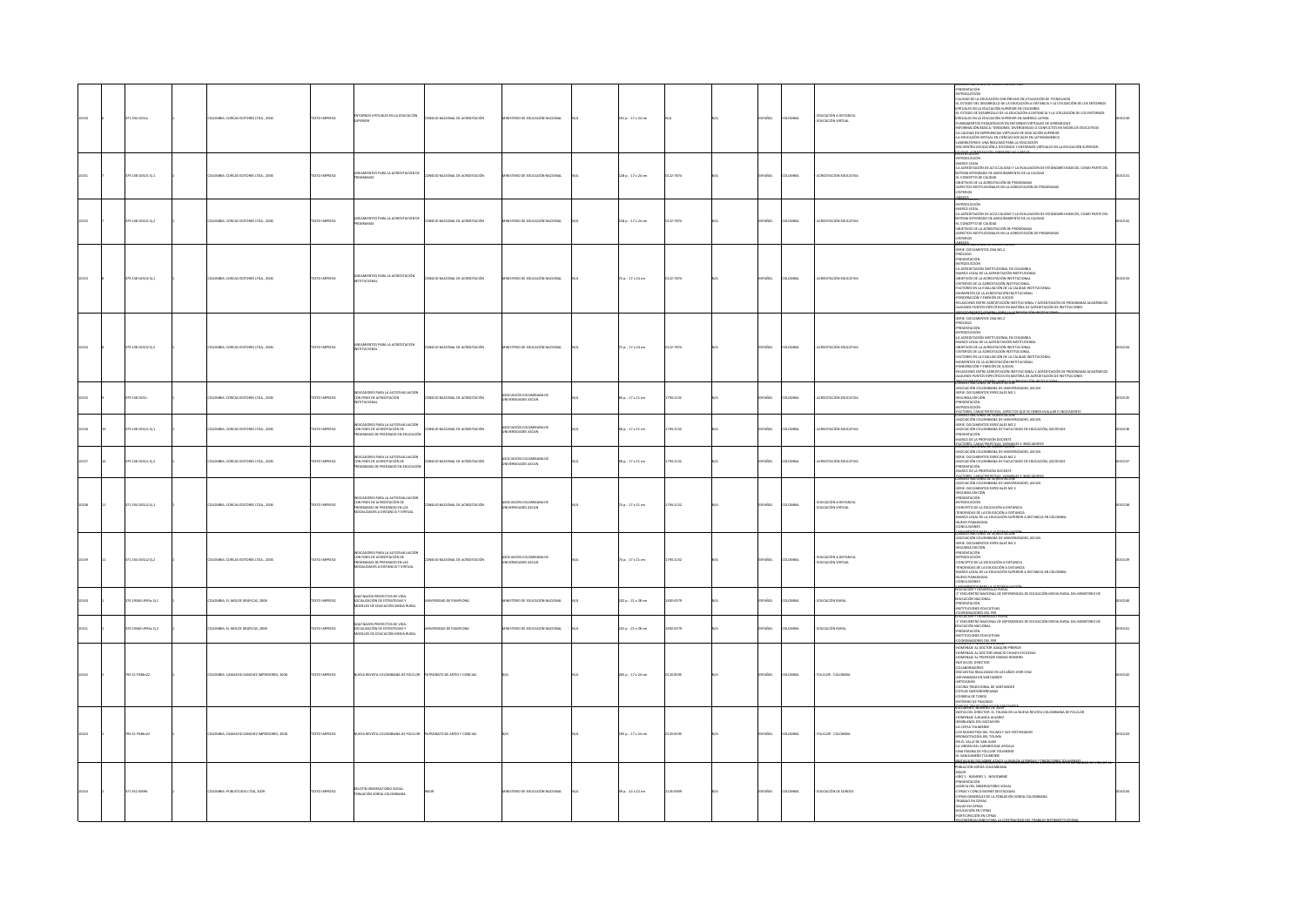| 30130 | 8 | 371.334 C651e | 1 | COLOMBIA: CORCAS EDITORES LTDA., 2006 | TEXTO IMPRESO | ENTORNOS VIRTUALES EN LA EDUCACIÓN SUPERIOR | CONSEJO NACIONAL DE ACREDITACIÓN | MINISTERIO DE EDUCACIÓN NACIONAL | N/A | 191 p. : 17 x 24 cm | N/A | N/A | ESPAÑOL | COLOMBIA | EDUCACIÓN A DISTANCIA; EDUCACIÓN VIRTUAL | PRESENTACIÓN; INTRODUCCIÓN; CALIDAD DE LA EDUCACIÓN CON ÉNFASIS EN UTILIZACIÓN DE TECNOLOGÍA; EL ESTADO DEL DESARROLLO DE LA EDUCACIÓN A DISTANCIA Y LA UTILIZACIÓN DE LOS ENTORNOS VIRTUALES EN LA EDUCACIÓN SUPERIOR EN COLOMBIA; EL ESTADO DE DESARROLLO DE LA EDUCACIÓN A DISTANCIA Y LA UTILIZACIÓN DE LOS ENTORNOS VIRTUALES EN LA EDUCACIÓN SUPERIOR EN AMÉRICA LATINA; FUNDAMENTOS PEDAGÓGICOS EN ENTORNOS VIRTUALES DE APRENDIZAJE; INFORMACIÓN BÁSICA: TENSIONES, DIVERGENCIAS O CONFLICTOS EN MODELOS EDUCATIVOS; LA CALIDAD EN EXPERIENCIAS VIRTUALES DE EDUCACIÓN SUPERIOR; LA EDUCACIÓN VIRTUAL EN CIENCIAS SOCIALES EN LATINOAMÉRICA; LABORATORIOS: UNA REALIDAD PARA LA EDUCACIÓN; ENCUENTRO EDUCACIÓN A DISTANCIA Y ENTORNOS VIRTUALES EN LA EDUCACIÓN SUPERIOR; ... | 0010130 |
| 30131 | 7 | 379.158 C651L Ej.1 | 1 | COLOMBIA: CORCAS EDITORES LTDA., 2006 | TEXTO IMPRESO | LINEAMIENTOS PARA LA ACREDITACIÓN DE PROGRAMAS | CONSEJO NACIONAL DE ACREDITACIÓN | MINISTERIO DE EDUCACIÓN NACIONAL | N/A | 128 p. : 17 x 24 cm | 0122-7874 | N/A | ESPAÑOL | COLOMBIA | ACREDITACIÓN EDUCATIVA | INTRODUCCIÓN; MARCO LEGAL; LA ACREDITACIÓN DE ALTA CALIDAD Y LA EVALUACIÓN DE ESTÁNDARES BÁSICOS, COMO PARTE DEL SISTEMA INTEGRADO DE ASEGURAMIENTO DE LA CALIDAD; EL CONCEPTO DE CALIDAD; OBJETIVOS DE LA ACREDITACIÓN DE PROGRAMAS; ASPECTOS INSTITUCIONALES EN LA ACREDITACIÓN DE PROGRAMAS; CRITERIOS; ANEXOS | 0010131 |
| 30132 | 7 | 379.158 C651L Ej.2 | 1 | COLOMBIA: CORCAS EDITORES LTDA., 2006 | TEXTO IMPRESO | LINEAMIENTOS PARA LA ACREDITACIÓN DE PROGRAMAS | CONSEJO NACIONAL DE ACREDITACIÓN | MINISTERIO DE EDUCACIÓN NACIONAL | N/A | 128 p. : 17 x 24 cm | 0122-7874 | N/A | ESPAÑOL | COLOMBIA | ACREDITACIÓN EDUCATIVA | INTRODUCCIÓN; MARCO LEGAL; LA ACREDITACIÓN DE ALTA CALIDAD Y LA EVALUACIÓN DE ESTÁNDARES BÁSICOS, COMO PARTE DEL SISTEMA INTEGRADO DE ASEGURAMIENTO DE LA CALIDAD; EL CONCEPTO DE CALIDAD; OBJETIVOS DE LA ACREDITACIÓN DE PROGRAMAS; ASPECTOS INSTITUCIONALES EN LA ACREDITACIÓN DE PROGRAMAS; CRITERIOS; ANEXOS | 0010132 |
| 30133 | 8 | 379.158 C651l2 Ej.1 | 1 | COLOMBIA: CORCAS EDITORES LTDA., 2006 | TEXTO IMPRESO | LINEAMIENTOS PARA LA ACREDITACIÓN INSTITUCIONAL | CONSEJO NACIONAL DE ACREDITACIÓN | MINISTERIO DE EDUCACIÓN NACIONAL | N/A | 72 p. : 17 x 24 cm | 0122-7874 | N/A | ESPAÑOL | COLOMBIA | ACREDITACIÓN EDUCATIVA | SERIE: DOCUMENTOS CNA NO.2; PRÓLOGO; PRESENTACIÓN; INTRODUCCIÓN; LA ACREDITACIÓN INSTITUCIONAL EN COLOMBIA; MARCO LEGAL DE LA ACREDITACIÓN INSTITUCIONAL; OBJETIVOS DE LA ACREDITACIÓN INSTITUCIONAL; CRITERIOS DE LA ACREDITACIÓN INSTITUCIONAL; FACTORES EN LA EVALUACIÓN DE LA CALIDAD INSTITUCIONAL; MOMENTOS DE LA ACREDITACIÓN INSTITUCIONAL; PONDERACIÓN Y EMISIÓN DE JUICIOS; RELACIONES ENTRE ACREDITACIÓN INSTITUCIONAL Y ACREDITACIÓN DE PROGRAMAS ACADÉMICOS; ALGUNOS PUNTOS ESPECÍFICOS EN MATERIA DE ACREDITACIÓN DE INSTITUCIONES; ... | 0010133 |
| 30134 | 8 | 379.158 C651l2 Ej.2 | 1 | COLOMBIA: CORCAS EDITORES LTDA., 2006 | TEXTO IMPRESO | LINEAMIENTOS PARA LA ACREDITACIÓN INSTITUCIONAL | CONSEJO NACIONAL DE ACREDITACIÓN | MINISTERIO DE EDUCACIÓN NACIONAL | N/A | 72 p. : 17 x 24 cm | 0122-7874 | N/A | ESPAÑOL | COLOMBIA | ACREDITACIÓN EDUCATIVA | SERIE: DOCUMENTOS CNA NO.2; PRÓLOGO; PRESENTACIÓN; INTRODUCCIÓN; LA ACREDITACIÓN INSTITUCIONAL EN COLOMBIA; MARCO LEGAL DE LA ACREDITACIÓN INSTITUCIONAL; OBJETIVOS DE LA ACREDITACIÓN INSTITUCIONAL; CRITERIOS DE LA ACREDITACIÓN INSTITUCIONAL; FACTORES EN LA EVALUACIÓN DE LA CALIDAD INSTITUCIONAL; MOMENTOS DE LA ACREDITACIÓN INSTITUCIONAL; PONDERACIÓN Y EMISIÓN DE JUICIOS; RELACIONES ENTRE ACREDITACIÓN INSTITUCIONAL Y ACREDITACIÓN DE PROGRAMAS ACADÉMICOS; ALGUNOS PUNTOS ESPECÍFICOS EN MATERIA DE ACREDITACIÓN DE INSTITUCIONES; ... | 0010134 |
| 30135 | 9 | 379.158 C651i | 1 | COLOMBIA: CORCAS EDITORES LTDA., 2006 | TEXTO IMPRESO | INDICADORES PARA LA AUTOEVALUACIÓN CON FINES DE ACREDITACIÓN INSTITUCIONAL | CONSEJO NACIONAL DE ACREDITACIÓN | ASOCIACIÓN COLOMBIANA DE UNIVERSIDADES ASCUN | N/A | 80 p. : 17 x 21 cm | 1794-2152 | N/A | ESPAÑOL | COLOMBIA | ACREDITACIÓN EDUCATIVA | ASOCIACIÓN COLOMBIANA DE UNIVERSIDADES, ASCUN; SERIE: DOCUMENTOS ESPECIALES NO.1; SEGUNDA EDICIÓN; PRESENTACIÓN; INTRODUCCIÓN; FACTORES, CARACTERÍSTICAS, ASPECTOS QUE SE DEBEN EVALUAR E INDICADORES | 0010135 |
| 30136 | 10 | 379.158 C651i Ej.1 | 1 | COLOMBIA: CORCAS EDITORES LTDA., 2006 | TEXTO IMPRESO | INDICADORES PARA LA AUTOEVALUACIÓN CON FINES DE ACREDITACIÓN DE PROGRAMAS DE PREGRADO EN EDUCACIÓN | CONSEJO NACIONAL DE ACREDITACIÓN | ASOCIACIÓN COLOMBIANA DE UNIVERSIDADES ASCUN | N/A | 98 p. : 17 x 21 cm | 1794-2152 | N/A | ESPAÑOL | COLOMBIA | ACREDITACIÓN EDUCATIVA | ASOCIACIÓN COLOMBIANA DE UNIVERSIDADES, ASCUN; SERIE: DOCUMENTOS ESPECIALES NO.2; ASOCIACIÓN COLOMBIANA DE FACULTADES DE EDUCACIÓN, ASCOFADE; PRESENTACIÓN; MARCO DE LA PROFESIÓN DOCENTE; FACTORES, CARACTERÍSTICAS, VARIABLES E INDICADORES | 0010136 |
| 30137 | 10 | 379.158 C651i Ej.2 | 1 | COLOMBIA: CORCAS EDITORES LTDA., 2006 | TEXTO IMPRESO | INDICADORES PARA LA AUTOEVALUACIÓN CON FINES DE ACREDITACIÓN DE PROGRAMAS DE PREGRADO EN EDUCACIÓN | CONSEJO NACIONAL DE ACREDITACIÓN | ASOCIACIÓN COLOMBIANA DE UNIVERSIDADES ASCUN | N/A | 98 p. : 17 x 21 cm | 1794-2152 | N/A | ESPAÑOL | COLOMBIA | ACREDITACIÓN EDUCATIVA | ASOCIACIÓN COLOMBIANA DE UNIVERSIDADES, ASCUN; SERIE: DOCUMENTOS ESPECIALES NO.2; ASOCIACIÓN COLOMBIANA DE FACULTADES DE EDUCACIÓN, ASCOFADE; PRESENTACIÓN; MARCO DE LA PROFESIÓN DOCENTE; FACTORES, CARACTERÍSTICAS, VARIABLES E INDICADORES | 0010137 |
| 30138 | 11 | 371.334 C651i2 Ej.1 | 1 | COLOMBIA: CORCAS EDITORES LTDA., 2006 | TEXTO IMPRESO | INDICADORES PARA LA AUTOEVALUACIÓN CON FINES DE ACREDITACIÓN DE PROGRAMAS DE PREGRADO EN LAS MODALIDADES A DISTANCIA Y VIRTUAL | CONSEJO NACIONAL DE ACREDITACIÓN | ASOCIACIÓN COLOMBIANA DE UNIVERSIDADES ASCUN | N/A | 76 p. : 17 x 21 cm | 1794-2152 | N/A | ESPAÑOL | COLOMBIA | EDUCACIÓN A DISTANCIA; EDUCACIÓN VIRTUAL | ASOCIACIÓN COLOMBIANA DE UNIVERSIDADES, ASCUN; SERIE: DOCUMENTOS ESPECIALES NO.3; SEGUNDA EDICIÓN; PRESENTACIÓN; INTRODUCCIÓN; CONCEPTO DE LA EDUCACIÓN A DISTANCIA; TENDENCIAS DE LA EDUCACIÓN A DISTANCIA; MARCO LEGAL DE LA EDUCACIÓN SUPERIOR A DISTANCIA EN COLOMBIA; NUEVO PARADIGMA; CONCLUSIONES; ... | 0010138 |
| 30139 | 11 | 371.334 C651i2 Ej.2 | 1 | COLOMBIA: CORCAS EDITORES LTDA., 2006 | TEXTO IMPRESO | INDICADORES PARA LA AUTOEVALUACIÓN CON FINES DE ACREDITACIÓN DE PROGRAMAS DE PREGRADO EN LAS MODALIDADES A DISTANCIA Y VIRTUAL | CONSEJO NACIONAL DE ACREDITACIÓN | ASOCIACIÓN COLOMBIANA DE UNIVERSIDADES ASCUN | N/A | 76 p. : 17 x 21 cm | 1794-2152 | N/A | ESPAÑOL | COLOMBIA | EDUCACIÓN A DISTANCIA; EDUCACIÓN VIRTUAL | ASOCIACIÓN COLOMBIANA DE UNIVERSIDADES, ASCUN; SERIE: DOCUMENTOS ESPECIALES NO.3; SEGUNDA EDICIÓN; PRESENTACIÓN; INTRODUCCIÓN; CONCEPTO DE LA EDUCACIÓN A DISTANCIA; TENDENCIAS DE LA EDUCACIÓN A DISTANCIA; MARCO LEGAL DE LA EDUCACIÓN SUPERIOR A DISTANCIA EN COLOMBIA; NUEVO PARADIGMA; CONCLUSIONES; ... | 0010139 |
| 30140 |  | 370.19348 U99a Ej.1 | 1 | COLOMBIA: EL MOLDE GRÁFICAS, 2009 | TEXTO IMPRESO | AQUÍ NACEN PROYECTOS DE VIDA: SOCIALIZACIÓN DE ESTRATEGIAS Y MODELOS DE EDUCACIÓN MEDIA RURAL | UNIVERSIDAD DE PAMPLONA | MINISTERIO DE EDUCACIÓN NACIONAL | N/A | 102 p. : 21 x 28 cm | 1692-6579 | N/A | ESPAÑOL | COLOMBIA | EDUCACIÓN RURAL | EDUCACIÓN Y DESARROLLO RURAL; 1° ENCUENTRO NACIONAL DE EXPERIENCIAS DE EDUCACIÓN MEDIA RURAL DEL MINISTERIO DE EDUCACIÓN NACIONAL; PRESENTACIÓN; INSTITUCIONES EDUCATIVAS; COORDINADORES DEL PER | 0010140 |
| 30141 |  | 370.19348 U99a Ej.2 | 1 | COLOMBIA: EL MOLDE GRÁFICAS, 2009 | TEXTO IMPRESO | AQUÍ NACEN PROYECTOS DE VIDA: SOCIALIZACIÓN DE ESTRATEGIAS Y MODELOS DE EDUCACIÓN MEDIA RURAL | UNIVERSIDAD DE PAMPLONA | MINISTERIO DE EDUCACIÓN NACIONAL | N/A | 102 p. : 21 x 28 cm | 1692-6579 | N/A | ESPAÑOL | COLOMBIA | EDUCACIÓN RURAL | EDUCACIÓN Y DESARROLLO RURAL; 1° ENCUENTRO NACIONAL DE EXPERIENCIAS DE EDUCACIÓN MEDIA RURAL DEL MINISTERIO DE EDUCACIÓN NACIONAL; PRESENTACIÓN; INSTITUCIONES EDUCATIVAS; COORDINADORES DEL PER | 0010141 |
| 30142 | 2 | 793.31 P348n22 | 1 | COLOMBIA: CAMACHO SANCHEZ IMPRESORES, 2008 | TEXTO IMPRESO | NUEVA REVISTA COLOMBIANA DE FOLCLOR | PATRONATO DE ARTES Y CIENCIAS | N/A | N/A | 265 p. : 17 x 24 cm | 0120-8195 | N/A | ESPAÑOL | COLOMBIA | FOLCLOR - COLOMBIA | HOMENAJE AL DOCTOR JOAQUÍN PIÑEROS; HOMENAJE AL DOCTOR IGNACIO CHAVES CUEVAS; HOMENAJE AL PROFESOR DIDIMO ROMERO; NOTAS DEL DIRECTOR; COLABORADORES; ENCUESTAS REALIZADAS EN LOS AÑOS 1939-1942; ASDRUBANDO EN SANTANDER; ARTESANÍAS; COCINA TRADICIONAL DE SANTANDER; COPLAS SANTANDEREANAS; CORRIDA DE TOROS; ENTIERRO DE PAISANOS; ... | 0010142 |
| 30143 | 3 | 793.31 P348n22 | 1 | COLOMBIA: CAMACHO SANCHEZ IMPRESORES, 2008 | TEXTO IMPRESO | NUEVA REVISTA COLOMBIANA DE FOLCLOR | PATRONATO DE ARTES Y CIENCIAS | N/A | N/A | 195 p. : 17 x 24 cm | 0120-8195 | N/A | ESPAÑOL | COLOMBIA | FOLCLOR - COLOMBIA | NOTAS DEL DIRECTOR: EL TOLIMA EN LA NUEVA REVISTA COLOMBIANA DE FOLCLOR; HOMENAJE A BLANCA ÁLVAREZ; SEMBLANZA DEL MATACHÍN; LA COPLA TOLIMENSE; LOS MUNICIPIOS DEL TOLIMA Y SUS FESTIVIDADES; REPRESENTACIÓN DEL TOLIMA; EN EL VALLE DE SAN JUAN; LA VIRGEN DEL CARMEN DE APICALÁ; UNA PÁGINA DE FOLCLOR TOLIMENSE; EL SANJUANERO TOLIMENSE; ... | 0010143 |
| 30144 | 2 | 371.912 I59b | 1 | COLOMBIA: PUBLICIDAD LTDA, 2009 | TEXTO IMPRESO | BOLETÍN OBSERVATORIO SOCIAL POBLACIÓN SORDA COLOMBIANA | INSOR | MINISTERIO DE EDUCACIÓN NACIONAL | N/A | 39 p. : 22 x 22 cm | 2145-0999 | N/A | ESPAÑOL | COLOMBIA | EDUCACIÓN DE SORDOS | POBLACIÓN SORDA COLOMBIANA; INSOR; AÑO 1 - NÚMERO 1 - NOVIEMBRE; PRESENTACIÓN; ACERCA DEL OBSERVATORIO SOCIAL; CIFRAS Y CONCLUSIONES DESTACADAS; CIFRAS GENERALES DE LA POBLACIÓN SORDA COLOMBIANA; TRABAJO EN CIFRAS; SALUD EN CIFRAS; EDUCACIÓN EN CIFRAS; PARTICIPACIÓN EN CIFRAS; RECOMENDACIONES PARA LA CONTINUIDAD DEL TRABAJO INTERINSTITUCIONAL | 0010144 |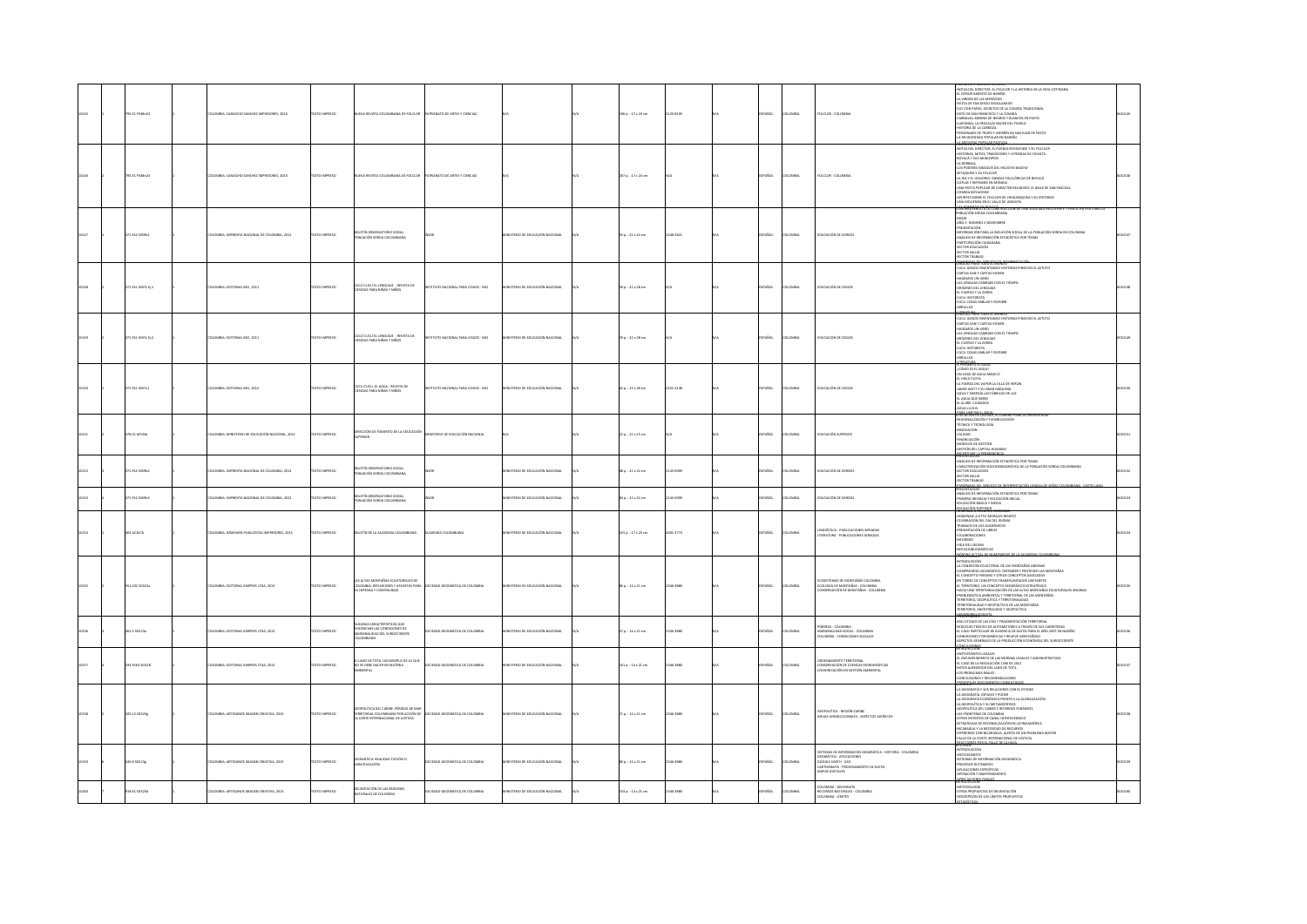| | | | | | | | | | | | | | | | | | | | |
|---|---|---|---|---|---|---|---|---|---|---|---|---|---|---|---|---|---|---|---|
| 30145 | | 793.31 P348n23 | | 1 | COLOMBIA: CAMACHO SANCHEZ IMPRESORES, 2010 | TEXTO IMPRESO | NUEVA REVISTA COLOMBIANA DE FOLCLOR | PATRONATO DE ARTES Y CIENCIAS | | N/A | N/A | 296 p. : 17 x 24 cm | 0120-8195 | N/A | N/A | ESPAÑOL | COLOMBIA | FOLCLOR - COLOMBIA | PREFACIO DEL DIRECTOR, EL FOLCLOR Y LA HISTORIA DE LA VIDA COTIDIANA<br>EL DEPARTAMENTO DE NARIÑO<br>LA VIRGEN DE LAS MERCEDES<br>FIESTA DE SAN DIEGO MULALLANCES<br>CUY CON PAPAS: SECRETOS DE LA COMIDA TRADICIONAL<br>MITO DE SAN FRANCISCO Y LA COMIDA<br>CARNAVAL ANDINO DE NEGROS Y BLANCOS EN PASTO<br>LLAPANGA, LA DESCALZA MUJER DEL PUEBLO<br>HISTORIA DE LA CURIOSA<br>PERSONAJES DE TRAPO Y ASERRÍN EN SAN JUAN DE PASTO<br>LA RELIGIOSIDAD POPULAR EN NARIÑO<br>LA MEDICINA POPULAR PASTUSA | 0030145 |
| 30146 | | 793.31 P348n23 | | 1 | COLOMBIA: CAMACHO SANCHEZ IMPRESORES, 2010 | TEXTO IMPRESO | NUEVA REVISTA COLOMBIANA DE FOLCLOR | PATRONATO DE ARTES Y CIENCIAS | | N/A | N/A | 267 p. : 17 x 24 cm | N/A | N/A | N/A | ESPAÑOL | COLOMBIA | FOLCLOR - COLOMBIA | PREFACIO DEL DIRECTOR, EL PUEBLO BOYACENSE Y SU FOLCLOR<br>HISTORIAS, MITOS, TRADICIONES Y LEYENDAS DE CHIVATÁ<br>BOYACÁ Y SUS MUNICIPIOS<br>LA BORRASA<br>LOS PODERES MÁGICOS DEL HELECHO MACHO<br>EL TAQUINA Y SU FOLCLOR<br>LA JALA Y EL ZOGORRO: DANZAS FOLCLÓRICAS DE BOYACÁ<br>COPLAS Y REFRANES EN MONGUÍ<br>UNA FIESTA POPULAR DE CARÁCTER RELIGIOSO: EL BAILE DE SAN PASCUAL<br>COMIDA BOYACENSE<br>APUNTES SOBRE EL FOLCLOR DE CHIQUINQUIRÁ Y SU ENTORNO<br>UNA MOLIENDA EN EL VALLE DE LENGUPÁ | 0030146 |
| 30147 | | 371.912 B469b4 | | 1 | COLOMBIA: IMPRENTA NACIONAL DE COLOMBIA, 2011 | TEXTO IMPRESO | BOLETÍN OBSERVATORIO SOCIAL POBLACIÓN SORDA COLOMBIANA | INSOR | MINISTERIO DE EDUCACIÓN NACIONAL | N/A | N/A | 95 p. : 22 x 22 cm | 2248-5821 | N/A | N/A | ESPAÑOL | COLOMBIA | EDUCACIÓN DE SORDOS | POR UNA ENTIDAD EN LA CONSTRUCCIÓN DE UNA SOCIEDAD INCLUYENTE Y PARTICIPATIVA PARA LA POBLACIÓN SORDA COLOMBIANA<br>INSOR<br>AÑO 2 - NÚMERO 2 NOVIEMBRE<br>PRESENTACIÓN<br>INFORMACIÓN PARA LA INCLUSIÓN SOCIAL DE LA POBLACIÓN SORDA EN COLOMBIA<br>ANÁLISIS DE INFORMACIÓN ESTADÍSTICA POR TEMAS<br>PARTICIPACIÓN CIUDADANA<br>SECTOR EDUCACIÓN<br>SECTOR SALUD<br>SECTOR TRABAJO<br>PANORAMA DEL SERVICIO DE INTERPRETACIÓN | 0030147 |
| 30148 | | 371.912 I59c7v Ej.1 | | 2 | COLOMBIA: EDITORIAL INSI, 2011 | TEXTO IMPRESO | CUCÚ CUCÚ EL LENGUAJE - REVISTA DE CIENCIAS PARA NIÑAS Y NIÑOS | INSTITUTO NACIONAL PARA CIEGOS - INCI | MINISTERIO DE EDUCACIÓN NACIONAL | N/A | N/A | 99 p. : 22 x 28 cm | N/A | N/A | N/A | ESPAÑOL | COLOMBIA | EDUCACIÓN DE CIEGOS | CUCÚ: JUEGOS INVENTANDO HISTORIAS PINOCHO EL ASTUTO<br>CARTAS VAN Y CARTAS VIENEN<br>HAGAMOS UN LIBRO<br>LAS LENGUAS CAMBIAN CON EL TIEMPO<br>ORÍGENES DEL LENGUAJE<br>EL CUERVO Y LA ZORRA<br>CUCÚ HISTORIETA<br>CUCÚ COSAS HABLAR Y ESCRIBIR<br>ARRULLOS<br>TRABALENGUAS | 0030148 |
| 30149 | | 371.912 I59c7v Ej.2 | | 2 | COLOMBIA: EDITORIAL INSI, 2011 | TEXTO IMPRESO | CUCÚ CUCÚ EL LENGUAJE - REVISTA DE CIENCIAS PARA NIÑAS Y NIÑOS | INSTITUTO NACIONAL PARA CIEGOS - INCI | MINISTERIO DE EDUCACIÓN NACIONAL | N/A | N/A | 99 p. : 22 x 28 cm | N/A | N/A | N/A | ESPAÑOL | COLOMBIA | EDUCACIÓN DE CIEGOS | LENGUAS PARA TODO EL MUNDO<br>CUCÚ: JUEGOS INVENTANDO HISTORIAS PINOCHO EL ASTUTO<br>CARTAS VAN Y CARTAS VIENEN<br>HAGAMOS UN LIBRO<br>LAS LENGUAS CAMBIAN CON EL TIEMPO<br>ORÍGENES DEL LENGUAJE<br>EL CUERVO Y LA ZORRA<br>CUCÚ HISTORIETA<br>CUCÚ COSAS HABLAR Y ESCRIBIR<br>ARRULLOS<br>TRABALENGUAS | 0030149 |
| 30150 | | 371.912 I59c7v3 | | 1 | COLOMBIA: EDITORIAL INSI, 2012 | TEXTO IMPRESO | CUCÚ CUCÚ, EL AGUA - REVISTA DE CIENCIAS PARA NIÑAS Y NIÑOS | INSTITUTO NACIONAL PARA CIEGOS - INCI | MINISTERIO DE EDUCACIÓN NACIONAL | N/A | N/A | 82 p. : 22 x 28 cm | 0221-3148 | N/A | N/A | ESPAÑOL | COLOMBIA | EDUCACIÓN DE CIEGOS | EL PLANETA DEL AGUA<br>¿CÓMO ES EL AGUA?<br>UN VASO DE AGUA MÁGICO<br>EL HIELO FLOTA<br>LA FUERZA DEL VAPOR LA OLLA DE HERÓN<br>JAMES WATT Y SU GRAN MÁQUINA<br>AGUA Y ENERGÍA LAS FÁBRICAS DE LUZ<br>EL AGUA QUE BEBES<br>EL ALJIBE: CUIDADOS<br>AGUAS LLUVIAS<br>CÓMO AHORRAR EL AGUA | 0030150 |
| 30151 | | 378.01 M534d | | 1 | COLOMBIA: MINISTERIO DE EDUCACIÓN NACIONAL, 2012 | TEXTO IMPRESO | DIRECCIÓN DE FOMENTO DE LA EDUCACIÓN SUPERIOR | MINISTERIO DE EDUCACIÓN NACIONAL | N/A | N/A | N/A | 22 p. : 22 x 15 cm | N/A | N/A | N/A | ESPAÑOL | COLOMBIA | EDUCACIÓN SUPERIOR | LA EDUCACIÓN SUPERIOR: UN CAMINO PARA LA PROSPERIDAD<br>REGIONALIZACIÓN Y FLEXIBILIZACIÓN<br>TÉCNICA Y TECNOLOGÍA<br>INNOVACIÓN<br>CALIDAD<br>FINANCIACIÓN<br>MODELOS DE GESTIÓN<br>GESTIÓN DEL CAPITAL HUMANO<br>FOMENTAR LA PERMANENCIA | 0030151 |
| 30152 | | 371.912 B469b2 | | 1 | COLOMBIA: IMPRENTA NACIONAL DE COLOMBIA, 2012 | TEXTO IMPRESO | BOLETÍN OBSERVATORIO SOCIAL POBLACIÓN SORDA COLOMBIANA | INSOR | MINISTERIO DE EDUCACIÓN NACIONAL | N/A | N/A | 68 p. : 22 x 22 cm | 2145-6909 | N/A | N/A | ESPAÑOL | COLOMBIA | EDUCACIÓN DE SORDOS | PRESENTACIÓN<br>ANÁLISIS DE INFORMACIÓN ESTADÍSTICA POR TEMAS<br>CARACTERIZACIÓN SOCIODEMOGRÁFICA DE LA POBLACIÓN SORDA COLOMBIANA<br>SECTOR EDUCACIÓN<br>SECTOR SALUD<br>SECTOR TRABAJO<br>PANORAMA DEL SERVICIO DE INTERPRETACIÓN LENGUA DE SEÑAS COLOMBIANA - CASTELLANO | 0030152 |
| 30153 | | 371.912 B469b4 | | 1 | COLOMBIA: IMPRENTA NACIONAL DE COLOMBIA, 2012 | TEXTO IMPRESO | BOLETÍN OBSERVATORIO SOCIAL POBLACIÓN SORDA COLOMBIANA | INSOR | MINISTERIO DE EDUCACIÓN NACIONAL | N/A | N/A | 80 p. : 22 x 22 cm | 2145-6909 | N/A | N/A | ESPAÑOL | COLOMBIA | EDUCACIÓN DE SORDOS | PRESENTACIÓN<br>ANÁLISIS DE INFORMACIÓN ESTADÍSTICA POR TEMAS<br>PRIMERA INFANCIA Y EDUCACIÓN INICIAL<br>EDUCACIÓN BÁSICA Y MEDIA<br>EDUCACIÓN SUPERIOR<br>COMPARACIONES INTERNACIONALES | 0030153 |
| 30154 | | 405 AC467b | | 1 | COLOMBIA: GRAFIWEB PUBLICISTAS IMPRESORES, 2013 | TEXTO IMPRESO | BOLETÍN DE LA ACADEMIA COLOMBIANA | ACADEMIA COLOMBIANA | | N/A | N/A | 192 p. : 17 x 25 cm | 0001-3773 | N/A | N/A | ESPAÑOL | COLOMBIA | LINGÜÍSTICA - PUBLICACIONES SERIADAS<br>LITERATURA - PUBLICACIONES SERIADAS | HOMENAJE A OTTO MORALES BENÍTEZ<br>CELEBRACIÓN DEL DÍA DEL IDIOMA<br>TRABAJOS DE LOS ACADÉMICOS<br>PRESENTACIÓN DE LIBROS<br>COLABORACIONES<br>INFORMES<br>VIDA DEL IDIOMA<br>NOTAS BIBLIOGRÁFICAS<br>CRÓNICA ACTUAL DE HOMENAJE DE LA ACADEMIA COLOMBIANA | 0030154 |
| 30155 | | 551.432 S0129a | | 1 | COLOMBIA: EDITORIAL KIMPRES LTDA, 2013 | TEXTO IMPRESO | LAS ALTAS MONTAÑAS ECUATORIALES DE COLOMBIA: REFLEXIONES Y APUESTAS PARA SU DEFENSA Y CONTINUIDAD | SOCIEDAD GEOGRÁFICA DE COLOMBIA | MINISTERIO DE EDUCACIÓN NACIONAL | N/A | N/A | 80 p. : 14 x 21 cm | 2346-3880 | N/A | N/A | ESPAÑOL | COLOMBIA | ECOSISTEMAS DE MONTAÑAS COLOMBIA<br>ECOLOGÍA DE MONTAÑAS - COLOMBIA<br>CONSERVACIÓN DE MONTAÑAS - COLOMBIA | INTRODUCCIÓN<br>LA CONDICIÓN ECUATORIAL DE LAS MONTAÑAS ANDINAS<br>COMPROMISO GEOGRÁFICO: DEFENDER Y PROTEGER LAS MONTAÑAS<br>EL CONCEPTO PÁRAMO Y OTROS CONCEPTOS ASOCIADOS<br>EN TORNO DE CONCEPTOS TRANSPLANTADOS UNITARTES<br>EL TERRITORIO, UN CONCEPTO GEOGRÁFICO ESTRATÉGICO<br>HACIA UNA TERRITORIALIZACIÓN DE LAS ALTAS MONTAÑAS ECUATORIALES ANDINAS<br>PROBLEMÁTICA AMBIENTAL Y TERRITORIAL DE LAS MONTAÑAS<br>TERRITORIO, GEOPOLÍTICA Y TERRITORIALIDAD<br>TERRITORIALIDAD Y GEOPOLÍTICA DE LAS MONTAÑAS<br>TERRITORIO, ANCESTRALIDAD Y GEOPOLÍTICA<br>CONSIDERACIONES FINALES<br>BIBLIOGRAFÍA | 0030155 |
| 30156 | | 362.5 S0129a | | 1 | COLOMBIA: EDITORIAL KIMPRES LTDA, 2013 | TEXTO IMPRESO | ALGUNAS CARACTERÍSTICAS QUE EVIDENCIAN LAS CONDICIONES DE MARGINALIDAD DEL SUROCCIDENTE COLOMBIANO | SOCIEDAD GEOGRÁFICA DE COLOMBIA | MINISTERIO DE EDUCACIÓN NACIONAL | N/A | N/A | 37 p. : 14 x 21 cm | 2346-3880 | N/A | N/A | ESPAÑOL | COLOMBIA | POBREZA - COLOMBIA<br>MARGINALIDAD SOCIAL - COLOMBIA<br>COLOMBIA - CONDICIONES SOCIALES | INTRODUCCIÓN<br>MAL ESTADO DE LAS VÍAS Y FRAGMENTACIÓN TERRITORIAL<br>REDUCIDO TRÁFICO DE AUTOMOTORES A TRAVÉS DE SUS CARRETERAS<br>EL CASO PARTICULAR DE AUSENCIA DE DATOS PARA EL AÑO 2007 EN NARIÑO<br>CONDICIONES TOPOGRÁFICAS Y RELIEVE MONTAÑOSO<br>ASPECTOS GENERALES DE LA PRODUCCIÓN ECONÓMICA DEL SUROCCIDENTE<br>CONCLUSIONES | 0030156 |
| 30157 | | 333.7583 S0129l | | 1 | COLOMBIA: EDITORIAL KIMPRES LTDA, 2013 | TEXTO IMPRESO | EL LAGO DE TOTA: UN EJEMPLO DE LO QUE NO SE DEBE HACER EN MATERIA AMBIENTAL | SOCIEDAD GEOGRÁFICA DE COLOMBIA | MINISTERIO DE EDUCACIÓN NACIONAL | N/A | N/A | 141 p. : 14 x 21 cm | 2346-3880 | N/A | N/A | ESPAÑOL | COLOMBIA | ORDENAMIENTO TERRITORIAL<br>CONSERVACIÓN DE CUENCAS HIDROGRÁFICAS<br>COMUNICACIÓN EN GESTIÓN AMBIENTAL | INTRODUCCIÓN<br>ANTECEDENTES LEGALES<br>EL INCUMPLIMIENTO DE LAS NORMAS LEGALES Y ADMINISTRATIVAS<br>EL CASO DE LA RESOLUCIÓN 1786 DE 2012<br>MITOS ALREDEDOR DEL LAGO DE TOTA<br>LOS PROBLEMAS REALES<br>CONCLUSIONES Y RECOMENDACIONES<br>BIBLIOGRAFÍA Y DOCUMENTOS CONSULTADOS | 0030157 |
| 30158 | | 320.12 S0129g | | 1 | COLOMBIA: ARTESANOS IMAGEN CREATIVA, 2013 | TEXTO IMPRESO | GEOPOLÍTICA DEL CARIBE: PÉRDIDA DE MAR TERRITORIAL COLOMBIANO POR ACCIÓN DE LA CORTE INTERNACIONAL DE JUSTICIA | SOCIEDAD GEOGRÁFICA DE COLOMBIA | MINISTERIO DE EDUCACIÓN NACIONAL | N/A | N/A | 71 p. : 14 x 21 cm | 2346-3880 | N/A | N/A | ESPAÑOL | COLOMBIA | GEOPOLÍTICA - REGIÓN CARIBE<br>AGUAS JURISDICCIONALES - ASPECTOS JURÍDICOS | INTRODUCCIÓN<br>LA GEOGRAFÍA Y SUS RELACIONES CON EL ESTADO<br>LA GEOGRAFÍA, ESPACIO Y PODER<br>LA GEOGRAFÍA ECONÓMICA FRENTE A LA GLOBALIZACIÓN<br>LA GEOPOLÍTICA Y SU METAMORFOSIS<br>GEOPOLÍTICA DEL CARIBE E INTERESES FORÁNEOS<br>LAS FRONTERAS DE COLOMBIA<br>OTROS INTENTOS DE CANAL INTEROCEÁNICO<br>ESTRATEGIAS DE RECONOLIZACIÓN EN LATINOAMÉRICA<br>NICARAGUA Y LA NECESIDAD DE RECURSOS<br>DIFERENDO CON NICARAGUA, ALERTA DE UN PROBLEMA MAYOR<br>FALLO DE LA CORTE INTERNACIONAL DE JUSTICIA<br>REACCIONES POR EL FALLO DE LA HAYA | 0030158 |
| 30159 | | 526.8 S0129g | | 1 | COLOMBIA: ARTESANOS IMAGEN CREATIVA, 2013 | TEXTO IMPRESO | GEOMÁTICA: REALIDAD FICCIÓN O BANALIZACIÓN | SOCIEDAD GEOGRÁFICA DE COLOMBIA | MINISTERIO DE EDUCACIÓN NACIONAL | N/A | N/A | 80 p. : 14 x 21 cm | 2346-3880 | N/A | N/A | ESPAÑOL | COLOMBIA | SISTEMAS DE INFORMACIÓN GEOGRÁFICA - HISTORIA - COLOMBIA<br>GEOMÁTICA - APLICACIONES<br>GOOGLE EARTH - USO<br>CARTOGRAFÍA - PROCESAMIENTO DE DATOS<br>MAPAS DIGITALES | RESUMEN<br>INTRODUCCIÓN<br>ANTECEDENTES<br>SISTEMAS DE INFORMACIÓN GEOGRÁFICA<br>PROCESOS RUTINARIOS<br>APLICACIONES ESPECÍFICAS<br>OPERACIÓN Y MANTENIMIENTO<br>CONSIDERACIONES FINALES | 0030159 |
| 30160 | | 918.61 S0129d | | 1 | COLOMBIA: ARTESANOS IMAGEN CREATIVA, 2013 | TEXTO IMPRESO | DELIMITACIÓN DE LAS REGIONES NATURALES DE COLOMBIA | SOCIEDAD GEOGRÁFICA DE COLOMBIA | MINISTERIO DE EDUCACIÓN NACIONAL | N/A | N/A | 103 p. : 14 x 21 cm | 2346-3880 | N/A | N/A | ESPAÑOL | COLOMBIA | COLOMBIA - GEOGRAFÍA<br>RECURSOS NATURALES - COLOMBIA<br>COLOMBIA - LÍMITES | INTRODUCCIÓN<br>METODOLOGÍA<br>OTRAS PROPUESTAS DE DELIMITACIÓN<br>DESCRIPCIÓN DE LOS LÍMITES PROPUESTOS<br>ESTADÍSTICAS | 0030160 |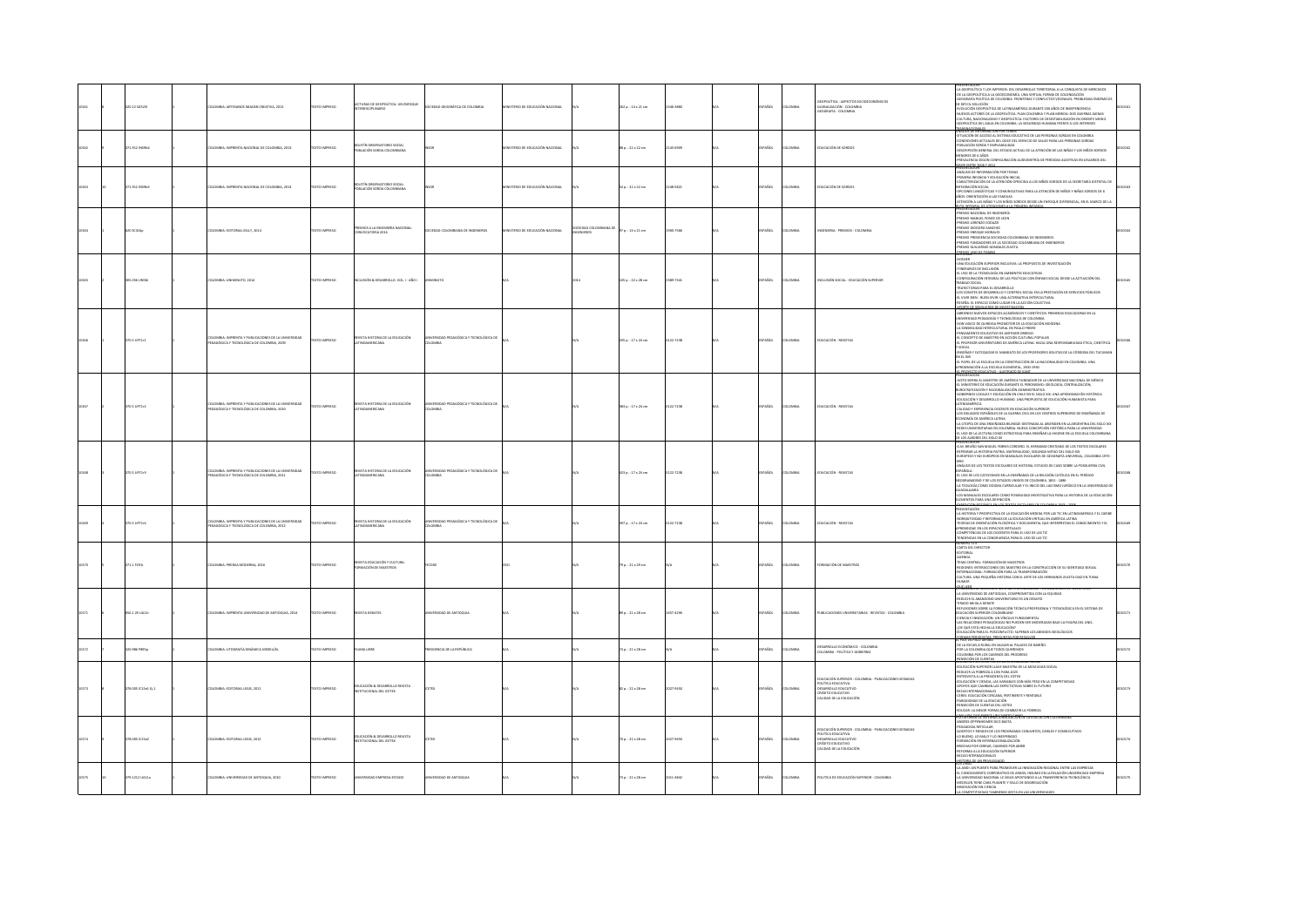| | | | | | | | | | | | | | | | | | | | |
|---|---|---|---|---|---|---|---|---|---|---|---|---|---|---|---|---|---|---|---|
| 10161 | 8 | 320.12 S652G | | 1 | COLOMBIA: ARTESANOS IMAGEN CREATIVA, 2013 | TEXTO IMPRESO | LECTURAS DE GEOPOLÍTICA: UN ENFOQUE INTERDISCIPLINARIO | SOCIEDAD GEOGRÁFICA DE COLOMBIA | MINISTERIO DE EDUCACIÓN NACIONAL | | N/A | 262 p. ; 14 x 21 cm | 2346-8880 | N/A | ESPAÑOL | COLOMBIA | GEOPOLÍTICA - ASPECTOS SOCIOECONÓMICOS; GLOBALIZACIÓN - COLOMBIA; GEOGRAFÍA - COLOMBIA | PRESENTACIÓN; LA GEOPOLÍTICA Y LOS IMPERIOS: DEL DESARROLLO TERRITORIAL A LA CONQUISTA DE MERCADOS; DE LA GEOPOLÍTICA A LA GEOECONOMÍA: UNA VIRTUAL FORMA DE COLONIZACIÓN; GEOGRAFÍA POLÍTICA DE COLOMBIA, FRONTERAS Y CONFLICTOS VECINALES: PROBLEMAS ENDÉMICOS DE DIFÍCIL SOLUCIÓN; EVOLUCIÓN GEOPOLÍTICA DE LATINOAMÉRICA DURANTE 200 AÑOS DE INDEPENDENCIA; NUEVOS ACTORES DE LA GEOPOLÍTICA: PLAN COLOMBIA Y PLAN MÉRIDA: DOS GUERRAS AJENAS; CULTURA, NACIONALISMO Y GEOPOLÍTICA: FACTORES DE DESESTABILIZACIÓN EN ORIENTE MEDIO; GEOPOLÍTICA DEL AGUA EN COLOMBIA: LA SEGURIDAD HUMANA FRENTE A LOS INTERESES TRANSNACIONALES | 0010161 |
| 10162 | 8 | 371.912 B494b3 | | 1 | COLOMBIA: IMPRENTA NACIONAL DE COLOMBIA, 2013 | TEXTO IMPRESO | BOLETÍN OBSERVATORIO SOCIAL POBLACIÓN SORDA COLOMBIANA | INSOR | MINISTERIO DE EDUCACIÓN NACIONAL | | N/A | 88 p. ; 22 x 22 cm | 2145-6909 | N/A | ESPAÑOL | COLOMBIA | EDUCACIÓN DE SORDOS | ANÁLISIS DE INFORMACIÓN POR TEMAS; SITUACIÓN DE ACCESO AL SISTEMA EDUCATIVO DE LAS PERSONAS SORDAS EN COLOMBIA; CONDICIONES ACTUALES DE USO DEL SERVICIO DE SALUD PARA LAS PERSONAS SORDAS; POBLACIÓN SORDA Y EMPLEABILIDAD; DESCRIPCIÓN GENERAL DEL ESTADO ACTUAL DE LA ATENCIÓN DE LAS NIÑAS Y LOS NIÑOS SORDOS MENORES DE 6 AÑOS; PREVALENCIA SEGÚN CONFIGURACIÓN AUDIOMÉTRICA DE PERSONAS AUDITIVAS EN USUARIOS DEL... | 0010162 |
| 10163 | 10 | 371.912 B494b4 | | 1 | COLOMBIA: IMPRENTA NACIONAL DE COLOMBIA, 2013 | TEXTO IMPRESO | BOLETÍN OBSERVATORIO SOCIAL POBLACIÓN SORDA COLOMBIANA | INSOR | MINISTERIO DE EDUCACIÓN NACIONAL | | N/A | 54 p. ; 22 x 22 cm | 2248-5821 | N/A | ESPAÑOL | COLOMBIA | EDUCACIÓN DE SORDOS | PRESENTACIÓN; ANÁLISIS DE INFORMACIÓN POR TEMAS; PRIMERA INFANCIA Y EDUCACIÓN INICIAL; CARACTERIZACIÓN DE LA ATENCIÓN OFRECIDA A LOS NIÑOS SORDOS DE LA SECRETARÍA DISTRITAL DE INTEGRACIÓN SOCIAL; OPCIONES LINGÜÍSTICAS Y COMUNICATIVAS PARA LA ATENCIÓN DE NIÑOS Y NIÑAS SORDOS DE 0 AÑOS; ORIENTACIÓN A LAS FAMILIAS; ATENCIÓN A LAS NIÑAS Y LOS NIÑOS SORDOS DESDE UN ENFOQUE DIFERENCIAL, EN EL MARCO DE LA RUTA INTEGRAL DE ATENCIONES A LA PRIMERA INFANCIA | 0010163 |
| 10164 | 1 | 620 SC182p | | 1 | COLOMBIA: EDITORIAL KELLY, 2014 | TEXTO IMPRESO | PREMIOS A LA INGENIERÍA NACIONAL: CONVOCATORIA 2014 | SOCIEDAD COLOMBIANA DE INGENIEROS | MINISTERIO DE EDUCACIÓN NACIONAL | | SOCIEDAD COLOMBIANA DE INGENIEROS | 97 p. ; 14 x 21 cm | 1900-7566 | N/A | ESPAÑOL | COLOMBIA | INGENIERÍA - PREMIOS - COLOMBIA | PRESENTACIÓN; PREMIO NACIONAL DE INGENIERÍA; PREMIO MANUEL PONCE DE LEÓN; PREMIO LORENZO CODAZZI; PREMIO DIODORO SÁNCHEZ; PREMIO ENRIQUE MORALES; PREMIO PRESIDENCIA SOCIEDAD COLOMBIANA DE INGENIEROS; PREMIO FUNDADORES DE LA SOCIEDAD COLOMBIANA DE INGENIEROS; PREMIO GUILLERMO GONZÁLEZ ZULETA; PREMIO JULIO DE TOMAS | 0010164 |
| 10165 | 2 | 305.056 UN58i | | 1 | COLOMBIA: UNIMINUTO, 2014 | TEXTO IMPRESO | INCLUSIÓN & DESARROLLO: VOL. 1 - AÑO 1 | UNIMINUTO | N/A | 2014 | N/A | 105 p. ; 22 x 28 cm | 2389-7341 | N/A | ESPAÑOL | COLOMBIA | INCLUSIÓN SOCIAL - EDUCACIÓN SUPERIOR | DOSSIER; UNA EDUCACIÓN SUPERIOR INCLUSIVA: LA PROPUESTA DE INVESTIGACIÓN; ITINERARIOS DE INCLUSIÓN; EL USO DE LA TECNOLOGÍA EN AMBIENTES EDUCATIVOS; CONFIGURACIÓN INTEGRAL DE LAS POLÍTICAS CON ÉNFASIS SOCIAL DESDE LA ACTUACIÓN DEL TRABAJO SOCIAL; TRAYECTORIAS PARA EL DESARROLLO; LOS COMITÉS DE DESARROLLO Y CONTROL SOCIAL EN LA PRESTACIÓN DE SERVICIOS PÚBLICOS; EL VIVIR BIEN - BUEN VIVIR: UNA ALTERNATIVA INTERCULTURAL; RESEÑA: EL ESPACIO COMO LUGAR EN LA ACCIÓN COLECTIVA; APORTE DE SEMILLEROS DE INVESTIGACIÓN | 0010165 |
| 10166 | | 370.5 UP71r1 | | 1 | COLOMBIA: IMPRENTA Y PUBLICACIONES DE LA UNIVERSIDAD PEDAGÓGICA Y TECNOLÓGICA DE COLOMBIA, 2009 | TEXTO IMPRESO | REVISTA HISTORIA DE LA EDUCACIÓN LATINOAMERICANA | UNIVERSIDAD PEDAGÓGICA Y TECNOLÓGICA DE COLOMBIA | N/A | | | 393 p. ; 17 x 24 cm | 0122-7238 | N/A | ESPAÑOL | COLOMBIA | EDUCACIÓN - REVISTAS | ABRIENDO NUEVOS ESPACIOS ACADÉMICOS Y CIENTÍFICOS: PRIMERAS EDUCADORAS EN LA UNIVERSIDAD PEDAGÓGICA Y TECNOLÓGICA DE COLOMBIA; JUAN VASCO DE QUIROGA PROMOTOR DE LA EDUCACIÓN INDÍGENA; LA SINGULARIDAD INTERCULTURAL EN PAULO FREIRE; PENSAMIENTO EDUCATIVO DE ANTENOR ORREGO; EL CONCEPTO DE MAESTRO EN ACCIÓN CULTURAL POPULAR; EL PROFESOR UNIVERSITARIO DE AMÉRICA LATINA: HACIA UNA RESPONSABILIDAD ÉTICA, CIENTÍFICA Y SOCIAL; ENSEÑAR Y CATEQUIZAR EL MAGISTERIO DE LOS PROFESORES JESUITAS DE LA CÓRDOBA DEL TUCUMÁN EN EL XIX; EL PAPEL DE LA ESCUELA EN LA CONSTRUCCIÓN DE LA NACIONALIDAD EN COLOMBIA. UNA APROXIMACIÓN A LA ESCUELA ELEMENTAL, 1900-1930 | 0010166 |
| 10167 | | 370.5 UP71r2 | | 1 | COLOMBIA: IMPRENTA Y PUBLICACIONES DE LA UNIVERSIDAD PEDAGÓGICA Y TECNOLÓGICA DE COLOMBIA, 2010 | TEXTO IMPRESO | REVISTA HISTORIA DE LA EDUCACIÓN LATINOAMERICANA | UNIVERSIDAD PEDAGÓGICA Y TECNOLÓGICA DE COLOMBIA | N/A | | | 383 p. ; 17 x 24 cm | 0122-7238 | N/A | ESPAÑOL | COLOMBIA | EDUCACIÓN - REVISTAS | PRESENTACIÓN; JUSTO SIERRA: EL MAESTRO DE AMÉRICA FUNDADOR DE LA UNIVERSIDAD NACIONAL DE MÉXICO; EL MINISTERIO DE EDUCACIÓN DURANTE EL PERONISMO: IDEOLOGÍA, CENTRALIZACIÓN, BUROCRATIZACIÓN Y RACIONALIZACIÓN ADMINISTRATIVA; GOBIERNOS LOCALES Y EDUCACIÓN EN CHILE EN EL SIGLO XIX; EDUCACIÓN Y DESARROLLO HUMANO: UNA PROPUESTA DE EDUCACIÓN HUMANISTA PARA LATINOAMÉRICA; CALIDAD Y EXPERIENCIA DOCENTE EN EDUCACIÓN SUPERIOR; LOS EXILIADOS ESPAÑOLES DE LA GUERRA CIVIL EN LOS CENTROS SUPERIORES DE ENSEÑANZA DE ECONOMÍA DE AMÉRICA LATINA; LA UTOPÍA DE UNA ENSEÑANZA BILINGÜE DESTINADA AL ABORIGEN EN LA ARGENTINA DEL SIGLO XIX; REDES UNIVERSITARIAS EN COLOMBIA. NUEVA CONCEPCIÓN HISTÓRICA PARA LA UNIVERSIDAD; EL USO DE LA LECTURA COMO ESTRATEGIA PARA ENSEÑAR LA HIGIENE EN LA ESCUELA COLOMBIANA DE LOS ALBORES DEL SIGLO XX | 0010167 |
| 10168 | | 370.5 UP71r3 | | 1 | COLOMBIA: IMPRENTA Y PUBLICACIONES DE LA UNIVERSIDAD PEDAGÓGICA Y TECNOLÓGICA DE COLOMBIA, 2011 | TEXTO IMPRESO | REVISTA HISTORIA DE LA EDUCACIÓN LATINOAMERICANA | UNIVERSIDAD PEDAGÓGICA Y TECNOLÓGICA DE COLOMBIA | N/A | | | 323 p. ; 17 x 24 cm | 0122-7238 | N/A | ESPAÑOL | COLOMBIA | EDUCACIÓN - REVISTAS | PRESENTACIÓN; OLAY BRUÑO SAN MIGUEL FEBRES CORDERO, EL HERMANO CRISTIANO DE LOS TEXTOS ESCOLARES; REPENSAR LA HISTORIA PATRIA: MATERIALIDAD, SEGUNDA MITAD DEL SIGLO XIX; EUROPEOS Y NO EUROPEOS EN MANUALES ESCOLARES DE GEOGRAFÍA UNIVERSAL, COLOMBIA 1870-1990; ANÁLISIS DE LOS TEXTOS ESCOLARES DE HISTORIA: ESTUDIO DE CASO SOBRE LA POSGUERRA CIVIL ESPAÑOLA; EL USO DE LOS CATECISMOS EN LA ENSEÑANZA DE LA RELIGIÓN CATÓLICA EN EL PERÍODO REGENERACIONISTA Y DE LOS ESTADOS UNIDOS DE COLOMBIA, 1851-1886; LA TEOLOGÍA COMO DOGMA CURRICULAR Y EL INICIO DEL LAICISMO JURÍDICO EN LA UNIVERSIDAD DE GUADALAJARA; LOS MANUALES ESCOLARES COMO POSIBILIDAD INVESTIGATIVA PARA LA HISTORIA DE LA EDUCACIÓN. ELEMENTOS PARA UNA DEFINICIÓN | 0010168 |
| 10169 | | 370.5 UP71r4 | | 1 | COLOMBIA: IMPRENTA Y PUBLICACIONES DE LA UNIVERSIDAD PEDAGÓGICA Y TECNOLÓGICA DE COLOMBIA, 2012 | TEXTO IMPRESO | REVISTA HISTORIA DE LA EDUCACIÓN LATINOAMERICANA | UNIVERSIDAD PEDAGÓGICA Y TECNOLÓGICA DE COLOMBIA | N/A | | | 397 p. ; 17 x 24 cm | 0122-7238 | N/A | ESPAÑOL | COLOMBIA | EDUCACIÓN - REVISTAS | PRESENTACIÓN; LA HISTORIA Y PROSPECTIVA DE LA EDUCACIÓN MEDIDA POR LAS TIC EN LATINOAMÉRICA Y EL CARIBE; NORMATIVIDAD Y REFORMAS DE LA EDUCACIÓN VIRTUAL EN AMÉRICA LATINA; TEORÍAS DE ORIENTACIÓN FILOSÓFICA Y DOCUMENTAL QUE INTERPRETAN EL CONOCIMIENTO Y EL APRENDIZAJE EN LOS ESPACIOS VIRTUALES; COMPETENCIAS DE LOS DOCENTES PARA EL USO DE LAS TIC; TENDENCIAS EN LA CONVERGENCIA PARA EL USO DE LAS TIC | 0010169 |
| 10170 | | 371.1 F291r | | 1 | COLOMBIA: PRENSA MODERNA, 2016 | TEXTO IMPRESO | REVISTA EDUCACIÓN Y CULTURA: FORMACIÓN DE MAESTROS | FECODE | CEID | | N/A | 79 p. ; 21 x 29 cm | N/A | N/A | ESPAÑOL | COLOMBIA | FORMACIÓN DE MAESTROS | CARTA DEL DIRECTOR; EDITORIAL; AGENDA; TEMA CENTRAL: FORMACIÓN DE MAESTROS; REGIONES: INTERACCIONES DEL MAESTRO EN LA CONSTRUCCIÓN DE SU IDENTIDAD SEXUAL; INTERNACIONAL: FORMACIÓN PARA LA TRANSFORMACIÓN; CULTURA: UNA PEQUEÑA HISTORIA CON EL ARTE DE LOS HERMANOS ZULETA DÍAZ EN TUNJA; HUMOR; PARA LEER | 0010170 |
| 10171 | | 086.1 20 UA11r | | 1 | COLOMBIA: IMPRENTA UNIVERSIDAD DE ANTIOQUIA, 2013 | TEXTO IMPRESO | REVISTA DEBATES | UNIVERSIDAD DE ANTIOQUIA | N/A | | | 89 p. ; 21 x 28 cm | 1657-6296 | N/A | ESPAÑOL | COLOMBIA | PUBLICACIONES UNIVERSITARIAS - REVISTAS - COLOMBIA | LA UNIVERSIDAD DE ANTIOQUIA, COMPROMETIDA CON LA EQUIDAD; REDUCIR EL ABANDONO UNIVERSITARIO ES UN DESAFÍO; TEMAS MÁS A DEBATE; REFLEXIONES SOBRE LA FORMACIÓN TÉCNICA PROFESIONAL Y TECNOLÓGICA EN EL SISTEMA DE EDUCACIÓN SUPERIOR COLOMBIANO; CIENCIA E INNOVACIÓN: UN VÍNCULO FUNDAMENTAL; LAS RELACIONES PEDAGÓGICAS NO PUEDEN SER MODERADAS BAJO LA FIGURA DEL LIBRO; ¿DE QUÉ ESTÁ HECHA LA EDUCACIÓN?; EDUCACIÓN PARA EL POSCONFLICTO: SUPERAR LOS ABISMOS IDEOLÓGICOS; COLUMNA PERIODÍSTICA: PREGUNTAS POR RESOLVER | 0010171 |
| 10172 | | 320.986 P895p | | 1 | COLOMBIA: LITOGRAFÍA DINÁMICA MEDELLÍN, | TEXTO IMPRESO | PLUMA LIBRE | PRESIDENCIA DE LA REPÚBLICA | N/A | | | 74 p. ; 21 x 28 cm | N/A | N/A | ESPAÑOL | COLOMBIA | DESARROLLO ECONÓMICO - COLOMBIA; COLOMBIA - POLÍTICA Y GOBIERNO | DE LA ESCUELA RURAL DE GALEAS AL PALACIO DE NARIÑO; POR LA COLOMBIA QUE TODOS QUEREMOS; COLOMBIA POR LOS CAMINOS DEL PROGRESO; RENDICIÓN DE CUENTAS | 0010172 |
| 10173 | | 378.005 IC15e1 Ej.1 | | 1 | COLOMBIA: EDITORIAL LEGIS, 2011 | TEXTO IMPRESO | EDUCACIÓN & DESARROLLO: REVISTA INSTITUCIONAL DEL ICETEX | ICETEX | N/A | | | 82 p. ; 21 x 28 cm | 2027-9450 | N/A | ESPAÑOL | COLOMBIA | EDUCACIÓN SUPERIOR - COLOMBIA - PUBLICACIONES SERIADAS; POLÍTICA EDUCATIVA; DESARROLLO EDUCATIVO; CRÉDITO EDUCATIVO; CALIDAD DE LA EDUCACIÓN | EDUCACIÓN SUPERIOR LLAVE MAESTRA DE LA MOVILIDAD SOCIAL; REDUCIR LA POBREZA A 10% PARA 2020; ENTREVISTA A LA PRESIDENTA DEL ICETEX; EDUCACIÓN Y CIENCIA, LAS VARIABLES CON MÁS PESO EN LA COMPETITIVIDAD; APOYOS QUE CAMBIAN LAS EXPECTATIVAS SOBRE EL FUTURO; RETOS INTERNACIONALES; ICFES: EDUCACIÓN CERCANA, PERTINENTE Y RENTABLE; PARADIGMAS DE LA EDUCACIÓN; RENDICIÓN DE CUENTAS DEL ICETEX; SOLIDEX: LA MEJOR FORMA DE COMBATIR LA POBREZA | 0010173 |
| 10174 | | 378.005 IC15e2 | | 1 | COLOMBIA: EDITORIAL LEGIS, 2012 | TEXTO IMPRESO | EDUCACIÓN & DESARROLLO: REVISTA INSTITUCIONAL DEL ICETEX | ICETEX | N/A | | | 79 p. ; 21 x 28 cm | 2027-9450 | N/A | ESPAÑOL | COLOMBIA | EDUCACIÓN SUPERIOR - COLOMBIA - PUBLICACIONES SERIADAS; POLÍTICA EDUCATIVA; DESARROLLO EDUCATIVO; CRÉDITO EDUCATIVO; CALIDAD DE LA EDUCACIÓN | INTERNACIONALIZACIÓN DE LA EDUCACIÓN COLOMBIANA; PEDAGOGÍA RETICULAR; ACIERTOS Y RIESGOS DE LOS PROGRAMAS CONJUNTOS, DOBLES Y CONSECUTIVOS; LO BUENO, LO MALO Y LO INESPERADO; FORMACIÓN EN INTERNACIONALIZACIÓN; BRECHAS POR CERRAR, CAMINOS POR ABRIR; REFORMAS A LA EDUCACIÓN SUPERIOR; RETOS INTERNACIONALES; HISTORIA DE UN PRIVILEGIADO | 0010174 |
| 10175 | 12 | 379.1212 UA11u | | 1 | COLOMBIA: UNIVERSIDAD DE ANTIOQUIA, 2010 | TEXTO IMPRESO | UNIVERSIDAD EMPRESA ESTADO | UNIVERSIDAD DE ANTIOQUIA | N/A | | | 75 p. ; 21 x 28 cm | 2011-6462 | N/A | ESPAÑOL | COLOMBIA | POLÍTICA DE EDUCACIÓN SUPERIOR - COLOMBIA | LA ANDI: UN PUENTE PARA PROMOVER LA INNOVACIÓN REGIONAL ENTRE LAS EMPRESAS; EL CONOCIMIENTO CORPORATIVO DE ARGOS, INSUMO EN LA RELACIÓN UNIVERSIDAD EMPRESA; LA UNIVERSIDAD NACIONAL LA SEGUIR APORTANDO A LA TRANSFERENCIA TECNOLÓGICA; INNOVACIÓN EN CIENCIA; LA COMPETITIVIDAD TAMBIÉN SE GESTA EN LAS UNIVERSIDADES | 0010175 |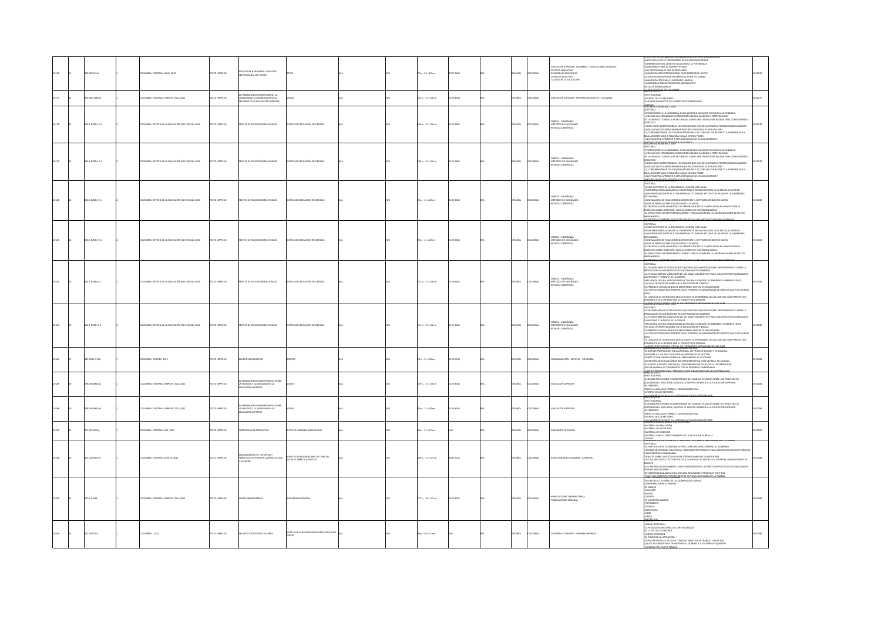| | | | | | | | | | | | | | | | | | | | |
|---|---|---|---|---|---|---|---|---|---|---|---|---|---|---|---|---|---|---|---|
| 10176 | 11 | 378.005 IC15e | | 1 | | COLOMBIA: EDITORIAL LEGIS, 2012 | TEXTO IMPRESO | EDUCACIÓN & DESARROLLO REVISTA INSTITUCIONAL DEL ICETEX | ICETEX | | N/A | | N/A | 75 p. ; 22 x 28 cm | 2027-9450 | N/A | ESPAÑOL | COLOMBIA | EDUCACIÓN SUPERIOR - COLOMBIA - PUBLICACIONES SERIADAS<br>POLÍTICA EDUCATIVA<br>DESARROLLO EDUCATIVO<br>CRÉDITO EDUCATIVO<br>CALIDAD DE LA EDUCACIÓN | -ENTREVISTA CON EL VICEMINISTRO DE EDUCACIÓN SUPERIOR<br>-CONTRIBUCIÓN DEL CRÉDITO EDUCATIVO A LA PERTINENCIA<br>-BILINGÜISMO PARA LA COMPETITIVIDAD<br>-LOS PROFESIONALES QUE NECESITAMOS<br>-UNA EDUCACIÓN INTERNACIONAL PARA ENFRENTAR LOS TLC<br>-LA EDUCACIÓN SUPERIOR EN AMÉRICA LATINA Y EL CARIBE<br>-UNA EDUCACIÓN PARA EL MERCADO LABORAL<br>-UNIVERSIDAD TRANSFORMADORA SOCIALMENTE<br>-REDES INTERNACIONALES<br>-LA RUTA DE LA EDUCACIÓN EN COLOMBIA | 0010176 |
| 10177 | 12 | 378.116 A383p | | 1 | | COLOMBIA: EDITORIAL KIMPRES LTDA, 2011 | TEXTO IMPRESO | EL PENSAMIENTO UNIVERSITARIO: LA UNIVERSIDAD COLOMBIANA ANTE LA REFORMA DE LA EDUCACIÓN SUPERIOR | ASCUN | | N/A | | N/A | 144 p. ; 21 x 28 cm | 0120-9543 | N/A | ESPAÑOL | COLOMBIA | EDUCACIÓN SUPERIOR - REFORMAS EDUCATIVAS - COLOMBIA | -PRESENTACIÓN<br>-INSTITUCIONAL<br>-APORTES DE LOS SECTORES<br>-ALGUNOS ELEMENTOS DEL CONTEXTO INTERNACIONAL<br>-ANEXOS | 0010177 |
| 10178 | 13 | 056.1 R294e-1 Ej.1 | | 1 | | COLOMBIA: REVISTA DE LA EDUCACIÓN EN CIENCIAS, 2009 | TEXTO IMPRESO | REVISTA DE EDUCACIÓN EN CIENCIAS | REVISTA DE EDUCACIÓN EN CIENCIAS | | N/A | | N/A | 109 p. ; 21 x 28 cm | 0124-5481 | N/A | ESPAÑOL | COLOMBIA | CIENCIA - ENSEÑANZA<br>MÉTODOS DE ENSEÑANZA<br>REVISTAS CIENTÍFICAS | -EDITORIAL<br>-INTRODUCCIÓN A LA INGENIERÍA: EVALUACIÓN DE UN CURSO DE ESCUELA SECUNDARIA<br>-¿POR QUÉ LOS ESTUDIANTES CONFUNDEN ENERGÍA CALÓRICA Y TEMPERATURA?<br>-EL DESARROLLO CURRICULAR EN CIENCIAS COMO UNA TECNOLOGÍA BASADA EN EL CONOCIMIENTO DIDÁCTICO<br>-CÓMO HACER COMPRENSIBLES LOS DIBUJOS QUE SUELEN ILUSTRAR LA FORMACIÓN DE IMÁGENES<br>-¿POR QUÉ NECESITAMOS REPENSAR NUESTROS PROCESOS DE EVALUACIÓN?<br>-LA COMPRENSIÓN DE LOS FUTUROS PROFESORES DE CIENCIAS CON RESPECTO A EVAPORACIÓN Y EBULLICIÓN<br>-¿QUÉ SIGNIFICA APRENDER A EXPLORAR LAS IDEAS DE LOS ALUMNOS? | 0010178 |
| 10179 | 13 | 056.1 R294e-1 Ej.2 | | 2 | | COLOMBIA: REVISTA DE LA EDUCACIÓN EN CIENCIAS, 2009 | TEXTO IMPRESO | REVISTA DE EDUCACIÓN EN CIENCIAS | REVISTA DE EDUCACIÓN EN CIENCIAS | | N/A | | N/A | 109 p. ; 21 x 28 cm | 0124-5481 | N/A | ESPAÑOL | COLOMBIA | CIENCIA - ENSEÑANZA<br>MÉTODOS DE ENSEÑANZA<br>REVISTAS CIENTÍFICAS | -EDITORIAL<br>-INTRODUCCIÓN A LA INGENIERÍA: EVALUACIÓN DE UN CURSO DE ESCUELA SECUNDARIA<br>-¿POR QUÉ LOS ESTUDIANTES CONFUNDEN ENERGÍA CALÓRICA Y TEMPERATURA?<br>-EL DESARROLLO CURRICULAR EN CIENCIAS COMO UNA TECNOLOGÍA BASADA EN EL CONOCIMIENTO DIDÁCTICO<br>-CÓMO HACER COMPRENSIBLES LOS DIBUJOS QUE SUELEN ILUSTRAR LA FORMACIÓN DE IMÁGENES<br>-¿POR QUÉ NECESITAMOS REPENSAR NUESTROS PROCESOS DE EVALUACIÓN?<br>-LA COMPRENSIÓN DE LOS FUTUROS PROFESORES DE CIENCIAS CON RESPECTO A EVAPORACIÓN Y EBULLICIÓN<br>-¿QUÉ SIGNIFICA APRENDER A EXPLORAR LAS IDEAS DE LOS ALUMNOS? | 0010179 |
| 10180 | 14 | 056.1 R294e-2 Ej.1 | | 1 | | COLOMBIA: REVISTA DE LA EDUCACIÓN EN CIENCIAS, 2006 | TEXTO IMPRESO | REVISTA DE EDUCACIÓN EN CIENCIAS | REVISTA DE EDUCACIÓN EN CIENCIAS | | N/A | | N/A | 59 p. ; 21 x 28 cm | 0124-5481 | N/A | ESPAÑOL | COLOMBIA | CIENCIA - ENSEÑANZA<br>MÉTODOS DE ENSEÑANZA<br>REVISTAS CIENTÍFICAS | -EDITORIAL<br>-JUEGO CIENTÍFICO EN LA EDUCACIÓN - AJEDREZ EN EL AULA<br>-PROBLEMAS PARA ALCANZAR LA COMPETENCIA EN LOS ESTUDIOS EN LA ESCUELA SUPERIOR<br>-UNA PROPUESTA DIDÁCTICA CON ENFOQUE CTS PARA EL ESTUDIO DEL RUIDO EN LA ENSEÑANZA SECUNDARIA<br>-MODELIZACIÓN DE REACCIONES QUÍMICAS EN EL SOFTWARE DE BASE DE DATOS<br>-IDEAS DE NIÑOS DE PREESCOLAR SOBRE FLOTANTES<br>-ESTRATEGIAS META COGNITIVAS DE APRENDIZAJE EN LA PLANIFICACIÓN DE UNA SECUENCIA DIDÁCTICA SOBRE DIGESTIÓN, PARA ALUMNOS DE ENSEÑANZA BÁSICA<br>-EL IMPACTO DE LAS EXPERIMENTACIONES Y EXPLICACIONES EN LA ENSEÑANZA SOBRE EL EFECTO INVERNADERO<br>-ESTRATEGIAS Y ERRORES DE LOS ESTUDIANTES AL BALANCEAR ECUACIONES QUÍMICAS | 0010180 |
| 10181 | 14 | 056.1 R294e-2 Ej.2 | | 2 | | COLOMBIA: REVISTA DE LA EDUCACIÓN EN CIENCIAS, 2006 | TEXTO IMPRESO | REVISTA DE EDUCACIÓN EN CIENCIAS | REVISTA DE EDUCACIÓN EN CIENCIAS | | N/A | | N/A | 59 p. ; 21 x 28 cm | 0124-5481 | N/A | ESPAÑOL | COLOMBIA | CIENCIA - ENSEÑANZA<br>MÉTODOS DE ENSEÑANZA<br>REVISTAS CIENTÍFICAS | -EDITORIAL<br>-JUEGO CIENTÍFICO EN LA EDUCACIÓN - AJEDREZ EN EL AULA<br>-PROBLEMAS PARA ALCANZAR LA COMPETENCIA EN LOS ESTUDIOS EN LA ESCUELA SUPERIOR<br>-UNA PROPUESTA DIDÁCTICA CON ENFOQUE CTS PARA EL ESTUDIO DEL RUIDO EN LA ENSEÑANZA SECUNDARIA<br>-MODELIZACIÓN DE REACCIONES QUÍMICAS EN EL SOFTWARE DE BASE DE DATOS<br>-IDEAS DE NIÑOS DE PREESCOLAR SOBRE FLOTANTES<br>-ESTRATEGIAS META COGNITIVAS DE APRENDIZAJE EN LA PLANIFICACIÓN DE UNA SECUENCIA DIDÁCTICA SOBRE DIGESTIÓN, PARA ALUMNOS DE ENSEÑANZA BÁSICA<br>-EL IMPACTO DE LAS EXPERIMENTACIONES Y EXPLICACIONES EN LA ENSEÑANZA SOBRE EL EFECTO INVERNADERO<br>-ESTRATEGIAS Y ERRORES DE LOS ESTUDIANTES AL BALANCEAR ECUACIONES QUÍMICAS | 0010181 |
| 10182 | 15 | 056.1 R294e-3 Ej.1 | | 1 | | COLOMBIA: REVISTA DE LA EDUCACIÓN EN CIENCIAS, 2006 | TEXTO IMPRESO | REVISTA DE EDUCACIÓN EN CIENCIAS | REVISTA DE EDUCACIÓN EN CIENCIAS | | N/A | | N/A | 121 p. ; 21 x 28 cm | 0124-5481 | N/A | ESPAÑOL | COLOMBIA | CIENCIA - ENSEÑANZA<br>MÉTODOS DE ENSEÑANZA<br>REVISTAS CIENTÍFICAS | -EDITORIAL<br>-ACOMPAÑAMIENTO A ESTUDIANTES QUE REALIZAN INVESTIGACIONES INDEPENDIENTES SOBRE LA PRODUCCIÓN DE ANTIBIÓTICOS POR ACTINOMICETOS MARINOS<br>-LA TEORÍA CINÉTICO MOLECULAR DE LOS GASES EN LIBROS DE FÍSICA: UNA PERSPECTIVA BASADA EN LA HISTORIA Y FILOSOFÍA DE LA CIENCIA<br>-INFLUENCIA DE UNA METODOLOGÍA ACTIVA EN EL PROCESO DE ENSEÑAR Y APRENDER FÍSICA<br>-UN CASO DE INDISPENSABLE EN LA EDUCACIÓN EN CIENCIAS<br>-EXPERIENCIA CON ALUMNOS DE MAGISTERIO: EMPUJE DE ARQUÍMEDES<br>-LAS DIFICULTADES PARA INTERPRETAR EL PRINCIPIO DE ARQUÍMEDES DE OBJETOS QUE FLOTAN EN EL AGUA<br>-EL LUGAR DE LA TECNOLOGÍA EDUCATIVA EN EL APRENDIZAJE DE LAS CIENCIAS: UNA PERSPECTIVA CONSTRUCTIVA ILUSTRADA POR EL CONCEPTO DE ENERGÍA | 0010182 |
| 10183 | 15 | 056.1 R294e-3 Ej.2 | | 2 | | COLOMBIA: REVISTA DE LA EDUCACIÓN EN CIENCIAS, 2006 | TEXTO IMPRESO | REVISTA DE EDUCACIÓN EN CIENCIAS | REVISTA DE EDUCACIÓN EN CIENCIAS | | N/A | | N/A | 121 p. ; 21 x 28 cm | 0124-5481 | N/A | ESPAÑOL | COLOMBIA | CIENCIA - ENSEÑANZA<br>MÉTODOS DE ENSEÑANZA<br>REVISTAS CIENTÍFICAS | -EDITORIAL<br>-ACOMPAÑAMIENTO A ESTUDIANTES QUE REALIZAN INVESTIGACIONES INDEPENDIENTES SOBRE LA PRODUCCIÓN DE ANTIBIÓTICOS POR ACTINOMICETOS MARINOS<br>-LA TEORÍA CINÉTICO MOLECULAR DE LOS GASES EN LIBROS DE FÍSICA: UNA PERSPECTIVA BASADA EN LA HISTORIA Y FILOSOFÍA DE LA CIENCIA<br>-INFLUENCIA DE UNA METODOLOGÍA ACTIVA EN EL PROCESO DE ENSEÑAR Y APRENDER FÍSICA<br>-UN CASO DE INDISPENSABLE EN LA EDUCACIÓN EN CIENCIAS<br>-EXPERIENCIA CON ALUMNOS DE MAGISTERIO: EMPUJE DE ARQUÍMEDES<br>-LAS DIFICULTADES PARA INTERPRETAR EL PRINCIPIO DE ARQUÍMEDES DE OBJETOS QUE FLOTAN EN EL AGUA<br>-EL LUGAR DE LA TECNOLOGÍA EDUCATIVA EN EL APRENDIZAJE DE LAS CIENCIAS: UNA PERSPECTIVA CONSTRUCTIVA ILUSTRADA POR EL CONCEPTO DE ENERGÍA | 0010183 |
| 10184 | 17 | 389.6305 IC17b | | 1 | | COLOMBIA: ICONTEC, 2015 | TEXTO IMPRESO | BOLETÍN INFORMATIVO | ICONTEC | | N/A | | N/A | 20 p. ; 21 x 50 cm | 0120-0593 | N/A | ESPAÑOL | COLOMBIA | NORMALIZACIÓN - REVISTAS - COLOMBIA | -REGISTRAR PROPIEDADES EN GUATEMALA, UN PROCESO SEGURO Y DE CALIDAD<br>-BIOFILMA S.A. DE PERÚ CON SISTEMA INTEGRADO DE GESTIÓN<br>-NORTE DE SANTANDER APORTA AL CRECIMIENTO DE COLOMBIA<br>-SECRETARÍA DE EDUCACIÓN DE BOLÍVAR DEMUESTRA, UNA VEZ MÁS, SU CALIDAD<br>-AFILIADOS A ICONTEC ANTIOQUIA CONOCIERON LA RUTA HACIA LA SOSTENIBILIDAD<br>-INCAMAMANGA SE COMPROMETE CON EL PROGRESO EMPRESARIAL<br>-ICONTEC INTERNACIONAL PRESENTE EN UN ENCUENTRO CON LA SOSTENIBILIDAD | 0010184 |
| 10185 | 19 | 378.19 A383p1 | | 1 | | COLOMBIA: EDITORIAL KIMPRES LTDA, 2012 | TEXTO IMPRESO | EL PENSAMIENTO UNIVERSITARIO: SOBRE LA EQUIDAD Y LA IGUALDAD EN LA EDUCACIÓN SUPERIOR | ASCUN | | N/A | | N/A | 109 p. ; 21 x 28 cm | 0124-9543 | N/A | ESPAÑOL | COLOMBIA | EDUCACIÓN SUPERIOR | -PRESENTACIÓN<br>-INSTITUCIONAL<br>-ALGUNAS REFLEXIONES Y COMENTARIOS DEL TRABAJO DE ASCUN SOBRE LOS PROCESOS DE ACCESIBILIDAD, INCLUSIÓN, EQUIDAD DE GRUPOS DIVERSOS A LA EDUCACIÓN SUPERIOR<br>-REFLEXIONES<br>-ENTRE LA IGUALDAD FORMAL Y DESIGUALDAD REAL<br>-APORTES DE LOS SECTORES<br>-LAS MINORÍAS SOCIALES Y EL ACCESO A LA EDUCACIÓN SUPERIOR | 0010185 |
| 10186 | 20 | 378.19 A383p2 | | 1 | | COLOMBIA: EDITORIAL KIMPRES LTDA, 2012 | TEXTO IMPRESO | EL PENSAMIENTO UNIVERSITARIO: SOBRE LA EQUIDAD Y LA IGUALDAD EN LA EDUCACIÓN SUPERIOR | ASCUN | | N/A | | N/A | 92 p. ; 21 x 28 cm | 0124-9543 | N/A | ESPAÑOL | COLOMBIA | EDUCACIÓN SUPERIOR | -PRESENTACIÓN<br>-INSTITUCIONAL<br>-ALGUNAS REFLEXIONES Y COMENTARIOS DEL TRABAJO DE ASCUN SOBRE LOS PROCESOS DE ACCESIBILIDAD, INCLUSIÓN, EQUIDAD DE GRUPOS DIVERSOS A LA EDUCACIÓN SUPERIOR<br>-REFLEXIONES<br>-ENTRE LA IGUALDAD FORMAL Y DESIGUALDAD REAL<br>-APORTES DE LOS SECTORES<br>-LAS MINORÍAS SOCIALES Y EL ACCESO A LA EDUCACIÓN SUPERIOR | 0010186 |
| 10187 | 22 | 371.912 IN57p | | 1 | | COLOMBIA: EDITORIAL INCI, 2012 | TEXTO IMPRESO | PORTAFOLIO DE PRODUCTOS | INSTITUTO NACIONAL PARA CIEGOS | | N/A | | N/A | 35 p. ; 21 x 27 cm | N/A | N/A | ESPAÑOL | COLOMBIA | EDUCACIÓN DE CIEGOS | -PRESENTACIÓN DE LOS PRODUCTOS<br>-MATERIAL DE BAJA VISIÓN<br>-MATERIAL DE MOVILIDAD<br>-MATERIAL DE MEDICIÓN<br>-MATERIAL PARA EL APRESTAMIENTO DE LA ESCRITURA EL BRAILLE<br>-JUEGOS | 0010187 |
| 10188 | 23 | 323.042 R427m | | 1 | | COLOMBIA: EDITORIAL ZAPATA, 2011 | TEXTO IMPRESO | MONOGRÁFICO EN: JUVENTUD Y PRÁCTICAS POLÍTICAS EN AMÉRICA LATINA Y EL CARIBE | REVISTA LATINOAMERICANA DE CIENCIAS SOCIALES, NIÑEZ Y JUVENTUD | | N/A | | N/A | 384 p. ; 21 x 27 cm | 1692-715X | N/A | ESPAÑOL | COLOMBIA | PARTICIPACIÓN CIUDADANA - JUVENTUD | -EDITORIAL<br>-LA PARTICIPACIÓN CIUDADANA JUVENIL COMO RECURSO EXTERNO AL GOBIERNO<br>-JÓVENES EN ACCIONES COLECTIVAS Y MOVIMIENTOS SOCIALES PARA DEFINIR LOS ESPACIOS PÚBLICOS Y LAS PRÁCTICAS CIUDADANAS<br>-DEBATES SOBRE LO POLÍTICO ENTRE JÓVENES MAPUCHE EN ARGENTINA<br>-USOS, DISCURSOS Y ACCIÓN POLÍTICA EN GRUPOS DE JÓVENES ESTUDIANTES UNIVERSITARIOS DE BOGOTÁ<br>-AUTONOMÍA EN MOVIMIENTO: UNA REFLEXIÓN DESDE LAS PRÁCTICAS POLÍTICAS ALTERNATIVAS DE JÓVENES EN COLOMBIA<br>-REFLEXIONES DIALÉCTICAS EN EL ESTUDIO DE JÓVENES Y PRÁCTICAS POLÍTICAS | 0010188 |
| 10189 | 24 | 070.1 UC18h | | 1 | | COLOMBIA: EDITORIAL KIMPRES LTDA, 2015 | TEXTO IMPRESO | HOJAS UNIVERSITARIAS | UNIVERSIDAD CENTRAL | | N/A | | N/A | 177 p. ; 20 x 27 cm | 0120-1581 | N/A | ESPAÑOL | COLOMBIA | PUBLICACIONES UNIVERSITARIAS<br>PUBLICACIONES SERIADAS | -DE VALENCIA Y ESPAÑA: DE LAS GUERRAS QUE SOMOS<br>-APROXIMACIONES LITERARIAS<br>-EL ENSAYO<br>-CREACIÓN<br>-POESÍA<br>-CUENTO<br>-EL CUENTISTA CLÁSICO<br>-FOTOGRAFÍA<br>-CRÓNICA<br>-ENTREVISTA<br>-CINE<br>-LIBROS<br>-MIGRANTES | 0010189 |
| 10190 | 26 | 613.43 R277i | | 1 | | COLOMBIA: , 2019 | TEXTO IMPRESO | INFANCIA EDUCAR DE 0 A 6 AÑOS | REVISTA DE LA ASOCIACIÓN DE MAESTROS ROSA SENSAT | N/A | N/A | | N/A | 38 p. ; 30 x 21 cm | N/A | N/A | ESPAÑOL | COLOMBIA | DESARROLLO INFANTIL - PRIMERA INFANCIA | -ABRIR LA ESCUELA<br>-LA PEDAGOGÍA NACIONAL DE LORIS MALAGUZZI<br>-EL GESTO DE LOS TRAZADOS<br>-JUNTOS APRENDEN<br>-EL PODER DE LA LITERATURA<br>-OTRAS PROPUESTAS DE CLASE COMO ALTERNATIVA AL TRABAJO CON FICHAS<br>-¿QUÉ UTILIZAMOS PARA TRANSPORTAR LOS BEBÉS Y A LOS NIÑOS PEQUEÑOS?<br>-CUENTOS CON SANTA MÁGICA | 0010190 |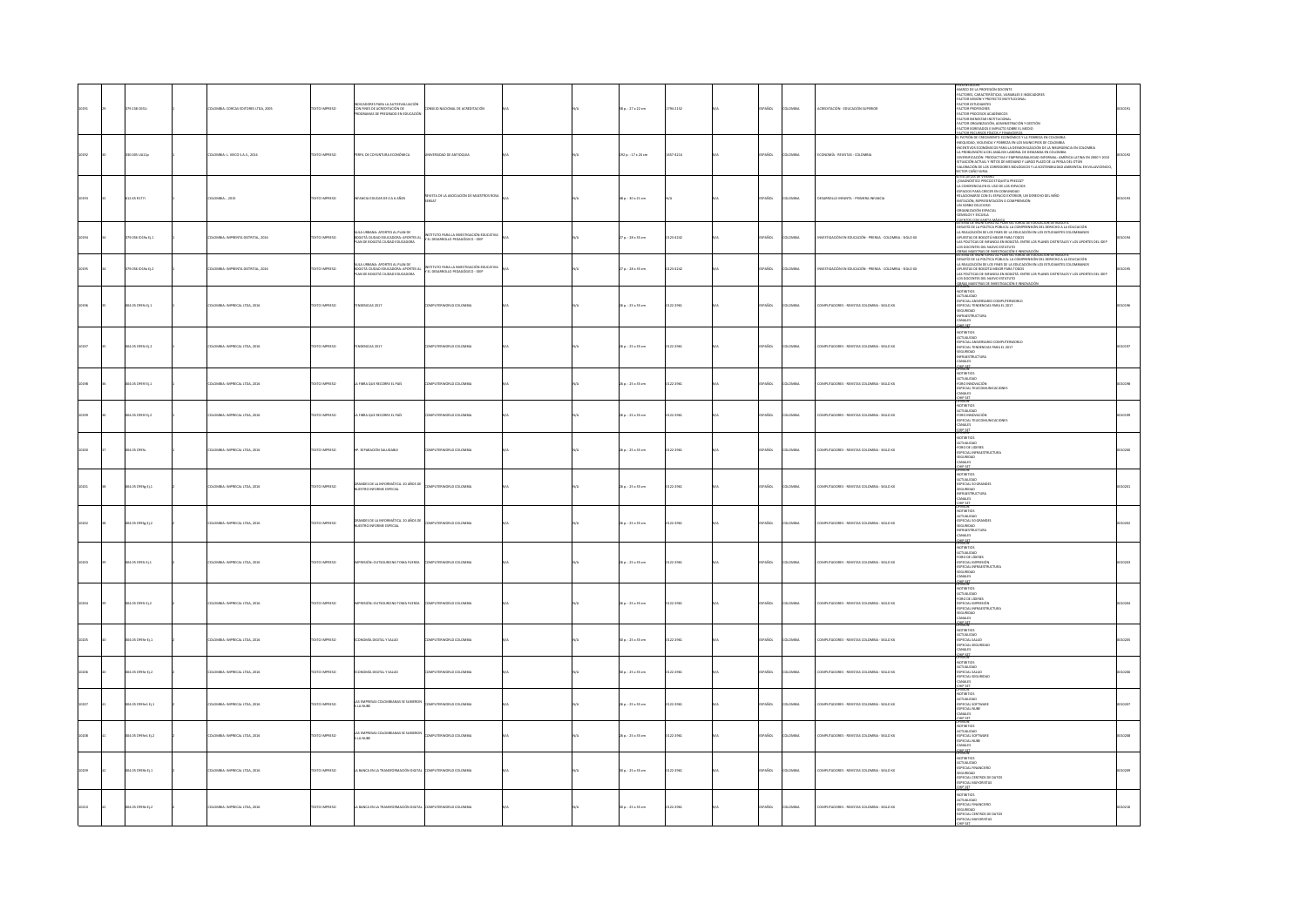| | | | | | | | | | | | | | | | | | |
|---|---|---|---|---|---|---|---|---|---|---|---|---|---|---|---|---|---|
| 10191 | 29 | 379.158 C651i | 1 | COLOMBIA: CORCAS EDITORES LTDA, 2005 | TEXTO IMPRESO | INDICADORES PARA LA AUTOEVALUACIÓN CON FINES DE ACREDITACIÓN DE PROGRAMAS DE PREGRADO EN EDUCACIÓN | CONSEJO NACIONAL DE ACREDITACIÓN | N/A | N/A | 58 p. : 27 x 22 cm | 1794-2152 | N/A | ESPAÑOL | COLOMBIA | ACREDITACIÓN - EDUCACIÓN SUPERIOR | PRESENTACIÓN<br>MARCO DE LA PROFESIÓN DOCENTE<br>FACTORES, CARACTERÍSTICAS, VARIABLES E INDICADORES<br>FACTOR MISIÓN Y PROYECTO INSTITUCIONAL<br>FACTOR ESTUDIANTES<br>FACTOR PROFESORES<br>FACTOR PROCESOS ACADÉMICOS<br>FACTOR BIENESTAR INSTITUCIONAL<br>FACTOR ORGANIZACIÓN, ADMINISTRACIÓN Y GESTIÓN<br>FACTOR EGRESADOS E IMPACTO SOBRE EL MEDIO<br>FACTOR RECURSOS FÍSICOS Y FINANCIEROS | 0010191 |
| 10192 | 30 | 330.005 U61p | 1 | COLOMBIA: L. VIECO S.A.S., 2016 | TEXTO IMPRESO | PERFIL DE COYUNTURA ECONÓMICA | UNIVERSIDAD DE ANTIOQUIA | N/A | N/A | 192 p. : 17 x 24 cm | 1657-4214 | N/A | ESPAÑOL | COLOMBIA | ECONOMÍA - REVISTAS - COLOMBIA | EL PATRÓN DE CRECIMIENTO ECONÓMICO Y LA POBREZA EN COLOMBIA<br>DESIGUALDAD, VIOLENCIA Y POBREZA EN LOS MUNICIPIOS DE COLOMBIA<br>INCENTIVOS ECONÓMICOS PARA LA DESMOVILIZACIÓN DE LA INSURGENCIA EN COLOMBIA<br>LA PROBLEMÁTICA EN EL MERCADO LABORAL DE COLOMBIA<br>DIVERSIFICACIÓN: PRODUCTIVA Y EMPRENDIBILIDAD INFORMAL: AMÉRICA LATINA EN 2000 Y 2010<br>SITUACIÓN ACTUAL Y RETOS DE MEDIANO Y LARGO PLAZO DE LA PESCA DEL ATÚN<br>VALORACIÓN DE LOS CORREDORES BIOLÓGICOS Y LA SOSTENIBILIDAD AMBIENTAL EN VILLAVICENCIO, SECTOR CAÑO GUNA | 0010192 |
| 10193 | 32 | 613.05 R177i | 1 | COLOMBIA: , 2015 | TEXTO IMPRESO | INFANCIA (EDUCAR DE 0 A 6 AÑOS) | REVISTA DE LA ASOCIACIÓN DE MAESTROS ROSA SENSAT | N/A | N/A | 38 p. : 30 x 21 cm | N/A | N/A | ESPAÑOL | COLOMBIA | DESARROLLO INFANTIL - PRIMERA INFANCIA | EDITORIAL<br>¿DIAGNÓSTICO PRECOZ O ETIQUETA PRECOZ?<br>LA CONVIVENCIA EN EL USO DE LOS ESPACIOS<br>ESPACIOS PARA CRECER EN COMUNIDAD<br>RELACIONARSE CON EL ESPACIO EXTERIOR, UN DERECHO DEL NIÑO<br>IMITACIÓN, REPRESENTACIÓN O COMPRENSIÓN<br>UN SORBO DELICIOSO<br>ORGANIZACIÓN ESPACIAL<br>GRANDES Y ESCUELA | 0010193 |
| 10194 | 34 | 379.056 I59a Ej.1 | 1 | COLOMBIA: IMPRENTA DISTRITAL, 2016 | TEXTO IMPRESO | AULA URBANA: APORTES AL PLAN DE BOGOTÁ CIUDAD EDUCADORA: APORTES AL PLAN DE BOGOTÁ CIUDAD EDUCADORA | INSTITUTO PARA LA INVESTIGACIÓN EDUCATIVA Y EL DESARROLLO PEDAGÓGICO - IDEP | N/A | N/A | 27 p. : 28 x 35 cm | 0123-4242 | N/A | ESPAÑOL | COLOMBIA | INVESTIGACIÓN EN EDUCACIÓN - PRENSA - COLOMBIA - SIGLO XX | EDITORIAL<br>DISEÑO DE LA POLÍTICA PÚBLICA: LA COMPRENSIÓN DEL DERECHO A LA EDUCACIÓN<br>LA REALIZACIÓN DE LOS FINES DE LA EDUCACIÓN EN LOS ESTUDIANTES COLOMBIANOS<br>APUESTAS DE BOGOTÁ MEJOR PARA TODOS<br>LAS POLÍTICAS DE INFANCIA EN BOGOTÁ: ENTRE LOS PLANES DISTRITALES Y LOS APORTES DEL IDEP<br>LOS DOCENTES DEL NUEVO ESTATUTO<br>OBRAS MAESTRAS DE INVESTIGACIÓN E INNOVACIÓN | 0010194 |
| 10195 | 34 | 379.056 I59a Ej.2 | 1 | COLOMBIA: IMPRENTA DISTRITAL, 2016 | TEXTO IMPRESO | AULA URBANA: APORTES AL PLAN DE BOGOTÁ CIUDAD EDUCADORA: APORTES AL PLAN DE BOGOTÁ CIUDAD EDUCADORA | INSTITUTO PARA LA INVESTIGACIÓN EDUCATIVA Y EL DESARROLLO PEDAGÓGICO - IDEP | N/A | N/A | 27 p. : 28 x 35 cm | 0123-4242 | N/A | ESPAÑOL | COLOMBIA | INVESTIGACIÓN EN EDUCACIÓN - PRENSA - COLOMBIA - SIGLO XX | EDITORIAL<br>DISEÑO DE LA POLÍTICA PÚBLICA: LA COMPRENSIÓN DEL DERECHO A LA EDUCACIÓN<br>LA REALIZACIÓN DE LOS FINES DE LA EDUCACIÓN EN LOS ESTUDIANTES COLOMBIANOS<br>APUESTAS DE BOGOTÁ MEJOR PARA TODOS<br>LAS POLÍTICAS DE INFANCIA EN BOGOTÁ: ENTRE LOS PLANES DISTRITALES Y LOS APORTES DEL IDEP<br>LOS DOCENTES DEL NUEVO ESTATUTO<br>OBRAS MAESTRAS DE INVESTIGACIÓN E INNOVACIÓN | 0010195 |
| 10196 | 35 | 004.05 C895t Ej.1 | 1 | COLOMBIA: IMPRECAL LTDA, 2016 | TEXTO IMPRESO | TENDENCIAS 2017 | COMPUTERWORLD COLOMBIA | N/A | N/A | 26 p. : 25 x 35 cm | 0122-2961 | N/A | ESPAÑOL | COLOMBIA | COMPUTADORES - REVISTAS COLOMBIA - SIGLO XXI | OPINIÓN<br>NOTIBITS<br>ACTUALIDAD<br>ESPECIAL ANIVERSARIO COMPUTERWORLD<br>ESPECIAL TENDENCIAS PARA EL 2017<br>SEGURIDAD<br>INFRAESTRUCTURA<br>CANALES<br>CHIP SET | 0010196 |
| 10197 | 35 | 004.05 C895t Ej.2 | 1 | COLOMBIA: IMPRECAL LTDA, 2016 | TEXTO IMPRESO | TENDENCIAS 2017 | COMPUTERWORLD COLOMBIA | N/A | N/A | 26 p. : 25 x 35 cm | 0122-2961 | N/A | ESPAÑOL | COLOMBIA | COMPUTADORES - REVISTAS COLOMBIA - SIGLO XXI | OPINIÓN<br>NOTIBITS<br>ACTUALIDAD<br>ESPECIAL ANIVERSARIO COMPUTERWORLD<br>ESPECIAL TENDENCIAS PARA EL 2017<br>SEGURIDAD<br>INFRAESTRUCTURA<br>CANALES<br>CHIP SET | 0010197 |
| 10198 | 36 | 004.05 C895f Ej.1 | 1 | COLOMBIA: IMPRECAL LTDA, 2016 | TEXTO IMPRESO | LA FIBRA QUE RECORRE EL PAÍS | COMPUTERWORLD COLOMBIA | N/A | N/A | 26 p. : 25 x 35 cm | 0122-2961 | N/A | ESPAÑOL | COLOMBIA | COMPUTADORES - REVISTAS COLOMBIA - SIGLO XXI | OPINIÓN<br>NOTIBITS<br>ACTUALIDAD<br>FORO INNOVACIÓN<br>ESPECIAL TELECOMUNICACIONES<br>CANALES<br>CHIP SET | 0010198 |
| 10199 | 36 | 004.05 C895f Ej.2 | 1 | COLOMBIA: IMPRECAL LTDA, 2016 | TEXTO IMPRESO | LA FIBRA QUE RECORRE EL PAÍS | COMPUTERWORLD COLOMBIA | N/A | N/A | 26 p. : 25 x 35 cm | 0122-2961 | N/A | ESPAÑOL | COLOMBIA | COMPUTADORES - REVISTAS COLOMBIA - SIGLO XXI | OPINIÓN<br>NOTIBITS<br>ACTUALIDAD<br>FORO INNOVACIÓN<br>ESPECIAL TELECOMUNICACIONES<br>CANALES<br>CHIP SET | 0010199 |
| 10200 | 37 | 004.05 C895s | 1 | COLOMBIA: IMPRECAL LTDA, 2016 | TEXTO IMPRESO | HP: SEPARACIÓN SALUDABLE | COMPUTERWORLD COLOMBIA | N/A | N/A | 26 p. : 25 x 35 cm | 0122-2961 | N/A | ESPAÑOL | COLOMBIA | COMPUTADORES - REVISTAS COLOMBIA - SIGLO XXI | OPINIÓN<br>NOTIBITS<br>ACTUALIDAD<br>FORO DE LÍDERES<br>ESPECIAL INFRAESTRUCTURA<br>SEGURIDAD<br>CANALES<br>CHIP SET | 0010200 |
| 10201 | 38 | 004.05 C895g Ej.1 | 1 | COLOMBIA: IMPRECAL LTDA, 2016 | TEXTO IMPRESO | GRANDES DE LA INFORMÁTICA: 30 AÑOS DE NUESTRO INFORME ESPECIAL | COMPUTERWORLD COLOMBIA | N/A | N/A | 26 p. : 25 x 35 cm | 0122-2961 | N/A | ESPAÑOL | COLOMBIA | COMPUTADORES - REVISTAS COLOMBIA - SIGLO XXI | OPINIÓN<br>NOTIBITS<br>ACTUALIDAD<br>ESPECIAL 50 GRANDES<br>SEGURIDAD<br>INFRAESTRUCTURA<br>CANALES<br>CHIP SET | 0010201 |
| 10202 | 38 | 004.05 C895g Ej.2 | 1 | COLOMBIA: IMPRECAL LTDA, 2016 | TEXTO IMPRESO | GRANDES DE LA INFORMÁTICA: 30 AÑOS DE NUESTRO INFORME ESPECIAL | COMPUTERWORLD COLOMBIA | N/A | N/A | 26 p. : 25 x 35 cm | 0122-2961 | N/A | ESPAÑOL | COLOMBIA | COMPUTADORES - REVISTAS COLOMBIA - SIGLO XXI | OPINIÓN<br>NOTIBITS<br>ACTUALIDAD<br>ESPECIAL 50 GRANDES<br>SEGURIDAD<br>INFRAESTRUCTURA<br>CANALES<br>CHIP SET | 0010202 |
| 10203 | 39 | 004.05 C895i Ej.1 | 1 | COLOMBIA: IMPRECAL LTDA, 2016 | TEXTO IMPRESO | IMPRESIÓN: OUTSOURCING TOMA FUERZA | COMPUTERWORLD COLOMBIA | N/A | N/A | 26 p. : 25 x 35 cm | 0122-2961 | N/A | ESPAÑOL | COLOMBIA | COMPUTADORES - REVISTAS COLOMBIA - SIGLO XXI | OPINIÓN<br>NOTIBITS<br>ACTUALIDAD<br>FORO DE LÍDERES<br>ESPECIAL IMPRESIÓN<br>ESPECIAL INFRAESTRUCTURA<br>SEGURIDAD<br>CANALES<br>CHIP SET | 0010203 |
| 10204 | 39 | 004.05 C895i Ej.2 | 1 | COLOMBIA: IMPRECAL LTDA, 2016 | TEXTO IMPRESO | IMPRESIÓN: OUTSOURCING TOMA FUERZA | COMPUTERWORLD COLOMBIA | N/A | N/A | 26 p. : 25 x 35 cm | 0122-2961 | N/A | ESPAÑOL | COLOMBIA | COMPUTADORES - REVISTAS COLOMBIA - SIGLO XXI | OPINIÓN<br>NOTIBITS<br>ACTUALIDAD<br>FORO DE LÍDERES<br>ESPECIAL IMPRESIÓN<br>ESPECIAL INFRAESTRUCTURA<br>SEGURIDAD<br>CANALES<br>CHIP SET | 0010204 |
| 10205 | 40 | 004.05 C895e Ej.1 | 1 | COLOMBIA: IMPRECAL LTDA, 2016 | TEXTO IMPRESO | ECONOMÍA DIGITAL Y SALUD | COMPUTERWORLD COLOMBIA | N/A | N/A | 30 p. : 25 x 35 cm | 0122-2961 | N/A | ESPAÑOL | COLOMBIA | COMPUTADORES - REVISTAS COLOMBIA - SIGLO XXI | OPINIÓN<br>NOTIBITS<br>ACTUALIDAD<br>ESPECIAL SALUD<br>ESPECIAL SEGURIDAD<br>CANALES<br>CHIP SET | 0010205 |
| 10206 | 40 | 004.05 C895e Ej.2 | 2 | COLOMBIA: IMPRECAL LTDA, 2016 | TEXTO IMPRESO | ECONOMÍA DIGITAL Y SALUD | COMPUTERWORLD COLOMBIA | N/A | N/A | 30 p. : 25 x 35 cm | 0122-2961 | N/A | ESPAÑOL | COLOMBIA | COMPUTADORES - REVISTAS COLOMBIA - SIGLO XXI | OPINIÓN<br>NOTIBITS<br>ACTUALIDAD<br>ESPECIAL SALUD<br>ESPECIAL SEGURIDAD<br>CANALES<br>CHIP SET | 0010206 |
| 10207 | 41 | 004.05 C895e1 Ej.1 | 1 | COLOMBIA: IMPRECAL LTDA, 2016 | TEXTO IMPRESO | LAS EMPRESAS COLOMBIANAS SE SUBIERON A LA NUBE | COMPUTERWORLD COLOMBIA | N/A | N/A | 26 p. : 25 x 35 cm | 0122-2961 | N/A | ESPAÑOL | COLOMBIA | COMPUTADORES - REVISTAS COLOMBIA - SIGLO XXI | OPINIÓN<br>NOTIBITS<br>ACTUALIDAD<br>ESPECIAL SOFTWARE<br>ESPECIAL NUBE<br>CANALES<br>CHIP SET | 0010207 |
| 10208 | 41 | 004.05 C895e1 Ej.2 | 2 | COLOMBIA: IMPRECAL LTDA, 2016 | TEXTO IMPRESO | LAS EMPRESAS COLOMBIANAS SE SUBIERON A LA NUBE | COMPUTERWORLD COLOMBIA | N/A | N/A | 26 p. : 25 x 35 cm | 0122-2961 | N/A | ESPAÑOL | COLOMBIA | COMPUTADORES - REVISTAS COLOMBIA - SIGLO XXI | OPINIÓN<br>NOTIBITS<br>ACTUALIDAD<br>ESPECIAL SOFTWARE<br>ESPECIAL NUBE<br>CANALES<br>CHIP SET | 0010208 |
| 10209 | 42 | 004.05 C895b Ej.1 | 1 | COLOMBIA: IMPRECAL LTDA, 2016 | TEXTO IMPRESO | LA BANCA EN LA TRANSFORMACIÓN DIGITAL | COMPUTERWORLD COLOMBIA | N/A | N/A | 30 p. : 25 x 35 cm | 0122-2961 | N/A | ESPAÑOL | COLOMBIA | COMPUTADORES - REVISTAS COLOMBIA - SIGLO XXI | OPINIÓN<br>NOTIBITS<br>ACTUALIDAD<br>ESPECIAL FINANCIERO<br>SEGURIDAD<br>ESPECIAL CENTROS DE DATOS<br>ESPECIAL MAYORISTAS<br>CHIP SET | 0010209 |
| 10210 | 42 | 004.05 C895b Ej.2 | 2 | COLOMBIA: IMPRECAL LTDA, 2016 | TEXTO IMPRESO | LA BANCA EN LA TRANSFORMACIÓN DIGITAL | COMPUTERWORLD COLOMBIA | N/A | N/A | 30 p. : 25 x 35 cm | 0122-2961 | N/A | ESPAÑOL | COLOMBIA | COMPUTADORES - REVISTAS COLOMBIA - SIGLO XXI | OPINIÓN<br>NOTIBITS<br>ACTUALIDAD<br>ESPECIAL FINANCIERO<br>SEGURIDAD<br>ESPECIAL CENTROS DE DATOS<br>ESPECIAL MAYORISTAS<br>CHIP SET | 0010210 |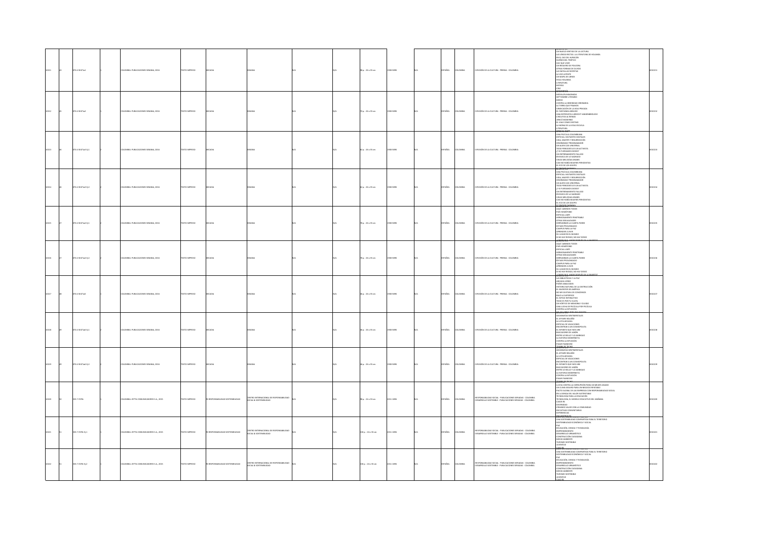| | | | | | | | | | | | | | | | | | | | |
|---|---|---|---|---|---|---|---|---|---|---|---|---|---|---|---|---|---|---|---|
| 10211 | 43 | 070.4 SE47a1 | | 1 | COLOMBIA: PUBLICACIONES SEMANA, 2016 | TEXTO IMPRESO | ARCADIA | SEMANA | N/A | N/A | 98 p.: 24 x 35 cm | 1900-5996 | | N/A | ESPAÑOL | COLOMBIA | DIFUSIÓN DE LA CULTURA - PRENSA - COLOMBIA | UN NUEVO SENTIDO DE LA LECTURA / LAS LENGUAS RECTAS: LA LITERATURA DE HOLANDA / EN EL OJO DEL HURACÁN / ELXIDUS DEL TRÓPICO / HAY QUE VIVIR / UN REGUERO DE PÓLVORA / OTRAS FORMAS DE OLVIDO / LAS BATALLAS SECRETAS / LA VOZ LATENTE / UN MAPA DE LIBROS / HOLA HOLANDA / LITERATURA / MÚSICA / CINE | 0010211 |
| 10212 | 44 | 070.4 SE47a2 | | 1 | COLOMBIA: PUBLICACIONES SEMANA, 2016 | TEXTO IMPRESO | ARCADIA | SEMANA | N/A | N/A | 76 p.: 24 x 35 cm | 1900-5996 | | N/A | ESPAÑOL | COLOMBIA | DIFUSIÓN DE LA CULTURA - PRENSA - COLOMBIA | MEDELLÍN IMAGINADA / SEPTIEMBRE LITERARIO / MIEDO / CONTRA LA OBEDIENCIA ORDINARIA / LA TIERRA QUE PISAMOS / VINDICACIÓN DE LA VIDA PRIVADA / EL FANTASMA ANDALUSÍ / UNA ENTREVISTA A BRECHT VANDENBROUCKE / CIRCUITOS ALTERNOS / ¿ERES O MODERNO? / EL VIAJE COMO DESTINO / LA MORAL DE LA VIEJA ESCUELA / LITERATURA | 0010212 |
| 10213 | 46 | 070.4 SE47a3 Ej.1 | | 2 | COLOMBIA: PUBLICACIONES SEMANA, 2016 | TEXTO IMPRESO | ARCADIA | SEMANA | N/A | N/A | 82 p.: 24 x 35 cm | 1900-5996 | | N/A | ESPAÑOL | COLOMBIA | DIFUSIÓN DE LA CULTURA - PRENSA - COLOMBIA | UNA PELÍCULA COLOMBIANA / ESPECIAL: MUTANTES DIGITALES / VIDA, MUERTE Y RESURRECCIÓN / HOMBRONAV PROGRAMADOR / UN ALIEN CASI UNIVERSAL / TODO PERIODISTA ES UN ACTIVISTA / ¿Y SI PUDIÉRAMOS OKRES? / UN ENTRENAMIENTO FALLIDO / EN BUSCA DE LO SAGRADO / VIEJAS MELODÍAS ÁRABES / CASI NO HABÍA MUJERES PERIODISTAS / EL ECO DE LOS GOLPES | 0010213 |
| 10214 | 46 | 070.4 SE47a3 Ej.2 | | 2 | COLOMBIA: PUBLICACIONES SEMANA, 2016 | TEXTO IMPRESO | ARCADIA | SEMANA | N/A | N/A | 82 p.: 24 x 35 cm | 1900-5996 | | N/A | ESPAÑOL | COLOMBIA | DIFUSIÓN DE LA CULTURA - PRENSA - COLOMBIA | UNA PELÍCULA COLOMBIANA / ESPECIAL: MUTANTES DIGITALES / VIDA, MUERTE Y RESURRECCIÓN / HOMBRONAV PROGRAMADOR / UN ALIEN CASI UNIVERSAL / TODO PERIODISTA ES UN ACTIVISTA / ¿Y SI PUDIÉRAMOS OKRES? / UN ENTRENAMIENTO FALLIDO / EN BUSCA DE LO SAGRADO / VIEJAS MELODÍAS ÁRABES / CASI NO HABÍA MUJERES PERIODISTAS / EL ECO DE LOS GOLPES | 0010214 |
| 10215 | 47 | 070.4 SE47a4 Ej.1 | | 2 | COLOMBIA: PUBLICACIONES SEMANA, 2016 | TEXTO IMPRESO | ARCADIA | SEMANA | N/A | N/A | 78 p.: 24 x 35 cm | 1900-5996 | | N/A | ESPAÑOL | COLOMBIA | DIFUSIÓN DE LA CULTURA - PRENSA - COLOMBIA | AQUÍ CABEMOS TODOS / PAÍS HOMÓFOBO / ESPECIAL LGBTI / HERMOSAMENTE PENETRABLE / OTRAS SEXUALIDADES / DERRUMBAR LA CUARTA PARED / ÉXTASIS PRISIONADO / CAMPUS PARA LA PAZ / APRENDER A VIVIR / SU LUGAR EN EL MUNDO / SI NO HAY RIESGO, NO HAY DESEO / ¿EXISTE EL AMOR DESPUÉS DE LA MUERTE? | 0010215 |
| 10216 | 47 | 070.4 SE47a4 Ej.2 | | 2 | COLOMBIA: PUBLICACIONES SEMANA, 2016 | TEXTO IMPRESO | ARCADIA | SEMANA | N/A | N/A | 78 p.: 24 x 35 cm | 1900-5996 | | N/A | ESPAÑOL | COLOMBIA | DIFUSIÓN DE LA CULTURA - PRENSA - COLOMBIA | AQUÍ CABEMOS TODOS / PAÍS HOMÓFOBO / ESPECIAL LGBTI / HERMOSAMENTE PENETRABLE / OTRAS SEXUALIDADES / DERRUMBAR LA CUARTA PARED / ÉXTASIS PRISIONADO / CAMPUS PARA LA PAZ / APRENDER A VIVIR / SU LUGAR EN EL MUNDO / SI NO HAY RIESGO, NO HAY DESEO / ¿EXISTE EL AMOR DESPUÉS DE LA MUERTE? | 0010216 |
| 10217 | 48 | 070.4 SE47a5 | | 1 | COLOMBIA: PUBLICACIONES SEMANA, 2016 | TEXTO IMPRESO | ARCADIA | SEMANA | N/A | N/A | 86 p.: 24 x 35 cm | 1900-5996 | | N/A | ESPAÑOL | COLOMBIA | DIFUSIÓN DE LA CULTURA - PRENSA - COLOMBIA | LAS BIBLIOTECAS Y LA PAZ / ARCADIA VERDE / PÁJAROS AMAZADOS / HISTORIA NATURAL DE LA DESTRUCCIÓN / EL INVENTOR DE AMÉRICA / NO ME QUITARÁN LOS CONVENIDOS / BAJO LA SUPERFICIE / EL ESPEJO INTERACTIVO / TODO ES POR TU CULPA / UN VÓRTICE DE MEMORIA Y OLVIDO / UNA LUCHA DE PELÍCULA POR PELÍCULA / CONTRA LA INTUICIÓN | 0010217 |
| 10218 | 49 | 070.4 SE47a6 Ej.1 | | 2 | COLOMBIA: PUBLICACIONES SEMANA, 2016 | TEXTO IMPRESO | ARCADIA | SEMANA | N/A | N/A | 86 p.: 24 x 35 cm | 1900-5996 | | N/A | ESPAÑOL | COLOMBIA | DIFUSIÓN DE LA CULTURA - PRENSA - COLOMBIA | GEOGRAFÍAS SENTIMENTALES / EL AFFAIRE BOLAÑO / LA LISTA ARCADIA / ESPECIAL DE VACACIONES / ENCONTRAR A UN COSMOPOLITA / EL ESPÍRITU QUE NOS UNE / BUSCADORES DE JARDÍN / ENTRE LO BELLO Y LO AMBIGUO / LA EUFORIA MODERNISTA / CONTRA LA INTUICIÓN / PASAR FAMBOSE | 0010218 |
| 10219 | 49 | 070.4 SE47a6 Ej.2 | | 2 | COLOMBIA: PUBLICACIONES SEMANA, 2016 | TEXTO IMPRESO | ARCADIA | SEMANA | N/A | N/A | 86 p.: 24 x 35 cm | 1900-5996 | | N/A | ESPAÑOL | COLOMBIA | DIFUSIÓN DE LA CULTURA - PRENSA - COLOMBIA | GEOGRAFÍAS SENTIMENTALES / EL AFFAIRE BOLAÑO / LA LISTA ARCADIA / ESPECIAL DE VACACIONES / ENCONTRAR A UN COSMOPOLITA / EL ESPÍRITU QUE NOS UNE / BUSCADORES DE JARDÍN / ENTRE LO BELLO Y LO AMBIGUO / LA EUFORIA MODERNISTA / CONTRA LA INTUICIÓN / PASAR FAMBOSE | 0010219 |
| 10220 | 50 | 333.7 C578r | | 1 | COLOMBIA: ZETTA COMUNICADORES S.A., 2015 | TEXTO IMPRESO | RS RESPONSABILIDAD SOSTENIBILIDAD | CENTRO INTERNACIONAL DE RESPONSABILIDAD SOCIAL & SOSTENIBILIDAD | N/A | N/A | 90 p.: 24 x 33 cm | 2011-1894 | | N/A | ESPAÑOL | COLOMBIA | RESPONSABILIDAD SOCIAL - PUBLICACIONES SERIADAS - COLOMBIA; DESARROLLO SOSTENIBLE - PUBLICACIONES SERIADAS - COLOMBIA | LUCHA CONTRA LA CORRUPCIÓN PARA UN MEJOR LEGADO / UN CLIMA SEGURO PARA UN NEGOCIO RENTABLE / PACTO GLOBAL DE LAS EMPRESAS CON RESPONSABILIDAD SOCIAL / EN LA SENDA DEL VALOR SOSTENIBLE / TECNOLOGÍA PARA LA EDUCACIÓN / TECNOLOGÍA, EL MODELO EDUCATIVO DEL MAÑANA / CASOS RS / DIVERSIDAD / CREANDO VALOR CON LA COMUNIDAD / INICIATIVAS COMUNITARIAS / EXPERIENCIAS / ENCUENTROS RS | 0010220 |
| 10221 | 51 | 333.7 C578r Ej.1 | | 2 | COLOMBIA: ZETTA COMUNICADORES S.A., 2015 | TEXTO IMPRESO | RS RESPONSABILIDAD SOSTENIBILIDAD | CENTRO INTERNACIONAL DE RESPONSABILIDAD SOCIAL & SOSTENIBILIDAD | N/A | N/A | 100 p.: 24 x 33 cm | 2011-1894 | | N/A | ESPAÑOL | COLOMBIA | RESPONSABILIDAD SOCIAL - PUBLICACIONES SERIADAS - COLOMBIA; DESARROLLO SOSTENIBLE - PUBLICACIONES SERIADAS - COLOMBIA | UNA SOSTENIBILIDAD COMPARTIDA PARA EL TERRITORIO / SOSTENIBILIDAD ECONÓMICA Y SOCIAL / PAZ / EDUCACIÓN, CIENCIA Y TECNOLOGÍA / EMPRENDIMIENTO / DESARROLLO URBANÍSTICO / CONSTRUCCIÓN CIUDADANA / MEDIO AMBIENTE / TURISMO SOSTENIBLE / JUVENTUD / CASOS RS | 0010221 |
| 10222 | 51 | 333.7 C578r Ej.2 | | 2 | COLOMBIA: ZETTA COMUNICADORES S.A., 2015 | TEXTO IMPRESO | RS RESPONSABILIDAD SOSTENIBILIDAD | CENTRO INTERNACIONAL DE RESPONSABILIDAD SOCIAL & SOSTENIBILIDAD | N/A | N/A | 100 p.: 24 x 33 cm | 2011-1894 | | N/A | ESPAÑOL | COLOMBIA | RESPONSABILIDAD SOCIAL - PUBLICACIONES SERIADAS - COLOMBIA; DESARROLLO SOSTENIBLE - PUBLICACIONES SERIADAS - COLOMBIA | UNA SOSTENIBILIDAD COMPARTIDA PARA EL TERRITORIO / SOSTENIBILIDAD ECONÓMICA Y SOCIAL / PAZ / EDUCACIÓN, CIENCIA Y TECNOLOGÍA / EMPRENDIMIENTO / DESARROLLO URBANÍSTICO / CONSTRUCCIÓN CIUDADANA / MEDIO AMBIENTE / TURISMO SOSTENIBLE / JUVENTUD / CASOS RS | 0010222 |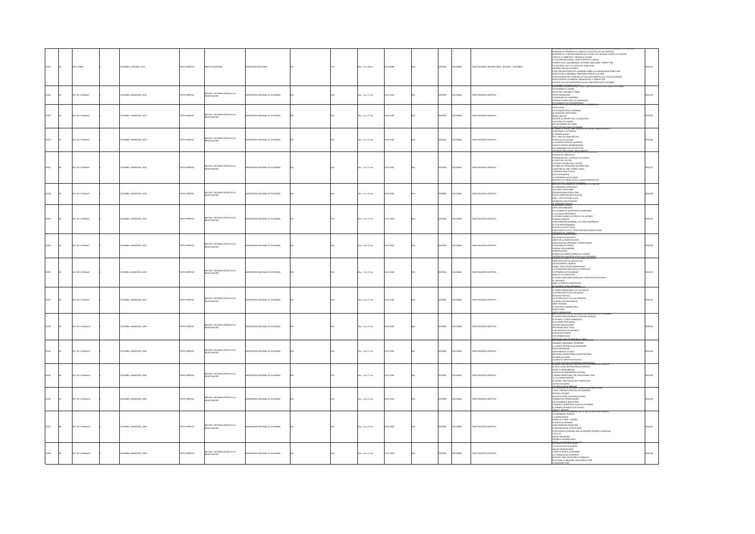| 30223 | 53 | 870-1 7088-1 | | COLOMBIA: LAVERDAD_2017 | | TEXTO IMPRESO | REVISTA LAVERDAD | FUNDACIÓN EDOITORES | | N/A | | N/A | 82 p. ; 21 x 28 cm | 0120-3088 | | N/A | | ESPAÑOL | COLOMBIA | PUBLICACIONES UNIVERSITARIAS - REVISTAS - COLOMBIA | VENTANA DE OPINIÓN DE LA CRISIS DE LA POLÍTICA DE LOS PARTIDOS<br>ENTREVISTA EL FORTALECIMIENTO DE LA DIAN Y SU CRUZADA CONTRA LA EVASIÓN<br>VENCER AL CORRUPTO Y FRENAR AL EVASOR<br>LA COYUNTURA GLOBAL: CARACTERÍSTICAS Y RETOS<br>PERSPECTIVAS COLOMBIANAS: REFORMA TRIBUTARIA, TRUMP Y PAZ<br>LA SOCIEDAD CIVIL Y EL ESTATUTO TRIBUTARIO<br>AHORRO: MITOS O LEYENDA<br>POSICIÓN ANTICIPADA DEL GOBIERNO SOBRE LA CONFIABILIDAD TRIBUTARIA<br>IMPACTO DE LA REFORMA TRIBUTARIA FRENTE A LAS MIPYMES<br>IMPLICACIONES DEL CONSUMO DE AZÚCARES SIMPLES EN LA SALUD HUMANA<br>REDUCCIÓN DE LA POBREZA, DESIGUALDAD Y CORRUPCIÓN<br>EN BUSCA DE UN COMPROMISO SOCIAL PARA RESCATAR A COLOMBIA | | 30223 |
| 30224 | 55 | 561.787 5 UN56m1 | | COLOMBIA: UNIMEDIOS, 2010 | | TEXTO IMPRESO | MATICES. HISTORIAS DETRÁS DE LA INVESTIGACIÓN | UNIVERSIDAD NACIONAL DE COLOMBIA | | N/A | | N/A | 28 p. ; 24 x 17 cm | 2011-9500 | | N/A | | ESPAÑOL | COLOMBIA | INVESTIGACIÓN CIENTÍFICA | EXPLORANDO EL URABÁ<br>DOCE DÍAS CON MAR Y TIERRA<br>ENTRE MANGLARES<br>CONTROLAN LAS CAMPAÑAS<br>INTERACTUANDO CON LOS HABITANTES | | 30224 |
| 30225 | 56 | 561.787 5 UN56m2 | | COLOMBIA: UNIMEDIOS, 2010 | | TEXTO IMPRESO | MATICES. HISTORIAS DETRÁS DE LA INVESTIGACIÓN | UNIVERSIDAD NACIONAL DE COLOMBIA | | N/A | | N/A | 28 p. ; 24 x 17 cm | 2011-9500 | | N/A | | ESPAÑOL | COLOMBIA | INVESTIGACIÓN CIENTÍFICA | MAS PLOMO<br>YA SÉ DONDE ESTÁ EL INFIERNO<br>EL REVUELTO CON PLOMO<br>ÉRASE UNA VEZ<br>XAZUMA, EL SECRETO DE LA SEXUALIDAD<br>CUESTIÓN DE ATOMOS<br>EN LOS HORNOS DE FORJA | | 30225 |
| 30226 | 57 | 561.787 5 UN56m3 | | COLOMBIA: UNIMEDIOS, 2010 | | TEXTO IMPRESO | MATICES. HISTORIAS DETRÁS DE LA INVESTIGACIÓN | UNIVERSIDAD NACIONAL DE COLOMBIA | | N/A | | N/A | 28 p. ; 24 x 17 cm | 2011-9500 | | N/A | | ESPAÑOL | COLOMBIA | INVESTIGACIÓN CIENTÍFICA | ACERCANDO LAS CIENCIAS<br>EL PRIMER BLAZO<br>IPTV, UNA JOYA INADVERTIDA<br>APOYO A LOS COLEGAS<br>A LA PERSECUCIÓN DE UN DIENTE<br>ESMALTE DENTAL BOMBARDEADO<br>ACOMPAÑANDO EN LOS DEFECTOS | | 30226 |
| 30227 | 58 | 561.787 5 UN56m4 | | COLOMBIA: UNIMEDIOS, 2010 | | TEXTO IMPRESO | MATICES. HISTORIAS DETRÁS DE LA INVESTIGACIÓN | UNIVERSIDAD NACIONAL DE COLOMBIA | | N/A | | N/A | 28 p. ; 24 x 17 cm | 2011-9500 | | N/A | | ESPAÑOL | COLOMBIA | INVESTIGACIÓN CIENTÍFICA | MINERÍA EN TIERRA RICA<br>PRIMERA AYUDA: LLAMADA A UN AMIGO<br>EL MITO DEL COLTÁN<br>LOS MILES DE AÑOS DEL COLTÁN<br>ESTRENO DE TECNOLOGÍA EN MINIATURA<br>LA AVENTURA DE AIRE, TIERRA Y AGUA<br>CEDIENDO POCO A POCO<br>ASÍ SE ANIMARON<br>LOS PRIMEROS RESULTADOS<br>MIENTRAS, EL CONGO NO ES EL MAYOR PRODUCTOR | | 30227 |
| 30228 | 59 | 561.787 5 UN56m5 | | COLOMBIA: UNIMEDIOS, 2010 | | TEXTO IMPRESO | MATICES. HISTORIAS DETRÁS DE LA INVESTIGACIÓN | UNIVERSIDAD NACIONAL DE COLOMBIA | | N/A | | N/A | 28 p. ; 24 x 17 cm | 2011-9500 | | N/A | | ESPAÑOL | COLOMBIA | INVESTIGACIÓN CIENTÍFICA | EL SUPOSIENTE GUASASUV<br>LAS CINCO ESTACIONES<br>ENGAÑADOS POR EL FRÍO<br>DATOS DERRETIMIENTO GLACIAR<br>MIEL I, UN HITO PARA LA UN<br>UN BREVE DOLO PASADO | | 30228 |
| 30229 | 60 | 561.787 5 UN56m6 | | COLOMBIA: UNIMEDIOS, 2010 | | TEXTO IMPRESO | MATICES. HISTORIAS DETRÁS DE LA INVESTIGACIÓN | UNIVERSIDAD NACIONAL DE COLOMBIA | | N/A | | N/A | 28 p. ; 24 x 17 cm | 2011-9500 | | N/A | | ESPAÑOL | COLOMBIA | INVESTIGACIÓN CIENTÍFICA | ARTE CONTAMINANTE<br>DE LA MANO DE UN EXPERTO EN DESECHOS<br>A LA CASA DE ARTESANOS<br>A ECHARLE MANO A LA GRASA Y AL SERRÍN<br>TALLERES PROPIOS<br>UNA DONACIÓN ALEMANA, UTIL PERO ENGORROSA<br>EL PLUS BIODEGRADABLE<br>LOS CÁLCULOS DE STELLA<br>UNA PLANTA PILOTO Y OTROS RECONOCIMIENTOS MAS | | 30229 |
| 30230 | 61 | 561.787 5 UN56m7 | | COLOMBIA: UNIMEDIOS, 2010 | | TEXTO IMPRESO | MATICES. HISTORIAS DETRÁS DE LA INVESTIGACIÓN | UNIVERSIDAD NACIONAL DE COLOMBIA | | N/A | | N/A | 28 p. ; 24 x 17 cm | 2011-9500 | | N/A | | ESPAÑOL | COLOMBIA | INVESTIGACIÓN CIENTÍFICA | NO ECHAR EN SACO ROTO<br>ABECÉ DE LA PLASTIFICACIÓN<br>ANATOMÍA SIN LADRONES Y OTROS RIESGOS<br>CORAZONES DE PIEDRA<br>PRUEBA CON HUMANOS<br>REMODELACIÓN<br>DONAR UN CUERPO APORTE A LA CIENCIA | | 30230 |
| 30231 | 62 | 561.787 5 UN56m8 | | COLOMBIA: UNIMEDIOS, 2010 | | TEXTO IMPRESO | MATICES. HISTORIAS DETRÁS DE LA INVESTIGACIÓN | UNIVERSIDAD NACIONAL DE COLOMBIA | | N/A | | N/A | 28 p. ; 24 x 17 cm | 2011-9500 | | N/A | | ESPAÑOL | COLOMBIA | INVESTIGACIÓN CIENTÍFICA | INVENTORIO CAPITAL INTELECTUAL<br>DE OCCIDENTE A ORIENTE<br>KAWAI, OTRO ASUNTO ENCRIPTADO<br>LA TECNOLOGÍA SANITARIA LO ATROPELLÓ<br>SU PRIMERA VEZ EN VENADO<br>DIRECTO A LA INDUSTRIA<br>SISTEMAS PARA MEDIR ARRUGAS Y OTROS DETALLITOS MAS<br>EL VIGILANTE<br>JUBO, EL PERRITO COMPETIDOR | | 30231 |
| 30232 | 63 | 561.787 5 UN56m9 | | COLOMBIA: UNIMEDIOS, 2010 | | TEXTO IMPRESO | MATICES. HISTORIAS DETRÁS DE LA INVESTIGACIÓN | UNIVERSIDAD NACIONAL DE COLOMBIA | | N/A | | N/A | 28 p. ; 24 x 17 cm | 2011-9500 | | N/A | | ESPAÑOL | COLOMBIA | INVESTIGACIÓN CIENTÍFICA | EL ÁRBOL GENEALÓGICO DE LOS WAYUU<br>UN TERRITORIO POCO EXPLORADO<br>EN PLENO FESTIVAL<br>LA ÚLTIMA COCA COLA DEL DESIERTO<br>UN ÁRBOL DE INTELIGENCIA<br>OBEY PERSONA<br>EL ADN EN EL LABORATORIO<br>PASO A PASO | | 30232 |
| 30233 | 64 | 561.787 5 UN56m10 | | COLOMBIA: UNIMEDIOS, 2009 | | TEXTO IMPRESO | MATICES. HISTORIAS DETRÁS DE LA INVESTIGACIÓN | UNIVERSIDAD NACIONAL DE COLOMBIA | | N/A | | N/A | 28 p. ; 24 x 17 cm | 2011-9500 | | N/A | | ESPAÑOL | COLOMBIA | INVESTIGACIÓN CIENTÍFICA | EL PASAJE PARA ABORDAR EL SINVARD IHONSON<br>EL PRIMER Y OTROS EMBARQUES<br>LAS FAENAS PROFUNDAS<br>SIMPLES MACHUCONES<br>SEGURIDAD ANTE TODO<br>UNA HIPÓTESIS DE DESCARTE<br>UNA NUEVA ESPECIE<br>THE SPONGE GUIDE | | 30233 |
| 30234 | 65 | 561.787 5 UN56m11 | | COLOMBIA: UNIMEDIOS, 2009 | | TEXTO IMPRESO | MATICES. HISTORIAS DETRÁS DE LA INVESTIGACIÓN | UNIVERSIDAD NACIONAL DE COLOMBIA | | N/A | | N/A | 28 p. ; 24 x 17 cm | 2011-9500 | | N/A | | ESPAÑOL | COLOMBIA | INVESTIGACIÓN CIENTÍFICA | GRANDES, MEDIANAS Y PEQUEÑAS<br>LA CIENCIA DETRÁS DE LA EMPANADA<br>TODO EMPANADAS<br>EMPANAMATIC SE SALIÓ<br>NO MUERO VENCIDO PARA HACER RODEONES<br>UN BAÑO DE FAMA<br>CUANDO EL SENSOR SE DISOLVIÓ | | 30234 |
| 30235 | 66 | 561.787 5 UN56m12 | | COLOMBIA: UNIMEDIOS, 2009 | | TEXTO IMPRESO | MATICES. HISTORIAS DETRÁS DE LA INVESTIGACIÓN | UNIVERSIDAD NACIONAL DE COLOMBIA | | N/A | | N/A | 28 p. ; 24 x 17 cm | 2011-9500 | | N/A | | ESPAÑOL | COLOMBIA | INVESTIGACIÓN CIENTÍFICA | A PATA, 16 MIL METROS SELVA ADENTRO<br>ENTRE EL GRAN BROCOLI<br>HUERSA UN CAMPAMENTO NEUTRAL<br>CAMARA ENTRETEJIDA, UN TECHO DONDE VIVIR<br>1,2,3,4 HORAS DESPUÉS<br>EL ZAFIRE, UNA FAMILIA MUY PARTICULAR<br>LOS 3 DE CAMPO | | 30235 |
| 30236 | 67 | 561.787 5 UN56m13 | | COLOMBIA: UNIMEDIOS, 2009 | | TEXTO IMPRESO | MATICES. HISTORIAS DETRÁS DE LA INVESTIGACIÓN | UNIVERSIDAD NACIONAL DE COLOMBIA | | N/A | | N/A | 28 p. ; 24 x 17 cm | 2011-9500 | | N/A | | ESPAÑOL | COLOMBIA | INVESTIGACIÓN CIENTÍFICA | TODO COMENZÓ CERCA DE UN CONVENTO<br>PEDAZO A PEDAZO<br>SIN VIOLACIÓN, FIRA NUEVO NUEVO<br>TEMIDO DE DEPREDADORES<br>DE COLOMBIA A INGLATERRA<br>CUANDO EL MONSTRUO SALIÓ DE COLOMBIA<br>EL ANIMAL DETRÁS DE LOS HUESOS | | 30236 |
| 30237 | 68 | 561.787 5 UN56m14 | | COLOMBIA: UNIMEDIOS, 2009 | | TEXTO IMPRESO | MATICES. HISTORIAS DETRÁS DE LA INVESTIGACIÓN | UNIVERSIDAD NACIONAL DE COLOMBIA | | N/A | | N/A | 28 p. ; 24 x 17 cm | 2011-9500 | | N/A | | ESPAÑOL | COLOMBIA | INVESTIGACIÓN CIENTÍFICA | LOS PRIMEROS TRUEPES<br>LA BUENA RACHA<br>AHORA SI EL IRISE... DISEÑO<br>A PUNTA DE INTERNET<br>UNA OPORTUNA DONACIÓN<br>A PROPÓSITO DEL ESCEPTICISMO<br>SI NO HACEN LA PRUEBA CON UN PACIENTE PIERDEN LA MATERIA<br>Y ASI FUE<br>MUCHO SEGURIDAD<br>RUMBO A MUMBAI INDIA | | 30237 |
| 30238 | 69 | 561.787 5 UN56m15 | | COLOMBIA: UNIMEDIOS, 2009 | | TEXTO IMPRESO | MATICES. HISTORIAS DETRÁS DE LA INVESTIGACIÓN | UNIVERSIDAD NACIONAL DE COLOMBIA | | N/A | | N/A | 28 p. ; 24 x 17 cm | 2011-9500 | | N/A | | ESPAÑOL | COLOMBIA | INVESTIGACIÓN CIENTÍFICA | LAS VISITAS DE LOS MARTES<br>BRUJOS MENDIGRANDO<br>COMO SE MUEVE LA BRUJERÍA<br>LA TRANSACCIÓN COMERCIAL<br>PETICIONES PARA ASEGURAR EL TRABAJITO<br>SI ESTUDIA LA BRUJERÍA, HASTA BRUJO SERÁ<br>¿FUNCIONA O NO? | | 30238 |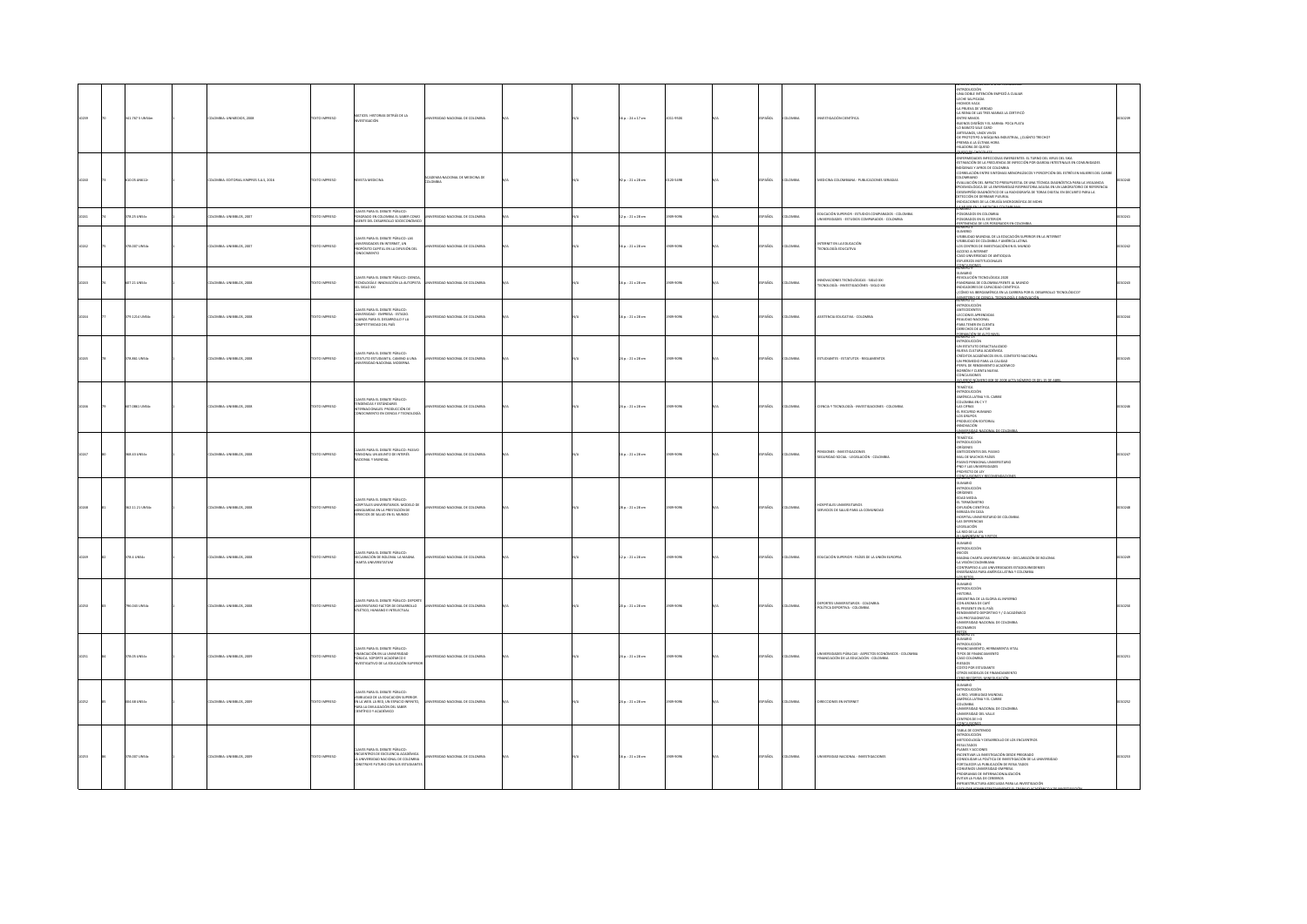| | | | | | | | | | | | | | | | | | | |
|---|---|---|---|---|---|---|---|---|---|---|---|---|---|---|---|---|---|---|
| 30239 | 70 | 581.787 5 UN58m | | COLOMBIA: UNIBIBLOS, 2008 | | TEXTO IMPRESO | MITOS, HISTORIAS DETRÁS DE LA INVESTIGACIÓN | UNIVERSIDAD NACIONAL DE COLOMBIA | | N/A | | N/A | 16 p. : 21 x 17 cm | 2011-9585 | N/A | ESPAÑOL | COLOMBIA | INVESTIGACIÓN CIENTÍFICA | INTRODUCCIÓN<br>UNA DOBLE INTENCIÓN: PAPIRÓ A CUAJAR<br>LECHE SALPICADA<br>FRESNOS AGUA<br>LA PRUEBA DE VERDAD<br>LA REINA DE LAS TRES MARÍAS LA CERTIFICÓ<br>ENTRE MIMOS<br>BUENOS DISEÑOS Y EL AGRAN: POCA PLATA<br>LO BARATO SALE CARO<br>ARTESANOS, LIMOS VIVOS<br>DE PROTOTIPO A MÁQUINA INDUSTRIAL, ¡CUÁNTO TRECHO!<br>PREMIO A LA ÚLTIMA HORA<br>HELADERÍA DE QUESO | 30010239 |
| 30240 | 73 | 610.05 A861r | | COLOMBIA: EDITORIAL KIMPRES S.A.S, 2016 | | TEXTO IMPRESO | REVISTA MEDICINA | ACADEMIA NACIONAL DE MEDICINA DE COLOMBIA | | N/A | | N/A | 92 p. : 21 x 28 cm | 0120-5498 | N/A | ESPAÑOL | COLOMBIA | MEDICINA COLOMBIANA - PUBLICACIONES SERIADAS | ENFERMEDADES INFECCIOSAS EMERGENTES: EL TURNO DEL VIRUS DEL ZIKA<br>ESTIMACIÓN DE LA FRECUENCIA DE INFECCIÓN POR GIARDIA INTESTINALIS EN COMUNIDADES INDÍGENAS Y AFROS DE COLOMBIA<br>CORRELACIÓN ENTRE SÍNTOMAS MENOPÁUSICOS Y PERCEPCIÓN DEL ESTRÉS EN MUJERES DEL CARIBE COLOMBIANO<br>EVALUACIÓN DEL IMPACTO PRESUPUESTAL DE UNA TÉCNICA DIAGNÓSTICA PARA LA VIGILANCIA EPIDEMIOLÓGICA DE LA ENFERMEDAD RESPIRATORIA AGUDA EN UN LABORATORIO DE REFERENCIA<br>DESEMPEÑO DIAGNÓSTICO DE LA RADIOGRAFÍA DE TÓRAX DIGITAL EN DECÚBITO PARA LA DETECCIÓN DE DERRAME PLEURAL<br>INDICACIONES DE LA CIRUGÍA MICROGRÁFICA DE MOHS | 30010240 |
| 30241 | 74 | 378.15 UN55c | | COLOMBIA: UNIBIBLOS, 2007 | | TEXTO IMPRESO | CLAVES PARA EL DEBATE PÚBLICO: POSGRADO EN COLOMBIA EL SABER COMO AGENTE DEL DESARROLLO SOCIOECONÓMICO | UNIVERSIDAD NACIONAL DE COLOMBIA | | N/A | | N/A | 12 p. : 21 x 28 cm | 1909-9096 | N/A | ESPAÑOL | COLOMBIA | EDUCACIÓN SUPERIOR - ESTUDIOS COMPARADOS - COLOMBIA<br>UNIVERSIDADES - ESTUDIOS COMPARADOS - COLOMBIA | SUMARIO<br>POSGRADOS EN COLOMBIA<br>POSGRADOS EN EL EXTERIOR<br>PERTINENCIA DE LOS POSGRADOS EN COLOMBIA | 30010241 |
| 30242 | 75 | 378.007 UN55c | | COLOMBIA: UNIBIBLOS, 2007 | | TEXTO IMPRESO | CLAVES PARA EL DEBATE PÚBLICO: LAS UNIVERSIDADES EN INTERNET, UN PROPÓSITO CAPITAL EN LA DIFUSIÓN DEL CONOCIMIENTO | UNIVERSIDAD NACIONAL DE COLOMBIA | | N/A | | N/A | 16 p. : 21 x 28 cm | 1909-9096 | N/A | ESPAÑOL | COLOMBIA | INTERNET EN LA EDUCACIÓN<br>TECNOLOGÍA EDUCATIVA | SUMARIO<br>VISIBILIDAD MUNDIAL DE LA EDUCACIÓN SUPERIOR EN LA INTERNET<br>VISIBILIDAD DE COLOMBIA Y AMÉRICA LATINA<br>LOS CENTROS DE INVESTIGACIÓN EN EL MUNDO<br>ACCESO A INTERNET<br>CASO UNIVERSIDAD DE ANTIOQUIA<br>ESFUERZOS INSTITUCIONALES<br>CONCLUSIONES | 30010242 |
| 30243 | 76 | 607.21 UN55c | | COLOMBIA: UNIBIBLOS, 2008 | | TEXTO IMPRESO | CLAVES PARA EL DEBATE PÚBLICO: CIENCIA, TECNOLOGÍA E INNOVACIÓN LA AUTOPISTA DEL SIGLO XXI | UNIVERSIDAD NACIONAL DE COLOMBIA | | N/A | | N/A | 16 p. : 21 x 28 cm | 1909-9096 | N/A | ESPAÑOL | COLOMBIA | INNOVACIONES TECNOLÓGICAS - SIGLO XXI<br>TECNOLOGÍA - INVESTIGACIONES - SIGLO XXI | SUMARIO<br>REVOLUCIÓN TECNOLÓGICA 2008<br>PANORAMAS DE COLOMBIA FRENTE AL MUNDO<br>INDICADORES DE CAPACIDAD CIENTÍFICA<br>¿CÓMO VA IBEROAMÉRICA EN LA CARRERA POR EL DESARROLLO TECNOLÓGICO?<br>MINISTERIO DE CIENCIA, TECNOLOGÍA E INNOVACIÓN | 30010243 |
| 30244 | 77 | 379.1214 UN55c | | COLOMBIA: UNIBIBLOS, 2008 | | TEXTO IMPRESO | CLAVES PARA EL DEBATE PÚBLICO: UNIVERSIDAD - EMPRESA - ESTADO. ALIANZA PARA EL DESARROLLO Y LA COMPETITIVIDAD DEL PAÍS | UNIVERSIDAD NACIONAL DE COLOMBIA | | N/A | | N/A | 16 p. : 21 x 28 cm | 1909-9096 | N/A | ESPAÑOL | COLOMBIA | ASISTENCIA EDUCATIVA - COLOMBIA | INTRODUCCIÓN<br>ANTECEDENTES<br>LECCIONES APRENDIDAS<br>REALIDAD NACIONAL<br>PARA TENER EN CUENTA<br>DERECHOS DE AUTOR<br>FORMACIÓN DE ALTO NIVEL | 30010244 |
| 30245 | 78 | 378.198 UN55c | | COLOMBIA: UNIBIBLOS, 2008 | | TEXTO IMPRESO | CLAVES PARA EL DEBATE PÚBLICO: ESTATUTO ESTUDIANTIL CAMINO A UNA UNIVERSIDAD NACIONAL MODERNA | UNIVERSIDAD NACIONAL DE COLOMBIA | | N/A | | N/A | 20 p. : 21 x 28 cm | 1909-9096 | N/A | ESPAÑOL | COLOMBIA | ESTUDIANTES - ESTATUTOS - REGLAMENTOS | INTRODUCCIÓN<br>UN ESTATUTO DESACTUALIZADO<br>NUEVA CULTURA ACADÉMICA<br>CRÉDITOS ACADÉMICOS EN EL CONTEXTO NACIONAL<br>UN PROMEDIO PARA LA CALIDAD<br>PERFIL DE RENDIMIENTO ACADÉMICO<br>BIENESTAR Y CUENTA NUEVA<br>CONCLUSIONES<br>ACUERDO NÚMERO 008 DE 2008 ACTA NÚMERO 09 DEL 15 DE ABRIL | 30010245 |
| 30246 | 79 | 607.0861 UN55c | | COLOMBIA: UNIBIBLOS, 2008 | | TEXTO IMPRESO | CLAVES PARA EL DEBATE PÚBLICO: TENDENCIAS Y ESTÁNDARES INTERNACIONALES. PRODUCCIÓN DE CONOCIMIENTO EN CIENCIA Y TECNOLOGÍA | UNIVERSIDAD NACIONAL DE COLOMBIA | | N/A | | N/A | 20 p. : 21 x 28 cm | 1909-9096 | N/A | ESPAÑOL | COLOMBIA | CIENCIA Y TECNOLOGÍA - INVESTIGACIONES - COLOMBIA | TEMÁTICA<br>INTRODUCCIÓN<br>AMÉRICA LATINA Y EL CARIBE<br>COLOMBIA EN C Y T<br>LAS CIFRAS<br>EL RECURSO HUMANO<br>LOS GRUPOS<br>PRODUCCIÓN EDITORIAL<br>INNOVACIÓN<br>UNIVERSIDAD NACIONAL DE COLOMBIA | 30010246 |
| 30247 | 80 | 368.43 UN55c | | COLOMBIA: UNIBIBLOS, 2008 | | TEXTO IMPRESO | CLAVES PARA EL DEBATE PÚBLICO: PASIVO PENSIONAL UN ASUNTO DE INTERÉS NACIONAL Y MUNDIAL | UNIVERSIDAD NACIONAL DE COLOMBIA | | N/A | | N/A | 16 p. : 21 x 28 cm | 1909-9096 | N/A | ESPAÑOL | COLOMBIA | PENSIONES - INVESTIGACIONES<br>SEGURIDAD SOCIAL - LEGISLACIÓN - COLOMBIA | TEMÁTICA<br>INTRODUCCIÓN<br>ORÍGENES<br>ANTECEDENTES DEL PASIVO<br>REAL DE MUCHOS PAÍSES<br>PASIVO PENSIONAL UNIVERSITARIO<br>PND Y LAS UNIVERSIDADES<br>PROYECTO DE LEY<br>CONCLUSIONES Y RECOMENDACIONES | 30010247 |
| 30248 | 81 | 362.11 21 UN55c | | COLOMBIA: UNIBIBLOS, 2008 | | TEXTO IMPRESO | CLAVES PARA EL DEBATE PÚBLICO: HOSPITALES UNIVERSITARIOS. MODELO DE VANGUARDIA EN LA PRESTACIÓN DE SERVICIOS DE SALUD EN EL MUNDO | UNIVERSIDAD NACIONAL DE COLOMBIA | | N/A | | N/A | 28 p. : 21 x 28 cm | 1909-9096 | N/A | ESPAÑOL | COLOMBIA | HOSPITALES UNIVERSITARIOS<br>SERVICIOS DE SALUD PARA LA COMUNIDAD | SUMARIO<br>INTRODUCCIÓN<br>ORÍGENES<br>EDAD MEDIA<br>EL TERMÓMETRO<br>DIFUSIÓN CIENTÍFICA<br>HERIDA EN CASA<br>HOSPITAL UNIVERSITARIO DE COLOMBIA<br>LAS DIFERENCIAS<br>LEGISLACIÓN<br>LA RED DE LA UN | 30010248 |
| 30249 | 82 | 378.4 UN55c | | COLOMBIA: UNIBIBLOS, 2008 | | TEXTO IMPRESO | CLAVES PARA EL DEBATE PÚBLICO: DECLARACIÓN DE BOLONIA. LA MAGNA CHARTA UNIVERSITATUM | UNIVERSIDAD NACIONAL DE COLOMBIA | | N/A | | N/A | 12 p. : 21 x 28 cm | 1909-9096 | N/A | ESPAÑOL | COLOMBIA | EDUCACIÓN SUPERIOR - PAÍSES DE LA UNIÓN EUROPEA | SUMARIO<br>INTRODUCCIÓN<br>INICIOS<br>MAGNA CHARTA UNIVERSITATUM - DECLARACIÓN DE BOLONIA<br>LA VISIÓN COLOMBIANA<br>CONTRAPESO A LAS UNIVERSIDADES ESTADOUNIDENSES<br>ENSEÑANZAS PARA AMÉRICA LATINA Y COLOMBIA | 30010249 |
| 30250 | 83 | 796.043 UN55c | | COLOMBIA: UNIBIBLOS, 2008 | | TEXTO IMPRESO | CLAVES PARA EL DEBATE PÚBLICO: DEPORTE UNIVERSITARIO FACTOR DE DESARROLLO ATLÉTICO, HUMANO E INTELECTUAL | UNIVERSIDAD NACIONAL DE COLOMBIA | | N/A | | N/A | 20 p. : 21 x 28 cm | 1909-9096 | N/A | ESPAÑOL | COLOMBIA | DEPORTES UNIVERSITARIOS - COLOMBIA<br>POLÍTICA DEPORTIVA - COLOMBIA | SUMARIO<br>INTRODUCCIÓN<br>HISTORIA<br>ARGENTINA DE LA GLORIA AL INFIERNO<br>CON AROMA DE CAFÉ<br>EL PRESENTE EN EL PAÍS<br>RENDIMIENTO DEPORTIVO Y / O ACADÉMICO<br>LOS PROTAGONISTAS<br>UNIVERSIDAD NACIONAL DE COLOMBIA<br>ESCENARIOS<br>RETOS | 30010250 |
| 30251 | 84 | 378.05 UN55c | | COLOMBIA: UNIBIBLOS, 2009 | | TEXTO IMPRESO | CLAVES PARA EL DEBATE PÚBLICO: FINANCIACIÓN DE LA UNIVERSIDAD PÚBLICA. SOPORTE ACADÉMICO E INVESTIGATIVO DE LA EDUCACIÓN SUPERIOR | UNIVERSIDAD NACIONAL DE COLOMBIA | | N/A | | N/A | 24 p. : 21 x 28 cm | 1909-9096 | N/A | ESPAÑOL | COLOMBIA | UNIVERSIDADES PÚBLICAS - ASPECTOS ECONÓMICOS - COLOMBIA<br>FINANCIACIÓN DE LA EDUCACIÓN - COLOMBIA | SUMARIO<br>INTRODUCCIÓN<br>FINANCIAMIENTO, HERRAMIENTA VITAL<br>TIPOS DE FINANCIAMIENTO<br>CASO COLOMBIA<br>PASIVOS<br>COSTO POR ESTUDIANTE<br>OTROS MODELOS DE FINANCIAMIENTO | 30010251 |
| 30252 | 85 | 004.68 UN55c | | COLOMBIA: UNIBIBLOS, 2009 | | TEXTO IMPRESO | CLAVES PARA EL DEBATE PÚBLICO: VISIBILIDAD DE LA EDUCACIÓN SUPERIOR EN LA WEB, UN ESPACIO INFINITO PARA LA DIVULGACIÓN DEL SABER CIENTÍFICO Y ACADÉMICO | UNIVERSIDAD NACIONAL DE COLOMBIA | | N/A | | N/A | 24 p. : 21 x 28 cm | 1909-9090 | N/A | ESPAÑOL | COLOMBIA | DIRECCIONES EN INTERNET | SUMARIO<br>INTRODUCCIÓN<br>LA RED, VISIBILIDAD MUNDIAL<br>AMÉRICA LATINA Y EL CARIBE<br>COLOMBIA<br>UNIVERSIDAD NACIONAL DE COLOMBIA<br>UNIVERSIDAD DEL VALLE<br>CENTROS DE I+D<br>CONCLUSIONES | 30010252 |
| 30253 | 86 | 378.007 UN55c | | COLOMBIA: UNIBIBLOS, 2009 | | TEXTO IMPRESO | CLAVES PARA EL DEBATE PÚBLICO: ENCUENTROS DE EXCELENCIA ACADÉMICA. LA UNIVERSIDAD NACIONAL DE COLOMBIA CONSTRUYE FUTURO CON SUS ESTUDIANTES | UNIVERSIDAD NACIONAL DE COLOMBIA | | N/A | | N/A | 28 p. : 21 x 28 cm | 1909-9096 | N/A | ESPAÑOL | COLOMBIA | UNIVERSIDAD NACIONAL - INVESTIGACIONES | TABLA DE CONTENIDO<br>INTRODUCCIÓN<br>METODOLOGÍA Y DESARROLLO DE LOS ENCUENTROS<br>RESULTADOS<br>PLANES Y ACCIONES<br>INCENTIVAR LA INVESTIGACIÓN DESDE PREGRADO<br>CONSOLIDAR LA POLÍTICA DE INVESTIGACIÓN DE LA UNIVERSIDAD<br>FORTALECER LA PUBLICACIÓN DE RESULTADOS<br>CONVENIOS UNIVERSIDAD-EMPRESA<br>PROGRAMAS DE INTERNACIONALIZACIÓN<br>EVITAR LA FUGA DE CEREBROS<br>INFRAESTRUCTURA ADECUADA PARA LA INVESTIGACIÓN | 30010253 |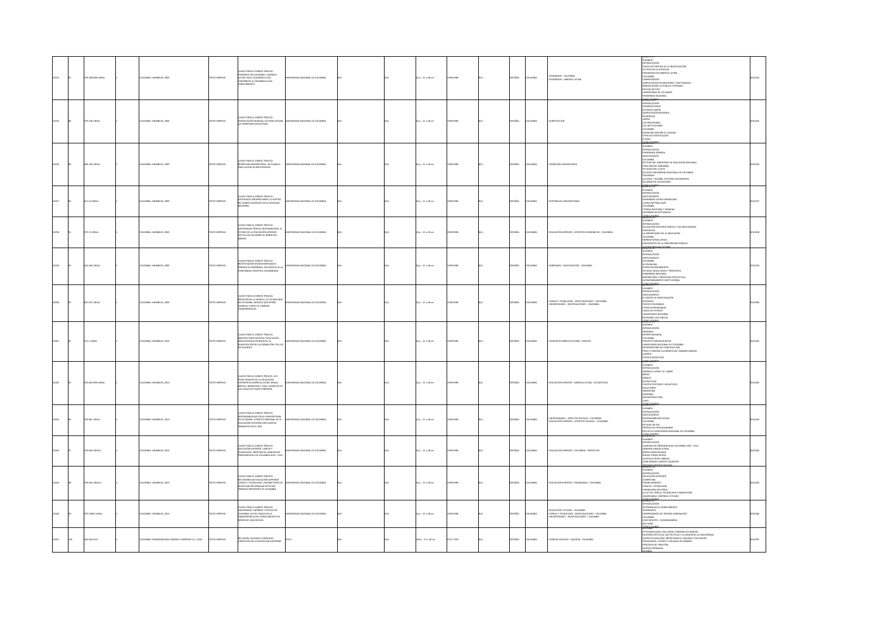| | | | | | | | | | | | | | | | | | | | | | | | |
|---|---|---|---|---|---|---|---|---|---|---|---|---|---|---|---|---|---|---|---|---|---|---|---|
| 30254 | 87 | 378.286095 UN54c | 1 | | COLOMBIA: UNIBIBLOS, 2009 | | TEXTO IMPRESO | CLAVES PARA EL DEBATE PÚBLICO: POSGRADOS EN COLOMBIA Y AMÉRICA LATINA: NIVEL ACADÉMICO QUE CONTRIBUYE AL DESARROLLO DEL CONOCIMIENTO | UNIVERSIDAD NACIONAL DE COLOMBIA | | N/A | | N/A | 23 p. : 21 x 28 cm | 1909-9096 | | N/A | | ESPAÑOL | COLOMBIA | POSGRADOS - COLOMBIA; POSGRADOS - AMÉRICA LATINA | SUMARIO; INTRODUCCIÓN; PUNTO DE PARTIDA DE LA INVESTIGACIÓN; SU PESO EN LA SOCIEDAD; POSGRADOS EN AMÉRICA LATINA; COLOMBIA; UNIVERSIDADES; ACREDITACIÓN EN MAESTRÍAS Y DOCTORADOS; PÉRDIDAS DESDE LO PÚBLICO Y PRIVADO; REFLEJO DE PAÍS; UNIVERSIDAD DE LOS ANDES; PANORAMA NACIONAL; CONCLUSIONES | 0030254 |
| 30255 | 88 | 379.158 UN54c | 1 | | COLOMBIA: UNIBIBLOS, 2009 | | TEXTO IMPRESO | CLAVES PARA EL DEBATE PÚBLICO: ACREDITACIÓN MUNDIAL VÍA PARA CRUZAR LAS FRONTERAS EDUCATIVAS | UNIVERSIDAD NACIONAL DE COLOMBIA | | N/A | | N/A | 23 p. : 21 x 28 cm | 1909-9096 | | N/A | | ESPAÑOL | COLOMBIA | ACREDITACIÓN | SUMARIO; INTRODUCCIÓN; PRIMEROS PASOS; ESTADOS UNIDOS; ACREDITACIÓN REGIONAL; EVIDENCIAS; JAPÓN; LOS PROFESORES; LAS INSTITUCIONES; COLOMBIA; DEMOCRATIZACIÓN VS CALIDAD; TIPOS DE CERTIFICACIÓN; ETAPAS; CONCLUSIONES | 0030255 |
| 30256 | 89 | 378.169 UN54c | 1 | | COLOMBIA: UNIBIBLOS, 2009 | | TEXTO IMPRESO | CLAVES PARA EL DEBATE PÚBLICO: DESERCIÓN UNIVERSITARIA: UN FLAGELO PARA LA EDUCACIÓN SUPERIOR | UNIVERSIDAD NACIONAL DE COLOMBIA | | N/A | | N/A | 23 p. : 21 x 28 cm | 1909-9096 | | N/A | | ESPAÑOL | COLOMBIA | DESERCIÓN UNIVERSITARIA | SUMARIO; INTRODUCCIÓN; PANORAMA GENERAL; ANTECEDENTES; COLOMBIA; ESTUDIO DEL MINISTERIO DE EDUCACIÓN NACIONAL; POSICIÓN DEL GOBIERNO; ESTUDIOS DEL ICFES; ESTUDIO UNIVERSIDAD NACIONAL DE COLOMBIA; POSGRADO; ALCOHOL Y RUMBA, FACTORES DETERMINANTES; ACUERDO DE VOLUNTADES; CONCLUSIONES | 0030256 |
| 30257 | 90 | 011.54 UN54c | 1 | | COLOMBIA: UNIBIBLOS, 2009 | | TEXTO IMPRESO | CLAVES PARA EL DEBATE PÚBLICO: EDITORIALES UNIVERSITARIAS, EL ROSTRO DEL SABER ACADÉMICO EN LA SOCIEDAD MODERNA | UNIVERSIDAD NACIONAL DE COLOMBIA | | N/A | | N/A | 23 p. : 21 x 28 cm | 1909-9096 | | N/A | | ESPAÑOL | COLOMBIA | EDITORIALES UNIVERSITARIAS | SUMARIO; INTRODUCCIÓN; ANTECEDENTES; PANORAMA LATINOAMERICANO; ¿PUBLICAR PARA QUÉ?; COLOMBIA; VITRINA NACIONAL Y MUNDIAL; EXPERIENCIAS EDITORIALES; CONCLUSIONES | 0030257 |
| 30258 | 91 | 379.11 UN54c | 1 | | COLOMBIA: UNIBIBLOS, 2009 | | TEXTO IMPRESO | CLAVES PARA EL DEBATE PÚBLICO: UNIVERSIDAD PÚBLICA DESFINANCIADA: EL FUTURO DE LA EDUCACIÓN SUPERIOR ESTATAL EN COLOMBIA AL BORDE DEL ABISMO | UNIVERSIDAD NACIONAL DE COLOMBIA | | N/A | | N/A | 23 p. : 21 x 28 cm | 1909-9096 | | N/A | | ESPAÑOL | COLOMBIA | EDUCACIÓN SUPERIOR - ASPECTOS ECONÓMICOS - COLOMBIA | SUMARIO; INTRODUCCIÓN; EDUCACIÓN SUPERIOR PÚBLICA Y SUS NECESIDADES; PROPUESTA; LA IMPORTANCIA DE LA EDUCACIÓN; COLOMBIA; AGREMIATIVIDAD LEGAL; CRECIMIENTO DE LA UNIVERSIDAD PÚBLICA; LOS RUBROS DEL FUTURO | 0030258 |
| 30259 | 92 | 344.046 UN54c | 1 | | COLOMBIA: UNIBIBLOS, 2009 | | TEXTO IMPRESO | CLAVES PARA EL DEBATE PÚBLICO: INVESTIGACIÓN EN BIODIVERSIDAD O PÉRDIDA DE SOBERANÍA: DISYUNTIVA DE LA COMUNIDAD CIENTÍFICA COLOMBIANA | UNIVERSIDAD NACIONAL DE COLOMBIA | | N/A | | N/A | 23 p. : 21 x 28 cm | 1909-9096 | | N/A | | ESPAÑOL | COLOMBIA | SOBERANÍA - INVESTIGACIÓN - COLOMBIA | SUMARIO; INTRODUCCIÓN; ANTECEDENTES; COLOMBIA; EL PROBLEMA; OTROS INCONVENIENTES; ESTUDIO, RESULTADOS Y PROPUESTA; PANORAMA NACIONAL; BIOPIRATERÍA Y PROPIEDAD INTELECTUAL; ACOMPAÑAMIENTO INSTITUCIONAL; CONCLUSIONES | 0030259 |
| 30260 | 93 | 607.025 UN54c | 1 | | COLOMBIA: UNIBIBLOS, 2009 | | TEXTO IMPRESO | CLAVES PARA EL DEBATE PÚBLICO: MEDICIÓN DE LA CIENCIA Y LA TECNOLOGÍA EN COLOMBIA: MODELO QUE PIERDE VIGENCIA Y URGE DE CAMBIOS FUNDAMENTALES | UNIVERSIDAD NACIONAL DE COLOMBIA | | N/A | | N/A | 23 p. : 21 x 28 cm | 1909-9096 | | N/A | | ESPAÑOL | COLOMBIA | CIENCIA Y TECNOLOGÍA - INVESTIGACIONES - COLOMBIA; UNIVERSIDADES - INVESTIGACIONES - COLOMBIA | SUMARIO; INTRODUCCIÓN; ANTECEDENTES; EL GRUPO DE INVESTIGACIÓN; POLÉMICA; PUNTOS FAVORABLES; OTROS RESPONSABLES; CASOS DE ESTUDIO; UNIVERSIDAD NACIONAL; RESPONDE COLCIENCIAS; CONCLUSIONES | 0030260 |
| 30261 | 94 | 727.2 UN54c | 1 | | COLOMBIA: UNIBIBLOS, 2010 | | TEXTO IMPRESO | CLAVES PARA EL DEBATE PÚBLICO: ARQUITECTURA ESCOLAR Y EDUCACIÓN: MEGACOLEGIOS EN BOGOTÁ, LA SIGNIFICACIÓN DE LA FORMACIÓN Y DE LOS ESTUDIANTES | UNIVERSIDAD NACIONAL DE COLOMBIA | | N/A | | N/A | 23 p. : 21 x 28 cm | 1909-9096 | | N/A | | ESPAÑOL | COLOMBIA | CONSTRUCCIONES ESCOLARES - BOGOTÁ | SUMARIO; INTRODUCCIÓN; ORÍGENES; ENTORNO MUNDIAL; COLOMBIA; PROYECTO MEGACOLEGIOS; UNIVERSIDAD NACIONAL DE COLOMBIA; INTERVENTORÍA DE CONSTRUCCIÓN; PROS Y CONTRAS LOS BENEFICIOS TAMBIÉN HABLAN; LOGROS; PUNTOS NEGATIVOS; CONCLUSIONES | 0030261 |
| 30262 | 95 | 378.001098 UN54c | 1 | | COLOMBIA: UNIBIBLOS, 2010 | | TEXTO IMPRESO | CLAVES PARA EL DEBATE PÚBLICO: LOS PESOS PESADOS DE LA EDUCACIÓN SUPERIOR EN AMÉRICA LATINA: BRASIL, MÉXICO, ARGENTINA Y CHILE, MODELOS DE LOS CUALES SE PUEDE APRENDER | UNIVERSIDAD NACIONAL DE COLOMBIA | | N/A | | N/A | 23 p. : 21 x 28 cm | 1909-9096 | | N/A | | ESPAÑOL | COLOMBIA | EDUCACIÓN SUPERIOR - AMÉRICA LATINA - ESTADÍSTICAS | SUMARIO; INTRODUCCIÓN; AMÉRICA LATINA Y EL CARIBE; BRASIL; MÉXICO; ESTRUCTURA; PUNTOS POSITIVOS Y NEGATIVOS; SOLUCIONES; ARGENTINA; ORÍGENES; INFRAESTRUCTURA; CHILE; CONCLUSIONES | 0030262 |
| 30263 | 96 | 378.861 UN54c | 1 | | COLOMBIA: UNIBIBLOS, 2010 | | TEXTO IMPRESO | CLAVES PARA EL DEBATE PÚBLICO: RESPONSABILIDAD SOCIAL UNIVERSITARIA EN COLOMBIA, ATRIBUTO MISIONAL DE LA EDUCACIÓN SUPERIOR CON CUENTAS PENDIENTES EN EL PAÍS | UNIVERSIDAD NACIONAL DE COLOMBIA | | N/A | | N/A | 23 p. : 21 x 28 cm | 1909-9096 | | N/A | | ESPAÑOL | COLOMBIA | UNIVERSIDADES - ASPECTOS SOCIALES - COLOMBIA; EDUCACIÓN SUPERIOR - ASPECTOS SOCIALES - COLOMBIA | SUMARIO; INTRODUCCIÓN; ANTECEDENTES; RESPONSABILIDAD SOCIAL; COLOMBIA; ESTUDIO DE PAS; PÉRDIDA DE PROTAGONISMO; RSU EN LA UNIVERSIDAD NACIONAL DE COLOMBIA; CONCLUSIONES | 0030263 |
| 30264 | 97 | 378.002 UN54c1 | 1 | | COLOMBIA: UNIBIBLOS, 2010 | | TEXTO IMPRESO | CLAVES PARA EL DEBATE PÚBLICO: EDUCACIÓN SUPERIOR, CIENCIA Y TECNOLOGÍA: PROPUESTAS CANDIDATOS PRESIDENCIALES DE COLOMBIA 2010 - 2014 | UNIVERSIDAD NACIONAL DE COLOMBIA | | N/A | | N/A | 23 p. : 21 x 28 cm | 1909-9096 | | N/A | | ESPAÑOL | COLOMBIA | EDUCACIÓN SUPERIOR - COLOMBIA - PROYECTOS | SUMARIO; INTRODUCCIÓN; CANDIDATOS PRESIDENCIALES COLOMBIA 2010 - 2014; GERMÁN VARGAS LLERAS; NOEMÍ SANÍN POSADA; RAFAEL PARDO RUEDA; GUSTAVO PETRO URREGO; JUAN MANUEL SANTOS CALDERÓN; ANTANAS MOCKUS SIVICKAS | 0030264 |
| 30265 | 98 | 378.002 UN54c2 | 1 | | COLOMBIA: UNIBIBLOS, 2010 | | TEXTO IMPRESO | CLAVES PARA EL DEBATE PÚBLICO: REFLEXIONES DE EDUCACIÓN SUPERIOR, CIENCIA Y TECNOLOGÍA: VICERRECTORES DE INVESTIGACIÓN SEÑALAN RETOS DEL PRÓXIMO PRESIDENTE DE COLOMBIA | UNIVERSIDAD NACIONAL DE COLOMBIA | | N/A | | N/A | 23 p. : 21 x 28 cm | 1909-9096 | | N/A | | ESPAÑOL | COLOMBIA | EDUCACIÓN SUPERIOR - PROGRAMAS - COLOMBIA | SUMARIO; INTRODUCCIÓN; EDUCACIÓN SUPERIOR; COBERTURA; FINANCIAMIENTO; CIENCIA Y TECNOLOGÍA; FORMACIÓN DOCTORAL; LA LEY DE CIENCIA, TECNOLOGÍA E INNOVACIÓN; UNIVERSIDAD, EMPRESA Y ESTADO; CONCLUSIONES | 0030265 |
| 30266 | 99 | 379.12861 UN54c | 1 | | COLOMBIA: UNIBIBLOS, 2010 | | TEXTO IMPRESO | CLAVES PARA EL DEBATE PÚBLICO: UNIVERSIDAD, EMPRESA Y ESTADO EN COLOMBIA: ALTOS Y BAJOS EN LA TRANSFERENCIA DEL CONOCIMIENTO EN MENOS DE UNA DÉCADA | UNIVERSIDAD NACIONAL DE COLOMBIA | | N/A | | N/A | 23 p. : 21 x 28 cm | 1909-9096 | | N/A | | ESPAÑOL | COLOMBIA | EDUCACIÓN Y ESTADO - COLOMBIA; CIENCIA Y TECNOLOGÍA - INVESTIGACIONES - COLOMBIA; UNIVERSIDADES - INVESTIGACIONES - COLOMBIA | SUMARIO; INTRODUCCIÓN; SE ENMARCA EL CONOCIMIENTO; TENDENCIAS; UNIVERSIDADES DE TERCERA GENERACIÓN; COLOMBIA; CASO BOGOTÁ - CUNDINAMARCA; SECTORES; CONCLUSIONES | 0030266 |
| 30267 | 100 | 360.006 R11i | 1 | | COLOMBIA: PANAMERICANA FORMAS E IMPRESOS S.A., 2016 | | TEXTO IMPRESO | INCLUSIÓN, EQUIDAD Y DIVERSIDAD: ¿OBJETIVOS DE LA EDUCACIÓN SUPERIOR? | ASCUN | | N/A | | N/A | 278 p. : 21 x 28 cm | 0121-7550 | | N/A | | ESPAÑOL | COLOMBIA | CIENCIAS SOCIALES - EQUIDAD - COLOMBIA | EDITORIAL; EPISTEMOLOGÍAS, INCLUSIÓN Y ÓRDENES DE GÉNERO; REVISIÓN CRÍTICA DE LAS POLÍTICAS Y LA MISIÓN DE LA UNIVERSIDAD; INTERCULTURALIDAD, MERITOCRACIA, EQUIDAD Y EXCLUSIÓN; PEDAGOGÍAS, CUERPO Y VIOLENCIA DE GÉNERO; PROCESOS DE CREACIÓN; NUEVOS NÓMADAS; RESEÑA | 0030267 |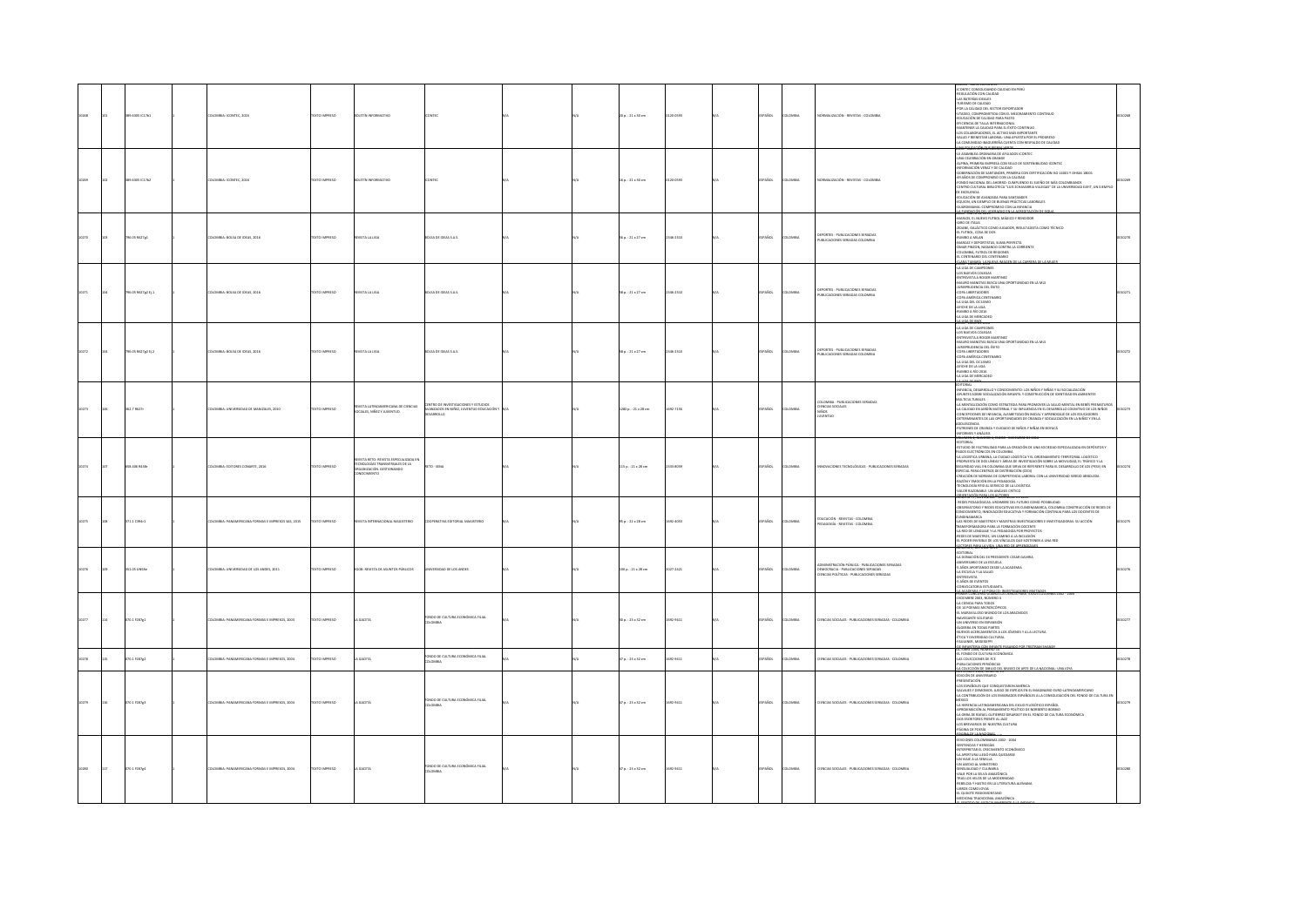| | | | | | | | | | | | | | | | | | |
|---|---|---|---|---|---|---|---|---|---|---|---|---|---|---|---|---|---|
| 10268 | 101 | 389.6305 IC17b1 | 1 | COLOMBIA: ICONTEC, 2016 | TEXTO IMPRESO | BOLETÍN INFORMATIVO | ICONTEC | N/A | N/A | 20 p. ; 21 x 30 cm | 0120-0599 | N/A | ESPAÑOL | COLOMBIA | NORMALIZACIÓN - REVISTAS - COLOMBIA | ICONTEC CONSOLIDANDO CALIDAD EN PERÚ<br>REGULACIÓN CON CALIDAD<br>LAS ALTERNATIVAS IDEALES<br>TURISMO DE CALIDAD<br>POR LA CALIDAD DEL SECTOR EXPORTADOR<br>UTADEO, COMPROMETIDA CON EL MEJORAMIENTO CONTINUO<br>EDUCACIÓN DE CALIDAD PARA PASTO<br>EFICIENCIA DE TALLA INTERNACIONAL<br>MANTENER LA CALIDAD PARA EL ÉXITO CONTINUO<br>LOS COLABORADORES, EL ACTIVO MÁS IMPORTANTE<br>SALUD Y BIENESTAR LABORAL: UNA APUESTA POR EL PROGRESO<br>LA COMUNIDAD IBAGUEREÑA CUENTA CON RESPALDO DE CALIDAD | 0010268 |
| 10269 | 102 | 389.6305 IC17b2 | 1 | COLOMBIA: ICONTEC, 2016 | TEXTO IMPRESO | BOLETÍN INFORMATIVO | ICONTEC | N/A | N/A | 24 p. ; 21 x 30 cm | 0120-0599 | N/A | ESPAÑOL | COLOMBIA | NORMALIZACIÓN - REVISTAS - COLOMBIA | LA ASAMBLEA ORDINARIA DE AFILIADOS ICONTEC<br>UNA CELEBRACIÓN EN GRANDE<br>ALPINA, PRIMERA EMPRESA CON SELLO DE SOSTENIBILIDAD ICONTEC<br>INFORMACIÓN VERAZ Y DE CALIDAD<br>GOBERNACIÓN DE SANTANDER, PRIMERA CON CERTIFICACIÓN ISO 14001 Y OHSAS 18001<br>45 AÑOS DE COMPROMISO CON LA CALIDAD<br>FONDO NACIONAL DEL AHORRO: CUMPLIENDO EL SUEÑO DE MÁS COLOMBIANOS<br>CENTRO CULTURAL BIBLIOTECA "LUIS ECHAVARRÍA VILLEGAS" DE LA UNIVERSIDAD EAFIT, UN EJEMPLO DE EXCELENCIA<br>EDUCACIÓN DE AVANZADA PARA SANTANDER<br>EQUIÓN, UN EJEMPLO DE BUENAS PRÁCTICAS LABORALES<br>COLMEDINAS: COMPROMISO CON LA INFANCIA<br>LA FUNDACIÓN DEL CORAZÓN EN LA ACREDITACIÓN DE IDEAL | 0010269 |
| 10270 | 103 | 796.05 R627g1 | 1 | COLOMBIA: BOLSA DE IDEAS, 2016 | TEXTO IMPRESO | REVISTA LA LIGA | BOLSA DE IDEAS S.A.S. | N/A | N/A | 94 p. ; 21 x 27 cm | 2346-2310 | N/A | ESPAÑOL | COLOMBIA | DEPORTES - PUBLICACIONES SERIADAS<br>PUBLICACIONES SERIADAS COLOMBIA | RAMALES, EL NUEVO FÚTBOL MÁGICO Y RENOVADOR<br>GIRO DE ITALIA<br>OCAMPO, GALÁCTICO COMO JUGADOR, RESULTADISTA COMO TÉCNICO<br>EL FÚTBOL, COSA DE DOS<br>PUEBLA Y MILÁN<br>MANGAS Y DEPORTIVAS, SUMA PERFECTA<br>OMAR PINEDA, NADANDO CONTRA LA CORRIENTE<br>COLOMBIA, FÚTBOL DE REGIONES<br>EL CENTENARIO DEL CENTENARIO | 0010270 |
| 10271 | 104 | 796.05 R627g2 Ej.1 | 1 | COLOMBIA: BOLSA DE IDEAS, 2016 | TEXTO IMPRESO | REVISTA LA LIGA | BOLSA DE IDEAS S.A.S. | N/A | N/A | 98 p. ; 21 x 27 cm | 2346-2310 | N/A | ESPAÑOL | COLOMBIA | DEPORTES - PUBLICACIONES SERIADAS<br>PUBLICACIONES SERIADAS COLOMBIA | LA LIGA DE CAMPEONES<br>LOS NUEVOS COLEGAS<br>ENTREVISTA A ROGER MARTÍNEZ<br>MAURO MANOTAS BUSCA UNA OPORTUNIDAD EN LA MLS<br>JURISPRUDENCIA DEL ÉXITO<br>COPA LIBERTADORES<br>COPA AMÉRICA CENTENARIO<br>LA LIGA DEL OCCIDENTE<br>AFICHE DE LA LIGA<br>RUMBO A RÍO 2016<br>LA LIGA DE MERCADEO<br>LA LIGA FEMENINA | 0010271 |
| 10272 | 105 | 796.05 R627g2 Ej.2 | 1 | COLOMBIA: BOLSA DE IDEAS, 2016 | TEXTO IMPRESO | REVISTA LA LIGA | BOLSA DE IDEAS S.A.S. | N/A | N/A | 98 p. ; 21 x 27 cm | 2346-2310 | N/A | ESPAÑOL | COLOMBIA | DEPORTES - PUBLICACIONES SERIADAS<br>PUBLICACIONES SERIADAS COLOMBIA | LA LIGA DE CAMPEONES<br>LOS NUEVOS COLEGAS<br>ENTREVISTA A ROGER MARTÍNEZ<br>MAURO MANOTAS BUSCA UNA OPORTUNIDAD EN LA MLS<br>JURISPRUDENCIA DEL ÉXITO<br>COPA LIBERTADORES<br>COPA AMÉRICA CENTENARIO<br>LA LIGA DEL OCCIDENTE<br>AFICHE DE LA LIGA<br>RUMBO A RÍO 2016<br>LA LIGA DE MERCADEO<br>LA LIGA FEMENINA | 0010272 |
| 10273 | 106 | 362.7 R427r | 1 | COLOMBIA: UNIVERSIDAD DE MANIZALES, 2010 | TEXTO IMPRESO | REVISTA LATINOAMERICANA DE CIENCIAS SOCIALES, NIÑEZ Y JUVENTUD | CENTRO DE INVESTIGACIONES Y ESTUDIOS AVANZADOS EN NIÑEZ, JUVENTUD EDUCACIÓN Y DESARROLLO | N/A | N/A | 1080 p. ; 21 x 28 cm | 1692-715X | N/A | ESPAÑOL | COLOMBIA | COLOMBIA - PUBLICACIONES SERIADAS<br>CIENCIAS SOCIALES<br>NIÑOS<br>JUVENTUD | EDITORIAL<br>INFANCIA, DESARROLLO Y CONOCIMIENTO: LOS NIÑOS Y NIÑAS Y SU SOCIALIZACIÓN<br>APUNTES SOBRE SOCIALIZACIÓN INFANTIL Y CONSTRUCCIÓN DE IDENTIDAD EN AMBIENTES MULTICULTURALES<br>LA MONTUALIZACIÓN COMO ESTRATEGIA PARA PROMOVER LA SALUD MENTAL EN BEBÉS PREMATUROS<br>LA CALIDAD EN ARMÓN MATERNAL Y SU INFLUENCIA EN EL DESARROLLO COGNITIVO DE LOS NIÑOS<br>CONCEPCIONES DE INFANCIA, ALFABETIZACIÓN INICIAL Y APRENDIZAJE DE LOS EDUCADORES<br>DETERMINANTES DE LAS OPORTUNIDADES DE CRIANZA Y SOCIALIZACIÓN EN LA NIÑEZ Y EN LA ADOLESCENCIA<br>PATRONES DE CRIANZA Y CUIDADO DE NIÑOS Y NIÑAS EN BOYACÁ<br>INFORMES Y ANÁLISIS | 0010273 |
| 10274 | 107 | 658.406 R439r | 1 | COLOMBIA: EDITORES CONARTE, 2016 | TEXTO IMPRESO | REVISTA RETO: REVISTA ESPECIALIZADA EN TECNOLOGÍAS TRANSVERSALES DE LA ORGANIZACIÓN, GESTIONANDO CONOCIMIENTO | RETO - SENA | N/A | N/A | 115 p. ; 21 x 28 cm | 2339-4099 | N/A | ESPAÑOL | COLOMBIA | INNOVACIONES TECNOLÓGICAS - PUBLICACIONES SERIADAS | EDITORIAL<br>ESTUDIO DE FACTIBILIDAD PARA LA CREACIÓN DE UNA SOCIEDAD ESPECIALIZADA EN DEPÓSITOS Y PAGOS ELECTRÓNICOS EN COLOMBIA<br>LA LOGÍSTICA URBANA, LA CIUDAD LOGÍSTICA Y EL ORDENAMIENTO TERRITORIAL LOGÍSTICO<br>PROPUESTA DE DOS LÍNEAS Y ÁREAS DE INVESTIGACIÓN SOBRE LA MOVILIDAD, EL TRÁFICO Y LA SEGURIDAD VIAL EN COLOMBIA QUE SIRVA DE REFERENTE PARA EL DESARROLLO DE LOS (PESV) EN ESPECIAL PARA CENTROS DE DISTRIBUCIÓN (CEDI)<br>CREACIÓN DE NORMAS DE COMPETENCIA LABORAL CON LA UNIVERSIDAD SERGIO ARBOLEDA<br>RAZÓN Y EMOCIÓN EN LA PEDAGOGÍA<br>TECNOLOGÍA RFID AL SERVICIO DE LA LOGÍSTICA<br>VALOR RAZONABLE: UN ANÁLISIS CRÍTICO<br>ORIENTACIÓN PARA LOS AUTORES | 0010274 |
| 10275 | 108 | 371.1 C394r1 | 1 | COLOMBIA: PANAMERICANA FORMAS E IMPRESOS S.A., 2015 | TEXTO IMPRESO | REVISTA INTERNACIONAL MAGISTERIO | COOPERATIVA EDITORIAL MAGISTERIO | N/A | N/A | 95 p. ; 22 x 28 cm | 1692-4053 | N/A | ESPAÑOL | COLOMBIA | EDUCACIÓN - REVISTAS - COLOMBIA<br>PEDAGOGÍA - REVISTAS - COLOMBIA | REDES PEDAGÓGICAS: UN EMBRE DEL FUTURO COMO POSIBILIDAD<br>OBSERVATORIO Y REDES EDUCATIVAS EN CUNDINAMARCA, COLOMBIA CONSTRUCCIÓN DE REDES DE CONOCIMIENTO: INNOVACIÓN EDUCATIVA Y FORMACIÓN CONTINUA PARA LOS DOCENTES DE CUNDINAMARCA<br>LAS REDES DE MAESTROS Y MAESTRAS INVESTIGADORES E INVESTIGADORAS: SU ACCIÓN TRANSFORMADORA PARA LA FORMACIÓN DOCENTE<br>LA RED DE LENGUAJE Y LA PEDAGOGÍA POR PROYECTOS<br>REDES DE MAESTROS, UN CAMINO A LA INCLUSIÓN<br>EL PODER INVISIBLE DE LOS VÍNCULOS QUE SOSTIENEN A UNA RED<br>FACTORES PARA LA VIDA: UNA RED DE APRENDIZAJE | 0010275 |
| 10276 | 109 | 351.05 U58r | 1 | COLOMBIA: UNIVERSIDAD DE LOS ANDES, 2011 | TEXTO IMPRESO | FORO: REVISTA DE ASUNTOS PÚBLICOS | UNIVERSIDAD DE LOS ANDES | N/A | N/A | 140 p. ; 21 x 28 cm | 2027-2421 | N/A | ESPAÑOL | COLOMBIA | ADMINISTRACIÓN PÚBLICA - PUBLICACIONES SERIADAS<br>DEMOCRACIA - PUBLICACIONES SERIADAS<br>CIENCIAS POLÍTICAS - PUBLICACIONES SERIADAS | EDITORIAL<br>LA DONACIÓN DEL EX PRESIDENTE CÉSAR GAVIRIA<br>ANIVERSARIO DE LA ESCUELA<br>5 AÑOS APORTANDO DESDE LA ACADEMIA<br>LA ESCUELA Y LA SALUD<br>ENTREVISTA<br>5 AÑOS DE EVENTOS<br>CONVOCATORIA ESTUDIANTES<br>INVESTIGADORES INVITADOS | 0010276 |
| 10277 | 114 | 070.1 F287g1 | 1 | COLOMBIA: PANAMERICANA FORMAS E IMPRESOS, 2003 | TEXTO IMPRESO | LA GACETA | FONDO DE CULTURA ECONÓMICA FILIAL COLOMBIA | N/A | N/A | 39 p. ; 23 x 32 cm | 1692-9411 | N/A | ESPAÑOL | COLOMBIA | CIENCIAS SOCIALES - PUBLICACIONES SERIADAS - COLOMBIA | DICIEMBRE 2003, NÚMERO 4<br>LA CIENCIA PARA TODOS<br>DE 14 POEMAS MICROSCÓPICOS<br>EL MARAVILLOSO MUNDO DE LOS ARÁCNIDOS<br>INAGREGABLE SOLITARIO<br>UN UNIVERSO EN EXPANSIÓN<br>ÁLGEBRA EN TODAS PARTES<br>NUEVOS ACERCAMIENTOS A LOS JÓVENES Y A LA LECTURA<br>ÉTICA Y DIVERSIDAD CULTURAL<br>FAULKNER, MISSISSIPPI | 0010277 |
| 10278 | 115 | 070.1 F287g2 | 2 | COLOMBIA: PANAMERICANA FORMAS E IMPRESOS, 2004 | TEXTO IMPRESO | LA GACETA | FONDO DE CULTURA ECONÓMICA FILIAL COLOMBIA | N/A | N/A | 37 p. ; 23 x 32 cm | 1692-9411 | N/A | ESPAÑOL | COLOMBIA | CIENCIAS SOCIALES - PUBLICACIONES SERIADAS - COLOMBIA | EL FONDO DE CULTURA ECONÓMICA<br>LAS COLECCIONES DE FCE<br>PUBLICACIONES PERIÓDICAS<br>LA COLECCIÓN DE DIBUJO DEL MUSEO DE ARTE DE LA NACIONAL: UNA JOYA | 0010278 |
| 10279 | 116 | 070.1 F287g3 | 1 | COLOMBIA: PANAMERICANA FORMAS E IMPRESOS, 2004 | TEXTO IMPRESO | LA GACETA | FONDO DE CULTURA ECONÓMICA FILIAL COLOMBIA | N/A | N/A | 37 p. ; 23 x 32 cm | 1692-9411 | N/A | ESPAÑOL | COLOMBIA | CIENCIAS SOCIALES - PUBLICACIONES SERIADAS - COLOMBIA | EDICIÓN DE ANIVERSARIO<br>PRESENTACIÓN<br>LOS ESPAÑOLES QUE CONQUISTARON AMÉRICA<br>SALVAJES Y DEMONIOS. JUEGO DE ESPEJOS EN EL IMAGINARIO EURO-LATINOAMERICANO<br>LA APORTACIÓN DE LOS EMIGRADOS ESPAÑOLES A LA CONSOLIDACIÓN DEL FONDO DE CULTURA EN MÉXICO<br>LA HERENCIA LATINOAMERICANA DEL EXILIO FILOSÓFICO ESPAÑOL<br>APROXIMACIÓN AL PENSAMIENTO POLÍTICO DE NORBERTO BOBBIO<br>LA OBRA DE RAFAEL GUTIÉRREZ GIRARDOT EN EL FONDO DE CULTURA ECONÓMICA<br>DOS ESCRITORES FRENTE AL JAZZ<br>LOS BREVIARIOS DE NUESTRA CULTURA<br>PÁGINA DE POESÍA<br>RESEÑA DE LA NOVELA | 0010279 |
| 10280 | 117 | 070.1 F287g4 | 2 | COLOMBIA: PANAMERICANA FORMAS E IMPRESOS, 2004 | TEXTO IMPRESO | LA GACETA | FONDO DE CULTURA ECONÓMICA FILIAL COLOMBIA | N/A | N/A | 37 p. ; 23 x 32 cm | 1692-9411 | N/A | ESPAÑOL | COLOMBIA | CIENCIAS SOCIALES - PUBLICACIONES SERIADAS - COLOMBIA | EDICIONES COLOMBIANAS 2002 - 2004<br>SENTENCIAS Y HEREJÍAS<br>INTERPRETAR EL CRECIMIENTO ECONÓMICO<br>LA APERTURA LLEGÓ PARA QUEDARSE<br>UN VIAJE A LA SEMILLA<br>UN ASEDIO AL MINISTERIO<br>ESPIRALIDAD Y CULMINEA<br>VIAJE POR LA SELVA AMAZÓNICA<br>TRAS LOS HILOS DE LA MODERNIDAD<br>REBELDÍA Y HASTÍO EN LA LITERATURA ALEMANA<br>LIBROS COMO JOYAS<br>EL QUIJOTE INDEPENDENTISTA<br>MEDICINA TRADICIONAL AMAZÓNICA | 0010280 |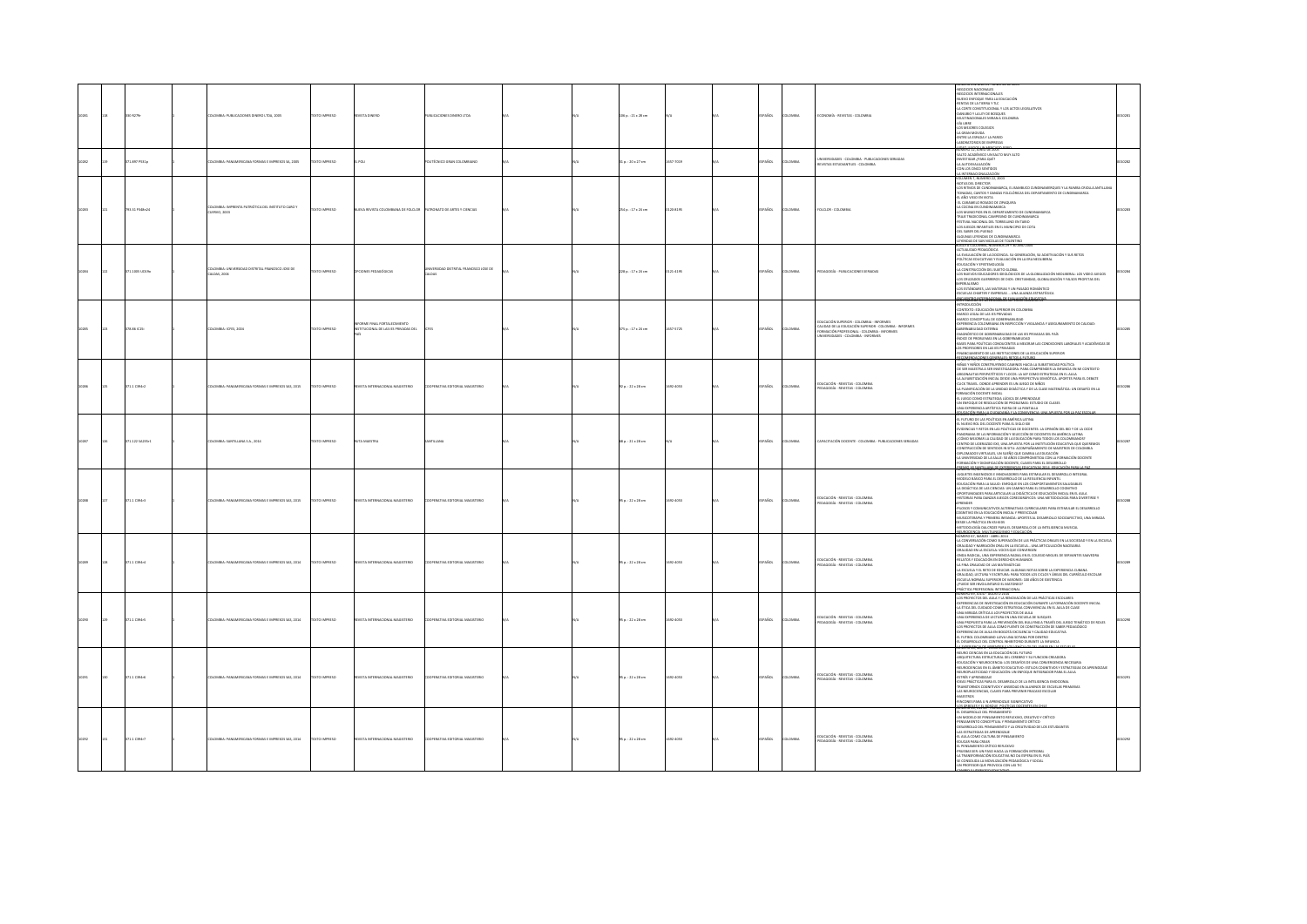| | | | | | | | | | | | | | | | | | | |
|---|---|---|---|---|---|---|---|---|---|---|---|---|---|---|---|---|---|---|
| 10281 | 118 | 330.9 D79n | | 1 | COLOMBIA: PUBLICACIONES DINERO LTDA, 1999 | TEXTO IMPRESO | REVISTA DINERO | PUBLICACIONES DINERO LTDA | N/A | N/A | 106 p. ; 21 x 28 cm | N/A | N/A | ESPAÑOL | COLOMBIA | ECONOMÍA - REVISTAS - COLOMBIA | PERIODICOS NACIONALES<br>PERIODICOS INTERNACIONALES<br>NUEVO ENFOQUE PARA LA EDUCACIÓN<br>RENTAS DE LA TIERRA Y TLC<br>LA CORTE CONSTITUCIONAL Y LOS ACTOS LEGISLATIVOS<br>CARBONO Y LA LEY DE BOSQUES<br>MULTINACIONALES MIRAN A COLOMBIA<br>VÍA LIBRE<br>LOS MEJORES COLEGIOS<br>LA GRAN MOVIDA<br>ENTRE LA ESPADA Y LA PARED<br>LABORATORIOS DE EMPRESAS | 0010281 |
| 10282 | 119 | 371.897 P931p | | 1 | COLOMBIA: PANAMERICANA FORMAS E IMPRESOS SA, 2005 | TEXTO IMPRESO | EL POLI | POLITÉCNICO GRAN COLOMBIANO | N/A | N/A | 31 p. ; 30 x 27 cm | 1657-7019 | N/A | ESPAÑOL | COLOMBIA | UNIVERSIDADES - COLOMBIA - PUBLICACIONES SERIADAS<br>REVISTAS ESTUDIANTILES - COLOMBIA | SALTO ACADÉMICO: UN SALTO MUY ALTO<br>INVESTIGAR ¿PARA QUÉ?<br>LA AUTOEVALUACIÓN<br>CON LOS CINCO SENTIDOS<br>LA INTERNACIONALIZACIÓN | 0010282 |
| 10283 | 121 | 784.31 P948n24 | | 1 | COLOMBIA: IMPRENTA PATRIÓTICA DEL INSTITUTO CARO Y CUERVO, 2003 | TEXTO IMPRESO | NUEVA REVISTA COLOMBIANA DE FOLCLOR | PATRONATO DE ARTES Y CIENCIAS | N/A | N/A | 254 p. ; 17 x 24 cm | 0120-8195 | N/A | ESPAÑOL | COLOMBIA | FOLCLOR - COLOMBIA | VOLUMEN 7, NÚMERO 24, 2003<br>NOTA DEL DIRECTOR<br>LOS RITMOS DE CUNDINAMARCA, EL BAMBUCO CUNDINAMARQUES Y LA RUANA CRIOLLA ANTILLANA<br>TONADAS, CANTOS Y DANZAS FOLCLÓRICAS DEL DEPARTAMENTO DE CUNDINAMARCA<br>EL AÑO VIEJO EN HOTA<br>EL CARAMELO ROSADO DE CIPAQUIRA<br>LA COCINA EN CUNDINAMARCA<br>LOS MUNICIPIOS EN EL DEPARTAMENTO DE CUNDINAMARCA<br>TRIJA TRADICIONAL CAMPESINO DE CUNDINAMARCA<br>FESTIVAL NACIONAL DEL TORBELLINO EN TABIO<br>LOS JUEGOS INFANTILES EN EL MUNICIPIO DE COTA<br>DEL SABER DEL PUEBLO<br>ALGUNAS LEYENDAS DE CUNDINAMARCA<br>LEYENDAS DE SAN NICOLÁS DE TOLENTINO | 0010283 |
| 10284 | 122 | 371.1005 U55?e | | 1 | COLOMBIA: UNIVERSIDAD DISTRITAL FRANCISCO JOSE DE CALDAS, 2006 | TEXTO IMPRESO | OPCIONES PEDAGÓGICAS | UNIVERSIDAD DISTRITAL FRANCISCO JOSE DE CALDAS | N/A | N/A | 228 p. ; 17 x 24 cm | 0121-8195 | N/A | ESPAÑOL | COLOMBIA | PEDAGOGÍA - PUBLICACIONES SERIADAS | ACTUALIDAD PEDAGÓGICA<br>LA EVALUACIÓN DE LA DOCENCIA, SU GENERACIÓN, SU ADJETIVACIÓN Y SUS RETOS<br>POLÍTICAS EDUCATIVAS Y EVALUACIÓN EN LA ERA NEOLIBERAL<br>EDUCACIÓN Y EPISTEMOLOGÍA<br>LA CONSTRUCCIÓN DEL SUJETO GLOBAL<br>LOS NUEVOS EDUCADORES IDEÓLOGOS DE LA GLOBALIZACIÓN NEOLIBERAL: LOS VIDEO JUEGOS<br>LOS CRUZADOS SUPREMOS DE DIOS: CRISTIANDAD, GLOBALIZACIÓN Y FALSOS PROFETAS DEL IMPERIALISMO<br>LOS ESTÁNDARES, LAS MATERIAS Y UN PASADO ROMÁNTICO<br>ESCUELAS CHÁRTER Y EMPRESAS ... UNA ALIANZA ESTRATÉGICA | 0010284 |
| 10285 | 123 | 378.86 IC15i | | 1 | COLOMBIA: ICFES, 2004 | TEXTO IMPRESO | INFORME FINAL FORTALECIMIENTO INSTITUCIONAL DE LAS IES PRIVADAS DEL PAÍS | ICFES | N/A | N/A | 375 p. ; 17 x 24 cm | 1657-9725 | N/A | ESPAÑOL | COLOMBIA | EDUCACIÓN SUPERIOR - COLOMBIA - INFORMES<br>CALIDAD DE LA EDUCACIÓN SUPERIOR - COLOMBIA - INFORMES<br>FORMACIÓN PROFESIONAL - COLOMBIA - INFORMES<br>UNIVERSIDADES - COLOMBIA - INFORMES | INTRODUCCIÓN<br>CONTEXTO: EDUCACIÓN SUPERIOR EN COLOMBIA<br>MARCO LEGAL DE LAS IES PRIVADAS<br>MARCO CONCEPTUAL DE GOBERNABILIDAD<br>EXPERIENCIA COLOMBIANA EN INSPECCIÓN Y VIGILANCIA Y ASEGURAMIENTO DE CALIDAD<br>GOBERNABILIDAD EXTERNA<br>DIAGNÓSTICO DE GOBERNABILIDAD DE LAS IES PRIVADAS DEL PAÍS<br>ÍNDICE DE PROBLEMAS EN LA GOBERNABILIDAD<br>BASES PARA POLÍTICAS CONDUCENTES A MEJORAR LAS CONDICIONES LABORALES Y ACADÉMICAS DE LOS PROFESORES EN LAS IES PRIVADAS<br>FINANCIAMIENTO DE LAS INSTITUCIONES DE LA EDUCACIÓN SUPERIOR<br>RECOMENDACIONES GENERALES, RETOS A FUTURO | 0010285 |
| 10286 | 125 | 371.1 C394r2 | | 1 | COLOMBIA: PANAMERICANA FORMAS E IMPRESOS SAS, 2015 | TEXTO IMPRESO | REVISTA INTERNACIONAL MAGISTERIO | COOPERATIVA EDITORIAL MAGISTERIO | N/A | N/A | 92 p. ; 22 x 28 cm | 1692-4053 | N/A | ESPAÑOL | COLOMBIA | EDUCACIÓN - REVISTAS - COLOMBIA<br>PEDAGOGÍA - REVISTAS - COLOMBIA | NIÑAS Y NIÑOS CONSTRUYENDO CAMINOS HACIA LA SUBJETIVIDAD POLÍTICA<br>DE SER MAESTRA A SER INVESTIGADORA: PARA COMPRENDER LA INFANCIA EN SU CONTEXTO<br>ANDONAUTAS PIRIPIRIPIÉTICOS Y LOCOS: LA IAP COMO ESTRATEGIA EN EL AULA<br>LA ALFABETIZACIÓN INICIAL DESDE UNA PERSPECTIVA SEMIÓTICA: APORTES PARA EL DEBATE<br>CLICK TRAVEL: DONDE APRENDER ES UN JUEGO DE NIÑOS<br>LA PLANIFICACIÓN DE LA UNIDAD DIDÁCTICA Y DE LA CLASE MATEMÁTICA: UN DESAFÍO EN LA FORMACIÓN DOCENTE INICIAL<br>EL JUEGO COMO ESTRATEGIA LÚDICA DE APRENDIZAJE<br>UN ENFOQUE DE RESOLUCIÓN DE PROBLEMAS: ESTUDIO DE CLASES<br>UNA EXPERIENCIA ARTÍSTICA FUERA DE LA PANTALLA<br>EDUCACIÓN PARA LA CIUDADANÍA Y LA CONVIVENCIA: UNA APUESTA POR LA PAZ ESCOLAR | 0010286 |
| 10287 | 126 | 371.122 S425?r1 | | 1 | COLOMBIA: SANTILLANA S.A., 2016 | TEXTO IMPRESO | RUTA MAESTRA | SANTILLANA | N/A | N/A | 68 p. ; 21 x 28 cm | N/A | N/A | ESPAÑOL | COLOMBIA | CAPACITACIÓN DOCENTE - COLOMBIA - PUBLICACIONES SERIADAS | EL FUTURO DE LAS POLÍTICAS EN AMÉRICA LATINA<br>EL NUEVO ROL DEL DOCENTE PARA EL SIGLO XXI<br>EVIDENCIAS Y RETOS EN LAS POLÍTICAS DE DOCENTES: LA OPINIÓN DEL BID Y DE LA OCDE<br>PANORAMA DE LA FORMACIÓN Y SELECCIÓN DE DOCENTES EN AMÉRICA LATINA<br>¿CÓMO MEJORAR LA CALIDAD DE LA EDUCACIÓN PARA TODOS LOS COLOMBIANOS?<br>CENTRO DE LIDERAZGO XXI, UNA APUESTA POR LA INSTITUCIÓN EDUCATIVA QUE QUEREMOS<br>CONSTRUCCIÓN DE SENTIDOS EN STUI: ACOMPAÑAMIENTO DE MAESTROS DE COLOMBIA<br>DIPLOMADOS VIRTUALES, UN SUEÑO QUE CAMBIA LA EDUCACIÓN<br>LA UNIVERSIDAD DE LA SALLE: 50 AÑOS COMPROMETIDA CON LA FORMACIÓN DOCENTE<br>FORMACIÓN Y DIGNIFICACIÓN DOCENTE, CLAVES PARA EL DESARROLLO<br>PREMIO AL SANTILLANA DE EXPERIENCIAS EDUCATIVAS 2016: EDUCACIÓN PARA LA PAZ | 0010287 |
| 10288 | 127 | 371.1 C394r3 | | 1 | COLOMBIA: PANAMERICANA FORMAS E IMPRESOS SAS, 2015 | TEXTO IMPRESO | REVISTA INTERNACIONAL MAGISTERIO | COOPERATIVA EDITORIAL MAGISTERIO | N/A | N/A | 95 p. ; 22 x 28 cm | 1692-4053 | N/A | ESPAÑOL | COLOMBIA | EDUCACIÓN - REVISTAS - COLOMBIA<br>PEDAGOGÍA - REVISTAS - COLOMBIA | JUGUETES INGENIOSOS E INNOVADORES PARA ESTIMULAR EL DESARROLLO INTEGRAL<br>MODELO BÁSICO PARA EL DESARROLLO DE LA RESILIENCIA INFANTIL<br>EDUCACIÓN PARA LA SALUD: ENFOQUE EN LOS COMPORTAMIENTOS SALUDABLES<br>LA DIDÁCTICA DE LAS CIENCIAS: UN CAMINO PARA EL DESARROLLO COGNITIVO<br>OPORTUNIDADES PARA ARTICULAR LA DIDÁCTICA DE EDUCACIÓN INICIAL EN EL AULA<br>HISTORIAS PARA CANTAR A RITOS CORREGIMIENTOS: UNA METODOLOGÍA PARA DIVERTIRSE Y APRENDER<br>PASEOS Y COMUNICATIVOS ALTERNATIVAS CURRICULARES PARA ESTIMULAR EL DESARROLLO COGNITIVO EN LA EDUCACIÓN INICIAL Y PREESCOLAR<br>NEUROCIENCIAS Y PRIMERA INFANCIA: APORTES AL DESARROLLO SOCIOAFECTIVO, UNA MIRADA DESDE LA PRÁCTICA EN EL AULA<br>METODOLOGÍA DALCROZE PARA EL DESARROLLO DE LA INTELIGENCIA MUSICAL<br>NEUROCIENCIA, NEUROEDUCACIÓN Y EDUCACIÓN | 0010288 |
| 10289 | 128 | 371.1 C394r4 | | 1 | COLOMBIA: PANAMERICANA FORMAS E IMPRESOS SAS, 2014 | TEXTO IMPRESO | REVISTA INTERNACIONAL MAGISTERIO | COOPERATIVA EDITORIAL MAGISTERIO | N/A | N/A | 95 p. ; 22 x 28 cm | 1692-4053 | N/A | ESPAÑOL | COLOMBIA | EDUCACIÓN - REVISTAS - COLOMBIA<br>PEDAGOGÍA - REVISTAS - COLOMBIA | NÚMERO 67, MARZO - ABRIL 2014<br>LA CONVERSACIÓN COMO SUPERACIÓN DE LAS PRÁCTICAS ORALES EN LA SOCIEDAD Y EN LA ESCUELA<br>ORALIDAD Y NARRACIÓN ORAL EN LA ESCUELA... UNA ARTICULACIÓN NECESARIA<br>ORALIDAD EN LA ESCUELA: VOCES QUE CONVERSEN<br>ONDA RADICAL, UNA EXPERIENCIA RADIAL EN EL COLEGIO MIGUEL DE CERVANTES SAAVEDRA<br>RELATOS Y EDUCACIÓN EN DERECHOS HUMANOS<br>LA FINA ORALIDAD DE LAS MATEMÁTICAS<br>LA ESCUELA Y EL RETO DE EDUCAR: ALGUNAS NOTAS SOBRE LA EXPERIENCIA CUBANA<br>ORALIDAD, LECTURA Y ESCRITURA: PARA TODOS LOS CICLOS Y ÁREAS DEL CURRÍCULO ESCOLAR<br>ESCUELA NORMAL SUPERIOR DE MAGNOS: 100 AÑOS DE EXISTENCIA<br>¿PUEDE SER INVOLUNTARIO EL MAESTRO?<br>PRÁCTICA PROFESIONAL INTERNACIONAL | 0010289 |
| 10290 | 129 | 371.1 C394r5 | | 1 | COLOMBIA: PANAMERICANA FORMAS E IMPRESOS SAS, 2014 | TEXTO IMPRESO | REVISTA INTERNACIONAL MAGISTERIO | COOPERATIVA EDITORIAL MAGISTERIO | N/A | N/A | 95 p. ; 22 x 28 cm | 1692-4053 | N/A | ESPAÑOL | COLOMBIA | EDUCACIÓN - REVISTAS - COLOMBIA<br>PEDAGOGÍA - REVISTAS - COLOMBIA | NÚMERO 69, JULIO - AGOSTO 2014<br>LOS PROYECTOS DEL AULA Y LA RENOVACIÓN DE LAS PRÁCTICAS ESCOLARES<br>EXPERIENCIAS DE INVESTIGACIÓN EN EDUCACIÓN DURANTE LA FORMACIÓN DOCENTE INICIAL<br>LA ÉTICA DEL CUIDADO COMO ESTRATEGIA CONVIVENCIAL EN EL AULA DE CLASE<br>UNA MIRADA CRÍTICA A LOS PROYECTOS DE AULA<br>UNA EXPERIENCIA DE LECTURA EN UNA ESCUELA DE SURQUES<br>UNA PROPUESTA PARA LA PREVENCIÓN DEL BULLYING A TRAVÉS DEL JUEGO TEMÁTICO DE ROLES<br>LOS PROYECTOS DE AULA COMO FUENTE DE CONSTRUCCIÓN DE SABER PEDAGÓGICO<br>EXPERIENCIAS DE AULA EN BOGOTÁ EXCELENCIA Y CALIDAD EDUCATIVA<br>EL FÚTBOL COLOMBIANO LLEVA UNA SCYANA POR DENTRO<br>EL DESARROLLO DEL CONTROL INHIBITORIO DURANTE LA INFANCIA | 0010290 |
| 10291 | 130 | 371.1 C394r6 | | 1 | COLOMBIA: PANAMERICANA FORMAS E IMPRESOS SAS, 2014 | TEXTO IMPRESO | REVISTA INTERNACIONAL MAGISTERIO | COOPERATIVA EDITORIAL MAGISTERIO | N/A | N/A | 95 p. ; 22 x 28 cm | 1692-4053 | N/A | ESPAÑOL | COLOMBIA | EDUCACIÓN - REVISTAS - COLOMBIA<br>PEDAGOGÍA - REVISTAS - COLOMBIA | NEUROCIENCIAS EN LA EDUCACIÓN DEL FUTURO<br>ARQUITECTURA ESTRUCTURAL DEL CEREBRO Y SU FUNCIÓN CREADORA<br>EDUCACIÓN Y NEUROCIENCIA: LOS DESAFÍOS DE UNA CONVERGENCIA NECESARIA<br>NEUROCIENCIAS EN EL ÁMBITO EDUCATIVO: ESTILOS COGNITIVOS Y ESTRATEGIAS DE APRENDIZAJE<br>NEUROPLASTICIDAD Y EDUCACIÓN: UN ENFOQUE INTEGRADOR PARA EL AULA<br>ESTRÉS Y APRENDIZAJE<br>IDEAS PRÁCTICAS PARA EL DESARROLLO DE LA INTELIGENCIA EMOCIONAL<br>TRASTORNOS COGNITIVOS Y ANSIEDAD EN ALUMNOS DE ESCUELAS PRIMARIAS<br>LAS NEUROCIENCIAS, CLAVES PARA PREVENIR FRACASO ESCOLAR<br>MAESTROS<br>FUNCIONES PARA UN APRENDIZAJE SIGNIFICATIVO<br>LOS MAESTROS EN MÉXICO: POLÍTICAS DOCENTES EN CHILE | 0010291 |
| 10292 | 131 | 371.1 C394r7 | | 1 | COLOMBIA: PANAMERICANA FORMAS E IMPRESOS SAS, 2014 | TEXTO IMPRESO | REVISTA INTERNACIONAL MAGISTERIO | COOPERATIVA EDITORIAL MAGISTERIO | N/A | N/A | 95 p. ; 22 x 28 cm | 1692-4053 | N/A | ESPAÑOL | COLOMBIA | EDUCACIÓN - REVISTAS - COLOMBIA<br>PEDAGOGÍA - REVISTAS - COLOMBIA | EL DESARROLLO DEL PENSAMIENTO<br>UN MODELO DE PENSAMIENTO REFLEXIVO, CREATIVO Y CRÍTICO<br>PENSAMIENTO CONCEPTUAL Y PENSAMIENTO CRÍTICO<br>DESARROLLO DEL PENSAMIENTO Y LA CREATIVIDAD DE LOS ESTUDIANTES<br>LAS ESTRATEGIAS DE APRENDIZAJE<br>EL AULA COMO CULTURA DE PENSAMIENTO<br>EDUCAR PARA CREAR<br>EL PENSAMIENTO CRÍTICO REFLEXIVO<br>PRUEBAS SER: UN PASO HACIA LA FORMACIÓN INTEGRAL<br>LA TRANSFORMACIÓN EDUCATIVA NO DA ESPERA EN EL PAÍS<br>SE CONSOLIDA LA MOVILIZACIÓN PEDAGÓGICA Y SOCIAL<br>UN PROFESOR QUE PROVOCA CON LAS TIC | 0010292 |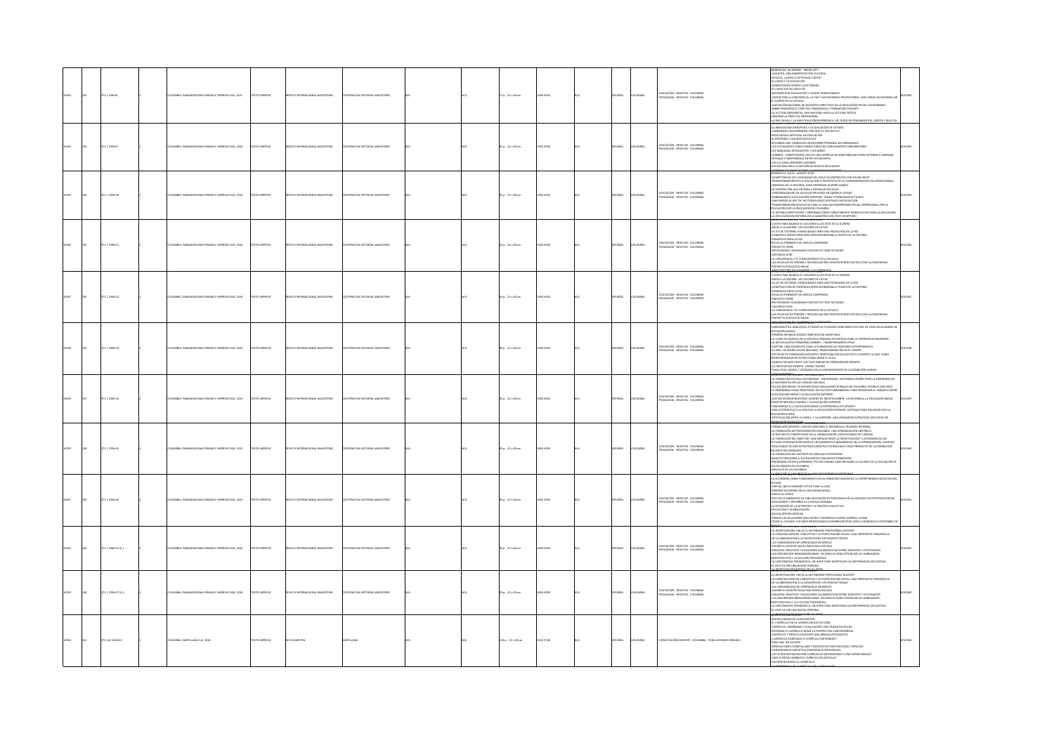| | | | | | | | | | | | | | | | | | | |
|---|---|---|---|---|---|---|---|---|---|---|---|---|---|---|---|---|---|---|
| 10293 | 132 | 371.1 C394r8 | | 1 | COLOMBIA: PANAMERICANA FORMAS E IMPRESOS SAS, 2017 | TEXTO IMPRESO | REVISTA INTERNACIONAL MAGISTERIO | COOPERATIVA EDITORIAL MAGISTERIO | N/A | | N/A | 77 p. ; 22 x 28 cm | 1692-4053 | N/A | ESPAÑOL | COLOMBIA | EDUCACIÓN - REVISTAS - COLOMBIA<br>PEDAGOGÍA - REVISTAS - COLOMBIA | NÚMERO 85, DICIEMBRE - ENERO 2017<br>JUGUETES, UNA MANIFESTACIÓN CULTURAL<br>ESCUELA, ¿JUEGO O ACTIVIDAD LÚDICA?<br>EL JUEGO Y LA EDUCACIÓN<br>GAMIFICACIÓN VERSUS LUDOTAURIA<br>EL JUEGO EN LOS ADULTOS<br>MATEMÁTICAS ENCERRADAS Y JUEGOS TRADICIONALES<br>JUEGOS POR LA CONVIVENCIA, LA PAZ Y LOS ENTORNOS PROTECTORES: UNA FORMA DE RESIGNIFICAR EL CUERPO EN LA ESCUELA<br>ASOCIACIÓN NACIONAL DE DOCENTES DIRECTIVOS DE LA EDUCACIÓN OFICIAL COLOMBIANA<br>SABER PEDAGÓGICO: PRÁCTICA PEDAGÓGICA Y FORMACIÓN DOCENTE<br>LA LECTURA INFERENCIAL UNA ESCALERA HACIA LA LECTURA CRÍTICA<br>ENSEÑAR LA PRÁCTICA PROFESIONAL<br>LA PRECOCIDAD Y LA INVESTIGACIÓN/EXPERIENCIA: UN TEJIDO DE PENSAMIENTOS, GENTES Y RELATOS | 0010293 |
| 10294 | 133 | 371.1 C394r9 | | 1 | COLOMBIA: PANAMERICANA FORMAS E IMPRESOS SAS, 2016 | TEXTO IMPRESO | REVISTA INTERNACIONAL MAGISTERIO | COOPERATIVA EDITORIAL MAGISTERIO | N/A | | N/A | 95 p. ; 22 x 28 cm | 1692-4053 | N/A | ESPAÑOL | COLOMBIA | EDUCACIÓN - REVISTAS - COLOMBIA<br>PEDAGOGÍA - REVISTAS - COLOMBIA | LA INNOVACIÓN DISRUPTIVA Y LA EDUCACIÓN DE FUTURO<br>¿APRENDER A DESAPRENDER, POR QUÉ ES TAN DIFÍCIL?<br>INTELIGENCIA ARTIFICIAL EN EDUCACIÓN<br>ECOSISTEMA Y CALIDAD EDUCATIVA<br>RECURSOS QUE FOMENTAN UN ENTORNO PERSONAL DE APRENDIZAJE<br>LOS ESTUDIANTES COMO PRODUCTORES DE CONOCIMIENTO UNIVERSITARIO<br>LAS MÁQUINAS INTELIGENTES Y LOS NIÑOS<br>CEREBRO - COMPUTADOR, USO DE UNA INTERFAZ EN ADAPTABILIDAD PARA SISTEMAS E-LEARNING<br>RECHAZO E INDIFERENCIA ENTRE ESTUDIANTES<br>UN CLIC PARA APRENDER JUGANDO<br>EDUCACIÓN PARA LA GESTIÓN DE NUEVAS REALIDADES | 0010294 |
| 10295 | 134 | 371.1 C394r10 | | 1 | COLOMBIA: PANAMERICANA FORMAS E IMPRESOS SAS, 2016 | TEXTO IMPRESO | REVISTA INTERNACIONAL MAGISTERIO | COOPERATIVA EDITORIAL MAGISTERIO | N/A | | N/A | 95 p. ; 22 x 28 cm | 1692-4053 | N/A | ESPAÑOL | COLOMBIA | EDUCACIÓN - REVISTAS - COLOMBIA<br>PEDAGOGÍA - REVISTAS - COLOMBIA | NÚMERO 81, JULIO - AGOSTO 2016<br>COMPETENCIAS DEL CIUDADANO DEL SIGLO XXI: ENTREVISTA CON HELEN HASTE<br>TRANSFORMACIÓN EN LA EDUCACIÓN: A PROPÓSITO DE LA CONMEMORACIÓN DEL BICENTENARIO<br>URGENCIA DE LA HISTORIA, PARA ENTENDER QUIENES SOMOS<br>LA SUPERVISIÓN QUE ASESORA Y RESPALDA ESCUELAS<br>¿ENSEÑAN MEJOR LAS ESCUELAS PRIVADAS EN AMÉRICA LATINA?<br>GOBERNANDO LA EDUCACIÓN SUPERIOR: TEMAS Y PROBLEMAS ACTUALES<br>UNA MIRADA AL ROL DE LAS TECNOLOGÍAS DIGITALES EN EDUCACIÓN<br>TRANSFORMACIÓN EDUCATIVA PARA LA VIDA UN COMPROMISO SOCIAL EMPRESARIAL POR LA EDUCACIÓN<br>POR LA EDUCACIÓN EN COLOMBIA<br>LA HISTORIA INVESTIGADA Y ENSEÑADA COMO CONOCIMIENTO SIGNIFICATIVO PARA LA EDUCACIÓN<br>LA EDUCACIÓN EN HISTORIA EN LA SUDÁFRICA DEL POST-APARTHEID | 0010295 |
| 10296 | 135 | 371.1 C394r11 | | 1 | COLOMBIA: PANAMERICANA FORMAS E IMPRESOS SAS, 2016 | TEXTO IMPRESO | REVISTA INTERNACIONAL MAGISTERIO | COOPERATIVA EDITORIAL MAGISTERIO | N/A | | N/A | 92 p. ; 22 x 28 cm | 1692-4053 | N/A | ESPAÑOL | COLOMBIA | EDUCACIÓN - REVISTAS - COLOMBIA<br>PEDAGOGÍA - REVISTAS - COLOMBIA | CLAVES PARA BAJARLE EL VOLUMEN A LOS ECOS DE LA GUERRA<br>ADIÓS A LA GUERRA: LOS COLORES DE LA PAZ<br>LA LEY DE VÍCTIMAS: POSIBILIDADES PARA UNA PEDAGOGÍA DE LA PAZ<br>CONSTRUCCIÓN DE IDENTIDAD AFROCOLOMBIANA A TRAVÉS DE LA HISTORIA<br>PONENCIAS PARA LA PAZ<br>ESCUELA ITINERANTE DE MÚSICA CAMPESINA<br>PROYECTO TERRE<br>PRESENTANDO CIUDADANOS CAPACES DE TEJER SOCIEDAD<br>VIOLENCIA CERO<br>LA CONVIVENCIA Y EL CONOCIMIENTO EN LA ESCUELA<br>LAS ESCUELAS DE PERDÓN Y RECONCILIACIÓN CONSTRUYENDO ESCUELA CON LA COMUNIDAD<br>PROYECTO EDUCATIVO MISAK | 0010296 |
| 10297 | 135 | 371.1 C394r12 | | 1 | COLOMBIA: PANAMERICANA FORMAS E IMPRESOS SAS, 2016 | TEXTO IMPRESO | REVISTA INTERNACIONAL MAGISTERIO | COOPERATIVA EDITORIAL MAGISTERIO | N/A | | N/A | 92 p. ; 22 x 28 cm | 1692-4053 | N/A | ESPAÑOL | COLOMBIA | EDUCACIÓN - REVISTAS - COLOMBIA<br>PEDAGOGÍA - REVISTAS - COLOMBIA | CLAVES PARA BAJARLE EL VOLUMEN A LOS ECOS DE LA GUERRA<br>ADIÓS A LA GUERRA: LOS COLORES DE LA PAZ<br>LA LEY DE VÍCTIMAS: POSIBILIDADES PARA UNA PEDAGOGÍA DE LA PAZ<br>CONSTRUCCIÓN DE IDENTIDAD AFROCOLOMBIANA A TRAVÉS DE LA HISTORIA<br>PONENCIAS PARA LA PAZ<br>ESCUELA ITINERANTE DE MÚSICA CAMPESINA<br>PROYECTO TERRE<br>PRESENTANDO CIUDADANOS CAPACES DE TEJER SOCIEDAD<br>VIOLENCIA CERO<br>LA CONVIVENCIA Y EL CONOCIMIENTO EN LA ESCUELA<br>LAS ESCUELAS DE PERDÓN Y RECONCILIACIÓN CONSTRUYENDO ESCUELA CON LA COMUNIDAD<br>PROYECTO EDUCATIVO MISAK | 0010297 |
| 10298 | 136 | 371.1 C394r13 | | 1 | COLOMBIA: PANAMERICANA FORMAS E IMPRESOS SAS, 2015 | TEXTO IMPRESO | REVISTA INTERNACIONAL MAGISTERIO | COOPERATIVA EDITORIAL MAGISTERIO | N/A | | N/A | 96 p. ; 22 x 28 cm | 1692-4053 | N/A | ESPAÑOL | COLOMBIA | EDUCACIÓN - REVISTAS - COLOMBIA<br>PEDAGOGÍA - REVISTAS - COLOMBIA | HERMENÉUTICA ANALÓGICA A TRAVÉS DE FILOSOFÍA PARA NIÑOS ESTUDIO DE CASO EN ALUMNOS DE EDUCACIÓN BÁSICA<br>PRIMERA INFANCIA SOBRE CONFLICTOS DE JUVENTURAS<br>LA CLASE DE CIENCIAS EN LA ESCUELA PRIMARIA UN ESPACIO PARA LA INTERDISCIPLINARIEDAD<br>LA ARTICULACIÓN FORMANDO SABERES - TRANSFORMANDO VIDAS<br>KUNTURI: UNA PROPUESTA PARA LA FORMACIÓN DE TEJEDORES SENTIPENSANTES<br>LA EME, UN SUEÑO HECHO REALIDAD, TRANSFORMACIÓN EN EL TIEMPO<br>POLÍTICAS DE FORMACIÓN DOCENTE E INVESTIGACIÓN EDUCATIVA EL DOCENTE, SU ROL COMO TRANSFORMADOR DE ESTRUCTURAS DESDE EL AULA<br>AUNQUE NO NOS GUSTE, HAY QUE HABLAR DE PORNOGRAFÍA INFANTIL<br>LA CREATIVIDAD INFANTIL: DIVINO TESORO<br>PUBLICIDAD, MARCA Y CONSUMO EN LA CONFIGURACIÓN DE LA CONDICIÓN JUVENIL | 0010298 |
| 10299 | 137 | 371.1 C394r14 | | 1 | COLOMBIA: PANAMERICANA FORMAS E IMPRESOS SAS, 2015 | TEXTO IMPRESO | REVISTA INTERNACIONAL MAGISTERIO | COOPERATIVA EDITORIAL MAGISTERIO | N/A | | N/A | 95 p. ; 22 x 28 cm | 1692-4053 | N/A | ESPAÑOL | COLOMBIA | EDUCACIÓN - REVISTAS - COLOMBIA<br>PEDAGOGÍA - REVISTAS - COLOMBIA | LA TRANSICIÓN ESCUELA SECUNDARIA - UNIVERSIDAD: UN POSIBLE DISEÑO PARA LA ENSEÑANZA DE LA MATEMÁTICA EN LAS CIENCIAS SOCIALES<br>EDUCACIÓN MEDIA Y SUPERIOR PARA POBLACIONES RURALES EN COLOMBIA: POSIBLES DIÁLOGOS<br>LA ENSEÑANZA COMO PROFESIÓN: UN FACTOR FUNDAMENTAL PARA PROMOVER EL TRÁNSITO ENTRE LA EDUCACIÓN MEDIA Y LA EDUCACIÓN SUPERIOR<br>QUE NO NAUFRAGUEN NUESTROS JÓVENES EN LA INCERTIDUMBRE: LA REFORMA A LA EDUCACIÓN MEDIA COMO ESTRATEGIA CENTRAL Y LA EDUCACIÓN SUPERIOR<br>UNA MIRADA A LA EDUCACIÓN DESDE LA EXPERIENCIA ESTUDIANTIL<br>UNA ALTERNATIVA A LA CRISIS DE LA EDUCACIÓN SUPERIOR: ANTESALA PARA DIALOGAR CON LA EDUCACIÓN MEDIA<br>ARTICULACIÓN ENTRE LA MEDIA Y LA SUPERIOR: UNA VERDADERA ESTRATEGIA EDUCATIVA DE TRANSFORMACIÓN SOCIAL | 0010299 |
| 10300 | 138 | 371.1 C394r15 | | 1 | COLOMBIA: PANAMERICANA FORMAS E IMPRESOS SAS, 2015 | TEXTO IMPRESO | REVISTA INTERNACIONAL MAGISTERIO | COOPERATIVA EDITORIAL MAGISTERIO | N/A | | N/A | 95 p. ; 22 x 28 cm | 1692-4053 | N/A | ESPAÑOL | COLOMBIA | EDUCACIÓN - REVISTAS - COLOMBIA<br>PEDAGOGÍA - REVISTAS - COLOMBIA | FORMACIÓN DOCENTE Y EVALUACIÓN PARA EL DESARROLLO HUMANO INTEGRAL<br>LA FORMACIÓN DE PROFESORES EN COLOMBIA: UNA APROXIMACIÓN HISTÓRICA<br>LA NOCIÓN DE COMPETENCIA EN LA FORMACIÓN DEL PROFESORADO DE CIENCIAS<br>LA FORMACIÓN DEL MAESTRO: UNA MIRADA DESDE LA INVESTIGACIÓN Y LAS DINÁMICAS DEL FUTURO<br>LA PRODUCCIÓN ESCRITA: UN ELEMENTO FUNDAMENTAL EN LA FORMACIÓN DEL DOCENTE<br>RESULTADOS DE UNA ESTRATEGIA DIDÁCTICA EN BIOLOGÍA COMO PRODUCTO DE LA FORMACIÓN DOCENTE EN POSGRADO<br>LA FORMACIÓN DEL DOCENTE EN LENGUAS EXTRANJERAS<br>REQUISITO IMPORTANTE A SUS DOCENTES CON MAYOR FORMACIÓN<br>PROGRAMA TODOS A APRENDER, ¿ES UN CAMINO PARA MEJORAR LA CALIDAD DE LA EDUCACIÓN DE LOS OLVIDADOS EN COLOMBIA<br>MÁS ALLÁ DE LAS PALABRAS | 0010300 |
| 10301 | 139 | 371.1 C394r16 | | 1 | COLOMBIA: PANAMERICANA FORMAS E IMPRESOS SAS, 2015 | TEXTO IMPRESO | REVISTA INTERNACIONAL MAGISTERIO | COOPERATIVA EDITORIAL MAGISTERIO | N/A | | N/A | 99 p. ; 22 x 28 cm | 1692-4053 | N/A | ESPAÑOL | COLOMBIA | EDUCACIÓN - REVISTAS - COLOMBIA<br>PEDAGOGÍA - REVISTAS - COLOMBIA | LA ECONOMÍA COMO FUNDAMENTO EN LA DEMOCRATIZACIÓN DE LA OPORTUNIDAD EDUCATIVA DEL FUTURO<br>CAPITAL, BIO ECONOMÍA Y ÉTICA PARA LA VIDA<br>ENSEÑAR ECONOMÍA EN LA EDUCACIÓN MEDIA<br>HÁBITO AL EXPRESO<br>EFECTOS ECONÓMICOS DE UNA EDUCACIÓN DE EXCELENCIA EN LA EQUIDAD (IE) POTENCIACIÓN DE CAPACIDADES Y DESARROLLO A ESCALA HUMANA<br>LA ECONOMÍA DE LA ATENCIÓN Y EL PROCESO EDUCATIVO<br>EDUCACIÓN Y GLOBALIZACIÓN<br>EDUCACIÓN EN LIBERTAD<br>PENSAR LAS RELACIONES EDUCACIÓN Y DESARROLLO DESDE AMÉRICA LATINA<br>DESDE EL COLEGIO, FUTUROS PROFESIONALES COMPROMETIDOS CON EL DESARROLLO SOSTENIBLE DE BOGOTÁ | 0010301 |
| 10302 | 140 | 371.1 C394r17 Ej. 1 | | 1 | COLOMBIA: PANAMERICANA FORMAS E IMPRESOS SAS, 2016 | TEXTO IMPRESO | REVISTA INTERNACIONAL MAGISTERIO | COOPERATIVA EDITORIAL MAGISTERIO | N/A | | N/A | 95 p. ; 22 x 28 cm | 1692-4053 | N/A | ESPAÑOL | COLOMBIA | EDUCACIÓN - REVISTAS - COLOMBIA<br>PEDAGOGÍA - REVISTAS - COLOMBIA | LA INVESTIGACIÓN: HACIA LA AUTONOMÍA PROFESIONAL DOCENTE<br>LA CONSTRUCCIÓN DE CONCEPTOS Y LA PARTICIPACIÓN SOCIAL: UNA PROPUESTA PEDAGÓGICA<br>DE LA OBSERVACIÓN A LA DESCRIPCIÓN: UN DESAFÍO POSIBLE<br>LAS COMUNIDADES DE APRENDIZAJE EN MÉXICO<br>ASUMIR EL DESAFÍO HACIA UNA NUEVA ESCUELA<br>DIÁLOGOS CREATIVOS Y RELACIONES COLABORATIVAS ENTRE DOCENTES Y ESTUDIANTES<br>LOS ENCUENTROS IBEROAMERICANOS: UN ESPACIO PARA POTENCIAR LAS HABILIDADES INVESTIGATIVAS Y LA CULTURA PEDAGÓGICA<br>LA CARTOGRAFÍA PEDAGÓGICA: UN LENTE PARA INVESTIGAR LAS EXPERIENCIAS EDUCATIVAS<br>EL ARTE DE SER UNA BUENA PERSONA<br>LA INVESTIGACIÓN DESDE LAS ARTES | 0010302 |
| 10303 | 140 | 371.1 C394r17 Ej. 2 | | 1 | COLOMBIA: PANAMERICANA FORMAS E IMPRESOS SAS, 2016 | TEXTO IMPRESO | REVISTA INTERNACIONAL MAGISTERIO | COOPERATIVA EDITORIAL MAGISTERIO | N/A | | N/A | 95 p. ; 22 x 28 cm | 1692-4053 | N/A | ESPAÑOL | COLOMBIA | EDUCACIÓN - REVISTAS - COLOMBIA<br>PEDAGOGÍA - REVISTAS - COLOMBIA | LA INVESTIGACIÓN: HACIA LA AUTONOMÍA PROFESIONAL DOCENTE<br>LA CONSTRUCCIÓN DE CONCEPTOS Y LA PARTICIPACIÓN SOCIAL: UNA PROPUESTA PEDAGÓGICA<br>DE LA OBSERVACIÓN A LA DESCRIPCIÓN: UN DESAFÍO POSIBLE<br>LAS COMUNIDADES DE APRENDIZAJE EN MÉXICO<br>ASUMIR EL DESAFÍO HACIA UNA NUEVA ESCUELA<br>DIÁLOGOS CREATIVOS Y RELACIONES COLABORATIVAS ENTRE DOCENTES Y ESTUDIANTES<br>LOS ENCUENTROS IBEROAMERICANOS: UN ESPACIO PARA POTENCIAR LAS HABILIDADES INVESTIGATIVAS Y LA CULTURA PEDAGÓGICA<br>LA CARTOGRAFÍA PEDAGÓGICA: UN LENTE PARA INVESTIGAR LAS EXPERIENCIAS EDUCATIVAS<br>EL ARTE DE SER UNA BUENA PERSONA<br>LA INVESTIGACIÓN DESDE LAS ARTES | 0010303 |
| 10304 | 141 | 371.122 S425r2 | | 1 | COLOMBIA: SANTILLANA S.A., 2016 | TEXTO IMPRESO | RUTA MAESTRA | SANTILLANA | N/A | | N/A | 136 p. ; 22 x 28 cm | 2322-7036 | N/A | ESPAÑOL | COLOMBIA | CAPACITACIÓN DOCENTE - COLOMBIA - PUBLICACIONES SERIADAS | ENCRUCIJADAS DE LA EDUCACIÓN<br>EL CURRÍCULO EN LA AGENDA EDUCATIVA 2030<br>CURRÍCULO, ENSEÑANZA Y EVALUACIÓN: UNA TRADICIÓN DEUDA<br>REPENSAR EL CURRÍCULO DESDE LA PERSPECTIVA CONTROVERSIAL<br>CURRÍCULO Y PRÁCTICA DOCENTE UNA MIRADA SISTEMÁTICA<br>¿CURRÍCULO MONOLÍTICO O CURRÍCULO INTEGRADO?<br>¿PARA QUÉ UN COLEGIO<br>INNOVACIONES CURRICULARES Y ESPACIOS DE PARTICIPACIÓN Y ESPACIOS<br>CONVERGENCIA DIDÁCTICA EXPERIENCIA PEDAGÓGICA<br>¿ES LA DESCENTRALIZACIÓN CURRICULAR UN PROBLEMA O UNA OPORTUNIDAD?<br>¿NOS PUEDEN CAMBIAR EL CURRÍCULO SIN AVISAR?<br>DECONSTRUYENDO AL CURRÍCULO | 0010304 |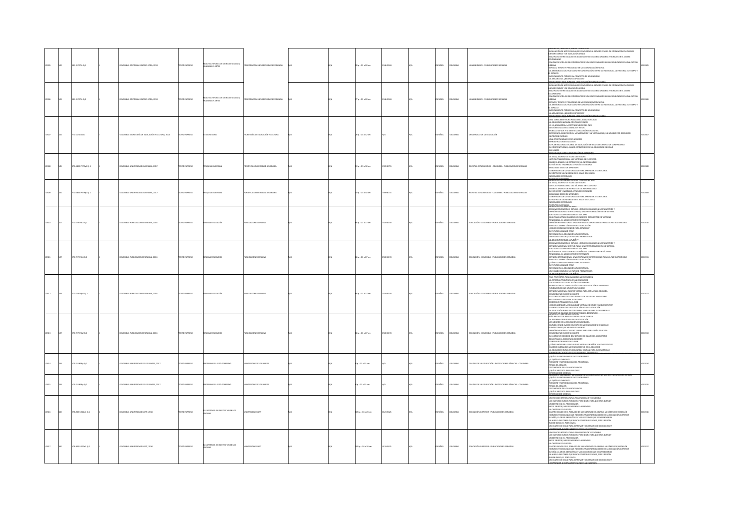| | | | | | | | | | | | | | | | | | | | |
|---|---|---|---|---|---|---|---|---|---|---|---|---|---|---|---|---|---|---|---|
| 10405 | 342 | 001.3 C97Fr Ej.1 | | 1 | COLOMBIA: EDITORIAL KIMPRES LTDA, 2013 | TEXTO IMPRESO | REALITAS: REVISTA DE CIENCIAS SOCIALES, HUMANAS Y ARTES | CORPORACIÓN UNIVERSITARIA REFORMADA | N/A | | N/A | 99 p. : 21 x 28 cm | 2248-0504 | N/A | ESPAÑOL | COLOMBIA | HUMANIDADES - PUBLICACIONES SERIADAS | EVALUACIÓN DE MITOS SEXUALES DE ACUERDO AL GÉNERO Y NIVEL DE FORMACIÓN EN JÓVENES UNIVERSITARIOS Y DE EDUCACIÓN MEDIA -MALTRATO ENTRE IGUALES EN ADOLESCENTES DE ZONAS URBANAS Y RURALES EN EL CARIBE COLOMBIANO -CALIDAD DE VIDA EN EX INTEGRANTES DE UN GRUPO ARMADO ILEGAL REUBICADOS EN UNA CAPITAL URBANA -ESPACIO, TIEMPO Y PERIODICIDAD EN LA COMUNICACIÓN MÓVIL -LA MEMORIA COLECTIVA COMO RE CONSTRUCCIÓN: ENTRE LO INDIVIDUAL, LA HISTORIA, EL TIEMPO Y EL ESPACIO -ACERCAMIENTO TEÓRICO AL CONCEPTO DE SOLIDARIDAD -LA MELANCOLÍA ¿MUNDOS OPUESTOS? -DIMENSIONES Y VIDA HUMANA: UNA REFLEXIÓN INTRODUCTORIA | 0010005 |
| 10406 | 343 | 001.3 C97Fr Ej.2 | | 2 | COLOMBIA: EDITORIAL KIMPRES LTDA, 2013 | TEXTO IMPRESO | REALITAS: REVISTA DE CIENCIAS SOCIALES, HUMANAS Y ARTES | CORPORACIÓN UNIVERSITARIA REFORMADA | N/A | | N/A | 77 p. : 21 x 28 cm | 2248-0504 | N/A | ESPAÑOL | COLOMBIA | HUMANIDADES - PUBLICACIONES SERIADAS | EVALUACIÓN DE MITOS SEXUALES DE ACUERDO AL GÉNERO Y NIVEL DE FORMACIÓN EN JÓVENES UNIVERSITARIOS Y DE EDUCACIÓN MEDIA -MALTRATO ENTRE IGUALES EN ADOLESCENTES DE ZONAS URBANAS Y RURALES EN EL CARIBE COLOMBIANO -CALIDAD DE VIDA EN EX INTEGRANTES DE UN GRUPO ARMADO ILEGAL REUBICADOS EN UNA CAPITAL URBANA -ESPACIO, TIEMPO Y PERIODICIDAD EN LA COMUNICACIÓN MÓVIL -LA MEMORIA COLECTIVA COMO RE CONSTRUCCIÓN: ENTRE LO INDIVIDUAL, LA HISTORIA, EL TIEMPO Y EL ESPACIO -ACERCAMIENTO TEÓRICO AL CONCEPTO DE SOLIDARIDAD -LA MELANCOLÍA ¿MUNDOS OPUESTOS? -DIMENSIONES Y VIDA HUMANA: UNA REFLEXIÓN INTRODUCTORIA | 0010006 |
| 10407 | 344 | 370.11 S444s | | 1 | COLOMBIA: SECRETARÍA DE EDUCACIÓN Y CULTURA, 2015 | TEXTO IMPRESO | SU SECRETARIA | SECRETARÍA DE EDUCACIÓN Y CULTURA | N/A | | N/A | 28 p. : 22 x 32 cm | N/A | N/A | ESPAÑOL | COLOMBIA | DESARROLLO DE LA EDUCACIÓN | UNA TAREA BIEN HECHA PARA UNA CIUDAD EDUCADA -LA EDUCACIÓN AVANZA CON PASOS FIRMES -I.E. LA MILAGROSA: LA SÉPTIMA MEJOR DEL PAÍS -GESTIÓN EDUCATIVA: AVANCES Y RETOS -EN BELLO SE VIVE Y SE SIENTE LA INCLUSIÓN EDUCATIVA -EXPERIENCIA MUNICIPAL VIVA: LA NARRACIÓN Y LA VIRTUALIDAD, UN MUNDO POR DESCUBRIR -NUTRICIÓN ESCOLAR -UNA OPORTUNIDAD DE SER MEJORES -INFRAESTRUCTURA EDUCATIVA -EL PLAN NACIONAL DECENAL DE EDUCACIÓN EN BELLO: UN EJEMPLO DE COMPROMISO -EL COOPERATIVISMO, ALIADO ESTRATÉGICO DE LA EDUCACIÓN EN BELLO -ASÍ VAMOS -ARTICULACIÓN CON LA MOTIVACIÓN DE APRENDER | 0010007 |
| 10408 | 345 | 070.4833 P979p3 Ej.1 | | 1 | COLOMBIA: UNIVERSIDAD JAVERIANA, 2017 | TEXTO IMPRESO | PESQUISA JAVERIANA | PONTIFICIA UNIVERSIDAD JAVERIANA | N/A | | N/A | 29 p. : 23 x 34 cm | 1909-8715 | N/A | ESPAÑOL | COLOMBIA | REVISTAS ESTUDIANTILES - COLOMBIA - PUBLICACIONES SERIADAS | NÚMERO 38, DICIEMBRE DE 2016 - FEBRERO DE 2017 -LA VEJEZ, ASUNTO DE TODAS LAS EDADES -JUSTICIA TRANSICIONAL: LAS VÍCTIMAS EN EL CENTRO -GRANO A GRANO: UN RETRATO DE LA INFORMALIDAD -EL PAÍS VISTO Y NARRADO A TRAVÉS DE CRÓNICAS -INSACIABLE DESEO DE APRENDER -CONVERSAR CON LA NATURALEZA PARA APRENDER A CONOCERLA -EL ROSTRO DE LA INFANCIA EN EL VALLE DEL CAUCA -NOVEDADES EDITORIALES -EVENTOS JAVERIANOS | 0010008 |
| 10409 | 345 | 070.4833 P979p3 Ej.2 | | 2 | COLOMBIA: UNIVERSIDAD JAVERIANA, 2017 | TEXTO IMPRESO | PESQUISA JAVERIANA | PONTIFICIA UNIVERSIDAD JAVERIANA | N/A | | N/A | 29 p. : 23 x 34 cm | 1909-8715 | N/A | ESPAÑOL | COLOMBIA | REVISTAS ESTUDIANTILES - COLOMBIA - PUBLICACIONES SERIADAS | NÚMERO 38, DICIEMBRE DE 2016 - FEBRERO DE 2017 -LA VEJEZ, ASUNTO DE TODAS LAS EDADES -JUSTICIA TRANSICIONAL: LAS VÍCTIMAS EN EL CENTRO -GRANO A GRANO: UN RETRATO DE LA INFORMALIDAD -EL PAÍS VISTO Y NARRADO A TRAVÉS DE CRÓNICAS -INSACIABLE DESEO DE APRENDER -CONVERSAR CON LA NATURALEZA PARA APRENDER A CONOCERLA -EL ROSTRO DE LA INFANCIA EN EL VALLE DEL CAUCA -NOVEDADES EDITORIALES -EVENTOS JAVERIANOS | 0010009 |
| 10410 | 347 | 370.7 P974s1 Ej.1 | | 1 | COLOMBIA: PUBLICACIONES SEMANA, 2016 | TEXTO IMPRESO | SEMANA EDUCACIÓN | PUBLICACIONES SEMANA | N/A | | N/A | 86 p. : 21 x 27 cm | 2500-6193 | N/A | ESPAÑOL | COLOMBIA | EDUCACIÓN - COLOMBIA - PUBLICACIONES SERIADAS | SEMANA EDUCACIÓN LE EXPLICA: ¿CÓMO EVALUAMOS A LOS MAESTROS? -OPINIÓN NACIONAL: SER PILO PAGA, UNA PERTURBACIÓN EN UN SISTEMA -EDUTECH: LOS UNIVERSITARIOS Y SUS APPS -GUÍA PARA ACTUAR CUANDO LOS NIÑOS SE CONVIERTEN EN VÍCTIMAS -TENDENCIAS: EL LIBRO DE TEXTO PERTINENTE -OPINIÓN INTERNACIONAL: UNA VENTANA DE OPORTUNIDAD PARA LA PAZ SUSTENTABLE -ESPECIAL CUMBRE LÍDERES POR LA EDUCACIÓN -¿CÓMO CONSEGUIR DINERO PARA ESTUDIAR? -EL FUTURO LLAMADO STEM -REFORMA EN LA EDUCACIÓN UNIVERSITARIA -UN PASADO OSCURO, UN FUTURO PROMETEDOR -LA SALUD EN MANOS DE LOS NIÑOS | 0010010 |
| 10411 | 347 | 370.7 P974s1 Ej.2 | | 2 | COLOMBIA: PUBLICACIONES SEMANA, 2016 | TEXTO IMPRESO | SEMANA EDUCACIÓN | PUBLICACIONES SEMANA | N/A | | N/A | 86 p. : 21 x 27 cm | 2500-6193 | N/A | ESPAÑOL | COLOMBIA | EDUCACIÓN - COLOMBIA - PUBLICACIONES SERIADAS | SEMANA EDUCACIÓN LE EXPLICA: ¿CÓMO EVALUAMOS A LOS MAESTROS? -OPINIÓN NACIONAL: SER PILO PAGA, UNA PERTURBACIÓN EN UN SISTEMA -EDUTECH: LOS UNIVERSITARIOS Y SUS APPS -GUÍA PARA ACTUAR CUANDO LOS NIÑOS SE CONVIERTEN EN VÍCTIMAS -TENDENCIAS: EL LIBRO DE TEXTO PERTINENTE -OPINIÓN INTERNACIONAL: UNA VENTANA DE OPORTUNIDAD PARA LA PAZ SUSTENTABLE -ESPECIAL CUMBRE LÍDERES POR LA EDUCACIÓN -¿CÓMO CONSEGUIR DINERO PARA ESTUDIAR? -EL FUTURO LLAMADO STEM -REFORMA EN LA EDUCACIÓN UNIVERSITARIA -UN PASADO OSCURO, UN FUTURO PROMETEDOR -LA SALUD EN MANOS DE LOS NIÑOS | 0010011 |
| 10412 | 348 | 370.7 P974s2 Ej.1 | | 1 | COLOMBIA: PUBLICACIONES SEMANA, 2016 | TEXTO IMPRESO | SEMANA EDUCACIÓN | PUBLICACIONES SEMANA | N/A | | N/A | 88 p. : 21 x 27 cm | 2500-6193 | N/A | ESPAÑOL | COLOMBIA | EDUCACIÓN - COLOMBIA - PUBLICACIONES SERIADAS | PIAR: PROYECTOS PARA ALCANZAR LA EXCELENCIA -LA REFORMA TRIBUTARIA EN LA EDUCACIÓN -LOS LOGROS DE LA EDUCACIÓN COLOMBIANA -MUNDO: CINCO CLAVES DEL ÉXITO EN LA EDUCACIÓN DE SHANGHAI -FUNDACIONES QUE MUEVEN EL MUNDO -OPINIÓN NACIONAL: CUATRO TAREAS PARA SER LA MÁS EDUCADA -COLOMBIA NO OLVIDE SU CAMPO -EL LUCRATIVO NEGOCIO DEL SERVICIO DE SALUD DEL MAGISTERIO -BECAS PARA LA EXCELENCIA DOCENTE -CONSEGUIR TRABAJO EN LA WEB -¿CÓMO ABORDAR LA SEXUALIDAD VIRTUAL EN NIÑOS Y ADOLESCENTES? -CUANDO GLOBALIZAR LA EDUCACIÓN NO ES LA SOLUCIÓN -LA EDUCACIÓN RURAL EN COLOMBIA: SEMILLA PARA EL DESARROLLO -FORMAR EN CALIDAD DE EDUCAR PARA EL DESEMPEÑO | 0010012 |
| 10413 | 347 | 370.7 P974s2 Ej.2 | | 2 | COLOMBIA: PUBLICACIONES SEMANA, 2016 | TEXTO IMPRESO | SEMANA EDUCACIÓN | PUBLICACIONES SEMANA | N/A | | N/A | 86 p. : 21 x 27 cm | 2500-6193 | N/A | ESPAÑOL | COLOMBIA | EDUCACIÓN - COLOMBIA - PUBLICACIONES SERIADAS | PIAR: PROYECTOS PARA ALCANZAR LA EXCELENCIA -LA REFORMA TRIBUTARIA EN LA EDUCACIÓN -LOS LOGROS DE LA EDUCACIÓN COLOMBIANA -MUNDO: CINCO CLAVES DEL ÉXITO EN LA EDUCACIÓN DE SHANGHAI -FUNDACIONES QUE MUEVEN EL MUNDO -OPINIÓN NACIONAL: CUATRO TAREAS PARA SER LA MÁS EDUCADA -COLOMBIA NO OLVIDE SU CAMPO -EL LUCRATIVO NEGOCIO DEL SERVICIO DE SALUD DEL MAGISTERIO -BECAS PARA LA EXCELENCIA DOCENTE -CONSEGUIR TRABAJO EN LA WEB -¿CÓMO ABORDAR LA SEXUALIDAD VIRTUAL EN NIÑOS Y ADOLESCENTES? -CUANDO GLOBALIZAR LA EDUCACIÓN NO ES LA SOLUCIÓN -LA EDUCACIÓN RURAL EN COLOMBIA: SEMILLA PARA EL DESARROLLO -FORMAR EN CALIDAD DE EDUCAR PARA EL DESEMPEÑO | 0010013 |
| 10414 | 339 | 379.2 U58p Ej.1 | | 1 | COLOMBIA: UNIVERSIDAD DE LOS ANDES, 2017 | TEXTO IMPRESO | PROGRAMAS EL ALTO GOBIERNO | UNIVERSIDAD DE LOS ANDES | N/A | | N/A | 8 p. : 21 x 21 cm | N/A | N/A | ESPAÑOL | COLOMBIA | CALIDAD DE LA EDUCACIÓN - INSTITUCIONES PÚBLICAS - COLOMBIA | FORMACIÓN DE PERSONAS Y FACILITADORES EN LAS CONDICIONES DE LAS INSTITUCIONES DEL ESTADO -¿QUÉ ES EL PROGRAMA DE ALTO GOBIERNO? -¿A QUIÉN VA DIRIGIDO? -FORMATO Y METODOLOGÍA DEL PROGRAMA -TEMAS DE ANÁLISIS -TESTIMONIOS DE LOS PARTICIPANTES -¿QUÉ SE NECESITA PARA APLICAR? -INFORMACIÓN GENERAL | 0010014 |
| 10415 | 339 | 379.2 U58p Ej.2 | | 2 | COLOMBIA: UNIVERSIDAD DE LOS ANDES, 2017 | TEXTO IMPRESO | PROGRAMAS EL ALTO GOBIERNO | UNIVERSIDAD DE LOS ANDES | N/A | | N/A | 8 p. : 21 x 21 cm | N/A | N/A | ESPAÑOL | COLOMBIA | CALIDAD DE LA EDUCACIÓN - INSTITUCIONES PÚBLICAS - COLOMBIA | FORMACIÓN DE PERSONAS Y FACILITADORES EN LAS CONDICIONES DE LAS INSTITUCIONES DEL ESTADO -¿QUÉ ES EL PROGRAMA DE ALTO GOBIERNO? -¿A QUIÉN VA DIRIGIDO? -FORMATO Y METODOLOGÍA DEL PROGRAMA -TEMAS DE ANÁLISIS -TESTIMONIOS DE LOS PARTICIPANTES -¿QUÉ SE NECESITA PARA APLICAR? -INFORMACIÓN GENERAL | 0010015 |
| 10416 | 345 | 378.005 U322e1 Ej.1 | | 1 | COLOMBIA: UNIVERSIDAD EAFIT, 2016 | TEXTO IMPRESO | EL EAFITENSE: EN EAFIT SE VIVEN LOS IDIOMAS | UNIVERSIDAD EAFIT | N/A | | N/A | 180 p. : 16 x 24 cm | 0124-9425 | N/A | ESPAÑOL | COLOMBIA | EDUCACIÓN SUPERIOR - PUBLICACIONES SERIADAS | UN ESPACIO INTERCULTURAL PARA MEDELLÍN Y COLOMBIA -¿SE CUENTAN CURSOS TOMASTE, PERO ¿DIME, PARA QUÉ ERES BUENO? -LAMBERTO ECO: EL PROHIJADOR -NO SE FRUSTRE, MEJOR APRENDA A APRENDER -LA CAFETERÍA DEL EAFICHA -CUATRO SIGLOS DE EL POBLADO DE SAN LORENZO DE ABURRÁ: LA GÉNESIS DE MEDELLÍN -HORIZON: TECNOLOGÍA QUE FOMENTA TRANSFORMACIONES EN LA EDUCACIÓN SUPERIOR -EL NIÑO, LA CRISIS ENERGÉTICA Y LAS LECCIONES QUE SE APRENDIERON -LA HUELLA EAFITENSE QUE BUSCA CONSTRUIR CIUDAD, PAÍS Y REGIÓN -RUBÉN DARÍO, EL POETA AZUL -UN CUARTO DE SIGLO PARA ENTRENAR Y CELEBRAR CON IDIOMAS EAFIT -¿EMPRENDER O EMPLEARSE? EN ALGO ES LA CUESTIÓN | 0010016 |
| 10417 | 340 | 378.005 U322e1 Ej.2 | | 2 | COLOMBIA: UNIVERSIDAD EAFIT, 2016 | TEXTO IMPRESO | EL EAFITENSE: EN EAFIT SE VIVEN LOS IDIOMAS | UNIVERSIDAD EAFIT | N/A | | N/A | 180 p. : 16 x 24 cm | 0124-9425 | N/A | ESPAÑOL | COLOMBIA | EDUCACIÓN SUPERIOR - PUBLICACIONES SERIADAS | UN ESPACIO INTERCULTURAL PARA MEDELLÍN Y COLOMBIA -¿SE CUENTAN CURSOS TOMASTE, PERO ¿DIME, PARA QUÉ ERES BUENO? -LAMBERTO ECO: EL PROHIJADOR -NO SE FRUSTRE, MEJOR APRENDA A APRENDER -LA CAFETERÍA DEL EAFICHA -CUATRO SIGLOS DE EL POBLADO DE SAN LORENZO DE ABURRÁ: LA GÉNESIS DE MEDELLÍN -HORIZON: TECNOLOGÍA QUE FOMENTA TRANSFORMACIONES EN LA EDUCACIÓN SUPERIOR -EL NIÑO, LA CRISIS ENERGÉTICA Y LAS LECCIONES QUE SE APRENDIERON -LA HUELLA EAFITENSE QUE BUSCA CONSTRUIR CIUDAD, PAÍS Y REGIÓN -RUBÉN DARÍO, EL POETA AZUL -UN CUARTO DE SIGLO PARA ENTRENAR Y CELEBRAR CON IDIOMAS EAFIT -¿EMPRENDER O EMPLEARSE? EN ALGO ES LA CUESTIÓN | 0010017 |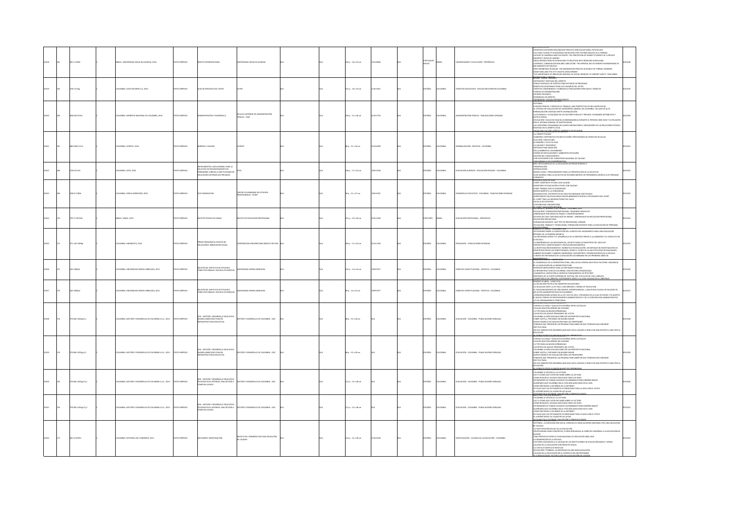| | | | | | | | | | | | | | | | | |
|---|---|---|---|---|---|---|---|---|---|---|---|---|---|---|---|---|
| 10318 | 161 | 801.5 U496r | 1 | BRASIL: UNIVERSIDADE VEIGA DE ALMEIDA, 2016 | TEXTO IMPRESO | REVISTA INTERDISCIPLINAR | UNIVERSIDADE VEIGA DE ALMEIDA | N/A | N/A | 105 p. : 16 x 23 cm | 1414-8846 | N/A | PORTUGUÉS INGLÉS | BRASIL | UNIVERSIDADES Y FACULTADES - PERIÓDICOS | INTERFACES BETWEEN EXPLORATORY PRACTICE AND EDUCATIONAL PSYCHOLOGY; CULTURAL PLURALITY IN MATERIALS DEVELOPED FOR TECHING ENGLISH AS A FOREIGN; HISTORY OF MADNESS AND PSYCHIATRY: THE PERCEPTION OF NURSERY STUDENTS OF A PRIVATE UNIVERSITY IN RIO DE JANEIRO; DRUG INTERACTIONS IN PATIENS AND ITS RELATION WITH MEDICINE SCHEDULING; CONTRAST, CARNAVALIZATION AND CARICATURE: THE IMPERIAL RIO DE JANEIRO IN MEMORIAS DE UM SARGENTO DE MILICIAS; NEW INHABITING IN MACAE: THE INHABITATION PROCESS IN REARCH OF FORMAL WORKING CONDITIONS AND THE CITY CHAOTIC DEVELOPMENT; THE IMPORTANCE OF IRREGULAR DISPOSAL OF SOLID RESIDUES TO AIRPORT SAFETY: TOM JOBIM INTERNATIONAL AIRPORT | 0010318 |
| 10319 | 162 | 378.3 I23g | 1 | COLOMBIA: LEGIS EDITORES S.A. 2014 | TEXTO IMPRESO | GUÍA DE SERVICIOS DEL ICETEX | ICETEX | | N/A | 161 p. : 19 x 25 cm | 2145-9425 | N/A | ESPAÑOL | COLOMBIA | CRÉDITO EDUCATIVO - EDUCACIÓN SUPERIOR COLOMBIA | ICETEX - PORTAL - CALIDAD; DEFINICIÓN Y VENTAJAS DEL CRÉDITO; LÍNEAS ESPECIALES DE CRÉDITO PARA ESTUDIOS DE PREGRADO; BENEFICIOS ADICIONALES PARA LOS USUARIOS DEL ICETEX; CRÉDITOS CONDONABLES Y SUBSIDIOS A POBLACIONES ESPECIALES Y MÉDICOS; FONDOS DE ADMINISTRACIÓN; DEUDOR SOLIDARIO; PASIBILIDAD DE CRÉDITO; PROGRAMAS Y BECAS INTERNACIONALES | 0010319 |
| 10320 | 163 | 658.005 E74a | 1 | COLOMBIA: IMPRENTA NACIONAL DE COLOMBIA, 2013 | TEXTO IMPRESO | ADMINISTRACIÓN Y DESARROLLO | ESCUELA SUPERIOR DE ADMINISTRACIÓN PÚBLICA - ESAP | | N/A | 199 p. : 21 x 28 cm | 0120-3754 | N/A | ESPAÑOL | COLOMBIA | ADMINISTRACIÓN PÚBLICA - PUBLICACIONES SERIADAS | EDITORIAL; FUNCIÓN PÚBLICA Y DERECHO AL TRABAJO: UNA PERSPECTIVA DE INCLUSIÓN SOCIAL; EL SISTEMA DE EVALUACIÓN DEL DESEMPEÑO LABORAL EN COLOMBIA: UN CASO DE ALTA FORMALIZACIÓN CON BAJA INSTITUCIONALIZACIÓN; LA EFICIENCIA Y LA EQUIDAD EN LOS SECTORES PÚBLICO Y PRIVADO: ECONOMÍA DISTRIBUTIVA Y JUSTICIA SOCIAL; EDUCACIÓN Y SALUD EN SOACHA (CUNDINAMARCA) DURANTE EL PERÍODO 2000-2010 Y SU RELACIÓN CON EL SISTEMA GENERAL DE PARTICIPACIÓN; LAS VEEDURÍAS CIUDADANAS EN CUARTO MEDIACIONES / MEDIADORES DE LAS RELACIONES ESTADO-SOCIEDAD EN EL ÁMBITO LOCAL; HACIA UNA CULTURA JURÍDICA AMBIENTAL EN ECUADOR | 0010320 |
| 10321 | 167 | 389.6305 IC17n | 1 | COLOMBIA: ICONTEC, 2016 | TEXTO IMPRESO | NORMAS Y CALIDAD | ICONTEC | | N/A | 80 p. : 21 x 30 cm | 0120-6699 | N/A | ESPAÑOL | COLOMBIA | NORMALIZACIÓN - REVISTAS - COLOMBIA | LA COMPETITIVIDAD; GOBIERNO CORPORATIVO EN INSTITUCIONES PRESTADORAS DE SERVICIOS DE SALUD; ELECCIÓN Y REELECCIÓN; EL DISEÑO Y CICLO DE VIDA; LA CALIDAD Y SEGURIDAD; MÉTODOS PARA MEDICIÓN; SELLO AMBIENTAL COLOMBIANO; DISEÑO DE INSTALACIONES Y AMBIENTES ESCOLARES; GESTIÓN DEL CONOCIMIENTO; FORTALECIMIENTO DEL SUBSISTEMA NACIONAL DE CALIDAD; UNA MIRADA A LOS COMPROMISOS | 0010321 |
| 10322 | 168 | 378.04 IC15i | 1 | COLOMBIA: ICFES, 2002 | TEXTO IMPRESO | INSTRUMENTOS: GUÍA GENERAL PARA LA SOLICITUD DE RECONOCIMIENTO DE PERSONERÍA JURÍDICA A INSTITUCIONES DE EDUCACIÓN SUPERIOR (IES) PRIVADAS | ICFES | | N/A | 108 p. : 17 x 24 cm | 1692-0546 | N/A | ESPAÑOL | COLOMBIA | EDUCACIÓN SUPERIOR - EDUCACIÓN PRIVADA - COLOMBIA | SERIE INSTRUMENTOS DE LA EDUCACIÓN SUPERIOR NÚMERO 5; PRESENTACIÓN; INTRODUCCIÓN; MARCO LEGAL Y PROCEDIMIENTO PARA LA PRESENTACIÓN DE LA SOLICITUD; GUÍA GENERAL PARA LA SOLICITUD DE RECONOCIMIENTO DE PERSONERÍA JURÍDICA A IES PRIVADAS; FORMATOS | 0010322 |
| 10323 | 169 | 378.05 C389t | 1 | COLOMBIA: FERIVA IMPRESIÓN, 2005 | TEXTO IMPRESO | TECH GENERATION | CENTRO COLOMBIANO DE ESTUDIOS PROFESIONALES - CECEP | | N/A | 30 p. : 21 x 27 cm | 1692-0031 | N/A | ESPAÑOL | COLOMBIA | DESARROLLO EDUCATIVO - COLOMBIA - PUBLICACIONES SERIADAS | AGENDA CECEP 2005; CECEP CONSTRUYE FUTURO CON CALIDAD; MINISTERIO DE EDUCACIÓN FUTURO CON CALIDAD; CECEP TRABAJA CON LA COMUNIDAD; RAZONES ABIERTO A LA COMUNIDAD; ¡DOCUMENTOS!, UN PROYECTO DE VIDA Y UN ESFUERZO CERTIFICADOS; EMPRESARIOS VALLECAUCANOS ABREN PUERTAS A ESTUDIANTES DEL CECEP; EL CECEP TRAS LAS MEJORES PYMES DEL VALLE; ESCUELA DE DOCENTES; CONTABILIDAD UNIVERSITARIA | 0010323 |
| 10324 | 170 | 370.71 S474b | 1 | BRASIL: SENAC, 2015 | TEXTO IMPRESO | BOLETIM TÉCNICO DO SENAC | REVISTA DE EDUCAÇÃO PROFISSIONAL | | N/A | 191 p. : 19 x 26 cm | 0102-549X | N/A | PORTUGUÉS | BRASIL | EDUCACIÓN PROFESIONAL - PERIÓDICOS | EDUCAÇÃO E FORMAÇÃO PROFISSIONAL: TRAZANDO PARALELOS; APRENDIZAGEM POR MEIO DE PRAXIS Y COMPORTAMIENTO; ESTUDIO DE CASO: METODOLOGÍA DE ENSINO - APRENDIZAJE EN EDUCACIÓN PROFESIONAL; EDUCACIÓN OBLIGATORIA; FORMACIÓN DOCENTE: QUE TIPO DE PROFESIONAL FORMAR; EDUCACIÓN, TRABAJO Y TECNOLOGÍAS, FORMACIÓN DOCENTE PARA LA EDUCACIÓN DE PERSONAS JÓVENES Y ADULTAS | 0010324 |
| 10325 | 171 | 371.102 U58p | 1 | COLOMBIA: UNIMINUTO, 2014 | TEXTO IMPRESO | PRAXIS PEDAGÓGICA: REVISTA DE EDUCACIÓN E INNOVACIÓN SOCIAL | CORPORACIÓN UNIVERSITARIA MINUTO DE DIOS | N/A | N/A | 304 p. : 17 x 24 cm | 0124-1494 | N/A | ESPAÑOL | COLOMBIA | PEDAGOGÍA - PUBLICACIONES SERIADAS | REFLEXIONES SOBRE LA CONCEPCIÓN DEL CUERPO DEL MOVIMIENTO PARA UNA EDUCACIÓN INTEGRAL DE LA PRIMERA INFANCIA; LAS NEURONAS ESPEJO Y EL DESARROLLO DE LA EMPATÍA FRENTE A LA AGRESIÓN Y EL CONFLICTO EN LA ESCUELA; LA ENSEÑANZA DE LAS MATEMÁTICAS, UN RETO PARA LOS MAESTROS DEL SIGLO XXI; DISPOSITIVOS, SUBJETIVIDADES Y EDUCACIÓN MATEMÁTICA; LA INVESTIGACIÓN BIOGRÁFICO-NARRATIVA EN EDUCACIÓN: UN ENFOQUE DE INVESTIGACIÓN CO-CONSTRUIDO DESDE LAS SUBJETIVIDADES, DESDE EL TEJIDO DE LA (MULTI)PLICIDAD DE REALIDADES; SABERES ESCOLARES Y SABERES CAMPESINOS. ENCUENTROS Y DESENCUENTROS EN LA ESCUELA; A MODO DE HISTORIOGRAFÍA DE LA EDUCACIÓN COLOMBIANA EN LOS PRIMEROS AÑOS DE INDEPENDENCIA | 0010325 |
| 10326 | 172 | 342 U584b1 | 1 | COLOMBIA: UNIVERSIDAD SERGIO ARBOLEDA, 2012 | TEXTO IMPRESO | BOLETÍN DEL INSTITUTO DE ESTUDIOS CONSTITUCIONALES: ESCUELA DE DERECHO | UNIVERSIDAD SERGIO ARBOLEDA | | N/A | 142 p. : 14 x 24 cm | 1909-9977 | N/A | ESPAÑOL | COLOMBIA | DERECHO CONSTITUCIONAL - REVISTAS - COLOMBIA | EL DESARROLLO DE LA INFRAESTRUCTURA, UNA LUCHA CONTRA MÚLTIPLES FACTORES. INCIDENCIA DE LA LEGISLACIÓN EN LA INFRAESTRUCTURA; INTERESES MORATORIOS PARA LAS ENTIDADES PÚBLICAS; LA INFRAESTRUCTURA EN COLOMBIA: UNA HISTORIA DESGRACIADA; ¿GARANTÍA O LIMITACIÓN AL DERECHO FUNDAMENTAL DE PETICIÓN?; SENTENCIA DE LA CORTE SUPREMA DE JUSTICIA, DEL 6 DE JULIO DE 1955, ANÁLISIS; COMPETENCIA DEL ARBITRO, CONTENIENTE DESDE A LA COSA JUZGADA EN EL ARBITRAJE | 0010326 |
| 10327 | 173 | 342 U584b2 | 1 | COLOMBIA: UNIVERSIDAD SERGIO ARBOLEDA, 2012 | TEXTO IMPRESO | BOLETÍN DEL INSTITUTO DE ESTUDIOS CONSTITUCIONALES: ESCUELA DE DERECHO | UNIVERSIDAD SERGIO ARBOLEDA | | N/A | 99 p. : 14 x 24 cm | 1909-9977 | N/A | ESPAÑOL | COLOMBIA | DERECHO CONSTITUCIONAL - REVISTAS - COLOMBIA | NÚMERO 30 ABRIL - JUNIO 2012; LA APLICACIÓN POLÍTICA DEL MINISTRO DELEGATARIO; LA IGUALDAD ANTE LA LEY EN EL CASO BROWN V. BOARD OF EDUCATION; EL DESCONOCIMIENTO DEL PRECEDENTE JURISPRUDENCIAL: ¿UNA NUEVA CAUSAL DE NULIDAD DE LOS ACTOS ADMINISTRATIVOS EN COLOMBIA?; CONSIDERACIONES ACERCA DE LA LEY 1437 DE 2011, POR MEDIO DE LA CUAL SE EXPIDE Y SE ADOPTA EL NUEVO CÓDIGO DE PROCEDIMIENTO ADMINISTRATIVO Y DE LO CONTENCIOSO ADMINISTRATIVO; LEY DE ORDENAMIENTO TERRITORIAL | 0010327 |
| 10328 | 174 | 379.861 G291g Ej.1 | 1 | COLOMBIA: GESTIÓN Y DESARROLLO DE COLOMBIA S.A.S., 2015 | TEXTO IMPRESO | GDE - GESTIÓN Y DESARROLLO EDUCATIVO: AVANZA AMBICIOSO PLAN EN INFRAESTRUCTURA EDUCATIVA | GESTIÓN Y DESARROLLO DE COLOMBIA - GDC | N/A | N/A | 88 p. : 22 x 28 cm | N/A | N/A | ESPAÑOL | COLOMBIA | EDUCACIÓN - COLOMBIA - PUBLICACIONES SERIADAS | CENTRO CULTURAL Y EDUCATIVO ESPAÑOL REYES CATÓLICOS; COLEGIO NUESTRA SEÑORA DEL ROSARIO; 12 TIPS PARA UN MEJOR APRENDIZAJE; LOS RETOS DEL NUEVO PRESIDENTE DEL ICETEX; COLOMBIA LA MÁS EDUCADA DEBE SER UN PROPÓSITO NACIONAL; FABER CASTELL, PINTANDO UN MUNDO MEJOR; NUEVO MODELO DE EVALUACIÓN PARA LOS PROFESORES; TENEMOS QUE PRESENTAR LAS PRUEBAS PARA SABER EN QUE TENEMOS QUE MEJORAR; SER PILO PAGA; NO HAY NINGÚN PAÍS DESARROLLADO QUE HAYA LLEGADO A SERLO SIN UNA APUESTA CLARA POR LA EDUCACIÓN; EL EJERCICIO FÍSICO EL MEJOR ALIADO DEL APRENDIZAJE | 0010328 |
| 10329 | 174 | 379.861 G291g Ej.2 | 1 | COLOMBIA: GESTIÓN Y DESARROLLO DE COLOMBIA S.A.S., 2015 | TEXTO IMPRESO | GDE - GESTIÓN Y DESARROLLO EDUCATIVO: AVANZA AMBICIOSO PLAN EN INFRAESTRUCTURA EDUCATIVA | GESTIÓN Y DESARROLLO DE COLOMBIA - GDC | N/A | N/A | 88 p. : 22 x 28 cm | N/A | N/A | ESPAÑOL | COLOMBIA | EDUCACIÓN - COLOMBIA - PUBLICACIONES SERIADAS | CENTRO CULTURAL Y EDUCATIVO ESPAÑOL REYES CATÓLICOS; COLEGIO NUESTRA SEÑORA DEL ROSARIO; 12 TIPS PARA UN MEJOR APRENDIZAJE; LOS RETOS DEL NUEVO PRESIDENTE DEL ICETEX; COLOMBIA LA MÁS EDUCADA DEBE SER UN PROPÓSITO NACIONAL; FABER CASTELL, PINTANDO UN MUNDO MEJOR; NUEVO MODELO DE EVALUACIÓN PARA LOS PROFESORES; TENEMOS QUE PRESENTAR LAS PRUEBAS PARA SABER EN QUE TENEMOS QUE MEJORAR; SER PILO PAGA; NO HAY NINGÚN PAÍS DESARROLLADO QUE HAYA LLEGADO A SERLO SIN UNA APUESTA CLARA POR LA EDUCACIÓN; EL EJERCICIO FÍSICO EL MEJOR ALIADO DEL APRENDIZAJE | 0010329 |
| 10330 | 176 | 379.861 G291g13 Ej.1 | 1 | COLOMBIA: GESTIÓN Y DESARROLLO DE COLOMBIA S.A.S., 2015 | TEXTO IMPRESO | GDE - GESTIÓN Y DESARROLLO EDUCATIVO: ESTUDIAR EN EL EXTERIOR, UNA OPCIÓN A TENER EN CUENTA | GESTIÓN Y DESARROLLO DE COLOMBIA - GDC | N/A | N/A | 112 p. : 22 x 28 cm | N/A | N/A | ESPAÑOL | COLOMBIA | EDUCACIÓN - COLOMBIA - PUBLICACIONES SERIADAS | COLOMBIA LE APUESTA A LA LECTURA; LAS 10 COSAS QUE USTED NO SABÍA SOBRE LA LECTURA; CÓMO BUSCAR EL COLEGIO ADECUADO PARA LOS HIJOS; EXTRANJEROS SE TOMAN COLEGIOS COLOMBIANOS PARA ENSEÑAR INGLÉS; QUEREMOS QUE COLOMBIA SEA EL PAÍS MÁS EDUCADO EN EL 2025; CÓMO PROTEGER A LOS NIÑOS EN LA INTERNET; ES FALSO QUE LOS ESTUDIANTES SE ENDEUDAN TODA LA VIDA CON EL ICETEX; EL AJEDREZ BUSCA SU LUGAR EN LAS AULAS; ESTUDIAR EN EL EXTERIOR, UNA OPCIÓN A TENER EN CUENTA | 0010330 |
| 10331 | 176 | 379.861 G291g13 Ej.2 | 1 | COLOMBIA: GESTIÓN Y DESARROLLO DE COLOMBIA S.A.S., 2015 | TEXTO IMPRESO | GDE - GESTIÓN Y DESARROLLO EDUCATIVO: ESTUDIAR EN EL EXTERIOR, UNA OPCIÓN A TENER EN CUENTA | GESTIÓN Y DESARROLLO DE COLOMBIA - GDC | N/A | N/A | 112 p. : 22 x 28 cm | N/A | N/A | ESPAÑOL | COLOMBIA | EDUCACIÓN - COLOMBIA - PUBLICACIONES SERIADAS | COLOMBIA LE APUESTA A LA LECTURA; LAS 10 COSAS QUE USTED NO SABÍA SOBRE LA LECTURA; CÓMO BUSCAR EL COLEGIO ADECUADO PARA LOS HIJOS; EXTRANJEROS SE TOMAN COLEGIOS COLOMBIANOS PARA ENSEÑAR INGLÉS; QUEREMOS QUE COLOMBIA SEA EL PAÍS MÁS EDUCADO EN EL 2025; CÓMO PROTEGER A LOS NIÑOS EN LA INTERNET; ES FALSO QUE LOS ESTUDIANTES SE ENDEUDAN TODA LA VIDA CON EL ICETEX; EL AJEDREZ BUSCA SU LUGAR EN LAS AULAS; ESTUDIAR EN EL EXTERIOR, UNA OPCIÓN A TENER EN CUENTA | 0010331 |
| 10332 | 177 | 001.42 R395r | 1 | COLOMBIA: EDITORIAL DEL CONGRESO, 2011 | TEXTO IMPRESO | REFLEXIÓN E INVESTIGACIÓN | REVISTA DEL CONGRESO POR UNA EDUCACIÓN DE CALIDAD | N/A | N/A | 124 p. : 21 x 28 cm | 2145-9436 | N/A | ESPAÑOL | COLOMBIA | INVESTIGACIÓN - CALIDAD DE LA EDUCACIÓN - COLOMBIA | EDITORIAL: LA MOVILIZACIÓN SOCIAL CONVOCA EL GRAN ACUERDO NACIONAL POR UNA EDUCACIÓN DE CALIDAD; LA PARTICIPACIÓN SOCIAL EN LA EDUCACIÓN; OPORTUNIDAD PARA CONCRETAR, O PARA RENUNCIAR, AL DERECHO UNIVERSAL A LA EDUCACIÓN DE CALIDAD; UNA PROPUESTA DESDE EL PLAN NACIONAL DE EDUCACIÓN 2006-2016; LA REMUNERACIÓN DE LA ESCUELA; FACTORES ASOCIADOS A LA CALIDAD DE LAS INSTITUCIONES DE EDUCACIÓN BÁSICA Y MEDIA; CALIDAD DE LA EDUCACIÓN CON IMPACTO SOCIAL; LA COSTA ATLÁNTICA SE MOVILIZA; EDUCACIÓN Y POBREZA: LA NECESIDAD DE UNA NUEVA RELACIÓN; CALIDAD DE LA EDUCACIÓN EN EL CONTEXTO DEL BICENTENARIO; EL CLIMA ESCOLAR: FACTOR CLAVE EN LA EDUCACIÓN DE CALIDAD | 0010332 |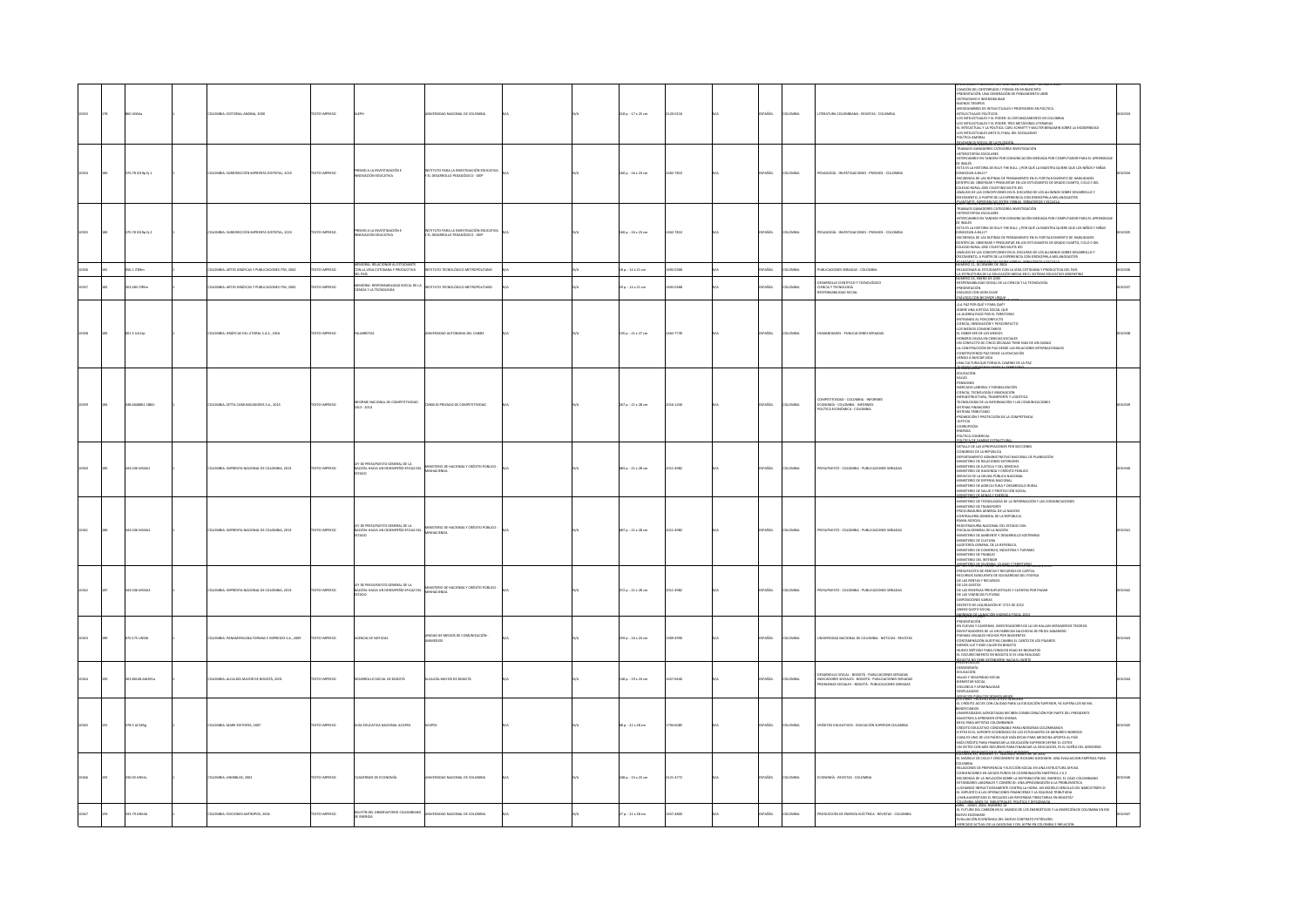| 10353 | 378 | 860 U93a | | 1 | COLOMBIA: EDITORIAL ANDINA, 2000 | TEXTO IMPRESO | ALEPH | UNIVERSIDAD NACIONAL DE COLOMBIA | N/A | | N/A | 218 p. : 17 x 25 cm | 0120-0216 | | N/A | ESPAÑOL | COLOMBIA | LITERATURA COLOMBIANA - REVISTAS - COLOMBIA | CANCIÓN DEL DESTERRADO / POEMAS EN MANUSCRITO<br>PRESENTACIÓN: UNA GENERACIÓN DE PENSAMIENTO LIBRE<br>ESTACIONES E INVENSIBILIDAD<br>NUEVOS TIEMPOS<br>DEVAGACIONES DE INTELECTUALES Y PROFESORES EN POLÍTICA<br>INTELECTUALES POLÍTICOS<br>LOS INTELECTUALES Y EL PODER: SU DISTANCIAMIENTO EN COLOMBIA<br>LOS INTELECTUALES Y EL PODER: TRES METÁFORAS LITERARIAS<br>EL INTELECTUAL Y LA POLÍTICA: CARL SCHMITT Y WALTER BENJAMIN SOBRE LA MODERNIDAD<br>LOS INTELECTUALES ANTE EL FINAL DEL SOCIALISMO<br>POLÍTICA ANDINA<br>RELEVANCIA SOCIAL DE LA FILOSOFÍA | 0010353 |
| 10354 | 380 | 370.78 I59p Ej.1 | | 1 | COLOMBIA: SUBDIRECCIÓN IMPRENTA DISTRITAL, 2005 | TEXTO IMPRESO | PREMIO A LA INVESTIGACIÓN E INNOVACIÓN EDUCATIVA | INSTITUTO PARA LA INVESTIGACIÓN EDUCATIVA Y EL DESARROLLO PEDAGÓGICO - IDEP | N/A | | N/A | 160 p. : 16 x 23 cm | 1692-7834 | | N/A | ESPAÑOL | COLOMBIA | PEDAGOGÍA - INVESTIGACIONES - PREMIOS - COLOMBIA | TRABAJOS GANADORES CATEGORÍA INVESTIGACIÓN<br>HETEROTOPÍAS ESCOLARES<br>INTERCAMBIOS EN TANDEM POR COMUNICACIÓN MEDIADA POR COMPUTADOR PARA EL APRENDIZAJE DE INGLÉS<br>¿ESTA ES LA HISTORIA DE BILLY THE BULL: ¿POR QUÉ LA MAESTRA QUIERE QUE LOS NIÑOS Y NIÑAS CONOZCAN A BILLY?<br>INCIDENCIA DE LAS RUTINAS DE PENSAMIENTO EN EL FORTALECIMIENTO DE HABILIDADES CIENTÍFICAS: OBSERVAR Y PREGUNTAR EN LOS ESTUDIANTES DE GRADO CUARTO, CICLO II DEL COLEGIO RURAL JOSÉ CELESTINO MUTIS IED<br>ANÁLISIS DE LAS CONCEPCIONES EN EL DISCURSO DE LOS ALUMNOS SOBRE DESARROLLO Y CRECIMIENTO, A PARTIR DE LA EXPERIENCIA CON ENDOSPHELA MELANOGASTER<br>CUARTAPITE: EXPERIENCIAS ENTRE TIERRAS, TERRAZOS Y ESCUELA | 0010354 |
| 10355 | 380 | 370.78 I59p Ej.2 | | 1 | COLOMBIA: SUBDIRECCIÓN IMPRENTA DISTRITAL, 2005 | TEXTO IMPRESO | PREMIO A LA INVESTIGACIÓN E INNOVACIÓN EDUCATIVA | INSTITUTO PARA LA INVESTIGACIÓN EDUCATIVA Y EL DESARROLLO PEDAGÓGICO - IDEP | N/A | | N/A | 160 p. : 16 x 23 cm | 1692-7834 | | N/A | ESPAÑOL | COLOMBIA | PEDAGOGÍA - INVESTIGACIONES - PREMIOS - COLOMBIA | TRABAJOS GANADORES CATEGORÍA INVESTIGACIÓN<br>HETEROTOPÍAS ESCOLARES<br>INTERCAMBIOS EN TANDEM POR COMUNICACIÓN MEDIADA POR COMPUTADOR PARA EL APRENDIZAJE DE INGLÉS<br>¿ESTA ES LA HISTORIA DE BILLY THE BULL: ¿POR QUÉ LA MAESTRA QUIERE QUE LOS NIÑOS Y NIÑAS CONOZCAN A BILLY?<br>INCIDENCIA DE LAS RUTINAS DE PENSAMIENTO EN EL FORTALECIMIENTO DE HABILIDADES CIENTÍFICAS: OBSERVAR Y PREGUNTAR EN LOS ESTUDIANTES DE GRADO CUARTO, CICLO II DEL COLEGIO RURAL JOSÉ CELESTINO MUTIS IED<br>ANÁLISIS DE LAS CONCEPCIONES EN EL DISCURSO DE LOS ALUMNOS SOBRE DESARROLLO Y CRECIMIENTO, A PARTIR DE LA EXPERIENCIA CON ENDOSPHELA MELANOGASTER<br>CUARTAPITE: EXPERIENCIAS ENTRE TIERRAS, TERRAZOS Y ESCUELA | 0010355 |
| 10356 | 381 | 056.1 I59m | | 1 | COLOMBIA: ARTES GRÁFICAS Y PUBLICACIONES ITM, 2004 | TEXTO IMPRESO | MEMORIA: RELACIONAR AL ESTUDIANTE CON LA VIDA COTIDIANA Y PRODUCTIVA DEL PAÍS | INSTITUTO TECNOLÓGICO METROPOLITANO | N/A | | N/A | 18 p. : 14 x 21 cm | 1692-0368 | | N/A | ESPAÑOL | COLOMBIA | PUBLICACIONES SERIADAS - COLOMBIA | NÚMERO 21, DICIEMBRE DE 2004<br>RELACIONAR AL ESTUDIANTE CON LA VIDA COTIDIANA Y PRODUCTIVA DEL PAÍS<br>LA ESTRUCTURA DE LA EDUCACIÓN MEDIA EN EL SISTEMA EDUCATIVO ARGENTINO | 0010356 |
| 10357 | 382 | 303.483 I59m | | 1 | COLOMBIA: ARTES GRÁFICAS Y PUBLICACIONES ITM, 2005 | TEXTO IMPRESO | MEMORIA: RESPONSABILIDAD SOCIAL DE LA CIENCIA Y LA TECNOLOGÍA | INSTITUTO TECNOLÓGICO METROPOLITANO | N/A | | N/A | 29 p. : 14 x 21 cm | 1692-0368 | | N/A | ESPAÑOL | COLOMBIA | DESARROLLO CIENTÍFICO Y TECNOLÓGICO<br>CIENCIA Y TECNOLOGÍA<br>RESPONSABILIDAD SOCIAL | NÚMERO 23, ENERO DE 2005<br>RESPONSABILIDAD SOCIAL DE LA CIENCIA Y LA TECNOLOGÍA<br>PRESENTACIÓN<br>DIÁLOGO CON LEON OLIVE<br>DIÁLOGO CON RICARDO VIELLA | 0010357 |
| 10358 | 383 | 001.3 U61p | | 1 | COLOMBIA: GRÁFICAS DEL LITORAL S.A., 2004 | TEXTO IMPRESO | PALABRITAS | UNIVERSIDAD AUTÓNOMA DEL CARIBE | N/A | | N/A | 135 p. : 21 x 27 cm | 1692-7739 | | N/A | ESPAÑOL | COLOMBIA | HUMANIDADES - PUBLICACIONES SERIADAS | LA PAZ POR QUÉ Y PARA QUÉ?<br>SOBRE UNA JUSTICIA SOCIAL QUE<br>LA GUERRA PASÓ POR EL TERRITORIO<br>ENTRANDO AL POSCONFLICTO<br>CIENCIA, INNOVACIÓN Y POSCONFLICTO<br>LOS MEDIOS COMUNITARIOS<br>EL DEBER SER DE LOS MEDIOS<br>HONORIS CAUSA EN CIENCIAS SOCIALES<br>UN CONFLICTO DE CINCO DÉCADAS TIENE MÁS DE UN DAÑIO<br>LA CONSTRUCCIÓN DE PAZ DESDE LAS RELACIONES INTERNACIONALES<br>CONSTRUYENDO PAZ DESDE LA EDUCACIÓN<br>VENGO A BUSCAR VIDA<br>UNA CULTURA QUE FORJA EL CAMINO DE LA PAZ<br>EL DESPLAZAMIENTO DESDE EL TERRITORIO | 0010358 |
| 10359 | 384 | 338.608861 C83i | | 1 | COLOMBIA: ZETTA COMUNICADORES S.A., 2013 | TEXTO IMPRESO | INFORME NACIONAL DE COMPETITIVIDAD 2013 - 2014 | CONSEJO PRIVADO DE COMPETITIVIDAD | N/A | | N/A | 267 p. : 21 x 28 cm | 2016-1430 | | N/A | ESPAÑOL | COLOMBIA | COMPETITIVIDAD - COLOMBIA - INFORMES<br>ECONOMÍA - COLOMBIA - INFORMES<br>POLÍTICA ECONÓMICA - COLOMBIA | EDUCACIÓN<br>SALUD<br>PENSIONES<br>MERCADO LABORAL Y FORMALIZACIÓN<br>CIENCIA, TECNOLOGÍA E INNOVACIÓN<br>INFRAESTRUCTURA, TRANSPORTE Y LOGÍSTICA<br>TECNOLOGÍAS DE LA INFORMACIÓN Y LAS COMUNICACIONES<br>SISTEMA FINANCIERO<br>SISTEMA TRIBUTARIO<br>PROMOCIÓN Y PROTECCIÓN DE LA COMPETENCIA<br>JUSTICIA<br>CORRUPCIÓN<br>ENERGÍA<br>POLÍTICA COMERCIAL<br>POLÍTICA DE CAMBIO ESTRUCTURAL | 0010359 |
| 10360 | 385 | 343.036 M59d.1 | | 1 | COLOMBIA: IMPRENTA NACIONAL DE COLOMBIA, 2013 | TEXTO IMPRESO | LEY DE PRESUPUESTO GENERAL DE LA NACIÓN: HACIA UN DESEMPEÑO EFICAZ DEL ESTADO | MINISTERIO DE HACIENDA Y CRÉDITO PÚBLICO - MINHACIENDA | N/A | | N/A | 683 p. : 21 x 28 cm | 2011-4982 | | N/A | ESPAÑOL | COLOMBIA | PRESUPUESTO - COLOMBIA - PUBLICACIONES SERIADAS | DETALLE DE LAS APROPIACIONES POR SECCIONES<br>CONGRESO DE LA REPÚBLICA<br>DEPARTAMENTO ADMINISTRATIVO NACIONAL DE PLANEACIÓN<br>MINISTERIO DE RELACIONES EXTERIORES<br>MINISTERIO DE JUSTICIA Y DEL DERECHO<br>MINISTERIO DE HACIENDA Y CRÉDITO PÚBLICO<br>SERVICIO DE LA DEUDA PÚBLICA NACIONAL<br>MINISTERIO DE DEFENSA NACIONAL<br>MINISTERIO DE AGRICULTURA Y DESARROLLO RURAL<br>MINISTERIO DE SALUD Y PROTECCIÓN SOCIAL<br>MINISTERIO DE MINAS Y ENERGÍA | 0010360 |
| 10361 | 386 | 343.036 M59d.2 | | 1 | COLOMBIA: IMPRENTA NACIONAL DE COLOMBIA, 2013 | TEXTO IMPRESO | LEY DE PRESUPUESTO GENERAL DE LA NACIÓN: HACIA UN DESEMPEÑO EFICAZ DEL ESTADO | MINISTERIO DE HACIENDA Y CRÉDITO PÚBLICO - MINHACIENDA | N/A | | N/A | 887 p. : 21 x 28 cm | 2011-4982 | | N/A | ESPAÑOL | COLOMBIA | PRESUPUESTO - COLOMBIA - PUBLICACIONES SERIADAS | MINISTERIO DE TECNOLOGÍAS DE LA INFORMACIÓN Y LAS COMUNICACIONES<br>MINISTERIO DE TRANSPORTE<br>PROCURADURÍA GENERAL DE LA NACIÓN<br>CONTRALORÍA GENERAL DE LA REPÚBLICA<br>RAMA JUDICIAL<br>REGISTRADURÍA NACIONAL DEL ESTADO CIVIL<br>FISCALÍA GENERAL DE LA NACIÓN<br>MINISTERIO DE AMBIENTE Y DESARROLLO SOSTENIBLE<br>MINISTERIO DE CULTURA<br>AUDITORÍA GENERAL DE LA REPÚBLICA<br>MINISTERIO DE COMERCIO, INDUSTRIA Y TURISMO<br>MINISTERIO DE TRABAJO<br>MINISTERIO DEL INTERIOR<br>MINISTERIO DE VIVIENDA, CIUDAD Y TERRITORIO | 0010361 |
| 10362 | 387 | 343.036 M59d.3 | | 1 | COLOMBIA: IMPRENTA NACIONAL DE COLOMBIA, 2013 | TEXTO IMPRESO | LEY DE PRESUPUESTO GENERAL DE LA NACIÓN: HACIA UN DESEMPEÑO EFICAZ DEL ESTADO | MINISTERIO DE HACIENDA Y CRÉDITO PÚBLICO - MINHACIENDA | N/A | | N/A | 972 p. : 21 x 28 cm | 2011-4982 | | N/A | ESPAÑOL | COLOMBIA | PRESUPUESTO - COLOMBIA - PUBLICACIONES SERIADAS | PRESUPUESTO DE RENTAS Y RECURSOS DE CAPITAL<br>RECURSOS SUBCUENTA DE SOLIDARIDAD DEL FOSYGA<br>DE LAS RENTAS Y RECURSOS<br>DE LOS GASTOS<br>DE LAS RESERVAS PRESUPUESTALES Y CUENTAS POR PAGAR<br>DE LAS VIGENCIAS FUTURAS<br>DISPOSICIONES VARIAS<br>DECRETO DE LIQUIDACIÓN N° 2715 DE 2012<br>ANEXO GASTO SOCIAL<br>PRESUPUESTO DE LA NACIÓN VIGENCIA FISCAL 2013 | 0010362 |
| 10363 | 389 | 070.175 U60n | | 1 | COLOMBIA: PANAMERICANA FORMAS E IMPRESOS S.A., 2009 | TEXTO IMPRESO | AGENCIA DE NOTICIAS | UNIDAD DE MEDIOS DE COMUNICACIÓN - UNIMEDIOS | N/A | | N/A | 299 p. : 18 x 24 cm | 1909-4996 | | N/A | ESPAÑOL | COLOMBIA | UNIVERSIDAD NACIONAL DE COLOMBIA - NOTICIAS - REVISTAS | PRESENTACIÓN<br>EN CUEVAS Y CAVERNAS, INVESTIGADORES DE LA UN HALLAN VERDADEROS TESOROS<br>INVESTIGADORES DE LA UN FABRICAN SALCHICHA DE FRIJOL SABANERO<br>POEMAS VISUALES HECHOS POR INVIDENTES<br>CONTAMINACIÓN ACÚSTICA CAMBIA EL CANTO DE LOS PÁJAROS<br>SIENDO ULE Y MÁS CALOR EN BOGOTÁ<br>HALLAN MÉTODO PARA CONOCER EDAD DE NEONATOS<br>EL DESCUBRIMIENTO EN BOGOTÁ SI ES UNA REALIDAD<br>AGUA DE NO CREE EXTENDERSE HACIA EL NORTE | 0010363 |
| 10364 | 390 | 303.44098 A40d.a | | 1 | COLOMBIA: ALCALDÍA MAYOR DE BOGOTÁ, 2001 | TEXTO IMPRESO | DESARROLLO SOCIAL DE BOGOTÁ | ALCALDÍA MAYOR DE BOGOTÁ | N/A | | N/A | 148 p. : 19 x 26 cm | 1657-6640 | | N/A | ESPAÑOL | COLOMBIA | DESARROLLO SOCIAL - BOGOTÁ - PUBLICACIONES SERIADAS<br>INDICADORES SOCIALES - BOGOTÁ - PUBLICACIONES SERIADAS<br>PROBLEMAS SOCIALES - BOGOTÁ - PUBLICACIONES SERIADAS | DEMOGRAFÍA<br>EDUCACIÓN<br>SALUD Y SEGURIDAD SOCIAL<br>BIENESTAR SOCIAL<br>VIOLENCIA Y CRIMINALIDAD<br>DESPLAZADOS<br>SITUACIÓN CARCELARIA | 0010364 |
| 10365 | 391 | 379.3 AC18g | | 1 | COLOMBIA: MARK EDITORES, 2007 | TEXTO IMPRESO | GUÍA EDUCATIVA NACIONAL ACOPEX | ACOPEX | N/A | | N/A | 66 p. : 21 x 28 cm | 1794-6085 | | N/A | ESPAÑOL | COLOMBIA | CRÉDITOS EDUCATIVOS - EDUCACIÓN SUPERIOR COLOMBIA | EL CRÉDITO: ACCES CON CALIDAD PARA LA EDUCACIÓN SUPERIOR, YA SUPERA LOS 84 MIL BENEFICIARIOS<br>3 UNIVERSIDADES ACREDITADAS RECIBEN CONDECORACIÓN POR PARTE DEL PRESIDENTE<br>MAESTRÍA EN APRENDER OTRO IDIOMA<br>BECA PARA ARTISTAS COLOMBIANOS<br>CRÉDITO EDUCATIVO CONDONABLE PARA INDÍGENAS COLOMBIANOS<br>ICETEX ES EL SOPORTE ECONÓMICO DE LOS ESTUDIANTES DE MENORES INGRESOS<br>CUBA ES UNO DE LOS PAÍSES QUE MÁS BECAS PARA MEDICINA APORTA AL PAÍS<br>MÁS CRÉDITO PARA FINANCIAR LA EDUCACIÓN SUPERIOR DEFINE EL ICETEX<br>UN ICETEX CON MÁS RECURSOS PARA FINANCIAR LA EDUCACIÓN, ES EL SUEÑO DEL GOBIERNO | 0010365 |
| 10366 | 393 | 330.05 U61Ce | | 1 | COLOMBIA: UNIBIBLOS, 2002 | TEXTO IMPRESO | CUADERNOS DE ECONOMÍA | UNIVERSIDAD NACIONAL DE COLOMBIA | N/A | | N/A | 268 p. : 15 x 23 cm | 0121-4772 | | N/A | ESPAÑOL | COLOMBIA | ECONOMÍA - REVISTAS - COLOMBIA | EL MODELO DE CICLO Y CRECIMIENTO DE RICHARD GOODWIN: UNA EVALUACIÓN EMPÍRICA PARA COLOMBIA<br>RELACIONES DE PREFERENCIA Y ELECCIÓN SOCIAL EN UNA ESTRUCTURA DIFUSA<br>CONVENCIONES EN JUEGOS PUROS DE COORDINACIÓN SIMÉTRICA 2 X 2<br>INCIDENCIA DE LA INFLACIÓN SOBRE LA DISTRIBUCIÓN DEL INGRESO: EL CASO COLOMBIANO<br>ESTÁNDARES LABORALES Y COMERCIO: UNA APROXIMACIÓN A LA PROBLEMÁTICA<br>LLEVANDO IMPACTO RESULTANTE CONTRA LA HIDRA. UN MODELO DEL NARCOTRÁFICO<br>EL IMPUESTO A LAS OPERACIONES FINANCIERAS Y LA EQUIDAD TRIBUTARIA<br>¿HAN AUMENTADO EL RECAUDO LAS REFORMAS TRIBUTARIAS EN BOGOTÁ?<br>COLOMBIA: AÑOS DE INDUSTRIALES, POLÍTICA Y ESPERANZA | 0010366 |
| 10367 | 394 | 333.79 U61b | | 1 | COLOMBIA: EDICIONES ANTROPOS, 2006 | TEXTO IMPRESO | BOLETÍN DEL OBSERVATORIO COLOMBIANO DE ENERGÍA | UNIVERSIDAD NACIONAL DE COLOMBIA | N/A | | N/A | 27 p. : 21 x 28 cm | 1657-6808 | | N/A | ESPAÑOL | COLOMBIA | PRODUCCIÓN DE ENERGÍA ELÉCTRICA - REVISTAS - COLOMBIA | ABRIL - JUNIO 2006, NÚMERO 23<br>EL FUTURO DEL CARBÓN EN EL MUNDO DE LOS ENERGÉTICOS Y LA INSERCIÓN DE COLOMBIA EN ESE NUEVO ESCENARIO<br>EVALUACIÓN ECONÓMICA DEL NUEVO CONTRATO PETROLERO<br>MERCADO ACTUAL DE LA GASOLINA Y DEL ACPM EN COLOMBIA E INFLACIÓN | 0010367 |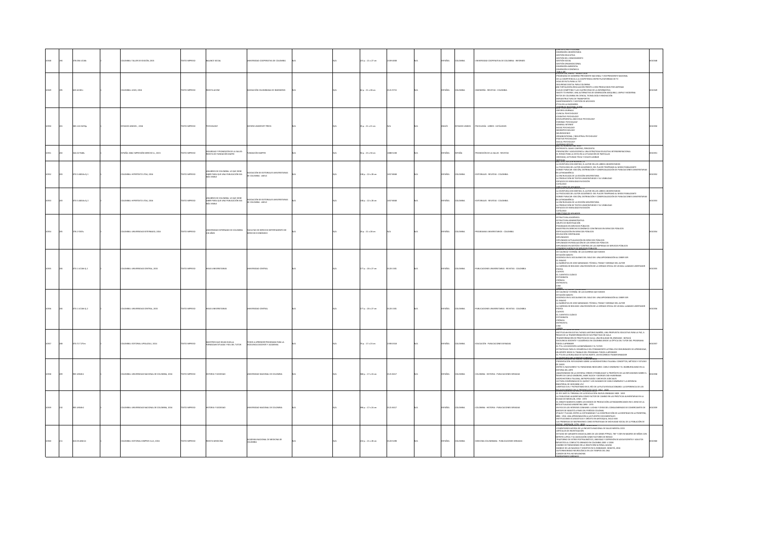| | | | | | | | | | | | | | | | | | | | |
|---|---|---|---|---|---|---|---|---|---|---|---|---|---|---|---|---|---|---|---|
| 10948 | 194 | 378.056 U58b | | 1 | COLOMBIA: TALLER DE EDICIÓN, 2015 | TEXTO IMPRESO | BALANCE SOCIAL | UNIVERSIDAD COOPERATIVA DE COLOMBIA | N/A | | N/A | 215 p. : 21 x 27 cm | 2539-4908 | N/A | ESPAÑOL | COLOMBIA | UNIVERSIDAD COOPERATIVA DE COLOMBIA - INFORMES | CONTEXTO INSTITUCIONAL<br>DIMENSIÓN UNIVERSITARIA<br>GESTIÓN EDUCATIVA<br>GESTIÓN DEL CONOCIMIENTO<br>GESTIÓN SOCIAL<br>GESTIÓN ORGANIZACIONAL<br>DIMENSIÓN AMBIENTAL<br>DIMENSIÓN ECONÓMICA<br>TABLA GRI | 0010948 |
| 10949 | 195 | 620 AC181r | | 1 | COLOMBIA: LEGIS, 2016 | TEXTO IMPRESO | REVISTA ACIEM | ASOCIACIÓN COLOMBIANA DE INGENIEROS | N/A | | N/A | 82 p. : 21 x 28 cm | 0123-9171 | N/A | ESPAÑOL | COLOMBIA | INGENIERÍA - REVISTAS - COLOMBIA | EDICIÓN 128 ENERO - MARZO 2016<br>PROGRAMA DE GOBIERNO PRESIDENTE NACIONAL Y VICEPRESIDENTE NACIONAL<br>DE LA COMPETENCIA A LA COOPETENCIA ENTRE PLATAFORMAS DE TV<br>HOJA DE RUTA PARA LA TDT<br>SEGURIDAD DIGITAL PARA COLOMBIA<br>ANE FORTALECERÁ REGULACIÓN FRENTE A CEM PRODUCIDOS POR ANTENAS<br>CLOUD COMPUTING Y LAS CUATRO ERAS DE LA INFORMÁTICA<br>WASTE TO ENERGY: UNA ALTERNATIVA DE GENERACIÓN ASEQUIBLE, LIMPIA Y MODERNA<br>RETOS DE COLOMBIA EN CIENCIA, TECNOLOGÍA E INNOVACIÓN<br>INFRAESTRUCTURA DE TRANSPORTES<br>MANTENIMIENTO Y GESTIÓN DE ARCHIVOS<br>ÉTICA EN LA INGENIERÍA<br>ASAMBLEA NACIONAL ACIEM | 0010949 |
| 10950 | 201 | 383.126 O619p | | 1 | ESTADOS UNIDOS: , 2016 | TEXTO IMPRESO | PSYCHOLOGY | OXFORD UNIVERSITY PRESS | N/A | | N/A | 35 p. : 21 x 21 cm | N/A | N/A | INGLÉS | ESTADOS UNIDOS | PSICOLOGÍA - LIBROS - CATÁLOGOS | OXFORD JOURNALS<br>CLINICAL PSYCHOLOGY<br>COGNITIVE PSYCHOLOGY<br>DEVELOPMENTAL AND CHILD PSYCHOLOGY<br>FORENSIC PSYCHOLOGY<br>GENERAL INTEREST<br>HEALTH PSYCHOLOGY<br>NEUROPSYCHOLOGY<br>NEUROSCIENCE<br>ORGANIZATIONAL / INDUSTRIAL PSYCHOLOGY<br>POSITIVE PSYCHOLOGY<br>SOCIAL PSYCHOLOGY<br>OXFORD ETHICS | 0010950 |
| 10951 | 202 | 344.02 F668s | | 1 | ESPAÑA: A&C IMPRESIÓN IBERICO S.L, 2015 | TEXTO IMPRESO | SEGURIDAD Y PROMOCIÓN DE LA SALUD: REVISTA DE FUNDACIÓN MAPFRE | FUNDACIÓN MAPFRE | N/A | | N/A | 50 p. : 23 x 30 cm | 1888-5438 | N/A | ESPAÑOL | ESPAÑA | PROMOCIÓN DE LA SALUD - REVISTAS | AÑO 35 / Nº 140 / 4º TRIMESTRE 2015<br>ENTREVISTA: DAVID CANTERO, PERIODISTA<br>PREVENCIÓN Y ADOLESCENCIA: UNA ESTRATEGIA EDUCATIVA INTERGENERACIONAL<br>EL RIESGO PARA LA VISTA EN LA UTILIZACIÓN DE PANTALLAS<br>OBESIDAD, ACTIVIDAD FÍSICA Y DOLOR LUMBAR<br>NOTICIAS | 0010951 |
| 10952 | 203 | 070.5 A881b Ej.1 | | 1 | COLOMBIA: HIPERTEXTO LTDA, 2016 | TEXTO IMPRESO | UN LIBROS DE COLOMBIA: LO QUE DEBE SABER PARA QUE UNA PUBLICACIÓN SEA MÁS VISIBLE | ASOCIACIÓN DE EDITORIALES UNIVERSITARIAS DE COLOMBIA - ASEUC | N/A | | N/A | 138 p. : 22 x 28 cm | 1657-8848 | N/A | ESPAÑOL | COLOMBIA | EDITORIALES - REVISTAS - COLOMBIA | UN LIBROS, EDICIÓN NÚMERO 20<br>LA ESCRITURA CON SENTIDO, EL AUTOR EN LOS LIBROS UNIVERSITARIOS<br>LA PSICOLOGÍA DEL AUTOR ACADÉMICO: DEL PLACER TEMPRANO AL MIEDO PARALIZANTE<br>DÓNDE PUBLICAR: EDICIÓN, DISTRIBUCIÓN Y COMERCIALIZACIÓN DE PUBLICACIONES UNIVERSITARIAS EN LATINOAMÉRICA<br>LA ENCRUCIJADA DE LA EDICIÓN UNIVERSITARIA<br>LA PRODUCCIÓN DE TEXTOS UNIVERSITARIOS Y SU VISIBILIDAD<br>ESPACIOS DE VISIBILIDAD EN EDICIÓN<br>CATÁLOGO<br>DIRECTORIO DE ASEUC | 0010952 |
| 10953 | 203 | 070.5 A881b Ej.2 | | 1 | COLOMBIA: HIPERTEXTO LTDA, 2016 | TEXTO IMPRESO | UN LIBROS DE COLOMBIA: LO QUE DEBE SABER PARA QUE UNA PUBLICACIÓN SEA MÁS VISIBLE | ASOCIACIÓN DE EDITORIALES UNIVERSITARIAS DE COLOMBIA - ASEUC | N/A | | N/A | 138 p. : 22 x 28 cm | 1657-8848 | N/A | ESPAÑOL | COLOMBIA | EDITORIALES - REVISTAS - COLOMBIA | UN LIBROS, EDICIÓN NÚMERO 20<br>LA ESCRITURA CON SENTIDO, EL AUTOR EN LOS LIBROS UNIVERSITARIOS<br>LA PSICOLOGÍA DEL AUTOR ACADÉMICO: DEL PLACER TEMPRANO AL MIEDO PARALIZANTE<br>DÓNDE PUBLICAR: EDICIÓN, DISTRIBUCIÓN Y COMERCIALIZACIÓN DE PUBLICACIONES UNIVERSITARIAS EN LATINOAMÉRICA<br>LA ENCRUCIJADA DE LA EDICIÓN UNIVERSITARIA<br>LA PRODUCCIÓN DE TEXTOS UNIVERSITARIOS Y SU VISIBILIDAD<br>ESPACIOS DE VISIBILIDAD EN EDICIÓN<br>CATÁLOGO<br>DIRECTORIO DE ASEUC | 0010953 |
| 10954 | 205 | 378.2 F287a | | 1 | COLOMBIA: UNIVERSIDAD EXTERNADO, 2016 | TEXTO IMPRESO | UNIVERSIDAD EXTERNADO DE COLOMBIA 130 AÑOS | FACULTAD DE DERECHO DEPARTAMENTO DE DERECHO ECONÓMICO | N/A | | N/A | 20 p. : 21 x 28 cm | N/A | N/A | ESPAÑOL | COLOMBIA | PROGRAMAS UNIVERSITARIOS - COLOMBIA | ESTRUCTURA ACADÉMICA<br>ESTRUCTURA ADMINISTRATIVA<br>GRUPOS DE INVESTIGACIÓN<br>POSGRADOS EN SERVICIOS PÚBLICOS<br>MAESTRÍA EN DERECHO ECONÓMICO CON ÉNFASIS EN SERVICIOS PÚBLICOS<br>ESPECIALIZACIÓN EN SERVICIOS PÚBLICOS<br>EDUCACIÓN CONTINUADA<br>DIPLOMADOS<br>DIPLOMADO ACTUALIZACIÓN EN SERVICIOS PÚBLICOS<br>DIPLOMADO EN REGULACIÓN DE LOS SERVICIOS PÚBLICOS<br>DIPLOMADO EN GESTIÓN Y CONTROL DE LAS EMPRESAS DE SERVICIOS PÚBLICOS<br>CONGRESO JURÍDICO DE SERVICIOS PÚBLICOS | 0010954 |
| 10955 | 206 | 070.1 U58h Ej.1 | | 1 | COLOMBIA: UNIVERSIDAD CENTRAL, 2015 | TEXTO IMPRESO | HOJAS UNIVERSITARIAS | UNIVERSIDAD CENTRAL | N/A | | N/A | 177 p. : 19 x 27 cm | 0120-1565 | N/A | ESPAÑOL | COLOMBIA | PUBLICACIONES UNIVERSITARIAS - REVISTAS - COLOMBIA | DE VALENCIA Y ESPAÑA: DE LAS GUERRAS QUE SOMOS<br>ESTACIÓN SABATO<br>DOCENCIA EN EL SOCIALISMO DEL SIGLO XXI: UNA APROXIMACIÓN AL DEBER SER<br>EL ENSAYO<br>LA NARRATIVA DE JOSÉ SARAMAGO: TÉCNICA, TEMAS Y MENSAJE DEL AUTOR<br>LA CARROZA DE BOLÍVAR: UNA REVISIÓN DE LA VERDAD OFICIAL DE UN MAL LLAMADO LIBERTADOR<br>POESÍA<br>CUENTO<br>EL CARPINTERO CLÁSICO<br>FOTOGRAFÍA<br>CRÓNICA<br>ENTREVISTA<br>CINE<br>LIBROS | 0010955 |
| 10956 | 206 | 070.1 U58h Ej.2 | | 1 | COLOMBIA: UNIVERSIDAD CENTRAL, 2015 | TEXTO IMPRESO | HOJAS UNIVERSITARIAS | UNIVERSIDAD CENTRAL | N/A | | N/A | 177 p. : 19 x 27 cm | 0120-1565 | N/A | ESPAÑOL | COLOMBIA | PUBLICACIONES UNIVERSITARIAS - REVISTAS - COLOMBIA | DE VALENCIA Y ESPAÑA: DE LAS GUERRAS QUE SOMOS<br>ESTACIÓN SABATO<br>DOCENCIA EN EL SOCIALISMO DEL SIGLO XXI: UNA APROXIMACIÓN AL DEBER SER<br>EL ENSAYO<br>LA NARRATIVA DE JOSÉ SARAMAGO: TÉCNICA, TEMAS Y MENSAJE DEL AUTOR<br>LA CARROZA DE BOLÍVAR: UNA REVISIÓN DE LA VERDAD OFICIAL DE UN MAL LLAMADO LIBERTADOR<br>POESÍA<br>CUENTO<br>EL CARPINTERO CLÁSICO<br>FOTOGRAFÍA<br>CRÓNICA<br>ENTREVISTA<br>CINE<br>LIBROS | 0010956 |
| 10957 | 208 | 370.71 T279m | | 1 | COLOMBIA: EDITORIAL LIPSA LTDA, 2014 | TEXTO IMPRESO | MAESTROS QUE DEJAN HUELLA: FORMACIÓN SITUADA Y ROL DEL TUTOR | TODOS A APRENDER PROGRAMA PARA LA EXCELENCIA DOCENTE Y ACADÉMICA | N/A | | N/A | 79 p. : 17 x 23 cm | 2390-0520 | N/A | ESPAÑOL | COLOMBIA | EDUCACIÓN - PUBLICACIONES SERIADAS | INSTITUCIÓN EDUCATIVA TÉCNICA ANTONIO NARIÑO, UNA PROPUESTA EDUCATIVA PARA LA PAZ, A TRAVÉS DE LA TRANSFORMACIÓN DE SUS PRÁCTICAS DE AULA<br>TRANSFORMACIÓN DE PRÁCTICAS DE AULA, UNA REALIDAD EN VENTAQUEMADA - BOYACÁ<br>EXCELENCIA DOCENTE Y ACADÉMICA EN COLOMBIA DESDE LA ÓPTICA DEL TUTOR DEL PROGRAMA TODOS A APRENDER<br>EL PTA: LOS DOCENTES ACOMPAÑADOS Y EL TUTOR<br>ESTRATEGIAS PARA EL DESARROLLO DEL PENSAMIENTO LATERAL EN COMUNIDADES DE APRENDIZAJE<br>BALMONTE: DESDE EL TRABAJO DEL PROGRAMA TODOS A APRENDER<br>EL PTA EN LA RURALIDAD DE SANTANDER NORTE: UN RECORRIDO TRANSFORMADOR | 0010957 |
| 10958 | 209 | 905 U58h4 | | 1 | COLOMBIA: UNIVERSIDAD NACIONAL DE COLOMBIA, 2016 | TEXTO IMPRESO | HISTORIA Y SOCIEDAD | UNIVERSIDAD NACIONAL DE COLOMBIA | N/A | | N/A | 388 p. : 17 x 24 cm | 0121-8417 | N/A | ESPAÑOL | COLOMBIA | COLOMBIA - HISTORIA - PUBLICACIONES SERIADAS | PRESENTACIÓN. REFLEXIONES SOBRE LA MICROHISTORIA ITALIANA: CONCEPTOS, MÉTODO Y ESTUDIOS DE CASOS<br>ENTRE EL NAZARENO Y EL PARADIGMA INDICIARIO: CARLO GINZBURG Y EL WARBURGIANO EN LA HISTORIA DEL ARTE<br>CUADERNO DE LA HISTORIA SOBRE LA POSIBILIDAD... A PROPÓSITO DE LAS REFLEXIONES SOBRE EL TIEMPO DE CARLO GINZBURG, MARC BLOCH Y GEORGES DIDI-HUBERMAN<br>MICROHISTORIA ITALIANA, ANTROPOLOGÍA Y ARCHIVOS JUDICIALES<br>LECTURA COMPARADA DE EL QUESO Y LOS GUSANOS DE CARLO GINZBURG Y LA HERENCIA INMATERIAL DE GIOVANNI LEVI<br>LIBERTAD CIVIL Y PATRIOTISMO EN EL RÍO DE LA PLATA REVOLUCIONARIO: LA EXPERIENCIA DE LOS ESCLAVOS NEGROS | 0010958 |
| 10959 | 210 | 905 U58h2 | | 1 | COLOMBIA: UNIVERSIDAD NACIONAL DE COLOMBIA, 2016 | TEXTO IMPRESO | HISTORIA Y SOCIEDAD | UNIVERSIDAD NACIONAL DE COLOMBIA | N/A | | N/A | 398 p. : 17 x 24 cm | 0121-8417 | N/A | ESPAÑOL | COLOMBIA | COLOMBIA - HISTORIA - PUBLICACIONES SERIADAS | EL REY ANTE EL TRIBUNAL DE LA REVOLUCIÓN: NUEVA GRANADA 1808 - 1819<br>LA PUBLICIDAD ALIMENTARIA COMO FACTOR DE CAMBIO EN LAS PRÁCTICAS ALIMENTARIAS EN LA CIUDAD DE MEDELLÍN, 1950 - 1970<br>EL DEBATE MARXISTA SOBRE LOS MODOS DE PRODUCCIÓN LATINOAMERICANOS EN EL SENO DE LA INTELECTUALIDAD ARGENTINA 1960 - 1973<br>EN POS DE LOS INTERESES COMUNES: LUCHAS Y CRISIS DEL CONSULADO DE COMERCIANTES DE SANTAFÉ DE BOGOTÁ A FINES DEL PERÍODO COLONIAL<br>INSTITUCIONES ECLESIÁSTICAS Y CRÉDITO EN ANTIOQUIA, SIGLO XVIII<br>LAS PROMESAS DE MATRIMONIO COMO ESTRATEGIA DE MOVILIDAD SOCIAL EN LA POBLACIÓN DE | 0010959 |
| 10960 | 211 | 610.05 A961r | | 1 | COLOMBIA: EDITORIAL KIMPRES S.A.S, 2016 | TEXTO IMPRESO | REVISTA MEDICINA | ACADEMIA NACIONAL DE MEDICINA DE COLOMBIA | N/A | | N/A | 210 p. : 21 x 28 cm | 0120-5498 | N/A | ESPAÑOL | COLOMBIA | MEDICINA COLOMBIANA - PUBLICACIONES SERIADAS | COMENTARIOS ACERCA DE LA ENCUESTA NACIONAL DE SALUD MENTAL 2015<br>ARTÍCULOS DE INVESTIGACIÓN<br>ESTUDIO DE VARIANTES MOLECULARES DE LOS GENES PTPN22, TNF Y VDR EN MADRES DE NIÑOS CON DIABETES TIPO 1 Y SU ASOCIACIÓN COMO FACTORES DE RIESGO<br>TRASTORNO DE ESTRÉS POSTRAUMÁTICO, ANSIEDAD Y DEPRESIÓN DE ADOLESCENTES Y ADULTOS EXPUESTOS AL CONFLICTO ARMADO EN COLOMBIA 2005 Y 2008<br>CAMBIO DE PARADIGMAS EN LA INSUFICIENCIA RENAL AGUDA<br>MANEJO DE LAS NÁUSEAS Y VÓMITOS EN EL EMBARAZO: BOGOTÁ, 2016<br>AUTONOMÍA MÉDICA EN RIESGO EN LOS TIEMPOS DEL ZIKA<br>CÁNCER DE PIEL NO MELANOMA<br>MARCAPASOS CARDIACO | 0010960 |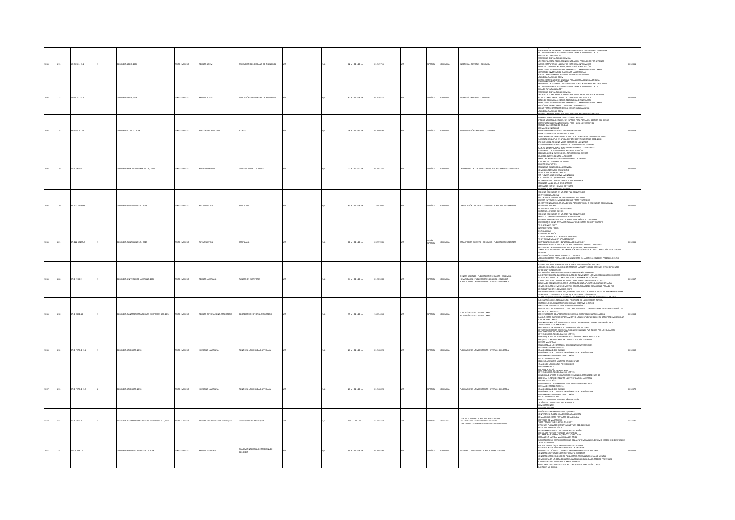| | | | | | | | | | | | | | | | | | |
|---|---|---|---|---|---|---|---|---|---|---|---|---|---|---|---|---|---|
| 10961 | 215 | 620.ACI81r Ej.1 | 1 | COLOMBIA: LEGIS, 2016 | TEXTO IMPRESO | REVISTA ACIEM | ASOCIACIÓN COLOMBIANA DE INGENIEROS | N/A | N/A | 62 p. : 21 x 28 cm | 0121-9715 | N/A | ESPAÑOL | COLOMBIA | INGENIERÍA - REVISTAS - COLOMBIA | PROGRAMA DE GOBIERNO PRESIDENTE NACIONAL Y VICEPRESIDENTE NACIONAL / DE LA COMPETENCIA A LA COOPETENCIA ENTRE PLATAFORMAS DE TV / HOJA DE RUTA PARA LA TDT / SEGURIDAD DIGITAL PARA COLOMBIA / ANE FORTALECERÁ REGULACIÓN FRENTE A OEM PRODUCIDOS POR ANTENAS / CLOUD COMPUTING Y LAS CUATRO ERAS DE LA INFORMÁTICA / RETOS DE COLOMBIA Y CIENCIA, TECNOLOGÍA E INNOVACIÓN / REDUCIR ACCIDENTALIDAD EN CARRETERAS, COMPROMISO DE COLOMBIA / GESTIÓN DE INVENTARIOS, CLAVE PARA LAS EMPRESAS / POR LA TRANSFORMACIÓN DE UNA MEJOR BUCARAMANGA / ASAMBLEA NACIONAL ACIEM / DIEZ RECOMENDACIONES SENCILLAS PARA AHORRAR ENERGÍA EN CASA | 00010961 |
| 10962 | 215 | 620.ACI81r Ej.2 | 1 | COLOMBIA: LEGIS, 2016 | TEXTO IMPRESO | REVISTA ACIEM | ASOCIACIÓN COLOMBIANA DE INGENIEROS | N/A | N/A | 62 p. : 21 x 28 cm | 0121-9715 | N/A | ESPAÑOL | COLOMBIA | INGENIERÍA - REVISTAS - COLOMBIA | PROGRAMA DE GOBIERNO PRESIDENTE NACIONAL Y VICEPRESIDENTE NACIONAL / DE LA COMPETENCIA A LA COOPETENCIA ENTRE PLATAFORMAS DE TV / HOJA DE RUTA PARA LA TDT / SEGURIDAD DIGITAL PARA COLOMBIA / ANE FORTALECERÁ REGULACIÓN FRENTE A OEM PRODUCIDOS POR ANTENAS / CLOUD COMPUTING Y LAS CUATRO ERAS DE LA INFORMÁTICA / RETOS DE COLOMBIA Y CIENCIA, TECNOLOGÍA E INNOVACIÓN / REDUCIR ACCIDENTALIDAD EN CARRETERAS, COMPROMISO DE COLOMBIA / GESTIÓN DE INVENTARIOS, CLAVE PARA LAS EMPRESAS / POR LA TRANSFORMACIÓN DE UNA MEJOR BUCARAMANGA / ASAMBLEA NACIONAL ACIEM / DIEZ RECOMENDACIONES SENCILLAS PARA AHORRAR ENERGÍA EN CASA | 00010962 |
| 10963 | 218 | 389.6059 IC17b | 2 | COLOMBIA: ICONTEC, 2016 | TEXTO IMPRESO | BOLETÍN INFORMATIVO | ICONTEC | N/A | N/A | 16 p. : 21 x 33 cm | 0120-0569 | N/A | ESPAÑOL | COLOMBIA | NORMALIZACIÓN - REVISTAS - COLOMBIA | UN ESPACIO PARA PENSAR EN GESTIÓN DEL RIESGO / IV FORO NACIONAL DE SALUD: UN ESPACIO PARA PENSAR EN GESTIÓN DEL RIESGO / MANUFACTURAS INFANTILES DA UN PASO HACIA NUEVOS RETOS / SIMPLEX S.A. EJEMPLO DE CALIDAD / FORMACIÓN EN RIESGO / UN DEPARTAMENTO DE CALIDAD POR TRADICIÓN / PRIMERAS CON RESPONSABILIDAD SOCIAL / ASOPORMEN: UN TRABAJO DE CALIDAD POR LA INFANCIA CON DISCAPACIDAD / ELECTRICAL DE QUIPUS EN ÁFRICA OBTIENE CERTIFICACIÓN ISO 9001: 2008 / NTC ISO 50001, POR UNA MEJOR GESTIÓN DE LA ENERGÍA / CÓMO CONTRIBUYEN LAS NORMAS A LAS ECONOMÍAS GLOBALES | 00010963 |
| 10964 | 219 | 056.1 UN38n | 1 | COLOMBIA: PRINTER COLOMBIA S.A.S., 2016 | TEXTO IMPRESO | NOTA UNIANDINA | UNIVERSIDAD DE LOS ANDES | N/A | N/A | 72 p. : 21 x 27 cm | 0124-9366 | N/A | ESPAÑOL | COLOMBIA | UNIVERSIDAD DE LOS ANDES - PUBLICACIONES SERIADAS - COLOMBIA | POSCONFLICTO POSTERGADO: NUEVA NEGOCIACIÓN / RECONCILIACIÓN: EL SUEÑO DE 4 ACTORES DE LA GUERRA / MUJERES, CLAVES CONTRA LA POBREZA / PREOCUPA NIVEL DE AUSENTISMO EN TALLERES DE PRENDAS / EL LIDERAZGO DE ... EN PLURAL / CARETA DE APUNTES / UNIANDINA GANA MEDALLA ... / CÓMO CONSERVAR EL USO ANDINO / VIAJE A JÚPITER EN 37 ÓRBITAS / SEA FLOWER, UNA RESERVA AMENAZADA / LOS CIENTÍFICOS QUE HICIERON LOVER / ESCLEROSIS MÚLTIPLE: LA GENÉTICA NOS FAVORECE / UNIANDES LANZA SELLO DISCOGRÁFICO / CERVANTES ERA UN HOMBRE DE TEATRO | 00010964 |
| 10965 | 220 | 371.122 S623Rn5 | 1 | COLOMBIA: SANTILLANA S.A., 2015 | TEXTO IMPRESO | RUTA MAESTRA | SANTILLANA | N/A | N/A | 60 p. : 21 x 28 cm | 2322-7036 | N/A | ESPAÑOL | COLOMBIA | CAPACITACIÓN DOCENTE - COLOMBIA - PUBLICACIONES SERIADAS | SOBRE LA EDUCACIÓN EN VALORES Y LA CONVIVENCIA / LA INTELIGENCIA SOCIAL / LA CONVIVENCIA ESCOLAR UNA PRIORIDAD NACIONAL / EDUCAR EN VALORES: MENOS DISCURSO Y MÁS TESTIMONIO / LA CONVIVENCIA ESCOLAR, UNA DEUDA PENDIENTE CON LA EDUCACIÓN COLOMBIANA / OBRAS SON AMORES / LA JAVERIADA VIRTUAL: CYBERBULLYING / NO TEMAS... PUEDES QUERER / SOBRE LA EDUCACIÓN EN VALORES Y LA CONVIVENCIA / PROYECTO GESTORES EN CONVIVENCIA ESCOLAR / INTERACCIÓN CONSTRUCTIVA: POSIBILIDAD Y PRÁCTICA DE VALORES / EDUCACIÓN 2.0 UNA INVITACIÓN PARA APRENDER MÁS, MEJOR Y DISTINTO | 00010965 |
| 10966 | 221 | 371.122 S623Rn5 | 1 | COLOMBIA: SANTILLANA S.A., 2015 | TEXTO IMPRESO | RUTA MAESTRA | SANTILLANA | N/A | N/A | 88 p. : 21 x 28 cm | 2322-7036 | N/A | INGLÉS ESPAÑOL | COLOMBIA | CAPACITACIÓN DOCENTE - COLOMBIA - PUBLICACIONES SERIADAS | WHY AND WHY NOT? / INTERCULTURAL FOCUS / BILINGUALISM / COLOMBIA BILINGÜE / A FRESH APPROACH TO BILINGUAL LEARNING / WHAT DO WE MEAN BY, SPEAK ENGLISH? / HOW CAN TECHNOLOGY HELP LANGUAGE LEARNING? / PERSONALIZING READING FOR STUDENTS LEARNING A FOREIGN LANGUAGE / CHALLENGES OF BILINGUAL EDUCATION IN THE COLOMBIAN CONTEXT / TERRITORIO NASNASDO: UNA EXPEDICIÓN PEDAGÓGICA POR LA RECUPERACIÓN DE LA LENGUA MATERNA / OBSERVACIONES NEURODESARROLLO INFANTIL / ¿CÓMO PODEMOS FORTALECER EL BILINGÜISMO EN JARDINES Y COLEGIOS PREESCOLARES NO BILINGÜES? | 00010966 |
| 10967 | 226 | 070.1 F288r | 1 | COLOMBIA: UNIVERSIDAD JAVERIANA, 2016 | TEXTO IMPRESO | REVISTA JAVERIANA | FUNDACIÓN ESCRITORES | N/A | N/A | 74 p. : 21 x 28 cm | 0120-3088 | N/A | ESPAÑOL | COLOMBIA | CIENCIAS SOCIALES - PUBLICACIONES SERIADAS - COLOMBIA / HUMANIDADES - PUBLICACIONES SERIADAS - COLOMBIA / PUBLICACIONES UNIVERSITARIAS - REVISTAS - COLOMBIA | COMERCIO JUSTO: PERSPECTIVAS Y POSIBILIDADES EN AMÉRICA LATINA / ¿COMERCIO JUSTO Y SOLIDARIO EN AMÉRICA LATINA? TENEMOS CAMINOS ENTRE DIFERENTES ENFOQUES Y EXPERIENCIAS / LOS DESAFÍOS DEL COMERCIO JUSTO Y LA ECONOMÍA SOLIDARIA / EL CONTEXTO LOCAL: EL COMERCIO JUSTO DE ALIMENTOS Y LOS MERCADOS AGROECOLÓGICOS / SISTEMA NACIONAL DE COMERCIO JUSTO: FUNDAMENTOS TEÓRICOS / EL POSCONFLICTO: UNA OPORTUNIDAD PARA IMPULSAR EL COMERCIO JUSTO / ESCUELA DE ECONOMÍA SOLIDARIA UNIMINUTO: UNA APUESTA SOLIDARIA POR LA PAZ / COMERCIO JUSTO Y EMPRENDIMIENTO: OPORTUNIDADES DE DESARROLLO PARA EL PAÍS / LA INICIATIVA POR EL COMERCIO JUSTO / LAS DIMENSIONES AMBIENTALES, RURALES Y SOCIALES DEL COMERCIO JUSTO: REFLEXIONES SOBRE SUS RETOS Y LOGROS DESDE EL ENFOQUE DE LA ECOLOGÍA INTEGRAL / GLOBAL Y LOS OBJETIVOS DE DESARROLLO SOSTENIBLE: UN COMPROMISO CON EL MUNDO | 00010967 |
| 10968 | 230 | 371.1 C394r18 | 1 | COLOMBIA: PANAMERICANA FORMAS E IMPRESOS SAS, 2014 | TEXTO IMPRESO | REVISTA INTERNACIONAL MAGISTERIO | COOPERATIVA EDITORIAL MAGISTERIO | N/A | N/A | 96 p. : 22 x 28 cm | 1692-4053 | N/A | ESPAÑOL | COLOMBIA | EDUCACIÓN - REVISTAS - COLOMBIA / PEDAGOGÍA - REVISTAS - COLOMBIA | EL DESARROLLO DEL PENSAMIENTO: PRIORIDAD DE LA EDUCACIÓN ACTUAL / UN MODELO DEL PENSAMIENTO REFLEXIVO, CREATIVO Y CRÍTICO / PENSAMIENTO CONCEPTUAL Y PENSAMIENTO CRÍTICO / DESARROLLO DEL PENSAMIENTO Y LA CREATIVIDAD DE LOS ESTUDIANTES MEDIANTE EL DISEÑO DE PRODUCTOS CREATIVOS / LAS ESTRATEGIAS DE APRENDIZAJE DESDE UNA DIDÁCTICA DESARROLLADORA / EL AULA COMO CULTURA DE PENSAMIENTO: UNA RESPUESTA POSIBLE ... ESCOLAR / EDUCAR PARA CREAR / EL PENSAMIENTO CRÍTICO REFLEXIVO COMO HERRAMIENTA PARA LA EDUCACIÓN DE LA COMPETENCIA SOCIOEMOCIONAL / PREMISAS SER: UN PASO HACIA LA INFORMACIÓN INTEGRAL / LA TRANSFORMACIÓN EDUCATIVA NO DA ESPERAS EN EL PAÍS: TODOS POR LA EDUCACIÓN | 00010968 |
| 10969 | 232 | 070.1 P979h Ej.1 | 1 | COLOMBIA: JAVEGRAF, 2016 | TEXTO IMPRESO | HOY EN LA JAVERIANA | PONTIFICIA UNIVERSIDAD JAVERIANA | N/A | N/A | 27 p. : 22 x 28 cm | 0121-6023 | N/A | ESPAÑOL | COLOMBIA | PUBLICACIONES UNIVERSITARIAS - REVISTAS - COLOMBIA | LA TECNOLOGÍA: POSIBILIDADES Y LÍMITES / HONGO QUE AFECTA A LOS ANFIBIOS ESTÁ EN COLOMBIA DESDE LOS 80 / PESQUISA, EL RETO DE RELATAR LA INVESTIGACIÓN JAVERIANA / NUEVAS MAESTRÍAS / UNA MIRADA A LA FORMACIÓN DE DOCENTES UNIVERSITARIOS / HUELLAS DE MATEO RICCI, S.J. / 18 AÑOS SONANDO EL CUENTO / ENSEÑANDO POR COLOMBIA: ENSEÑANDO POR UN PAÍS MEJOR / UN LLAMADO A CUIDAR LA CASA COMÚN / MEDIO AMBIENTE Y PAZ / REGRESO A SU ALMA MATER 50 AÑOS DESPUÉS / 15 AÑOS DE UNIVERSITAS PSYCHOLOGICA / NOMBRAMIENTOS / RESEÑAS BREVES | 00010969 |
| 10970 | 234 | 070.1 P979h Ej.2 | 1 | COLOMBIA: JAVEGRAF, 2016 | TEXTO IMPRESO | HOY EN LA JAVERIANA | PONTIFICIA UNIVERSIDAD JAVERIANA | N/A | N/A | 27 p. : 22 x 28 cm | 0121-6023 | N/A | ESPAÑOL | COLOMBIA | PUBLICACIONES UNIVERSITARIAS - REVISTAS - COLOMBIA | LA TECNOLOGÍA: POSIBILIDADES Y LÍMITES / HONGO QUE AFECTA A LOS ANFIBIOS ESTÁ EN COLOMBIA DESDE LOS 80 / PESQUISA, EL RETO DE RELATAR LA INVESTIGACIÓN JAVERIANA / NUEVAS MAESTRÍAS / UNA MIRADA A LA FORMACIÓN DE DOCENTES UNIVERSITARIOS / HUELLAS DE MATEO RICCI, S.J. / 18 AÑOS SONANDO EL CUENTO / ENSEÑANDO POR COLOMBIA: ENSEÑANDO POR UN PAÍS MEJOR / UN LLAMADO A CUIDAR LA CASA COMÚN / MEDIO AMBIENTE Y PAZ / REGRESO A SU ALMA MATER 50 AÑOS DESPUÉS / 15 AÑOS DE UNIVERSITAS PSYCHOLOGICA / NOMBRAMIENTOS / RESEÑAS BREVES | 00010970 |
| 10971 | 233 | 056.1 U51Ur | 1 | COLOMBIA: PANAMERICANA FORMAS E IMPRESOS S.A., 2015 | TEXTO IMPRESO | REVISTA UNIVERSIDAD DE ANTIOQUIA | UNIVERSIDAD DE ANTIOQUIA | N/A | N/A | 139 p. : 21 x 27 cm | 0120-2367 | N/A | ESPAÑOL | COLOMBIA | CIENCIAS SOCIALES - PUBLICACIONES SERIADAS / HUMANIDADES - PUBLICACIONES SERIADAS / LITERATURA COLOMBIANA - PUBLICACIONES SERIADAS | MINERICIDAS EN PREDIOS DE LA QUIMERA / CONFERENCIA, DUATE Y LA DEMOCRACIA LIBERAL / LA MARIPOSA COMO FANTASMA DE LA ORUGA / LAS VOCES DE MARRAKESH / VIDA Y MUERTE DEL SEÑOR T.S. ELIOT / ENTRE LOS PULGARES DE MONTAIGNE Y LOS DEDOS DE DALÍ / LA EVOLUCIÓN DE LA FÍSICA / LA ENFERMEDAD DESCONOCIDA DE RAFAEL NÚÑEZ / LAS BALAS Y OTROS TEMORES NOCTURNOS | 00010971 |
| 10972 | 234 | 610.05 AN61r | 1 | COLOMBIA: EDITORIAL KIMPRES S.A.S, 2016 | TEXTO IMPRESO | REVISTA MEDICINA | ACADEMIA NACIONAL DE MEDICINA DE COLOMBIA | N/A | N/A | 96 p. : 21 x 28 cm | 0120-5498 | N/A | ESPAÑOL | COLOMBIA | MEDICINA COLOMBIANA - PUBLICACIONES SERIADAS | EMBARAZO A LA VIDA, MAS HOLA A LOS AÑOS / IMPLICACIONES Y COSTO EFECTIVIDAD DEL ALTA TEMPRANA DEL BINOMIO MADRE-HIJO DESPUÉS DE UN PARTO NORMAL / CIRUGÍA ENDOSCÓPICA TRANSLUMINAL: ES POSIBLE / CUARENTA Y SEIS AÑOS EN LA HISTORIA DE UNA NARIZ / BASURA ELECTRÓNICA: CUANDO EL PROGRESO ENFERMA AL FUTURO / CONCEPTOS ACTUALES SOBRE NEFROPATÍA DIABÉTICA / CONCEPTOS MODERNOS SOBRE PSIQUIATRÍA, PSICOANÁLISIS Y SALUD MENTAL / LA MEDICINA EN LA OBRA DE GABRIEL GARCÍA MÁRQUEZ: GABO, MÉDICO FRUSTRADO / EL MISTERIO DEL ALIMENTO AL MEDICAMENTO / GUÍAS PRÁCTICAS PARA LOS LABORATORIOS DE BACTERIOLOGÍA CLÍNICA / EL CREO Y MI PALMA | 00010972 |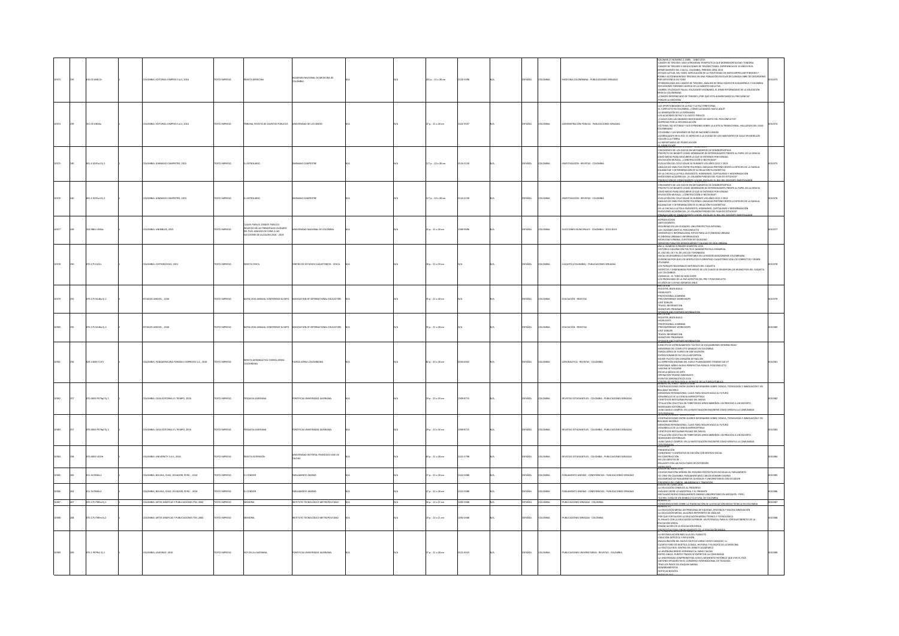| | | | | | | | | | | | | | | | | | | | |
|---|---|---|---|---|---|---|---|---|---|---|---|---|---|---|---|---|---|---|---|
| 103373 | 239 | 610.05 A865r | | 1 | COLOMBIA: EDITORIAL KIMPRES S.A.S, 2016 | TEXTO IMPRESO | REVISTA MEDICINA | ACADEMIA NACIONAL DE MEDICINA DE COLOMBIA | N/A | | N/A | 201 p. : 21 x 28 cm | 0120-5498 | N/A | ESPAÑOL | COLOMBIA | MEDICINA COLOMBIANA - PUBLICACIONES SERIADAS | VOLUMEN 37 NUMERO 2, ABRIL - JUNIO 2015 -CANCER DE TIROIDES MAS IATROGENIA TERAPEUTICA QUE MORBIMORTALIDAD TUMORAL -CANCER DE TIROIDES E INDICACIONES DE TIROIDECTOMÍA: EXPERIENCIA DE 10 AÑOS EN EL DEPARTAMENTO DEL CAUCA, COLOMBIA, PERIODO 2004-2013 -ESTADO ACTUAL DEL YODO: IMPLICACIÓN DE LA POSITIVIDAD DE ANTICUERPOS ANTITIROIDEOS Y POSIBLE AUTOINMUNIDAD TIROIDEA EN UNA POBLACIÓN ESCOLAR DECLARADA LIBRE DE DESORDENES POR DEFICIENCIA DE YODO -EPIDEMIOLOGÍA DEL CANCER DE TIROIDES: ANÁLISIS DE RESULTADOS EN SURAMÉRICA Y COLOMBIA -REFLEXIONES FORENSES ACERCA DE LA DIABETES MELLITUS -GABRIEL VELÁSQUEZ PALAU, EDUCADOR VISIONARIO, EL GRAN REFORMADOR DE LA EDUCACIÓN MÉDICA COLOMBIANA -¿CANCER DIFERENCIADO DE TIROIDES ¿POR QUÉ ESTÁ AUMENTANDO SU FRECUENCIA? -PENSAR LA MEDICINA | 103373 |
| 103374 | 239 | 351.05 A965a | | 1 | COLOMBIA: EDITORIAL KIMPRES S.A.S, 2016 | TEXTO IMPRESO | TRIBUNAL: REVISTA DE ASUNTOS PÚBLICOS | UNIVERSIDAD DE LOS ANDES | N/A | | N/A | 37 p. : 21 x 28 cm | 2322-9357 | N/A | ESPAÑOL | COLOMBIA | ADMINISTRACIÓN PÚBLICA - PUBLICACIONES SERIADAS | LAS OPORTUNIDADES DE LA PAZ Y LA PAZ TERRITORIAL -EL CONFLICTO EN COLOMBIA: ¿CÓMO LLEGAMOS HASTA AQUÍ? -LA GENERACIÓN DE LA ESPERANZA -LOS ACUERDOS DE PAZ Y EL GASTO PÚBLICO -¿CUÁLES SON LAS GRANDES NECESIDADES DE GASTO DEL POSCONFLICTO? -EMPRESAS POR LA RECONCILIACIÓN -VÍCTIMAS, NO VÍCTIMAS Y SUS OPINIONES SOBRE LA JUSTICIA TRANSICIONAL: HALLAZGOS DEL CASO COLOMBIANO -COLOMBIA Y LAS MISIONES DE PAZ DE NACIONES UNIDAS -ACORRALADOS EN EL RÍO: EL DERECHO A LA CIUDAD DE LOS HABITANTES DE CALLE EN MEDELLÍN -VOLVER A LA TIERRA -LA IMPORTANCIA DE PODER VOLVER -EL GRAN ESCAPE | 103374 |
| 103375 | 240 | 001.4 G291a1 Ej.1 | | 1 | COLOMBIA: GIMNASIO CAMPESTRE, 2015 | TEXTO IMPRESO | EL ASTROLABIO | GIMNASIO CAMPESTRE | N/A | | N/A | 117 p. : 22 x 28 cm | 0124-2156 | N/A | ESPAÑOL | COLOMBIA | INVESTIGACIÓN - REVISTAS - COLOMBIA | CRECIMIENTO DE LOS DISCOS EN METAMORFOS DE DENDROPSOPHUS -PROYECTO DE BIOARTE COMO GENERADOR DE INTERROGANTES FRENTE AL PAPEL DE LA CIENCIA COMO MEDIO PARA DESCUBRIR LO QUE SE ENTIENDE POR VERDAD -EDUCACIÓN MUSICAL: ¿CONSTRUCCIÓN O NECESIDAD? -EVOLUCIÓN DEL CICLO SOLAR 24 DURANTE LOS AÑOS 2012 Y 2013 -ANÁLISIS DE SIMILITUD ENTRE POLIPEROZOIDALES PERTENECIENTES A ESPECIES DE LA FAMILIA SOLANACEAE Y DETERMINACIÓN DE SU RELACIÓN FILOGENÉTICA -DE LA CHICHA A LA POLA EN BOGOTÁ: HIGIENISMO, CAPITALISMO Y MODERNIZACIÓN -EMOCIONES ACADÉMICAS: ¿EL ESLABÓN PERDIDO DEL PLAN DE ESTUDIOS? -CONSTRUCCIÓN DE CONOCIMIENTO A NIVEL ESCOLAR: EL ROL DEL DOCENTE INVESTIGADOR | 103375 |
| 103376 | 240 | 001.4 G291a1 Ej.2 | | 1 | COLOMBIA: GIMNASIO CAMPESTRE, 2015 | TEXTO IMPRESO | EL ASTROLABIO | GIMNASIO CAMPESTRE | N/A | | N/A | 117 p. : 22 x 28 cm | 0124-2156 | N/A | ESPAÑOL | COLOMBIA | INVESTIGACIÓN - REVISTAS - COLOMBIA | CRECIMIENTO DE LOS DISCOS EN METAMORFOS DE DENDROPSOPHUS -PROYECTO DE BIOARTE COMO GENERADOR DE INTERROGANTES FRENTE AL PAPEL DE LA CIENCIA COMO MEDIO PARA DESCUBRIR LO QUE SE ENTIENDE POR VERDAD -EDUCACIÓN MUSICAL: ¿CONSTRUCCIÓN O NECESIDAD? -EVOLUCIÓN DEL CICLO SOLAR 24 DURANTE LOS AÑOS 2012 Y 2013 -ANÁLISIS DE SIMILITUD ENTRE POLIPEROZOIDALES PERTENECIENTES A ESPECIES DE LA FAMILIA SOLANACEAE Y DETERMINACIÓN DE SU RELACIÓN FILOGENÉTICA -DE LA CHICHA A LA POLA EN BOGOTÁ: HIGIENISMO, CAPITALISMO Y MODERNIZACIÓN -EMOCIONES ACADÉMICAS: ¿EL ESLABÓN PERDIDO DEL PLAN DE ESTUDIOS? -CONSTRUCCIÓN DE CONOCIMIENTO A NIVEL ESCOLAR: EL ROL DEL DOCENTE INVESTIGADOR | 103376 |
| 103377 | 249 | 324.9861 U55a | | 1 | COLOMBIA: UNIBIBLOS, 2015 | TEXTO IMPRESO | CLAVES PARA EL DEBATE PÚBLICO: DESAFÍOS EN LAS PRINCIPALES CIUDADES DEL PAÍS: ANÁLISIS DE CARA A LAS ELECCIONES DE ALCALDES 2016 - 2019 | UNIVERSIDAD NACIONAL DE COLOMBIA | N/A | | N/A | 22 p. : 21 x 28 cm | 1909-9096 | N/A | ESPAÑOL | COLOMBIA | ELECCIONES MUNICIPALES - COLOMBIA - 2016-2019 | INTRODUCCIÓN -ANTECEDENTES -SEGURIDAD EN LAS CIUDADES: UNA PERSPECTIVA INTEGRAL -LAS CIUDADES ANTE EL POSCONFLICTO -DESEMPLEO E INFORMALIDAD: RETOS PARA LA ECONOMÍA URBANA -ECONOMÍA URBANA E INFORMALIDAD -MOVILIDAD URBANA, CUESTIÓN DE VOLUNTAD -ESPACIOS PÚBLICOS, SOSTENIBILIDAD Y CALIDAD DE VIDA URBANA | 103377 |
| 103378 | 250 | 070.175 C121r | | 1 | COLOMBIA: COPYGRAFICAS, 2015 | TEXTO IMPRESO | REVISTA CESCA | CENTRO DE ESTUDIOS CAQUETEÑOS - CESCA | N/A | | N/A | 28 p. : 21 x 29 cm | N/A | N/A | ESPAÑOL | COLOMBIA | CAQUETÁ (COLOMBIA) - PUBLICACIONES SERIADAS | AÑO 4, NÚMERO 8 PRIMER SEMESTRE 2015 -HISTÓRICA VALORACIÓN POLÍTICO ADMINISTRATIVA COMARCAL -EL USO DEL DE Y EL DEL EN LOS TOPÓNIMOS -HACIA UN DESARROLLO SUSTENTABLE EN LA REGIÓN AMAZONENSE COLOMBIANA -EVIDENCIAS POR QUE LOS GENTILICIOS FLORENTINO CAQUETENSE SON LOS CORRECTOS Y DEBEN UTILIZARSE -LOS PARQUES NACIONALES NATURALES DEL CAQUETÁ -DECRETOS Y ORDENANZAS POR MEDIO DE LOS CUALES SE ERIGIERON LOS MUNICIPIOS DEL CAQUETÁ -LAS COLONIAS -VIVENCIAS: EL TORO DE DON CHEPE -LOS PROBLEMAS DE LA PAZ ASPECTOS DEL PRE Y POSCONFLICTO -45 AÑOS DE LUCHAS AGRARIAS ANUC | 103378 |
| 103379 | 255 | 070.175 N148a Ej.1 | | 2 | ESTADOS UNIDOS: , 2016 | TEXTO IMPRESO | NAFSA 2016 ANNUAL CONFERENCE & EXPO | ASSOCIATION OF INTERNATIONAL EDUCATORS | N/A | | N/A | 35 p. : 21 x 28 cm | N/A | N/A | ESPAÑOL | COLOMBIA | EDUCACIÓN - REVISTAS | WELCOME -REGISTER, BOOK BUILD -HIGHLIGHTS -PROFESSIONAL LEARNING -PRECONFERENCE WORKSHOPS -VISIT DENVER -TRAVEL INFORMATION -SIGNATURE PROGRAMS -SPONSOR AND PARTNER INFORMATION | 103379 |
| 103380 | 255 | 070.175 N148a Ej.2 | | 2 | ESTADOS UNIDOS: , 2016 | TEXTO IMPRESO | NAFSA 2016 ANNUAL CONFERENCE & EXPO | ASSOCIATION OF INTERNATIONAL EDUCATORS | N/A | | N/A | 35 p. : 21 x 28 cm | N/A | N/A | ESPAÑOL | COLOMBIA | EDUCACIÓN - REVISTAS | WELCOME -REGISTER, BOOK BUILD -HIGHLIGHTS -PROFESSIONAL LEARNING -PRECONFERENCE WORKSHOPS -VISIT DENVER -TRAVEL INFORMATION -SIGNATURE PROGRAMS -SPONSOR AND PARTNER INFORMATION | 103380 |
| 103381 | 256 | 629.13005 F157r | | 1 | COLOMBIA: PANAMERICANA FORMAS E IMPRESOS S.A., 2016 | TEXTO IMPRESO | REVISTA AERONÁUTICA FUERZA AÉREA COLOMBIANA | FUERZA AÉREA COLOMBIANA | N/A | | N/A | 82 p. : 20 x 28 cm | 0036-6942 | N/A | ESPAÑOL | COLOMBIA | AERONÁUTICA - REVISTAS - COLOMBIA | EJERCICIO DE ENTRENAMIENTO TÁCTICO DE ESCUADRONES INFIERNO ROJO -MEMORIAS DEL CONFLICTO ARMADO EN COLOMBIA -DANZA AÉREA DE FLORES EN SAN VALENTÍN -EXPEDICIONARIOS FAC EN LA ANTÁRTIDA -MUJER PILOTO CON CORAZÓN DE HALCÓN -LA EXPRESIÓN MÁXIMA DEL VUELO PLANEADORES STEMME S10 VT -PERSONAS: AÉREO NUEVA PERSPECTIVA PARA EL POSCONFLICTO -LAGUNA DE FUQUENE -ESCUELA BÁSICA DE ARTS -OPERACIÓN TRUENO INMEDIATO -EVENTOS AERONÁUTICOS 2016 -CENTRO DE LECTURA PARA EL SERVICIO DE LA FUERZA PÚBLICA | 103381 |
| 103382 | 257 | 070.4833 P979p2 Ej.1 | | 1 | COLOMBIA: CASA EDITORIAL EL TIEMPO, 2016 | TEXTO IMPRESO | PESQUISA JAVERIANA | PONTIFICIA UNIVERSIDAD JAVERIANA | N/A | | N/A | 19 p. : 25 x 50 cm | 1909-8715 | N/A | ESPAÑOL | COLOMBIA | REVISTAS ESTUDIANTILES - COLOMBIA - PUBLICACIONES SERIADAS | NÚMERO 35 - MARZO 2016 -CONTRADICCIONES ENTRE QUERER INFORMARSE SOBRE CIENCIA, TECNOLOGÍA E INNOVACIÓN Y EN REALIDAD HACERLO -MEMORIAS REPARADORAS, CLAVE PARA SEGUIR HACIA EL FUTURO -DESARROLLO DE LA CIENCIA BIOPERCEPTIBLE -CIENTÍFICOS RESTAURAN PAISAJE DEL NEUSA -TITULACIÓN COLECTIVA EN TERRITORIOS AFROCOLOMBIANOS: UN PROCESO A UN INCIERTO -NOVEDADES EDITORIALES -JUAN CAMILO CAMPOS: EN LA INVESTIGACIÓN ENCONTRÉ CÓMO SERVIR A LA COMUNIDAD -TOTAL PESQUISA | 103382 |
| 103383 | 257 | 070.4833 P979p2 Ej.2 | | 1 | COLOMBIA: CASA EDITORIAL EL TIEMPO, 2016 | TEXTO IMPRESO | PESQUISA JAVERIANA | PONTIFICIA UNIVERSIDAD JAVERIANA | N/A | | N/A | 19 p. : 25 x 50 cm | 1909-8715 | N/A | ESPAÑOL | COLOMBIA | REVISTAS ESTUDIANTILES - COLOMBIA - PUBLICACIONES SERIADAS | NÚMERO 35 - MARZO 2016 -CONTRADICCIONES ENTRE QUERER INFORMARSE SOBRE CIENCIA, TECNOLOGÍA E INNOVACIÓN Y EN REALIDAD HACERLO -MEMORIAS REPARADORAS, CLAVE PARA SEGUIR HACIA EL FUTURO -DESARROLLO DE LA CIENCIA BIOPERCEPTIBLE -CIENTÍFICOS RESTAURAN PAISAJE DEL NEUSA -TITULACIÓN COLECTIVA EN TERRITORIOS AFROCOLOMBIANOS: UN PROCESO A UN INCIERTO -NOVEDADES EDITORIALES -JUAN CAMILO CAMPOS: EN LA INVESTIGACIÓN ENCONTRÉ CÓMO SERVIR A LA COMUNIDAD -TOTAL PESQUISA | 103383 |
| 103384 | 258 | 070.4833 U31h | | 1 | COLOMBIA: UNIVERSITY S.A.S., 2016 | TEXTO IMPRESO | REVISTA EXTENSIÓN | UNIVERSIDAD DISTRITAL FRANCISCO JOSÉ DE CALDAS | N/A | | N/A | 60 p. : 21 x 28 cm | 2422-2798 | N/A | ESPAÑOL | COLOMBIA | REVISTAS ESTUDIANTILES - COLOMBIA - PUBLICACIONES SERIADAS | EDITORIAL -PRESENTACIÓN -CONVENIOS Y CONTRATOS DE EDICIÓN CON SENTIDO SOCIAL -EN CONSTRUCCIÓN -EN LOS ZAPATOS DE... -ENLAZATE CON LAS FACULTADES DE EXTENSIÓN -PUBLICIDAD | 103384 |
| 103385 | 263 | 011.34 P898c1 | | 1 | COLOMBIA, BOLIVIA, CHILE, ECUADOR, PERÚ: , 2016 | TEXTO IMPRESO | EL CÓNDOR | PARLAMENTO ANDINO | N/A | | N/A | 27 p. : 22 x 28 cm | 2322-9988 | N/A | ESPAÑOL | COLOMBIA | PARLAMENTO ANDINO - CONFERENCIAS - PUBLICACIONES SERIADAS | EDICIÓN 38, MARZO 2016 -COLEGIO NUESTRA SEÑORA DEL ROSARIO PARTICIPA EN ESCUELAS AL PARLAMENTO -YO CREO EN COLOMBIA: PARLAMENTARIO CARLOS EDWARD OSORIO -SOLIDARIDAD DE PARLAMENTOS JUVENILES Y UNIVERSITARIOS CON ECUADOR -COLOMBIA: ORQUÍDEAS Y TRADICIÓN | 103385 |
| 103386 | 264 | 011.34 P898c2 | | 1 | COLOMBIA, BOLIVIA, CHILE, ECUADOR, PERÚ: , 2016 | TEXTO IMPRESO | EL CÓNDOR | PARLAMENTO ANDINO | N/A | | N/A | 27 p. : 22 x 28 cm | 2322-9988 | N/A | ESPAÑOL | COLOMBIA | PARLAMENTO ANDINO - CONFERENCIAS - PUBLICACIONES SERIADAS | EDICIÓN 39, JUNIO 2016 -LA EDUCACIÓN CONDUCE AL PROGRESO -COLEGIO ENTRE LO ANCESTRAL Y EL PRESENTE -INSTALADO NUEVO PARLAMENTO ANDINO UNIVERSITARIO EN AREQUIPA - PERÚ -TUCHÍN, CUNA DE UN SÍMBOLO CULTURAL DE COLOMBIA | 103386 |
| 103387 | 267 | 070.175 T989m Ej.1 | | 1 | COLOMBIA: ARTES GRÁFICAS Y PUBLICACIONES ITM, 2004 | TEXTO IMPRESO | MEMORIA | INSTITUTO TECNOLÓGICO METROPOLITANO | N/A | | N/A | 18 p. : 14 x 21 cm | 1692-0368 | N/A | ESPAÑOL | COLOMBIA | PUBLICACIONES SERIADAS - COLOMBIA | NÚMERO 12 -CONSIDERACIONES SOBRE LA FINANCIACIÓN DE LA EDUCACIÓN MEDIA TÉCNICA EN COLOMBIA | 103387 |
| 103388 | 268 | 070.175 T989m Ej.2 | | 1 | COLOMBIA: ARTES GRÁFICAS Y PUBLICACIONES ITM, 2004 | TEXTO IMPRESO | MEMORIA | INSTITUTO TECNOLÓGICO METROPOLITANO | N/A | | N/A | 18 p. : 14 x 21 cm | 1692-0368 | N/A | ESPAÑOL | COLOMBIA | PUBLICACIONES SERIADAS - COLOMBIA | NÚMERO 13 -LA EDUCACIÓN MEDIA UN PROBLEMA DE EQUIDAD, EFICIENCIA Y HACIA INNOVACIÓN -LA EDUCACIÓN MEDIA: ALGUNOS REFERENTES DE ANÁLISIS -POR QUÉ FORTALECER LA EDUCACIÓN MEDIA TÉCNICA Y TECNOLÓGICA -EL ENLACE CON LA EDUCACIÓN SUPERIOR: UN POTENCIAL PARA EL FORTALECIMIENTO DE LA EDUCACIÓN MEDIA -FINANCIACIÓN DE LA EDUCACIÓN MEDIA -PROPUESTAS PARA EL FORTALECIMIENTO DE LA EDUCACIÓN MEDIA | 103388 |
| 103389 | 269 | 070.1 P878h Ej.1 | | 1 | COLOMBIA: JAVEGRAF, 2016 | TEXTO IMPRESO | HOY EN LA JAVERIANA | PONTIFICIA UNIVERSIDAD JAVERIANA | N/A | | N/A | 27 p. : 22 x 28 cm | 0125-4023 | N/A | ESPAÑOL | COLOMBIA | PUBLICACIONES UNIVERSITARIAS - REVISTAS - COLOMBIA | LA RECONCILIACIÓN MÁS ALLÁ DEL PLEBISCITO -CREACIÓN ARTÍSTICA Y REFLEXIÓN -INAUGURACIÓN DEL NUEVO EDIFICIO JORGE HOYOS VÁSQUEZ, S.J. -CUARTO FORO DE BIOÉTICA CLÍNICA, HISTORIA Y FILOSOFÍA DE LA MEDICINA -LA POLÍTICA EN EL CENTRO DEL DEBATE ACADÉMICO -LA JAVERIANA RINDE HOMENAJE AL SABIO CALDAS -ENTRE LÍNEAS, PUNTOS Y TRAZOS SE ENTRETEJE LA COMUNIDAD -LA UNIVERSIDAD COMPROMETIDA CON EL MOMENTO HISTÓRICO QUE VIVE EL PAÍS -ANTONIO SPADARO EN EL CONGRESO INTERNACIONAL DE TEOLOGÍA -TRAS LOS PASOS DE JOAQUÍN SABINA -NOMBRAMIENTOS -NOTICIAS BOGOTÁ -NOTICIAS CALI | 103389 |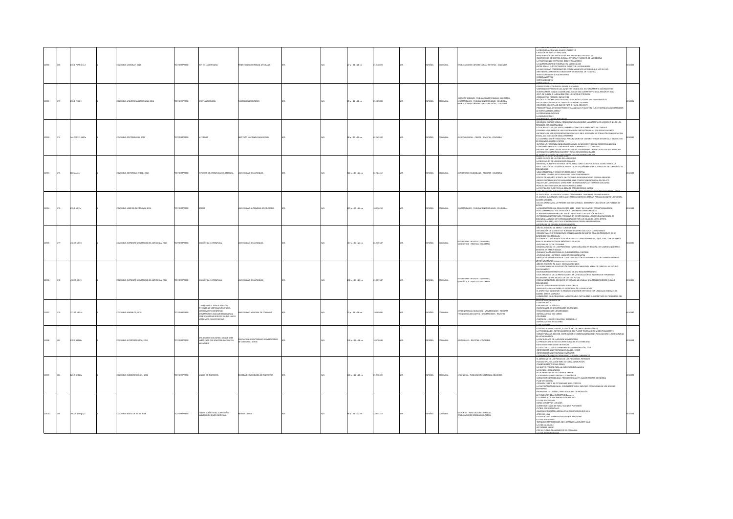| | | | | | | | | | | | | | | | | | | | | |
|---|---|---|---|---|---|---|---|---|---|---|---|---|---|---|---|---|---|---|---|---|
| 10990 | 269 | 070.1 P878H Ej.2 | | 1 | | COLOMBIA: JAVEGRAF, 2016 | TEXTO IMPRESO | HOY EN LA JAVERIANA | PONTIFICIA UNIVERSIDAD JAVERIANA | N/A | | N/A | 27 p. : 21 x 28 cm | 0121-0025 | N/A | ESPAÑOL | COLOMBIA | PUBLICACIONES UNIVERSITARIAS - REVISTAS - COLOMBIA | LA RECONCILIACIÓN MÁS ALLÁ DEL PLEBISCITO<br>CREACIÓN ARTÍSTICA Y REFLEXIÓN<br>INAUGURACIÓN DEL NUEVO EDIFICIO JORGE HOYOS VÁSQUEZ, S.J.<br>CUARTO FORO DE BIOÉTICA, CIENCIA, HISTORIA Y FILOSOFÍA DE LA MEDICINA<br>LA POLÍTICA EN EL CENTRO DEL DEBATE ACADÉMICO<br>LA JAVERIANA RINDIÓ HOMENAJE AL SABIO CALDAS<br>ENTRE LÍNEAS, PUNTOS Y TRAZOS SE EXPRESA LA COMUNIDAD<br>LA UNIVERSIDAD COMPROMETIDA CON EL MOMENTO HISTÓRICO QUE VIVE EL PAÍS<br>ANTONIO SPADARO EN EL CONGRESO INTERNACIONAL DE TEOLOGÍA<br>TRAS LOS PASOS DE JOAQUÍN SABINA<br>NOMBRAMIENTOS<br>NOTICIAS BOGOTÁ | 0010990 |
| 10991 | 272 | 070.1 R388R | | 1 | | COLOMBIA: UNIVERSIDAD JAVERIANA, 2016 | TEXTO IMPRESO | REVISTA JAVERIANA | FUNDACIÓN ESCRITORES | N/A | | N/A | 78 p. : 22 x 28 cm | 0120-3088 | N/A | ESPAÑOL | COLOMBIA | CIENCIAS SOCIALES - PUBLICACIONES SERIADAS - COLOMBIA<br>HUMANIDADES - PUBLICACIONES SERIADAS - COLOMBIA<br>PUBLICACIONES UNIVERSITARIAS - REVISTAS - COLOMBIA | PERSPECTIVAS ECONÓMICAS FRENTE AL CAMBIO<br>VENTANA DE OPINIÓN DE LAS EMPRESAS E INDUSTRIA: HISTÓRICAMENTE MÁS INCIDENTES<br>NUESTRA META ES QUE COLOMBIA SEA EL PAÍS MÁS COMPETITIVO DE LA REGIÓN EN 2032<br>2017: DE VUELTA A LA REALIDAD TRAS LA EUFORIA PETROLERA<br>CRECIMIENTO, PRECIOS E IMPUESTOS<br>POLÍTICA ECONÓMICA EN COLOMBIA: RESPUESTAS LOCALES A RETOS MUNDIALES<br>MITOS Y REALIDADES DE LA TASA DE CAMBIO EN COLOMBIA<br>COLOMBIA: VOLVER A LO BÁSICO PARA IR HACIA ADELANTE<br>PRODUCTIVIDAD, APUESTAS PRODUCTIVAS LOCALES Y CLÚSTERS: ¿LA ESTRATEGIA PARA FORTALECER LA EMPRESA EN COLOMBIA?<br>LA PRIMERA DELINCUENCIA<br>LA MANO INVISIBLE | 0010991 |
| 10992 | 274 | 344.079111 N37a | | 1 | | COLOMBIA: EDITORIAL INCI, 2009 | TEXTO IMPRESO | ALTERIDAD | INSTITUTO NACIONAL PARA CIEGOS | N/A | | N/A | 98 p. : 21 x 20 cm | 0126-5392 | N/A | ESPAÑOL | COLOMBIA | DERECHO SOCIAL - CIEGOS - REVISTAS - COLOMBIA | IGUALDAD Y JUSTICIA SOCIAL: CONDICIONES PARA LOGRAR LA GARANTÍA DE LOS DERECHOS DE LAS PERSONAS CON DISCAPACIDAD<br>LA SOCIEDAD ES LA QUE LIMITA: CONVERSACIÓN CON EL PRESIDENTE DE CONADIV<br>DESARROLLO HUMANO DE LAS PERSONAS CON LIMITACIÓN VISUAL POR DEPARTAMENTOS<br>INCIDENCIA DE LAS REPRESENTACIONES SOCIALES EN EL ACCESO DE LA POBLACIÓN CON LIMITACIÓN VISUAL A LA EDUCACIÓN BÁSICA PRIMARIA<br>LA COOPERACIÓN INTERNACIONAL PARA EL LOGRO DE LOS OBJETIVOS DE DESARROLLO DEL MILENIO EN COLOMBIA: LOGROS Y RETOS<br>SUPERAR LA PROFUNDA INEQUIDAD REGIONAL, EL MAYOR RETO DE LA DESCENTRALIZACIÓN<br>LA RESPONSABILIDAD DESDE LA DIFERENCIA PARA SUMARNOS A LO COLECTIVO<br>HACIA EL GOCE EFECTIVO DE LOS DERECHOS DE LAS PERSONAS DESPLAZADAS CON DISCAPACIDADES<br>JUSTICIA DE GÉNERO PARA MUJERES Y NIÑAS CON DISCAPACIDADES | 0010992 |
| 10993 | 275 | 860.4 A51e | | 1 | | COLOMBIA: EDITORIAL L. VIECO, 2016 | TEXTO IMPRESO | ESTUDIOS DE LITERATURA COLOMBIANA | UNIVERSIDAD DE ANTIOQUIA | N/A | | N/A | 186 p. : 17 x 24 cm | 0123-4412 | N/A | ESPAÑOL | COLOMBIA | LITERATURA COLOMBIANA - REVISTAS - COLOMBIA | SABOR Y DOLOR EN LA CEIBA DE LA MEMORIA<br>LA RESTAURACIÓN DE LOS DIOSES EN CHAMBÚ<br>MEMORIA, DUELO Y RESISTENCIA EN PALABRAS COMO CUERPOS DE SAÚL GÓMEZ MANTILLA<br>EN EL CORAZÓN DE LA AMÉRICA VIRGEN DE JULIO QUIÑONES: UNA ALTERNATIVA EN LA NOVELÍSTICA COLOMBIANA<br>VIDA INTELECTUAL Y ENSAYO EN REYES, SOLAR Y CORPAL<br>GUTIÉRREZ E ISAACS: DOS FORMAS DEL ENSAYO INDIGENISTA<br>POETAS DE LOS AÑOS SETENTA EN COLOMBIA: DENOMINACIONES Y SINGULARIDADES<br>ANDRÉS CAICEDO CUENTISTA KAMIKAZE: UNA CONCEPCIÓN ENDÓGENA DEL RELATO<br>ARQUETIPOS COLONIALES: LITERATURA E HISTORIOGRAFÍA LITERARIA DE COLOMBIA<br>ROMERO RUEDA EN SUS PROPIAS PALABRAS<br>LA POÉTICA DEL CUERPO EN LA OBRA DE CARMEN CECILIA SUÁREZ | 0010993 |
| 10994 | 276 | 070.1 U51e | | 1 | | COLOMBIA: LIBRERÍA AUTÓNOMA, 2014 | TEXTO IMPRESO | GRAFÍA | UNIVERSIDAD AUTÓNOMA DE COLOMBIA | N/A | | N/A | 205 p. : 21 x 24 cm | 1692-6250 | N/A | ESPAÑOL | COLOMBIA | HUMANIDADES - PUBLICACIONES SERIADAS - COLOMBIA | EL SENTIDO DE LA MUERTE Y LA CRUELDAD DURANTE LA PRIMERA GUERRA MUNDIAL<br>EL MUNDO AL INSTANTE: NOTICIAS DE PRENSA SOBRE COLOMBIA Y PANAMÁ DURANTE LA PRIMERA GUERRA MUNDIAL<br>DEL COLONIALISMO A LA PRIMERA GUERRA MUNDIAL: (RE)ESTRUCTURACIÓN DE LOS PUEBLOS DE ÁFRICA<br>LA MIGRACIÓN POR LA GRAN GUERRA 1914 - 1918 Y SU RELACIÓN CON LATINOAMÉRICA<br>ROSA LUXEMBURGO Y LA OPOSICIÓN A LA PRIMERA GUERRA MUNDIAL<br>EL PARADIGMA MODERNO DEL DISEÑO INDUSTRIAL Y LA CREACIÓN ARTÍSTICA<br>EXPERIENCIA UNIVERSITARIA Y FORMACIÓN CIENTÍFICA EN LA UNIVERSIDAD NACIONAL DE COLOMBIA: ANÁLISIS DE TEXTOS ELABORADOS POR LUIS EDUARDO NIETO ARTETA<br>SENSACIONALISMO, JUSTICIA Y GOBIERNO EN LA PRENSA NEOGRANADINA<br>HISTORIA DE LA PRIMERA GUERRA MUNDIAL | 0010994 |
| 10995 | 277 | 410.05 U51L1 | | 1 | | COLOMBIA: IMPRENTA UNIVERSIDAD DE ANTIOQUIA, 2016 | TEXTO IMPRESO | LINGÜÍSTICA Y LITERATURA | UNIVERSIDAD DE ANTIOQUIA | N/A | | N/A | 317 p. : 17 x 24 cm | 0120-5587 | N/A | ESPAÑOL | COLOMBIA | LITERATURA - REVISTAS - COLOMBIA<br>LINGÜÍSTICA - REVISTAS - COLOMBIA | AÑO 37, NÚMERO 69, ENERO - JUNIO DE 2016<br>ENTONACIÓN DE MANDATOS Y RUEGOS EN CUATRO DIALECTOS COLOMBIANOS<br>OSCILANTES: INTERROGATIVAS CON EXPANSIÓN EN SUJETO. ANÁLISIS PROSÓDICO DE UN INFORMANTE DE MEDELLÍN<br>ALTERNANCIA CONSONÁNTICA CH - RR Y SUFIJOS CLASIFICADORES: -CA, -QUE, -CHA, -CHE. CRITERIOS PARA LA IDENTIFICACIÓN DE PRÉSTAMOS MUISCAS<br>DINÁMICA SOCIAL EN LA EXPRESIÓN DE IMPERSONALIDAD EN BOGOTÁ: UN CAMBIO LINGÜÍSTICO EN TRES PERIODOS<br>ONOMÁSTICA MUISCA EN CUNDINAMARCA Y BOYACÁ<br>APUNTACIONES HISTÓRICO - LINGÜÍSTICAS SOBRE BATEA<br>ANÁLISIS DE LOS MECANISMOS COGNITIVOS DEL LÉXICO DISPONIBLE DE UN CUERPO HUMANO | 0010995 |
| 10996 | 278 | 410.05 U51L1 | | 1 | | COLOMBIA: IMPRENTA UNIVERSIDAD DE ANTIOQUIA, 2016 | TEXTO IMPRESO | LINGÜÍSTICA Y LITERATURA | UNIVERSIDAD DE ANTIOQUIA | N/A | | N/A | 258 p. : 17 x 24 cm | 0120-5587 | N/A | ESPAÑOL | COLOMBIA | LITERATURA - REVISTAS - COLOMBIA<br>LINGÜÍSTICA - REVISTAS - COLOMBIA | AÑO 37, NÚMERO 70, JULIO - DICIEMBRE DE 2016<br>LA VARIACIÓN DE LA R EN POSICIÓN FINAL DE PALABRA EN EL HABLA DE CARACAS: UN ESTUDIO SOCIOFONÉTICO<br>MARCADORES DISCURSIVOS EN EL BLOG DE JOSÉ RAMÓN FERNÁNDEZ<br>USOS ERRÓNEOS DE LAS PREPOSICIONES EN LA REDACCIÓN DE ALUMNOS DE TERCERO DE SECUNDARIA EN UNA ESCUELA DE SAN LUIS POTOSÍ<br>DOCUMENTACIÓN DE ARCHIVO E HISTORIA DE LA LENGUA: UNA REFLEXIÓN DESDE EL CASO COLOMBIANO<br>ELUCIDIO Y SUPERVIVENCIA EN EL POSIBLE BALDÍ<br>JAIME ARDILA CASAMITJANA: LA ESTRATEGIA DE LA SIMULACIÓN<br>EL MONSTRUO INOCENTE: EL ÁNGEL DE UN SEÑOR MUY VIEJO CON UNAS ALAS ENORMES DE GABRIEL GARCÍA MÁRQUEZ<br>HUMANISMO Y COLONIALISMO: LA POÉTICA DEL CAPITALISMO EUROCÉNTRICO EN TRES OBRAS DEL | 0010996 |
| 10997 | 279 | 372.35 U51c | | 1 | | COLOMBIA: UNIBIBLOS, 2010 | TEXTO IMPRESO | CLAVES PARA EL DEBATE PÚBLICO: INTERNET, LA VENTANA INFINITA DEL CONOCIMIENTO CIENTÍFICO: UNIVERSIDADES COLOMBIANAS GANAN VISIBILIDAD EN LA RED CON SU QUE HACER ACADÉMICO E INVESTIGATIVO | UNIVERSIDAD NACIONAL DE COLOMBIA | N/A | | N/A | 25 p. : 21 x 28 cm | 1909-9096 | N/A | ESPAÑOL | COLOMBIA | INTERNET EN LA EDUCACIÓN - UNIVERSIDADES - REVISTAS<br>TECNOLOGÍA EDUCATIVA - UNIVERSIDADES - REVISTAS | LA RED MUNDIAL<br>UNA MIRADA ESTADÍSTICA<br>RANKING WEB DE UNIVERSIDADES DEL MUNDO<br>RESULTADOS DE LAS UNIVERSIDADES<br>AMÉRICA LATINA Y EL CARIBE<br>COLOMBIA<br>CENTRO DE I+D INVESTIGACIÓN Y DESARROLLO<br>AMÉRICA LATINA Y COLOMBIA<br>CONCLUSIONES | 0010997 |
| 10998 | 281 | 070.5 A851u | | 1 | | COLOMBIA: HIPERTEXTO LTDA, 2016 | TEXTO IMPRESO | ANUARIOS DE COLOMBIA: LO QUE DEBE SABER PARA QUE UNA PUBLICACIÓN SEA MÁS VISIBLE | ASOCIACIÓN DE EDITORIALES UNIVERSITARIAS DE COLOMBIA - ASEUC | N/A | | N/A | 138 p. : 22 x 28 cm | 2357-9838 | N/A | ESPAÑOL | COLOMBIA | EDITORIALES - REVISTAS - COLOMBIA | LA ESCRITURA CON SENTIDO, EL AUTOR EN LOS LIBROS UNIVERSITARIOS<br>LA PSICOLOGÍA DEL AUTOR ACADÉMICO: DEL PLACER TEMPRANO AL MIEDO PARALIZANTE<br>DÓNDE PUBLICAR: EDICIÓN, DISTRIBUCIÓN Y COMERCIALIZACIÓN DE PUBLICACIONES UNIVERSITARIAS EN LATINOAMÉRICA<br>LA PROTECCIÓN DE LA EDICIÓN UNIVERSITARIA<br>LA PRODUCCIÓN DE TEXTOS UNIVERSITARIOS Y SU VISIBILIDAD<br>ESPACIOS DE VISIBILIDAD EN EDICIÓN<br>COLEGIO DE ESTUDIOS SUPERIORES DE ADMINISTRACIÓN, CESA<br>CORPORACIÓN UNIVERSITARIA DEL CARIBE, CECAR<br>CORPORACIÓN UNIVERSITARIA REMINGTON<br>CORPORACIÓN UNIVERSITARIA MINUTO DE DIOS, UNIMINUTO | 0010998 |
| 10999 | 284 | 620.5 S41a | | 1 | | COLOMBIA: IMNORMANO S.A.S., 2016 | TEXTO IMPRESO | ANALES DE INGENIERÍA | SOCIEDAD COLOMBIANA DE INGENIEROS | N/A | | N/A | 143 p. : 22 x 28 cm | 0120-0429 | N/A | ESPAÑOL | COLOMBIA | INGENIERÍA - PUBLICACIONES SERIADAS COLOMBIA | EL DESPLOME DE LOS PRECIOS DEL PETRÓLEO<br>PLIEGOS TIPO, SOLUCIÓN PARA EVITAR LA CORRUPCIÓN<br>FINANCIAMIENTO DE LAS OBRAS<br>UN NUEVO PERIODO PARA LA CAR DE CUNDINAMARCA<br>LA CUENCA HIDROGRÁFICA<br>SUDS: REINGENIERÍA DEL DRENAJE URBANO<br>CATASTRO IMPUESTO PREDIAL Y TOPOGRAFÍA<br>CARGO POR CONFIABILIDAD, PRECIO DE ESCASEZ Y ALZA EN TARIFAS DE ENERGÍA<br>PLAN VIVE DIGITAL<br>CORAZÓN FUENTE DE POTENCIALES BIOELÉCTRICOS<br>LA PARTICIPACIÓN GREMIAL: COMPLEMENTO DEL EJERCICIO PROFESIONAL DE LOS JÓVENES INGENIEROS<br>PROFESOR Y ESTUDIANTE, INVESTIGADORES DE PROFESIÓN | 0010999 |
| 11000 | 285 | 796.05 R437g Ej.1 | | 1 | | COLOMBIA: BOLSA DE IDEAS, 2016 | TEXTO IMPRESO | PRAS EL SUEÑO ROJO, EL ENSUEÑO AMARILLO DE MARIO QUINTANA | REVISTA LA LIGA | N/A | | N/A | 98 p. : 21 x 27 cm | 2346-3153 | N/A | ESPAÑOL | COLOMBIA | DEPORTES - PUBLICACIONES SERIADAS<br>PUBLICACIONES SERIADAS COLOMBIA | COLOMBIA NO PUEDE PERDER SU HORIZONTE<br>LA LIGA DE COLOMBIA<br>COMO SE NOS VAN LOS AÑOS<br>GUERREROS COLOR DE ROSA, TALENTOS POSTOBÓN<br>FÚTBOL Y REDES SOCIALES<br>GALERÍA DE NUESTROS MEDALLISTAS OLÍMPICOS EN RÍO 2016<br>ADIÓS LA LIGA<br>DECADENCIA Y MISERIAS EN EL FÚTBOL ARGENTINO<br>LA LIGA DE FÚTBOL<br>TORNEO DE GASTRÓNOMOS EN EL SERREZUELA COUNTRY CLUB<br>LA LIGA SALUDABLE<br>SEPTIEMBRE NEGRO<br>POR UN FÚTBOL TRANSPARENTE EN COLOMBIA<br>LA LIGA DE LOS NEGOCIOS | 0011000 |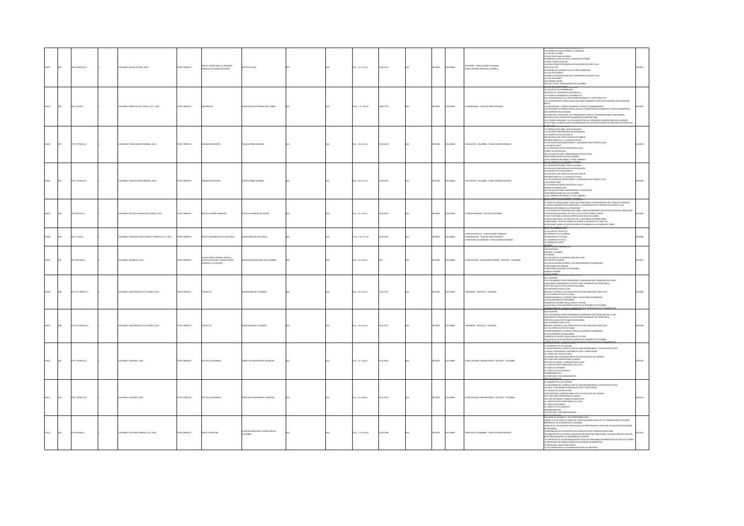| | | | | | | | | | | | | | | | | | |
|---|---|---|---|---|---|---|---|---|---|---|---|---|---|---|---|---|---|
| 10401 | 285 | 796.05 R427g Ej.2 | 1 | COLOMBIA: BOLSA DE IDEAS, 2016 | TEXTO IMPRESO | TRAS EL SUEÑO ROJO, EL ENSUEÑO AMARILLO DE MARIO QUINTANA | REVISTA LA LIGA | N/A | N/A | 98 p. : 21 x 27 cm | 2346-2310 | N/A | ESPAÑOL | COLOMBIA | DEPORTES - PUBLICACIONES SERIADAS<br>PUBLICACIONES SERIADAS COLOMBIA | COLOMBIA NO PUEDE PERDER EL HORIZONTE<br>LA LIGA DE CICLISMO<br>COMO SE NOS VAN LOS AÑOS<br>GUERREROS COLOR DE PLOMO, TALENTOS POSTOBÓN<br>FUTBOL Y REDES SOCIALES<br>GALERÍA DE NUESTROS MEDALLISTAS OLÍMPICOS EN RÍO 2016<br>AFICHE LA LIGA<br>DECADENCIAS Y MISERIAS EN EL FUTBOL ARGENTINO<br>LA LIGA DE PATINAJE<br>TORNEO DE MATRIMONIOS EN EL COUNTRY CLUB<br>LA LIGA SALUDABLE<br>SEPTIEMBRE NEGRO<br>POR UN FUTBOL TRANSPARENTE EN COLOMBIA | 0010401 |
| 10402 | 286 | 001.3 U61Lm | 1 | COLOMBIA: GRÁFICAS DEL LITORAL S.A.S., 2004 | TEXTO IMPRESO | PALABRITAS | UNIVERSIDAD AUTÓNOMA DEL CARIBE | N/A | N/A | 102 p. : 21 x 28 cm | 2342-7739 | N/A | ESPAÑOL | COLOMBIA | HUMANIDADES - PUBLICACIONES SERIADAS | LA SALUD DE LAS HUMANIDADES<br>SIMPOSIO DE FORMACIÓN HUMANÍSTICA<br>¿ES POSIBLE HUMANIZAR EL DESARROLLO?<br>LAS HUMANIDADES EN LA EDUCACIÓN SUPERIOR Y EL POSTCONFLICTO<br>LAS HUMANIDADES COMO UNA AYUDA PARA APRENDER A VIVIR EN UN MUNDO DE SATURACIÓN SOCIAL<br>LA UNIVERSIDAD, ¿FORMA HUMANOS O CAPACITA TRABAJADORES?<br>LAS REGIONES DE FORMACIÓN EN CIENCIAS Y COMPETENCIAS GENERALES Y SOCIO HUMANÍSTICA. UNA IMPRONTA BOLIVARIANA<br>RECONOCER LA TRADICIÓN DEL PENSAMIENTO CRÍTICO LATINOAMERICANO: UNA PREMISA NECESARIA EN LA FORMACIÓN HUMANÍSTICA UNIVERSITARIA<br>LAS CIENCIAS HUMANAS Y SU TRATAMIENTO EN LA COMUNIDAD UNIVERSITARIA DE LA REGIÓN<br>RETOS PARA LA FORMACIÓN EN HUMANIDADES EN LAS INSTITUCIONES DE EDUCACIÓN SUPERIOR EN EL CARIBE | 0010402 |
| 10403 | 287 | 370.7 P976s4 Ej.1 | 1 | COLOMBIA: PUBLICACIONES SEMANA, 2016 | TEXTO IMPRESO | SEMANA EDUCACIÓN | PUBLICACIONES SEMANA | N/A | N/A | 90 p. : 20 x 27 cm | 2500-6193 | N/A | ESPAÑOL | COLOMBIA | EDUCACIÓN - COLOMBIA - PUBLICACIONES SERIADAS | LA FORMACIÓN GLOBAL: NUEVA ZELANDA<br>LAS MEJORES UNIVERSIDADES EN PEDAGOGÍA<br>LOS CAMPUS DE LA EXCELENCIA<br>EDUCACIÓN 2016: EXPECTATIVAS EN CAMPUS<br>INFORME ESPECIAL: EL CLIMA EDUCATIVO<br>LA EDUCACIÓN SOCIOEMOCIONAL Y CIUDADANA SIGUE SIENDO CLAVE<br>¿SER PROFE PAGA?<br>LA TECNOLOGÍA PUEDE APOYAR EN EL AULA<br>SUBEN LAS MATRÍCULAS<br>SER UN QUIJOTE PARA TRANSFORMAR LA EDUCACIÓN<br>TRASTORNOS MENTALES EN LOS NIÑOS<br>¿QUÉ CARRERAS MEJORAN EL PERFIL LABORAL?<br>EN COLOMBIA FALTA ENSEÑAR A PENSAR | 0010403 |
| 10404 | 287 | 370.7 P976s4 Ej.2 | 1 | COLOMBIA: PUBLICACIONES SEMANA, 2016 | TEXTO IMPRESO | SEMANA EDUCACIÓN | PUBLICACIONES SEMANA | N/A | N/A | 90 p. : 20 x 27 cm | 2500-6193 | N/A | ESPAÑOL | COLOMBIA | EDUCACIÓN - COLOMBIA - PUBLICACIONES SERIADAS | LA FORMACIÓN GLOBAL: NUEVA ZELANDA<br>LAS MEJORES UNIVERSIDADES EN PEDAGOGÍA<br>LOS CAMPUS DE LA EXCELENCIA<br>EDUCACIÓN 2016: EXPECTATIVAS EN CAMPUS<br>INFORME ESPECIAL: EL CLIMA EDUCATIVO<br>LA EDUCACIÓN SOCIOEMOCIONAL Y CIUDADANA SIGUE SIENDO CLAVE<br>¿SER PROFE PAGA?<br>LA TECNOLOGÍA PUEDE APOYAR EN EL AULA<br>SUBEN LAS MATRÍCULAS<br>SER UN QUIJOTE PARA TRANSFORMAR LA EDUCACIÓN<br>TRASTORNOS MENTALES EN LOS NIÑOS<br>¿QUÉ CARRERAS MEJORAN EL PERFIL LABORAL?<br>EN COLOMBIA FALTA ENSEÑAR A PENSAR | 0010404 |
| 10405 | 289 | 355.005 R575r1 | 1 | COLOMBIA: ESCUELA SUPERIOR DE GUERRA, 2016 | TEXTO IMPRESO | REVISTA FUERZAS ARMADAS | ESCUELA SUPERIOR DE GUERRA | N/A | N/A | 75 p. : 21 x 28 cm | 0120-0631 | N/A | ESPAÑOL | COLOMBIA | FUERZAS ARMADAS - REVISTAS COLOMBIA | EL DERECHO OPERACIONAL COMO SOLUCIÓN PARA EL ENTENDIMIENTO DEL CONFLICTO ARMADO<br>EL MEDIO AMBIENTE EN EL POSCONFLICTO: SITUACIÓN ACTUAL Y PROSPECTIVA FRENTE A LAS AMENAZAS REGIONALES A LA SEGURIDAD<br>LA ESTRATEGIA DE SEGURIDAD NACIONAL COMO INSTRUMENTO DE POLÍTICA EXTERIOR: ANÁLISIS DE LA ESTRATEGIA NACIONAL DE 2010 Y 2015 DE LOS ESTADOS UNIDOS<br>CINCO TESIS PARA LA NUEVA HISTORIA MILITAR DE COLOMBIA<br>FUERZAS ARMADAS: LOS DESAFÍOS DE LA SEGURIDAD INTERNACIONAL<br>CIBERGUERRA: NUEVAS FORMAS DE HACER LA GUERRA EN EL SIGLO XXI<br>REFLEXIONES SOBRE LA PARTICIPACIÓN DE COLOMBIA EN LA GUERRA DE COREA | 0010405 |
| 10406 | 290 | 056.1 U61r2 | 1 | COLOMBIA: PANAMERICANA FORMAS E IMPRESOS S.A., 2015 | TEXTO IMPRESO | REVISTA UNIVERSIDAD DE ANTIOQUIA | UNIVERSIDAD DE ANTIOQUIA | N/A | N/A | 147 p. : 20 x 27 cm | 0120-2367 | N/A | ESPAÑOL | COLOMBIA | CIENCIAS SOCIALES - PUBLICACIONES SERIADAS<br>HUMANIDADES - PUBLICACIONES SERIADAS<br>LITERATURA COLOMBIANA - PUBLICACIONES SERIADAS | EL PLACER DEL ESCÉPTICO<br>EN PREDIOS DE LA QUIMERA<br>FRAGMENTOS A SU IMÁN<br>EL SOMBRERO DE BEUYS<br>LA MIRADA DE ULISES<br>PEQUEÑA | 0010406 |
| 10407 | 291 | 379.158 U61c | 1 | COLOMBIA: UNIBIBLOS, 2011 | TEXTO IMPRESO | CLAVES PARA EL DEBATE PÚBLICO: AUTOEVALUACIÓN Y ACREDITACIÓN, CAMINOS A LA CALIDAD | UNIVERSIDAD NACIONAL DE COLOMBIA | N/A | N/A | 23 p. : 21 x 28 cm | N/A | N/A | ESPAÑOL | COLOMBIA | ACREDITACIÓN - EDUCACIÓN SUPERIOR - REVISTAS - COLOMBIA | ANTECEDENTES<br>RIESGOS Y CAMINOS<br>COLOMBIA<br>ACTUALIDAD DE LA ACREDITACIÓN EN EL PAÍS<br>POLÍTICAS DE CALIDAD<br>AUTOEVALUACIÓN EXTERNA Y LAS UNIVERSIDADES COLOMBIANAS<br>UNIVERSIDAD DEL BOSQUE<br>UNIVERSIDAD NACIONAL DE COLOMBIA<br>MIRADA INTERNA<br>CONCLUSIONES | 0010407 |
| 10408 | 298 | 370.175 U58c Ej.1 | 1 | COLOMBIA: UNIVERSIDAD DE LOS ANDES, 2017 | TEXTO IMPRESO | CONTACTO | UNIVERSIDAD DE LOS ANDES | N/A | N/A | 82 p. : 24 x 32 cm | 2145-7077 | N/A | ESPAÑOL | COLOMBIA | INGENIERÍA - REVISTAS - COLOMBIA | NOS ESCRIBEN<br>PAZ CON INGENIO: NUEVE INGENIEROS E INGENIERAS QUE TRABAJAN POR LA PAZ<br>DESMINADO HUMANITARIO: UN RETO PARA CONSEGUIR PAZ TERRITORIAL<br>PRÓTESIS A BAJO COSTO MADE IN COLOMBIA<br>SIN FRONTERAS PARA LA PAZ<br>ENFOQUE SISTÉMICO, SOLUCIÓN EFECTIVA PARA RESOLVER CONFLICTOS<br>EL PILO DETRÁS DE SER PILO PAGA<br>TRANSFORMANDO EL SISTEMA PENAL ACUSATORIO COLOMBIANO<br>LOS GUARDIANES DE SANTURBÁN<br>VIVIENDA DE INTERÉS SOCIAL PARA EL FUTURO<br>AGUA PARA LA PAZ CON PROYECCIÓN EN LAS REGIONES DE COLOMBIA<br>CIBERSEGURIDAD, CLAVE EN LA PROTECCIÓN DE IDENTIDAD EN EL POSCONFLICTO | 0010408 |
| 10409 | 298 | 370.175 U58c Ej.2 | 1 | COLOMBIA: UNIVERSIDAD DE LOS ANDES, 2017 | TEXTO IMPRESO | CONTACTO | UNIVERSIDAD DE LOS ANDES | N/A | N/A | 82 p. : 24 x 32 cm | 2145-7077 | N/A | ESPAÑOL | COLOMBIA | INGENIERÍA - REVISTAS - COLOMBIA | NOS ESCRIBEN<br>PAZ CON INGENIO: NUEVE INGENIEROS E INGENIERAS QUE TRABAJAN POR LA PAZ<br>DESMINADO HUMANITARIO: UN RETO PARA CONSEGUIR PAZ TERRITORIAL<br>PRÓTESIS A BAJO COSTO MADE IN COLOMBIA<br>SIN FRONTERAS PARA LA PAZ<br>ENFOQUE SISTÉMICO, SOLUCIÓN EFECTIVA PARA RESOLVER CONFLICTOS<br>EL PILO DETRÁS DE SER PILO PAGA<br>TRANSFORMANDO EL SISTEMA PENAL ACUSATORIO COLOMBIANO<br>LOS GUARDIANES DE SANTURBÁN<br>VIVIENDA DE INTERÉS SOCIAL PARA EL FUTURO<br>AGUA PARA LA PAZ CON PROYECCIÓN EN LAS REGIONES DE COLOMBIA<br>CIBERSEGURIDAD, CLAVE EN LA PROTECCIÓN DE IDENTIDAD EN EL POSCONFLICTO | 0010409 |
| 10410 | 300 | 070.1 P979h Ej.1 | 1 | COLOMBIA: JAVEGRAF, 2016 | TEXTO IMPRESO | HOY EN LA JAVERIANA | PONTIFICIA UNIVERSIDAD JAVERIANA | N/A | N/A | 27 p. : 21 x 28 cm | 0121-6023 | N/A | ESPAÑOL | COLOMBIA | PUBLICACIONES UNIVERSITARIAS - REVISTAS - COLOMBIA | EL MOMENTO DE LOS JÓVENES<br>ALTERACIONES DEL SUEÑO SE ASOCIA CON ENFERMEDADES Y CON EXCESO DE PESO<br>ILEGALES, II ENCUENTRO JAVERIANO DE ARTE Y CREATIVIDAD<br>LA CIENCIA DE CUIDAR LA VIDA<br>CORTOMETRAJE JAVERIANO BRILLA EN LOS FESTIVALES DEL MUNDO<br>NO TODO MÁS CORRESPONDE AL MAGIS<br>60 DÍAS DE DANZA Y SABOR EN SAN PELAYO<br>LA CONSTRUCCIÓN TERRITORIAL DE LA PAZ<br>EL AQUELLO JAVERIANO<br>EL CONFLICTO EN CONTEXTO<br>NOMBRAMIENTOS<br>DISTINCIONES Y RECONOCIMIENTOS<br>AGENDA | 0010410 |
| 10411 | 300 | 070.1 P979h Ej.2 | 1 | COLOMBIA: JAVEGRAF, 2016 | TEXTO IMPRESO | HOY EN LA JAVERIANA | PONTIFICIA UNIVERSIDAD JAVERIANA | N/A | N/A | 27 p. : 21 x 28 cm | 0121-6023 | N/A | ESPAÑOL | COLOMBIA | PUBLICACIONES UNIVERSITARIAS - REVISTAS - COLOMBIA | EL MOMENTO DE LOS JÓVENES<br>ALTERACIONES DEL SUEÑO SE ASOCIA CON ENFERMEDADES Y CON EXCESO DE PESO<br>ILEGALES, II ENCUENTRO JAVERIANO DE ARTE Y CREATIVIDAD<br>LA CIENCIA DE CUIDAR LA VIDA<br>CORTOMETRAJE JAVERIANO BRILLA EN LOS FESTIVALES DEL MUNDO<br>NO TODO MÁS CORRESPONDE AL MAGIS<br>60 DÍAS DE DANZA Y SABOR EN SAN PELAYO<br>LA CONSTRUCCIÓN TERRITORIAL DE LA PAZ<br>EL AQUELLO JAVERIANO<br>EL CONFLICTO EN CONTEXTO<br>NOMBRAMIENTOS<br>DISTINCIONES Y RECONOCIMIENTOS<br>AGENDA | 0010411 |
| 10412 | 301 | 610.05 A961r | 1 | COLOMBIA: EDITORIAL KIMPRES S.A.S, 2016 | TEXTO IMPRESO | REVISTA MEDICINA | ACADEMIA NACIONAL DE MEDICINA DE COLOMBIA | N/A | N/A | 287 p. : 22 x 28 cm | 0120-5498 | N/A | ESPAÑOL | COLOMBIA | MEDICINA COLOMBIANA - PUBLICACIONES SERIADAS | VOLUMEN 38, NÚMERO 3, JULIO SEPTIEMBRE 2016<br>SOBRE LA SITUACIÓN DEL FONDO DE INVESTIGACIONES EN SALUD FIS: COMUNICADO DE COLEGIO MÁXIMO DE LAS ACADEMIAS DE COLOMBIA<br>ANÁLISIS DE LOS REGISTROS INDIVIDUALES DE PRESTACIÓN DE SERVICIOS DE SALUD RIPS EN CÁNCER EN COLOMBIA<br>COMPARACIÓN DE LA RESPUESTA GLUCÉMICA DE TRES FÓRMULAS ENTERALES<br>EVALUACIÓN DE LA FUNCIÓN LUMBAR EN UNA MUESTRA POBLACIONAL CALDENSE MAYOR DE 40 AÑOS<br>LOS PROBIÓTICOS, MICROORGANISMOS VIVOS QUE PREVIENEN ENFERMEDADES EN ADULTOS Y NIÑOS<br>COMPROMISO DE GANGLIOS BASALES EN DENGUE HEMORRÁGICO<br>MENOPAUSIA: UNA VISIÓN CLÍNICA<br>EL PSICOANÁLISIS EN LA ACADEMIA NACIONAL DE MEDICINA | 0010412 |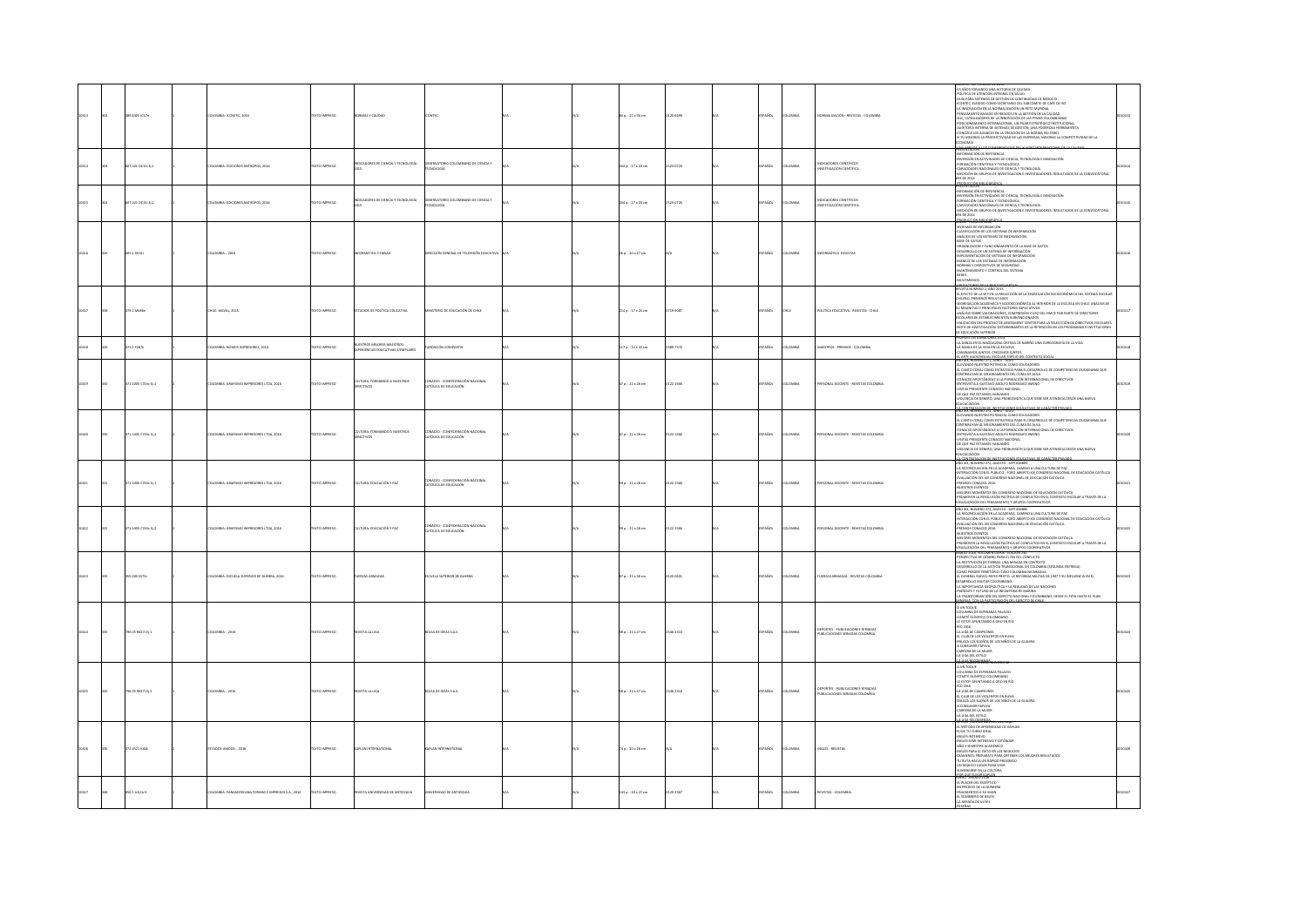| | | | | | | | | | | | | | | | | | | |
|---|---|---|---|---|---|---|---|---|---|---|---|---|---|---|---|---|---|---|
| 30413 | 302 | 389.6309 IC17n | 1 | COLOMBIA: ICONTEC, 2016 | TEXTO IMPRESO | NORMAS Y CALIDAD | ICONTEC | N/A | | N/A | 86 p. : 21 x 30 cm | 0120-8499 | N/A | ESPAÑOL | COLOMBIA | NORMALIZACIÓN - REVISTAS - COLOMBIA | 65 AÑOS FORJANDO UNA HISTORIA DE CALIDAD; POLÍTICA DE ATENCIÓN INTEGRAL EN SALUD; GUÍA PARA SISTEMAS DE GESTIÓN DE CONTINUIDAD DE NEGOCIO; ICONTEC, ELEGIDO COMO SECRETARIO DEL SUBCOMITÉ DE CAFÉ DE ISO; LA INNOVACIÓN EN LA NORMALIZACIÓN UN RETO MUNDIAL; PENSAMIENTO BASADO EN RIESGOS EN LA GESTIÓN DE LA CALIDAD; SGC, CATALIZADORES DE LA INNOVACIÓN DE LAS PYMES COLOMBIANAS; POSICIONAMIENTO INTERNACIONAL, UN PILAR ESTRATÉGICO INSTITUCIONAL; AUDITORÍA INTERNA DE SISTEMAS DE GESTIÓN, UNA PODEROSA HERRAMIENTA; CONOZCA LOS AVANCES EN LA CREACIÓN DE LA NORMA ISO 45001; SI TÚ MEJORAS LA PRODUCTIVIDAD DE LAS EMPRESAS, MEJORAS LA COMPETITIVIDAD DE LA ECONOMÍA | 0030413 |
| 30414 | 304 | 607.205 OC35i Ej.1 | 1 | COLOMBIA: EDICIONES ANTROPOS, 2016 | TEXTO IMPRESO | INDICADORES DE CIENCIA Y TECNOLOGÍA 2015 | OBSERVATORIO COLOMBIANO DE CIENCIA Y TECNOLOGÍA | N/A | | N/A | 204 p. : 17 x 24 cm | 2323-0728 | N/A | ESPAÑOL | COLOMBIA | INDICADORES CIENTÍFICOS - INVESTIGACIÓN CIENTÍFICA | INFORMACIÓN DE REFERENCIA; INVERSIÓN EN ACTIVIDADES DE CIENCIA, TECNOLOGÍA E INNOVACIÓN; FORMACIÓN CIENTÍFICA Y TECNOLÓGICA; CAPACIDADES NACIONALES DE CIENCIA Y TECNOLOGÍA; MEDICIÓN DE GRUPOS DE INVESTIGACIÓN E INVESTIGADORES: RESULTADOS DE LA CONVOCATORIA 693 DE 2014; PRODUCCIÓN BIBLIOGRÁFICA | 0030414 |
| 30415 | 304 | 607.205 OC35i Ej.2 | 1 | COLOMBIA: EDICIONES ANTROPOS, 2016 | TEXTO IMPRESO | INDICADORES DE CIENCIA Y TECNOLOGÍA 2015 | OBSERVATORIO COLOMBIANO DE CIENCIA Y TECNOLOGÍA | N/A | | N/A | 204 p. : 17 x 24 cm | 2323-0728 | N/A | ESPAÑOL | COLOMBIA | INDICADORES CIENTÍFICOS - INVESTIGACIÓN CIENTÍFICA | INFORMACIÓN DE REFERENCIA; INVERSIÓN EN ACTIVIDADES DE CIENCIA, TECNOLOGÍA E INNOVACIÓN; FORMACIÓN CIENTÍFICA Y TECNOLÓGICA; CAPACIDADES NACIONALES DE CIENCIA Y TECNOLOGÍA; MEDICIÓN DE GRUPOS DE INVESTIGACIÓN E INVESTIGADORES: RESULTADOS DE LA CONVOCATORIA 693 DE 2014; PRODUCCIÓN BIBLIOGRÁFICA | 0030415 |
| 30416 | 326 | 005.1 D532i | 1 | COLOMBIA: , 2001 | TEXTO IMPRESO | INFORMÁTICA 1 EMSAD | DIRECCIÓN GENERAL DE TELEVISIÓN EDUCATIVA | N/A | | N/A | 26 p. : 20 x 27 cm | N/A | N/A | ESPAÑOL | COLOMBIA | INFORMÁTICA - REVISTAS | SISTEMAS DE INFORMACIÓN; CLASIFICACIÓN DE LOS SISTEMAS DE INFORMACIÓN; ANÁLISIS DE LOS SISTEMAS DE INFORMACIÓN; BASE DE DATOS; ORGANIZACIÓN Y FUNCIONAMIENTO DE LA BASE DE DATOS; DESARROLLO DE UN SISTEMA DE INFORMACIÓN; IMPLEMENTACIÓN DE SISTEMAS DE INFORMACIÓN; MANEJO DE LOS SISTEMAS DE INFORMACIÓN; NORMAS Y DISPOSITIVOS DE SEGURIDAD; MANTENIMIENTO Y CONTROL DEL SISTEMA; REDES; MULTIMEDIOS; APLICACIONES DE LA REALIDAD VIRTUAL | 0030416 |
| 30417 | 328 | 379.2 M436e | 1 | CHILE: MAVAL, 2015 | TEXTO IMPRESO | ESTUDIOS DE POLÍTICA EDUCATIVA | MINISTERIO DE EDUCACIÓN DE CHILE | N/A | | N/A | 214 p. : 17 x 24 cm | 0719-5087 | N/A | ESPAÑOL | CHILE | POLÍTICA EDUCATIVA - REVISTAS - CHILE | REVISTA NÚMERO 2, AÑO 2015; EL EFECTO DE LA SEP EN LA REDUCCIÓN DE LA SEGREGACIÓN SOCIOECONÓMICA DEL SISTEMA ESCOLAR CHILENO: PRIMEROS RESULTADOS; SEGREGACIÓN ACADÉMICA Y SOCIOECONÓMICA AL INTERIOR DE LA ESCUELA EN CHILE: ANÁLISIS DE SU MAGNITUD Y PRINCIPALES FACTORES EXPLICATIVOS; ANÁLISIS SOBRE VALORACIONES, COMPRENSIÓN Y USO DEL SIMCE POR PARTE DE DIRECTORES ESCOLARES DE ESTABLECIMIENTOS SUBVENCIONADOS; VALIDACIÓN DEL PROCESO DE ASSESSMENT CENTER PARA LA SELECCIÓN DE DIRECTIVOS ESCOLARES; NOTA DE INVESTIGACIÓN: DETERMINANTES DE LA RETENCIÓN EN LOS PROGRAMAS E INSTITUCIONES DE EDUCACIÓN SUPERIOR | 0030417 |
| 30418 | 329 | 371.1 F287n | 1 | COLOMBIA: NOMOS IMPRESORES, 2014 | TEXTO IMPRESO | NUESTROS MEJORES MAESTROS: EXPERIENCIAS EDUCATIVAS EJEMPLARES | FUNDACIÓN COMPARTIR | N/A | | N/A | 117 p. : 22 x 22 cm | 2389-7570 | N/A | ESPAÑOL | COLOMBIA | MAESTROS - PREMIOS - COLOMBIA | PREMIO COMPARTIR AL MAESTRO 2013; LA DANZA EN EL ANDALUCÍA ORTEGA DE NARIÑO UNA COREOGRAFÍA DE LA VIDA; LA MAGIA DE LA VIDA EN LA ESCUELA; CAMINANDO JUNTOS, CRECIENDO JUNTOS; EL ARTE AUDIOVISUAL ESCOLAR, ESPEJO DEL CONTEXTO SOCIAL | 0030418 |
| 30419 | 330 | 371.1005 C763c Ej.1 | 1 | COLOMBIA: GRAFISMO IMPRESORES LTDA, 2016 | TEXTO IMPRESO | CULTURA: FORMANDO A NUESTROS DIRECTIVOS | CONACED - CONFEDERACIÓN NACIONAL CATÓLICA DE EDUCACIÓN | N/A | | N/A | 47 p. : 21 x 28 cm | 0122-1566 | N/A | ESPAÑOL | COLOMBIA | PERSONAL DOCENTE - REVISTAS COLOMBIA | AÑO XIX, NÚMERO 271, ABRIL - MAYO; ELEVANDO NUESTRO POTENCIAL COMO EDUCADORES; EL CAMPO CONAL COMO ESTRATEGIA PARA EL DESARROLLO DE COMPETENCIAS CIUDADANAS QUE CONTRIBUYAN AL MEJORAMIENTO DEL CLIMA DE AULA; CONACED APOSTÁNDOLE A LA FORMACIÓN INTERNACIONAL DE DIRECTIVOS; ENTREVISTA A GUSTAVO ADOLFO RODRÍGUEZ MARINO; VISITAS PRESIDENTE CONACED NACIONAL; DE QUÉ FUE ESTAMOS HABLANDO; VIOLENCIA DE GÉNERO: UNA PROBLEMÁTICA QUE DEBE SER ATENDIDA DESDE UNA NUEVA EDUCACIÓN; LA CONTRATACIÓN DE INSTITUCIONES EDUCATIVAS DE CARÁCTER PRIVADO | 0030419 |
| 30420 | 330 | 371.1005 C763c Ej.2 | 1 | COLOMBIA: GRAFISMO IMPRESORES LTDA, 2016 | TEXTO IMPRESO | CULTURA: FORMANDO A NUESTROS DIRECTIVOS | CONACED - CONFEDERACIÓN NACIONAL CATÓLICA DE EDUCACIÓN | N/A | | N/A | 47 p. : 21 x 28 cm | 0122-1566 | N/A | ESPAÑOL | COLOMBIA | PERSONAL DOCENTE - REVISTAS COLOMBIA | AÑO XIX, NÚMERO 271, ABRIL - MAYO; ELEVANDO NUESTRO POTENCIAL COMO EDUCADORES; EL CAMPO CONAL COMO ESTRATEGIA PARA EL DESARROLLO DE COMPETENCIAS CIUDADANAS QUE CONTRIBUYAN AL MEJORAMIENTO DEL CLIMA DE AULA; CONACED APOSTÁNDOLE A LA FORMACIÓN INTERNACIONAL DE DIRECTIVOS; ENTREVISTA A GUSTAVO ADOLFO RODRÍGUEZ MARINO; VISITAS PRESIDENTE CONACED NACIONAL; DE QUÉ FUE ESTAMOS HABLANDO; VIOLENCIA DE GÉNERO: UNA PROBLEMÁTICA QUE DEBE SER ATENDIDA DESDE UNA NUEVA EDUCACIÓN; LA CONTRATACIÓN DE INSTITUCIONES EDUCATIVAS DE CARÁCTER PRIVADO | 0030420 |
| 30421 | 331 | 371.1005 C763c Ej.1 | 1 | COLOMBIA: GRAFISMO IMPRESORES LTDA, 2016 | TEXTO IMPRESO | CULTURA: EDUCACIÓN Y PAZ | CONACED - CONFEDERACIÓN NACIONAL CATÓLICA DE EDUCACIÓN | N/A | | N/A | 59 p. : 21 x 28 cm | 0122-1566 | N/A | ESPAÑOL | COLOMBIA | PERSONAL DOCENTE - REVISTAS COLOMBIA | AÑO XIX, NÚMERO 272, AGOSTO - SEPTIEMBRE; LA RECONCILIACIÓN EN LA ACADEMIA, CAMINO A UNA CULTURA DE PAZ; INTERACCIÓN CON EL PÚBLICO - FORO ABIERTO XIX CONGRESO NACIONAL DE EDUCACIÓN CATÓLICA; EVALUACIÓN DEL XIX CONGRESO NACIONAL DE EDUCACIÓN CATÓLICA; PREMIOS CONACED 2016; NUESTROS EVENTOS; MEJORES MOMENTOS DEL CONGRESO NACIONAL DE EDUCACIÓN CATÓLICA; PROMOVER LA RESOLUCIÓN PACÍFICA DE CONFLICTOS EN EL CONTEXTO ESCOLAR A TRAVÉS DE LA VISUALIZACIÓN DEL PENSAMIENTO Y GRUPOS COOPERATIVOS | 0030421 |
| 30422 | 331 | 371.1005 C763c Ej.2 | 1 | COLOMBIA: GRAFISMO IMPRESORES LTDA, 2016 | TEXTO IMPRESO | CULTURA: EDUCACIÓN Y PAZ | CONACED - CONFEDERACIÓN NACIONAL CATÓLICA DE EDUCACIÓN | N/A | | N/A | 59 p. : 21 x 28 cm | 0122-1566 | N/A | ESPAÑOL | COLOMBIA | PERSONAL DOCENTE - REVISTAS COLOMBIA | AÑO XIX, NÚMERO 272, AGOSTO - SEPTIEMBRE; LA RECONCILIACIÓN EN LA ACADEMIA, CAMINO A UNA CULTURA DE PAZ; INTERACCIÓN CON EL PÚBLICO - FORO ABIERTO XIX CONGRESO NACIONAL DE EDUCACIÓN CATÓLICA; EVALUACIÓN DEL XIX CONGRESO NACIONAL DE EDUCACIÓN CATÓLICA; PREMIOS CONACED 2016; NUESTROS EVENTOS; MEJORES MOMENTOS DEL CONGRESO NACIONAL DE EDUCACIÓN CATÓLICA; PROMOVER LA RESOLUCIÓN PACÍFICA DE CONFLICTOS EN EL CONTEXTO ESCOLAR A TRAVÉS DE LA VISUALIZACIÓN DEL PENSAMIENTO Y GRUPOS COOPERATIVOS | 0030422 |
| 30423 | 333 | 355.005 E57Er | 1 | COLOMBIA: ESCUELA SUPERIOR DE GUERRA, 2016 | TEXTO IMPRESO | FUERZAS ARMADAS | ESCUELA SUPERIOR DE GUERRA | N/A | | N/A | 67 p. : 22 x 28 cm | 0120-0631 | N/A | ESPAÑOL | COLOMBIA | FUERZAS ARMADAS - REVISTAS COLOMBIA | MARZO 2016, NÚMERO 235; PERSPECTIVAS DE GÉNERO PARA EL FIN DEL CONFLICTO; LA RESTITUCIÓN DE TIERRAS: UNA MIRADA EN CONTEXTO; DESARROLLO DE LA JUSTICIA TRANSICIONAL EN COLOMBIA (SEGUNDA ENTREGA); CÓMO PERDER TERRITORIO: CASO COLOMBIA-NICARAGUA; EL GENERAL RAFAEL REYES PRIETO: LA REFORMA MILITAR DE 1907 Y SU INFLUENCIA EN EL DESARROLLO MILITAR COLOMBIANO; LA IMPORTANCIA GEOPOLÍTICA Y LA REALIDAD DE LAS NACIONES; PRESENTE Y FUTURO DE LA INFANTERÍA DE MARINA; LA TRANSFORMACIÓN DEL EJÉRCITO NACIONAL COLOMBIANO, DESDE EL TEPA HASTA EL PLAN MINERVA, CON LA PARTICIPACIÓN DEL EJÉRCITO DE CHILE | 0030423 |
| 30424 | 335 | 796.05 R627r Ej.1 | 1 | COLOMBIA: , 2016 | TEXTO IMPRESO | REVISTA LA LIGA | BOLSA DE IDEAS S.A.S | N/A | | N/A | 98 p. : 21 x 27 cm | 2346-3510 | N/A | ESPAÑOL | COLOMBIA | DEPORTES - PUBLICACIONES SERIADAS PUBLICACIONES SERIADAS COLOMBIA | A UN TOQUE; COLUMNA DE ESPERANZA PALACIO; COMITÉ OLÍMPICO COLOMBIANO; LE ESTOY APUNTANDO A ORO EN RÍO; RÍO 2016; LA LIGA DE CAMPEONES; EL CLUB DE LOS VALIENTES EN RUSIA; ENLAZA LOS SUEÑOS DE LOS NIÑOS DE LA GUAJIRA; A CONQUISTAR PAPAYA; CARRERA DE LA MUJER; LA LIGA DEL ESTILO; LA LIGA RECOMIENDA | 0030424 |
| 30425 | 335 | 796.05 R627r Ej.2 | 1 | COLOMBIA: , 2016 | TEXTO IMPRESO | REVISTA LA LIGA | BOLSA DE IDEAS S.A.S | N/A | | N/A | 98 p. : 21 x 27 cm | 2346-3510 | N/A | ESPAÑOL | COLOMBIA | DEPORTES - PUBLICACIONES SERIADAS PUBLICACIONES SERIADAS COLOMBIA | A UN TOQUE; COLUMNA DE ESPERANZA PALACIO; COMITÉ OLÍMPICO COLOMBIANO; LE ESTOY APUNTANDO A ORO EN RÍO; RÍO 2016; LA LIGA DE CAMPEONES; EL CLUB DE LOS VALIENTES EN RUSIA; ENLAZA LOS SUEÑOS DE LOS NIÑOS DE LA GUAJIRA; A CONQUISTAR PAPAYA; CARRERA DE LA MUJER; LA LIGA DEL ESTILO; LA LIGA RECOMIENDA | 0030425 |
| 30426 | 336 | 372.6521 K16k | 1 | ESTADOS UNIDOS: , 2016 | TEXTO IMPRESO | KAPLAN INTERNATIONAL | KAPLAN INTERNATIONAL | N/A | | N/A | 76 p. : 20 x 28 cm | N/A | N/A | ESPAÑOL | COLOMBIA | INGLÉS - REVISTAS | EL MÉTODO DE APRENDIZAJE DE KAPLAN; ELIGE TU CURSO IDEAL; INGLÉS INTENSIVO; INGLÉS SEMI-INTENSIVO Y ESTÁNDAR; AÑO Y SEMESTRE ACADÉMICO; INGLÉS PARA EL ÉXITO EN LOS NEGOCIOS; EXÁMENES: PREPÁRATE PARA OBTENER LOS MEJORES RESULTADOS; TU RUTA HACIA UN RÁPIDO PROGRESO; UN MÁGICO LUGAR PARA VIVIR; SUMERGIRSE EN LA CULTURA | 0030426 |
| 30427 | 348 | 056.1 U51Lr | 1 | COLOMBIA: PANAMERICANA FORMAS E IMPRESOS S.A., 2016 | TEXTO IMPRESO | REVISTA UNIVERSIDAD DE ANTIOQUIA | UNIVERSIDAD DE ANTIOQUIA | N/A | | N/A | 133 p. : 20 x 27 cm | 0120-2367 | N/A | ESPAÑOL | COLOMBIA | REVISTAS - COLOMBIA | ABRIL - JUNIO 2016; EL PLACER DEL ESCÉPTICO; EN PREDIOS DE LA QUIMERA; FRAGMENTOS A SU IMÁN; EL SOMBRERO DE BEUYS; LA MIRADA DE ULISES; RESEÑAS | 0030427 |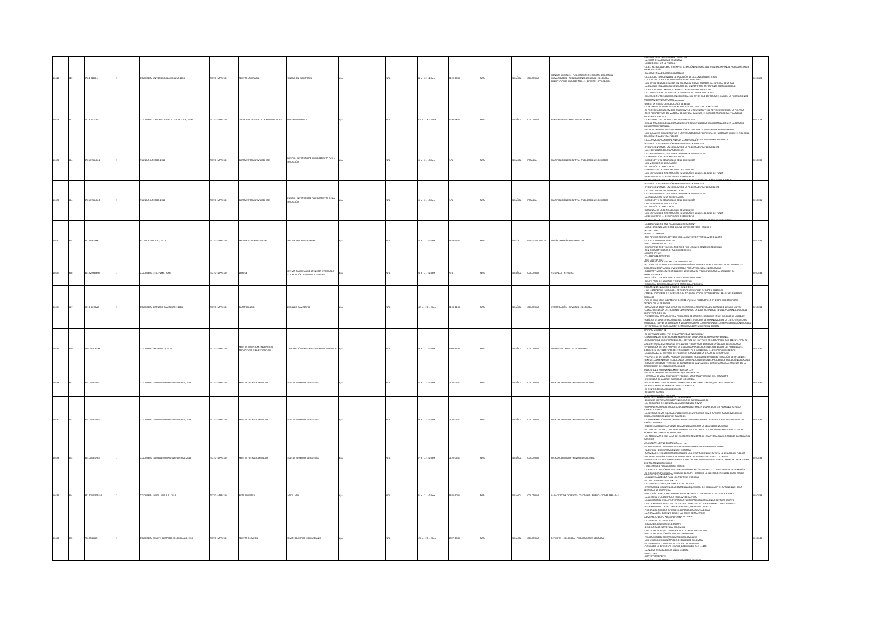| | | | | | | | | | | | | | | | | | | | | | |
|---|---|---|---|---|---|---|---|---|---|---|---|---|---|---|---|---|---|---|---|---|---|
| 10428 | 949 | 370.5 P288r6 | | 1 | COLOMBIA: UNIVERSIDAD JAVERIANA, 2016 | TEXTO IMPRESO | REVISTA JAVERIANA | FUNDACIÓN ESCRITORES | N/A | | N/A | 86 p. ; 21 x 28 cm | 0120-3088 | | N/A | | ESPAÑOL | COLOMBIA | CIENCIAS SOCIALES - PUBLICACIONES SERIADAS - COLOMBIA HUMANIDADES - PUBLICACIONES SERIADAS - COLOMBIA PUBLICACIONES UNIVERSITARIAS - REVISTAS - COLOMBIA | LA HORA DE LA CALIDAD EDUCATIVA / LO QUE DEBE SER LA ESCUELA / LA ESTRATEGIA DE CERO A SIEMPRE: ATENCIÓN INTEGRAL A LA PRIMERA INFANCIA PARA CONSTRUIR UN NUEVO PAÍS / CALIDAD EN LA EDUCACIÓN CATÓLICA / LA CALIDAD EDUCATIVA EN LA TRADICIÓN DE LA COMPAÑÍA DE JESÚS / CALIDAD DE LA EDUCACIÓN ... | 0010428 |
| 10429 | 952 | 801.3 U422c1 | | 1 | COLOMBIA: EDITORIAL ARTES Y LETRAS S.A.S., 2016 | TEXTO IMPRESO | CO-HERENCIA REVISTA DE HUMANIDADES | UNIVERSIDAD EAFIT | N/A | | N/A | 315 p. ; 16 x 23 cm | 1794-5887 | | N/A | | ESPAÑOL | COLOMBIA | HUMANIDADES - REVISTAS - COLOMBIA | SOBRE UN CURSO DE SOCIOLOGÍA GENERAL / LA INTERDISCIPLINARIEDAD HORIZONTAL: UNA CUESTIÓN DE MÉTODO / ... JUSTICIA TRANSICIONAL SIN TRANSICIÓN ... | 0010429 |
| 10430 | 954 | 370 U466c Ej.1 | | 1 | FRANCIA: UNESCO, 2013 | TEXTO IMPRESO | CARTA INFORMATIVA DEL IIPE | UNESCO - INSTITUTO DE PLANEAMIENTO DE LA EDUCACIÓN | N/A | | N/A | 16 p. ; 21 x 30 cm | N/A | | N/A | | ESPAÑOL | FRANCIA | PLANIFICACIÓN EDUCATIVA - PUBLICACIONES SERIADAS | AYUDA A LA PLANIFICACIÓN: HERRAMIENTAS Y SISTEMAS / ÉTICA Y CONFIANZA: UN EJE CLAVE DE LA PRÓXIMA ESTRATEGIA DEL IIPE / LAS FORTALEZAS DEL MAPA ESCOLAR / LA INNOVACIÓN EN LA RECOPILACIÓN / LOS MODELOS DE SIMULACIÓN / EL DIAGNÓSTICO SECTORIAL / LOS SISTEMAS DE INFORMACIÓN EN LOS PAÍSES ÁRABES ... | 0010430 |
| 10431 | 954 | 370 U466c Ej.2 | | 1 | FRANCIA: UNESCO, 2013 | TEXTO IMPRESO | CARTA INFORMATIVA DEL IIPE | UNESCO - INSTITUTO DE PLANEAMIENTO DE LA EDUCACIÓN | N/A | | N/A | 16 p. ; 21 x 30 cm | N/A | | N/A | | ESPAÑOL | FRANCIA | PLANIFICACIÓN EDUCATIVA - PUBLICACIONES SERIADAS | AYUDA A LA PLANIFICACIÓN: HERRAMIENTAS Y SISTEMAS / ÉTICA Y CONFIANZA: UN EJE CLAVE DE LA PRÓXIMA ESTRATEGIA DEL IIPE / LAS FORTALEZAS DEL MAPA ESCOLAR / LA INNOVACIÓN EN LA RECOPILACIÓN / LOS MODELOS DE SIMULACIÓN / EL DIAGNÓSTICO SECTORIAL / LOS SISTEMAS DE INFORMACIÓN EN LOS PAÍSES ÁRABES ... | 0010431 |
| 10432 | 955 | 372.65 E783e | | 1 | ESTADOS UNIDOS, 2012 | TEXTO IMPRESO | ENGLISH TEACHING FORUM | ENGLISH TEACHING FORUM | N/A | | N/A | 52 p. ; 21 x 27 cm | 1559-663X | | N/A | | INGLÉS | ESTADOS UNIDOS | INGLÉS - ENSEÑANZA - REVISTAS | UNDERSTANDING AND TEACHING GENERATION Y / USING ORIGINAL VIDEO AND SOUND EFFECTS TO TEACH ENGLISH / REFLECTIONS / A CALL TO SERVICE / THE PSYCHIC REWARDS OF TEACHING / GOOD TEACHING IS TIMELESS / THE CONVERSATION CLASS / TEN CHARACTERISTICS OF A GOOD TEACHER / CLASSROOM ACTIVITIES ... | 0010432 |
| 10433 | 956 | 363.32 S9689v | | 1 | COLOMBIA: ZETA PRIMA, 2006 | TEXTO IMPRESO | VÉRTICE | SISTEMA NACIONAL DE ATENCIÓN INTEGRAL A LA POBLACIÓN DESPLAZADA - SNAIPD | N/A | | N/A | 26 p. ; 21 x 28 cm | N/A | | N/A | | ESPAÑOL | COLOMBIA | VIOLENCIA - REVISTAS | ACUERDO DE VOLUNTADES ... POBLACIÓN DESPLAZADA Y VULNERABLE POR LA VIOLENCIA EN COLOMBIA / BOGOTÁ D.C. EN BUSCA DE ACUERDOS Y VOLUNTADES ... | 0010433 |
| 10434 | 957 | 801.4 G291a2 | | 1 | COLOMBIA: GIMNASIO CAMPESTRE, 2018 | TEXTO IMPRESO | EL ASTROLABIO | GIMNASIO CAMPESTRE | N/A | | N/A | 149 p. ; 21 x 28 cm | 0124-2135 | | N/A | | ESPAÑOL | COLOMBIA | INVESTIGACIÓN - REVISTAS - COLOMBIA | VOLUMEN 15, NÚMERO 1, ENERO - JUNIO 2016 / ... | 0010434 |
| 10435 | 960 | 620.005 U958r | | 1 | COLOMBIA: UNIMINUTO, 2015 | TEXTO IMPRESO | REVISTA INVENTUM: INGENIERÍA, TECNOLOGÍA E INVESTIGACIÓN | CORPORACIÓN UNIVERSITARIA MINUTO DE DIOS | N/A | | N/A | 66 p. ; 21 x 28 cm | 1909-2520 | | N/A | | ESPAÑOL | COLOMBIA | INGENIERÍA - REVISTAS - COLOMBIA | EDICIÓN NÚMERO 18 / EL SOFTWARE LIBRE: ¿FIN DE LA PROPIEDAD INDIVIDUAL? / COMPETENCIAS GENÉRICAS EN INGENIERÍA Y SU APORTE AL PERFIL PROFESIONAL / ... | 0010435 |
| 10436 | 961 | 355.005 E575r2 | | 1 | COLOMBIA: ESCUELA SUPERIOR DE GUERRA, 2016 | TEXTO IMPRESO | REVISTA FUERZAS ARMADAS | ESCUELA SUPERIOR DE GUERRA | N/A | | N/A | 79 p. ; 22 x 28 cm | 0120-0631 | | N/A | | ESPAÑOL | COLOMBIA | FUERZAS ARMADAS - REVISTAS COLOMBIA | JUSTICIA TRANSICIONAL CON ENFOQUE DIFERENCIAL / HISTORIAS DE VIDA, MILITARES Y POLICÍAS: LAS OTRAS VÍCTIMAS DEL CONFLICTO / ... | 0010436 |
| 10437 | 962 | 355.005 E575r3 | | 2 | COLOMBIA: ESCUELA SUPERIOR DE GUERRA, 2016 | TEXTO IMPRESO | REVISTA FUERZAS ARMADAS | ESCUELA SUPERIOR DE GUERRA | N/A | | N/A | 79 p. ; 22 x 28 cm | 0120-0631 | | N/A | | ESPAÑOL | COLOMBIA | FUERZAS ARMADAS - REVISTAS COLOMBIA | SEGUNDO CENTENARIO INDEPENDENCIA DE CUNDINAMARCA / UN RECUERDO DEL GENERAL ÁLVARO VALENCIA TOVAR / ... | 0010437 |
| 10438 | 963 | 355.005 E575r4 | | 1 | COLOMBIA: ESCUELA SUPERIOR DE GUERRA, 2016 | TEXTO IMPRESO | REVISTA FUERZAS ARMADAS | ESCUELA SUPERIOR DE GUERRA | N/A | | N/A | 87 p. ; 22 x 28 cm | 0120-0631 | | N/A | | ESPAÑOL | COLOMBIA | FUERZAS ARMADAS - REVISTAS COLOMBIA | EL POSTCONFLICTO Y LAS POSIBLES MISIONES PARA LAS FUERZAS MILITARES / NUESTROS HÉROES TAMBIÉN SON VÍCTIMAS / ... | 0010438 |
| 10439 | 964 | 371.122 S6235r1 | | 1 | COLOMBIA: SANTILLANA S.A., 2016 | TEXTO IMPRESO | RUTA MAESTRA | SANTILLANA | N/A | | N/A | 85 p. ; 21 x 28 cm | 2322-7036 | | N/A | | ESPAÑOL | COLOMBIA | CAPACITACIÓN DOCENTE - COLOMBIA - PUBLICACIONES SERIADAS | UNA NUEVA AGENDA PARA LAS POLÍTICAS PÚBLICAS / EL DIÁLOGO ENTRE LOS TEXTOS / LAS PRUEBAS SABER, UN EJERCICIO DE LECTURA / ... | 0010439 |
| 10440 | 965 | 796.05 C659r | | 1 | COLOMBIA: COMITÉ OLÍMPICO COLOMBIANO, 2016 | TEXTO IMPRESO | REVISTA OLÍMPICA | COMITÉ OLÍMPICO COLOMBIANO | N/A | | N/A | 126 p. ; 21 x 28 cm | 2027-2383 | | N/A | | ESPAÑOL | COLOMBIA | DEPORTES - COLOMBIA - PUBLICACIONES SERIADAS | LA OPINIÓN DEL PRESIDENTE / COLOMBIA DESCUBRE EL DEPORTE / 1936: UN AÑO CLAVE PARA COLOMBIA / FUNDACIÓN DEL COMITÉ OLÍMPICO COLOMBIANO / ... | 0010440 |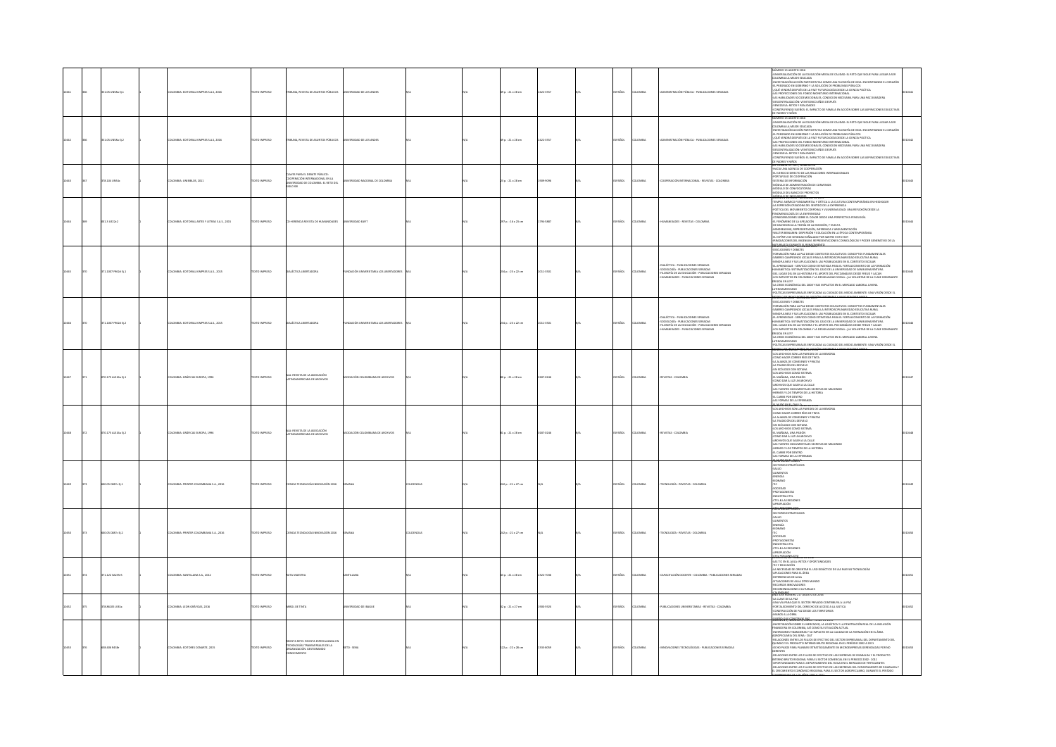| | | | | | | | | | | | | | | | | | | | |
|---|---|---|---|---|---|---|---|---|---|---|---|---|---|---|---|---|---|---|---|
| 30441 | 366 | 351.05 U454a Ej.1 | | 1 | COLOMBIA: EDITORIAL KIMPRES S.A.S, 2016 | TEXTO IMPRESO | TRIBUNAL REVISTA DE ASUNTOS PÚBLICOS | UNIVERSIDAD DE LOS ANDES | | N/A | 39 p. ; 21 x 28 cm | 2322-9357 | N/A | | ESPAÑOL | COLOMBIA | ADMINISTRACIÓN PÚBLICA - PUBLICACIONES SERIADAS | NÚMERO 15 AGOSTO 2016 -UNIVERSALIZACIÓN DE LA EDUCACIÓN MEDIA DE CALIDAD: EL RETO QUE SIGUE PARA LLEGAR A SER COLOMBIA LA MEJOR EDUCADA -INVESTIGACIÓN ACCIÓN PARTICIPATIVA COMO UNA FILOSOFÍA DE VIDA: ENCONTRANDO EL CORAZÓN EL PRESENADO EN GOBIERNO Y LA SOLUCIÓN DE PROBLEMAS PÚBLICOS -¿QUÉ VENDRÁ DESPUÉS DE LA PAZ? FUTUROLOGÍA DESDE LA CIENCIA POLÍTICA -LAS PROYECCIONES DEL FONDO MONETARIO INTERNACIONAL -LAS HABILIDADES SOCIOEMOCIONALES, CONDICIÓN NECESARIA PARA UNA PAZ DURADERA -DESCENTRALIZACIÓN: VEINTICINCO AÑOS DESPUÉS -VENEZUELA: RETOS Y REALIDADES -CONSTRUYENDO SUEÑOS: EL IMPACTO DE FAMILIAS EN ACCIÓN SOBRE LAS ASPIRACIONES EDUCATIVAS DE PADRES Y NIÑOS | 0030441 |
| 30442 | 366 | 351.05 U454a Ej.2 | | 1 | COLOMBIA: EDITORIAL KIMPRES S.A.S, 2016 | TEXTO IMPRESO | TRIBUNAL REVISTA DE ASUNTOS PÚBLICOS | UNIVERSIDAD DE LOS ANDES | | N/A | 39 p. ; 21 x 28 cm | 2322-9357 | N/A | | ESPAÑOL | COLOMBIA | ADMINISTRACIÓN PÚBLICA - PUBLICACIONES SERIADAS | NÚMERO 15 AGOSTO 2016 -UNIVERSALIZACIÓN DE LA EDUCACIÓN MEDIA DE CALIDAD: EL RETO QUE SIGUE PARA LLEGAR A SER COLOMBIA LA MEJOR EDUCADA -INVESTIGACIÓN ACCIÓN PARTICIPATIVA COMO UNA FILOSOFÍA DE VIDA: ENCONTRANDO EL CORAZÓN EL PRESENADO EN GOBIERNO Y LA SOLUCIÓN DE PROBLEMAS PÚBLICOS -¿QUÉ VENDRÁ DESPUÉS DE LA PAZ? FUTUROLOGÍA DESDE LA CIENCIA POLÍTICA -LAS PROYECCIONES DEL FONDO MONETARIO INTERNACIONAL -LAS HABILIDADES SOCIOEMOCIONALES, CONDICIÓN NECESARIA PARA UNA PAZ DURADERA -DESCENTRALIZACIÓN: VEINTICINCO AÑOS DESPUÉS -VENEZUELA: RETOS Y REALIDADES -CONSTRUYENDO SUEÑOS: EL IMPACTO DE FAMILIAS EN ACCIÓN SOBRE LAS ASPIRACIONES EDUCATIVAS DE PADRES Y NIÑOS | 0030442 |
| 30443 | 367 | 378.104 UN5k | | 1 | COLOMBIA: UNIBIBLOS, 2011 | TEXTO IMPRESO | CLAVES PARA EL DEBATE PÚBLICO: COOPERACIÓN INTERNACIONAL EN LA UNIVERSIDAD DE COLOMBIA: EL RETO DEL SIGLO XXI | UNIVERSIDAD NACIONAL DE COLOMBIA | | N/A | 23 p. ; 21 x 28 cm | 1909-9096 | N/A | | ESPAÑOL | COLOMBIA | COOPERACIÓN INTERNACIONAL - REVISTAS - COLOMBIA | SEPTIEMBRE DE 2011 NÚMERO 46 -HACIA UNA AGENCIA DE COOPERACIÓN -EL EJERCICIO DIRECTO DE LAS RELACIONES INTERNACIONALES -PORTAFOLIO DE COOPERACIÓN -SISTEMA DE INFORMACIÓN -MÓDULO DE ADMINISTRACIÓN DE CONVENIOS -MÓDULO DE CONVOCATORIAS -MÓDULO DEL BANCO DE PROYECTOS -MÓDULO DE INDICADORES | 0030443 |
| 30444 | 369 | 001.3 U412c2 | | 1 | COLOMBIA: EDITORIAL ARTES Y LETRAS S.A.S., 2015 | TEXTO IMPRESO | CO-HERENCIA REVISTA DE HUMANIDADES | UNIVERSIDAD EAFIT | | N/A | 297 p. ; 16 x 23 cm | 1794-5887 | N/A | | ESPAÑOL | COLOMBIA | HUMANIDADES - REVISTAS - COLOMBIA | -TEMPLE ANÍMICO FUNDAMENTAL Y CRÍTICA A LA CULTURA CONTEMPORÁNEA EN HEIDEGGER -LA EXPRESIÓN CREADORA DEL SENTIDO DE LA EXPERIENCIA -POÉTICA DEL MOVIMIENTO CORPORAL Y VULNERABILIDAD: UNA REFLEXIÓN DESDE LA FENOMENOLOGÍA DE LA ENFERMEDAD -CONSIDERACIONES SOBRE EL DOLOR DESDE UNA PERSPECTIVA FENOLOGÍA -EL FENÓMENO DE LA APELACIÓN -DE DAVIDSON A LA TEORÍA DE LA EMOCIÓN, Y VUELTA -HERMENÉUTICA, REPRESENTACIÓN, INFERENCIA Y ARGUMENTACIÓN -WALTER BENJAMIN: DISPERSIÓN Y DILUCIÓN EN LA ÉPOCA CONTEMPORÁNEA -EL ESPÍRITU DE SÉNECA SEÑALADO POR SARTRE VISTO HOY -PERIODIZACIÓN DEL HINDUAGRI: REPRESENTACIONES COSMOLÓGICAS Y PODER GENERATIVO DE LA NATURALEZA DURANTE EL RENACIMIENTO | 0030444 |
| 30445 | 370 | 371.1007 F961d Ej.1 | | 1 | COLOMBIA: EDITORIAL KIMPRES S.A.S., 2015 | TEXTO IMPRESO | DIALÉCTICA LIBERTADORA | FUNDACIÓN UNIVERSITARIA LOS LIBERTADORES | N/A | | 256 p. ; 15 x 22 cm | 2011-3501 | N/A | | ESPAÑOL | COLOMBIA | DIALÉCTICA - PUBLICACIONES SERIADAS SOCIOLOGÍA - PUBLICACIONES SERIADAS FILOSOFÍA DE LA EDUCACIÓN - PUBLICACIONES SERIADAS HUMANIDADES - PUBLICACIONES SERIADAS | DISCUSIONES Y DEBATES -FORMACIÓN PARA LA PAZ DESDE CONTEXTOS EDUCATIVOS: CONCEPTOS FUNDAMENTALES -SABERES CAMPESINOS LOCALES PARA LA INTERDISCIPLINARIEDAD EDUCATIVA RURAL -WIKIPEDIA, RES Y SUS APLICACIONES: LAS POSIBILIDADES EN EL CONTEXTO ESCOLAR -EL APRENDIZAJE - SERVICIO COMO ESTRATEGIA PARA EL FORTALECIMIENTO DE LA FORMACIÓN HUMANÍSTICA: SISTEMATIZACIÓN DEL CASO DE LA UNIVERSIDAD DE SAN BUENAVENTURA -DEL LUGAR DEL EN LA HISTORIA Y EL APORTE DEL PSICOANÁLISIS DESDE FREUD Y LACAN -LOS IMPUESTOS EN COLOMBIA Y LA DESIGUALDAD SOCIAL: ¿LA VOLUNTAD DE LA CLASE DOMINANTE ERIGIDA EN LEY? -LA CRISIS ECONÓMICA DEL 2008 Y SUS IMPACTOS EN EL MERCADO LABORAL JUVENIL LATINOAMERICANO -POLÍTICAS EMPRESARIALES ENFOCADAS AL CUIDADO DEL MEDIO AMBIENTE: UNA VISIÓN DESDE EL MODELO DE INDICADORES DE GESTIÓN SOSTENIBLE | 0030445 |
| 30446 | 370 | 371.1007 F961d Ej.2 | | 1 | COLOMBIA: EDITORIAL KIMPRES S.A.S., 2015 | TEXTO IMPRESO | DIALÉCTICA LIBERTADORA | FUNDACIÓN UNIVERSITARIA LOS LIBERTADORES | N/A | | 256 p. ; 15 x 22 cm | 2011-3501 | N/A | | ESPAÑOL | COLOMBIA | DIALÉCTICA - PUBLICACIONES SERIADAS SOCIOLOGÍA - PUBLICACIONES SERIADAS FILOSOFÍA DE LA EDUCACIÓN - PUBLICACIONES SERIADAS HUMANIDADES - PUBLICACIONES SERIADAS | DISCUSIONES Y DEBATES -FORMACIÓN PARA LA PAZ DESDE CONTEXTOS EDUCATIVOS: CONCEPTOS FUNDAMENTALES -SABERES CAMPESINOS LOCALES PARA LA INTERDISCIPLINARIEDAD EDUCATIVA RURAL -WIKIPEDIA, RES Y SUS APLICACIONES: LAS POSIBILIDADES EN EL CONTEXTO ESCOLAR -EL APRENDIZAJE - SERVICIO COMO ESTRATEGIA PARA EL FORTALECIMIENTO DE LA FORMACIÓN HUMANÍSTICA: SISTEMATIZACIÓN DEL CASO DE LA UNIVERSIDAD DE SAN BUENAVENTURA -DEL LUGAR DEL EN LA HISTORIA Y EL APORTE DEL PSICOANÁLISIS DESDE FREUD Y LACAN -LOS IMPUESTOS EN COLOMBIA Y LA DESIGUALDAD SOCIAL: ¿LA VOLUNTAD DE LA CLASE DOMINANTE ERIGIDA EN LEY? -LA CRISIS ECONÓMICA DEL 2008 Y SUS IMPACTOS EN EL MERCADO LABORAL JUVENIL LATINOAMERICANO -POLÍTICAS EMPRESARIALES ENFOCADAS AL CUIDADO DEL MEDIO AMBIENTE: UNA VISIÓN DESDE EL MODELO DE INDICADORES DE GESTIÓN SOSTENIBLE | 0030446 |
| 30447 | 371 | 070.175 A1435a Ej.1 | | 1 | COLOMBIA: GRÁFICAS EUROPA, 1996 | TEXTO IMPRESO | ALA: REVISTA DE LA ASOCIACIÓN LATINOAMERICANA DE ARCHIVOS | ASOCIACIÓN COLOMBIANA DE ARCHIVOS | | N/A | 80 p. ; 21 x 28 cm | 0187-0246 | N/A | | ESPAÑOL | COLOMBIA | REVISTAS - COLOMBIA | LOS ARCHIVOS SON LAS PAREDES DE LA MEMORIA -CÓMO HACER COBERTIZOS DE TINTA -LA ALIANZA DE CONSEJEROS Y PIRATAS -LA TRADICIÓN DEL DESVELO -UN ECÓLOGO CON SOTANA -LOS ARCHIVOS COMO SISTEMA -EL MAÑANA, UNA PASIÓN -CÓMO DAR A LUZ UN ARCHIVO -ARCHIVOS QUE SALEN A LA CALLE -LAS FUENTES DOCUMENTALES SECRETAS DE MACONDO -HIMNOS Y LOS TIEMPOS DE LA HISTORIA -EL CARNE POR DENTRO -LAS FORMAS DE LA ESPERANZA -EL ALMA DEL PAPEL | 0030447 |
| 30448 | 371 | 070.175 A1435a Ej.2 | | 1 | COLOMBIA: GRÁFICAS EUROPA, 1996 | TEXTO IMPRESO | ALA: REVISTA DE LA ASOCIACIÓN LATINOAMERICANA DE ARCHIVOS | ASOCIACIÓN COLOMBIANA DE ARCHIVOS | | N/A | 81 p. ; 21 x 28 cm | 0187-0246 | N/A | | ESPAÑOL | COLOMBIA | REVISTAS - COLOMBIA | LOS ARCHIVOS SON LAS PAREDES DE LA MEMORIA -CÓMO HACER COBERTIZOS DE TINTA -LA ALIANZA DE CONSEJEROS Y PIRATAS -LA TRADICIÓN DEL DESVELO -UN ECÓLOGO CON SOTANA -LOS ARCHIVOS COMO SISTEMA -EL MAÑANA, UNA PASIÓN -CÓMO DAR A LUZ UN ARCHIVO -ARCHIVOS QUE SALEN A LA CALLE -LAS FUENTES DOCUMENTALES SECRETAS DE MACONDO -HIMNOS Y LOS TIEMPOS DE LA HISTORIA -EL CARNE POR DENTRO -LAS FORMAS DE LA ESPERANZA -EL ALMA DEL PAPEL | 0030448 |
| 30449 | 373 | 600.05 C867c Ej.1 | | 1 | COLOMBIA: PRINTER COLOMBIANA S.A., 2016 | TEXTO IMPRESO | CIENCIA TECNOLOGÍA INNOVACIÓN 2016 | SEMANA | COLCIENCIAS | N/A | 242 p. ; 21 x 27 cm | N/A | N/A | | ESPAÑOL | COLOMBIA | TECNOLOGÍA - REVISTAS - COLOMBIA | CTEL EN CONTEXTO -SECTORES ESTRATÉGICOS -SALUD -ALIMENTOS -ENERGÍA -BIOMAS -TIC -SOCIEDAD -PROTAGONISTAS -INDUSTRIA CTEL -CTEL & LAS REGIONES -APROPIACIÓN | 0030449 |
| 30450 | 373 | 600.05 C867c Ej.2 | | 1 | COLOMBIA: PRINTER COLOMBIANA S.A., 2016 | TEXTO IMPRESO | CIENCIA TECNOLOGÍA INNOVACIÓN 2016 | SEMANA | COLCIENCIAS | N/A | 242 p. ; 21 x 27 cm | N/A | N/A | | ESPAÑOL | COLOMBIA | TECNOLOGÍA - REVISTAS - COLOMBIA | CTEL EN CONTEXTO -SECTORES ESTRATÉGICOS -SALUD -ALIMENTOS -ENERGÍA -BIOMAS -TIC -SOCIEDAD -PROTAGONISTAS -INDUSTRIA CTEL -CTEL & LAS REGIONES -APROPIACIÓN | 0030450 |
| 30451 | 374 | 371.122 S623r3 | | 1 | COLOMBIA: SANTILLANA S.A., 2012 | TEXTO IMPRESO | RUTA MAESTRA | SANTILLANA | | N/A | 43 p. ; 21 x 28 cm | 2322-7036 | N/A | | ESPAÑOL | COLOMBIA | CAPACITACIÓN DOCENTE - COLOMBIA - PUBLICACIONES SERIADAS | -TIC Y EDUCACIÓN: LAS TIC EN EL AULA: RETOS Y OPORTUNIDADES -TIC Y EDUCACIÓN -LA NECESIDAD DE ORIENTAR EL USO DIDÁCTICO DE LAS NUEVAS TECNOLOGÍAS -APLICACIONES PARA EL ÁREA -EXPERIENCIAS DE AULA -SITUACIONES DE AULA OTRO MUNDO -RECURSOS INNOVADORES -RECOMENDACIONES CULTURALES -CALENDARIO | 0030451 |
| 30452 | 375 | 378.86105 U33a | | 1 | COLOMBIA: LEON GRÁFICAS, 2016 | TEXTO IMPRESO | ARCO DE TINTA | UNIVERSIDAD DE IBAGUÉ | | N/A | 32 p. ; 21 x 27 cm | 1900-5925 | N/A | | ESPAÑOL | COLOMBIA | PUBLICACIONES UNIVERSITARIAS - REVISTAS - COLOMBIA | EDICIÓN NÚMERO 23 / AGOSTO DE 2016 -LA CLAVE DE LA PAZ -UNA VÍA PARA QUE EL SECTOR PRIVADO CONTRIBUYA A LA PAZ -FORTALECIMIENTO DEL DERECHO DE ACCESO A LA JUSTICIA -CONSTRUCCIÓN DE PAZ DESDE LOS TERRITORIOS -MANOS A LA OBRA -CAMINO A LA CONVIVENCIA | 0030452 |
| 30453 | 376 | 658.406 R434n | | 1 | COLOMBIA: EDITORES CONGRAFE, 2015 | TEXTO IMPRESO | REVISTA NETO: REVISTA ESPECIALIZADA EN TECNOLOGÍAS TRANSVERSALES DE LA ORGANIZACIÓN, GESTIONANDO CONOCIMIENTO | NETO - SENA | N/A | | 122 p. ; 22 x 28 cm | 2339-4579 | N/A | | ESPAÑOL | COLOMBIA | INNOVACIONES TECNOLÓGICAS - PUBLICACIONES SERIADAS | INVESTIGACIÓN SOBRE EL MERCADEO, LA LOGÍSTICA Y LA PENETRACIÓN REAL DE LA INCLUSIÓN FINANCIERA EN COLOMBIA, ASÍ COMO SU SITUACIÓN ACTUAL -INVERSIONES FINANCIERAS Y SU IMPACTO EN LA CALIDAD DE LA FORMACIÓN EN EL ÁREA AGROPECUARIA DEL SENA - CGAT -RELACIONES ENTRE LOS FLUJOS DE EFECTIVO DEL SECTOR EMPRESARIAL DEL DEPARTAMENTO DEL QUINDÍO Y EL PRODUCTO INTERNO BRUTO REGIONAL EN EL PERIODO 2002 A 2011 -OCHO PASOS PARA PLANEAR ESTRATÉGICAMENTE EN MICROEMPRESAS GERENCIADAS POR NO GERENTES -RELACIONES ENTRE LOS FLUJOS DE EFECTIVO DE LAS EMPRESAS DE RISARALDA Y EL PRODUCTO INTERNO BRUTO REGIONAL PARA EL SECTOR COMERCIAL EN EL PERIODO 2002 - 2011 -OPORTUNIDADES PARA EL DEPARTAMENTO DEL HUILA EN EL MERCADO DE FERTILIZANTES -RELACIONES ENTRE LOS FLUJOS DE EFECTIVO DE LAS EMPRESAS DEL DEPARTAMENTO DE RISARALDA Y EL CRECIMIENTO ECONÓMICO REGIONAL PARA EL SECTOR AGROPECUARIO, DURANTE EL PERIODO COMPRENDIDO | 0030453 |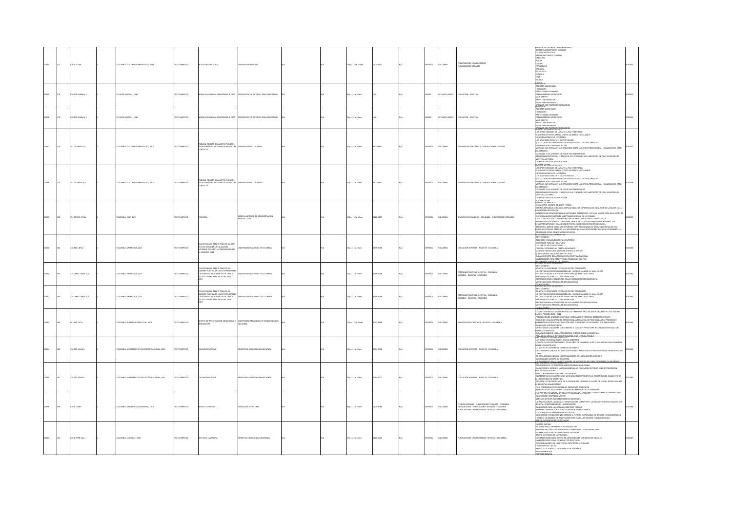| | | | | | | | | | | | | | | | | | | | |
|---|---|---|---|---|---|---|---|---|---|---|---|---|---|---|---|---|---|---|---|
| 10454 | 577 | 070.1 U614h | | 1 | COLOMBIA: EDITORIAL KIMPRES LTDA, 2014 | TEXTO IMPRESO | HOJAS UNIVERSITARIAS | UNIVERSIDAD CENTRAL | N/A | | N/A | 250 p. : 20 x 27 cm | 0120-1505 | N/A | ESPAÑOL | COLOMBIA | PUBLICACIONES UNIVERSITARIAS - PUBLICACIONES SERIADAS | TEMAS HUMANÍSTICOS Y SOCIALES -CULTURA INTERACTIVA -APROXIMACIONES LITERARIAS -CREACIÓN -POESÍA -CUENTO -FOTOGRAFÍA -CRÓNICA -ENTREVISTA -PLÁSTICA -CINE -MÚSICA | 0010454 |
| 10455 | 578 | 370.175 N14Ba Ej.1 | | 1 | ESTADOS UNIDOS: , 2016 | TEXTO IMPRESO | NAFSA 2016 ANNUAL CONFERENCE & EXPO | ASSOCIATION OF INTERNATIONAL EDUCATORS | N/A | | N/A | 95 p. : 21 x 28 cm | N/A | N/A | INGLÉS | ESTADOS UNIDOS | EDUCACIÓN - REVISTAS | WELCOME -REGISTER, BOOK BUILD -HIGHLIGHTS -PROFESSIONAL LEARNING -PRECONFERENCE WORKSHOPS -VISIT DENVER -TRAVEL INFORMATION -SIGNATURE PROGRAMS -SPONSOR AND PARTNER INFORMATION | 0010455 |
| 10456 | 578 | 370.175 N14Ba Ej.2 | | 1 | ESTADOS UNIDOS: , 2016 | TEXTO IMPRESO | NAFSA 2016 ANNUAL CONFERENCE & EXPO | ASSOCIATION OF INTERNATIONAL EDUCATORS | N/A | | N/A | 95 p. : 21 x 28 cm | N/A | N/A | INGLÉS | ESTADOS UNIDOS | EDUCACIÓN - REVISTAS | WELCOME -REGISTER, BOOK BUILD -HIGHLIGHTS -PROFESSIONAL LEARNING -PRECONFERENCE WORKSHOPS -VISIT DENVER -TRAVEL INFORMATION -SIGNATURE PROGRAMS -SPONSOR AND PARTNER INFORMATION | 0010456 |
| 10457 | 579 | 351.05 A969a Ej.1 | | 1 | COLOMBIA: EDITORIAL KIMPRES S.A.S, 2016 | TEXTO IMPRESO | TRIBUNAL, REVISTA DE ASUNTOS PÚBLICOS: OPORTUNIDADES Y EXIGENCIAS DEL FIN DEL CONFLICTO | UNIVERSIDAD DE LOS ANDES | N/A | | N/A | 87 p. : 21 x 28 cm | 2422-3557 | N/A | ESPAÑOL | COLOMBIA | ADMINISTRACIÓN PÚBLICA - PUBLICACIONES SERIADAS | LAS OPORTUNIDADES DE LA PAZ Y LA PAZ TERRITORIAL -EL CONFLICTO EN COLOMBIA: ¿CÓMO LLEGAMOS HASTA AQUÍ? -LA GENERACIÓN DE LA ESPERANZA -LOS ACUERDOS DE PAZ Y EL GASTO PÚBLICO -¿CUÁLES SON LAS GRANDES NECESIDADES DE GASTO DEL POSCONFLICTO? -EMPRESAS POR LA RECONCILIACIÓN -VÍCTIMAS, NO VÍCTIMAS Y SUS OPINIONES SOBRE LA JUSTICIA TRANSICIONAL: HALLAZGOS DEL CASO COLOMBIANO -COLOMBIA Y LAS MISIONES DE PAZ DE NACIONES UNIDAS -ACORRALADOS EN EL RÍO: EL DERECHO A LA CIUDAD DE LOS HABITANTES DE CALLE EN MEDELLÍN -VOLVER A LA TIERRA -LA IMPORTANCIA DE PODER VOLVER | 0010457 |
| 10458 | 579 | 351.05 A969a Ej.2 | | 1 | COLOMBIA: EDITORIAL KIMPRES S.A.S, 2016 | TEXTO IMPRESO | TRIBUNAL, REVISTA DE ASUNTOS PÚBLICOS: OPORTUNIDADES Y EXIGENCIAS DEL FIN DEL CONFLICTO | UNIVERSIDAD DE LOS ANDES | N/A | | N/A | 87 p. : 21 x 28 cm | 2422-3557 | N/A | ESPAÑOL | COLOMBIA | ADMINISTRACIÓN PÚBLICA - PUBLICACIONES SERIADAS | LAS OPORTUNIDADES DE LA PAZ Y LA PAZ TERRITORIAL -EL CONFLICTO EN COLOMBIA: ¿CÓMO LLEGAMOS HASTA AQUÍ? -LA GENERACIÓN DE LA ESPERANZA -LOS ACUERDOS DE PAZ Y EL GASTO PÚBLICO -¿CUÁLES SON LAS GRANDES NECESIDADES DE GASTO DEL POSCONFLICTO? -EMPRESAS POR LA RECONCILIACIÓN -VÍCTIMAS, NO VÍCTIMAS Y SUS OPINIONES SOBRE LA JUSTICIA TRANSICIONAL: HALLAZGOS DEL CASO COLOMBIANO -COLOMBIA Y LAS MISIONES DE PAZ DE NACIONES UNIDAS -ACORRALADOS EN EL RÍO: EL DERECHO A LA CIUDAD DE LOS HABITANTES DE CALLE EN MEDELLÍN -VOLVER A LA TIERRA -LA IMPORTANCIA DE PODER VOLVER | 0010458 |
| 10459 | 580 | 371.897505 E77p | | 1 | COLOMBIA: ESAP, 2013 | TEXTO IMPRESO | POLÉMICA | ESCUELA SUPERIOR DE ADMINISTRACIÓN PÚBLICA - ESAP | N/A | | N/A | 159 p. : 22 x 28 cm | 01203129 | N/A | ESPAÑOL | COLOMBIA | REVISTAS ESTUDIANTILES - COLOMBIA - PUBLICACIONES SERIADAS | NÚMERO 10, AÑO 2013 -CIUDADANÍA: ASUNTO DE NIÑOS Y NIÑAS -CAMPOS EXPLORABLES PARA LA AMPLIACIÓN DE LA EXPERIENCIA DE INCLUSIÓN DE LA MUJER EN LA ADMINISTRACIÓN PÚBLICA -EXPERIENCIAS PEDAGÓGICAS QUE MOTIVAN EL APRENDIZAJE: VISITA AL MUSEO CASA DE LA MONEDA -EL PSICOANÁLISIS DENTRO DE UNA TRANSDISCIPLINA DE LO PÚBLICO -LA RECONSTRUCCIÓN COMO POSIBILIDAD DE RESIGNIFICACIÓN EN EL TEJIDO SOCIAL -ADMINISTRACIÓN PÚBLICA TERRITORIAL FRENTE AL ESTADO DE EMERGENCIA INVERNAL Y DE DESASTRES NATURALES OCASIONADOS POR EL CAMBIO CLIMÁTICO EN COLOMBIA -APORTES AL DEBATE SOBRE LAS REFORMAS CONSTITUCIONALES AL RÉGIMEN DE REGALÍAS Y LA PROMULGACIÓN DEL DERECHO A LA SOSTENIBILIDAD MACROECONÓMICA: DERECHO FUNDAMENTAL ANALIZADO COMO PRINCIPIO PRESUPUESTAL | 0010459 |
| 10460 | 582 | 378.861 UN54c | | 1 | COLOMBIA: UNIMEDIOS, 2014 | TEXTO IMPRESO | CLAVES PARA EL DEBATE PÚBLICO: LO QUE ESTÁ EN JUEGO EN LA EDUCACIÓN SUPERIOR: DISENSOS Y CONSENSOS SOBRE EL ACUERDO 2034 | UNIVERSIDAD NACIONAL DE COLOMBIA | N/A | | N/A | 23 p. : 21 x 28 cm | 1909-9096 | N/A | ESPAÑOL | COLOMBIA | EDUCACIÓN SUPERIOR - REVISTAS - COLOMBIA | ANTECEDENTES -ACUERDOS Y DESACUERDOS EN LO SUPERIOR -EDUCACIÓN PÚBLICA Y GRATUITA -LOS LÍMITES DE LA GRATUIDAD -CALIDAD, PERTINENCIA Y OFERTA ACADÉMICA -CIENCIA E INNOVACIÓN: ¿PARA QUÉ MODELO DE PAÍS? -¿LAS REGALÍAS, UNA SOLUCIÓN EFECTIVA? -EL BAJO IMPACTO DE LA PRODUCCIÓN CIENTÍFICA NACIONAL -INVESTIGACIÓN PARA RESOLVER LOS PROBLEMAS DEL PAÍS -AUTONOMÍA Y LIBERTAD DE CÁTEDRA | 0010460 |
| 10461 | 583 | 324.09861 UN54c Ej.1 | | 1 | COLOMBIA: UNIMEDIOS, 2015 | TEXTO IMPRESO | CLAVES PARA EL DEBATE PÚBLICO: LA CARRERA POLÍTICA EN LAS SEIS PRINCIPALES CIUDADES DEL PAÍS: ANÁLISIS DE CARA A LAS ELECCIONES PARA ALCALDES 2016-2019 | UNIVERSIDAD NACIONAL DE COLOMBIA | N/A | | N/A | 23 p. : 21 x 28 cm | 1909-9096 | N/A | ESPAÑOL | COLOMBIA | CAMPAÑAS POLÍTICAS - REVISTAS - COLOMBIA ALCALDES - REVISTAS - COLOMBIA | ANTECEDENTES -BOGOTÁ: LA CONTIENDA CENTRADA EN TRES CANDIDATOS -LA CONTIENDA ELECTORAL EN MEDELLÍN: ¿ALONSO SALAZAR VS. JUAN VÉLEZ? -EN CALI, ESTRECHA DIFERENCIA ENTRE GARZÓN, ARMITAGE Y ORTIZ -BARRANQUILLA, UNA ELECCIÓN ANUNCIADA -ABSTENCIONISMO Y DESINTERÉS, SELLO DE ELECCIONES EN CARTAGENA -VOTO EN BLANCO, MAYORÍA EN BUCARAMANGA -CONCLUSIONES | 0010461 |
| 10462 | 583 | 324.09861 UN54c Ej.2 | | 1 | COLOMBIA: UNIMEDIOS, 2015 | TEXTO IMPRESO | CLAVES PARA EL DEBATE PÚBLICO: LA CARRERA POLÍTICA EN LAS SEIS PRINCIPALES CIUDADES DEL PAÍS: ANÁLISIS DE CARA A LAS ELECCIONES PARA ALCALDES 2016-2019 | UNIVERSIDAD NACIONAL DE COLOMBIA | N/A | | N/A | 23 p. : 21 x 28 cm | 1909-9096 | N/A | ESPAÑOL | COLOMBIA | CAMPAÑAS POLÍTICAS - REVISTAS - COLOMBIA ALCALDES - REVISTAS - COLOMBIA | ANTECEDENTES -BOGOTÁ: LA CONTIENDA CENTRADA EN TRES CANDIDATOS -LA CONTIENDA ELECTORAL EN MEDELLÍN: ¿ALONSO SALAZAR VS. JUAN VÉLEZ? -EN CALI, ESTRECHA DIFERENCIA ENTRE GARZÓN, ARMITAGE Y ORTIZ -BARRANQUILLA, UNA ELECCIÓN ANUNCIADA -ABSTENCIONISMO Y DESINTERÉS, SELLO DE ELECCIONES EN CARTAGENA -VOTO EN BLANCO, MAYORÍA EN BUCARAMANGA -CONCLUSIONES | 0010462 |
| 10463 | 584 | 001.405 U77r | | 1 | COLOMBIA: BUHOS EDITORES LTDA, 2015 | TEXTO IMPRESO | REVISTA DE INVESTIGACIÓN, DESARROLLO E INNOVACIÓN | UNIVERSIDAD PEDAGÓGICA Y TECNOLÓGICA DE COLOMBIA | N/A | | N/A | 135 p. : 21 x 28 cm | 2027-8306 | N/A | ESPAÑOL | COLOMBIA | INVESTIGACIÓN CIENTÍFICA - REVISTAS - COLOMBIA | COMPETITIVIDAD DEL SECTOR PAPERO COLOMBIANO: ANÁLISIS DESDE UNA PERSPECTIVA MACRO PARA EL PERIODO 2000 - 2012 -FABRICACIÓN DE MARBLES DE OFICINA Y ESCOLARES, A PARTIR DE DESECHOS DE PAPEL -DISEÑO DE UN ALGORITMO DE CORRECCIÓN AUTOMÁTICA DE POSICIÓN PARA EL PROCESO DE PERFORADO PCB, EMPLEANDO TÉCNICAS DE VISIÓN ARTIFICIAL -DETECCIÓN DE COLISIONES CON LIBRERÍAS V-COLLIDE Y PHYSX PARA INTERACCIÓN VIRTUAL CON INTERFACES HÁPTICAS -EL PAISAJE SONORO, UNA APROXIMACIÓN TEÓRICA DESDE LA SEMIÓTICA -PEDAGOGÍA SOCIAL E INTERCULTURALISMO: UNA LECTURA POSIBLE | 0010463 |
| 10464 | 586 | 378.105 M534c1 | | 1 | COLOMBIA: MINISTERIO DE EDUCACIÓN NACIONAL, 2010 | TEXTO IMPRESO | CALIDAD EDUCATIVA | MINISTERIO DE EDUCACIÓN NACIONAL | N/A | | N/A | 32 p. : 21 x 28 cm | 1794-7022 | N/A | ESPAÑOL | COLOMBIA | EDUCACIÓN SUPERIOR - REVISTAS - COLOMBIA | LOS RETOS EN EDUCACIÓN DEL NUEVO GOBIERNO -LOGROS EN EDUCACIÓN DURANTE OCHO AÑOS DE GOBIERNO: PUNTO DE PARTIDA PARA CONSTRUIR SOBRE LO CONSTRUIDO -LO NUEVO DEL EXAMEN DE ESTADO ICFES SABER 11 -OBSERVATORIO LABORAL DE EDUCACIÓN REVELÓ RESULTADOS DE SEGUIMIENTO A GRADUADOS 2001-2009 -BOGOTÁ AVANZA HACIA LA UNIVERSALIZACIÓN DE LA EDUCACIÓN SUPERIOR -CAMPEONES NÚMERO 60 DEL ICETEX -LA UNIVERSIDAD DE LA SABANA PIONERA EN MODALIDAD DE DOBLE PROGRAMA EN PREGRADO | 0010464 |
| 10465 | 587 | 378.105 M534c2 | | 1 | COLOMBIA: MINISTERIO DE EDUCACIÓN NACIONAL, 2011 | TEXTO IMPRESO | CALIDAD EDUCATIVA | MINISTERIO DE EDUCACIÓN NACIONAL | N/A | | N/A | 32 p. : 21 x 28 cm | 1794-7022 | N/A | ESPAÑOL | COLOMBIA | EDUCACIÓN SUPERIOR - REVISTAS - COLOMBIA | RADIOGRAFÍA DE LA DESERCIÓN UNIVERSITARIA EN COLOMBIA -GARANTIZAR EL ACCESO Y LA PERMANENCIA A LA EDUCACIÓN SUPERIOR, UNA INVERSIÓN CON MÚLTIPLES UTILIDADES -UNA UNIVERSIDAD ABIERTA AL MUNDO -INCREMENTAR EL DESARROLLO DE LA EDUCACIÓN SUPERIOR EN LA REGIÓN CARIBE, GRAN RETO DE LA UNIVERSIDAD DEL ATLÁNTICO -MEJORAR LA CALIDAD DE VIDA DE LA COMUNIDAD UNILIBRISTA, RAZÓN DE SER DEL DEPARTAMENTO DE BIENESTAR UNIVERSITARIO -PIFIA: PROGRAMA INSTITUCIONAL DE ESCUCHA ACADÉMICA -RANKING DE LAS 20 CARRERAS CON MAYOR DEMANDA EN LAS EMPRESAS | 0010465 |
| 10466 | 588 | 070.1 F288r1 | | 1 | COLOMBIA: UNIVERSIDAD JAVERIANA, 2016 | TEXTO IMPRESO | REVISTA JAVERIANA | FUNDACIÓN EDITORES | N/A | | N/A | 86 p. : 21 x 28 cm | 0120-3088 | N/A | ESPAÑOL | COLOMBIA | CIENCIAS SOCIALES - PUBLICACIONES SERIADAS - COLOMBIA HUMANIDADES - PUBLICACIONES SERIADAS - COLOMBIA PUBLICACIONES UNIVERSITARIAS - REVISTAS - COLOMBIA | INNOVACIÓN Y EMPRENDIMIENTO -VENTA DE OPINIÓN: ACONTECIMIENTOS HISTÓRICOS -LA INNOVACIÓN ES LA ÚNICA ALTERNATIVA PARA SOBREVIVIR Y LA ÚNICA ESTRATEGIA PARA CRECER -BOGOTÁ: COMPROMISO CON LA INNOVACIÓN -INNOVACIÓN PARA LA PAZ PARA CONSTRUIR FUTURO -EMPRESA E INNOVACIÓN SOCIAL EN UN MUNDO INSOSTENIBLE -LOS PORQUÉS DEL EMPRENDIMIENTO SOCIAL -INNOVACIÓN Y CONOCIMIENTO DEFINEN EL FUTURO EMPRESARIAL DE BOGOTÁ Y CUNDINAMARCA -HUBBOG: UN MODELO DE INNOVACIÓN EMPRESARIAL DE BOGOTÁ Y CUNDINAMARCA -RED DE EMPRENDIMIENTO JAVERIANO | 0010466 |
| 10467 | 591 | 070.1 P679h Ej.1 | | 1 | COLOMBIA: JAVEGRAF, 2016 | TEXTO IMPRESO | HOY EN LA JAVERIANA | PONTIFICIA UNIVERSIDAD JAVERIANA | N/A | | N/A | 27 p. : 21 x 28 cm | 0122-6025 | N/A | ESPAÑOL | COLOMBIA | PUBLICACIONES UNIVERSITARIAS - REVISTAS - COLOMBIA | NO MÁS GUERRA -HELMER: PESCA ARTESANAL Y RÍO MAGDALENA -REVISIÓN HISTÓRICA DEL PENSAMIENTO AMBIENTAL LATINOAMERICANO -ASCENSO ESTELAR DE LA INGENIERÍA JAVERIANA -APOYO A VÍCTIMAS DE LA VIOLENCIA -LIDERAZGO JOVEN EN COMUNIDADES CON DESAFÍOS SOCIALES -JAVERIANO CREA CASAS CON PLÁSTICO RECICLADO -POSICIONAMIENTO DE LAS REVISTAS CIENTÍFICAS JAVERIANAS -DIVIDENDOS DE LA PAZ -PROYECTO ACADÉMICO EN BENEFICIO DE LOS NIÑOS -NOMBRAMIENTOS -NOTAS DE BOGOTÁ | 0010467 |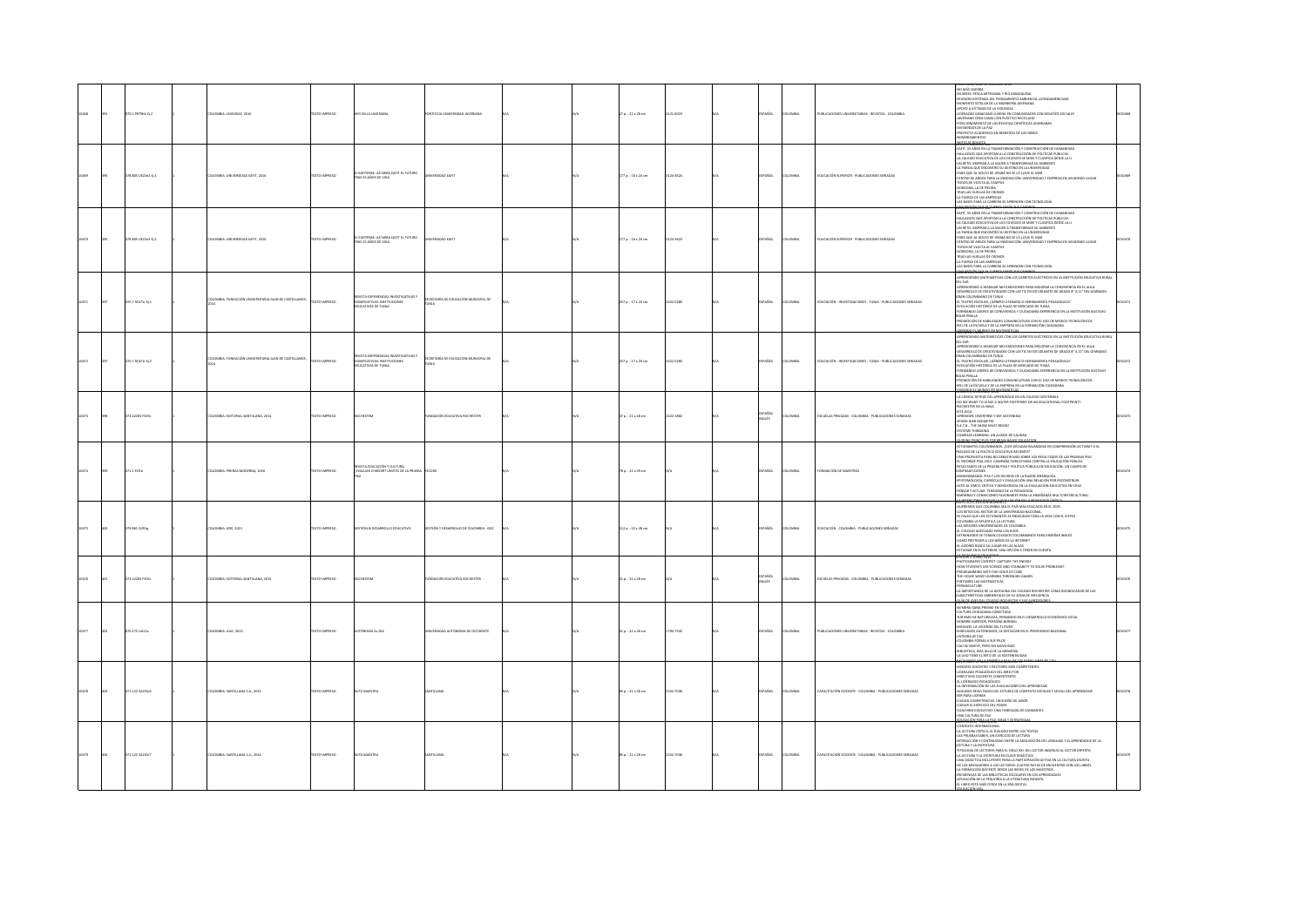| 20468 | 991 | 070.1 P974h1 Ej.2 | | 1 | COLOMBIA: JAVERIANA, 2014 | TEXTO IMPRESO | HOY EN LA JAVERIANA | PONTIFICIA UNIVERSIDAD JAVERIANA | | N/A | | N/A | 27 p. : 22 x 28 cm | 0120-3025 | | N/A | | ESPAÑOL | COLOMBIA | | PUBLICACIONES UNIVERSITARIAS - REVISTAS - COLOMBIA | NO MÁS GUERRA<br>MUJERES: PESCA ARTESANAL Y RÍO MAGDALENA<br>REVISIÓN HISTÓRICA DEL PENSAMIENTO AMBIENTAL LATINOAMERICANO<br>MOMENTO ESTELAR DE LA INGENIERÍA JAVERIANA<br>APOYO A VÍCTIMAS DE LA VIOLENCIA<br>LIDERAZGO JOVEN EN COMUNIDADES CON DESAFÍOS SOCIALES<br>JAVERIANO CREA CASAS CON PLÁSTICO RECICLADO<br>POSICIONAMIENTO DE LAS REVISTAS CIENTÍFICAS JAVERIANAS<br>CONSENSOS DE LA PAZ<br>PROYECTO ACADÉMICO EN BENEFICIO DE LOS NIÑOS<br>NOMBRAMIENTOS<br>NOTICIAS BOGOTÁ | | 20010468 |
| 20469 | 995 | 378.005 U622e2 Ej.1 | | 1 | COLOMBIA: UNIVERSIDAD EAFIT, 2016 | TEXTO IMPRESO | EL EAFITENSE: 60 AÑOS EAFIT EL FUTURO TRAS 55 AÑOS DE VIDA | UNIVERSIDAD EAFIT | | N/A | | N/A | 177 p. : 16 x 24 cm | 0120-9426 | | N/A | | ESPAÑOL | COLOMBIA | | EDUCACIÓN SUPERIOR - PUBLICACIONES SERIADAS | EAFIT, 55 AÑOS EN LA TRANSFORMACIÓN Y CONSTRUCCIÓN DE HUMANIDAD<br>HALLAZGOS QUE APORTAN A LA CONSTRUCCIÓN DE POLÍTICAS PÚBLICAS<br>LA CALIDAD EDUCATIVA DE LOS COLEGIOS SE MIDE Y CLASIFICA DESDE LA U<br>UN RETO: INSPIRAR A LA MUJER A TRANSFORMAR SU AMBIENTE<br>LA PAREJA QUE ENCONTRÓ SU DESTINO EN LA UNIVERSIDAD<br>PARA QUE AL GOLFO DE URABÁ NO SE LO LLEVE EL MAR<br>CENTRO DE ARGOS PARA LA INNOVACIÓN: UNIVERSIDAD Y EMPRESA EN UN MISMO LUGAR<br>TODOS DE VUELTA AL CAMPUS<br>GORGONA, LA DE PIEDRA<br>TRAS LAS HUELLAS DE CRONOS<br>LA FUERZA DE LAS AMÉRICAS<br>LAS BASES PARA LA CARRERA SE APRENDEN CON TECNOLOGÍA<br>UNA MIRADA QUE SE FUERON DE LOS CAMINOS | | 20010469 |
| 20470 | 995 | 378.005 U622e2 Ej.2 | | 1 | COLOMBIA: UNIVERSIDAD EAFIT, 2016 | TEXTO IMPRESO | EL EAFITENSE: 60 AÑOS EAFIT EL FUTURO TRAS 55 AÑOS DE VIDA | UNIVERSIDAD EAFIT | | N/A | | N/A | 177 p. : 16 x 24 cm | 0120-9426 | | N/A | | ESPAÑOL | COLOMBIA | | EDUCACIÓN SUPERIOR - PUBLICACIONES SERIADAS | EAFIT, 55 AÑOS EN LA TRANSFORMACIÓN Y CONSTRUCCIÓN DE HUMANIDAD<br>HALLAZGOS QUE APORTAN A LA CONSTRUCCIÓN DE POLÍTICAS PÚBLICAS<br>LA CALIDAD EDUCATIVA DE LOS COLEGIOS SE MIDE Y CLASIFICA DESDE LA U<br>UN RETO: INSPIRAR A LA MUJER A TRANSFORMAR SU AMBIENTE<br>LA PAREJA QUE ENCONTRÓ SU DESTINO EN LA UNIVERSIDAD<br>PARA QUE AL GOLFO DE URABÁ NO SE LO LLEVE EL MAR<br>CENTRO DE ARGOS PARA LA INNOVACIÓN: UNIVERSIDAD Y EMPRESA EN UN MISMO LUGAR<br>TODOS DE VUELTA AL CAMPUS<br>GORGONA, LA DE PIEDRA<br>TRAS LAS HUELLAS DE CRONOS<br>LA FUERZA DE LAS AMÉRICAS<br>LAS BASES PARA LA CARRERA SE APRENDEN CON TECNOLOGÍA<br>UNA MIRADA QUE SE FUERON DE LOS CAMINOS | | 20010470 |
| 20471 | 997 | 370.7 SE471r Ej.1 | | 1 | COLOMBIA: FUNDACIÓN UNIVERSITARIA JUAN DE CASTELLANOS, 2014 | TEXTO IMPRESO | REVISTA EXPERIENCIAS INVESTIGATIVAS Y SIGNIFICATIVAS: INSTITUCIONES EDUCATIVAS DE TUNJA | SECRETARÍA DE EDUCACIÓN MUNICIPAL DE TUNJA | | N/A | | N/A | 257 p. : 17 x 24 cm | 2322-9280 | | N/A | | ESPAÑOL | COLOMBIA | | EDUCACIÓN - INVESTIGACIONES - TUNJA - PUBLICACIONES SERIADAS | APRENDIENDO MATEMÁTICAS CON LOS CIRCUITOS ELÉCTRICOS EN LA INSTITUCIÓN EDUCATIVA RURAL DEL SUR<br>APRENDIENDO A MANEJAR MIS EMOCIONES PARA MEJORAR LA CONVIVENCIA EN EL AULA<br>DESARROLLO DE CREATIVIDADES CON LAS TIC EN ESTUDIANTES DE GRADO 8° A 11° DEL GIMNASIO GRAN COLOMBIANO DE TUNJA<br>EL TEATRO ESCOLAR: ¿GÉNERO LITERARIO O HERRAMIENTA PEDAGÓGICA?<br>EVOLUCIÓN HISTÓRICA DE LA PLAZA DE MERCADO DE TUNJA<br>FORMANDO LIDERES DE CONVIVENCIA Y CIUDADANÍA EXPERIENCIA EN LA INSTITUCIÓN GUSTAVO ROJAS PINILLA<br>PROMOCIÓN DE HABILIDADES COMUNICATIVAS CON EL USO DE MEDIOS TECNOLÓGICOS<br>ROL DE LA ESCUELA Y DE LA EMPRESA EN LA FORMACIÓN CIUDADANA<br>CAMBIO EL MUNDO EN MATEMÁTICAS | | 20010471 |
| 20472 | 997 | 370.7 SE471r Ej.2 | | 1 | COLOMBIA: FUNDACIÓN UNIVERSITARIA JUAN DE CASTELLANOS, 2014 | TEXTO IMPRESO | REVISTA EXPERIENCIAS INVESTIGATIVAS Y SIGNIFICATIVAS: INSTITUCIONES EDUCATIVAS DE TUNJA | SECRETARÍA DE EDUCACIÓN MUNICIPAL DE TUNJA | | N/A | | N/A | 257 p. : 17 x 24 cm | 2322-9280 | | N/A | | ESPAÑOL | COLOMBIA | | EDUCACIÓN - INVESTIGACIONES - TUNJA - PUBLICACIONES SERIADAS | APRENDIENDO MATEMÁTICAS CON LOS CIRCUITOS ELÉCTRICOS EN LA INSTITUCIÓN EDUCATIVA RURAL DEL SUR<br>APRENDIENDO A MANEJAR MIS EMOCIONES PARA MEJORAR LA CONVIVENCIA EN EL AULA<br>DESARROLLO DE CREATIVIDADES CON LAS TIC EN ESTUDIANTES DE GRADO 8° A 11° DEL GIMNASIO GRAN COLOMBIANO DE TUNJA<br>EL TEATRO ESCOLAR: ¿GÉNERO LITERARIO O HERRAMIENTA PEDAGÓGICA?<br>EVOLUCIÓN HISTÓRICA DE LA PLAZA DE MERCADO DE TUNJA<br>FORMANDO LIDERES DE CONVIVENCIA Y CIUDADANÍA EXPERIENCIA EN LA INSTITUCIÓN GUSTAVO ROJAS PINILLA<br>PROMOCIÓN DE HABILIDADES COMUNICATIVAS CON EL USO DE MEDIOS TECNOLÓGICOS<br>ROL DE LA ESCUELA Y DE LA EMPRESA EN LA FORMACIÓN CIUDADANA<br>CAMBIO EL MUNDO EN MATEMÁTICAS | | 20010472 |
| 20473 | 998 | 373.22005 F343r | | 1 | COLOMBIA: EDITORIAL SANTILLANA, 2014 | TEXTO IMPRESO | ROCHESTEM | FUNDACIÓN EDUCATIVA ROCHESTER | | N/A | | N/A | 67 p. : 21 x 28 cm | 2322-3380 | | N/A | | ESPAÑOL INGLÉS | COLOMBIA | | ESCUELAS PRIVADAS - COLOMBIA - PUBLICACIONES SERIADAS | LA CIENCIA DETRÁS DEL APRENDIZAJE EN UN COLEGIO SOSTENIBLE<br>DO WE WANT TO LEAVE A WATER FOOTPRINT OR AN EDUCATIONAL FOOTPRINT?<br>ROCHESTER EN LA NASA<br>ISTE 2014<br>APRENDER, DIVERTIRSE Y SER SOSTENIBLE<br>SPIDER WEB GEOMETRY<br>S.A.T.A. - THE SHOW MUST BEGIN!<br>SYSTEMS THINKING<br>COMPASS LEARNING: UN ALIADO DE CALIDAD<br>GUIDING PRINCIPLES FOR BRAIN BASED EDUCATION | | 20010473 |
| 20474 | 999 | 371.1 R291r | | 1 | COLOMBIA: PRENSA MODERNA, 2016 | TEXTO IMPRESO | REVISTA EDUCACIÓN Y CULTURA: EVALUAR O MEDIR? LÍMITES DE LA PRUEBA PISA | FECODE | | N/A | | N/A | 78 p. : 21 x 29 cm | N/A | | N/A | | ESPAÑOL | COLOMBIA | | FORMACIÓN DE MAESTROS | ESTUDIANTES COLOMBIANOS: ¿DOS DÉCADAS ESTANCADOS EN COMPRENSIÓN LECTORA? O EL FRACASO DE LA POLÍTICA EDUCATIVA RECIENTE?<br>UNA PROPUESTA PARA NO DEBATIR MÁS SOBRE LOS RESULTADOS DE LAS PRUEBAS PISA<br>EL INFORME PISA 2012: CAMPAÑA PUBLICITARIA CONTRA LA EDUCACIÓN PÚBLICA<br>RESULTADOS DE LA PRUEBA PISA Y POLÍTICA PÚBLICA EN EDUCACIÓN: UN CAMPO DE CONFRONTACIONES<br>RANKINGMANÍA: PISA Y LOS DELIRIOS DE LA RAZÓN JERÁRQUICA<br>EPISTEMOLOGÍA, CURRÍCULO Y EVALUACIÓN UNA RELACIÓN POR RECONSTRUIR<br>ALTO AL SIMCE: CRÍTICA Y DEMOCRACIA EN LA EVALUACIÓN EDUCATIVA EN CHILE<br>PENSAR Y ACTUAR: TENSIONES DE LA PEDAGOGÍA<br>BARRERAS Y CONDICIONES FAVORABLES PARA LA ENSEÑANZA MULTI/INTERCULTURAL<br>EDUCACIÓN, TECNOLOGÍA E INNOVACIÓN: UNA MIRADA CRÍTICA | | 20010474 |
| 20475 | 800 | 379.861 G393g | | 1 | COLOMBIA: GDC, 2015 | TEXTO IMPRESO | GESTIÓN & DESARROLLO EDUCATIVO | GESTIÓN Y DESARROLLO DE COLOMBIA - GDC | | N/A | | N/A | 112 p. : 22 x 28 cm | N/A | | N/A | | ESPAÑOL | COLOMBIA | | EDUCACIÓN - COLOMBIA - PUBLICACIONES SERIADAS | QUÉ CURSAR EN EDUCACIÓN SUPERIOR<br>QUEREMOS QUE COLOMBIA SEA EL PAÍS MÁS EDUCADO EN EL 2025<br>LOS RETOS DEL SECTOR DE LA UNIVERSIDAD NACIONAL<br>ES FALSO QUE LOS ESTUDIANTES SE ENDEUDAN TODA LA VIDA CON EL ICETEX<br>COLOMBIA LE APUESTA A LA LECTURA<br>LAS MEJORES UNIVERSIDADES DE COLOMBIA<br>EL COLEGIO BERCELEZOR PARA LOS NIÑOS<br>EXTRANJEROS SE TOMAN COLEGIOS COLOMBIANOS PARA ENSEÑAR INGLÉS<br>CÓMO PROTEGER A LOS NIÑOS DE LA INTERNET<br>EL AJEDREZ BUSCA SU LUGAR EN LAS AULAS<br>ESTUDIAR EN EL EXTERIOR, UNA OPCIÓN A TENER EN CUENTA<br>LA DIDÁCTICA EN EL AULA | | 20010475 |
| 20476 | 801 | 373.22005 F343r | | 1 | COLOMBIA: EDITORIAL SANTILLANA, 2015 | TEXTO IMPRESO | ROCHESTEM | FUNDACIÓN EDUCATIVA ROCHESTER | | N/A | | N/A | 51 p. : 21 x 28 cm | 2322-3380 | | N/A | | ESPAÑOL INGLÉS | COLOMBIA | | ESCUELAS PRIVADAS - COLOMBIA - PUBLICACIONES SERIADAS | ROCHESTER STEM FAIR<br>PHOTOGRAPHY CONTEST - CAPTURE THE ENERGY<br>HOW STUDENTS USE SCIENCE AND SYLMAMATY TO SOLVE PROBLEMS?<br>PROGRAMMING WITH THE HOUR OF CODE<br>THE HOUSE WHAT LEARNING THROUGH GAMES<br>PINTANDO LAS MATEMÁTICAS<br>PERMACULTURE<br>LA IMPORTANCIA DE LA LAVIAJUNA DEL COLEGIO ROCHESTER COMO INDICADOR DE LAS CARACTERÍSTICAS AMBIENTALES DE SU ZONA DE INFLUENCIA<br>GUÍA DE AVES DEL COLEGIO ROCHESTER Y SUS ALREDEDORES | | 20010476 |
| 20477 | 802 | 070.175 U615a | | 1 | COLOMBIA: UAO, 2015 | TEXTO IMPRESO | AUTÓNOMA AL DÍA | UNIVERSIDAD AUTÓNOMA DE OCCIDENTE | | N/A | | N/A | 31 p. : 22 x 28 cm | 1794-7545 | | N/A | | ESPAÑOL | COLOMBIA | | PUBLICACIONES UNIVERSITARIAS - REVISTAS - COLOMBIA | SEMBRA GANA PREMIO EN GAZA<br>CULTURA CIUDADANA CONECTADA<br>TURISMO DE NATURALEZA, PENSANDO EN EL DESARROLLO ECONÓMICO LOCAL<br>HOMBRE ASERTOR, PERSONA NORMAL<br>INNOUAO, LA UNIVERSIDAD DEL FUTURO<br>EGRESADOS AUTÓNOMOS, SE DESTACAN EN EL PERIODISMO NACIONAL<br>CÁTEDRA DE PAZ<br>COLOMBIA FORMAL A SUS PILOS<br>CALI SE MUEVE, PERO SIN MOVILIDAD<br>BIBLIOTECA, MÁS ALLÁ DE LA MEMORIA<br>LA UAO TIENE EL RETO DE LA SOSTENIBILIDAD<br>RECONOCIMIENTO A LAS MUJERES DESTACADAS DE CALI | | 20010477 |
| 20478 | 803 | 371.122 S425m5 | | 1 | COLOMBIA: SANTILLANA S.A., 2015 | TEXTO IMPRESO | RUTA MAESTRA | SANTILLANA | | N/A | | N/A | 95 p. : 22 x 28 cm | 2322-7036 | | N/A | | ESPAÑOL | COLOMBIA | | CAPACITACIÓN DOCENTE - COLOMBIA - PUBLICACIONES SERIADAS | MEJORES DOCENTES Y RECTORES MÁS COMPETENTES<br>LIDERAZGO PEDAGÓGICO DEL DIRECTOR<br>DIRECTIVOS DOCENTES COMPETENTES<br>EL LIDERAZGO PEDAGÓGICO<br>LA INFORMACIÓN DE LAS EVALUACIONES DEL APRENDIZAJE<br>ALGUNOS RESULTADOS DEL ESTUDIO DE CONTEXTO ESCOLAR Y SOCIAL DEL APRENDIZAJE<br>SER PARA LIDERAR<br>CUIDAR COMPETENCIAS, UN BUEN DE AMOR<br>CUIDAR EL EJERCICIO DEL PODER<br>COACHING EDUCATIVO: UNA FAMILIADA DE DIAMANTES<br>UNA CULTURA DE PAZ<br>EDUCACIÓN PARA LA PAZ: RETOS Y ESTRATEGIAS | | 20010478 |
| 20479 | 804 | 371.122 S425m7 | | 1 | COLOMBIA: SANTILLANA S.A., 2016 | TEXTO IMPRESO | RUTA MAESTRA | SANTILLANA | | N/A | | N/A | 95 p. : 22 x 28 cm | 2322-7036 | | N/A | | ESPAÑOL | COLOMBIA | | CAPACITACIÓN DOCENTE - COLOMBIA - PUBLICACIONES SERIADAS | CONTEXTO INTERNACIONAL<br>LA LECTURA CRÍTICA: EL DIÁLOGO ENTRE LOS TEXTOS<br>LAS PRUEBAS SABER, UN EJERCICIO DE LECTURA<br>INTERACCIÓN Y CONTINUIDAD ENTRE LA ADQUISICIÓN DEL LENGUAJE Y EL APRENDIZAJE DE LA LECTURA Y LA ESCRITURA<br>TIPOLOGÍA DE LECTORES PARA EL SIGLO XXI: DEL LECTOR INGENUO AL LECTOR EXPERTO<br>LA LECTURA Y LA ESCRITURA EN CLAVE DIDÁCTICA<br>UNA DIDÁCTICA INCLUYENTE PARA LA PARTICIPACIÓN ACTIVA EN LA CULTURA ESCRITA<br>DE LOS MEDIADORES A LOS LECTORES: CUATRO RUTAS DE ENCUENTRO CON LOS LIBROS<br>LA FORMACIÓN DOCENTE DESDE LAS REDES DE LOS MAESTROS<br>INCIDENCIAS DE LAS BIBLIOTECAS ESCOLARES EN LOS APRENDIZAJES<br>APLICACIÓN DE LA PRELECTURA A LA LITERATURA INFANTIL<br>EL LIBRO ESTÁ MÁS CERCA EN LA ERA DIGITAL<br>EDUCACIÓN VIAL | | 20010479 |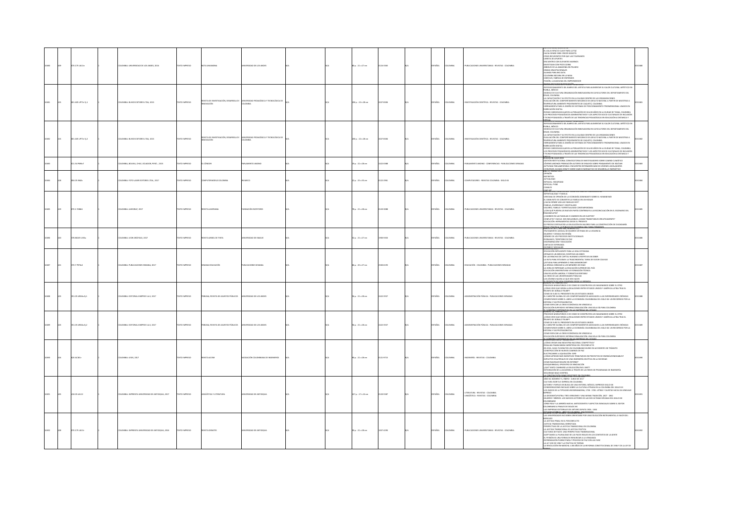| | | | | | | | | | | | | | | | | | | |
|---|---|---|---|---|---|---|---|---|---|---|---|---|---|---|---|---|---|---|
| 10480 | 409 | 370.175 U611v | | 1 | COLOMBIA: UNIVERSIDAD DE LOS ANDES, 2016 | TEXTO IMPRESO | NOTA UNIANDINA | UNIVERSIDAD DE LOS ANDES | N/A | | N/A | 80 p. : 21 x 27 cm | 0124-3365 | N/A | ESPAÑOL | COLOMBIA | PUBLICACIONES UNIVERSITARIAS - REVISTAS - COLOMBIA | EL AULA ESPACIO CLAVE PARA LA PAZ<br>HACIA DONDE DEBE CRECER BOGOTÁ<br>CRISIS RECURRENTES POR QUE LAS TOLERAMOS<br>LÍMITES DE APORTES<br>ENCUENTRO CON ELEFANTES MARINOS<br>INVESTIGAN CON PECES CEBRA<br>ÁRBOLES DE LA AMAZONÍA EN PELIGRO<br>ONDAS GRAVITACIONALES<br>ALIANZA PARA BIG DATA<br>COLOMBIA BECARIA EN LA MASA<br>CÁRCELES, FÁBRICA DE ENFERMOS<br>PASIÓN, LA GASOLINA DEL EMPRENDEDOR | 0010480 |
| 10481 | 415 | 001.405 U971r Ej.1 | | 1 | COLOMBIA: BUHOS EDITORES LTDA, 2015 | TEXTO IMPRESO | REVISTA DE INVESTIGACIÓN, DESARROLLO E INNOVACIÓN | UNIVERSIDAD PEDAGÓGICA Y TECNOLÓGICA DE COLOMBIA | N/A | | N/A | 200 p. : 22 x 28 cm | 2027-8306 | N/A | ESPAÑOL | COLOMBIA | INVESTIGACIÓN CIENTÍFICA - REVISTAS - COLOMBIA | REPOSICIONAMIENTO DEL BARRIO DEL ARTISTA PARA AUMENTAR SU VALOR CULTURAL-ARTÍSTICO EN PUEBLA, MÉXICO<br>MODELO DE CULTURA ORGANIZACIÓN INNOVADORA EN CAFICULTORES DEL DEPARTAMENTO DEL CESAR, COLOMBIA<br>LA CAPACITACIÓN Y SU EFECTO EN LA CALIDAD DENTRO DE LAS ORGANIZACIONES<br>EVALUACIÓN DEL COMPORTAMIENTO MECÁNICO DE ASFALTO NATURAL A PARTIR DE MUESTRAS A TEMPERATURA AMBIENTE PROVENIENTES DE CAQUETÁ, COLOMBIA<br>HERRAMIENTA PARA EL DISEÑO DE SISTEMAS DE POSICIONAMIENTO TRIDIMENSIONAL USADOS EN FABRICACIÓN DIGITAL<br>RIESGO CARDIOVASCULAR EN LA POBLACIÓN DE 18 A 80 AÑOS EN LA CIUDAD DE TUNJA, COLOMBIA<br>LOS PROCESOS PEDAGÓGICOS ADMINISTRATIVOS Y LOS ASPECTOS SOCIO-CULTURALES DE INCLUSIÓN E TECNO PEDAGOGÍA A TRAVÉS DE LAS TENDENCIAS PEDAGÓGICAS EN EDUCACIÓN A DISTANCIA Y VIRTUAL | 0010481 |
| 10482 | 415 | 001.405 U971r Ej.2 | | 1 | COLOMBIA: BUHOS EDITORES LTDA, 2015 | TEXTO IMPRESO | REVISTA DE INVESTIGACIÓN, DESARROLLO E INNOVACIÓN | UNIVERSIDAD PEDAGÓGICA Y TECNOLÓGICA DE COLOMBIA | N/A | | N/A | 200 p. : 22 x 28 cm | 2027-8306 | N/A | ESPAÑOL | COLOMBIA | INVESTIGACIÓN CIENTÍFICA - REVISTAS - COLOMBIA | REPOSICIONAMIENTO DEL BARRIO DEL ARTISTA PARA AUMENTAR SU VALOR CULTURAL-ARTÍSTICO EN PUEBLA, MÉXICO<br>MODELO DE CULTURA ORGANIZACIÓN INNOVADORA EN CAFICULTORES DEL DEPARTAMENTO DEL CESAR, COLOMBIA<br>LA CAPACITACIÓN Y SU EFECTO EN LA CALIDAD DENTRO DE LAS ORGANIZACIONES<br>EVALUACIÓN DEL COMPORTAMIENTO MECÁNICO DE ASFALTO NATURAL A PARTIR DE MUESTRAS A TEMPERATURA AMBIENTE PROVENIENTES DE CAQUETÁ, COLOMBIA<br>HERRAMIENTA PARA EL DISEÑO DE SISTEMAS DE POSICIONAMIENTO TRIDIMENSIONAL USADOS EN FABRICACIÓN DIGITAL<br>RIESGO CARDIOVASCULAR EN LA POBLACIÓN DE 18 A 80 AÑOS EN LA CIUDAD DE TUNJA, COLOMBIA<br>LOS PROCESOS PEDAGÓGICOS ADMINISTRATIVOS Y LOS ASPECTOS SOCIO-CULTURALES DE INCLUSIÓN E TECNO PEDAGOGÍA A TRAVÉS DE LAS TENDENCIAS PEDAGÓGICAS EN EDUCACIÓN A DISTANCIA Y VIRTUAL | 0010482 |
| 10483 | | 511.34 P496c7 | | 1 | COLOMBIA, BOLIVIA, CHILE, ECUADOR, PERÚ, : 2015 | TEXTO IMPRESO | EL CÓNDOR | PARLAMENTO ANDINO | N/A | | N/A | 19 p. : 21 x 28 cm | 2322-9888 | N/A | ESPAÑOL | COLOMBIA | PARLAMENTO ANDINO - CONFERENCIAS - PUBLICACIONES SERIADAS | EDICIÓN 38, JULIO 2015<br>GESTIÓN INSTITUCIONAL CONVOCATORIA DE INVESTIGADORES SOBRE CAMBIO CLIMÁTICO<br>JÓVENES ANDINOS PREMIADOS AUTORES DE ENSAYOS SOBRE PENSAMIENTO DE BOLÍVAR<br>ACTIVIDAD PARLAMENTARIA: ENCUENTRO INTERAMERICANO DE JÓVENES LEGISLADORES<br>CONVENIOS AVANZA DEBATE SOBRE MARCO NORMATIVO DE DESARROLLO ENERGÉTICO | 0010483 |
| 10484 | 418 | 004.05 I942c | | 1 | COLOMBIA: FOTO LASER EDITORES LTDA., 2017 | TEXTO IMPRESO | COMPUTERWORLD COLOMBIA | INVARCO | N/A | | N/A | 22 p. : 25 x 35 cm | 0122-2961 | N/A | ESPAÑOL | COLOMBIA | COMPUTADORES - REVISTAS COLOMBIA - SIGLO XXI | OPINIÓN<br>INSTINTOS<br>ACTUALIDAD<br>ESPECIAL: SEGURIDAD<br>ESPECIAL: PYME<br>CANALES | 0010484 |
| 10485 | 419 | 370.1 F268r5 | | 1 | COLOMBIA: LASEGRAF, 2017 | TEXTO IMPRESO | REVISTA XEMBRAS | FUNDACIÓN EDITORES | N/A | | N/A | 78 p. : 21 x 28 cm | 0120-3088 | N/A | ESPAÑOL | COLOMBIA | PUBLICACIONES UNIVERSITARIAS - REVISTAS - COLOMBIA | ESPIRITUALIDAD Y FAMILIA<br>VENTANA DE OPINIÓN DE LA ECONOMÍA DOMINANTE SOBRE EL HUMANISMO<br>EL GRAN RETO ES CONVERTIR LA FAMILIA EN UN HOGAR<br>¿HACIA DÓNDE VAN LAS FAMILIAS HOY?<br>FAMILIA, DIVERSIDAD Y DISCIPULADO<br>VALORES, FAMILIA Y ESPIRITUALIDAD CONTEMPORÁNEA<br>¿CON QUÉ PUEDEN LOS NUEVOS PAÍSES CONTRIBUIR A LA RECONCILIACIÓN EN EL ESCENARIO DEL POSCONFLICTO?<br>¿CAMBIOS EN LAS FAMILIAS O CAMBIOS EN LOS SUJETOS?<br>CONFLICTO Y DUELO: DOS INEVITABLES ¿CÓMO TRANSITARLOS CREATIVAMENTE?<br>EDUCACIÓN: HERRAMIENTAS DESDE EL PRESENTE<br>ES PRECISO FORTALECER LA EDUCACIÓN EN VALORES PARA LA CONSTRUCCIÓN DE CIUDADANÍA<br>ÉTICA Y POLÍTICA: LA PRIMA ES EN COLOMBIA UNA TAREA PENDIENTE | 0010485 |
| 10486 | 420 | 378.86105 U33a | | 1 | COLOMBIA: LEON GRÁFICAS, 2017 | TEXTO IMPRESO | REVISTA ÁRBOL DE TINTA | UNIVERSIDAD DE IBAGUÉ | N/A | | N/A | 32 p. : 21 x 27 cm | 1900-5903 | N/A | ESPAÑOL | COLOMBIA | PUBLICACIONES UNIVERSITARIAS - REVISTAS - COLOMBIA | TRATAMIENTO JUDICIAL DE MUJERES VÍCTIMAS DE LA VIOLENCIA<br>MUJERES Y CIENCIA EN ESPAÑA<br>GÉNERO DE LOS PROCESOS INSTITUCIONALES<br>ROSALBICO, TERRITORIO DE PAZ<br>DISCRIMINACIÓN Y EDUCACIÓN<br>CARTAS DE ESPERANZA<br>ESCRIBIR Y SER MUJER | 0010486 |
| 10487 | 421 | 370.7 P974s5 | | 1 | COLOMBIA: PUBLICACIONES SEMANA, 2017 | TEXTO IMPRESO | SEMANA EDUCACIÓN | PUBLICACIONES SEMANA | N/A | | N/A | 66 p. : 20 x 27 cm | 2500-6193 | N/A | ESPAÑOL | COLOMBIA | EDUCACIÓN - COLOMBIA - PUBLICACIONES SERIADAS | EDUCACIÓN INTELIGENTE PARA LA VIDA COTIDIANA<br>OPINAR ES UN DERECHO, RESPETAR UN DEBER<br>DE LAS BRECHAS DE CAPITAL HUMANO A RESPETAR UN DEBER<br>LA RUTA PARA ESTUDIAR: LA TRASCENDENTAL TAREA DE ELEGIR COLEGIO<br>¿ESTUDIAR PARA APRENDER O PARA MEMORIZAR?<br>LA ÉPOCA CONSUME A LOS MENORES DE EDAD<br>LA HORA DE REPENSAR LA EDUCACIÓN SUPERIOR DEL PAÍS<br>EDUCACIÓN UNIVERSITARIA VS FORMACIÓN TÉCNICA<br>UNA RELACIÓN LABORAL Y FORMATIVA RENTABLE<br>LA CRISIS DE LAS UNIVERSIDADES PÚBLICAS<br>LOS JÓVENES HACEN LO QUE VEN HACER<br>EL PROYECTO DE VIDA COMIENZA DESDE LA INFANCIA | 0010487 |
| 10488 | 423 | 351.05 U665a Ej.1 | | 1 | COLOMBIA: EDITORIAL KIMPRES S.A.S, 2017 | TEXTO IMPRESO | TRIBUNA, REVISTA DE ASUNTOS PÚBLICOS | UNIVERSIDAD DE LOS ANDES | N/A | | N/A | 56 p. : 21 x 28 cm | 2322-9357 | N/A | ESPAÑOL | COLOMBIA | ADMINISTRACIÓN PÚBLICA - PUBLICACIONES SERIADAS | PROCESOS MIGRATORIOS O DE CÓMO SE CONSTRUYEN LOS IMAGINARIOS SOBRE EL OTRO<br>¿CÓMO CREE QUE SERÁN LA RELACIONES ENTRE ESTADOS UNIDOS Y AMÉRICA LATINA TRAS EL TRIUNFO DE DONALD TRUMP?<br>COMO SE ELIGE EL PRESIDENTE EN LOS ESTADOS UNIDOS<br>EL CARÁCTER GLOBAL DE LOS COMPORTAMIENTOS ASOCIADOS A LAS ENFERMEDADES CRÓNICAS<br>COMENTARIOS SOBRE EL LIBRO LA ECONOMÍA COLOMBIANA DEL SIGLO XX: UN RECORRIDO POR LA HISTORIA Y SUS PROTAGONISTAS<br>CÓMO EXPLICAR LA CRISIS ECONÓMICA EN VENEZUELA<br>EDUCACIÓN SUPERIOR E INTERNACIONALIZACIÓN: UNA SOLA VÍA PARA COLOMBIA<br>EL GOBIERNO CORPORATIVO EN LAS EMPRESAS DEL ESTADO | 0010488 |
| 10489 | 423 | 351.05 U665a Ej.2 | | 1 | COLOMBIA: EDITORIAL KIMPRES S.A.S, 2017 | TEXTO IMPRESO | TRIBUNA, REVISTA DE ASUNTOS PÚBLICOS | UNIVERSIDAD DE LOS ANDES | N/A | | N/A | 56 p. : 21 x 28 cm | 2322-9357 | N/A | ESPAÑOL | COLOMBIA | ADMINISTRACIÓN PÚBLICA - PUBLICACIONES SERIADAS | PROCESOS MIGRATORIOS O DE CÓMO SE CONSTRUYEN LOS IMAGINARIOS SOBRE EL OTRO<br>¿CÓMO CREE QUE SERÁN LA RELACIONES ENTRE ESTADOS UNIDOS Y AMÉRICA LATINA TRAS EL TRIUNFO DE DONALD TRUMP?<br>COMO SE ELIGE EL PRESIDENTE EN LOS ESTADOS UNIDOS<br>EL CARÁCTER GLOBAL DE LOS COMPORTAMIENTOS ASOCIADOS A LAS ENFERMEDADES CRÓNICAS<br>COMENTARIOS SOBRE EL LIBRO LA ECONOMÍA COLOMBIANA DEL SIGLO XX: UN RECORRIDO POR LA HISTORIA Y SUS PROTAGONISTAS<br>CÓMO EXPLICAR LA CRISIS ECONÓMICA EN VENEZUELA<br>EDUCACIÓN SUPERIOR E INTERNACIONALIZACIÓN: UNA SOLA VÍA PARA COLOMBIA<br>EL GOBIERNO CORPORATIVO EN LAS EMPRESAS DEL ESTADO | 0010489 |
| 10490 | 424 | 620.A C381r | | 1 | COLOMBIA: LEGIS, 2017 | TEXTO IMPRESO | REVISTA ACIEM | ASOCIACIÓN COLOMBIANA DE INGENIEROS | N/A | | N/A | 90 p. : 21 x 28 cm | 0121-9715 | N/A | ESPAÑOL | COLOMBIA | INGENIERÍA - REVISTAS - COLOMBIA | ¿CÓMO CREAR UNA INDUSTRIA NACIONAL COMPETITIVA?<br>REGALÍAS FINANCIARÁN CARRETERAS DEL POSCONFLICTO<br>EN 2016, CADA 74 MINUTOS UN COLOMBIANO MURIÓ EN ACCIDENTES DE TRÁNSITO<br>CONSTRUCCIÓN DE NUEVOS CAMINOS DE PAZ<br>ELECTRICARIBE A LIQUIDACIÓN: ESPD<br>¿CÓMO APROVECHAR INCENTIVOS TRIBUTARIOS EN PROYECTOS DE ENERGÍA RENOVABLE?<br>IMPACTOS COLATERALES DE UNA INGENIERÍA SIN ÉTICA EN LA SOCIEDAD<br>CÓMO NAVEGAR SEGURO EN INTERNET<br>OCASOARMÁNAS, EPICENTRO DE INNOVACIÓN<br>¿QUÉ TANTO CAMBIARÁ LA EDUCACIÓN FIN IS ONET?<br>INTEGRACIÓN DE LA ACADEMIA A TRAVÉS DE LAS REDES DE PROGRAMAS DE INGENIERÍA<br>SEGURIDAD BAJO CONTROL<br>LA CONSTRUCCIÓN COMO ASISTENTE EN COLOMBIA | 0010490 |
| 10491 | 425 | 410.05 U611l | | 1 | COLOMBIA: IMPRENTA UNIVERSIDAD DE ANTIOQUIA, 2017 | TEXTO IMPRESO | LINGÜÍSTICA Y LITERATURA | UNIVERSIDAD DE ANTIOQUIA | N/A | | N/A | 317 p. : 17 x 24 cm | 0120-5587 | N/A | ESPAÑOL | COLOMBIA | LITERATURA - REVISTAS - COLOMBIA<br>LINGÜÍSTICA - REVISTAS - COLOMBIA | AÑO 38, NÚMERO 71, ENERO - JUNIO DE 2017<br>CULTURA ESCRITA E IMPRESA EN COLOMBIA<br>AUTORES Y PAPELES EN BUSCA DE UNA HISTORIA. MÉXICO, IMPRESOS SIGLO XIX<br>CONSIDERACIONES INICIALES SOBRE LA CULTURA LETRADA EN LA COLOMBIA DEL SIGLO XVI<br>LOS INICIOS DE LA TIPOLOGÍA NEOGRANADINA, 1738 - 1785. LETRAS Y CUERPOS HACIA UN LENGUAJE IMPRESO<br>LA GEOGRAFÍA PATRIA: TRES VERSIONES Y UNA MISMA TRADICIÓN, 1827 - 1862<br>MUJERES Y IMPRESOS: LOS NUEVOS LECTORES DE LAS DOS ÚLTIMAS DÉCADAS DEL SIGLO XIX COLOMBIANO<br>JORGE ROA Y LA LIBRERÍA NUEVA: ANTECEDENTES Y ASPECTOS ESENCIALES SOBRE EL EDITOR COLOMBIANO A FINALES DE SIGLO XIX<br>LAS EMPRESAS EDITORIALES DE ARTURO ZAPATA 1926 - 1434<br>ESTUDIOS SOBRE EL LIBRO EN COLOMBIA | 0010491 |
| 10492 | 428 | 370.175 U611c | | 1 | COLOMBIA: IMPRENTA UNIVERSIDAD DE ANTIOQUIA, 2016 | TEXTO IMPRESO | REVISTA DEBATES | UNIVERSIDAD DE ANTIOQUIA | N/A | | N/A | 90 p. : 21 x 28 cm | 1657-6296 | N/A | ESPAÑOL | COLOMBIA | PUBLICACIONES UNIVERSITARIAS - REVISTAS - COLOMBIA | LAS UNIVERSIDADES NO DEBEN ORIENTARSE POR UNA EDUCACIÓN INSTRUMENTAL A FAVOR DEL MERCADO<br>LA JUSTICIA PENAL EN EL POSCONFLICTO<br>JUSTICIA TRANSICIONAL DEBILITADA<br>PERSPECTIVAS DE LA JUSTICIA TRANSICIONAL EN COLOMBIA<br>LA JUSTICIA TRANSICIONAL ES JUSTICIA POLÍTICA<br>CULTURAS DE PAZ(S): UNA PERSPECTIVA TRANSRACIONAL<br>ACEPTANDO LA PLURALIDAD DE LAS PACES REALES EN LOS CONTEXTOS DE LA GENTE<br>EL PERDÓN ES UNA FORMA DE RENUNCIAR A LA VENGANZA<br>REFRENDACIÓN PLEBISCITARIA Y PROCESO DE PAZ CON LAS FARC<br>LA LEY 200 DE 1936 Y LA POLÍTICA DE TIERRAS<br>LA REVOLUCIÓN EN MARCHA: A 80 AÑOS DE LA REFORMA CONSTITUCIONAL DE 1936 Y DE LA LEY DE TIERRAS | 0010492 |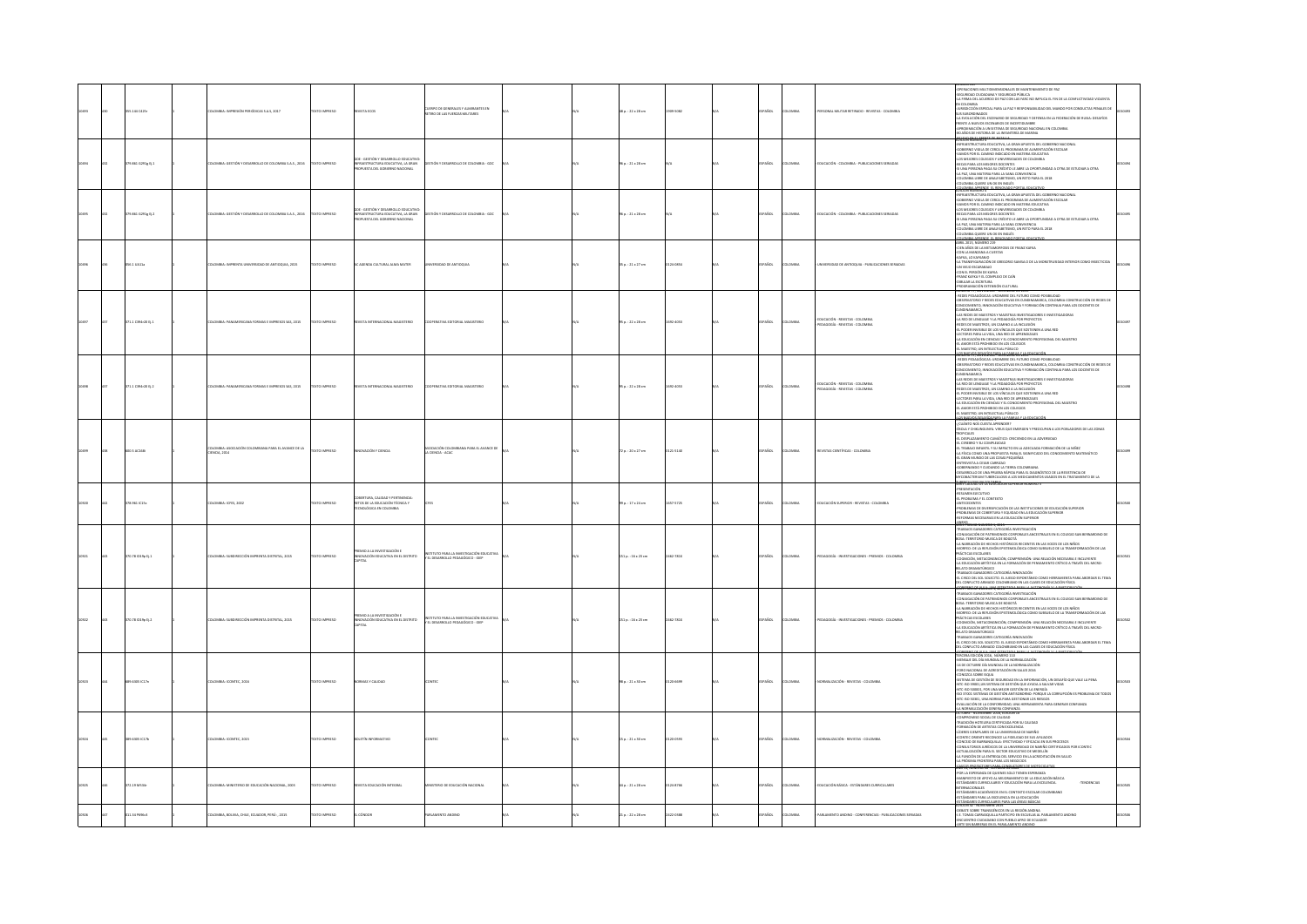| | | | | | | | | | | | | | | | | | | | |
|---|---|---|---|---|---|---|---|---|---|---|---|---|---|---|---|---|---|---|---|
| 10493 | 630 | 355.116 C425r | | 1 | COLOMBIA: IMPRESIÓN PERIÓDICAS S.A.S, 2017 | TEXTO IMPRESO | REVISTA ECOS | CUERPO DE GENERALES Y ALMIRANTES EN RETIRO DE LAS FUERZAS MILITARES | N/A | | N/A | N/A | 38 p. ; 22 x 28 cm | 1909-9282 | N/A | ESPAÑOL | COLOMBIA | PERSONAL MILITAR RETIRADO - REVISTAS - COLOMBIA | OPERACIONES MULTIDIMENSIONALES DE MANTENIMIENTO DE PAZ; SEGURIDAD CIUDADANA Y SEGURIDAD PÚBLICA; LA FIRMA DEL ACUERDO DE PAZ CON LAS FARC NO IMPLICA EL FIN DE LA CONFLICTIVIDAD VIOLENTA EN COLOMBIA; JURISDICCIÓN ESPECIAL PARA LA PAZ Y RESPONSABILIDAD DEL MANDO POR CONDUCTAS PENALES DE SUS SUBORDINADOS; LA EVOLUCIÓN DEL ESCENARIO DE SEGURIDAD Y DEFENSA EN LA FEDERACIÓN DE RUSIA: DESAFÍOS FRENTE A NUEVOS ESCENARIOS DE INCERTIDUMBRE; APROXIMACIÓN A UN SISTEMA DE SEGURIDAD NACIONAL EN COLOMBIA; 80 AÑOS DE HISTORIA DE LA INFANTERÍA DE MARINA | 0010493 |
| 10494 | 631 | 379.861 G293g Ej.1 | | 1 | COLOMBIA: GESTIÓN Y DESARROLLO DE COLOMBIA S.A.S., 2016 | TEXTO IMPRESO | GDC - GESTIÓN Y DESARROLLO EDUCATIVO: INFRAESTRUCTURA EDUCATIVA, LA GRAN APUESTA DEL GOBIERNO NACIONAL | GESTIÓN Y DESARROLLO DE COLOMBIA - GDC | N/A | | N/A | N/A | 96 p. ; 21 x 28 cm | N/A | N/A | ESPAÑOL | COLOMBIA | EDUCACIÓN - COLOMBIA - PUBLICACIONES SERIADAS | INFRAESTRUCTURA EDUCATIVA, LA GRAN APUESTA DEL GOBIERNO NACIONAL; GOBIERNO VIGILA DE CERCA EL PROGRAMA DE ALIMENTACIÓN ESCOLAR; VAMOS POR EL CAMINO INDICADO EN MATERIA EDUCATIVA; LOS MEJORES COLEGIOS Y UNIVERSIDADES DE COLOMBIA; RECUERDAN LOS MEJORES DOCENTES; SI UNA PERSONA PAGA SU CRÉDITO LE ABRE LA OPORTUNIDAD A OTRA DE ESTUDIAR A OTRA; LA PAZ, UNA MATERIA PARA LA SANA CONVIVENCIA; COLOMBIA LIBRE DE ANALFABETISMO, UN RETO PARA EL 2018; COLOMBIA QUIERE UN SÍ EN INGLÉS; COLOMBIA APRENDE, EL NOVEDOSO PORTAL EDUCATIVO | 0010494 |
| 10495 | 632 | 379.861 G293g Ej.2 | | 1 | COLOMBIA: GESTIÓN Y DESARROLLO DE COLOMBIA S.A.S., 2016 | TEXTO IMPRESO | GDC - GESTIÓN Y DESARROLLO EDUCATIVO: INFRAESTRUCTURA EDUCATIVA, LA GRAN APUESTA DEL GOBIERNO NACIONAL | GESTIÓN Y DESARROLLO DE COLOMBIA - GDC | N/A | | N/A | N/A | 96 p. ; 21 x 28 cm | N/A | N/A | ESPAÑOL | COLOMBIA | EDUCACIÓN - COLOMBIA - PUBLICACIONES SERIADAS | INFRAESTRUCTURA EDUCATIVA, LA GRAN APUESTA DEL GOBIERNO NACIONAL; GOBIERNO VIGILA DE CERCA EL PROGRAMA DE ALIMENTACIÓN ESCOLAR; VAMOS POR EL CAMINO INDICADO EN MATERIA EDUCATIVA; LOS MEJORES COLEGIOS Y UNIVERSIDADES DE COLOMBIA; RECUERDAN LOS MEJORES DOCENTES; SI UNA PERSONA PAGA SU CRÉDITO LE ABRE LA OPORTUNIDAD A OTRA DE ESTUDIAR A OTRA; LA PAZ, UNA MATERIA PARA LA SANA CONVIVENCIA; COLOMBIA LIBRE DE ANALFABETISMO, UN RETO PARA EL 2018; COLOMBIA QUIERE UN SÍ EN INGLÉS; COLOMBIA APRENDE, EL NOVEDOSO PORTAL EDUCATIVO | 0010495 |
| 10496 | 636 | 056.1 U61ua | | 1 | COLOMBIA: IMPRENTA UNIVERSIDAD DE ANTIOQUIA, 2015 | TEXTO IMPRESO | UC AGENDA CULTURAL ALMA MATER | UNIVERSIDAD DE ANTIOQUIA | N/A | | N/A | N/A | 35 p. ; 21 x 27 cm | 0124-0854 | N/A | ESPAÑOL | COLOMBIA | UNIVERSIDAD DE ANTIOQUIA - PUBLICACIONES SERIADAS | ABRIL 2015, NÚMERO 219; CIEN AÑOS DE LA METAMORFOSIS DE FRANZ KAFKA; CON LA MANZANA A CUESTAS; KAFKA, LO KAFKIANO; LA TRANSFIGURACIÓN DE GREGORIO SAMSA O DE LA MONSTRUOSIDAD INTERIOR COMO INSECTICIDA; UN VIEJO ESCARABAJO; CON EL PERDÓN DE KAFKA; FRANZ KAFKA Y EL COMPLEJO DE CAÍN; CABALAR LA ESCRITURA; PROGRAMACIÓN EXTENSIÓN CULTURAL | 0010496 |
| 10497 | 637 | 371.1 C394r20 Ej.1 | | 1 | COLOMBIA: PANAMERICANA FORMAS E IMPRESOS SAS, 2015 | TEXTO IMPRESO | REVISTA INTERNACIONAL MAGISTERIO | COOPERATIVA EDITORIAL MAGISTERIO | N/A | | N/A | N/A | 95 p. ; 22 x 28 cm | 1692-4053 | N/A | ESPAÑOL | COLOMBIA | EDUCACIÓN - REVISTAS - COLOMBIA; PEDAGOGÍA - REVISTAS - COLOMBIA | REDES PEDAGÓGICAS: URDIMBRE DEL FUTURO COMO POSIBILIDAD; OBSERVATORIO Y REDES EDUCATIVAS EN CUNDINAMARCA, COLOMBIA CONSTRUCCIÓN DE REDES DE CONOCIMIENTO, INNOVACIÓN EDUCATIVA Y FORMACIÓN CONTINUA PARA LOS DOCENTES DE CUNDINAMARCA; LAS REDES DE MAESTROS Y MAESTRAS INVESTIGADORES E INVESTIGADORAS; LA RED DE LENGUAJE Y LA PEDAGOGÍA POR PROYECTOS; REDES DE MAESTROS, UN CAMINO A LA INCLUSIÓN; EL PODER INVISIBLE DE LOS VÍNCULOS QUE SOSTIENEN A UNA RED; SECTORES PARA LA VIDA, UNA RED DE APRENDIZAJES; LA EDUCACIÓN EN CIENCIAS Y EL CONOCIMIENTO PROFESIONAL DEL MAESTRO; EL AMOR ESTÁ PROHIBIDO EN LOS COLEGIOS; EL MAESTRO, UN INTELECTUAL PÚBLICO; LOS NUEVOS PENSAMIENTOS LA ESCUELA Y LA EDUCACIÓN | 0010497 |
| 10498 | 637 | 371.1 C394r20 Ej.2 | | 1 | COLOMBIA: PANAMERICANA FORMAS E IMPRESOS SAS, 2015 | TEXTO IMPRESO | REVISTA INTERNACIONAL MAGISTERIO | COOPERATIVA EDITORIAL MAGISTERIO | N/A | | N/A | N/A | 95 p. ; 22 x 28 cm | 1692-4053 | N/A | ESPAÑOL | COLOMBIA | EDUCACIÓN - REVISTAS - COLOMBIA; PEDAGOGÍA - REVISTAS - COLOMBIA | REDES PEDAGÓGICAS: URDIMBRE DEL FUTURO COMO POSIBILIDAD; OBSERVATORIO Y REDES EDUCATIVAS EN CUNDINAMARCA, COLOMBIA CONSTRUCCIÓN DE REDES DE CONOCIMIENTO, INNOVACIÓN EDUCATIVA Y FORMACIÓN CONTINUA PARA LOS DOCENTES DE CUNDINAMARCA; LAS REDES DE MAESTROS Y MAESTRAS INVESTIGADORES E INVESTIGADORAS; LA RED DE LENGUAJE Y LA PEDAGOGÍA POR PROYECTOS; REDES DE MAESTROS, UN CAMINO A LA INCLUSIÓN; EL PODER INVISIBLE DE LOS VÍNCULOS QUE SOSTIENEN A UNA RED; SECTORES PARA LA VIDA, UNA RED DE APRENDIZAJES; LA EDUCACIÓN EN CIENCIAS Y EL CONOCIMIENTO PROFESIONAL DEL MAESTRO; EL AMOR ESTÁ PROHIBIDO EN LOS COLEGIOS; EL MAESTRO, UN INTELECTUAL PÚBLICO; LOS NUEVOS PENSAMIENTOS LA ESCUELA Y LA EDUCACIÓN | 0010498 |
| 10499 | 638 | 600.5 A C438i | | 1 | COLOMBIA: ASOCIACIÓN COLOMBIANA PARA EL AVANCE DE LA CIENCIA, 2014 | TEXTO IMPRESO | INNOVACIÓN Y CIENCIA | ASOCIACIÓN COLOMBIANA PARA EL AVANCE DE LA CIENCIA - ACAC | N/A | | N/A | N/A | 72 p. ; 20 x 27 cm | 0121-5140 | N/A | ESPAÑOL | COLOMBIA | REVISTAS CIENTÍFICAS - COLOMBIA | ¿CUÁNTO NOS CUESTA APRENDER?; ÉBOLA Y CHIKUNGUNYA: VIRUS QUE EMERGEN Y PREOCUPAN A LOS POBLADORES DE LAS ZONAS TROPICALES; EL DESPLAZAMIENTO CLIMÁTICO: CRECIENDO EN LA ADVERSIDAD; EL CEREBRO Y SU COMPLEJIDAD; EL TRABAJO INFANTIL Y SU IMPACTO EN LA ADECUADA FORMACIÓN DE LA NIÑEZ; LA FÍSICA COMO UNA PROPUESTA PARA EL SIGNIFICADO DEL CONOCIMIENTO MATEMÁTICO; EL GRAN MUNDO DE LAS COSAS PEQUEÑAS; ENTREVISTA A CESAR CAMPODI; SOBREPASANDO Y CUIDANDO LA TIERRA COLOMBIANA; DESARROLLO DE UNA PRUEBA RÁPIDA PARA EL DIAGNÓSTICO DE LA RESISTENCIA DE MYCOBACTERIUM TUBERCULOSIS A LOS MEDICAMENTOS USADOS EN EL TRATAMIENTO DE LA TUBERCULOSIS EN COLOMBIA | 0010499 |
| 10500 | 642 | 378.861 C131c | | 1 | COLOMBIA: ICFES, 2002 | TEXTO IMPRESO | COBERTURA, CALIDAD Y PERTINENCIA: RETOS DE LA EDUCACIÓN TÉCNICA Y TECNOLÓGICA EN COLOMBIA | ICFES | N/A | | N/A | N/A | 99 p. ; 17 x 24 cm | 1657-5725 | N/A | ESPAÑOL | COLOMBIA | EDUCACIÓN SUPERIOR - REVISTAS - COLOMBIA | PRESENTACIÓN; RESUMEN EJECUTIVO; EL PROBLEMA Y EL CONTEXTO; ANTECEDENTES; PROBLEMAS DE DIVERSIFICACIÓN DE LAS INSTITUCIONES DE EDUCACIÓN SUPERIOR; PROBLEMAS DE COBERTURA Y EQUIDAD EN LA EDUCACIÓN SUPERIOR; REFORMAS NECESARIAS EN LA EDUCACIÓN SUPERIOR; ANEXO | 0010500 |
| 10501 | 643 | 370.78 I59p Ej.1 | | 1 | COLOMBIA: SUBDIRECCIÓN IMPRENTA DISTRITAL, 2015 | TEXTO IMPRESO | PREMIO A LA INVESTIGACIÓN E INNOVACIÓN EDUCATIVA EN EL DISTRITO CAPITAL | INSTITUTO PARA LA INVESTIGACIÓN EDUCATIVA Y EL DESARROLLO PEDAGÓGICO - IDEP | N/A | | N/A | N/A | 151 p. ; 16 x 23 cm | 2362-7856 | N/A | ESPAÑOL | COLOMBIA | PEDAGOGÍA - INVESTIGACIONES - PREMIOS - COLOMBIA | TRABAJOS GANADORES CATEGORÍA INVESTIGACIÓN; CONJUGACIÓN DE PATRIMONIOS CORPORALES ANCESTRALES EN EL COLEGIO SAN BERNARDINO DE BOSA: TERRITORIO MUISCA DE BOGOTÁ; LA NARRACIÓN DE HECHOS HISTÓRICOS RECIENTES EN LAS VOCES DE LOS NIÑOS; MORFEO: DE LA REFLEXIÓN EPISTEMOLÓGICA COMO SUBSUELO DE LA TRANSFORMACIÓN DE LAS PRÁCTICAS ESCOLARES; COGNICIÓN, METACOGNICIÓN, COMPRENSIÓN: UNA RELACIÓN NECESARIA E INSUFICIENTE; LA EDUCACIÓN ARTÍSTICA EN LA FORMACIÓN DE PENSAMIENTO CRÍTICO A TRAVÉS DEL MACRO-RELATO DRAMATÚRGICO; TRABAJOS GANADORES CATEGORÍA INNOVACIÓN; EL CIRCO DEL SOL SOLECITO. EL JUEGO ESPONTÁNEO COMO HERRAMIENTA PARA ABORDAR EL TEMA DEL CONFLICTO ARMADO COLOMBIANO EN LAS CLASES DE EDUCACIÓN FÍSICA | 0010501 |
| 10502 | 643 | 370.78 I59p Ej.2 | | 1 | COLOMBIA: SUBDIRECCIÓN IMPRENTA DISTRITAL, 2015 | TEXTO IMPRESO | PREMIO A LA INVESTIGACIÓN E INNOVACIÓN EDUCATIVA EN EL DISTRITO CAPITAL | INSTITUTO PARA LA INVESTIGACIÓN EDUCATIVA Y EL DESARROLLO PEDAGÓGICO - IDEP | N/A | | N/A | N/A | 151 p. ; 16 x 23 cm | 2362-7856 | N/A | ESPAÑOL | COLOMBIA | PEDAGOGÍA - INVESTIGACIONES - PREMIOS - COLOMBIA | TRABAJOS GANADORES CATEGORÍA INVESTIGACIÓN; CONJUGACIÓN DE PATRIMONIOS CORPORALES ANCESTRALES EN EL COLEGIO SAN BERNARDINO DE BOSA: TERRITORIO MUISCA DE BOGOTÁ; LA NARRACIÓN DE HECHOS HISTÓRICOS RECIENTES EN LAS VOCES DE LOS NIÑOS; MORFEO: DE LA REFLEXIÓN EPISTEMOLÓGICA COMO SUBSUELO DE LA TRANSFORMACIÓN DE LAS PRÁCTICAS ESCOLARES; COGNICIÓN, METACOGNICIÓN, COMPRENSIÓN: UNA RELACIÓN NECESARIA E INSUFICIENTE; LA EDUCACIÓN ARTÍSTICA EN LA FORMACIÓN DE PENSAMIENTO CRÍTICO A TRAVÉS DEL MACRO-RELATO DRAMATÚRGICO; TRABAJOS GANADORES CATEGORÍA INNOVACIÓN; EL CIRCO DEL SOL SOLECITO. EL JUEGO ESPONTÁNEO COMO HERRAMIENTA PARA ABORDAR EL TEMA DEL CONFLICTO ARMADO COLOMBIANO EN LAS CLASES DE EDUCACIÓN FÍSICA | 0010502 |
| 10503 | 644 | 389.6305 IC17n | | 1 | COLOMBIA: ICONTEC, 2016 | TEXTO IMPRESO | NORMAS Y CALIDAD | ICONTEC | N/A | | N/A | N/A | 98 p. ; 21 x 30 cm | 0120-8699 | N/A | ESPAÑOL | COLOMBIA | NORMALIZACIÓN - REVISTAS - COLOMBIA | TERCERA EDICIÓN 2016, NÚMERO 110; MENSAJE DEL DÍA MUNDIAL DE LA NORMALIZACIÓN; 14 DE OCTUBRE DÍA MUNDIAL DE LA NORMALIZACIÓN; FORO NACIONAL DE ACREDITACIÓN EN SALUD 2016; CONOZCA SOBRE ISQUA; SISTEMA DE GESTIÓN DE SEGURIDAD EN LA INFORMACIÓN, UN DESAFÍO QUE VALE LA PENA; NTC-ISO 39001 UN SISTEMA DE GESTIÓN QUE AYUDA A SALVAR VIDAS; NTC-ISO 50001, POR UNA MEJOR GESTIÓN DE LA ENERGÍA; ISO 37001: SISTEMA DE GESTIÓN ANTISOBORNO: PORQUE LA CORRUPCIÓN ES PROBLEMA DE TODOS; NTC-ISO 31001, UNA NORMA PARA GESTIONAR LOS RIESGOS; EVALUACIÓN DE LA CONFORMIDAD, UNA HERRAMIENTA PARA GENERAR CONFIANZA; LA NORMALIZACIÓN GENERA CONFIANZA | 0010503 |
| 10504 | 645 | 389.6305 IC17b | | 1 | COLOMBIA: ICONTEC, 2015 | TEXTO IMPRESO | BOLETÍN INFORMATIVO | ICONTEC | N/A | | N/A | N/A | 15 p. ; 21 x 30 cm | 0120-0593 | N/A | ESPAÑOL | COLOMBIA | NORMALIZACIÓN - REVISTAS - COLOMBIA | OCTUBRE - NOVIEMBRE 2015, NÚMERO 28; COMPROMISO SOCIAL DE CALIDAD; TRADICIÓN HOTELERA CERTIFICADA POR SU CALIDAD; FORMACIÓN DE ARTISTAS CON EXCELENCIA; LOGROS EJEMPLARES DE LA UNIVERSIDAD DE NARIÑO; ICONTEC RECONOCE LA FIDELIDAD DE SUS AFILIADOS; CONCEJO DE BARRANQUILLA: EFECTIVIDAD Y EFICACIA EN SUS PROCESOS; CONSULTORIOS JURÍDICOS DE LA UNIVERSIDAD DE NARIÑO CERTIFICADOS POR ICONTEC; ACTUALIZACIÓN PARA EL SECTOR EDUCATIVO DE MEDELLÍN; LA FUNCIÓN DE LA ENTREGA DEL SERVICIO EN LA ACREDITACIÓN EN SALUD; LA PRÓXIMA FRONTERA PARA LOS NEGOCIOS | 0010504 |
| 10505 | 646 | 371.19 M534e | | 1 | COLOMBIA: MINISTERIO DE EDUCACIÓN NACIONAL, 2009 | TEXTO IMPRESO | REVISTA EDUCACIÓN INTEGRAL | MINISTERIO DE EDUCACIÓN NACIONAL | N/A | | N/A | N/A | 64 p. ; 21 x 28 cm | 0124-8766 | N/A | ESPAÑOL | COLOMBIA | EDUCACIÓN BÁSICA - ESTÁNDARES CURRICULARES | POR LA ESPERANZA DE QUIENES SOLO TIENEN ESPERANZA; MANIFIESTO DE APOYO AL MEJORAMIENTO DE LA EDUCACIÓN BÁSICA; ESTÁNDARES CURRICULARES Y EDUCACIÓN PARA LA EXCELENCIA. TENDENCIAS INTERNACIONALES; ESTÁNDARES ACADÉMICOS EN EL CONTEXTO ESCOLAR COLOMBIANO; ESTÁNDARES PARA LA EXCELENCIA EN LA EDUCACIÓN; ESTÁNDARES CURRICULARES PARA LAS ÁREAS BÁSICAS | 0010505 |
| 10506 | 647 | 311.34 P899c6 | | 1 | COLOMBIA, BOLIVIA, CHILE, ECUADOR, PERÚ :, 2015 | TEXTO IMPRESO | EL CÓNDOR | PARLAMENTO ANDINO | N/A | | N/A | N/A | 25 p. ; 22 x 28 cm | 2322-9388 | N/A | ESPAÑOL | COLOMBIA | PARLAMENTO ANDINO - CONFERENCIAS - PUBLICACIONES SERIADAS | DEBATE SOBRE TRANSICIÓN EN LA REGIÓN ANDINA; S. E. TOMÁS CARRASQUILLA PARTICIPÓ EN ESCUELAS AL PARLAMENTO ANDINO; ENCUENTRO CIUDADANO CON PÚBLICO APRO DE ECUADOR; ARTE SIN BARRERAS EN EL PARLAMENTO ANDINO | 0010506 |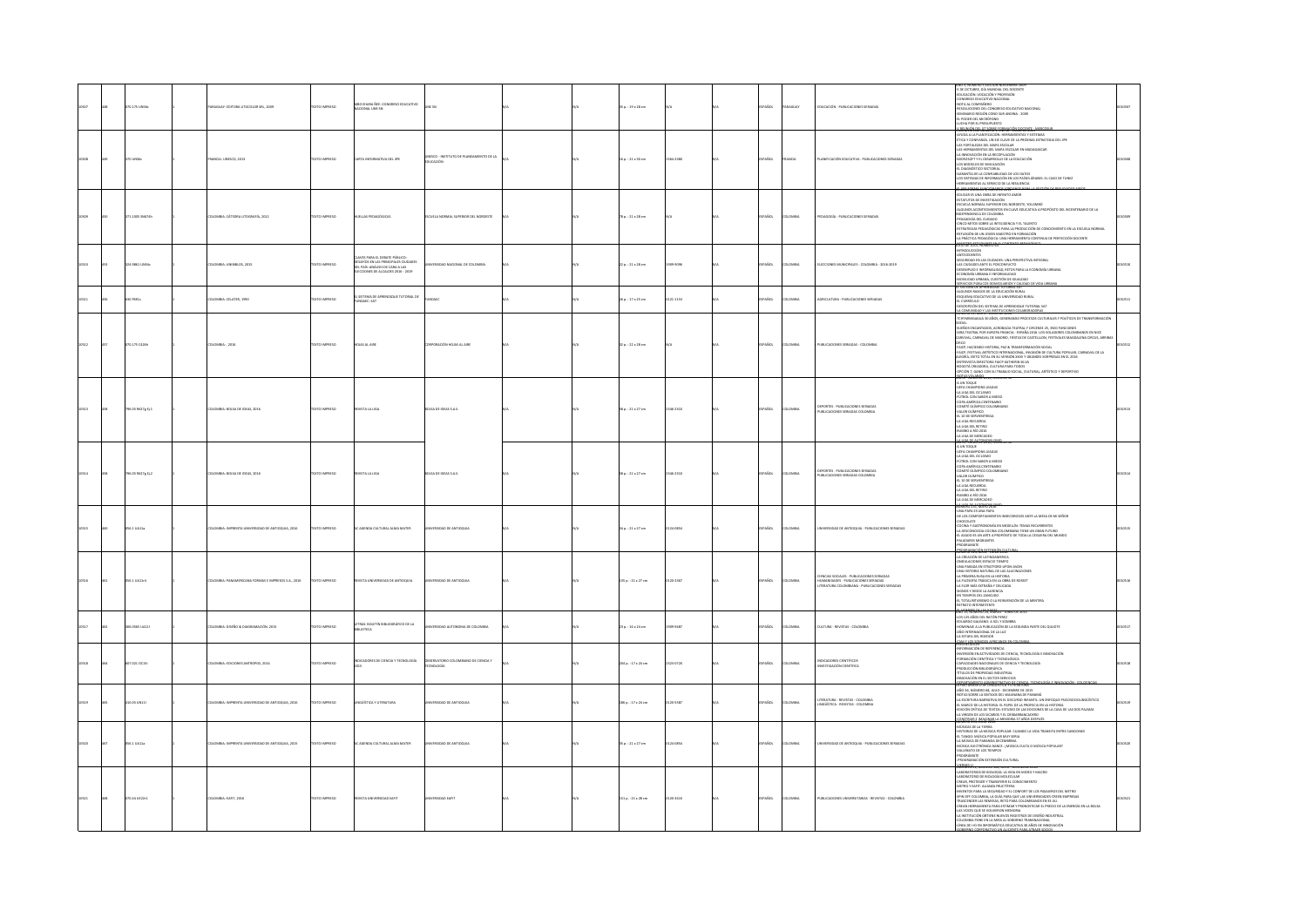| | | | | | | | | | | | | | | | | | | | |
|---|---|---|---|---|---|---|---|---|---|---|---|---|---|---|---|---|---|---|---|
| 10507 | 448 | 370.175 U58Ab | | 1 | PARAGUAY: EDITORA LITOCOLOR SRL, 2009 | TEXTO IMPRESO | AÑO II NÚMERO: CONGRESO EDUCATIVO NACIONAL UNE-SN | UNE-SN | N/A | | N/A | 35 p. : 19 x 28 cm | N/A | N/A | ESPAÑOL | PARAGUAY | EDUCACIÓN - PUBLICACIONES SERIADAS | 5 DE OCTUBRE, DÍA MUNDIAL DEL DOCENTE<br>EDUCACIÓN: VOCACIÓN Y PROFESIÓN<br>CONGRESO EDUCATIVO NACIONAL<br>FIESTA AL COMPAÑERO<br>RESOLUCIONES DEL CONGRESO EDUCATIVO NACIONAL<br>SEMINARIO REGIÓN CONO SUR ANDINA - 2009<br>EL PODER DEL MICRÓFONO<br>LUCHA POR EL PRESUPUESTO | 0010507 |
| 10508 | 449 | 370 U58Bo | | 1 | FRANCIA: UNESCO, 2013 | TEXTO IMPRESO | CARTA INFORMATIVA DEL IIPE | UNESCO - INSTITUTO DE PLANEAMIENTO DE LA EDUCACIÓN | N/A | | N/A | 16 p. : 21 x 30 cm | 1564-2380 | N/A | ESPAÑOL | FRANCIA | PLANIFICACIÓN EDUCATIVA - PUBLICACIONES SERIADAS | AYUDA A LA PLANIFICACIÓN: HERRAMIENTAS Y SISTEMAS<br>ÉTICA Y CONFIANZA, UN EJE CLAVE DE LA PRÓXIMA ESTRATEGIA DEL IIPE<br>LAS FORTALEZAS DEL MAPA ESCOLAR<br>LAS HERRAMIENTAS DEL MAPA ESCOLAR EN MADAGASCAR<br>LA INNOVACIÓN EN LA RECOPILACIÓN<br>SIGNOSUITE Y EL DESARROLLO DE LA EDUCACIÓN<br>LOS MODELOS DE SIMULACIÓN<br>EL DIAGNÓSTICO SECTORIAL<br>GARANTÍA DE LA CONFIABILIDAD DE LOS DATOS<br>LOS SISTEMAS DE INFORMACIÓN EN LOS PAÍSES ÁRABES: EL CASO DE TÚNEZ<br>HERRAMIENTAS AL SERVICIO DE LA RESILIENCIA | 0010508 |
| 10509 | 450 | 371.1009 E56Ht | | 1 | COLOMBIA: CÁTEDRA LITOGRAFÍA, 2012 | TEXTO IMPRESO | HUELLAS PEDAGÓGICAS | ESCUELA NORMAL SUPERIOR DEL NORDESTE | N/A | | N/A | 76 p. : 21 x 28 cm | N/A | N/A | ESPAÑOL | COLOMBIA | PEDAGOGÍA - PUBLICACIONES SERIADAS | ESCUELA ES UNA OBRA DE INFINITO AMOR<br>ESTATUTOS DE INVESTIGACIÓN<br>ESCUELA NORMAL SUPERIOR DEL NORDESTE, YOLOMBÓ<br>ALGUNOS ACONTECIMIENTOS EN CLAVE EDUCATIVA A PROPÓSITO DEL BICENTENARIO DE LA INDEPENDENCIA DE COLOMBIA<br>PEDAGOGÍA DEL CUIDADO<br>CINCO MITOS SOBRE LA INTELIGENCIA Y EL TALENTO<br>ESTRATEGIAS PEDAGÓGICAS PARA LA PRODUCCIÓN DE CONOCIMIENTO EN LA ESCUELA NORMAL<br>REFLEXIÓN DE UN JOVEN MAESTRO EN FORMACIÓN<br>LA PRÁCTICA PEDAGÓGICA: UNA HERRAMIENTA CONTINUA DE PERFECCIÓN DOCENTE | 0010509 |
| 10510 | 453 | 324.9861 U58Cu | | 1 | COLOMBIA: UNIMEDIOS, 2015 | TEXTO IMPRESO | CLAVES PARA EL DEBATE PÚBLICO: DESAFÍOS EN LAS PRINCIPALES CIUDADES DEL PAÍS. ANÁLISIS DE CARA A LAS ELECCIONES DE ALCALDES 2016 - 2019 | UNIVERSIDAD NACIONAL DE COLOMBIA | N/A | | N/A | 22 p. : 21 x 28 cm | 1909-9096 | N/A | ESPAÑOL | COLOMBIA | ELECCIONES MUNICIPALES - COLOMBIA - 2016-2019 | INTRODUCCIÓN<br>ANTECEDENTES<br>SEGURIDAD EN LAS CIUDADES: UNA PERSPECTIVA INTEGRAL<br>LAS CIUDADES ANTE EL POSCONFLICTO<br>DESEMPLEO E INFORMALIDAD, RETOS PARA LA ECONOMÍA URBANA<br>ECONOMÍA URBANA E INFORMALIDAD<br>MOVILIDAD URBANA, CUESTIÓN DE EQUIDAD<br>SERVICIOS PÚBLICOS DOMICILIARIOS Y CALIDAD DE VIDA URBANA | 0010510 |
| 10511 | 456 | 630 P391s | | 1 | COLOMBIA: CELATER, 1990 | TEXTO IMPRESO | EL SISTEMA DE APRENDIZAJE TUTORIAL DE FUNDAEC: SAT | FUNDAEC | N/A | | N/A | 26 p. : 17 x 25 cm | 0121-1153 | N/A | ESPAÑOL | COLOMBIA | AGRICULTURA - PUBLICACIONES SERIADAS | ALGUNOS RASGOS DE LA EDUCACIÓN RURAL<br>ESQUEMA EDUCATIVO DE LA UNIVERSIDAD RURAL<br>EL CURRÍCULO<br>DESCRIPCIÓN DEL SISTEMA DE APRENDIZAJE TUTORIAL SAT<br>LA COMUNIDAD Y LAS INSTITUCIONES COLABORADORAS | 0010511 |
| 10512 | 457 | 070.175 C526h | | 1 | COLOMBIA: , 2016 | TEXTO IMPRESO | HOJAS AL AIRE | CORPORACIÓN HOJAS AL AIRE | N/A | | N/A | 32 p. : 22 x 28 cm | N/A | N/A | ESPAÑOL | COLOMBIA | PUBLICACIONES SERIADAS - COLOMBIA | TCHYMINAGUAS 30 AÑOS, GENERANDO PROCESOS CULTURALES Y POLÍTICOS DE TRANSFORMACIÓN SOCIAL<br>DUENDES ENCANTADOS, ACROBACIA TEATRAL Y ZIRCENSE 25, 3900 FUNCIONES<br>GIRA TEATRAL POR EUROPA FRANCIA - ESPAÑA 2016. LOS VOLADORES COLOMBIANOS EN NICE<br>CARNAVAL, CARNAVAL DE MADRID, FIESTAS DE CASTELLÓN, FESTIVALES MAGDALENA CIRCUS, ARRIBA CIRCO<br>FACP, HACIENDO HISTORIA, PAZ & TRANSFORMACIÓN SOCIAL<br>FIACP, FESTIVAL ARTÍSTICO INTERNACIONAL, INVASIÓN DE CULTURA POPULAR, CARNAVAL DE LA AURORA, ÉXITO TOTAL EN SU VERSIÓN XXXII Y GRANDES SORPRESAS EN EL 2016<br>ENTREVISTA DIRECTORA FIACP KATHERIN SILVA<br>BOGOTÁ CREADORA, CULTURA PARA TODOS<br>OPCIÓN 7, JAIRO CON SU TRABAJO SOCIAL, CULTURAL, ARTÍSTICO Y DEPORTIVO | 0010512 |
| 10513 | 458 | 796.05 R627g Ej.1 | | 1 | COLOMBIA: BOLSA DE IDEAS, 2016 | TEXTO IMPRESO | REVISTA LA LIGA | BOLSA DE IDEAS S.A.S. | N/A | | N/A | 58 p. : 21 x 27 cm | 2346-3910 | N/A | ESPAÑOL | COLOMBIA | DEPORTES - PUBLICACIONES SERIADAS<br>PUBLICACIONES SERIADAS COLOMBIA | A UN TOQUE<br>LIGA CHAMPIONS LEAGUE<br>LA LIGA DEL OCCIDENTE<br>FÚTBOL CON SABOR A BARRIO<br>COPA AMÉRICA CENTENARIO<br>COMITÉ OLÍMPICO COLOMBIANO<br>VALOR OLÍMPICO<br>EL 10 DE SENVENTRIGA<br>LA LIGA RECUERDA<br>LA LIGA DEL RETIRO<br>RUMBO A RÍO 2016<br>LA LIGA DE MERCADEO<br>LA LIGA DE ENTRENADORES | 0010513 |
| 10514 | 458 | 796.05 R627g Ej.2 | | 1 | COLOMBIA: BOLSA DE IDEAS, 2016 | TEXTO IMPRESO | REVISTA LA LIGA | BOLSA DE IDEAS S.A.S. | N/A | | N/A | 58 p. : 21 x 27 cm | 2346-3910 | N/A | ESPAÑOL | COLOMBIA | DEPORTES - PUBLICACIONES SERIADAS<br>PUBLICACIONES SERIADAS COLOMBIA | A UN TOQUE<br>LIGA CHAMPIONS LEAGUE<br>LA LIGA DEL OCCIDENTE<br>FÚTBOL CON SABOR A BARRIO<br>COPA AMÉRICA CENTENARIO<br>COMITÉ OLÍMPICO COLOMBIANO<br>VALOR OLÍMPICO<br>EL 10 DE SENVENTRIGA<br>LA LIGA RECUERDA<br>LA LIGA DEL RETIRO<br>RUMBO A RÍO 2016<br>LA LIGA DE MERCADEO<br>LA LIGA DE ENTRENADORES | 0010514 |
| 10515 | 460 | 056.1 U51Aa | | 1 | COLOMBIA: IMPRENTA UNIVERSIDAD DE ANTIOQUIA, 2016 | TEXTO IMPRESO | AGENDA CULTURAL ALMA MATER | UNIVERSIDAD DE ANTIOQUIA | N/A | | N/A | 36 p. : 21 x 27 cm | 0124-0854 | N/A | ESPAÑOL | COLOMBIA | UNIVERSIDAD DE ANTIOQUIA - PUBLICACIONES SERIADAS | UNA PAPA ES UNA PAPA<br>DE LOS COMPORTAMIENTOS INDECOROSOS ANTE LA MESA DE MI SEÑOR<br>CHOCOLATE<br>COCINA Y GASTRONOMÍA EN MEDELLÍN: TEMAS RECURRENTES<br>LA RECONDICIÓN COCINA COLOMBIANA TIENE UN GRAN FUTURO<br>EL ALGOD ES UN ARTE A PROPÓSITO DE TODA LA COSECHA DEL MUNDO<br>PALABRAS MORDANTES<br>PROGRAMATE<br>PROGRAMACIÓN EXTENSIÓN CULTURAL | 0010515 |
| 10516 | 461 | 056.1 U51r3 | | 1 | COLOMBIA: PANAMERICANA FORMAS E IMPRESOS S.A., 2016 | TEXTO IMPRESO | REVISTA UNIVERSIDAD DE ANTIOQUIA | UNIVERSIDAD DE ANTIOQUIA | N/A | | N/A | 105 p. : 21 x 27 cm | 0120-2367 | N/A | ESPAÑOL | COLOMBIA | CIENCIAS SOCIALES - PUBLICACIONES SERIADAS<br>HUMANIDADES - PUBLICACIONES SERIADAS<br>LITERATURA COLOMBIANA - PUBLICACIONES SERIADAS | LA CREACIÓN DE LATINOAMÉRICA<br>ORDELACIONES ESPACIO TIEMPO<br>UNA PARADA EN STRATFORD UPON AVON<br>UNA HISTORIA NATURAL DE LAS ALUCINACIONES<br>LA PRIMERA NUBA EN LA HISTORIA<br>LA FILOSOFÍA TRÁGICA EN LA OBRA DE ROSSET<br>LA FLOR MÁS EXTRAÑA Y DELICADA<br>DESDE Y DESDE LA AUSENCIA<br>EN TIEMPOS DEL LENGUAJE<br>EL TOTALITARISMO O LA REINVENCIÓN DE LA MENTIRA<br>RETRATO INTERMITENTE | 0010516 |
| 10517 | 462 | 086.0585 U411l | | 1 | COLOMBIA: DISEÑO & DIAGRAMACIÓN, 2015 | TEXTO IMPRESO | LETRAS: BOLETÍN BIBLIOGRÁFICO DE LA BIBLIOTECA | UNIVERSIDAD AUTÓNOMA DE COLOMBIA | N/A | | N/A | 23 p. : 16 x 24 cm | 1909-9487 | N/A | ESPAÑOL | COLOMBIA | CULTURA - REVISTAS - COLOMBIA | LOS 125 AÑOS DEL RATÓN PÉREZ<br>EDUARDO GALEANO, LA SOL Y SOMBRA<br>HOMENAJE A LA PUBLICACIÓN DE LA SEGUNDA PARTE DEL QUIJOTE<br>AÑO INTERNACIONAL DE LA LUZ<br>LA ESTELA DEL RODEO<br>LOS AFRODESCENDIENTES AFRICANOS EN COLOMBIA | 0010517 |
| 10518 | 464 | 607.025 O71i | | 1 | COLOMBIA: EDICIONES ANTROPOS, 2016 | TEXTO IMPRESO | INDICADORES DE CIENCIA Y TECNOLOGÍA 2015 | OBSERVATORIO COLOMBIANO DE CIENCIA Y TECNOLOGÍA | N/A | | N/A | 204 p. : 17 x 24 cm | 2323-0726 | N/A | ESPAÑOL | COLOMBIA | INDICADORES CIENTÍFICOS<br>INVESTIGACIÓN CIENTÍFICA | INFORMACIÓN DE REFERENCIA<br>INVERSIÓN EN ACTIVIDADES DE CIENCIA, TECNOLOGÍA E INNOVACIÓN<br>FORMACIÓN CIENTÍFICA Y TECNOLÓGICA<br>CAPACIDADES NACIONALES DE CIENCIA Y TECNOLOGÍA<br>PRODUCCIÓN BIBLIOGRÁFICA<br>TÍTULOS DE PROPIEDAD INDUSTRIAL<br>INNOVACIÓN EN EL SECTOR SERVICIOS<br>DEPARTAMENTO ADMINISTRATIVO DE CIENCIA, TECNOLOGÍA E INNOVACIÓN - COLCIENCIAS | 0010518 |
| 10519 | 465 | 410.05 U51l | | 1 | COLOMBIA: IMPRENTA UNIVERSIDAD DE ANTIOQUIA, 2016 | TEXTO IMPRESO | LINGÜÍSTICA Y LITERATURA | UNIVERSIDAD DE ANTIOQUIA | N/A | | N/A | 186 p. : 17 x 24 cm | 0120-5587 | N/A | ESPAÑOL | COLOMBIA | LITERATURA - REVISTAS - COLOMBIA<br>LINGÜÍSTICA - REVISTAS - COLOMBIA | AÑO 36, NÚMERO 68, JULIO - DICIEMBRE DE 2015<br>NOTAS SOBRE LA SINTAXIS DEL HAIAMANA DE PANAMÁ<br>LA ESCRITURA NARRATIVA EN EL DISCURSO INFANTIL: UN ENFOQUE PSICOSOCIOLINGÜÍSTICO<br>EL MARCO DE LA HISTORIA: EL PAPEL DE LA PROFECÍA EN LA HISTORIA<br>EDICIÓN CRÍTICA DE TEXTOS: ESTUDIO DE LAS EDICIONES DE LA CASA DE LAS DOS PALMAS<br>LA VIRGEN DE LOS SICARIOS Y EL DESBARRANCADERO<br>CONSTRUIR Y IMAGINAR LA MEMORIA 17 AÑOS DESPUÉS | 0010519 |
| 10520 | 467 | 056.1 U51Aa | | 1 | COLOMBIA: IMPRENTA UNIVERSIDAD DE ANTIOQUIA, 2015 | TEXTO IMPRESO | AGENDA CULTURAL ALMA MATER | UNIVERSIDAD DE ANTIOQUIA | N/A | | N/A | 39 p. : 21 x 27 cm | 0124-0854 | N/A | ESPAÑOL | COLOMBIA | UNIVERSIDAD DE ANTIOQUIA - PUBLICACIONES SERIADAS | HIGADOS DE LA TIERRA<br>HISTORIAS DE LA MÚSICA POPULAR: CUANDO LA VIDA TRANSITA ENTRE CANCIONES<br>EL TANGO: MÚSICA POPULAR MUY SERIA<br>LA MÚSICA DE PARRANDA DECEMBRINA<br>MÚSICA ELECTRÓNICA DANCE: ¿MÚSICA CULTA O MÚSICA POPULAR?<br>VALLENATO DE LOS TIEMPOS<br>PROGRAMATE<br>PROGRAMACIÓN EXTENSIÓN CULTURAL | 0010520 |
| 10521 | 468 | 070.44 R729r1 | | 1 | COLOMBIA: EAFIT, 2016 | TEXTO IMPRESO | REVISTA UNIVERSIDAD EAFIT | UNIVERSIDAD EAFIT | N/A | | N/A | 151 p. : 21 x 28 cm | 0120-341X | N/A | ESPAÑOL | COLOMBIA | PUBLICACIONES UNIVERSITARIAS - REVISTAS - COLOMBIA | LABORATORIO DE BIOLOGÍA: LA BIOLOGÍA MICRO Y MACRO<br>LABORATORIO DE BIOLOGÍA MOLECULAR<br>CREAR, PROTEGER Y TRANSFERIR EL CONOCIMIENTO<br>METRO Y EAFIT, ALIANZA FRUCTÍFERA<br>INVENTOS PARA LA SEGURIDAD Y EL CONFORT DE LOS PASAJEROS DEL METRO<br>SPIN OFF COLOMBIA, LA GUÍA PARA QUE LAS UNIVERSIDADES CREEN EMPRESAS<br>TRASCENDER LAS REMESAS, RETO PARA COLOMBIANOS EN EE.UU.<br>CREAN HERRAMIENTA PARA ESTIMAR Y PRONOSTICAR EL PRECIO DE LA ENERGÍA EN LA BOLSA<br>LAS VOCES QUE SE VOLVIERON MEMORIA<br>LA INSTITUCIÓN OBTIENE NUEVOS REGISTROS DE DISEÑO INDUSTRIAL<br>COLOMBIA PONE EN LA MIRA AL SOBORNO TRANSNACIONAL<br>DIEZ DE HOY EN INFORMÁTICA EDUCATIVA 30 AÑOS DE INNOVACIÓN<br>GOBIERNO CORPORATIVO UN ALICIENTE PARA ATRAER SOCIOS | 0010521 |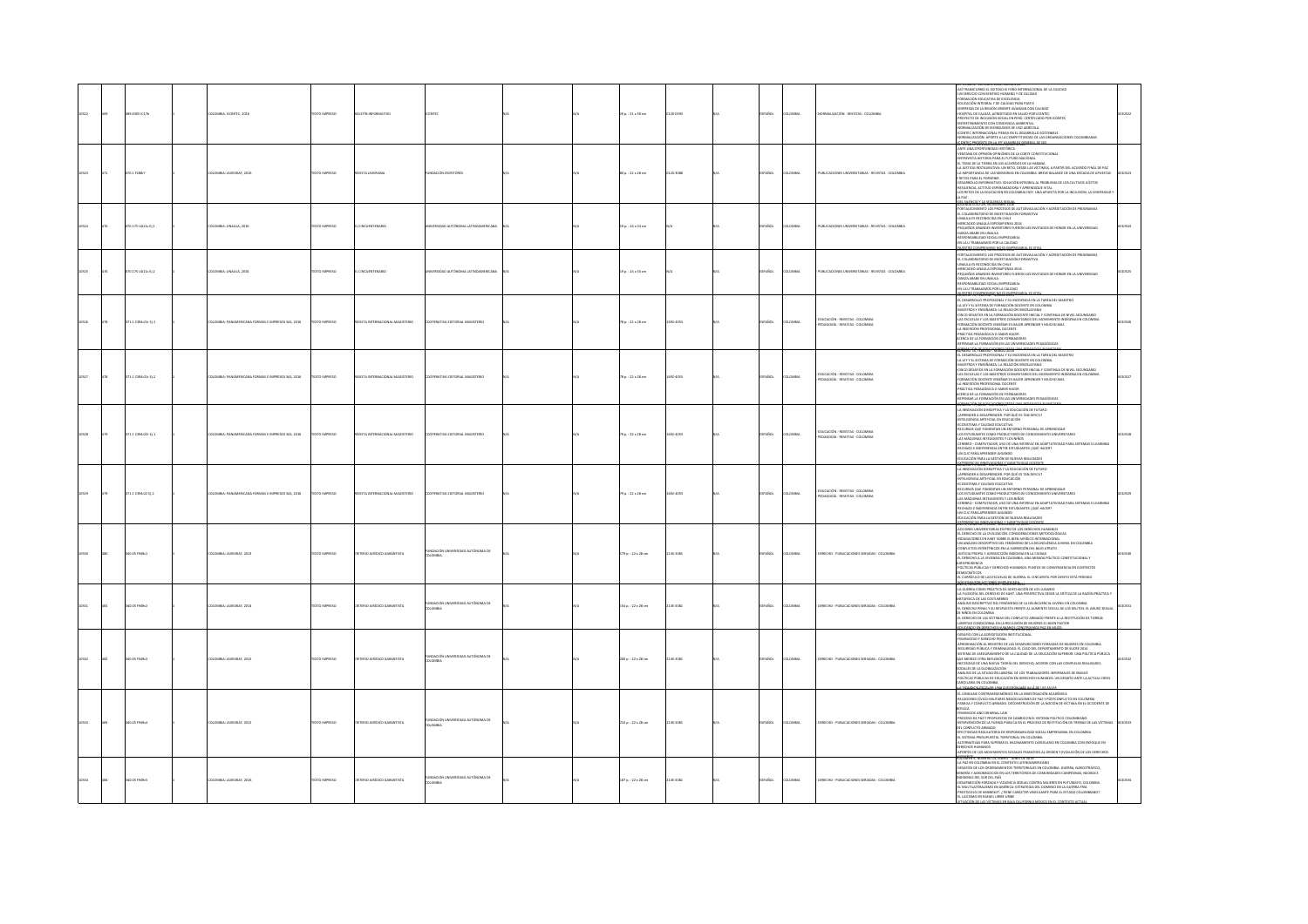| | | | | | | | | | | | | | | | | | |
|---|---|---|---|---|---|---|---|---|---|---|---|---|---|---|---|---|---|
| 10522 | 389 | 389.6305 IC17b | 1 | COLOMBIA: ICONTEC, 2016 | TEXTO IMPRESO | BOLETÍN INFORMATIVO | ICONTEC | N/A | N/A | 20 p. ; 21 x 33 cm | 0120-0599 | N/A | ESPAÑOL | COLOMBIA | NORMALIZACIÓN - REVISTAS - COLOMBIA | ASÍ TRANSCURRIÓ EL XXXTODO III FORO INTERNACIONAL DE LA CALIDAD<br>UN SERVICIO CON SENTIDO HUMANO Y DE CALIDAD<br>FORMACIÓN EDUCATIVA DE EXCELENCIA<br>EDUCACIÓN INTEGRAL Y DE CALIDAD PARA PASTO<br>EMPRESAS DE LA REGIÓN ORIENTE AVANZAN CON CALIDAD<br>HOSPITAL DE CALDAS, ACREDITADO EN SALUD POR ICONTEC<br>PROYECTO DE INCLUSIÓN SOCIAL EN PEREIRA, CERTIFICADO POR ICONTEC<br>ENTRETENIMIENTO CON CONCIENCIA AMBIENTAL<br>NORMALIZACIÓN DE INSUMOS DE USO AGRÍCOLA<br>ICONTEC INTERNACIONAL PIENSA EN EL DESARROLLO SOSTENIBLE<br>NORMALIZACIÓN: APORTE A LA COMPETITIVIDAD DE LAS ORGANIZACIONES COLOMBIANAS<br>ICONTEC PRESENTE EN LA 39ª ASAMBLEA GENERAL DE ISO | 0010522 |
| 10523 | 071 | 070.1 F288r7 | 1 | COLOMBIA: JAVERIANA, 2016 | TEXTO IMPRESO | REVISTA JAVERIANA | FUNDACIÓN ESCRITORES | N/A | N/A | 80 p. ; 22 x 28 cm | 0120-3088 | N/A | ESPAÑOL | COLOMBIA | PUBLICACIONES UNIVERSITARIAS - REVISTAS - COLOMBIA | ANTE UNA OPORTUNIDAD HISTÓRICA<br>VENTANA DE OPINIÓN: OPINIONES DE LA CORTE CONSTITUCIONAL<br>ENTREVISTA: HISTORIA PARA EL FUTURO NACIONAL<br>EL TEMA DE LA TIERRA EN LOS ACUERDOS DE LA HABANA<br>LA JUSTICIA RESTAURATIVA: UN RETO, DESDE LAS VÍCTIMAS, A PARTIR DEL ACUERDO FINAL DE PAZ<br>LA IMPORTANCIA DE LAS MEMORIAS EN COLOMBIA<br>DESARROLLO INFORMATIVO<br>RESILIENCIA, ACTITUD ESPERANZADORA Y APRENDIZAJE VITAL<br>LOS RETOS DE LA EDUCACIÓN EN COLOMBIA HOY: UNA APUESTA POR LA INCLUSIÓN, LA DIVERSIDAD Y LA PAZ | 0010523 |
| 10524 | 070 | 070.175 U611e Ej.1 | 1 | COLOMBIA: UNAULA, 2016 | TEXTO IMPRESO | EL CINCUENTENARIO | UNIVERSIDAD AUTÓNOMA LATINOAMERICANA | N/A | N/A | 19 p. ; 24 x 33 cm | N/A | N/A | ESPAÑOL | COLOMBIA | PUBLICACIONES UNIVERSITARIAS - REVISTAS - COLOMBIA | FORTALECIMIENTO LOS PROCESOS DE AUTOEVALUACIÓN Y ACREDITACIÓN DE PROGRAMAS<br>EL COLABORATORIO DE INVESTIGACIÓN FORMATIVA<br>UNAULA ES RECONOCIDA EN CHILE<br>MERCADEO UNAULA EXPOSAPIENSA 2016<br>RESPONSABILIDAD SOCIAL EMPRESARIAL<br>EN LA U TRABAJAMOS POR LA CALIDAD | 0010524 |
| 10525 | 070 | 070.175 U611e Ej.2 | 1 | COLOMBIA: UNAULA, 2016 | TEXTO IMPRESO | EL CINCUENTENARIO | UNIVERSIDAD AUTÓNOMA LATINOAMERICANA | N/A | N/A | 19 p. ; 24 x 33 cm | N/A | N/A | ESPAÑOL | COLOMBIA | PUBLICACIONES UNIVERSITARIAS - REVISTAS - COLOMBIA | FORTALECIMIENTO LOS PROCESOS DE AUTOEVALUACIÓN Y ACREDITACIÓN DE PROGRAMAS<br>EL COLABORATORIO DE INVESTIGACIÓN FORMATIVA<br>UNAULA ES RECONOCIDA EN CHILE<br>MERCADEO UNAULA EXPOSAPIENSA 2016<br>RESPONSABILIDAD SOCIAL EMPRESARIAL<br>EN LA U TRABAJAMOS POR LA CALIDAD | 0010525 |
| 10526 | 078 | 371.1 C994r21e Ej.1 | 1 | COLOMBIA: PANAMERICANA FORMAS E IMPRESOS SAS, 2016 | TEXTO IMPRESO | REVISTA INTERNACIONAL MAGISTERIO | COOPERATIVA EDITORIAL MAGISTERIO | N/A | N/A | 78 p. ; 22 x 28 cm | 1692-4053 | N/A | ESPAÑOL | COLOMBIA | EDUCACIÓN - REVISTAS - COLOMBIA<br>PEDAGOGÍA - REVISTAS - COLOMBIA | EL DESARROLLO PROFESIONAL Y SU INCIDENCIA EN LA TAREA DEL MAESTRO<br>LA LEY Y EL SISTEMA DE FORMACIÓN DOCENTE EN COLOMBIA<br>MAESTROS Y ENSEÑANZA: LA RELACIÓN INDISOLUBLE<br>FORMACIÓN DOCENTE: ENSEÑAR ES HACER APRENDER Y MUCHO MÁS<br>LA INSERCIÓN PROFESIONAL DOCENTE<br>PRÁCTICA PEDAGÓGICA O SABER HACER<br>ACERCA DE LA FORMACIÓN DE FORMADORES<br>REPENSAR LA FORMACIÓN EN LAS UNIVERSIDADES PEDAGÓGICAS | 0010526 |
| 10527 | 078 | 371.1 C994r21e Ej.2 | 1 | COLOMBIA: PANAMERICANA FORMAS E IMPRESOS SAS, 2016 | TEXTO IMPRESO | REVISTA INTERNACIONAL MAGISTERIO | COOPERATIVA EDITORIAL MAGISTERIO | N/A | N/A | 78 p. ; 22 x 28 cm | 1692-4053 | N/A | ESPAÑOL | COLOMBIA | EDUCACIÓN - REVISTAS - COLOMBIA<br>PEDAGOGÍA - REVISTAS - COLOMBIA | EL DESARROLLO PROFESIONAL Y SU INCIDENCIA EN LA TAREA DEL MAESTRO<br>LA LEY Y EL SISTEMA DE FORMACIÓN DOCENTE EN COLOMBIA<br>MAESTROS Y ENSEÑANZA: LA RELACIÓN INDISOLUBLE<br>FORMACIÓN DOCENTE: ENSEÑAR ES HACER APRENDER Y MUCHO MÁS<br>LA INSERCIÓN PROFESIONAL DOCENTE<br>PRÁCTICA PEDAGÓGICA O SABER HACER<br>ACERCA DE LA FORMACIÓN DE FORMADORES<br>REPENSAR LA FORMACIÓN EN LAS UNIVERSIDADES PEDAGÓGICAS | 0010527 |
| 10528 | 079 | 371.1 C994r22 Ej.1 | 1 | COLOMBIA: PANAMERICANA FORMAS E IMPRESOS SAS, 2016 | TEXTO IMPRESO | REVISTA INTERNACIONAL MAGISTERIO | COOPERATIVA EDITORIAL MAGISTERIO | N/A | N/A | 79 p. ; 22 x 28 cm | 1692-4053 | N/A | ESPAÑOL | COLOMBIA | EDUCACIÓN - REVISTAS - COLOMBIA<br>PEDAGOGÍA - REVISTAS - COLOMBIA | LA INNOVACIÓN DISRUPTIVA Y LA EDUCACIÓN DE FUTURO<br>¿APRENDER A DESAPRENDER, POR QUÉ ES TAN DIFÍCIL?<br>INTELIGENCIA ARTIFICIAL EN EDUCACIÓN<br>ECOSISTEMA Y CALIDAD EDUCATIVA<br>RECURSOS QUE FOMENTAN UN ENTORNO PERSONAL DE APRENDIZAJE<br>LAS MÁQUINAS INTELIGENTES Y LOS NIÑOS<br>UN CUC PARA APRENDER JUGANDO<br>EXPERIENCIAS INNOVADORAS Y SABER PEDAGÓGICO DOCENTE | 0010528 |
| 10529 | 079 | 371.1 C994r22 Ej.2 | 1 | COLOMBIA: PANAMERICANA FORMAS E IMPRESOS SAS, 2016 | TEXTO IMPRESO | REVISTA INTERNACIONAL MAGISTERIO | COOPERATIVA EDITORIAL MAGISTERIO | N/A | N/A | 79 p. ; 22 x 28 cm | 1692-4053 | N/A | ESPAÑOL | COLOMBIA | EDUCACIÓN - REVISTAS - COLOMBIA<br>PEDAGOGÍA - REVISTAS - COLOMBIA | LA INNOVACIÓN DISRUPTIVA Y LA EDUCACIÓN DE FUTURO<br>¿APRENDER A DESAPRENDER, POR QUÉ ES TAN DIFÍCIL?<br>INTELIGENCIA ARTIFICIAL EN EDUCACIÓN<br>ECOSISTEMA Y CALIDAD EDUCATIVA<br>RECURSOS QUE FOMENTAN UN ENTORNO PERSONAL DE APRENDIZAJE<br>LAS MÁQUINAS INTELIGENTES Y LOS NIÑOS<br>UN CUC PARA APRENDER JUGANDO<br>EXPERIENCIAS INNOVADORAS Y SABER PEDAGÓGICO DOCENTE | 0010529 |
| 10530 | 080 | 340.05 F949c1 | 1 | COLOMBIA: JAVERIANA, 2013 | TEXTO IMPRESO | CRITERIO JURÍDICO GARANTISTA | FUNDACIÓN UNIVERSIDAD AUTÓNOMA DE COLOMBIA | N/A | N/A | 179 p. ; 22 x 28 cm | 2145-3381 | N/A | ESPAÑOL | COLOMBIA | DERECHO - PUBLICACIONES SERIADAS - COLOMBIA | ACCIONES UNIVERSITARIAS EN PRO DE LOS DERECHOS HUMANOS<br>EL DERECHO DE LA CIVILIZACIÓN, CONSIDERACIONES METODOLÓGICAS<br>CONFLICTOS ESTRATÉGICOS EN LA SUBREGIÓN DEL BAJO ATRATO<br>JUSTICIA PROPIA Y JURISDICCIÓN INDÍGENA EN LA CIUDAD<br>POLÍTICAS PÚBLICAS Y DERECHOS HUMANOS | 0010530 |
| 10531 | 081 | 340.05 F949c2 | 1 | COLOMBIA: JAVERIANA, 2014 | TEXTO IMPRESO | CRITERIO JURÍDICO GARANTISTA | FUNDACIÓN UNIVERSIDAD AUTÓNOMA DE COLOMBIA | N/A | N/A | 154 p. ; 22 x 28 cm | 2145-3381 | N/A | ESPAÑOL | COLOMBIA | DERECHO - PUBLICACIONES SERIADAS - COLOMBIA | LA GUERRA COMO PRÁCTICA DE ASOCIACIÓN DE LOS SALVAJES<br>LA FILOSOFÍA DEL DERECHO DE KANT<br>EL DERECHO DE LAS VÍCTIMAS DEL CONFLICTO ARMADO FRENTE A LA RESTITUCIÓN DE TIERRAS | 0010531 |
| 10532 | 082 | 340.05 F949c3 | 1 | COLOMBIA: JAVERIANA, 2015 | TEXTO IMPRESO | CRITERIO JURÍDICO GARANTISTA | FUNDACIÓN UNIVERSIDAD AUTÓNOMA DE COLOMBIA | N/A | N/A | 208 p. ; 22 x 28 cm | 2145-3381 | N/A | ESPAÑOL | COLOMBIA | DERECHO - PUBLICACIONES SERIADAS - COLOMBIA | ENSAYO CON LA ACREDITACIÓN INSTITUCIONAL<br>FEMINICIDIO Y DERECHO PENAL<br>SEGURIDAD PÚBLICA Y CRIMINALIDAD<br>ANÁLISIS DE LA SITUACIÓN LABORAL DE LOS TRABAJADORES INFORMALES | 0010532 |
| 10533 | 083 | 340.05 F949c4 | 1 | COLOMBIA: JAVERIANA, 2015 | TEXTO IMPRESO | CRITERIO JURÍDICO GARANTISTA | FUNDACIÓN UNIVERSIDAD AUTÓNOMA DE COLOMBIA | N/A | N/A | 214 p. ; 22 x 28 cm | 2145-3381 | N/A | ESPAÑOL | COLOMBIA | DERECHO - PUBLICACIONES SERIADAS - COLOMBIA | RELACIONES CÍVICO-MILITARES EN NEGOCIACIONES DE PAZ Y POSTCONFLICTO EN COLOMBIA<br>PROCESO DE PAZ Y PROPUESTAS DE CAMBIO EN EL SISTEMA POLÍTICO COLOMBIANO<br>APORTES DE LOS MOVIMIENTOS SOCIALES FRANCESES AL ORIGEN Y EVOLUCIÓN DE LOS DERECHOS | 0010533 |
| 10534 | 084 | 340.05 F949c5 | 1 | COLOMBIA: JAVERIANA, 2016 | TEXTO IMPRESO | CRITERIO JURÍDICO GARANTISTA | FUNDACIÓN UNIVERSIDAD AUTÓNOMA DE COLOMBIA | N/A | N/A | 187 p. ; 22 x 28 cm | 2145-3381 | N/A | ESPAÑOL | COLOMBIA | DERECHO - PUBLICACIONES SERIADAS - COLOMBIA | LA PAZ EN COLOMBIA EN EL CONTEXTO LATINOAMERICANO<br>DESAPARICIÓN FORZADA Y VIOLENCIA SEXUAL CONTRA MUJERES EN PUTUMAYO, COLOMBIA<br>SITUACIÓN DE LAS VÍCTIMAS EN MATERIA DE REFORMA AGRARIA EN EL CONTEXTO ACTUAL | 0010534 |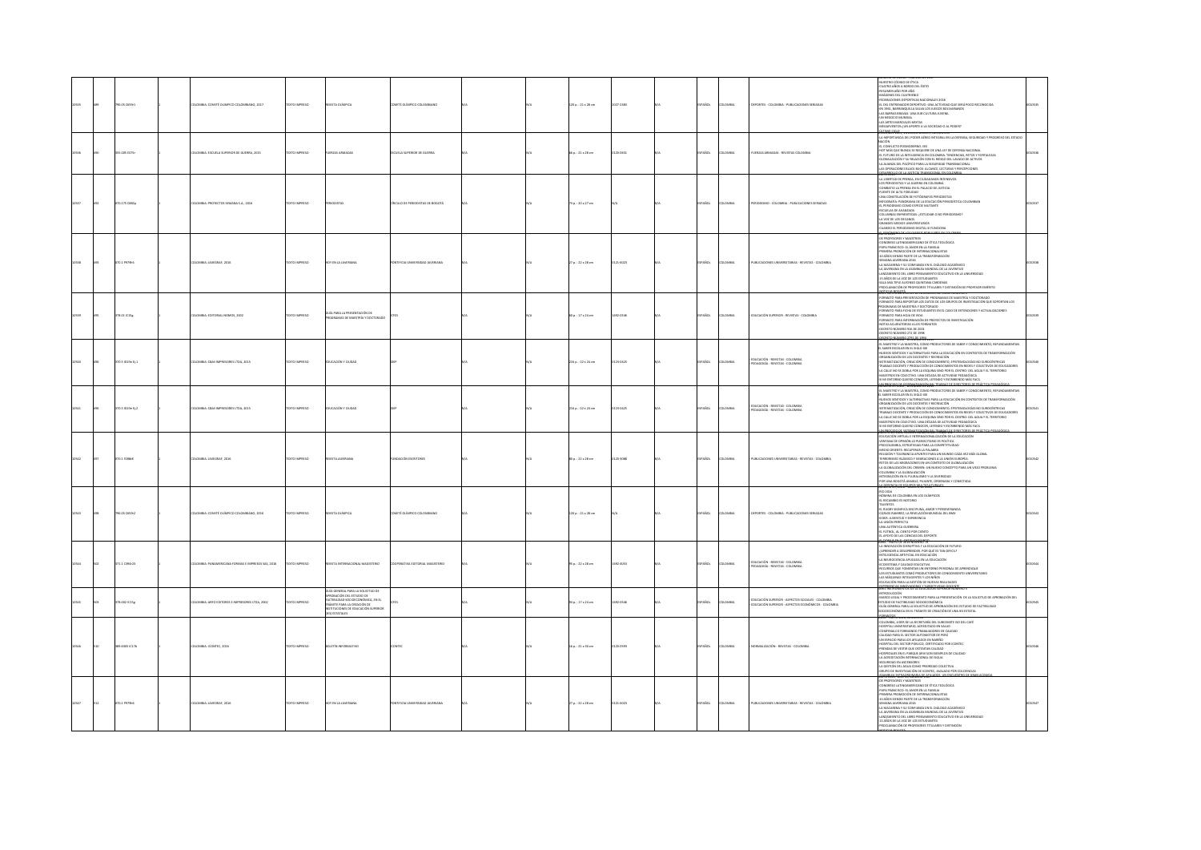| | | | | | | | | | | | | | | | | | | | |
|---|---|---|---|---|---|---|---|---|---|---|---|---|---|---|---|---|---|---|---|
| 10535 | 489 | 796.05 O691r1 | | 1 | COLOMBIA: COMITÉ OLÍMPICO COLOMBIANO, 2017 | TEXTO IMPRESO | REVISTA OLÍMPICA | COMITÉ OLÍMPICO COLOMBIANO | N/A | | N/A | 120 p. : 21 x 28 cm | 2027-2383 | N/A | ESPAÑOL | COLOMBIA | DEPORTES - COLOMBIA - PUBLICACIONES SERIADAS | NUESTRO CÓDIGO DE ÉTICA; CUATRO AÑOS A BORDO DEL ÉXITO; RESUMEN AÑO POR AÑO; HAZAÑAS DEL CUATRIENIO; FEDERACIONES DEPORTIVAS NACIONALES 2016; EL DEL ENTRENADOR DEPORTIVO: UNA ACTIVIDAD QUE SERÁ POCO RECONOCIDA; EN 1961, BARRANQUILLA SALVÓ LOS JUEGOS BOLIVARIANOS; LAS BARRAS BRAVAS: UNA SUB CULTURA JUVENIL; UN NEGOCIO MUNDIAL; LAS ARTES MARCIALES MIXTAS; MEGAEVENTOS ¿UN APORTE A LA SOCIEDAD O AL PODER? | 0010535 |
| 10536 | 490 | 355.005 R575r | | 1 | COLOMBIA: ESCUELA SUPERIOR DE GUERRA, 2015 | TEXTO IMPRESO | FUERZAS ARMADAS | ESCUELA SUPERIOR DE GUERRA | N/A | | N/A | 84 p. : 21 x 28 cm | 0120-0631 | N/A | ESPAÑOL | COLOMBIA | FUERZAS ARMADAS - REVISTAS COLOMBIA | LA IMPORTANCIA DEL PODER AÉREO INTEGRAL EN LA DEFENSA, SEGURIDAD Y PROGRESO DEL ESTADO NACIÓN; EL CONFLICTO POSMODERNO: ISIS; POR QUÉ NUNCA SE REQUIERE DE UNA LEY DE DEFENSA NACIONAL; EL FUTURO DE LA INTELIGENCIA EN COLOMBIA: TENDENCIAS, RETOS Y FORTALEZAS; GLOBALIZACIÓN Y SU RELACIÓN CON EL RIESGO DEL LAVADO DE ACTIVOS; LA ALIANZA DEL PACÍFICO PARA LA SEGURIDAD TRANSNACIONAL; LAS OPERACIONES BAJO ESTE NUEVO ALCANCE, LECTURAS Y PERCEPCIONES | 0010536 |
| 10537 | 491 | 070.175 O482p | | 1 | COLOMBIA: PROYECTOS SEMANA S.A., 2016 | TEXTO IMPRESO | PERIODISTAS | CÍRCULO DE PERIODISTAS DE BOGOTÁ | N/A | | N/A | 75 p. : 30 x 27 cm | N/A | N/A | ESPAÑOL | COLOMBIA | PERIODISMO - COLOMBIA - PUBLICACIONES SERIADAS | LA LIBERTAD DE PRENSA; LOS PERIODISTAS Y LA GUERRA EN COLOMBIA; COMBATIO LA PRENSA EN EL PALACIO DE JUSTICIA; PUENTE DE ALTA FIDELIDAD; UNA CONSTELACIÓN DE FOTÓGRAFOS PERIODISTAS; INFOGRAFÍA: PANORAMA DE LA EDUCACIÓN PERIODÍSTICA COLOMBIANA; EL PERIODISMO COMO ESPECIE MUTANTE; ESCUELAS DE AVANZADA; COLUMNAS ENFRENTADAS: ¿ESTUDIAR O NO PERIODISMO?; LA VOZ DE LOS DECANOS; GRANDES MEDIOS UNIVERSIDADES; CUANDO EL PERIODISMO DIGITAL SÍ FUNCIONA | 0010537 |
| 10538 | 493 | 070.1 P979h | | 1 | COLOMBIA: JAVERIANA, 2016 | TEXTO IMPRESO | HOY EN LA JAVERIANA | PONTIFICIA UNIVERSIDAD JAVERIANA | N/A | | N/A | 27 p. : 22 x 28 cm | 0121-6023 | N/A | ESPAÑOL | COLOMBIA | PUBLICACIONES UNIVERSITARIAS - REVISTAS - COLOMBIA | DE PROFESORES Y MAESTROS; CONGRESO LATINOAMERICANO DE ÉTICA TEOLÓGICA; PAPA FRANCISCO: EL AMOR EN LA FAMILIA; PRIMERA PROMOCIÓN DE INTERNACIONALISTAS; 10 AÑOS SIENDO PARTE DE LA TRANSFORMACIÓN; SEMANA JAVERIANA 2016; LA MAGDALENA Y SU COMPAÑERO EN EL DIÁLOGO ACADÉMICO; LA JAVERIANA EN LA ASAMBLEA MUNDIAL DE LA JUVENTUD; LANZAMIENTO DEL LIBRO PENSAMIENTO EDUCATIVO EN LA UNIVERSIDAD; 15 AÑOS DE LA VOZ DE LOS ESTUDIANTES; SALA MÚLTIPLE ALFONSO QUINTANA CÁRDENAS; PROCLAMACIÓN DE PROFESORES TITULARES Y DISTINCIÓN DE PROFESOR EMÉRITO; NOTICIAS BREVES | 0010538 |
| 10539 | 494 | 378.01 IC15g | | 1 | COLOMBIA: EDITORIAL NOMOS, 2002 | TEXTO IMPRESO | GUÍA PARA LA PRESENTACIÓN DE PROGRAMAS DE MAESTRÍA Y DOCTORADO | ICFES | N/A | | N/A | 60 p. : 17 x 24 cm | 1692-0546 | N/A | ESPAÑOL | COLOMBIA | EDUCACIÓN SUPERIOR - REVISTAS - COLOMBIA | FORMATO PARA PRESENTACIÓN DE PROGRAMAS DE MAESTRÍA Y DOCTORADO; FORMATO PARA REPORTAR LOS DATOS DE LOS GRUPOS DE INVESTIGACIÓN QUE SOPORTAN LOS PROGRAMAS DE MAESTRÍA Y DOCTORADO; FORMATO PARA FICHA DE ESTUDIANTES EN EL CASO DE EXTENSIONES Y ACTUALIZACIONES; FORMATO PARA HOJA DE VIDA; FORMATO PARA INFORMACIÓN DE PROYECTOS DE INVESTIGACIÓN; NOTAS ACLARATORIAS A LOS FORMATOS; DECRETO NÚMERO 916 DE 2001; DECRETO NÚMERO 272 DE 1998; DECRETO NÚMERO 2791 DE 1994 | 0010539 |
| 10540 | 495 | 370.5 IE39e Ej.1 | | 1 | COLOMBIA: C&AA IMPRESORES LTDA, 2015 | TEXTO IMPRESO | EDUCACIÓN Y CIUDAD | IDEP | N/A | | N/A | 216 p. : 22 x 24 cm | 0123-0425 | N/A | ESPAÑOL | COLOMBIA | EDUCACIÓN - REVISTAS - COLOMBIA; PEDAGOGÍA - REVISTAS - COLOMBIA | EL MAESTRO Y LA MAESTRA, COMO PRODUCTORES DE SABER Y CONOCIMIENTO, RESIGNIFICANDO EL SABER ESCOLAR EN EL SIGLO XXI; NUEVOS SENTIDOS Y ALTERNATIVAS PARA LA EDUCACIÓN EN CONTEXTOS DE TRANSFORMACIÓN; ORGANIZACIÓN DE LOS DOCENTES Y RECREACIÓN; SISTEMATIZACIÓN, CREACIÓN DE CONOCIMIENTO, EPISTEMOLOGÍAS NO EUROCÉNTRICAS; TRABAJO DOCENTE Y PRODUCCIÓN DE CONOCIMIENTOS EN REDES Y COLECTIVOS DE EDUCADORES; LA CALLE NO SE DOBLA POR LA ESQUINA SINO POR EL CENTRO: DEL AULA Y EL TERRITORIO; MAESTROS EN COLECTIVO: UNA DÉCADA DE ACTIVIDAD PEDAGÓGICA; SI MI ENTORNO QUIERO CONOCER, LEYENDO Y ESCRIBIENDO MÁS FÁCIL; LOS PROCESOS DE SISTEMATIZACIÓN DEL TRABAJO DE DIRECTORES DE PRÁCTICA PEDAGÓGICA | 0010540 |
| 10541 | 496 | 370.5 IE39e Ej.2 | | 1 | COLOMBIA: C&AA IMPRESORES LTDA, 2015 | TEXTO IMPRESO | EDUCACIÓN Y CIUDAD | IDEP | N/A | | N/A | 216 p. : 22 x 24 cm | 0123-0425 | N/A | ESPAÑOL | COLOMBIA | EDUCACIÓN - REVISTAS - COLOMBIA; PEDAGOGÍA - REVISTAS - COLOMBIA | EL MAESTRO Y LA MAESTRA, COMO PRODUCTORES DE SABER Y CONOCIMIENTO, RESIGNIFICANDO EL SABER ESCOLAR EN EL SIGLO XXI; NUEVOS SENTIDOS Y ALTERNATIVAS PARA LA EDUCACIÓN EN CONTEXTOS DE TRANSFORMACIÓN; ORGANIZACIÓN DE LOS DOCENTES Y RECREACIÓN; SISTEMATIZACIÓN, CREACIÓN DE CONOCIMIENTO, EPISTEMOLOGÍAS NO EUROCÉNTRICAS; TRABAJO DOCENTE Y PRODUCCIÓN DE CONOCIMIENTOS EN REDES Y COLECTIVOS DE EDUCADORES; LA CALLE NO SE DOBLA POR LA ESQUINA SINO POR EL CENTRO: DEL AULA Y EL TERRITORIO; MAESTROS EN COLECTIVO: UNA DÉCADA DE ACTIVIDAD PEDAGÓGICA; SI MI ENTORNO QUIERO CONOCER, LEYENDO Y ESCRIBIENDO MÁS FÁCIL; LOS PROCESOS DE SISTEMATIZACIÓN DEL TRABAJO DE DIRECTORES DE PRÁCTICA PEDAGÓGICA | 0010541 |
| 10542 | 497 | 070.1 F288r | | 1 | COLOMBIA: JAVERIANA, 2016 | TEXTO IMPRESO | REVISTA JAVERIANA | FUNDACIÓN ESCRITORES | N/A | | N/A | 80 p. : 22 x 28 cm | 0120-3088 | N/A | ESPAÑOL | COLOMBIA | PUBLICACIONES UNIVERSITARIAS - REVISTAS - COLOMBIA | EDUCACIÓN VIRTUAL E INTERNACIONALIZACIÓN DE LA EDUCACIÓN; VENTANA DE OPINIÓN: EL PURGATORIO ES POLÍTICA; PROCOLOMBIA, ESTRATEGIAS PARA LA COMPETITIVIDAD; MEDIO ORIENTE: RECUPERAR LA PALABRA; RELIGIÓN Y TOLERANCIA APUNTE PARA UN MUNDO CADA VEZ MÁS GLOBAL; TERRORISMO ISLÁMICO Y MIGRACIONES A LA UNIÓN EUROPEA; RETOS DE LAS MIGRACIONES EN UN CONTEXTO DE GLOBALIZACIÓN; LA GLOBALIZACIÓN DEL CRIMEN: UN NUEVO CONCEPTO PARA UN VIEJO PROBLEMA; COLOMBIA Y LA GLOBALIZACIÓN; INTEGRACIÓN EN EL PLURALISMO Y LA DIVERSIDAD; POR UNA BOGOTÁ AMABLE, PUJANTE, ORDENADA Y CONECTADA; LA GERENCIA DE EQUIPOS MULTICULTURALES | 0010542 |
| 10543 | 498 | 796.05 O691r2 | | 1 | COLOMBIA: COMITÉ OLÍMPICO COLOMBIANO, 2016 | TEXTO IMPRESO | REVISTA OLÍMPICA | COMITÉ OLÍMPICO COLOMBIANO | N/A | | N/A | 120 p. : 21 x 28 cm | N/A | N/A | ESPAÑOL | COLOMBIA | DEPORTES - COLOMBIA - PUBLICACIONES SERIADAS | RÍO 2016; NÓMINA DE COLOMBIA EN LOS OLÍMPICOS; EL RUGBIMÓ ES NOTORIO; TALENTOS; EL RUGBY DISCIPLINA, AMOR Y PERSEVERANCIA; CARLOS RAMÍREZ, LA REVELACIÓN MUNDIAL DEL BMX; EDER: JUVENTUD Y EXPERIENCIA; LA UNIÓN PERFECTA; UNA AUTÉNTICA GUERRERA; EL FÚTBOL, AL CIENTO POR CIENTO; EL APOYO DE LAS CIENCIAS DEL DEPORTE; EL CAMINO HACIA | 0010543 |
| 10544 | 502 | 371.1 C994r23 | | 1 | COLOMBIA: PANAMERICANA FORMAS E IMPRESOS SAS, 2016 | TEXTO IMPRESO | REVISTA INTERNACIONAL MAGISTERIO | COOPERATIVA EDITORIAL MAGISTERIO | N/A | | N/A | 96 p. : 22 x 28 cm | 1692-4053 | N/A | ESPAÑOL | COLOMBIA | EDUCACIÓN - REVISTAS - COLOMBIA; PEDAGOGÍA - REVISTAS - COLOMBIA | LA INNOVACIÓN DISRUPTIVA Y LA EDUCACIÓN DE FUTURO; ¿APRENDER A DESAPRENDER: POR QUÉ ES TAN DIFÍCIL?; INTELIGENCIA ARTIFICIAL EN EDUCACIÓN; LA NEUROCIENCIA APLICADA EN LA EDUCACIÓN; ECOSISTEMA Y CALIDAD EDUCATIVA; RECURSOS QUE FOMENTAN UN ENTORNO PERSONAL DE APRENDIZAJE; LOS ESTUDIANTES COMO PRODUCTORES DE CONOCIMIENTO UNIVERSITARIO; LAS MÁQUINAS INTELIGENTES Y LOS NIÑOS; EDUCACIÓN PARA LA GESTIÓN DE NUEVAS REALIDADES; SISTEMAS DE INNOVADORES Y SUBJETIVIDAD DOCENTE | 0010544 |
| 10545 | 503 | 378.002 IC15g | | 1 | COLOMBIA: ARFO EDITORES E IMPRESORES LTDA, 2002 | TEXTO IMPRESO | GUÍA GENERAL PARA LA SOLICITUD DE APROBACIÓN DEL ESTUDIO DE FACTIBILIDAD SOCIOECONÓMICA, EN EL TRÁMITE PARA LA CREACIÓN DE INSTITUCIONES DE EDUCACIÓN SUPERIOR (IES) ESTATALES | ICFES | N/A | | N/A | 96 p. : 17 x 24 cm | 1692-0546 | N/A | ESPAÑOL | COLOMBIA | EDUCACIÓN SUPERIOR - ASPECTOS SOCIALES - COLOMBIA; EDUCACIÓN SUPERIOR - ASPECTOS ECONÓMICOS - COLOMBIA | PRESENTACIÓN; INTRODUCCIÓN; MARCO LEGAL Y PROCEDIMIENTO PARA LA PRESENTACIÓN DE LA SOLICITUD DE APROBACIÓN DEL ESTUDIO DE FACTIBILIDAD SOCIOECONÓMICA; GUÍA GENERAL PARA LA SOLICITUD DE APROBACIÓN DEL ESTUDIO DE FACTIBILIDAD SOCIOECONÓMICA EN EL TRÁMITE DE CREACIÓN DE UNA IES ESTATAL; FORMATOS | 0010545 |
| 10546 | 510 | 389.6005 IC17b | | 1 | COLOMBIA: ICONTEC, 2016 | TEXTO IMPRESO | BOLETÍN INFORMATIVO | ICONTEC | N/A | | N/A | 16 p. : 21 x 30 cm | 0120-0599 | N/A | ESPAÑOL | COLOMBIA | NORMALIZACIÓN - REVISTAS - COLOMBIA | COLOMBIA, LÍDER DE LA SECRETARÍA DEL SUBCOMITÉ ISO DEL CAFÉ; HOSPITAL UNIVERSITARIO, ACREDITADO EN SALUD; COMFAMILIAR FORMANDO TRABAJADORES DE CALIDAD; CALIDAD PARA EL SECTOR AUTOMOTOR DE PERÚ; UN ESPACIO PARA LOS AFILIADOS EN NARIÑO; HOSPITAL DEL SECTOR PÚBLICO, CERTIFICADO POR ICONTEC; PRENDAS DE VESTIR QUE OSTENTAN CALIDAD; HOSPEDAJES EN EL PARQUE ARVI SON EJEMPLOS DE CALIDAD; LA ACREDITACIÓN INTERNACIONAL DE ISQUA; SEGURIDAD EN ASCENSORES; LA GESTIÓN DEL AGUA COMO PROPIEDAD COLECTIVA; GRUPO DE INVESTIGACIÓN DE ICONTEC, AVALADO POR COLCIENCIAS; ASAMBLEA EXTRAORDINARIA DE AFILIADOS | 0010546 |
| 10547 | 512 | 070.1 P979h1 | | 1 | COLOMBIA: JAVERIANA, 2016 | TEXTO IMPRESO | HOY EN LA JAVERIANA | PONTIFICIA UNIVERSIDAD JAVERIANA | N/A | | N/A | 27 p. : 22 x 28 cm | 0121-6023 | N/A | ESPAÑOL | COLOMBIA | PUBLICACIONES UNIVERSITARIAS - REVISTAS - COLOMBIA | DE PROFESORES Y MAESTROS; CONGRESO LATINOAMERICANO DE ÉTICA TEOLÓGICA; PAPA FRANCISCO: EL AMOR EN LA FAMILIA; PRIMERA PROMOCIÓN DE INTERNACIONALISTAS; 10 AÑOS SIENDO PARTE DE LA TRANSFORMACIÓN; SEMANA JAVERIANA 2016; LA MAGDALENA Y SU COMPAÑERO EN EL DIÁLOGO ACADÉMICO; LA JAVERIANA EN LA ASAMBLEA MUNDIAL DE LA JUVENTUD; LANZAMIENTO DEL LIBRO PENSAMIENTO EDUCATIVO EN LA UNIVERSIDAD; 15 AÑOS DE LA VOZ DE LOS ESTUDIANTES; PROCLAMACIÓN DE PROFESORES TITULARES Y DISTINCIÓN; NOTICIAS BREVES | 0010547 |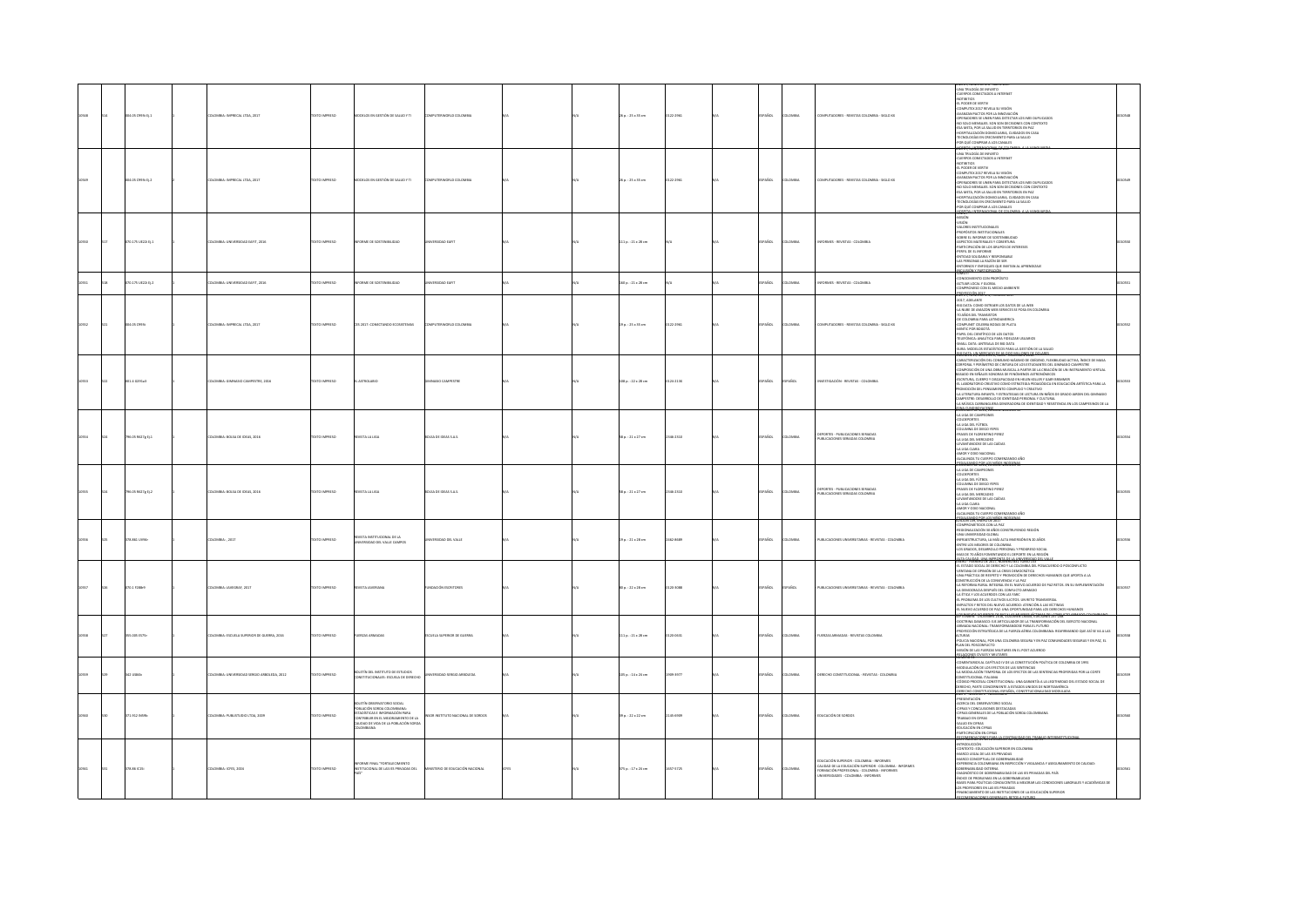| | | | | | | | | | | | | | | | | | | | | | |
|---|---|---|---|---|---|---|---|---|---|---|---|---|---|---|---|---|---|---|---|---|---|
| 10548 | 514 | 004.05 C959c Ej.1 | | 1 | COLOMBIA: IMPRECAL LTDA, 2017 | TEXTO IMPRESO | MODELOS EN GESTIÓN DE SALUD Y TI | COMPUTERWORLD COLOMBIA | | N/A | | N/A | 26 p. : 23 x 35 cm | 0122-2961 | | N/A | ESPAÑOL | COLOMBIA | COMPUTADORES - REVISTAS COLOMBIA - SIGLO XXI | UNA TRILOGÍA DE INFARTO<br>CUERPOS CONECTADOS A INTERNET<br>INFINITICS<br>EL PODER DE WERTH<br>COMPUTEX 2017 REVELA SU VISIÓN<br>AVANZAN PACTOS POR LA INNOVACIÓN<br>OPERADORES SE UNEN PARA DETECTAR LOS HAB DUPLICADOS<br>NO SOLO MENSAJES, SON DECISIONES CON CONTEXTO<br>ESA META, POR LA SALUD EN TERRITORIOS EN PAZ<br>HOSPITALIZACIÓN DOMICILIARIA, CUIDADOS EN CASA<br>TECNOLOGÍAS EN CRECIMIENTO PARA LA SALUD<br>POR QUÉ COMPRAR A LOS CANALES<br>HOSPITAL INTERNACIONAL DE COLOMBIA, A LA VANGUARDIA | 0010548 |
| 10549 | 514 | 004.05 C959c Ej.2 | | 2 | COLOMBIA: IMPRECAL LTDA, 2017 | TEXTO IMPRESO | MODELOS EN GESTIÓN DE SALUD Y TI | COMPUTERWORLD COLOMBIA | | N/A | | N/A | 26 p. : 23 x 35 cm | 0122-2961 | | N/A | ESPAÑOL | COLOMBIA | COMPUTADORES - REVISTAS COLOMBIA - SIGLO XXI | UNA TRILOGÍA DE INFARTO<br>CUERPOS CONECTADOS A INTERNET<br>INFINITICS<br>EL PODER DE WERTH<br>COMPUTEX 2017 REVELA SU VISIÓN<br>AVANZAN PACTOS POR LA INNOVACIÓN<br>OPERADORES SE UNEN PARA DETECTAR LOS HAB DUPLICADOS<br>NO SOLO MENSAJES, SON DECISIONES CON CONTEXTO<br>ESA META, POR LA SALUD EN TERRITORIOS EN PAZ<br>HOSPITALIZACIÓN DOMICILIARIA, CUIDADOS EN CASA<br>TECNOLOGÍAS EN CRECIMIENTO PARA LA SALUD<br>POR QUÉ COMPRAR A LOS CANALES<br>HOSPITAL INTERNACIONAL DE COLOMBIA, A LA VANGUARDIA | 0010549 |
| 10550 | 517 | 070.175 U52i Ej.1 | | 1 | COLOMBIA: UNIVERSIDAD EAFIT, 2016 | TEXTO IMPRESO | INFORME DE SOSTENIBILIDAD | UNIVERSIDAD EAFIT | | N/A | | N/A | 111 p. : 21 x 28 cm | N/A | | N/A | ESPAÑOL | COLOMBIA | INFORMES - REVISTAS - COLOMBIA | MISIÓN<br>VISIÓN<br>VALORES INSTITUCIONALES<br>PROPÓSITOS INSTITUCIONALES<br>SOBRE EL INFORME DE SOSTENIBILIDAD<br>ASPECTOS MATERIALES Y COBERTURA<br>PARTICIPACIÓN DE LOS GRUPOS DE INTERESES<br>PERFIL DE EL INFORME<br>ENTIDAD SOLIDARIA Y RESPONSABLE<br>LAS PERSONAS LA RAZÓN DE SER<br>ENTORNOS Y ENFOQUES QUE INVITAN AL APRENDIZAJE<br>INCLUSIÓN Y PARTICIPACIÓN | 0010550 |
| 10551 | 518 | 070.175 U52i Ej.2 | | 2 | COLOMBIA: UNIVERSIDAD EAFIT, 2016 | TEXTO IMPRESO | INFORME DE SOSTENIBILIDAD | UNIVERSIDAD EAFIT | | N/A | | N/A | 160 p. : 21 x 28 cm | N/A | | N/A | ESPAÑOL | COLOMBIA | INFORMES - REVISTAS - COLOMBIA | ÍNDICE<br>CONOCIMIENTO CON PROPÓSITO<br>ACTUAR LOCAL Y GLOBAL<br>COMPROMISO CON EL MEDIO AMBIENTE<br>PRESENTACIÓN | 0010551 |
| 10552 | 521 | 004.05 C959c | | 1 | COLOMBIA: IMPRECAL LTDA, 2017 | TEXTO IMPRESO | CES 2017: CONECTANDO ECOSISTEMAS | COMPUTERWORLD COLOMBIA | | N/A | | N/A | 19 p. : 23 x 35 cm | 0122-2961 | | N/A | ESPAÑOL | COLOMBIA | COMPUTADORES - REVISTAS COLOMBIA - SIGLO XXI | 2017, ADELANTE<br>BIG DATA: CÓMO EXTRAER LOS DATOS DE LA WEB<br>LA NUBE DE AMAZON WEB SERVICES SE POSA EN COLOMBIA<br>70 AÑOS DEL TRANSISTOR<br>DE COLOMBIA PARA LATINOAMÉRICA<br>COMPUNET CELEBRA BODAS DE PLATA<br>AMNTIC POR BOGOTÁ<br>PAPEL DEL CIENTÍFICO DE LOS DATOS<br>TELEFÓNICA: ANALÍTICA PARA FIDELIZAR USUARIOS<br>RURAL DATA: ANTESALA DE BIG DATA<br>KUBU: MODELOS ESTADÍSTICOS PARA LA GESTIÓN DE LA SALUD<br>BIG DATA, UN MERCADO DE 46 BILLONES DE DÓLARES | 0010552 |
| 10553 | 522 | 051.4 G291a3 | | 1 | COLOMBIA: GIMNASIO CAMPESTRE, 2016 | TEXTO IMPRESO | EL ASTROLABIO | GIMNASIO CAMPESTRE | | N/A | | N/A | 148 p. : 22 x 28 cm | 0120-2136 | | N/A | ESPAÑOL | ESPAÑOL | INVESTIGACIÓN - REVISTAS - COLOMBIA | CARACTERIZACIÓN DEL CONSUMO MÁXIMO DE OXÍGENO, FLEXIBILIDAD ACTIVA, ÍNDICE DE MASA CORPORAL Y PERÍMETRO DE CINTURA DE LOS ESTUDIANTES DEL GIMNASIO CAMPESTRE<br>COMPOSICIÓN DE UNA OBRA MUSICAL A PARTIR DE LA CREACIÓN DE UN INSTRUMENTO VIRTUAL BASADO EN SEÑALES SONORAS DE FENÓMENOS ASTRONÓMICOS<br>ESCRITURA, CUERPO Y DISCAPACIDAD EN HELEN KELLER Y ALBY ERSHMER<br>EL LABORATORIO CREATIVO COMO ESTRATEGIA PEDAGÓGICA EN EDUCACIÓN ARTÍSTICA PARA LA PRODUCCIÓN DEL PENSAMIENTO COMPLEJO Y CREATIVO<br>LA LITERATURA INFANTIL Y ESTRATEGIAS DE LECTURA EN NIÑOS DE GRADO ... DEL GIMNASIO CAMPESTRE: DESARROLLO DE IDENTIDAD PERSONAL Y CULTURAL<br>LA MÚSICA CARRANGUERA GENERADORA DE IDENTIDAD Y RESISTENCIA EN LOS CAMPESINOS DE LA ZONA ... | 0010553 |
| 10554 | 524 | 796.05 R427g Ej.1 | | 1 | COLOMBIA: BOLSA DE IDEAS, 2016 | TEXTO IMPRESO | REVISTA LA LIGA | BOLSA DE IDEAS S.A.S. | | N/A | | N/A | 58 p. : 21 x 27 cm | 2346-3163 | | N/A | ESPAÑOL | COLOMBIA | DEPORTES - PUBLICACIONES SERIADAS<br>PUBLICACIONES SERIADAS COLOMBIA | LA LIGA DE CAMPEONES<br>COLDEPORTES<br>LA LIGA DEL FÚTBOL<br>COLUMNA DE DIEGO PEPES<br>FRASES DE FLORENTINO PÉREZ<br>LA LIGA DEL MERCADEO<br>LOS ANIVERSARIOS DE LAS CADENAS<br>LA LIGA CLARA<br>AMOR Y ODIO NACIONAL<br>ALCALDÍA TU CUERPO COMENZANDO AÑO | 0010554 |
| 10555 | 524 | 796.05 R427g Ej.2 | | 2 | COLOMBIA: BOLSA DE IDEAS, 2016 | TEXTO IMPRESO | REVISTA LA LIGA | BOLSA DE IDEAS S.A.S. | | N/A | | N/A | 58 p. : 21 x 27 cm | 2346-3163 | | N/A | ESPAÑOL | COLOMBIA | DEPORTES - PUBLICACIONES SERIADAS<br>PUBLICACIONES SERIADAS COLOMBIA | LA LIGA DE CAMPEONES<br>COLDEPORTES<br>LA LIGA DEL FÚTBOL<br>COLUMNA DE DIEGO PEPES<br>FRASES DE FLORENTINO PÉREZ<br>LA LIGA DEL MERCADEO<br>LOS ANIVERSARIOS DE LAS CADENAS<br>LA LIGA CLARA<br>AMOR Y ODIO NACIONAL<br>ALCALDÍA TU CUERPO COMENZANDO AÑO | 0010555 |
| 10556 | 525 | 378.861 U94r | | 1 | COLOMBIA: , 2017 | TEXTO IMPRESO | REVISTA INSTITUCIONAL DE LA UNIVERSIDAD DEL VALLE CAMPUS | UNIVERSIDAD DEL VALLE | | N/A | | N/A | 19 p. : 21 x 28 cm | 2462-8689 | | N/A | ESPAÑOL | COLOMBIA | PUBLICACIONES UNIVERSITARIAS - REVISTAS - COLOMBIA | COMPROMETIDOS CON LA PAZ<br>REGIONALIZACIÓN 30 AÑOS CONSTRUYENDO REGIÓN<br>UNA UNIVERSIDAD GLOBAL<br>INFRAESTRUCTURA, LA MÁS ALTA INVERSIÓN EN 20 AÑOS<br>ENTRE LOS MEJORES DE COLOMBIA<br>LOS GRADOS, DESARROLLO PERSONAL Y PROGRESO SOCIAL<br>MÁS DE 70 AÑOS FOMENTANDO EL DEPORTE EN LA REGIÓN | 0010556 |
| 10557 | 526 | 070.1 F288R | | 1 | COLOMBIA: LAROSRAS, 2017 | TEXTO IMPRESO | REVISTA LAROSRAS | FUNDACIÓN ESCRITORES | | N/A | | N/A | 80 p. : 21 x 28 cm | 0120-3088 | | N/A | ESPAÑOL | ESPAÑOL | PUBLICACIONES UNIVERSITARIAS - REVISTAS - COLOMBIA | EL ESTADO SOCIAL DE DERECHO Y LA COLOMBIA DEL POSACUERDO O POSCONFLICTO<br>VENTANA DE OPINIÓN DE LA CRISIS DEMOCRÁTICA<br>UNA PRÁCTICA DE RESPETO Y PROMOCIÓN DE DERECHOS HUMANOS QUE APORTA A LA CONSTRUCCIÓN DE LA CONVIVENCIA Y LA PAZ<br>LA REFORMA RURAL INTEGRAL EN EL NUEVO ACUERDO DE PAZ RETOS EN SU IMPLEMENTACIÓN<br>LA DEMOCRACIA DESPUÉS DEL CONFLICTO ARMADO<br>LA ÉTICA Y LOS ACUERDOS CON LAS FARC<br>EL PROBLEMA DE LOS CULTIVOS ILÍCITOS, UN RETO TRANSVERSAL<br>IMPACTOS Y RETOS DEL NUEVO ACUERDO: ATENCIÓN A LAS VÍCTIMAS<br>EL NUEVO ACUERDO DE PAZ: UNA OPORTUNIDAD PARA LOS DERECHOS HUMANOS | 0010557 |
| 10558 | 527 | 355.005 E57r | | 1 | COLOMBIA: ESCUELA SUPERIOR DE GUERRA, 2016 | TEXTO IMPRESO | FUERZAS ARMADAS | ESCUELA SUPERIOR DE GUERRA | | N/A | | N/A | 111 p. : 21 x 28 cm | 0120-0631 | | N/A | ESPAÑOL | COLOMBIA | FUERZAS ARMADAS - REVISTAS COLOMBIA | DOCTRINA DAMASCO: EJE ARTICULADOR DE LA TRANSFORMACIÓN DEL EJÉRCITO NACIONAL<br>ARMADA NACIONAL TRANSFORMÁNDOSE PARA EL FUTURO<br>PROYECCIÓN ESTRATÉGICA DE LA FUERZA AÉREA COLOMBIANA: REAFIRMANDO QUE ASÍ SE VA A LAS ALTURAS<br>POLICÍA NACIONAL, POR UNA COLOMBIA SEGURA Y EN PAZ COMUNIDADES SEGURAS Y EN PAZ, EL PLAN DEL POSCONFLICTO<br>MISIÓN DE LAS FUERZAS MILITARES EN EL POST ACUERDO<br>RELACIONES CIVILES Y MILITARES | 0010558 |
| 10559 | 529 | 342 U884r | | 1 | COLOMBIA: UNIVERSIDAD SERGIO ARBOLEDA, 2012 | TEXTO IMPRESO | BOLETÍN DEL INSTITUTO DE ESTUDIOS CONSTITUCIONALES: ESCUELA DE DERECHO | UNIVERSIDAD SERGIO ARBOLEDA | | N/A | | N/A | 105 p. : 14 x 24 cm | 1909-9177 | | N/A | ESPAÑOL | COLOMBIA | DERECHO CONSTITUCIONAL - REVISTAS - COLOMBIA | PRESENTACIÓN<br>COMENTANDO EL CAPÍTULO IV DE LA CONSTITUCIÓN POLÍTICA DE COLOMBIA DE 1991<br>MODULACIÓN DE LOS EFECTOS DE LAS SENTENCIAS<br>LA MODULACIÓN TEMPORAL DE LOS EFECTOS DE LAS SENTENCIAS PROFERIDAS POR LA CORTE CONSTITUCIONAL ITALIANA<br>CÓDIGO PROCESAL CONSTITUCIONAL: UNA GARANTÍA A LA EFECTIVIDAD DEL ESTADO SOCIAL DE DERECHO, PARTE CONCERNIENTE A ESTADOS UNIDOS DE NORTEAMÉRICA<br>DERECHO CONSTITUCIONAL ESPAÑOL: CONSTITUCIONALIDAD MODULADA | 0010559 |
| 10560 | 530 | 371.912 I59b | | 1 | COLOMBIA: PUBLIESTUDIO LTDA, 2009 | TEXTO IMPRESO | BOLETÍN OBSERVATORIO SOCIAL POBLACIÓN SORDA COLOMBIANA: ESTADÍSTICAS E INFORMACIÓN PARA CONTRIBUIR EN EL MEJORAMIENTO DE LA CALIDAD DE VIDA DE LA POBLACIÓN SORDA COLOMBIANA | INSOR INSTITUTO NACIONAL DE SORDOS | | N/A | | N/A | 39 p. : 22 x 22 cm | 2145-6999 | | N/A | ESPAÑOL | COLOMBIA | EDUCACIÓN DE SORDOS | PRESENTACIÓN<br>ACERCA DEL OBSERVATORIO SOCIAL<br>CIFRAS Y CONCLUSIONES DESTACADAS<br>CIFRAS GENERALES DE LA POBLACIÓN SORDA COLOMBIANA<br>TRABAJO EN CIFRAS<br>SALUD EN CIFRAS<br>EDUCACIÓN EN CIFRAS<br>PARTICIPACIÓN EN CIFRAS<br>RECOMENDACIONES PARA LA CONTINUIDAD DEL TRABAJO INTERINSTITUCIONAL | 0010560 |
| 10561 | 531 | 378.86 I51Sr | | 1 | COLOMBIA: ICFES, 2004 | TEXTO IMPRESO | INFORME FINAL "FORTALECIMIENTO INSTITUCIONAL DE LAS IES PRIVADAS DEL PAÍS" | MINISTERIO DE EDUCACIÓN NACIONAL | ICFES | N/A | | N/A | 375 p. : 17 x 24 cm | 1657-5725 | | N/A | ESPAÑOL | COLOMBIA | EDUCACIÓN SUPERIOR - COLOMBIA - INFORMES<br>CALIDAD DE LA EDUCACIÓN SUPERIOR - COLOMBIA - INFORMES<br>FORMACIÓN PROFESIONAL - COLOMBIA - INFORMES<br>UNIVERSIDADES - COLOMBIA - INFORMES | INTRODUCCIÓN<br>CONTEXTO: EDUCACIÓN SUPERIOR EN COLOMBIA<br>MARCO LEGAL DE LAS IES PRIVADAS<br>MARCO CONCEPTUAL DE GOBERNABILIDAD<br>EXPERIENCIA COLOMBIANA EN INSPECCIÓN Y VIGILANCIA Y ASEGURAMIENTO DE CALIDAD: GOBERNABILIDAD EXTERNA<br>DIAGNÓSTICO DE GOBERNABILIDAD DE LAS IES PRIVADAS DEL PAÍS<br>ÍNDICE DE PROBLEMAS EN LA GOBERNABILIDAD<br>BASES PARA POLÍTICAS CONDUCENTES A MEJORAR LAS CONDICIONES LABORALES Y ACADÉMICAS DE LOS PROFESORES EN LAS IES PRIVADAS<br>FINANCIAMIENTO DE LAS INSTITUCIONES DE LA EDUCACIÓN SUPERIOR<br>RECOMENDACIONES GENERALES: RETOS AL FUTURO | 0010561 |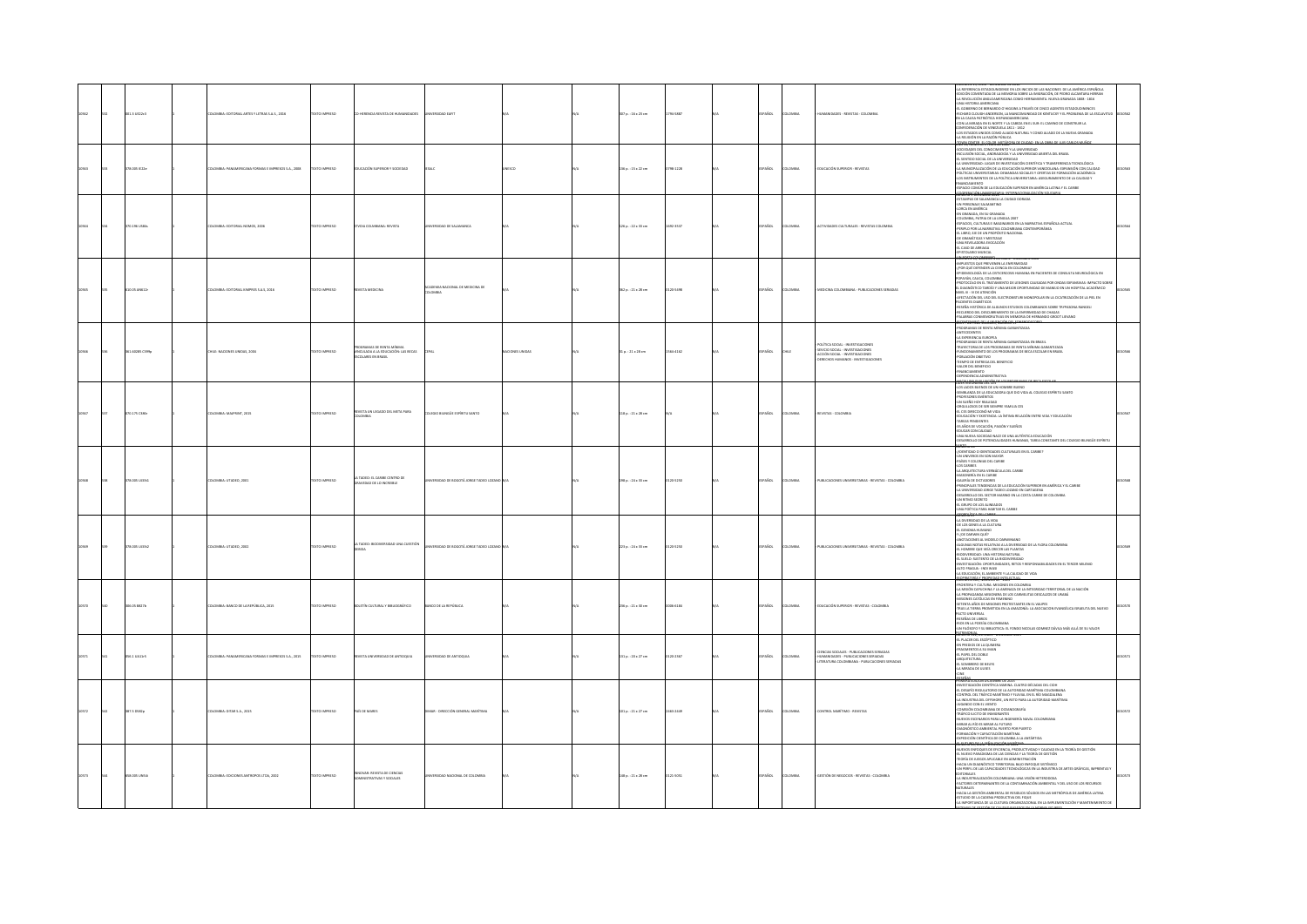| | | | | | | | | | | | | | | | | | | |
|---|---|---|---|---|---|---|---|---|---|---|---|---|---|---|---|---|---|---|
| 10562 | 533 | 081.5 U41re3 | 1 | COLOMBIA: EDITORIAL ARTES Y LETRAS S.A.S., 2016 | TEXTO IMPRESO | CO-HERENCIA REVISTA DE HUMANIDADES | UNIVERSIDAD EAFIT | N/A | N/A | N/A | 307 p. : 16 x 23 cm | 1794-5887 | N/A | ESPAÑOL | COLOMBIA | HUMANIDADES - REVISTAS - COLOMBIA | LA REFERENCIA ESTADOUNIDENSE EN LOS INICIOS DE LAS NACIONES: DE LA AMÉRICA ESPAÑOLA; EDICIÓN COMENTADA DE LA MEMORIA SOBRE LA INVASIÓN, DE PEDRO ALCANTARA HERRAN; LA REVOLUCIÓN ANGLOAMERICANA COMO HERRAMIENTA: NUEVA GRANADA 1808 - 1816; UNA HISTORIA AMERICANA; EL GOBIERNO DE BERNARDO O'HIGGINS A TRAVÉS DE CINCO AGENTES ESTADOUNIDENSES; RICHARD CLOUGH ANDERSON, LA MANCOMUNIDAD DE KENTUCKY Y EL PROBLEMA DE LA ESCLAVITUD EN LA CAUSA PATRIÓTICA HISPANOAMERICANA; CON LA MIRADA EN EL NORTE Y LA CABEZA EN EL SUR: EL CAMINO DE CONSTRUIR LA CONFEDERACIÓN EN VENEZUELA 1811 - 1812; LOS ESTADOS UNIDOS COMO ALIADO NATURAL Y COMO ALIADO DE LA NUEVA GRANADA; LA RELIGIÓN EN LA RAZÓN PÚBLICA | 0010562 |
| 10563 | 534 | 378.005 E22e | 1 | COLOMBIA: PANAMERICANA FORMAS E IMPRESOS S.A., 2009 | TEXTO IMPRESO | EDUCACIÓN SUPERIOR Y SOCIEDAD | IESALC | UNESCO | N/A | N/A | 236 p. : 15 x 22 cm | 0798-1228 | N/A | ESPAÑOL | COLOMBIA | EDUCACIÓN SUPERIOR - REVISTAS | SOCIEDADES DEL CONOCIMIENTO Y LA UNIVERSIDAD; INCLUSIÓN SOCIAL, ANDRAGOGÍA Y LA UNIVERSIDAD ABIERTA DEL BRASIL; EL SENTIDO SOCIAL DE LA UNIVERSIDAD; LA UNIVERSIDAD: LUGAR DE INVESTIGACIÓN CIENTÍFICA Y TRANSFERENCIA TECNOLÓGICA; LA MUNICIPALIZACIÓN DE LA EDUCACIÓN SUPERIOR VENEZOLANA: EXPANSIÓN CON CALIDAD; POLÍTICAS UNIVERSITARIAS: DEMANDAS SOCIALES Y OFERTAS DE FORMACIÓN ACADÉMICA; LOS INSTRUMENTOS DE LA POLÍTICA UNIVERSITARIA: ASEGURAMIENTO DE LA CALIDAD Y FINANCIAMIENTO; ESPACIO COMÚN DE LA EDUCACIÓN SUPERIOR EN AMÉRICA LATINA Y EL CARIBE; COOPERACIÓN UNIVERSITARIA E INTERNACIONALIZACIÓN SOLIDARIA | 0010563 |
| 10564 | 534 | 070.196 U58e | 1 | COLOMBIA: EDITORIAL NOMOS, 2008 | TEXTO IMPRESO | ESTUDIA COLOMBIA: REVISTA | UNIVERSIDAD DE SALAMANCA | N/A | N/A | N/A | 126 p. : 22 x 33 cm | 1692-3537 | N/A | ESPAÑOL | COLOMBIA | ACTIVIDADES CULTURALES - REVISTAS COLOMBIA | ESTAMPAS DE SALAMANCA LA CIUDAD DORADA; VIII PERSONAJE SALMANTINO; LORCA EN AMÉRICA; RÍO GRANADA, EN SU GRANADA; COLOMBIA, PATRIA DE LA LENGUA 2007; ESPACIOS, CULTURAS E IMAGINARIOS EN LA NARRATIVA ESPAÑOLA ACTUAL; PERFILES POR LA NARRATIVA COLOMBIANA CONTEMPORÁNEA; EL LIBRO, EJE DE UN PROPÓSITO NACIONAL; DE DRAMATURGIA Y MESTIZAJE; UNA REVELADORA ASOCIACIÓN; EL CASO DE ARRIAGA; EPISTOLARIO SALMCIAL | 0010564 |
| 10565 | 535 | 610.05 A861r | 1 | COLOMBIA: EDITORIAL KIMPRES S.A.S, 2016 | TEXTO IMPRESO | REVISTA MEDICINA | ACADEMIA NACIONAL DE MEDICINA DE COLOMBIA | N/A | N/A | N/A | 362 p. : 21 x 28 cm | 0120-5498 | N/A | ESPAÑOL | COLOMBIA | MEDICINA COLOMBIANA - PUBLICACIONES SERIADAS | IMPUESTOS QUE PREVIENEN LA ENFERMEDAD; ¿POR QUÉ DEFENDER LA CIENCIA EN COLOMBIA?; EPIDEMIOLOGÍA DE LA CISTICERCOSIS HUMANA EN PACIENTES DE CONSULTA NEUROLÓGICA EN POPAYÁN, CAUCA, COLOMBIA; PROTOCOLO EN EL TRATAMIENTO DE LESIONES CAUSADAS POR ONDAS EXPANSIVAS: IMPACTO SOBRE EL DIAGNÓSTICO TARDÍO Y UNA MEJOR OPORTUNIDAD DE MANEJO EN UN HOSPITAL ACADÉMICO NIVEL III - IV DE ATENCIÓN; AFECTACIÓN DEL USO DEL ELECTROBISTURÍ MONOPOLAR EN LA CICATRIZACIÓN DE LA PIEL EN PACIENTES DIABÉTICOS; RESEÑA HISTÓRICA DE ALGUNOS ESTUDIOS COLOMBIANOS SOBRE TRYPANOSOMA RANGELI; RECUERDO DEL DESCUBRIMIENTO DE LA ENFERMEDAD DE CHAGAS; PALABRAS CONMEMORATIVAS EN MEMORIA DE HERNANDO GROOT LIÉVANO | 0010565 |
| 10566 | 536 | 361.60285 C599p | 1 | CHILE: NACIONES UNIDAS, 2006 | TEXTO IMPRESO | PROGRAMAS DE RENTA MÍNIMA VINCULADA A LA EDUCACIÓN: LAS BECAS ESCOLARES EN BRASIL | CEPAL | NACIONES UNIDAS | N/A | N/A | 31 p. : 21 x 28 cm | 1564-4162 | N/A | ESPAÑOL | CHILE | POLÍTICA SOCIAL - INVESTIGACIONES; SERVICIO SOCIAL - INVESTIGACIONES; ACCIÓN SOCIAL - INVESTIGACIONES; DERECHOS HUMANOS - INVESTIGACIONES | PROGRAMAS DE RENTA MÍNIMA GARANTIZADA; ANTECEDENTES; LA EXPERIENCIA EUROPEA; PROGRAMAS DE RENTA MÍNIMA GARANTIZADA EN BRASIL; TRAYECTORIA DE LOS PROGRAMAS DE RENTA MÍNIMA GARANTIZADA; FUNCIONAMIENTO DE LOS PROGRAMAS DE BECA ESCOLAR EN BRASIL; POBLACIÓN OBJETIVO; TIEMPO DE ENTREGA DEL BENEFICIO; VALOR DEL BENEFICIO; FINANCIAMIENTO; DEPENDENCIA ADMINISTRATIVA; MECANISMOS DE GESTIÓN DE LOS PROGRAMAS DE BECA ESCOLAR | 0010566 |
| 10567 | 537 | 070.175 C386r | 1 | COLOMBIA: MAXPRINT, 2015 | TEXTO IMPRESO | REVISTA UN LEGADO DEL ARTE PARA COLOMBIA | COLEGIO BILINGÜE ESPÍRITU SANTO | N/A | N/A | N/A | 118 p. : 21 x 28 cm | N/A | N/A | ESPAÑOL | COLOMBIA | REVISTAS - COLOMBIA | LOS LADOS BUENOS DE UN HOMBRE BUENO; SEMBLANZA DE LA EDUCADORA QUE DIO VIDA AL COLEGIO ESPÍRITU SANTO; PROFESORES EMÉRITOS; UN SUEÑO HOY REALIDAD; ORGULLOSOS DE SER SIEMPRE FAMILIA CES; EL CES DIRECCIONÓ MI VIDA; EDUCACIÓN Y EXISTENCIA: LA ÍNTIMA RELACIÓN ENTRE VIDA Y EDUCACIÓN; TAREAS PENDIENTES; 35 AÑOS DE VOCACIÓN, PASIÓN Y FUERZA; ESCUELA CON CALIDAD; UNA NUEVA SOCIEDAD NACE DE UNA AUTÉNTICA EDUCACIÓN; DESARROLLO DE POTENCIALIDADES HUMANAS, TAREA CONSTANTE DEL COLEGIO BILINGÜE ESPÍRITU SANTO | 0010567 |
| 10568 | 538 | 378.005 U33t1 | 1 | COLOMBIA: UTADEO, 2001 | TEXTO IMPRESO | LA TADEO: EL CARIBE CENTRO DE DIVERSIDAD DE LO INCREÍBLE | UNIVERSIDAD DE BOGOTÁ JORGE TADEO LOZANO | N/A | N/A | N/A | 198 p. : 23 x 33 cm | 0120-9250 | N/A | ESPAÑOL | COLOMBIA | PUBLICACIONES UNIVERSITARIAS - REVISTAS - COLOMBIA | ¿IDENTIDAD O IDENTIDADES CULTURALES EN EL CARIBE?; UN UNIVERSO EN SON NUEVO; PAÍSES Y COLONIAS DEL CARIBE; LOS CARIBES; LA ARQUITECTURA VERNÁCULA DEL CARIBE; FAMOSOS EN EL CARIBE; GALERÍA DE DICTADORES; PRINCIPALES TENDENCIAS DE LA EDUCACIÓN SUPERIOR EN AMÉRICA Y EL CARIBE; LA UNIVERSIDAD JORGE TADEO LOZANO EN CARTAGENA; DESARROLLO DEL SECTOR MARINO EN LA COSTA CARIBE DE COLOMBIA; UN RITMO SECRETO; EL GRUPO DE LOS ALMBADOS; UNA POÉTICA PARA HABITAR EL CARIBE; GEOGRAFÍA DEL CARIBE | 0010568 |
| 10569 | 539 | 378.005 U33t2 | 1 | COLOMBIA: UTADEO, 2002 | TEXTO IMPRESO | LA TADEO: BIODIVERSIDAD UNA CUESTIÓN SERIA | UNIVERSIDAD DE BOGOTÁ JORGE TADEO LOZANO | N/A | N/A | N/A | 223 p. : 23 x 33 cm | 0120-9250 | N/A | ESPAÑOL | COLOMBIA | PUBLICACIONES UNIVERSITARIAS - REVISTAS - COLOMBIA | LA DIVERSIDAD DE LA VIDA; DE LOS GENES A LA CULTURA; EL GENOMA HUMANO; Y ¿DE DARWIN QUÉ?; ANOTACIONES AL MODELO DARWINIANO; ALGUNAS NOTAS RELATIVAS A LA DIVERSIDAD DE LA FLORA COLOMBIANA; EL HOMBRE QUE HIZO CRECER LAS PLANTAS; BIODIVERSIDAD: UNA HISTORIA NATURAL; EL SUELO: SUSTENTO DE LA BIODIVERSIDAD; INVESTIGACIÓN: OPORTUNIDADES, RETOS Y RESPONSABILIDADES EN EL TERCER MILENIO; ALTO PTAGUA - YACUAUAI; LA EDUCACIÓN, EL AMBIENTE Y LA CALIDAD DE VIDA | 0010569 |
| 10570 | 540 | 006.05 B827b | 1 | COLOMBIA: BANCO DE LA REPÚBLICA, 2015 | TEXTO IMPRESO | BOLETÍN CULTURAL Y BIBLIOGRÁFICO | BANCO DE LA REPÚBLICA | N/A | N/A | N/A | 256 p. : 21 x 30 cm | 0006-6184 | N/A | ESPAÑOL | COLOMBIA | EDUCACIÓN SUPERIOR - REVISTAS - COLOMBIA | FRONTERA Y CULTURA: MISIONES EN COLOMBIA; LA MISIÓN CAPUCHINA Y LA AMENAZA DE LA INTEGRIDAD TERRITORIAL DE LA NACIÓN; LA PROPAGANDA MISIONERA DE LOS CARMELITAS DESCALZOS DE URABÁ; MISIONES CATÓLICAS EN FEMENINO; SETENTA AÑOS DE MISIONES PROTESTANTES EN EL VAUPÉS; TRAS LA TIERRA PROMETIDA EN LA AMAZONÍA: LA ASOCIACIÓN EVANGÉLICA ISRAELITA DEL NUEVO PACTO UNIVERSAL; RESEÑAS DE LIBROS; RÍOS EN LA POESÍA COLOMBIANA; SAN FACUNDO Y SU BIBLIOTECA: EL FONDO NICOLÁS GÓMEZ DÁVILA MÁS ALLÁ DE SU VALOR PATRIMONIAL | 0010570 |
| 10571 | 541 | 056.1 U41r3 | 1 | COLOMBIA: PANAMERICANA FORMAS E IMPRESOS S.A., 2015 | TEXTO IMPRESO | REVISTA UNIVERSIDAD DE ANTIOQUIA | UNIVERSIDAD DE ANTIOQUIA | N/A | N/A | N/A | 111 p. : 19 x 27 cm | 0120-2367 | N/A | ESPAÑOL | COLOMBIA | CIENCIAS SOCIALES - PUBLICACIONES SERIADAS; HUMANIDADES - PUBLICACIONES SERIADAS; LITERATURA COLOMBIANA - PUBLICACIONES SERIADAS | EL PLACER DEL ESCÉPTICO; DOS PRECIOS DE LA QUIMERA; FRAGMENTOS A SU IMÁN; EL PAPEL DEL DOBLE; ARQUITECTURAL; EL SOMBRERO DE BEUYS; LA MIRADA DE ULISES; CINE; RESEÑAS | 0010571 |
| 10572 | 542 | 387.5 D581p | 1 | COLOMBIA: DTSM S.A., 2015 | TEXTO IMPRESO | PAÍS DE MARES | DIMAR - DIRECCIÓN GENERAL MARÍTIMA | N/A | N/A | N/A | 101 p. : 21 x 27 cm | 2463-1469 | N/A | ESPAÑOL | COLOMBIA | CONTROL MARÍTIMO - REVISTAS | PRIMERA EDICIÓN DICIEMBRE DE 2015; INVESTIGACIÓN CIENTÍFICA MARINA: CUATRO DÉCADAS DEL CIOH; EL DESAFÍO REGULATORIO DE LA AUTORIDAD MARÍTIMA COLOMBIANA; CONTROL DEL TRÁFICO MARÍTIMO Y FLUVIAL EN EL RÍO MAGDALENA; LA INDUSTRIA DEL OFFSHORE, UN RETO PARA LA AUTORIDAD MARÍTIMA; JUGANDO CON EL VIENTO; COMISIÓN COLOMBIANA DE OCEANOGRAFÍA; TRÁFICO ILÍCITO DE INMIGRANTES; NUEVOS ESCENARIOS PARA LA INGENIERÍA NAVAL COLOMBIANA; ARMAR A LOS ES ARMAR AL FUTURO; DIAGNÓSTICO AMBIENTAL PUERTO POR PUERTO; FORMACIÓN Y CAPACITACIÓN MARÍTIMA; EXPEDICIÓN CIENTÍFICA DE COLOMBIA A LA ANTÁRTIDA | 0010572 |
| 10573 | 543 | 658.005 U58i4 | 1 | COLOMBIA: EDICIONES ANTROPOS LTDA, 2003 | TEXTO IMPRESO | INNOVAR: REVISTA DE CIENCIAS ADMINISTRATIVAS Y SOCIALES | UNIVERSIDAD NACIONAL DE COLOMBIA | N/A | N/A | N/A | 148 p. : 21 x 28 cm | 0121-5051 | N/A | ESPAÑOL | COLOMBIA | GESTIÓN DE NEGOCIOS - REVISTAS - COLOMBIA | NUEVOS ENFOQUES DE EFICIENCIA, PRODUCTIVIDAD Y CALIDAD EN LA TEORÍA DE GESTIÓN; EL NUEVO PARADIGMA DE LAS CIENCIAS Y LA TEORÍA DE GESTIÓN; TEORÍA DE JUEGOS APLICABLE EN ADMINISTRACIÓN; HACIA UN DIAGNÓSTICO TERRITORIAL BAJO ENFOQUE SISTÉMICO; UN PERFIL DE LAS CAPACIDADES TECNOLÓGICAS EN LA INDUSTRIA DE ARTES GRÁFICAS, IMPRENTAS Y EDITORIALES; LA INDUSTRIALIZACIÓN COLOMBIANA: UNA VISIÓN HETERODOXA; FACTORES DETERMINANTES DE LA CONTAMINACIÓN AMBIENTAL Y DEL USO DE LOS RECURSOS NATURALES; HACIA LA GESTIÓN AMBIENTAL DE RESIDUOS SÓLIDOS EN LAS METRÓPOLIS DE AMÉRICA LATINA; ESTUDIO DE LA CADENA PRODUCTIVA DEL FIQUE; LA IMPORTANCIA DE LA CULTURA ORGANIZACIONAL EN LA IMPLEMENTACIÓN Y MANTENIMIENTO DE SISTEMAS DE GESTIÓN DE CALIDAD BASADOS EN LA NORMA ISO 9000 | 0010573 |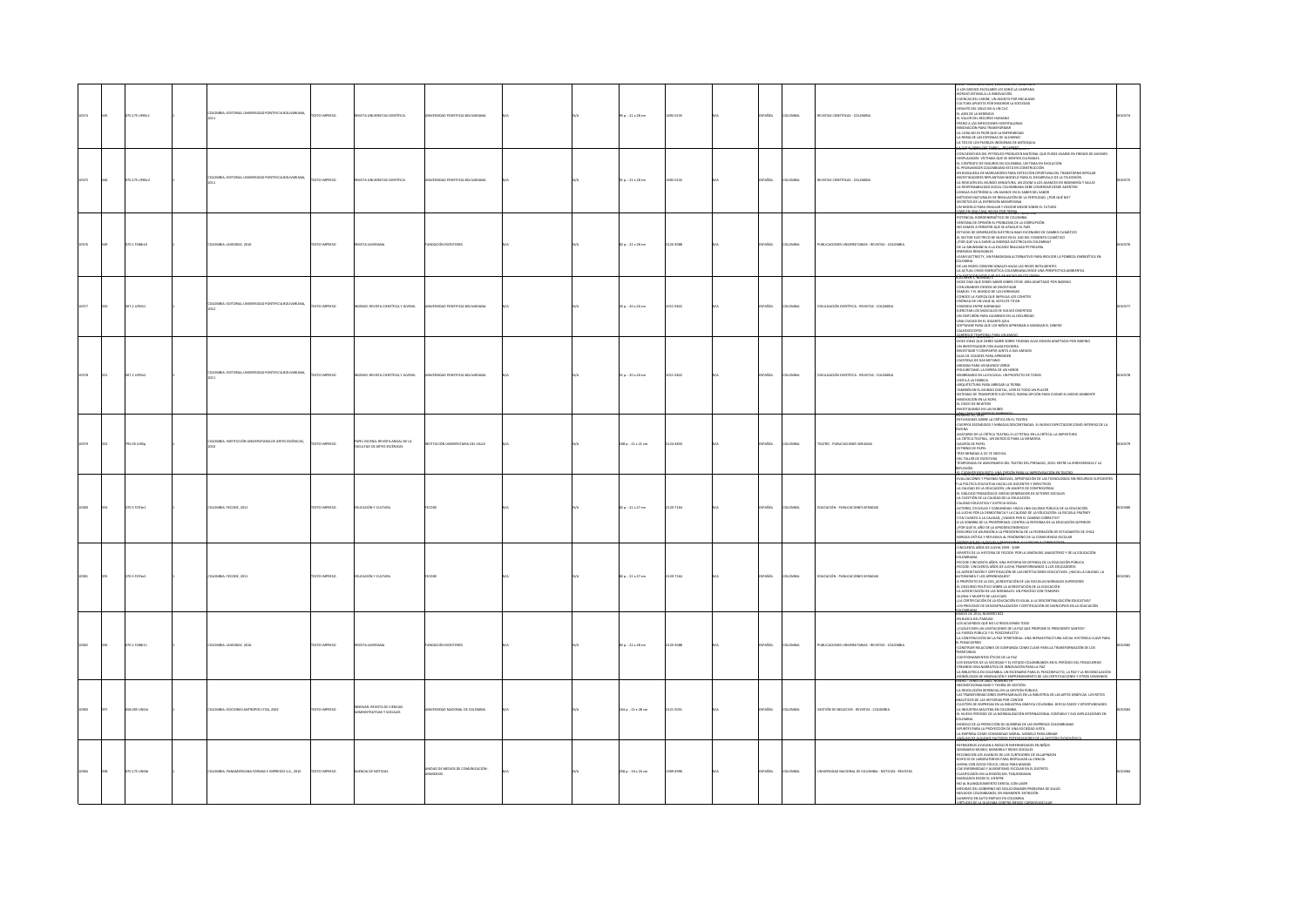| | | | | | | | | | | | | | | | | | | | | |
|---|---|---|---|---|---|---|---|---|---|---|---|---|---|---|---|---|---|---|---|---|
| 10574 | 545 | 070.175 U78r1 | | 1 | COLOMBIA: EDITORIAL UNIVERSIDAD PONTIFICIA BOLIVARIANA, 2011 | TEXTO IMPRESO | REVISTA UNIVERSITAS CIENTÍFICA | UNIVERSIDAD PONTIFICIA BOLIVARIANA | N/A | | | N/A | 95 p. : 21 x 28 cm | 1692-0155 | N/A | ESPAÑOL | COLOMBIA | REVISTAS CIENTÍFICAS - COLOMBIA | A LOS MEDIOS ESCOLARES LES SONÓ LA CAMPANA<br>RONDÓ ESTRIBA A LA INNOVACIÓN<br>CIENCIAS DEL CARIBE, UN ASUNTO POR ENCAUZAR<br>CULTURA APUESTA POR MEJORAR LA SOCIEDAD<br>DESAFÍO DEL SIGLO XXI: A UN CLIC<br>EL AÑO DE LA KERENCIA<br>EL VALOR DEL RECURSO HUMANO<br>FRENO A LAS INFECCIONES HOSPITALARIAS<br>INNOVACIÓN PARA TRANSFORMAR<br>LA CURA NO ES PEOR QUE LA ENFERMEDAD<br>LA REINA DE LAS ESPONJAS DE ALUMINIO<br>LA TOS DE LOS PUEBLOS INDÍGENAS DE ANTIOQUIA | 0010574 |
| 10575 | 546 | 070.175 U78r2 | | 1 | COLOMBIA: EDITORIAL UNIVERSIDAD PONTIFICIA BOLIVARIANA, 2011 | TEXTO IMPRESO | REVISTA UNIVERSITAS CIENTÍFICA | UNIVERSIDAD PONTIFICIA BOLIVARIANA | N/A | | | N/A | 95 p. : 21 x 28 cm | 1692-0155 | N/A | ESPAÑOL | COLOMBIA | REVISTAS CIENTÍFICAS - COLOMBIA | CON DESECHOS DEL PETRÓLEO PRODUCEN MATERIAL QUE PUEDE USARSE EN FRENOS DE AVIONES<br>DESPLAZADOS: VÍCTIMAS QUE SE SIENTEN CULPABLES<br>EL CONTRATO DE SEGUROS EN COLOMBIA, UN TEMA EN EVOLUCIÓN<br>EL PRODUCTOR COLOMBIANO ESTÁ EN CONSTRUCCIÓN<br>EN BÚSQUEDA DE MARCADORES PARA DETECCIÓN OPORTUNA DEL TRASTORNO BIPOLAR<br>INVESTIGADORES IMPLANTAN MODELO PARA EL DESARROLLO DE LA TELEVISIÓN<br>LA REVOLUCIÓN DEL MUNDO MINIATURA, UN ZOOM A LOS AVANCES EN INGENIERÍA Y SALUD<br>LA RESPONSABILIDAD SOCIAL COLOMBIANA DEBE COMENZAR DESDE ADENTRO<br>LENGUA ELECTRÓNICA: UN AVANCE EN EL SABER DEL SABOR<br>MÉTODOS NATURALES DE REGULACIÓN DE LA FERTILIDAD, ¿POR QUÉ NO?<br>SECRETOS DE LA EXPRESIÓN MEDIOPORAL<br>UN MODELO PARA SIMULAR Y DECIDIR MEJOR SOBRE EL FUTURO | 0010575 |
| 10576 | 549 | 070.1 F288r10 | | 1 | COLOMBIA: JAVEGRAF, 2016 | TEXTO IMPRESO | REVISTA JAVERIANA | FUNDACIÓN ESCRITORES | N/A | | | N/A | 82 p. : 22 x 28 cm | 0120-3088 | N/A | ESPAÑOL | COLOMBIA | PUBLICACIONES UNIVERSITARIAS - REVISTAS - COLOMBIA | POTENCIAL HIDROENERGÉTICO DE COLOMBIA<br>VENTANA DE OPINIÓN EL PROBLEMA DE LA CORRUPCIÓN<br>NO VAMOS A PERMITIR QUE SE APAGUE EL PAÍS<br>ESTADO DE GENERACIÓN ELÉCTRICA BAJO ESCENARIO DE CAMBIO CLIMÁTICO<br>EL SECTOR ELÉCTRICO DE NUEVO EN EL OJO DEL FENÓMENO CLIMÁTICO<br>¿POR QUÉ VA A FALTAR LA ENERGÍA ELÉCTRICA EN COLOMBIA?<br>DE LA ABUNDANCIA A LA ESCASEZ REALIDAD PETROLERA<br>ENERGÍAS RENOVABLES<br>LA SMILECTRICITY, UN PARADIGMA ALTERNATIVO PARA REDUCIR LA POBREZA ENERGÉTICA EN COLOMBIA<br>DE LAS REDES CONVENCIONALES HACIA LAS REDES INTELIGENTES<br>LA ACTUAL CRISIS ENERGÉTICA COLOMBIANA DESDE UNA PERSPECTIVA AMBIENTAL | 0010576 |
| 10577 | 550 | 507.2 U78i1 | | 1 | COLOMBIA: EDITORIAL UNIVERSIDAD PONTIFICIA BOLIVARIANA, 2012 | TEXTO IMPRESO | INGENIO: REVISTA CIENTÍFICA Y JUVENIL | UNIVERSIDAD PONTIFICIA BOLIVARIANA | N/A | | | N/A | 35 p. : 20 x 20 cm | 2011-5822 | N/A | ESPAÑOL | COLOMBIA | DIVULGACIÓN CIENTÍFICA - REVISTAS - COLOMBIA | DOCE COSAS QUE DEBES SABER SOBRE STEVE JOBS ADAPTADO POR INGENIO<br>CON GRANDES DESEOS DE INVESTIGAR<br>SAMUEL Y EL MUNDO DE LAS HORMIGAS<br>CONOCE LA FUERZA QUE IMPULSA LOS COHETES<br>CRÓNICA DE UN VIAJE AL SATÉLITE TITÁN<br>VIVIENDO ENTRE HORMIGAS<br>DESCUBRE LOS MÚSCULOS SU SOLAR DIVERTIDO<br>UN CINTURÓN PARA GUIARNOS EN LA OSCURIDAD<br>UNA CIUDAD EN EL GIGANTE AZUL<br>SOFTWARE PARA QUE LOS NIÑOS APRENDAN A MANEJAR EL DINERO<br>CALEIDOSCOPIO | 0010577 |
| 10578 | 551 | 507.2 U78i2 | | 1 | COLOMBIA: EDITORIAL UNIVERSIDAD PONTIFICIA BOLIVARIANA, 2011 | TEXTO IMPRESO | INGENIO: REVISTA CIENTÍFICA Y JUVENIL | UNIVERSIDAD PONTIFICIA BOLIVARIANA | N/A | | | N/A | 31 p. : 20 x 20 cm | 2011-5822 | N/A | ESPAÑOL | COLOMBIA | DIVULGACIÓN CIENTÍFICA - REVISTAS - COLOMBIA | DOCE IDEAS QUE DEBES SABER SOBRE THOMAS ALVA EDISON ADAPTADO POR INGENIO<br>UN INVESTIGADOR CON ALMA DE POETA<br>INVESTIGAR Y COMPARTIR JUNTO A SUS AMIGOS<br>ALAS DE COLORES PARA APRENDER<br>CÁPSULA DE GAS METANO<br>ARDANDO PARA UN MUNDO VERDE<br>POLIURETANO: LA ESPERA DE UN HÉROE<br>SEMBRANDO EN LA ESCUELA: UN PROYECTO DE TODOS<br>VISITA A LA FÁBRICA<br>ARQUITECTURA PARA ABRAZAR LA TIERRA<br>TAMBIÉN EN EL MUNDO DIGITAL, LEER ES TODO UN PLACER<br>SISTEMAS DE TRANSPORTE ELÉCTRICO, NUEVA OPCIÓN PARA CUIDAR EL MEDIO AMBIENTE<br>INNOVACIÓN EN LA ROPA<br>EL DISCO DE NEWTON<br>INVESTIGANDO EN LAS NUBES | 0010578 |
| 10579 | 553 | 792.05 U45p | | 1 | COLOMBIA: INSTITUCIÓN UNIVERSITARIA DE ARTES ESCÉNICAS, 2010 | TEXTO IMPRESO | PAPEL ESCENA: REVISTA ANUAL DE LA FACULTAD DE ARTES ESCÉNICAS | INSTITUCIÓN UNIVERSITARIA DEL VALLE | N/A | | | N/A | 188 p. : 21 x 21 cm | 0124-4833 | N/A | ESPAÑOL | COLOMBIA | TEATRO - PUBLICACIONES SERIADAS | REFLEXIONES SOBRE LA CRÍTICA EN EL TEATRO<br>CUERPOS ESCINDIDOS Y MIRADAS DESCENTRADAS: EL NUEVO ESPECTADOR COMO INTERFAZ DE LA ESCENA<br>¿GUSTARÍA DE LA CRÍTICA TEATRAL O LO TEATRAL EN LA CRÍTICA: LA IMPOSTURA<br>LA CRÍTICA TEATRAL, UN EJERCICIO PARA LA MEMORIA<br>GALERÍA DE PAPEL<br>ESTRENO DE PAPEL<br>TRES MIRADAS A: DC YE NECHOL<br>DEL TALLER DE ESCRITURA<br>TEMPORADA DE ANIVERSARIO DEL TEATRO DEL PRESAGIO, 2010: ENTRE LA PERVIVENCIA Y LA REFLEXIÓN | 0010579 |
| 10580 | 554 | 370.5 F293e1 | | 1 | COLOMBIA: FECODE, 2011 | TEXTO IMPRESO | EDUCACIÓN Y CULTURA | FECODE | N/A | | | N/A | 82 p. : 21 x 27 cm | 0120-7164 | N/A | ESPAÑOL | COLOMBIA | EDUCACIÓN - PUBLICACIONES SERIADAS | EVALUACIONES Y PRUEBAS MASIVAS, APROPIACIÓN DE LAS TECNOLOGÍAS SIN RECURSOS SUFICIENTES Y LA POLÍTICA EDUCATIVA HACIA LOS DOCENTES Y DIRECTIVOS<br>LA CALIDAD DE LA EDUCACIÓN, UN ASUNTO DE CONTROVERSIA<br>EL DIÁLOGO PEDAGÓGICO: MEDIO GENERADOR DE ACTORES SOCIALES<br>LA CUESTIÓN DE LA CALIDAD DE LA EDUCACIÓN<br>CALIDAD EDUCATIVA Y JUSTICIA SOCIAL<br>ACTORES, ESCUELAS Y COMUNIDAD: HACIA UNA CALIDAD PÚBLICA DE LA EDUCACIÓN<br>LA LUCHA POR LA DEMOCRACIA Y LA CALIDAD DE LA EDUCACIÓN: LA ESCUELA FREINET<br>Y EN CUANTO A LA CALIDAD, ¿VAMOS POR EL CAMINO CORRECTO?<br>A LA SOMBRA DE LA PROSPERIDAD: CONTRA LA REFORMA DE LA EDUCACIÓN SUPERIOR<br>¿POR QUÉ EL AÑO DE LA APRENDICENCIA?<br>DISCURSO DE ASUNCIÓN A LA PRESIDENCIA DE LA FEDERACIÓN DE ESTUDIANTES DE CHILE<br>MIRADA CRÍTICA Y REFLEXIVA AL FENÓMENO DE LA CONVIVENCIA ESCOLAR | 0010580 |
| 10581 | 555 | 370.5 F293e2 | | 1 | COLOMBIA: FECODE, 2011 | TEXTO IMPRESO | EDUCACIÓN Y CULTURA | FECODE | N/A | | | N/A | 82 p. : 21 x 27 cm | 0120-7164 | N/A | ESPAÑOL | COLOMBIA | EDUCACIÓN - PUBLICACIONES SERIADAS | CINCUENTA AÑOS DE LUCHA 1959 - 2009<br>APARTES DE LA HISTORIA DE FECODE: POR LA UNIÓN DEL MAGISTERIO Y DE LA EDUCACIÓN COLOMBIANA<br>FECODE CINCUENTA AÑOS: UNA HISTORIA EN DEFENSA DE LA EDUCACIÓN PÚBLICA<br>FECODE: CINCUENTA AÑOS DE LUCHA TRANSFORMANDO A LOS EDUCADORES<br>LA ACREDITACIÓN Y CERTIFICACIÓN DE LAS INSTITUCIONES EDUCATIVAS: ¿HACIA LA CALIDAD, LA AUTONOMÍA Y LOS APRENDIZAJES?<br>A PROPÓSITO DE LA DES_ACREDITACIÓN DE LAS ESCUELAS NORMALES SUPERIORES<br>EL DISCURSO POLÍTICO SOBRE LA ACREDITACIÓN DE LA EDUCACIÓN<br>LA ACREDITACIÓN DE LAS NORMALES: UN PROCESO CON TEMORES<br>GLORIA Y MUERTE DE LAS ECAES<br>¿LA CERTIFICACIÓN DE LA EDUCACIÓN ES IGUAL A LA DESCENTRALIZACIÓN EDUCATIVA?<br>LOS PROCESOS DE DESCENTRALIZACIÓN Y CERTIFICACIÓN DE MUNICIPIOS EN LA EDUCACIÓN | 0010581 |
| 10582 | 556 | 070.1 F288r11 | | 1 | COLOMBIA: JAVEGRAF, 2016 | TEXTO IMPRESO | REVISTA JAVERIANA | FUNDACIÓN ESCRITORES | N/A | | | N/A | 82 p. : 22 x 28 cm | 0120-3088 | N/A | ESPAÑOL | COLOMBIA | PUBLICACIONES UNIVERSITARIAS - REVISTAS - COLOMBIA | MARZO DE 2016, NÚMERO 823<br>EN BUSCA DEL PARAÍSO<br>LOS ACUERDOS QUE NO LO RESOLVERÁN TODO<br>¿CUÁLES SON LAS LIMITACIONES DE LA PAZ QUE PROPONE EL PRESIDENTE SANTOS?<br>LA FUERZA PÚBLICA Y EL POSCONFLICTO<br>LA CONSTRUCCIÓN DE LA PAZ TERRITORIAL: UNA INFRAESTRUCTURA SOCIAL HISTÓRICA CLAVE PARA EL POSACUERDO<br>CONSTRUIR RELACIONES DE CONFIANZA COMO CLAVE PARA LA TRANSFORMACIÓN DE LOS TERRITORIOS<br>CUESTIONAMIENTOS ÉTICOS DE LA PAZ<br>LOS DESAFÍOS DE LA SOCIEDAD Y EL ESTADO COLOMBIANO EN EL PERÍODO DEL POSACUERDO<br>CREANDO UNA NARRATIVA DE INNOVACIÓN PARA LA PAZ<br>LA BIBLIOTECA EN COLOMBIA: UN ESCENARIO PARA EL POSCONFLICTO, LA PAZ Y LA RECONCILIACIÓN<br>ECOSISTEMA DE INNOVACIÓN Y EMPRENDIMIENTO DE LAS CERTIFICACIONES Y OTROS DEMONIOS | 0010582 |
| 10583 | 557 | 658.005 U45i4 | | 1 | COLOMBIA: EDICIONES ANTROPOS LTDA, 2002 | TEXTO IMPRESO | INNOVAR: REVISTA DE CIENCIAS ADMINISTRATIVAS Y SOCIALES | UNIVERSIDAD NACIONAL DE COLOMBIA | N/A | | | N/A | 164 p. : 21 x 28 cm | 0121-5051 | N/A | ESPAÑOL | COLOMBIA | GESTIÓN DE NEGOCIOS - REVISTAS - COLOMBIA | ENERO - JUNIO DE 2002, NÚMERO 19<br>NEOINSTITUCIONALISMO Y TEORÍA DE GESTIÓN<br>LA REVOLUCIÓN GERENCIAL EN LA GESTIÓN PÚBLICA<br>LAS TRANSFORMACIONES EMPRESARIALES EN LA INDUSTRIA DE LAS ARTES GRÁFICAS: LOS RETOS ANALÍTICOS DE LAS HISTORIAS POR CONTAR<br>CLÚSTER DE EMPRESAS EN LA INDUSTRIA GRÁFICA COLOMBIA: DIFICULTADES Y OPORTUNIDADES<br>LA INDUSTRIA MALTERA EN COLOMBIA<br>EL NUEVO PERÍODO DE LA NORMALIZACIÓN INTERNACIONAL CONTABLE Y SUS IMPLICACIONES EN COLOMBIA<br>MODELO DE LA PREDICCIÓN DE QUIEBRAS DE LAS EMPRESAS COLOMBIANAS<br>APUNTES PARA LA PROYECCIÓN DE UNA SOCIEDAD JUSTA<br>LA EMPRESA COMO CONSENSO SOCIAL: MODELO PARA ARMAR<br>ANÁLISIS DE ALGUNOS FACTORES POTENCIADORES DE LA GESTIÓN TECNOLÓGICA | 0010583 |
| 10584 | 558 | 070.175 U45i6 | | 1 | COLOMBIA: PANAMERICANA FORMAS E IMPRESOS S.A., 2010 | TEXTO IMPRESO | AGENCIA DE NOTICIAS | UNIDAD DE MEDIOS DE COMUNICACIÓN - UNIMEDIOS | N/A | | | N/A | 298 p. : 16 x 24 cm | 1909-4996 | N/A | ESPAÑOL | COLOMBIA | UNIVERSIDAD NACIONAL DE COLOMBIA - NOTICIAS - REVISTAS | REFRIGERIOS AYUDAN A REDUCIR ENFERMEDADES EN NIÑOS<br>SEMINARIO MUSEO, MEMORIA Y REDES SOCIALES<br>RECONOCEN LOS AVANCES DE LOS CURTIDORES DE VILLAPINZÓN<br>EDIFICIO DE LABORATORIOS PARA IMPULSAR LA CIENCIA<br>AVENA CON ÁCIDO FÓLICO, IDEAL PARA MAMÁS<br>CAE ENFERMEDAD Y AUSENTISMO ESCOLAR EN EL DISTRITO<br>CLASIFICACIÓN EN LA REGIÓN DEL TEQUENDAMA<br>MARCADOS DESDE EL VIENTRE<br>NO AL BLANQUEAMIENTO DENTAL CON LÁSER<br>MEDIDAS DEL GOBIERNO NO SOLUCIONARÁN PROBLEMA DE SALUD<br>MENÚDOS COLOMBIANOS, EN INMINENTE EXTINCIÓN<br>AUMENTA EN AUTO EMPLEO EN COLOMBIA | 0010584 |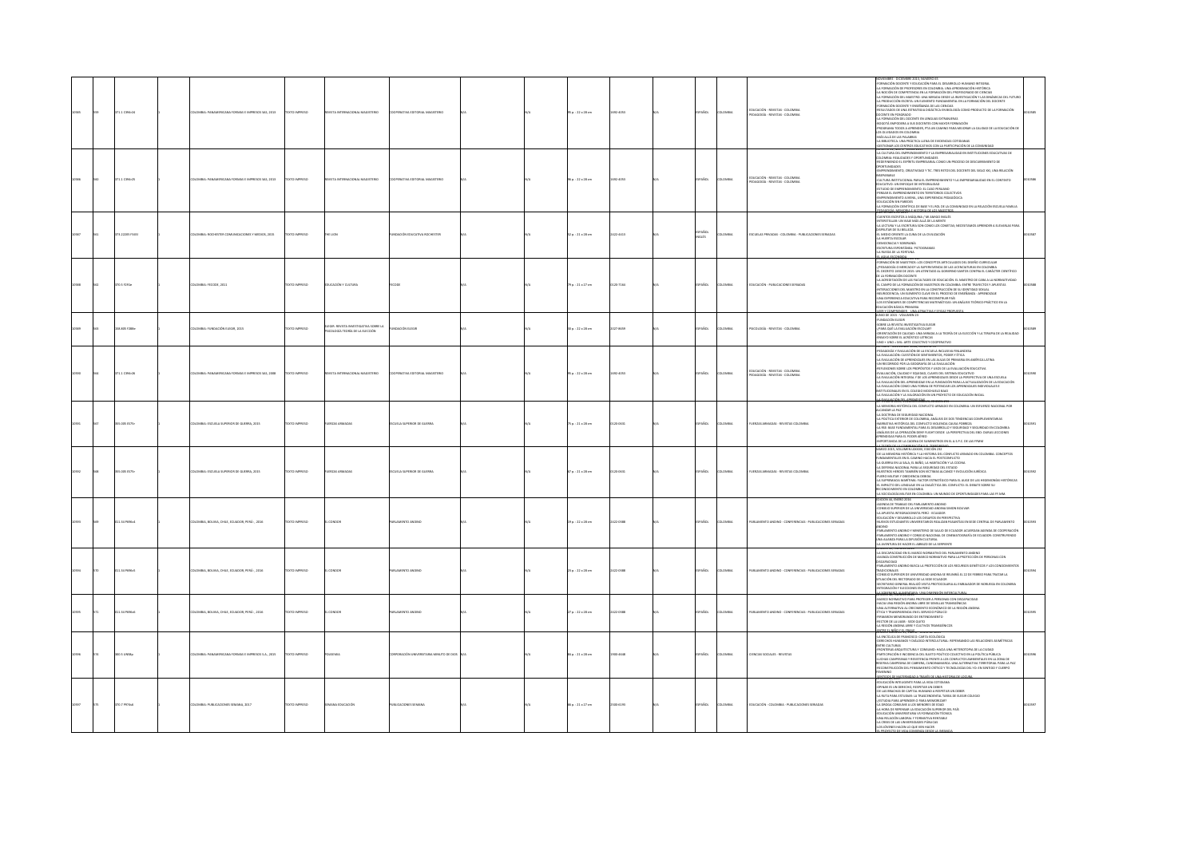| 10585 | 559 | 371.1 C394r-24 | | 2 | COLOMBIA: PANAMERICANA FORMAS E IMPRESOS SAS, 2013 | TEXTO IMPRESO | REVISTA INTERNACIONAL MAGISTERIO | COOPERATIVA EDITORIAL MAGISTERIO | N/A | | N/A | 95 p. : 22 x 28 cm | 1692-4053 | | N/A | ESPAÑOL | COLOMBIA | EDUCACIÓN - REVISTAS - COLOMBIA<br>PEDAGOGÍA - REVISTAS - COLOMBIA | NOVIEMBRE - DICIEMBRE 2013, NÚMERO 65<br>FORMACIÓN DOCENTE Y EVALUACIÓN PARA EL DESARROLLO HUMANO INTEGRAL<br>LA FORMACIÓN DE PROFESORES EN COLOMBIA: UNA APROXIMACIÓN HISTÓRICA<br>LA NOCIÓN DE COMPETENCIAS EN LA FORMACIÓN DEL PROFESORADO DE CIENCIAS<br>LA FORMACIÓN DEL MAESTRO: UNA MIRADA DESDE LA INVESTIGACIÓN Y LAS DINÁMICAS DEL FUTURO<br>LA PRODUCCIÓN ESCRITA, UN ELEMENTO FUNDAMENTAL EN LA FORMACIÓN DEL DOCENTE<br>FORMACIÓN DOCENTE Y ENSEÑANZA DE LAS CIENCIAS<br>RESULTADOS DE UNA ESTRATEGIA DIDÁCTICA EN BIOLOGÍA COMO PRODUCTO DE LA FORMACIÓN DOCENTE EN POSGRADO<br>LA FORMACIÓN DEL DOCENTE EN LENGUAS EXTRANJERAS<br>BOGOTÁ EMPODERA A SUS DOCENTES CON NUEVOS FORMACIÓN<br>PROGRAMA TODOS A APRENDER, PTA UN CAMINO PARA MEJORAR LA CALIDAD DE LA EDUCACIÓN DE LOS OLVIDADOS EN COLOMBIA<br>MÁS ALLÁ DE LAS PALABRAS<br>LA BIBLIOTECA: UNA PRÁCTICA LLENA DE EXIGENCIAS COTIDIANAS<br>GESTIONAR LOS CENTROS EDUCATIVOS CON LA PARTICIPACIÓN DE LA COMUNIDAD | 0010585 |
| 10586 | 560 | 371.1 C394r-25 | | 2 | COLOMBIA: PANAMERICANA FORMAS E IMPRESOS SAS, 2013 | TEXTO IMPRESO | REVISTA INTERNACIONAL MAGISTERIO | COOPERATIVA EDITORIAL MAGISTERIO | N/A | | N/A | 96 p. : 22 x 28 cm | 1692-4053 | | N/A | ESPAÑOL | COLOMBIA | EDUCACIÓN - REVISTAS - COLOMBIA<br>PEDAGOGÍA - REVISTAS - COLOMBIA | LA CULTURA DEL EMPRENDIMIENTO Y LA EMPRESARIALIDAD EN INSTITUCIONES EDUCATIVAS DE COLOMBIA: REALIDADES Y OPORTUNIDADES<br>REDEFINIENDO EL ESPÍRITU EMPRESARIAL COMO UN PROCESO DE DESCUBRIMIENTO DE OPORTUNIDADES<br>EMPRENDIMIENTO, CREATIVIDAD Y TIC: TRES RETOS DEL DOCENTE DEL SIGLO XXI, UNA RELACIÓN INSEPARABLE<br>CULTURA INSTITUCIONAL PARA EL EMPRENDIMIENTO Y LA EMPRESARIALIDAD EN EL CONTEXTO EDUCATIVO: UN ENFOQUE DE INTEGRALIDAD<br>ESTUDIO DE EMPRENDIMIENTO: EL CASO PERUANO<br>PENSAR EL EMPRENDIMIENTO EN TERRITORIOS COLECTIVOS<br>EMPRENDIMIENTO JUVENIL, UNA EXPERIENCIA PEDAGÓGICA<br>EDUCACIÓN SIN PAREDES<br>LA FORMACIÓN CIENTÍFICA DE BASE Y EL ROL DE LA COMUNIDAD EN LA RELACIÓN ESCUELA FAMILIA<br>PEDAGOGÍA, MEMORIA E HISTORIA DE LOS MAESTROS | 0010586 |
| 10587 | 561 | 371.2220 F343l | | 2 | COLOMBIA: ROCHESTER COMUNICACIONES Y MEDIOS, 2015 | TEXTO IMPRESO | THE LION | FUNDACIÓN EDUCATIVA ROCHESTER | N/A | | N/A | 92 p. : 21 x 28 cm | 2322-6412 | | N/A | ESPAÑOL<br>INGLÉS | COLOMBIA | ESCUELAS PRIVADAS - COLOMBIA - PUBLICACIONES SERIADAS | CUENTOS ESCRITOS A MÁQUINA / MI AMIGO INGLÉS<br>ENTREVISTA LEA: UN VIAJE MÁS ALLÁ DE LA MENTE<br>LA LECTURA Y LA ESCRITURA SON COMO LOS COMETAS, NECESITAMOS APRENDER A ELEVARLAS PARA DISFRUTAR DE SU BELLEZA<br>EL MEDIO ORIENTE LA CUNA DE LA EVOLUCIÓN<br>LA HUERTA ESCOLAR<br>DEMOCRACIA Y SOBERANÍA<br>ESCRITURA ESPONTÁNEA: PICTOGRAMAS<br>LA RUEDA DE LA FORTUNA<br>EL JUEGO DE TRONOS | 0010587 |
| 10588 | 562 | 370.5 F391e | | 2 | COLOMBIA: FECODE, 2012 | TEXTO IMPRESO | EDUCACIÓN Y CULTURA | FECODE | N/A | | N/A | 79 p. : 21 x 27 cm | 0120-7164 | | N/A | ESPAÑOL | COLOMBIA | EDUCACIÓN - PUBLICACIONES SERIADAS | FORMACIÓN DE MAESTROS: LOS CONCEPTOS ARTICULADOS DEL DISEÑO CURRICULAR<br>¿PEDAGOGÍA O MERCADO? LA SUPERVIVENCIA DE LAS LICENCIATURAS EN COLOMBIA<br>EL DECRETO 2450 DE 2015: UN ATENTADO AL GOBIERNO SANTOS CONTRA EL CARÁCTER CIENTÍFICO DE LA FORMACIÓN DOCENTE<br>LA ACREDITACIÓN DE LAS FACULTADES DE EDUCACIÓN, EL MAESTRO DE CARA A LA NORMATIVIDAD<br>EL CAMPO DE LA FORMACIÓN DE MAESTROS EN COLOMBIA: ENTRE TRAYECTOS Y APUESTAS<br>INTERACCIONES DEL MAESTRO EN LA CONSTRUCCIÓN DE SU IDENTIDAD SEXUAL<br>INILRESIDENCIA, UN ELEMENTO CLAVE EN EL PROCESO DE ENSEÑANZA - APRENDIZAJE<br>UNA EXPERIENCIA EDUCATIVA PARA RECONSTRUIR PAÍS<br>LOS ESTÁNDARES DE COMPETENCIAS MATEMÁTICAS: UN ANÁLISIS TEÓRICO PRÁCTICO EN LA EDUCACIÓN BÁSICA PRIMARIA<br>LEER Y COMPRENDER - UNA ATRACTIVA Y EFICAZ PROPUESTA | 0010588 |
| 10589 | 563 | 158.805 F288e | | 2 | COLOMBIA: FUNDACIÓN ELEGIR, 2015 | TEXTO IMPRESO | ELEGIR: REVISTA INVESTIGATIVA SOBRE LA PSICOLOGÍA TEORÍA DE LA ELECCIÓN | FUNDACIÓN ELEGIR | N/A | | N/A | 30 p. : 22 x 28 cm | 2027-9659 | | N/A | ESPAÑOL | COLOMBIA | PSICOLOGÍA - REVISTAS - COLOMBIA | JUNIO DE 2015 - VOLUMEN 23<br>FUNDACIÓN ELEGIR<br>SOBRE LA REVISTA INVESTIGATIVA ELEGIR<br>¿PARA QUÉ LA EVALUACIÓN ESCOLAR?<br>ORIENTACIÓN DE CALIDAD: UNA MIRADA A LA TEORÍA DE LA ELECCIÓN Y LA TERAPIA DE LA REALIDAD<br>ENSAYO SOBRE EL ACRÓSTICO LETRICAS<br>UNO + UNO = MIL: ARTE COLECTIVO Y COOPERATIVO | 0010589 |
| 10590 | 564 | 371.1 C394r-26 | | 2 | COLOMBIA: PANAMERICANA FORMAS E IMPRESOS SAS, 2008 | TEXTO IMPRESO | REVISTA INTERNACIONAL MAGISTERIO | COOPERATIVA EDITORIAL MAGISTERIO | N/A | | N/A | 95 p. : 22 x 28 cm | 1692-4053 | | N/A | ESPAÑOL | COLOMBIA | EDUCACIÓN - REVISTAS - COLOMBIA<br>PEDAGOGÍA - REVISTAS - COLOMBIA | PEDAGOGÍA Y EVALUACIÓN DE LA ESCUELA INCLUSIVA FINLANDESA<br>LA EVALUACIÓN: CUESTIÓN DE SENTIMIENTOS, PODER Y ÉTICA<br>LA EVALUACIÓN DE APRENDIZAJES EN LAS AULAS DE PRIMARIA EN AMÉRICA LATINA<br>UN RECORRIDO POR LA GEOGRAFÍA DE LA EVALUACIÓN<br>REFLEXIONES SOBRE LOS PROPÓSITOS Y USOS DE LA EVALUACIÓN EDUCATIVA<br>EVALUACIÓN, CALIDAD Y EQUIDAD, CLAVES DEL SISTEMA EDUCATIVO<br>LA EVALUACIÓN INTEGRAL Y DE LOS APRENDIZAJES DESDE LA PERSPECTIVA DE UNA ESCUELA<br>LA EVALUACIÓN DEL APRENDIZAJE EN LA FUNDACIÓN PARA LA ACTUALIZACIÓN DE LA EDUCACIÓN<br>LA EVALUACIÓN COMO UNA FORMA DE POTENCIAR LOS APRENDIZAJES INDIVIDUALES E INSTITUCIONALES EN EL COLEGIO MIDDELSCHOOL<br>LA EVALUACIÓN Y LA VALORACIÓN EN UN PROYECTO DE EDUCACIÓN INICIAL<br>LA EVALUACIÓN DEL APRENDIZAJE | 0010590 |
| 10591 | 567 | 355.005 E575r | | 2 | COLOMBIA: ESCUELA SUPERIOR DE GUERRA, 2015 | TEXTO IMPRESO | FUERZAS ARMADAS | ESCUELA SUPERIOR DE GUERRA | N/A | | N/A | 75 p. : 21 x 28 cm | 0120-0631 | | N/A | ESPAÑOL | COLOMBIA | FUERZAS ARMADAS - REVISTAS COLOMBIA | LA MEMORIA HISTÓRICA DEL CONFLICTO ARMADO EN COLOMBIA: UN ESFUERZO NACIONAL POR ALCANZAR LA PAZ<br>LA DOCTRINA DE SEGURIDAD NACIONAL<br>LA POLÍTICA EXTERIOR DE COLOMBIA, ANÁLISIS DE DOS TENDENCIAS COMPLEMENTARIAS<br>NARRATIVA HISTÓRICA DEL CONFLICTO VIOLENCIA CAUSA POBREZA<br>LA FAE: BASE FUNDAMENTAL PARA EL DESARROLLO Y SEGURIDAD Y SEGURIDAD EN COLOMBIA<br>ANÁLISIS DE LA OPERACIÓN JOINT FUGHT DESDE LA PERSPECTIVA DEL EMO: CUALES LECCIONES APRENDIDAS PARA EL PODER AÉREO<br>IMPORTANCIA DE LA CADENA DE SUMINISTROS EN EL A.S.F.C. DE LAS FFMM<br>LA GUERRA EN LA GUERRA CONTRA EL TERRORISMO | 0010591 |
| 10592 | 568 | 355.005 E575r | | 2 | COLOMBIA: ESCUELA SUPERIOR DE GUERRA, 2015 | TEXTO IMPRESO | FUERZAS ARMADAS | ESCUELA SUPERIOR DE GUERRA | N/A | | N/A | 67 p. : 21 x 28 cm | 0120-0631 | | N/A | ESPAÑOL | COLOMBIA | FUERZAS ARMADAS - REVISTAS COLOMBIA | MARZO 2015, VOLUMEN LXXXVIII, EDICIÓN 232<br>DE LA MEMORIA HISTÓRICA Y LA HISTORIA DEL CONFLICTO ARMADO EN COLOMBIA: CONCEPTOS FUNDAMENTALES EN EL CAMINO HACIA EL POSTCONFLICTO<br>LA GUERRA EN LA SALA, EL BAÑO, LA HABITACIÓN Y LA COCINA<br>LA DEFENSA NACIONAL PARA LA SEGURIDAD DEL ESTADO<br>NUESTROS HEROES TAMBIÉN SON VÍCTIMAS ALCANCE Y EVOLUCIÓN JURÍDICA<br>FUERO MILITAR Y EMERGENCIA DEBIDA<br>LA SUPREMACÍA MARTIMAL: FACTOR ESTRATÉGICO PARA EL AUGE DE LAS HEGEMONÍAS HISTÓRICAS<br>EL IMPACTO DEL LENGUAJE EN LA DIALÉCTICA DEL CONFLICTO: EL DEBATE SOBRE SU RECONOCIMIENTO EN COLOMBIA<br>LA SOCIOLOGÍA MILITAR EN COLOMBIA: UN MUNDO DE OPORTUNIDADES PARA LAS FF.MM. | 0010592 |
| 10593 | 569 | 011.34 P496c4 | | 2 | COLOMBIA, BOLIVIA, CHILE, ECUADOR, PERÚ. , 2016 | TEXTO IMPRESO | EL CONDOR | PARLAMENTO ANDINO | N/A | | N/A | 19 p. : 22 x 28 cm | 2322-0388 | | N/A | ESPAÑOL | COLOMBIA | PARLAMENTO ANDINO - CONFERENCIAS - PUBLICACIONES SERIADAS | EDICIÓN 41 ENERO 2016<br>AGENDA DE TRABAJO DEL PARLAMENTO ANDINO<br>CONSEJO SUPERIOR DE LA UNIVERSIDAD ANDINA SIMÓN BOLÍVAR<br>LA APUESTA INTEGRACIONISTA PERÚ - ECUADOR<br>EDUCACIÓN Y DESARROLLO LOS DESAFÍOS EN PERSPECTIVA<br>NUEVOS ESTUDIANTES UNIVERSITARIOS REALIZAN PASANTÍAS EN SEDE CENTRAL DE PARLAMENTO ANDINO<br>PARLAMENTO ANDINO Y MINISTERIO DE SALUD DE ECUADOR ACUERDAN AGENDA DE COOPERACIÓN<br>PARLAMENTO ANDINO Y CONSEJO NACIONAL DE CINEMATOGRAFÍA DE ECUADOR: CONSTRUYENDO UNA ALIANZA PARA LA DIFUSIÓN CULTURAL<br>LA AVENTURA DE HACER EL ABRAZO DE LA SERPIENTE | 0010593 |
| 10594 | 570 | 011.34 P496c5 | | 2 | COLOMBIA, BOLIVIA, CHILE, ECUADOR, PERÚ. , 2016 | TEXTO IMPRESO | EL CONDOR | PARLAMENTO ANDINO | N/A | | N/A | 23 p. : 22 x 28 cm | 2322-0388 | | N/A | ESPAÑOL | COLOMBIA | PARLAMENTO ANDINO - CONFERENCIAS - PUBLICACIONES SERIADAS | LA DISCAPACIDAD EN EL MARCO NORMATIVO DEL PARLAMENTO ANDINO<br>AVANZA CONSTRUCCIÓN DE MARCO NORMATIVO PARA LA PROTECCIÓN DE PERSONAS CON DISCAPACIDAD<br>PARLAMENTO ANDINO BUSCA LA PROTECCIÓN DE LOS RECURSOS GENÉTICOS Y LOS CONOCIMIENTOS TRADICIONALES<br>CONSEJO SUPERIOR DE UNIVERSIDAD ANDINA SE REUNIRÁ EL 22 DE FEBRERO PARA TRATAR LA SITUACIÓN DEL RECTORADO DE LA SEDE ECUADOR<br>SECRETARIO GENERAL REALIZÓ VISITA PROTOCOLARIA AL EMBAJADOR DE NORUEGA EN COLOMBIA<br>INTEGRACIÓN Y ELECCIONES EN PERÚ<br>LA JORNADA DE BOGOTÁ: UNA COMUNIDAD INTERCULTURAL | 0010594 |
| 10595 | 571 | 011.34 P496c6 | | 2 | COLOMBIA, BOLIVIA, CHILE, ECUADOR, PERÚ. , 2016 | TEXTO IMPRESO | EL CONDOR | PARLAMENTO ANDINO | N/A | | N/A | 27 p. : 22 x 28 cm | 2322-0388 | | N/A | ESPAÑOL | COLOMBIA | PARLAMENTO ANDINO - CONFERENCIAS - PUBLICACIONES SERIADAS | MARCO NORMATIVO PARA PROTEGER A PERSONAS CON DISCAPACIDAD<br>HACIA UNA REGIÓN ANDINA LIBRE DE SEMILLAS TRANSGÉNICAS<br>UNA ALTERNATIVA AL CRECIMIENTO ECONÓMICO DE LA REGIÓN ANDINA<br>ÉTICA Y TRANSPARENCIA EN EL SERVICIO PÚBLICO<br>FIRMAMOS MEMORANDO DE ENTENDIMIENTO<br>RECTOR DE LA UASB - SEDE QUITO<br>LA REGIÓN ANDINA LIBRE Y CULTIVOS TRANSGÉNICOS<br>ENTRE EL MIEDO Y EL PÁNICO | 0010595 |
| 10596 | 574 | 300.5 U58Bp | | 2 | COLOMBIA: PANAMERICANA FORMAS E IMPRESOS S.A., 2015 | TEXTO IMPRESO | POLISEMIA | CORPORACIÓN UNIVERSITARIA MINUTO DE DIOS | N/A | | N/A | 84 p. : 21 x 28 cm | 1900-4648 | | N/A | ESPAÑOL | COLOMBIA | CIENCIAS SOCIALES - REVISTAS | LA ENCÍCLICA DE FRANCISCO: CARTA ECOLÓGICA<br>DERECHOS HUMANOS Y DIÁLOGO INTERCULTURAL: REPENSANDO LAS RELACIONES ASIMÉTRICAS ENTRE CULTURAS<br>FRONTERAS ARQUITECTURA Y COMUNIDAD: NADA UNA METRÓPOLI DE LA CIUDAD<br>PARTICIPACIÓN E INCIDENCIA DEL SUJETO POLÍTICO COLECTIVO EN LA POLÍTICA PÚBLICA<br>LUCHAS CAMPESINAS Y RESISTENCIA FRENTE A LOS CONFLICTOS AMBIENTALES EN LA ZONA DE RESERVA CAMPESINA DE CABRERA, CUNDINAMARCA: UNA ALTERNATIVA TERRITORIAL PARA LA PAZ<br>(RE)CONSTRUCCIÓN DEL PENSAMIENTO CRÍTICO Y TECNOLOGÍAS DEL YO: EN SENTIDO Y CUERPO FEMENINO<br>PROCESOS DE MATERNIDAD A TRAVÉS DE UNA HISTORIA DE LECTURA | 0010596 |
| 10597 | 575 | 370.7 P974s6 | | 2 | COLOMBIA: PUBLICACIONES SEMANA, 2017 | TEXTO IMPRESO | SEMANA EDUCACIÓN | PUBLICACIONES SEMANA | N/A | | N/A | 66 p. : 21 x 27 cm | 2500-6193 | | N/A | ESPAÑOL | COLOMBIA | EDUCACIÓN - COLOMBIA - PUBLICACIONES SERIADAS | EDUCACIÓN INTELIGENTE PARA LA VIDA COTIDIANA<br>OPINAR ES UN DERECHO, RESPETAR UN DEBER<br>DE LAS RAMONAS DE CAPITAL HUMANO A RESPETAR UN DEBER<br>LA RUTA PARA ESTUDIAR: LA TRASCENDENTAL TAREA DE ELEGIR COLEGIO<br>¿ESTUDIAS PARA APRENDER O PARA MEMORIZAR?<br>LA DROGA CONSUME A LOS MENORES DE EDAD<br>LA HORA DE REPENSAR LA EDUCACIÓN SUPERIOR DEL PAÍS<br>EDUCACIÓN UNIVERSITARIA VS FORMACIÓN TÉCNICA<br>UNA RELACIÓN LABORAL Y FORMATIVA RENTABLE<br>LA CRISIS DE LAS UNIVERSIDADES PÚBLICAS<br>LOS JÓVENES HACEN LO QUE VEN HACER<br>EL PROYECTO DE VIDA COMIENZA DESDE LA INFANCIA | 0010597 |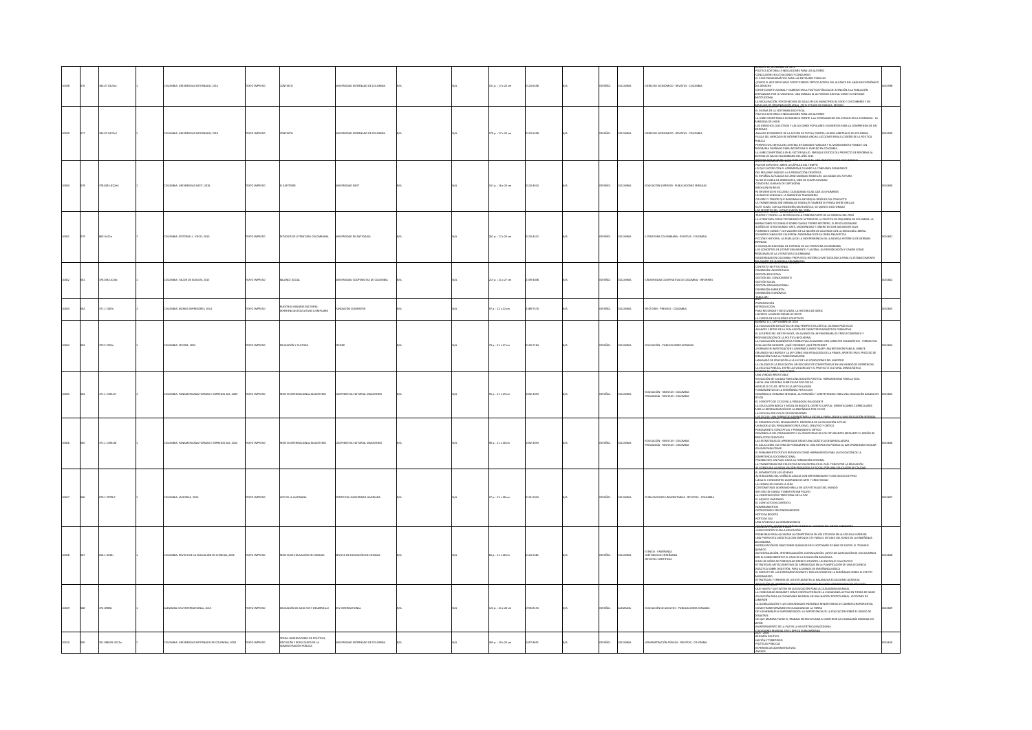| | | | | | | | | | | | | | | | | | | | | |
|---|---|---|---|---|---|---|---|---|---|---|---|---|---|---|---|---|---|---|---|---|
| 10398 | 576 | 346.07 U612c1 | | 1 | COLOMBIA: UNIVERSIDAD EXTERNADO, 2012 | TEXTO IMPRESO | CONTEXTO | UNIVERSIDAD EXTERNADO DE COLOMBIA | N/A | | N/A | 101 p. ; 17 x 24 cm | 0123-6458 | | N/A | ESPAÑOL | COLOMBIA | DERECHO ECONÓMICO - REVISTAS - COLOMBIA | NÚMERO 38, DICIEMBRE DE 2012<br>POLÍTICA EDITORIAL E INDICACIONES PARA LOS AUTORES<br>CONCLUSIÓN EN LICITACIONES Y CONCURSOS<br>EL CASO PARADIGMÁTICO PARA LAS ENTIDADES PÚBLICAS<br>¿PUEDE EL AED EXPLICARNOS TODO? ENSAYO CRÍTICO ACERCA DEL ALCANCE DEL ANÁLISIS ECONÓMICO DEL DERECHO<br>CORTE CONSTITUCIONAL Y CAMBIOS EN LA POLÍTICA PÚBLICA DE ATENCIÓN A LA POBLACIÓN DESPLAZADA POR LA VIOLENCIA: UNA MIRADA AL ACTIVISMO JUDICIAL DESDE EL ENFOQUE INSTITUCIONAL<br>LA REGULACIÓN POR DERECHOS DE AGUAS EN LOS MUNICIPIOS DE USOS Y COSTUMBRES Y EN MUNICIPIOS DE ORGANIZACIÓN LEGAL EN EL ESTADO DE OAXACA, MÉXICO | 0010398 |
| 10399 | 577 | 346.07 U612c2 | | 1 | COLOMBIA: UNIVERSIDAD EXTERNADO, 2013 | TEXTO IMPRESO | CONTEXTO | UNIVERSIDAD EXTERNADO DE COLOMBIA | N/A | | N/A | 179 p. ; 17 x 24 cm | 0123-6458 | | N/A | ESPAÑOL | COLOMBIA | DERECHO ECONÓMICO - REVISTAS - COLOMBIA | EL DILEMA DE LA SOSTENIBILIDAD FISCAL<br>POLÍTICA EDITORIAL E INDICACIONES PARA LOS AUTORES<br>LA LIBRE COMPETENCIA ECONÓMICA FRENTE A LA INTERVENCIÓN DEL ESTADO EN LA ECONOMÍA - LA PARADOJA DEL HOMBRE<br>LOS DERECHOS COLECTIVOS Y LAS ACCIONES POPULARES: ELEMENTOS PARA LA COMPRENSIÓN DE UN MERCADO<br>ANÁLISIS ECONÓMICO DE LA ACCIÓN DE TUTELA CONTRA LAUDOS ARBITRALES EN COLOMBIA<br>FALLAS DEL MERCADO DE INTERNET BANDA ANCHA: LECCIONES PARA EL DISEÑO DE LA POLÍTICA PÚBLICA<br>PERSPECTIVA CRÍTICA DEL SISTEMA DE SUBSIDIO FAMILIAR Y EL MICROCRÉDITO FOMIPE: UN PROGRAMA DISEÑADO PARA INCENTIVAR EL EMPLEO EN COLOMBIA<br>LA LIBRE COMPETENCIA EN EL SECTOR SALUD: ENFOQUE CRÍTICO DEL PROYECTO DE REFORMA AL SISTEMA DE SALUD COLOMBIANO DEL AÑO 2013 | 0010399 |
| 10400 | 578 | 378.005 U612e9 | | 1 | COLOMBIA: UNIVERSIDAD EAFIT, 2016 | TEXTO IMPRESO | EL EAFITENSE | UNIVERSIDAD EAFIT | N/A | | N/A | 141 p. ; 16 x 24 cm | 0124-3624 | | N/A | ESPAÑOL | COLOMBIA | EDUCACIÓN SUPERIOR - PUBLICACIONES SERIADAS | PASTOR ESPERITO: ABRIR LA CÁPSULA DEL TIEMPO<br>LO QUE SUCEDE CON EL APRENDIZAJE CUANDO LA COMPAÑÍA DESAPARECE<br>DEL REALISMO MÁGICO A LA PRODUCCIÓN CIENTÍFICA<br>EL ESPAÑOL ACTUAL: ASÍ SU LIBRO SAGRADO MEDELLÍN, LA CIUDAD DEL FUTURO<br>YA NO SE HABLA DE INMIGRANTES, SINO DE CUMPLIR EDAD<br>CÓMO ERA LA BAHÍA DE CARTAGENA<br>MEDELLÍN EN BRUJAS<br>90 SERVENTÍAS EN ESCLAVAS: CIUDADANÍAS IGUAL QUE LOS HOMBRES<br>UN NUEVO LENGUAJE: LA NARRATIVA TRANSMEDIA<br>COLORES Y TRAZOS QUE IMAGINAN A ANTIOQUIA DESPUÉS DEL CONFLICTO<br>LA TRANSFORMACIÓN URBANA DE MEDELLÍN TAMBIÉN SE PIENSA ENTRE ORILLAS<br>EAFIT SUMA, CON LA INGENIERÍA MATEMÁTICA, SU QUINTO DOCTORADO<br>LOS SECRETOS DEL ÚLTIMO JARDÍN DEL EDÉN | 0010400 |
| 10401 | 579 | 860 U41Le | | 1 | COLOMBIA: EDITORIAL L. VIECO, 2010 | TEXTO IMPRESO | ESTUDIOS DE LITERATURA COLOMBIANA | UNIVERSIDAD DE ANTIOQUIA | N/A | | N/A | 261 p. ; 17 x 24 cm | 0123-4412 | | N/A | ESPAÑOL | COLOMBIA | LITERATURA COLOMBIANA - REVISTAS - COLOMBIA | TROPOS Y TROPAS: LA RETÓRICA EN LA PRIMERA PARTE DE LA CRÓNICA DEL PERÚ<br>LA LITERATURA COMO TESTIMONIO DE ACTORES DE LA POLÍTICA DE IZQUIERDA EN COLOMBIA. LA NARRACIONES FICCIONALES SOBRE CAMILO TORRES RESTREPO, EL REVOLUCIONARIO<br>PUEBLOS DE OTRO MUNDO: ARTE, MODERNIDAD Y ORIENTE EN JOSÉ ASUNCIÓN SILVA<br>FLORENCIO CONDE Y LOS VALORES DE LA NACIÓN DE ACUERDO CON LA IDEOLOGÍA LIBERAL<br>EDUARDO CABALLERO CALDERÓN: PANORÁMICA DE SU OBRA ENSAYÍSTICA<br>FICCIÓN E HISTORIA: LA SEMILLA DE LA INDEPENDENCIA EN LA NOVELA HISTÓRICA DE GERMÁN ESPINOSA<br>EL COLOQUIO NACIONAL DE HISTORIA DE LA LITERATURA COLOMBIANA<br>LOS CONCEPTOS DE LITERATURA INFANTIL Y JUVENIL, SU PERIODIZACIÓN Y CANON COMO PROBLEMAS DE LA LITERATURA COLOMBIANA<br>MODERNIDAD EN COLOMBIA: PROPUESTA HISTÓRICO METODOLÓGICA PARA EL ESTABLECIMIENTO DEL CANON DE LA NOVELA COLOMBIANA | 0010401 |
| 10402 | 581 | 378.006 UC18b | | 1 | COLOMBIA: TALLER DE EDICIÓN, 2015 | TEXTO IMPRESO | BALANCE SOCIAL | UNIVERSIDAD COOPERATIVA DE COLOMBIA | N/A | | N/A | 215 p. ; 21 x 27 cm | 2339-4838 | | N/A | ESPAÑOL | COLOMBIA | UNIVERSIDAD COOPERATIVA DE COLOMBIA - INFORMES | CONTEXTO INSTITUCIONAL<br>DIMENSIÓN UNIVERSITARIA<br>GESTIÓN EDUCATIVA<br>GESTIÓN DEL CONOCIMIENTO<br>GESTIÓN SOCIAL<br>GESTIÓN ORGANIZACIONAL<br>DIMENSIÓN AMBIENTAL<br>DIMENSIÓN ECONÓMICA<br>TABLA GRI | 0010402 |
| 10403 | 582 | 371.1 F287e | | 1 | COLOMBIA: NOMOS IMPRESORES, 2014 | TEXTO IMPRESO | NUESTROS MEJORES RECTORES: EXPERIENCIAS EDUCATIVAS EJEMPLARES | FUNDACIÓN COMPARTIR | N/A | | N/A | 97 p. ; 22 x 22 cm | 2389-7570 | | N/A | ESPAÑOL | COLOMBIA | RECTORES - PREMIOS - COLOMBIA | PRESENTACIÓN<br>INTRODUCCIÓN<br>PARA RECORDAR Y NO OLVIDAR: LA HISTORIA DE DORIS<br>HACER ES LA MEJOR FORMA DE DECIR<br>LA FUERZA DE LOS SUEÑOS COLECTIVOS | 0010403 |
| 10404 | 583 | 370.5 F291e | | 1 | COLOMBIA: FECODE, 2015 | TEXTO IMPRESO | EDUCACIÓN Y CULTURA | FECODE | N/A | | N/A | 79 p. ; 21 x 27 cm | 0120-7164 | | N/A | ESPAÑOL | COLOMBIA | EDUCACIÓN - PUBLICACIONES SERIADAS | NÚMERO 110, SEPTIEMBRE DE 2015<br>LA EVALUACIÓN EDUCATIVA EN UNA PERSPECTIVA CRÍTICA: DILEMAS PRÁCTICOS<br>AVANCES Y RETOS DE LA EVALUACIÓN DE CARÁCTER DIAGNÓSTICA FORMATIVA<br>EL ACUERDO DEL MES DE MAYO, UN AVANCE EN UN PANORAMA DE CRISIS ECONÓMICA Y PROFUNDIZACIÓN DE LA POLÍTICA NEOLIBERAL<br>LA EVALUACIÓN DIAGNÓSTICA FORMATIVA UN AVANCE CON CARÁCTER DIAGNÓSTICO - FORMATIVO<br>EVALUACIÓN DOCENTE: ¿QUÉ ESCONDE? ¿QUÉ PRETENDE?<br>¿FORMAR EN INVESTIGACIÓN?, ¿ENSEÑAR A INVESTIGAR? UNA REFLEXIÓN PARA EL DEBATE<br>ORLANDO FALS BORDA Y LA IAP COMO UNA PEDAGOGÍA DE LA PRAXIS: APORTES EN EL PROCESO DE FORMACIÓN PARA LA TRANSFORMACIÓN<br>HABLANDO DE EDUCACIÓN A LA LUZ DE LAS CONDICIONES DEL MAESTRO<br>LA CALIDAD DE LA EDUCACIÓN: UN DISCURSO DE COMPETENCIAS EN UN MUNDO DE DIFERENCIAS<br>LA ESCUELA PÚBLICA, ENTRE LAS VIOLENCIAS Y EL PROYECTO CULTURAL DEMOCRÁTICO | 0010404 |
| 10405 | 584 | 371.1 C394r27 | | 1 | COLOMBIA: PANAMERICANA FORMAS E IMPRESOS SAS, 2009 | TEXTO IMPRESO | REVISTA INTERNACIONAL MAGISTERIO | COOPERATIVA EDITORIAL MAGISTERIO | N/A | | N/A | 95 p. ; 21 x 29 cm | 1692-4053 | | N/A | ESPAÑOL | COLOMBIA | EDUCACIÓN - REVISTAS - COLOMBIA<br>PEDAGOGÍA - REVISTAS - COLOMBIA | CURRÍCULO Y CICLOS<br>UNA VERDAD IRREFUTABLE<br>EDUCACIÓN DE CALIDAD PARA VIVIR BOGOTÁ POSITIVA: HERRAMIENTAS PARA LA VIDA<br>HACIA UNA REFORMA CURRICULAR POR CICLOS<br>ANÁLISIS O CICLOS: RETO DE LA ARTICULACIÓN<br>FUNDAMENTOS DE LA ENSEÑANZA POR CICLOS<br>DESARROLLO HUMANO INTEGRAL, AUTONOMÍA Y COMPETENCIAS PARA UNA EDUCACIÓN BASADA EN CICLOS<br>EL CONCEPTO DE CICLO EN LA PEDAGOGÍA DIALOGANTE<br>LA EDUCACIÓN BÁSICA Y MEDIA EN BOGOTÁ, DISTRITO CAPITAL: ORIENTACIONES CURRICULARES PARA LA REORGANIZACIÓN DE LA ENSEÑANZA POR CICLOS<br>LA ESCUELA POR CICLOS EN DIEZ RAZONES<br>LOS CICLOS: UNA FORMA DE REORGANIZAR LA ESCUELA PARA LLEGAR A UNA EDUCACIÓN INTEGRAL | 0010405 |
| 10406 | 585 | 371.1 C394r28 | | 1 | COLOMBIA: PANAMERICANA FORMAS E IMPRESOS SAS, 2014 | TEXTO IMPRESO | REVISTA INTERNACIONAL MAGISTERIO | COOPERATIVA EDITORIAL MAGISTERIO | N/A | | N/A | 96 p. ; 21 x 28 cm | 1692-4053 | | N/A | ESPAÑOL | COLOMBIA | EDUCACIÓN - REVISTAS - COLOMBIA<br>PEDAGOGÍA - REVISTAS - COLOMBIA | EL DESARROLLO DEL PENSAMIENTO: PROPIEDAD DE LA EDUCACIÓN ACTUAL<br>UN MODELO DEL PENSAMIENTO REFLEXIVO, CREATIVO Y CRÍTICO<br>PENSAMIENTO CONCEPTUAL Y PENSAMIENTO CRÍTICO<br>DESARROLLO DEL PENSAMIENTO Y LA CREATIVIDAD DE LOS ESTUDIANTES MEDIANTE EL DISEÑO DE PRODUCTOS CREATIVOS<br>LAS ESTRATEGIAS DE APRENDIZAJE DESDE UNA DIDÁCTICA DESARROLLADORA<br>EL AULA COMO CULTURA DE PENSAMIENTO: UNA RESPUESTA POSIBLE AL DESFONDAMIENTO ESCOLAR<br>EDUCAR PARA CREAR<br>EL PENSAMIENTO CRÍTICO REFLEXIVO COMO HERRAMIENTA PARA LA EDUCACIÓN DE LA COMPETENCIA SOCIOEMOCIONAL<br>PREGRADO EN UN PASO HACIA LA FORMACIÓN INTEGRAL<br>LA TRANSFORMACIÓN EDUCATIVA NO DA ESPERA EN EL PAÍS: TODOS POR LA EDUCACIÓN<br>DE CONSOLIDAR LA RENOVACIÓN PEDAGÓGICA Y SOCIAL POR UNA EDUCACIÓN DE CALIDAD | 0010406 |
| 10407 | 586 | 070.1 P979h | | 1 | COLOMBIA: JAVEGRAF, 2016 | TEXTO IMPRESO | HOY EN LA JAVERIANA | PONTIFICIA UNIVERSIDAD JAVERIANA | N/A | | N/A | 27 p. ; 22 x 28 cm | 0120-4025 | | N/A | ESPAÑOL | COLOMBIA | PUBLICACIONES UNIVERSITARIAS - REVISTAS - COLOMBIA | EL MOMENTO DE LOS JÓVENES<br>ALTERACIONES DEL SUEÑO SE ASOCIA CON ENFERMEDADES Y CON EXCESO DE PESO<br>LLEGUÉ, E ENCUENTRO JAVERIANO DE ARTE Y CREATIVIDAD<br>LA CIENCIA DE CUIDAR LA VIDA<br>CORTOMETRAJE JAVERIANO BRILLA EN LOS FESTIVALES DEL MUNDO<br>50 CASAS DE OAXACA Y SABOR EN SAN PELAYO<br>LA CONSTRUCCIÓN TERRITORIAL DE LA PAZ<br>EL AQUELLOS JAVERIANO<br>EL CONFLICTO EN CONTEXTO<br>NOMBRAMIENTOS<br>DISTINCIONES Y RECONOCIMIENTOS<br>NOTICIAS BOGOTÁ<br>NOTICIAS CALI<br>UNA APUESTA A LA DRAMATURGIA | 0010407 |
| 10408 | 587 | 050.1 R294r | | 1 | COLOMBIA: REVISTA DE LA EDUCACIÓN EN CIENCIAS, 2006 | TEXTO IMPRESO | REVISTA DE EDUCACIÓN EN CIENCIAS | REVISTA DE EDUCACIÓN EN CIENCIAS | N/A | | N/A | 60 p. ; 21 x 28 cm | 0124-5481 | | N/A | ESPAÑOL | COLOMBIA | CIENCIA - ENSEÑANZA<br>MÉTODOS DE ENSEÑANZA<br>REVISTAS CIENTÍFICAS | JUEGO CIENTÍFICO EN LA EDUCACIÓN<br>PROBLEMAS PARA ALCANZAR LA COMPETENCIA EN LOS ESTUDIOS EN LA ESCUELA SUPERIOR<br>UNA PROPUESTA DIDÁCTICA CON ENFOQUE CTS PARA EL ESTUDIO DEL RUIDO EN LA ENSEÑANZA SECUNDARIA<br>MODERIZACIÓN DE REACCIONES QUÍMICAS EN EL SOFTWARE DE BASE DE DATOS: EL TRABAJO QUÍMICO<br>AUTOEVALUACIÓN, INTEREVALUACIÓN, COEVALUACIÓN, ¿AFECTAN LA RELACIÓN DE LOS ALUMNOS CON EL CONOCIMIENTO? EL CASO DE LA EVOLUCIÓN BIOLÓGICA<br>IDEAS DE NIÑOS DE PREESCOLAR SOBRE FLOTANTES: UN ENFOQUE CUALITATIVO<br>ESTRATEGIAS METACOGNITIVAS DE APRENDIZAJE EN LA PLANIFICACIÓN DE UNA SECUENCIA DIDÁCTICA SOBRE DIGESTIÓN, PARA ALUMNOS DE ENSEÑANZA BÁSICA<br>EL IMPACTO DE LAS EXPERIMENTACIONES Y EXPLICACIONES EN LA ENSEÑANZA SOBRE EL EFECTO INVERNADERO<br>ESTRATEGIAS Y ERRORES DE LOS ESTUDIANTES AL BALANCEAR ECUACIONES QUÍMICAS | 0010408 |
| 10409 | 588 | 374 A988e | | 1 | ALEMANIA: DVV INTERNATIONAL, 2013 | TEXTO IMPRESO | EDUCACIÓN DE ADULTOS Y DESARROLLO | DVV INTERNATIONAL | N/A | | N/A | 124 p. ; 21 x 28 cm | 0935-8153 | | N/A | ESPAÑOL | ALEMANIA | EDUCACIÓN DE ADULTOS - PUBLICACIONES SERIADAS | QUÉ HACER Y QUÉ EVITAR EN LA EDUCACIÓN PARA LA CIUDADANÍA MUNDIAL<br>LA COMUNIDAD MIGRANTE COMO CONSTRUCTORA DE LA CIUDADANÍA ACTIVA EN TIERRA DE NADIE<br>EDUCACIÓN PARA LA CIUDADANÍA MUNDIAL EN UNA NACIÓN POSTCOLONIAL: LECCIONES DE CAMERÚN<br>LA GLOBALIZACIÓN Y LAS COMUNIDADES INDÍGENAS MINORITARIAS DE CAMBOYA NORORIENTAL<br>CÓMO TRANSFORMARSE EN CIUDADANO DE LA TIERRA<br>DE VULNERABLES A EMPODERADOS: LA IMPORTANCIA DE LA EDUCACIÓN SOBRE EL RIESGO DE DESASTRES<br>DE QUÉ MANERA PUEDE EL TRABAJO EN RED AYUDAR A CONSTRUIR LA CIUDADANÍA MUNDIAL EN JAPÓN<br>MANTENIMIENTO DE LA PAZ EN LA MULTIÉTNICA MACEDONIA<br>CIUDADANÍA MUNDIAL EN EL ÁFRICA SUBSAHARIANA | 0010409 |
| 10410 | 590 | 351.086105 U612o | | 1 | COLOMBIA: UNIVERSIDAD EXTERNADO DE COLOMBIA, 2003 | TEXTO IMPRESO | OPERA: OBSERVATORIO DE POLÍTICAS, EJECUCIÓN Y RESULTADOS DE LA ADMINISTRACIÓN PÚBLICA | UNIVERSIDAD EXTERNADO DE COLOMBIA | N/A | | N/A | 365 p. ; 19 x 24 cm | 1657-8651 | | N/A | ESPAÑOL | COLOMBIA | ADMINISTRACIÓN PÚBLICA - REVISTAS - COLOMBIA | RÉGIMEN POLÍTICO<br>NACIÓN Y TERRITORIO<br>POLÍTICAS PÚBLICAS<br>EXPERIENCIAS ADMINISTRATIVAS<br>ANEXOS | 0010410 |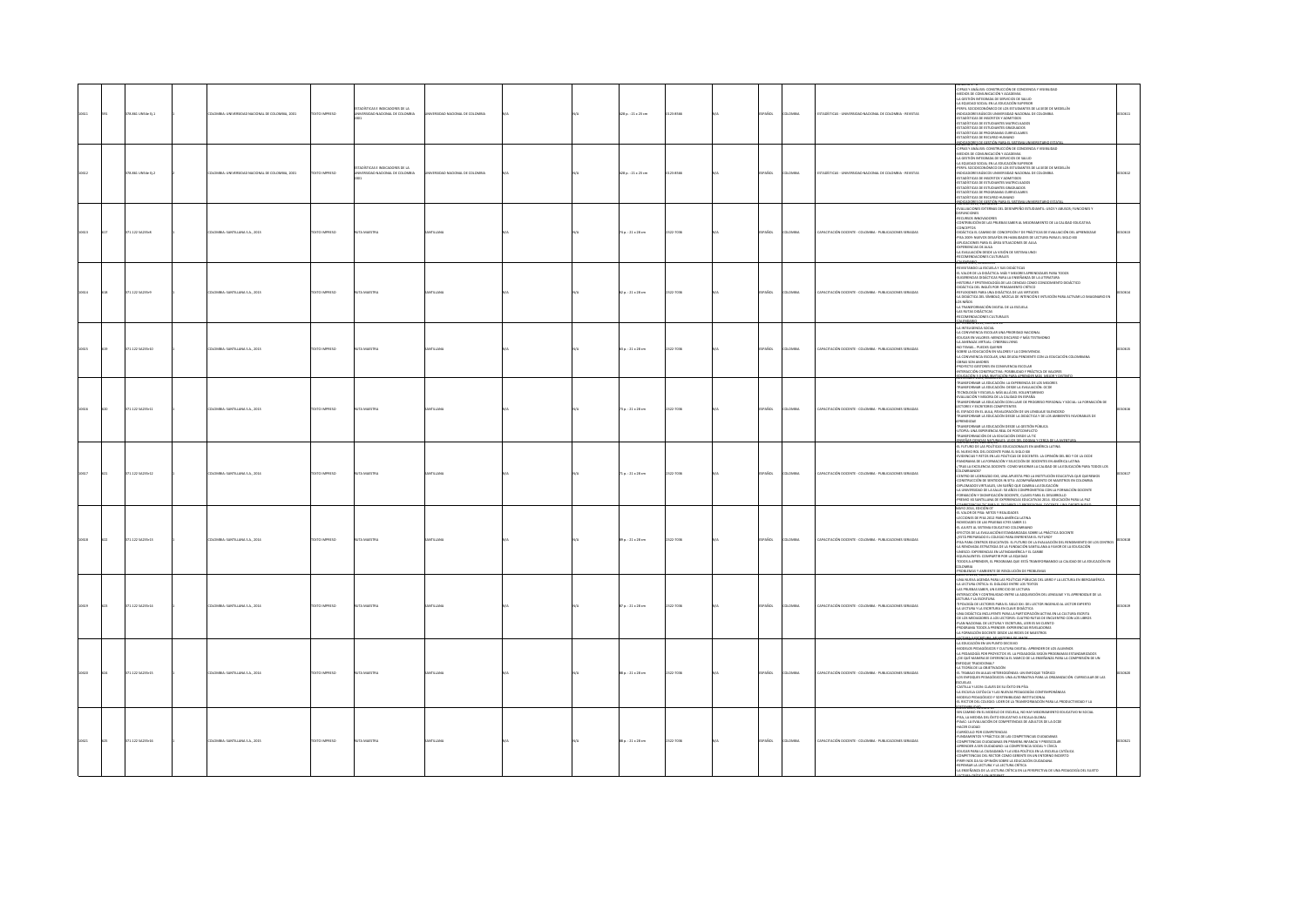| | | | | | | | | | | | | | | | | | | |
|---|---|---|---|---|---|---|---|---|---|---|---|---|---|---|---|---|---|---|
| 10411 | 991 | 378.861 U58de Ej.1 | | 1 | COLOMBIA: UNIVERSIDAD NACIONAL DE COLOMBIA, 2001 | TEXTO IMPRESO | ESTADÍSTICAS E INDICADORES DE LA UNIVERSIDAD NACIONAL DE COLOMBIA 2001 | UNIVERSIDAD NACIONAL DE COLOMBIA | N/A | N/A | 328 p. : 21 x 23 cm | 0123-8566 | N/A | ESPAÑOL | COLOMBIA | ESTADÍSTICAS - UNIVERSIDAD NACIONAL DE COLOMBIA - REVISTAS | CIFRAS Y ANÁLISIS: CONSTRUCCIÓN DE CONCIENCIA Y VISIBILIDAD; MEDIOS DE COMUNICACIÓN Y ACADEMIA; LA GESTIÓN INTEGRADA DE SERVICIOS DE SALUD; LA EQUIDAD SOCIAL EN LA EDUCACIÓN SUPERIOR; PERFIL SOCIOECONÓMICO DE LOS ESTUDIANTES DE LA SEDE DE MEDELLÍN; INDICADORES BÁSICOS UNIVERSIDAD NACIONAL DE COLOMBIA; ESTADÍSTICAS DE INSCRITOS Y ADMITIDOS; ESTADÍSTICAS DE ESTUDIANTES MATRICULADOS; ESTADÍSTICAS DE ESTUDIANTES GRADUADOS; ESTADÍSTICAS DE PROGRAMAS CURRICULARES; ESTADÍSTICAS DE RECURSO HUMANO; INDICADORES DE GESTIÓN PARA EL SISTEMA UNIVERSITARIO ESTATAL | 0010411 |
| 10412 | 992 | 378.861 U58de Ej.2 | | 2 | COLOMBIA: UNIVERSIDAD NACIONAL DE COLOMBIA, 2001 | TEXTO IMPRESO | ESTADÍSTICAS E INDICADORES DE LA UNIVERSIDAD NACIONAL DE COLOMBIA 2001 | UNIVERSIDAD NACIONAL DE COLOMBIA | N/A | N/A | 328 p. : 21 x 23 cm | 0123-8566 | N/A | ESPAÑOL | COLOMBIA | ESTADÍSTICAS - UNIVERSIDAD NACIONAL DE COLOMBIA - REVISTAS | CIFRAS Y ANÁLISIS: CONSTRUCCIÓN DE CONCIENCIA Y VISIBILIDAD; MEDIOS DE COMUNICACIÓN Y ACADEMIA; LA GESTIÓN INTEGRADA DE SERVICIOS DE SALUD; LA EQUIDAD SOCIAL EN LA EDUCACIÓN SUPERIOR; PERFIL SOCIOECONÓMICO DE LOS ESTUDIANTES DE LA SEDE DE MEDELLÍN; INDICADORES BÁSICOS UNIVERSIDAD NACIONAL DE COLOMBIA; ESTADÍSTICAS DE INSCRITOS Y ADMITIDOS; ESTADÍSTICAS DE ESTUDIANTES MATRICULADOS; ESTADÍSTICAS DE ESTUDIANTES GRADUADOS; ESTADÍSTICAS DE PROGRAMAS CURRICULARES; ESTADÍSTICAS DE RECURSO HUMANO; INDICADORES DE GESTIÓN PARA EL SISTEMA UNIVERSITARIO ESTATAL | 0010412 |
| 10413 | 817 | 371.122 S425r8 | | 1 | COLOMBIA: SANTILLANA S.A., 2015 | TEXTO IMPRESO | RUTA MAESTRA | SANTILLANA | N/A | N/A | 74 p. : 21 x 28 cm | 2322-7036 | N/A | ESPAÑOL | COLOMBIA | CAPACITACIÓN DOCENTE - COLOMBIA - PUBLICACIONES SERIADAS | EVALUACIONES EXTERNAS DEL DESEMPEÑO ESTUDIANTIL: USOS Y ABUSOS; FUNCIONES Y EXPANSIONES; RECURSOS INNOVADORES; CONTRIBUCIÓN DE LAS PRUEBAS SABER AL MEJORAMIENTO DE LA CALIDAD EDUCATIVA; CONCEPTOS; DIDÁCTICA EL CAMBIO DE CONCEPCIÓN Y DE PRÁCTICAS DE EVALUACIÓN DEL APRENDIZAJE; PISA 2009: NUEVOS DESAFÍOS EN HABILIDADES DE LECTURA PARA EL SIGLO XXI; APLICACIONES PARA EL ÁREA SITUACIONES DE AULA; EXPERIENCIAS DE AULA; LA EVALUACIÓN DESDE LA VISIÓN DE SISTEMA (UNO); RECOMENDACIONES CULTURALES; CALENDARIO | 0010413 |
| 10414 | 818 | 371.122 S425r9 | | 1 | COLOMBIA: SANTILLANA S.A., 2015 | TEXTO IMPRESO | RUTA MAESTRA | SANTILLANA | N/A | N/A | 82 p. : 21 x 28 cm | 2322-7036 | N/A | ESPAÑOL | COLOMBIA | CAPACITACIÓN DOCENTE - COLOMBIA - PUBLICACIONES SERIADAS | REINVENTANDO LA ESCUELA Y SUS DIDÁCTICAS; EL VALOR DE LA DIDÁCTICA: MÁS Y MEJORES APRENDIZAJES PARA TODOS; EXPERIENCIA DIDÁCTICA PARA LA ENSEÑANZA DE LA LITERATURA; HISTORIA Y EPISTEMOLOGÍA DE LAS CIENCIAS COMO CONOCIMIENTO DIDÁCTICO; DIDÁCTICA DEL INGLÉS POR PENSAMIENTO CRÍTICO; REFLEXIONES PARA UNA DIDÁCTICA DE LAS VIRTUDES; LA DIDÁCTICA DEL SÍMBOLO, MEZCLA DE INTENCIÓN E INTUICIÓN PARA ACTIVAR LO IMAGINARIO EN LOS NIÑOS; LA TRANSFORMACIÓN DIGITAL DE LA ESCUELA; LAS RUTAS DIDÁCTICAS; RECOMENDACIONES CULTURALES; CALENDARIO | 0010414 |
| 10415 | 819 | 371.122 S425r10 | | 1 | COLOMBIA: SANTILLANA S.A., 2015 | TEXTO IMPRESO | RUTA MAESTRA | SANTILLANA | N/A | N/A | 63 p. : 21 x 28 cm | 2322-7036 | N/A | ESPAÑOL | COLOMBIA | CAPACITACIÓN DOCENTE - COLOMBIA - PUBLICACIONES SERIADAS | LA INTELIGENCIA SOCIAL; LA CONVIVENCIA ESCOLAR UNA PRIORIDAD NACIONAL; EDUCAR EN VALORES: MENOS DISCURSO Y MÁS TESTIMONIO; LA AMENAZA VIRTUAL: CIBERBULLYING; NO TODAS... PUEDEN QUERER; SOBRE LA EDUCACIÓN EN VALORES Y LA CONVIVENCIA; LA CONVIVENCIA ESCOLAR, UNA DEUDA PENDIENTE CON LA EDUCACIÓN COLOMBIANA; OBRAS SON AMORES; PROYECTO GESTORES EN CONVIVENCIA ESCOLAR; INTERACCIÓN CONSTRUCTIVA: POSIBILIDAD Y PRÁCTICA DE VALORES; EDUCACIÓN Y SANA INVITACIÓN PARA APRENDER MÁS, MEJOR Y CONTENTO | 0010415 |
| 10416 | 820 | 371.122 S425r11 | | 1 | COLOMBIA: SANTILLANA S.A., 2015 | TEXTO IMPRESO | RUTA MAESTRA | SANTILLANA | N/A | N/A | 79 p. : 21 x 28 cm | 2322-7036 | N/A | ESPAÑOL | COLOMBIA | CAPACITACIÓN DOCENTE - COLOMBIA - PUBLICACIONES SERIADAS | TRANSFORMAR LA EDUCACIÓN: LA EXPERIENCIA DE LOS MEJORES; TRANSFORMAR LA EDUCACIÓN DESDE LA EVALUACIÓN: OCDE; TECNOLOGÍA Y ESCUELA: MÁS ALLÁ DEL VOLUNTARISMO; EVALUACIÓN Y MEJORA DE LA CALIDAD EN ESPAÑA; TRANSFORMAR LA EDUCACIÓN CON LUGAR DE PROGRESO PERSONAL Y SOCIAL: LA FORMACIÓN DE LECTORES Y ESCRITORES COMPETENTES; EL ESPACIO EN EL AULA, REVALORIZACIÓN DE UN LENGUAJE SILENCIOSO; TRANSFORMAR LA EDUCACIÓN DESDE LA DIDÁCTICA Y DE LOS AMBIENTES FAVORABLES DE APRENDIZAJE; TRANSFORMAR LA EDUCACIÓN DESDE LA GESTIÓN PÚBLICA; UTOPÍA: UNA EXPERIENCIA REAL DE POSTCONFLICTO; TRANSFORMACIÓN DE LA EDUCACIÓN DESDE LA TIC; RUTAS CIENCIAS NATURALES: LEJOS DEL CORAZÓN Y CERCA DE LA NATURA | 0010416 |
| 10417 | 821 | 371.122 S425r12 | | 1 | COLOMBIA: SANTILLANA S.A., 2015 | TEXTO IMPRESO | RUTA MAESTRA | SANTILLANA | N/A | N/A | 71 p. : 21 x 28 cm | 2322-7036 | N/A | ESPAÑOL | COLOMBIA | CAPACITACIÓN DOCENTE - COLOMBIA - PUBLICACIONES SERIADAS | EL FUTURO DE LAS POLÍTICAS EDUCACIONALES EN AMÉRICA LATINA; EL NUEVO ROL DEL DOCENTE PARA EL SIGLO XXI; EVIDENCIAS Y RETOS EN LAS POLÍTICAS DE DOCENTES: LA OPINIÓN DEL BID Y DE LA OCDE; PANORAMA DE LA FORMACIÓN Y SELECCIÓN DE DOCENTES EN AMÉRICA LATINA; ¿Y PARA LA EXCELENCIA DOCENTE: CÓMO MEJORAR LA CALIDAD DE LA EDUCACIÓN PARA TODOS LOS COLOMBIANOS?; CENTRO DE LIDERAZGO XXI: UNA APUESTA PRO LA INSTITUCIÓN EDUCATIVA QUE QUEREMOS; CONSTRUCCIÓN DE SENTIDOS IN SITU: ACOMPAÑAMIENTO DE MAESTROS EN COLOMBIA; DIPLOMADOS VIRTUALES, UN SUEÑO QUE CAMBIA LA EDUCACIÓN; LA UNIVERSIDAD DE LA SALLE: 50 AÑOS COMPROMETIDOS CON LA FORMACIÓN DOCENTE; FORMACIÓN Y DIGNIFICACIÓN DOCENTE, CLAVES PARA EL DESARROLLO; PREMIO SANTILLANA DE EXPERIENCIAS EDUCATIVAS 2014: EDUCACIÓN PARA LA PAZ; COMPETENCIAS TIC PARA EL DESARROLLO PROFESIONAL DOCENTE: UNA PROPUESTA | 0010417 |
| 10418 | 822 | 371.122 S425r13 | | 1 | COLOMBIA: SANTILLANA S.A., 2015 | TEXTO IMPRESO | RUTA MAESTRA | SANTILLANA | N/A | N/A | 89 p. : 21 x 28 cm | 2322-7036 | N/A | ESPAÑOL | COLOMBIA | CAPACITACIÓN DOCENTE - COLOMBIA - PUBLICACIONES SERIADAS | MAYO 2014, EDICIÓN 07; EL VALOR DE PISA: MITOS Y REALIDADES; LECCIONES DE PISA 2012 PARA AMÉRICA LATINA; NOVEDADES DE LAS PRUEBAS ICFES SABER 11; EL AJUSTE AL SISTEMA EDUCATIVO COLOMBIANO; EFECTOS DE LA EVALUACIÓN ESTANDARIZADA SOBRE LA PRÁCTICA DOCENTE; ¿ESTÁ PREPARADO EL COLEGIO PARA ENFRENTAR EL FUTURO?; PISA PARA CENTROS EDUCATIVOS: EL FUTURO DE LA EVALUACIÓN DEL RENDIMIENTO DE LOS CENTROS; LA RENOVADA ESTRATEGIA DE LA FUNDACIÓN SANTILLANA A FAVOR DE LA EDUCACIÓN; UNESCO: EXPERIENCIAS EN LATINOAMÉRICA Y EL CARIBE; EQUIVALENTES: COMPARTIR POR LA EQUIDAD; TODOS A APRENDER, EL PROGRAMA QUE ESTÁ TRANSFORMANDO LA CALIDAD DE LA EDUCACIÓN EN COLOMBIA; PROBLEMAS Y AMBIENTE DE RESOLUCIÓN DE PROBLEMAS | 0010418 |
| 10419 | 823 | 371.122 S425r14 | | 1 | COLOMBIA: SANTILLANA S.A., 2015 | TEXTO IMPRESO | RUTA MAESTRA | SANTILLANA | N/A | N/A | 87 p. : 21 x 28 cm | 2322-7036 | N/A | ESPAÑOL | COLOMBIA | CAPACITACIÓN DOCENTE - COLOMBIA - PUBLICACIONES SERIADAS | UNA NUEVA AGENDA PARA LAS POLÍTICAS PÚBLICAS DEL LIBRO Y LA LECTURA EN IBEROAMÉRICA; LA LECTURA CRÍTICA: EL DIÁLOGO ENTRE LOS TEXTOS; LAS PRUEBAS SABER, UN EJERCICIO DE LECTURA; INTERACCIÓN Y CONTINUIDAD ENTRE LA ADQUISICIÓN DEL LENGUAJE Y EL APRENDIZAJE DE LA LECTURA Y LA ESCRITURA; TIPOLOGÍA DE LECTORES PARA EL SIGLO XXI: DEL LECTOR INGENUO AL LECTOR EXPERTO; LA LECTURA Y LA ESCRITURA EN CLAVE DIDÁCTICA; UNA DIDÁCTICA INCLUYENTE PARA LA PARTICIPACIÓN ACTIVA EN LA CULTURA ESCRITA; DE LOS MEDIADORES A LOS LECTORES: CUATRO RUTAS DE ENCUENTRO CON LOS LIBROS; PLAN NACIONAL DE LECTURA Y ESCRITURA, LEER ES MI CUENTO; PROGRAMA TODOS A PRENDER: EXPERIENCIAS REVELADORAS; LA FORMACIÓN DOCENTE DESDE LAS REDES DE MAESTROS; HISTORIA Y SOCIEDAD: UN HISTORIAL DE SABER | 0010419 |
| 10420 | 824 | 371.122 S425r15 | | 1 | COLOMBIA: SANTILLANA S.A., 2015 | TEXTO IMPRESO | RUTA MAESTRA | SANTILLANA | N/A | N/A | 88 p. : 21 x 28 cm | 2322-7036 | N/A | ESPAÑOL | COLOMBIA | CAPACITACIÓN DOCENTE - COLOMBIA - PUBLICACIONES SERIADAS | LA EDUCACIÓN EN UN PUNTO DECISIVO; MODELOS PEDAGÓGICOS Y CULTURA DIGITAL: APRENDER DE LOS ALUMNOS; LA PEDAGOGÍA POR PROYECTOS VS. LA PEDAGOGÍA SEGÚN PROGRAMAS ESTANDARIZADOS; ¿DE QUÉ MANERA SE DIFERENCIA EL MARCO DE LA ENSEÑANZA PARA LA COMPRENSIÓN DE UN ENFOQUE TRADICIONAL?; LA TEORÍA DE LA OBJETIVACIÓN; EL TRABAJO EN AULAS HETEROGÉNEAS: UN ENFOQUE TEÓRICO; LOS ENFOQUES PEDAGÓGICOS: UNA ALTERNATIVA PARA LA ORGANIZACIÓN CURRICULAR DE LAS ESCUELAS; CASTILLA Y LEÓN: CLAVES DE SU ÉXITO EN PISA; LA ESCUELA CATÓLICA Y LAS NUEVAS PEDAGOGÍAS CONTEMPORÁNEAS; MODELO PEDAGÓGICO Y SOSTENIBILIDAD INSTITUCIONAL; EL RECTOR DEL COLEGIO: LÍDER DE LA TRANSFORMACIÓN PARA LA PRODUCTIVIDAD Y LA CIUDADANÍA | 0010420 |
| 10421 | 825 | 371.122 S425r16 | | 1 | COLOMBIA: SANTILLANA S.A., 2015 | TEXTO IMPRESO | RUTA MAESTRA | SANTILLANA | N/A | N/A | 86 p. : 21 x 28 cm | 2322-7036 | N/A | ESPAÑOL | COLOMBIA | CAPACITACIÓN DOCENTE - COLOMBIA - PUBLICACIONES SERIADAS | SIN CAMBIO EN EL MODELO DE ESCUELA, NO HAY MEJORAMIENTO EDUCATIVO NI SOCIAL; PISA, LA MEDIDA DEL ÉXITO EDUCATIVO A ESCALA GLOBAL; PIAAC: LA EVALUACIÓN DE COMPETENCIAS DE ADULTOS DE LA OCDE; HACER CIUDAD; CURRÍCULO POR COMPETENCIAS; FUNDAMENTOS Y PRÁCTICA DE LAS COMPETENCIAS CIUDADANAS; COMPETENCIAS CIUDADANAS EN PRIMERA INFANCIA Y PREESCOLAR; APRENDER A SER CIUDADANO: LA COMPETENCIA SOCIAL Y CÍVICA; EDUCAR PARA LA CIUDADANÍA Y LA VIDA POLÍTICA EN LA ESCUELA CATÓLICA; COMPETENCIAS DEL RECTOR COMO GERENTE EN UN ENTORNO INCIERTO; IPARTICIPA! DA SU OPINIÓN SOBRE LA EDUCACIÓN CIUDADANA; REPENSAR LA LECTURA Y LA LECTURA CRÍTICA; LA ENSEÑANZA DE LA LECTURA CRÍTICA EN LA PERSPECTIVA DE UNA PEDAGOGÍA DEL SUJETO; LECTURA CRÍTICA EN INTERNET | 0010421 |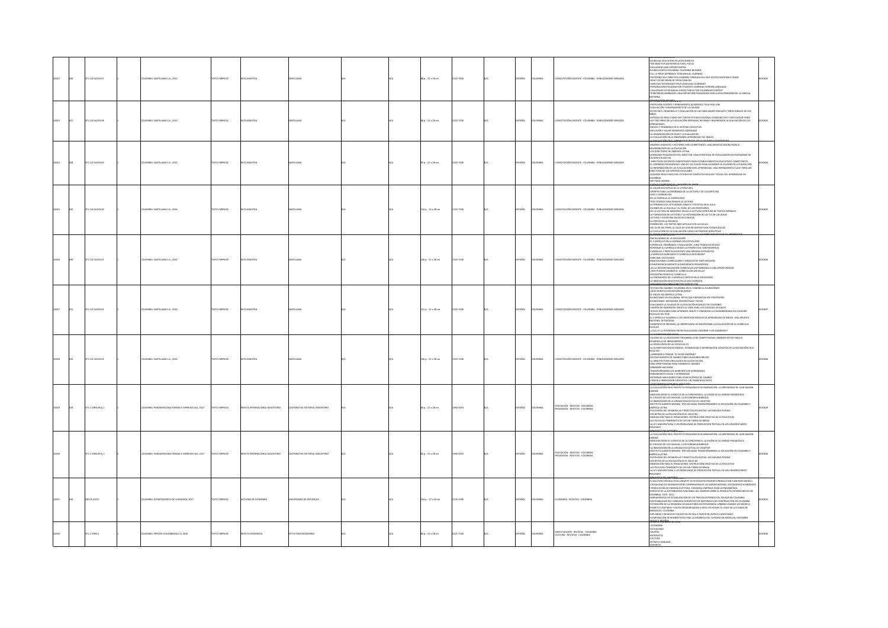| | | | | | | | | | | | | | | | | | | | | |
|---|---|---|---|---|---|---|---|---|---|---|---|---|---|---|---|---|---|---|---|---|
| 10622 | 826 | 371.122 S425r17 | | 1 | COLOMBIA: SANTILLANA S.A., 2015 | TEXTO IMPRESO | RUTA MAESTRA | SANTILLANA | N/A | | N/A | 88 p. : 21 x 28 cm | 2322-7036 | N/A | | ESPAÑOL | COLOMBIA | CAPACITACIÓN DOCENTE - COLOMBIA - PUBLICACIONES SERIADAS | BILINGUAL EDUCATION IN LATIN AMERICA / THE NEED FOR AN INTERCULTURAL FOCUS / CHALLENGES AND OPPORTUNITIES / BILINGUALISM IN COLOMBIA: COLOMBIA BILINGÜE / CLIL: A FRESH APPROACH TO BILINGUAL LEARNING / FOSTERING SELF-DIRECTED LEARNERS THROUGH CLIL SELF-ACCESS MATERIALS USAGE / WHAT DO WE MEAN BY SPEAK ENGLISH / HOW CAN TECHNOLOGY HELP LANGUAGE LEARNERS? / PERSONALIZING READING FOR STUDENTS LEARNING FOREIGN LANGUAGE / CHALLENGES OF BILINGUAL EDUCATION IN THE COLOMBIAN CONTEXT / TERRITORIOS NARRADOS: UNA EXPEDICIÓN PEDAGÓGICA POR LA RECUPERACIÓN DE LA LENGUA MATERNA | 0010622 |
| 10623 | 827 | 371.122 S425r18 | | 1 | COLOMBIA: SANTILLANA S.A., 2015 | TEXTO IMPRESO | RUTA MAESTRA | SANTILLANA | N/A | | N/A | 96 p. : 21 x 28 cm | 2322-7036 | N/A | | ESPAÑOL | COLOMBIA | CAPACITACIÓN DOCENTE - COLOMBIA - PUBLICACIONES SERIADAS | PROFESIÓN DOCENTE Y RENDIMIENTO ACADÉMICO TALIS-PISA LINK / EVALUACIÓN Y MEJORAMIENTO DE LA CALIDAD / RETOS EN EL DESARROLLO Y EVALUACIÓN DE LAS HABILIDADES SOCIALES Y EMOCIONALES DE LOS NIÑOS / ENTREGA DE RESULTADOS DEL TERCER ESTUDIO REGIONAL COMPARATIVO Y EXPLICATIVO TERCE / LAS TRES ERRES DE LA EVALUACIÓN: REPENSAR, REDISEÑAR Y REEMPRENDER LA EVALUACIÓN DE LOS APRENDIZAJES / ÍNDICES Y RANKINGS EN EL SISTEMA EDUCATIVO / INCLUSIÓN Y VALOR ACADÉMICO AGREGADO / LA ORGANIZACIÓN ESCOLAR Y LA EVALUACIÓN / LA EVALUACIÓN EN LA ENSEÑANZA-APRENDIZAJE DEL INGLÉS / LA EVALUACIÓN DEL DESARROLLO... | 0010623 |
| 10624 | 828 | 371.122 S425r19 | | 1 | COLOMBIA: SANTILLANA S.A., 2015 | TEXTO IMPRESO | RUTA MAESTRA | SANTILLANA | N/A | | N/A | 97 p. : 21 x 28 cm | 2322-7036 | N/A | | ESPAÑOL | COLOMBIA | CAPACITACIÓN DOCENTE - COLOMBIA - PUBLICACIONES SERIADAS | MEJORES DOCENTES Y RECTORES MÁS COMPETENTES: UNA APUESTA SEGURA PARA EL MEJORAMIENTO DE LA EDUCACIÓN / LOS DIRECTORES DE AMÉRICA LATINA / LIDERAZGO PEDAGÓGICO DEL DIRECTOR: UNA ESTRATEGIA DE FOCALIZACIÓN EN ESCENARIOS DE CALIDAD EDUCATIVA / DIRECTIVOS DOCENTES COMPETENTES PARA ESTABLECIMIENTOS EDUCATIVOS COMPETENTES / EL LIDERAZGO PEDAGÓGICO: UNA DE LAS CLAVES PARA ALCANZAR LA CALIDAD EN LA EDUCACIÓN / LA INFORMACIÓN DE LAS EVALUACIONES DEL APRENDIZAJE: UNA HERRAMIENTA CLAVE PARA LOS DIRECTIVOS DE LOS CENTROS ESCOLARES / ALGUNOS RESULTADOS DEL ESTUDIO DE CONTEXTO ESCOLAR Y SOCIAL DEL APRENDIZAJE EN COLOMBIA / SER PARA LIDERAR | 0010624 |
| 10625 | 829 | 371.122 S425r20 | | 1 | COLOMBIA: SANTILLANA S.A., 2016 | TEXTO IMPRESO | RUTA MAESTRA | SANTILLANA | N/A | | N/A | 112 p. : 21 x 28 cm | 2322-7036 | N/A | | ESPAÑOL | COLOMBIA | CAPACITACIÓN DOCENTE - COLOMBIA - PUBLICACIONES SERIADAS | EL VALOR EDUCATIVO DE LA LITERATURA / APORTES PARA LA ENSEÑANZA DE LA LECTURA Y DE LA ESCRITURA / LEER Y ESCRIBIR HOY / DE LA PANTALLA AL SIGNIFICADO / TRES TIEMPOS PARA PENSAR LA LECTURA / ALTERNANCIA DE ACTIVIDADES ORALES Y ESCRITAS EN EL AULA / ESCRIBIR EN LA ESCUELA Y EL PAPEL DE LOS PROFESORES / DE LA LECTURA DE IMÁGENES HACIA LA LECTURA/ESCRITURA DE TEXTOS VERBALES / LA FORMACIÓN DE LECTORES Y LA INTEGRACIÓN DE LAS TIC EN LAS AULAS / LECTURA Y ESCRITURA EN ESCUELA NUEVA / LA POESÍA EN LA INFANCIA / PERIÓDICOS, LOS TEXTOS MÁS ACTUALES EN LAS AULAS / DEL OLOR DEL PAPEL AL JUEGO DE LEER EN DISPOSITIVOS TECNOLÓGICOS / LA EVALUACIÓN DE LA EVALUACIÓN COMO UN PROCESO DISRUPTIVO / EL ÍNDICE SINTÉTICO DE CALIDAD EDUCATIVA Y LOS DERECHOS BÁSICOS DE APRENDIZAJE | 0010625 |
| 10626 | 830 | 371.122 S425r21 | | 1 | COLOMBIA: SANTILLANA S.A., 2016 | TEXTO IMPRESO | RUTA MAESTRA | SANTILLANA | N/A | | N/A | 106 p. : 21 x 28 cm | 2322-7036 | N/A | | ESPAÑOL | COLOMBIA | CAPACITACIÓN DOCENTE - COLOMBIA - PUBLICACIONES SERIADAS | ENCRUCIJADAS DE LA EDUCACIÓN / EL CURRÍCULO EN LA AGENDA EDUCATIVA 2030 / CURRÍCULO, ENSEÑANZA Y EVALUACIÓN: ¿UNA TRIADA EN DESUSO? / REPENSAR EL CURRÍCULO DESDE LA PERSPECTIVA CONTINENTAL / CURRÍCULO Y PRÁCTICA DOCENTE: UNA MIRADA SISTEMÁTICA / ¿CURRÍCULO AGREGADO O CURRÍCULO INTEGRADO? / PARA QUÉ UN COLEGIO / INNOVACIONES CURRICULARES Y ESPACIOS DE PARTICIPACIÓN / CONVERGENCIA MEDIÁTICA: EXPERIENCIA PEDAGÓGICA / ¿ES LA DESCENTRALIZACIÓN CURRICULAR UN PROBLEMA O UNA OPORTUNIDAD? / ¿NOS PUEDEN CAMBIAR EL CURRÍCULUM DIGITAL? / DECONSTRUYENDO AL CURRÍCULO / LA PERTINENCIA DEL CURRÍCULO CRÍTICO EN LA EDUCACIÓN / LA INNOVACIÓN EDUCATIVA EN LA ERA CAÓRDICA / UNA DIDÁCTICA PARA CONSTRUCCIÓN DE PAZ | 0010626 |
| 10627 | 831 | 371.122 S425r22 | | 1 | COLOMBIA: SANTILLANA S.A., 2016 | TEXTO IMPRESO | RUTA MAESTRA | SANTILLANA | N/A | | N/A | 121 p. : 21 x 28 cm | 2322-7036 | N/A | | ESPAÑOL | COLOMBIA | CAPACITACIÓN DOCENTE - COLOMBIA - PUBLICACIONES SERIADAS | TESTIGO DEL CAMBIO: COLOMBIA EN SU CAMINO AL BILINGÜISMO / ¿QUÉ SIGNIFICA EDUCACIÓN BILINGÜE? / EL INGLÉS EN AMÉRICA LATINA / BILINGÜISMO EN COLOMBIA: RETOS QUE ENFRENTAN LOS PROFESORES / BILINGÜISMO: DEFINICIÓN, PERSPECTIVAS Y RETOS / EVALUANDO LA CALIDAD DE LA EDUCACIÓN BILINGÜE EN COLOMBIA / CAMPOS DE INMERSIÓN: INGLÉS AL 100% PARA LOS COLEGIOS OFICIALES / TEXTOS ESCOLARES PARA APRENDER INGLÉS Y FOMENTAR LA COLOMBIANIDAD EN COLEGIOS OFICIALES DEL PAÍS / EL CURRÍCULO SUGERIDO Y LOS DERECHOS BÁSICOS DE APRENDIZAJE DE INGLÉS: UNA APUESTA NACIONAL DE EQUIDAD / MOMENTO DE PRUEBAS: LA IMPORTANCIA DE INCORPORAR LA EVALUACIÓN EN EL CURRÍCULO ESCOLAR / ¿CUÁL ES LA DIFERENCIA ENTRE EVALUACIÓN, ENSEÑAR Y LOS EXÁMENES? / LA ALFABETIZACIÓN... | 0010627 |
| 10628 | 832 | 371.122 S425r23 | | 1 | COLOMBIA: SANTILLANA S.A., 2016 | TEXTO IMPRESO | RUTA MAESTRA | SANTILLANA | N/A | | N/A | 106 p. : 21 x 28 cm | 2322-7036 | N/A | | ESPAÑOL | COLOMBIA | CAPACITACIÓN DOCENTE - COLOMBIA - PUBLICACIONES SERIADAS | CALIDAD DE LA EDUCACIÓN Y DESARROLLO DE COMPETENCIAS: GRANDES RETOS PARA EL DESARROLLO DE IBEROAMÉRICA / LA REVOLUCIÓN DE LAS ESCUELAS 21 / LA ALFABETIZACIÓN EN MEDIOS, TECNOLOGÍAS E INFORMACIÓN: DESAFÍOS DE LA EDUCACIÓN EN EL SIGLO XXI / ¿APRENDER A PENSAR: SE PUEDE ENSEÑAR? / SOLUCIONADORES DE CAMBIO PARA UN MUNDO MEJOR / LA ARQUITECTURA UNA ALIADA EN LA EDUCACIÓN / UNA OPORTUNIDAD PARA CAMBIAR EL MUNDO / APRENDER HACIENDO / TRANSFORMANDO LOS AMBIENTES DE APRENDIZAJE / PENSAMIENTO VISUAL Y APRENDIZAJE / ENTRENAR HABILIDADES PARA VIVIR EN ÉPOCA DE CAMBIO / CIENCIA E INNOVACIÓN EDUCATIVA: UN TÁNDEM DE ÉXITO / ¿QUÉ SIGNIFICA SER UN... | 0010628 |
| 10629 | 833 | 371.1 C394r29 Ej.1 | | 1 | COLOMBIA: PANAMERICANA FORMAS E IMPRESOS SAS, 2017 | TEXTO IMPRESO | REVISTA INTERNACIONAL MAGISTERIO | COOPERATIVA EDITORIAL MAGISTERIO | N/A | | N/A | 80 p. : 22 x 28 cm | 1692-4053 | N/A | | ESPAÑOL | COLOMBIA | EDUCACIÓN - REVISTAS - COLOMBIA / PEDAGOGÍA - REVISTAS - COLOMBIA | LA EVALUACIÓN EN EL PROYECTO PEDAGÓGICO DE INNOVACIÓN: LA EXPERIENCIA DE JUAN RAMÓN JIMÉNEZ / INNOVAR DESDE EL EJERCICIO DE LA CONVIVENCIA. LA VISIÓN DE LA UNIDAD PEDAGÓGICA. EL COLEGIO DE LAS FAMILIAS. LA SECUNDARIA BARRIQUE / LA INNOVACIÓN EN LA UNIDAD EDUCATIVA LEV VIGOTSKY / INSTITUTO ALBERTO MERANI: TRES DÉCADAS TRANSFORMANDO LA EDUCACIÓN EN COLOMBIA Y AMÉRICA LATINA / PSICOLOGÍA DEL DESARROLLO Y PRÁCTICA EDUCATIVA: UN DIÁLOGO POSIBLE / LOS RETOS DE LA EDUCACIÓN EN EL SIGLO XXI / INNOVACIÓN PARA EL POSACUERDO: DESTRUCCIÓN CREATIVA DE LO EDUCATIVO / LAS ESCUELAS ITINERANTES DE LOS SIN TIERRA DE BRASIL / LA LEY UNIVERSITARIA Y LOS PROBLEMAS DE PRODUCCIÓN TEXTUAL EN LOS UNIVERSITARIOS PERUANOS | 0010629 |
| 10630 | | 371.1 C394r29 Ej.2 | | 2 | COLOMBIA: PANAMERICANA FORMAS E IMPRESOS SAS, 2017 | TEXTO IMPRESO | REVISTA INTERNACIONAL MAGISTERIO | COOPERATIVA EDITORIAL MAGISTERIO | N/A | | N/A | 80 p. : 22 x 28 cm | 1692-4053 | N/A | | ESPAÑOL | COLOMBIA | EDUCACIÓN - REVISTAS - COLOMBIA / PEDAGOGÍA - REVISTAS - COLOMBIA | LA EVALUACIÓN EN EL PROYECTO PEDAGÓGICO DE INNOVACIÓN: LA EXPERIENCIA DE JUAN RAMÓN JIMÉNEZ / INNOVAR DESDE EL EJERCICIO DE LA CONVIVENCIA. LA VISIÓN DE LA UNIDAD PEDAGÓGICA. EL COLEGIO DE LAS FAMILIAS. LA SECUNDARIA BARRIQUE / LA INNOVACIÓN EN LA UNIDAD EDUCATIVA LEV VIGOTSKY / INSTITUTO ALBERTO MERANI: TRES DÉCADAS TRANSFORMANDO LA EDUCACIÓN EN COLOMBIA Y AMÉRICA LATINA / PSICOLOGÍA DEL DESARROLLO Y PRÁCTICA EDUCATIVA: UN DIÁLOGO POSIBLE / LOS RETOS DE LA EDUCACIÓN EN EL SIGLO XXI / INNOVACIÓN PARA EL POSACUERDO: DESTRUCCIÓN CREATIVA DE LO EDUCATIVO / LAS ESCUELAS ITINERANTES DE LOS SIN TIERRA DE BRASIL / LA LEY UNIVERSITARIA Y LOS PROBLEMAS DE PRODUCCIÓN TEXTUAL EN LOS UNIVERSITARIOS PERUANOS | 0010630 |
| 10631 | 834 | 330.05 L412l | | 1 | COLOMBIA: DEPARTAMENTO DE ECONOMÍA, 2017 | TEXTO IMPRESO | LECTURAS DE ECONOMÍA | UNIVERSIDAD DE ANTIOQUIA | N/A | | N/A | 244 p. : 17 x 24 cm | 0120-2596 | N/A | | ESPAÑOL | COLOMBIA | ECONOMÍA - REVISTAS - COLOMBIA | A SOLUTION FOR MULTICOLLINEARITY IN STOCHASTIC FRONTIER PRODUCTION FUNCTION MODELS / CAUSALIDAD DE GRANGER ENTRE COMPOSICIÓN DE LAS EXPORTACIONES, CRECIMIENTO ECONÓMICO Y PRODUCCIÓN DE ENERGÍA ELÉCTRICA: EVIDENCIA EMPÍRICA PARA LATINOAMÉRICA / IMPACTO DE LA DISTRIBUCIÓN FUNCIONAL DEL INGRESO SOBRE EL PRODUCTO INTERNO BRUTO DE COLOMBIA, 1970 - 2011 / HERRAMIENTAS DE ESTABILIZACIÓN DE LOS PRECIOS INTERNOS DEL AZÚCAR EN COLOMBIA / SOSTENIBILIDAD DEL CONSUMO DOMÉSTICO DE MATERIALES DE CONSTRUCCIÓN EN COLOMBIA / ESTIMACIÓN DE LA DEMANDA DE AGUA PARA USO RESIDENCIAL URBANO USANDO UN MODELO DISCRETO-CONTINUO Y DATOS DESAGREGADOS A NIVEL DE HOGAR: EL CASO DE LA CIUDAD DE MANIZALES, COLOMBIA / DIPLOMAS Y DESAJUSTE EDUCATIVO EN CALI A PARTIR DE AVISOS CLASIFICADOS / COMPARACIÓN DE PRONÓSTICOS PARA LA DINÁMICA DEL TURISMO EN MEDELLÍN, COLOMBIA / RESEÑA | 0010631 |
| 10632 | | 371.1 C394r1 | | 1 | COLOMBIA: PRINTER COLOMBIANA S.A., 2016 | TEXTO IMPRESO | REVISTA CREDENCIAL | EDITA COMUNICACIONES | N/A | | N/A | 82 p. : 22 x 28 cm | 0121-7526 | N/A | | ESPAÑOL | COLOMBIA | INVESTIGACIÓN - REVISTAS - COLOMBIA / CULTURA - REVISTAS - COLOMBIA | ECONOMÍA / ACTUALIDAD / GALERÍA / ENTREVISTA / CULTURA / RETRATO HABLADO / DEPORTES | 0010632 |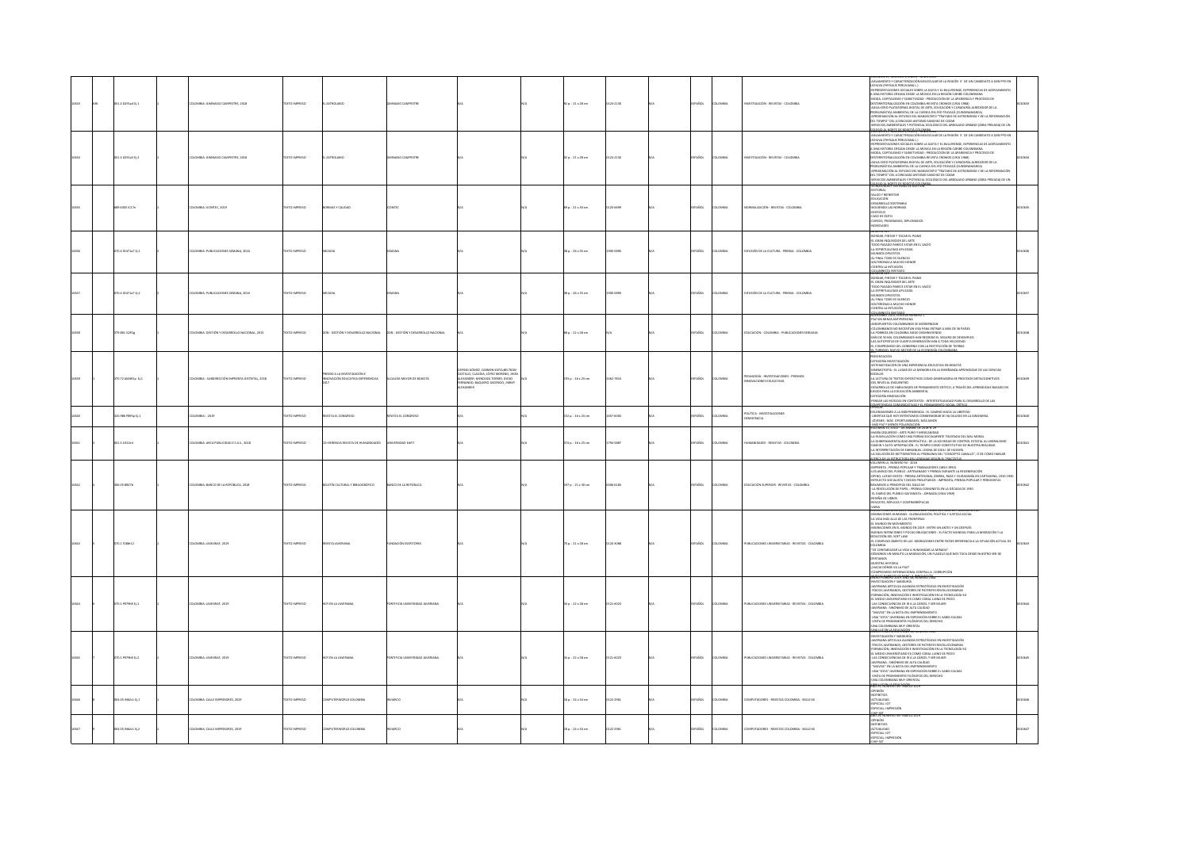| | | | | | | | | | | | | | | | | | | |
|---|---|---|---|---|---|---|---|---|---|---|---|---|---|---|---|---|---|---|
| 10633 | 886 | 001.4 G591a4 Ej.1 | 1 | COLOMBIA: GIMNASIO CAMPESTRE, 2018 | TEXTO IMPRESO | EL ASTROLABIO | GIMNASIO CAMPESTRE | N/A | N/A | N/A | 92 p. ; 21 x 28 cm | 0120-2135 | N/A | ESPAÑOL | COLOMBIA | INVESTIGACIÓN - REVISTAS - COLOMBIA | AISLAMIENTO Y CARACTERIZACIÓN MOLECULAR DE LA REGIÓN 5' DE UN CANDIDATO A GEN PPO EN UCHUVA (PHYSALIS PERUVIANA L.) / REPRESENTACIONES SOCIALES SOBRE LA GUATLA Y EL BULLERENGUE, EXPERIENCIAS DE ACERCAMIENTO A UNA HISTORIA CREADA DESDE LA MÚSICA EN LA REGIÓN CARIBE COLOMBIANA / MODA, CAPITALISMO Y SUBJETIVIDAD - PRODUCCIÓN DE LA APARIENCIA Y PROCESOS DE DESTERRITORIALIZACIÓN EN COLOMBIA REVISTA CROMOS (1916-1968) / AGUA-CERO PLATAFORMA DIGITAL DE ARTE, EDUCACIÓN Y CURADURÍA ALREDEDOR DE LA PROBLEMÁTICA AMBIENTAL DE LA CUENCA DEL RÍO TEUSACÁ (CUNDINAMARCA) / APROXIMACIÓN AL ESTUDIO DEL MANUSCRITO "TRATADO DE ASTRONOMÍA Y DE LA REFORMACIÓN DEL TIEMPO" DEL LICENCIADO ANTONIO SÁNCHEZ DE COZAR / SERVICIOS AMBIENTALES Y POTENCIAL ECOLÓGICO DEL ARBOLADO URBANO (ÁREA PRIVADA) DE UN COLEGIO AL NORTE DE BOGOTÁ COLOMBIA | 0010633 |
| 10634 | | 001.4 G591a4 Ej.2 | 1 | COLOMBIA: GIMNASIO CAMPESTRE, 2018 | TEXTO IMPRESO | EL ASTROLABIO | GIMNASIO CAMPESTRE | N/A | N/A | N/A | 92 p. ; 21 x 28 cm | 0120-2135 | N/A | ESPAÑOL | COLOMBIA | INVESTIGACIÓN - REVISTAS - COLOMBIA | AISLAMIENTO Y CARACTERIZACIÓN MOLECULAR DE LA REGIÓN 5' DE UN CANDIDATO A GEN PPO EN UCHUVA (PHYSALIS PERUVIANA L.) / REPRESENTACIONES SOCIALES SOBRE LA GUATLA Y EL BULLERENGUE, EXPERIENCIAS DE ACERCAMIENTO A UNA HISTORIA CREADA DESDE LA MÚSICA EN LA REGIÓN CARIBE COLOMBIANA / MODA, CAPITALISMO Y SUBJETIVIDAD - PRODUCCIÓN DE LA APARIENCIA Y PROCESOS DE DESTERRITORIALIZACIÓN EN COLOMBIA REVISTA CROMOS (1916-1968) / AGUA-CERO PLATAFORMA DIGITAL DE ARTE, EDUCACIÓN Y CURADURÍA ALREDEDOR DE LA PROBLEMÁTICA AMBIENTAL DE LA CUENCA DEL RÍO TEUSACÁ (CUNDINAMARCA) / APROXIMACIÓN AL ESTUDIO DEL MANUSCRITO "TRATADO DE ASTRONOMÍA Y DE LA REFORMACIÓN DEL TIEMPO" DEL LICENCIADO ANTONIO SÁNCHEZ DE COZAR / SERVICIOS AMBIENTALES Y POTENCIAL ECOLÓGICO DEL ARBOLADO URBANO (ÁREA PRIVADA) DE UN COLEGIO AL NORTE DE BOGOTÁ COLOMBIA | 0010634 |
| 10635 | | 689.4385 IC17e | 1 | COLOMBIA: ICONTEC, 2019 | TEXTO IMPRESO | NORMAS Y CALIDAD | ICONTEC | N/A | N/A | N/A | 66 p. ; 21 x 30 cm | 0120-6699 | N/A | ESPAÑOL | COLOMBIA | NORMALIZACIÓN - REVISTAS - COLOMBIA | EDITORIAL / SALUD Y BIENESTAR / EDUCACIÓN / DESARROLLO SOSTENIBLE / SIGUIENDO LAS NORMAS / NEGOCIOS / CASO DE ÉXITO / CURSOS, PROGRAMAS, DIPLOMADOS / NOVEDADES | 0010635 |
| 10636 | | 070.4 S547a7 Ej.1 | 2 | COLOMBIA: PUBLICACIONES SEMANA, 2016 | TEXTO IMPRESO | ARCADIA | SEMANA | N/A | N/A | N/A | 38 p. ; 26 x 35 cm | 1900-5890 | N/A | ESPAÑOL | COLOMBIA | DIFUSIÓN DE LA CULTURA - PRENSA - COLOMBIA | ROMEAR, PINTAR Y TOCAR EL PIANO / EL GRAN INQUISIDOR DEL ARTE / TODO PASADO PARECE ESTAR EN EL VACÍO / LA ESPIRITUALIDAD APLICADA / MUNDOS OPUESTOS / AL FINAL TODO ES SILENCIO / SOLTERONAS A MUCHO HONOR / CONTRA LA INTUICIÓN / COLUMNISTAS INVITADOS | 0010636 |
| 10637 | | 070.4 S547a7 Ej.2 | 2 | COLOMBIA: PUBLICACIONES SEMANA, 2016 | TEXTO IMPRESO | ARCADIA | SEMANA | N/A | N/A | N/A | 38 p. ; 26 x 35 cm | 1900-5890 | N/A | ESPAÑOL | COLOMBIA | DIFUSIÓN DE LA CULTURA - PRENSA - COLOMBIA | ROMEAR, PINTAR Y TOCAR EL PIANO / EL GRAN INQUISIDOR DEL ARTE / TODO PASADO PARECE ESTAR EN EL VACÍO / LA ESPIRITUALIDAD APLICADA / MUNDOS OPUESTOS / AL FINAL TODO ES SILENCIO / SOLTERONAS A MUCHO HONOR / CONTRA LA INTUICIÓN / COLUMNISTAS INVITADOS | 0010637 |
| 10638 | | 379.860 G292g | 1 | COLOMBIA: GESTIÓN Y DESARROLLO NACIONAL, 2019 | TEXTO IMPRESO | GDN - GESTIÓN Y DESARROLLO NACIONAL | GDN - GESTIÓN Y DESARROLLO NACIONAL | N/A | N/A | N/A | 48 p. ; 22 x 28 cm | N/A | N/A | ESPAÑOL | COLOMBIA | EDUCACIÓN - COLOMBIA - PUBLICACIONES SERIADAS | PAZ SIN MINAS ANTIPERSONA / AEROPUERTOS COLOMBIANOS SE MODERNIZAN / COLOMBIANOS NO NECESITAN VISA PARA ENTRAR A MÁS DE 50 PAÍSES / LA POBREZA EN COLOMBIA SIGUE DISMINUYENDO / MÁS DE 50 MIL COLOMBIANOS HAN RECIBIDO EL SEGURO DE DESEMPLEO / LAS AUTOPISTAS DE CUARTA GENERACIÓN VAN A TODA VELOCIDAD / EL COMPROMISO DEL GOBIERNO CON LA RESTITUCIÓN DE TIERRAS / EL TURISMO, NUEVO MOTOR DE LA ECONOMÍA COLOMBIANA | 0010638 |
| 10639 | | 370.72 A466p Ej.1 | 1 | COLOMBIA: SUBDIRECCIÓN IMPRENTA DISTRITAL, 2018 | TEXTO IMPRESO | PREMIO A LA INVESTIGACIÓN E INNOVACIÓN EDUCATIVA EXPERIENCIAS 2017 | ALCALDÍA MAYOR DE BOGOTÁ | ESPINO GÓMEZ, CARMEN SOFÍA; BELTRÁN CASTILLO, CLAUDIA; LÓPEZ MORENO, JHON ALEXANDER; MENDOZA TORRES, DIEGO FERNANDO; BAQUERO ACEVEDO, ZAMIR ALEXANDER | N/A | N/A | 193 p. ; 16 x 23 cm | 2462-7804 | N/A | ESPAÑOL | COLOMBIA | PEDAGOGÍA - INVESTIGACIONES - PREMIOS - INNOVACIONES EDUCATIVAS | PRESENTACIÓN / CATEGORÍA INVESTIGACIÓN / SISTEMATIZACIÓN DE UNA EXPERIENCIA EDUCATIVA EN BOGOTÁ / MNEMOTOPÍA - EL LUGAR DE LA MEMORIA EN LA ENSEÑANZA APRENDIZAJE DE LAS CIENCIAS SOCIALES / LA LECTURA DE TEXTOS EXPOSITIVOS COMO GENERADORA DE PROCESOS METACOGNITIVOS DEL NIVEL AL ENCUENTRO / DESARROLLO DE HABILIDADES DE PENSAMIENTO CRÍTICO, A TRAVÉS DEL APRENDIZAJE BASADO EN JUEGOS PARA LA EDUCACIÓN AMBIENTAL / CATEGORÍA INNOVACIÓN / PENSAR LAS MÚSICAS EN CONTEXTOS - INTERTEXTUALIDAD PARA EL DESARROLLO DE LAS COMPETENCIAS COMUNICATIVAS Y EL PENSAMIENTO SOCIAL CRÍTICO | 0010639 |
| 10640 | | 320.986 P894p Ej.1 | 1 | COLOMBIA: , 2019 | TEXTO IMPRESO | REVISTA EL CONGRESO | REVISTA EL CONGRESO | N/A | N/A | N/A | 152 p. ; 16 x 25 cm | 1657-6004 | N/A | ESPAÑOL | COLOMBIA | POLÍTICA - INVESTIGACIONES - DEMOCRACIA | OPINIÓN / COLOMBIANISMO A LA INDEPENDENCIA - EL CAMINO HACIA LA LIBERTAD / LIBERTAD QUE HOY INTENTAMOS CONMEMORAR SE HA DILUIDO EN LA XENOFOBIA / JÓVENES: MÁS OPORTUNIDADES, MÁS AMOR / MÁS PAZ Y MENOS POLARIZACIÓN | 0010640 |
| 10641 | | 001.3 U61Co | 1 | COLOMBIA: ARCA PUBLICIDAD Z S.A.S., 2018 | TEXTO IMPRESO | CO-HERENCIA REVISTA DE HUMANIDADES | UNIVERSIDAD EAFIT | N/A | N/A | N/A | 374 p. ; 16 x 23 cm | 1794-5887 | N/A | ESPAÑOL | COLOMBIA | HUMANIDADES - REVISTAS - COLOMBIA | MARÍA IZQUIERDO - ARTE PURO Y MEXICANIDAD / LA HUMILLACIÓN COMO UNA FORMA SOCIALMENTE TOLERADA DEL MAL MORAL / LA GUBERNAMENTALIDAD BIOPOLÍTICA - DE LA SOCIEDAD DE CONTROL ESTATAL AL LIBERALISMO / DASEIN Y ACTO APROPIACIÓN - EL TIEMPO COMO CONSTITUTIVO DE NUESTRA REALIDAD / LA INTERPRETACIÓN DE EMMANUEL LÉVINAS DE HUSSERL / LA SOLUCIÓN DE WITTGENSTEIN AL PROBLEMA DEL "CONCEPTO CABALLO", O DE CÓMO HABLAR ACERCA DE LA ESTRUCTURA DEL LENGUAJE SEGÚN EL TRACTATUS | 0010641 |
| 10642 | | 306.05 B827b | 1 | COLOMBIA: BANCO DE LA REPÚBLICA, 2018 | TEXTO IMPRESO | BOLETÍN CULTURAL Y BIBLIOGRÁFICO | BANCO DE LA REPÚBLICA | N/A | N/A | N/A | 247 p. ; 21 x 30 cm | 0006-6184 | N/A | ESPAÑOL | COLOMBIA | EDUCACIÓN SUPERIOR - REVISTAS - COLOMBIA | VOLUMEN LII, NÚMERO 94 - 2018 / IMPRENTA, PRENSA POPULAR Y TRABAJADORES (1850-1950) / LOS AMIGOS DEL PUEBLO - ARTESANADO Y PRENSA DURANTE LA REGENERACIÓN / OPINO, LUEGO EXISTO - PRENSA ARTESANA, OBRERA, RADICAL Y CIUDADANÍA EN CARTAGENA, 1910-1930 / INTELECTO SOCIALISTA Y OBREROS PROLETARIOS - IMPRENTA, PRENSA POPULAR Y PERIODISTAS A PRINCIPIOS DEL SIGLO XX / LA REVOLUCIÓN DE PAPEL - PRENSA COMUNISTA EN LA DÉCADA DE 1930 / EL DIARIO DEL PUEBLO GAITANISTA - JORNADA (1944-1949) / RESEÑA DE LIBROS / RESCATES, RÉPLICAS Y CONTRARRÉPLICAS / VARIA | 0010642 |
| 10643 | | 070.5 F388e12 | 1 | COLOMBIA: JAVEGRAF, 2019 | TEXTO IMPRESO | REVISTA JAVERIANA | FUNDACIÓN ESCRITORES | N/A | N/A | N/A | 76 p. ; 21 x 28 cm | 0120-3088 | N/A | ESPAÑOL | COLOMBIA | PUBLICACIONES UNIVERSITARIAS - REVISTAS - COLOMBIA | MIGRACIONES HUMANAS - GLOBALIZACIÓN, POLÍTICA Y JUSTICIA SOCIAL / LA VIDA MÁS ALLÁ DE LAS FRONTERAS / EL MUNDO EN MOVIMIENTO / MIGRACIONES EN EL MUNDO EN 2019 - ENTRE UN ANTES Y UN DESPUÉS / BUENAS INTENCIONES Y POCAS OBLIGACIONES - EL PACTO MUNDIAL PARA LA MIGRACIÓN Y LA REDACCIÓN DEL SOFT LAW / EL COMPLEJO ÁMBITO DE LAS MIGRACIONES ENTRE PAÍSES REFERENCIA A LA SITUACIÓN ACTUAL DE COLOMBIA / "DE CONTABILIZAR LA VIDA A HUMANIZAR LA MIRADA" / DETENERSE UN MINUTO: LA MIGRACIÓN, UN FLAGELO QUE NOS TOCA DESDE NUESTRO SER DE CRISTIANOS / NUESTRA HISTORIA / ¿HACIA DÓNDE VA LA PAZ? / COMPROMISO INTERNACIONAL CONTRA LA CORRUPCIÓN / EL RETO NUEVO DE LA INNOVACIÓN | 0010643 |
| 10644 | | 070.1 P979h Ej.1 | 1 | COLOMBIA: JAVEGRAF, 2019 | TEXTO IMPRESO | HOY EN LA JAVERIANA | PONTIFICIA UNIVERSIDAD JAVERIANA | N/A | N/A | N/A | 56 p. ; 22 x 28 cm | 0120-4025 | N/A | ESPAÑOL | COLOMBIA | PUBLICACIONES UNIVERSITARIAS - REVISTAS - COLOMBIA | INVESTIGACIÓN Y JAVERIANA / JAVERIANA ARTICULA ALIANZAS ESTRATÉGICAS EN INVESTIGACIÓN / PECES JAVERIANOS, GESTORES DE PATENTES REVOLUCIONARIAS / FORMACIÓN, INNOVACIÓN E INVESTIGACIÓN EN LA TECNOLOGÍA 5G / EL MEDIO UNIVERSITARIO ES COMO CORAL LLENO DE PECES / LAS CONSECUENCIAS DE IR A LA CÁRCEL Y SER MUJER / JAVERIANA - SINÓNIMO DE ALTA CALIDAD / "MAVISE" EN LA MIRA DEL EMPRENDIMIENTO / UNA "JOYA" JAVERIANA EN EXPOSICIÓN SOBRE EL SABIO CALDAS / VISITA DE PENSAMIENTOS FILOSÓFICOS DEL DERECHO / UNA COLOMBIANA MUY ORIENTAL / UNA LUZ EN LA EDUCACIÓN | 0010644 |
| 10645 | 7 | 070.1 P979h Ej.2 | 1 | COLOMBIA: JAVEGRAF, 2019 | TEXTO IMPRESO | HOY EN LA JAVERIANA | PONTIFICIA UNIVERSIDAD JAVERIANA | N/A | N/A | N/A | 56 p. ; 22 x 28 cm | 0120-4025 | N/A | ESPAÑOL | COLOMBIA | PUBLICACIONES UNIVERSITARIAS - REVISTAS - COLOMBIA | INVESTIGACIÓN Y JAVERIANA / JAVERIANA ARTICULA ALIANZAS ESTRATÉGICAS EN INVESTIGACIÓN / PECES JAVERIANOS, GESTORES DE PATENTES REVOLUCIONARIAS / FORMACIÓN, INNOVACIÓN E INVESTIGACIÓN EN LA TECNOLOGÍA 5G / EL MEDIO UNIVERSITARIO ES COMO CORAL LLENO DE PECES / LAS CONSECUENCIAS DE IR A LA CÁRCEL Y SER MUJER / JAVERIANA - SINÓNIMO DE ALTA CALIDAD / "MAVISE" EN LA MIRA DEL EMPRENDIMIENTO / UNA "JOYA" JAVERIANA EN EXPOSICIÓN SOBRE EL SABIO CALDAS / VISITA DE PENSAMIENTOS FILOSÓFICOS DEL DERECHO / UNA COLOMBIANA MUY ORIENTAL / UNA LUZ EN LA EDUCACIÓN | 0010645 |
| 10646 | 8 | 004.05 I96c1 Ej.1 | 2 | COLOMBIA: CALLE IMPRESORES, 2019 | TEXTO IMPRESO | COMPUTERWORLD COLOMBIA | INVARCO | N/A | N/A | N/A | 18 p. ; 23 x 34 cm | 0122-2961 | N/A | ESPAÑOL | COLOMBIA | COMPUTADORES - REVISTAS COLOMBIA - SIGLO XX | OPINIÓN / INSTANTES / ACTUALIDAD / ESPECIAL: IOT / ESPECIAL: IMPRESIÓN / CHIP SET | 0010646 |
| 10647 | 9 | 004.05 I96c1 Ej.2 | 2 | COLOMBIA: CALLE IMPRESORES, 2019 | TEXTO IMPRESO | COMPUTERWORLD COLOMBIA | INVARCO | N/A | N/A | N/A | 18 p. ; 23 x 34 cm | 0122-2961 | N/A | ESPAÑOL | COLOMBIA | COMPUTADORES - REVISTAS COLOMBIA - SIGLO XX | OPINIÓN / INSTANTES / ACTUALIDAD / ESPECIAL: IOT / ESPECIAL: IMPRESIÓN / CHIP SET | 0010647 |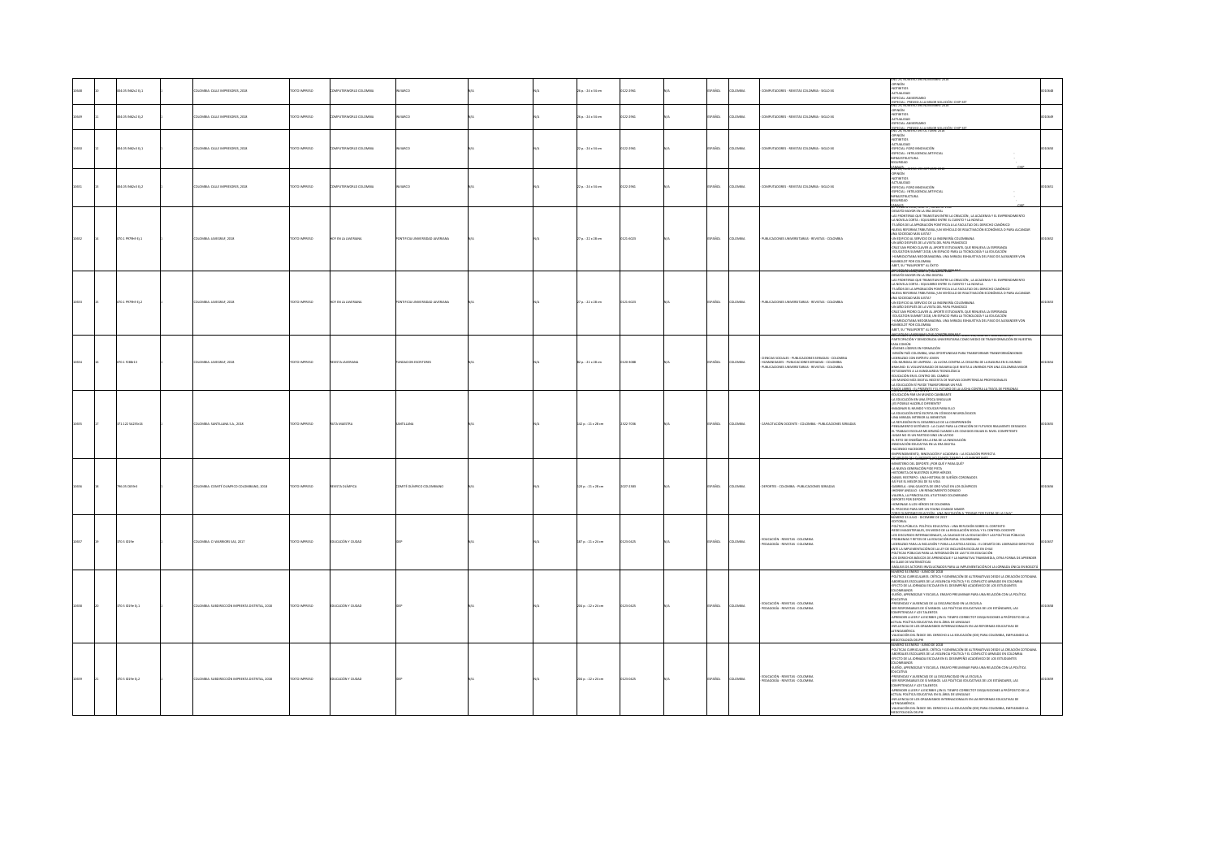| | | | | | | | | | | | | | | | | |
|---|---|---|---|---|---|---|---|---|---|---|---|---|---|---|---|---|
| 10048 | 10 | 004.05 R462c3 Ej.1 | 1 | COLOMBIA: CALLE IMPRESORES, 2018 | TEXTO IMPRESO | COMPUTERWORLD COLOMBIA | INVARCO | N/A | N/A | 26 p. : 33 x 54 cm | 0122-2961 | N/A | ESPAÑOL | COLOMBIA | COMPUTADORES - REVISTAS COLOMBIA - SIGLO XX | AÑO 29 NÚMERO 506 NOVIEMBRE 2018 -OPINIÓN -NOTIBYTES -ACTUALIDAD -ESPECIAL: ANIVERSARIO -ESPECIAL: PREMIO A LA MEJOR SOLUCIÓN -CHIP SET | 0010048 |
| 10049 | 11 | 004.05 R462c3 Ej.2 | 1 | COLOMBIA: CALLE IMPRESORES, 2018 | TEXTO IMPRESO | COMPUTERWORLD COLOMBIA | INVARCO | N/A | N/A | 26 p. : 33 x 54 cm | 0122-2961 | N/A | ESPAÑOL | COLOMBIA | COMPUTADORES - REVISTAS COLOMBIA - SIGLO XX | AÑO 29 NÚMERO 506 NOVIEMBRE 2018 -OPINIÓN -NOTIBYTES -ACTUALIDAD -ESPECIAL: ANIVERSARIO -ESPECIAL: PREMIO A LA MEJOR SOLUCIÓN -CHIP SET | 0010049 |
| 10050 | 12 | 004.05 R462c3 Ej.1 | 1 | COLOMBIA: CALLE IMPRESORES, 2018 | TEXTO IMPRESO | COMPUTERWORLD COLOMBIA | INVARCO | N/A | N/A | 22 p. : 33 x 54 cm | 0122-2961 | N/A | ESPAÑOL | COLOMBIA | COMPUTADORES - REVISTAS COLOMBIA - SIGLO XX | AÑO 29 NÚMERO 505 OCTUBRE 2018 -OPINIÓN -NOTIBYTES -ACTUALIDAD -ESPECIAL: FORO INNOVACIÓN -ESPECIAL: INTELIGENCIA ARTIFICIAL -INFRAESTRUCTURA -SEGURIDAD -CHIP SET | 0010050 |
| 10051 | 13 | 004.05 R462c3 Ej.2 | 1 | COLOMBIA: CALLE IMPRESORES, 2018 | TEXTO IMPRESO | COMPUTERWORLD COLOMBIA | INVARCO | N/A | N/A | 22 p. : 33 x 54 cm | 0122-2961 | N/A | ESPAÑOL | COLOMBIA | COMPUTADORES - REVISTAS COLOMBIA - SIGLO XX | AÑO 29 NÚMERO 505 OCTUBRE 2018 -OPINIÓN -NOTIBYTES -ACTUALIDAD -ESPECIAL: FORO INNOVACIÓN -ESPECIAL: INTELIGENCIA ARTIFICIAL -INFRAESTRUCTURA -SEGURIDAD -CHIP SET | 0010051 |
| 10052 | 14 | 070.1 P979H Ej.1 | 1 | COLOMBIA: JAVERIANA, 2018 | TEXTO IMPRESO | HOY EN LA JAVERIANA | PONTIFICIA UNIVERSIDAD JAVERIANA | N/A | N/A | 27 p. : 22 x 28 cm | 0120-6025 | N/A | ESPAÑOL | COLOMBIA | PUBLICACIONES UNIVERSITARIAS - REVISTAS - COLOMBIA | -DESAFÍO MAYOR EN LA ERA DIGITAL -LAS FRONTERAS QUE TRANSITAN ENTRE LA CREACIÓN, LA ACADEMIA Y EL EMPRENDIMIENTO -LA NOVELA CORTA: EQUILIBRIO ENTRE EL CUENTO Y LA NOVELA -75 AÑOS DE LA APROBACIÓN PONTIFICIA A LA FACULTAD DEL DERECHO CANÓNICO -NUEVA REFORMA TRIBUTARIA ¿UN VEHÍCULO DE REACTIVACIÓN ECONÓMICA O PARA ALCANZAR UNA SOCIEDAD MÁS JUSTA? -UN EDIFICIO AL SERVICIO DE LA INGENIERÍA COLOMBIANA -UN AÑO DESPUÉS DE LA VISITA DEL PAPA FRANCISCO -CRUZ SAN PEDRO CLAVER AL APORTE ESTUDIANTIL QUE RENUEVA LA ESPERANZA -EDUCATION SUMMIT 2018, UN ESPACIO PARA LA TECNOLOGÍA Y LA EDUCACIÓN -HUMBOLDTIANA NEOGRANADINA: UNA MIRADA EXHAUSTIVA DEL PASO DE ALEXANDER VON HUMBOLDT POR COLOMBIA -ABET, SU "PASAPORTE" AL ÉXITO | 0010052 |
| 10053 | 15 | 070.1 P979H Ej.2 | 1 | COLOMBIA: JAVERIANA, 2018 | TEXTO IMPRESO | HOY EN LA JAVERIANA | PONTIFICIA UNIVERSIDAD JAVERIANA | N/A | N/A | 27 p. : 22 x 28 cm | 0120-6025 | N/A | ESPAÑOL | COLOMBIA | PUBLICACIONES UNIVERSITARIAS - REVISTAS - COLOMBIA | -DESAFÍO MAYOR EN LA ERA DIGITAL -LAS FRONTERAS QUE TRANSITAN ENTRE LA CREACIÓN, LA ACADEMIA Y EL EMPRENDIMIENTO -LA NOVELA CORTA: EQUILIBRIO ENTRE EL CUENTO Y LA NOVELA -75 AÑOS DE LA APROBACIÓN PONTIFICIA A LA FACULTAD DEL DERECHO CANÓNICO -NUEVA REFORMA TRIBUTARIA ¿UN VEHÍCULO DE REACTIVACIÓN ECONÓMICA O PARA ALCANZAR UNA SOCIEDAD MÁS JUSTA? -UN EDIFICIO AL SERVICIO DE LA INGENIERÍA COLOMBIANA -UN AÑO DESPUÉS DE LA VISITA DEL PAPA FRANCISCO -CRUZ SAN PEDRO CLAVER AL APORTE ESTUDIANTIL QUE RENUEVA LA ESPERANZA -EDUCATION SUMMIT 2018, UN ESPACIO PARA LA TECNOLOGÍA Y LA EDUCACIÓN -HUMBOLDTIANA NEOGRANADINA: UNA MIRADA EXHAUSTIVA DEL PASO DE ALEXANDER VON HUMBOLDT POR COLOMBIA -ABET, SU "PASAPORTE" AL ÉXITO | 0010053 |
| 10054 | 16 | 070.1 J786h13 | 1 | COLOMBIA: JAVERIANA, 2018 | TEXTO IMPRESO | REVISTA JAVERIANA | FUNDACIÓN ESCRITORES | N/A | N/A | 82 p. : 21 x 28 cm | 0120-3088 | N/A | ESPAÑOL | COLOMBIA | CIENCIAS SOCIALES - PUBLICACIONES SERIADAS - COLOMBIA; HUMANIDADES - PUBLICACIONES SERIADAS - COLOMBIA; PUBLICACIONES UNIVERSITARIAS - REVISTAS - COLOMBIA | PARTICIPACIÓN Y DEMOCRACIA UNIVERSITARIA COMO MEDIO DE TRANSFORMACIÓN DE NUESTRA CASA COMÚN -JÓVENES LÍDERES EN FORMACIÓN -MISIÓN PAÍS COLOMBIA, UNA OPORTUNIDAD PARA TRANSFORMAR TRANSFORMACIONES -LIDERAZGO CON ESPÍRITU JOVEN -DÍA MUNDIAL DE LIMPIEZA: LA LUCHA CONTRA LA CEGUERA DE LA BASURA EN EL MUNDO -ANAHIMO: EL VOLUNTARIADO DE BAVARIA QUE INVITA A UNIRNOS POR UNA COLOMBIA MEJOR -ESTUDIANTES A LA VANGUARDIA TECNOLÓGICA -EDUCACIÓN EN EL CENTRO DEL CAMBIO -UN MUNDO MÁS DIGITAL NECESITA DE NUEVAS COMPETENCIAS PROFESIONALES -LA EDUCACIÓN SÍ PUEDE TRANSFORMAR UN PAÍS -PASIÓN LIBRE: EL PRESENTE Y EL FUTURO DE LA LUCHA CONTRA LA TRATA DE PERSONAS | 0010054 |
| 10055 | 17 | 371.122 S423r16 | 1 | COLOMBIA: SANTILLANA S.A., 2018 | TEXTO IMPRESO | RUTA MAESTRA | SANTILLANA | N/A | N/A | 142 p. : 21 x 28 cm | 2322-7036 | N/A | ESPAÑOL | COLOMBIA | CAPACITACIÓN DOCENTE - COLOMBIA - PUBLICACIONES SERIADAS | -EDUCACIÓN PARA UN MUNDO CAMBIANTE -LA EDUCACIÓN EN UNA ÉPOCA SINGULAR -¿ES POSIBLE HACERLO DIFERENTE? -IMAGINAR EL MUNDO Y VOLVER PARA ELLO -LA EDUCACIÓN ESTÁ ESCRITA EN CÓDIGOS NEUROLÓGICOS -UNA MIRADA INTERIOR AL BIENESTAR -LA REFLEXIÓN EN EL DESARROLLO DE LA COMPRENSIÓN -PENSAMIENTO SISTÉMICO: LA CLAVE PARA LA CREACIÓN DE FUTUROS REALMENTE DESEADOS -EL TRABAJO ESCOLAR MEJORARÁ CUANDO LOS COLEGIOS EXIJAN EL NIVEL COMPETENTE -JUGAR NO ES UN PARTIDO SINO UN LATIDO -EL RETO DE ENSEÑAR EN LA ERA DE LA INNOVACIÓN -INNOVACIÓN EDUCATIVA EN LA ERA DIGITAL -HACIENDO HACEDORES -EMPRENDIMIENTO, INNOVACIÓN Y ACADEMIA: LA ECUACIÓN PERFECTA | 0010055 |
| 10056 | 18 | 796.05 O69r3 | 1 | COLOMBIA: COMITÉ OLÍMPICO COLOMBIANO, 2018 | TEXTO IMPRESO | REVISTA OLÍMPICA | COMITÉ OLÍMPICO COLOMBIANO | N/A | N/A | 120 p. : 21 x 28 cm | 2027-2383 | N/A | ESPAÑOL | COLOMBIA | DEPORTES - COLOMBIA - PUBLICACIONES SERIADAS | -MINISTERIO DEL DEPORTE ¿POR QUÉ Y PARA QUÉ? -LA NUEVA GENERACIÓN PIDE PISTA -HISTORIETA DE NUESTROS SÚPER HÉROES -DANIEL RESTREPO: UNA HISTORIA DE SUEÑOS CORONADOS -ASÍ FUE EL MEJOR DÍA DE SU VIDA -GABRIELA: UNA GAVIOTA DE ORO VIVO EN LOS OLÍMPICOS -INGRIT VALENCIA: UN RENACIMIENTO DORADO -VALERIA, LA PRINCESA DEL ATLETISMO COLOMBIANO -DEPORTE POR DEPORTE -HOMENAJE A LOS HÉROES DE COLOMBIA -EL PROCESO PARA SER UN YOUNG CHANGE MAKER -FORO OLÍMPICO EN ACCIÓN: UNA INVITACIÓN A "PENSAR POR FUERA DE LA CAJA" | 0010056 |
| 10057 | 19 | 370.5 E59e | 1 | COLOMBIA: D´VARBIGHS SAS, 2017 | TEXTO IMPRESO | EDUCACIÓN Y CIUDAD | IDEP | N/A | N/A | 187 p. : 21 x 24 cm | 0123-0425 | N/A | ESPAÑOL | COLOMBIA | EDUCACIÓN - REVISTAS - COLOMBIA; PEDAGOGÍA - REVISTAS - COLOMBIA | NÚMERO 33 JULIO - DICIEMBRE DE 2017 -EDITORIAL -POLÍTICA PÚBLICA: POLÍTICA EDUCATIVA: UNA REFLEXIÓN SOBRE EL CONTEXTO -REDES MAGISTERIALES, EN MEDIO DE LA REGULACIÓN SOCIAL Y EL CONTROL DOCENTE -LOS DISCURSOS INTERNACIONALES, LA CALIDAD DE LA EDUCACIÓN Y LAS POLÍTICAS PÚBLICAS -PROBLEMAS Y RETOS DE LA EDUCACIÓN RURAL COLOMBIANA -LIDERAZGO PARA LA INCLUSIÓN Y PARA LA JUSTICIA SOCIAL: EL DESAFÍO DEL LIDERAZGO DIRECTIVO ANTE LA IMPLEMENTACIÓN DE LA LEY DE INCLUSIÓN ESCOLAR EN CHILE -POLÍTICAS PÚBLICAS PARA LA INTEGRACIÓN DE LAS TIC EN EDUCACIÓN -LOS DERECHOS BÁSICOS DE APRENDIZAJE Y LA NARRATIVA TRANSMEDIA, OTRA FORMA DE APRENDER EN CLASE DE MATEMÁTICAS -ANÁLISIS DE ACTORES INVOLUCRADOS PARA LA IMPLEMENTACIÓN DE LA JORNADA ÚNICA EN BOGOTÁ | 0010057 |
| 10058 | 20 | 370.5 E59e Ej.1 | 1 | COLOMBIA: SUBDIRECCIÓN IMPRENTA DISTRITAL, 2018 | TEXTO IMPRESO | EDUCACIÓN Y CIUDAD | IDEP | N/A | N/A | 204 p. : 22 x 24 cm | 0123-0425 | N/A | ESPAÑOL | COLOMBIA | EDUCACIÓN - REVISTAS - COLOMBIA; PEDAGOGÍA - REVISTAS - COLOMBIA | NÚMERO 34 ENERO - JUNIO DE 2018 -POLÍTICAS CURRICULARES: CRÍTICA Y GENERACIÓN DE ALTERNATIVAS DESDE LA CREACIÓN COTIDIANA -ABORDAJES ESCOLARES DE LA VIOLENCIA POLÍTICA Y EL CONFLICTO ARMADO EN COLOMBIA -EFECTO DE LA JORNADA ESCOLAR EN EL DESEMPEÑO ACADÉMICO DE LOS ESTUDIANTES COLOMBIANOS -SUEÑO, APRENDIZAJE Y ESCUELA. ENSAYO PRELIMINAR PARA UNA RELACIÓN CON LA POLÍTICA EDUCATIVA -PRESENCIAS Y AUSENCIAS DE LA DISCAPACIDAD EN LA ESCUELA -¿SER RESPONSABLES DE SÍ MISMOS: LAS POLÍTICAS EDUCATIVAS DE LOS ESTÁNDARES, LAS COMPETENCIAS Y LOS TALENTOS -APRENDER A LEER Y A ESCRIBIR ¿EN EL TIEMPO CORRECTO? DISQUISICIONES A PROPÓSITO DE LA ACTUAL POLÍTICA EDUCATIVA EN EL ÁREA DE LENGUAJE -INFLUENCIA DE LOS ORGANISMOS INTERNACIONALES EN LAS REFORMAS EDUCATIVAS DE LATINOAMÉRICA -VALIDACIÓN DEL ÍNDICE DEL DERECHO A LA EDUCACIÓN (IDE) PARA COLOMBIA, EMPLEANDO LA METODOLOGÍA DELPHI | 0010058 |
| 10059 | 21 | 370.5 E59e Ej.2 | 1 | COLOMBIA: SUBDIRECCIÓN IMPRENTA DISTRITAL, 2018 | TEXTO IMPRESO | EDUCACIÓN Y CIUDAD | IDEP | N/A | N/A | 204 p. : 22 x 24 cm | 0123-0425 | N/A | ESPAÑOL | COLOMBIA | EDUCACIÓN - REVISTAS - COLOMBIA; PEDAGOGÍA - REVISTAS - COLOMBIA | NÚMERO 34 ENERO - JUNIO DE 2018 -POLÍTICAS CURRICULARES: CRÍTICA Y GENERACIÓN DE ALTERNATIVAS DESDE LA CREACIÓN COTIDIANA -ABORDAJES ESCOLARES DE LA VIOLENCIA POLÍTICA Y EL CONFLICTO ARMADO EN COLOMBIA -EFECTO DE LA JORNADA ESCOLAR EN EL DESEMPEÑO ACADÉMICO DE LOS ESTUDIANTES COLOMBIANOS -SUEÑO, APRENDIZAJE Y ESCUELA. ENSAYO PRELIMINAR PARA UNA RELACIÓN CON LA POLÍTICA EDUCATIVA -PRESENCIAS Y AUSENCIAS DE LA DISCAPACIDAD EN LA ESCUELA -¿SER RESPONSABLES DE SÍ MISMOS: LAS POLÍTICAS EDUCATIVAS DE LOS ESTÁNDARES, LAS COMPETENCIAS Y LOS TALENTOS -APRENDER A LEER Y A ESCRIBIR ¿EN EL TIEMPO CORRECTO? DISQUISICIONES A PROPÓSITO DE LA ACTUAL POLÍTICA EDUCATIVA EN EL ÁREA DE LENGUAJE -INFLUENCIA DE LOS ORGANISMOS INTERNACIONALES EN LAS REFORMAS EDUCATIVAS DE LATINOAMÉRICA -VALIDACIÓN DEL ÍNDICE DEL DERECHO A LA EDUCACIÓN (IDE) PARA COLOMBIA, EMPLEANDO LA METODOLOGÍA DELPHI | 0010059 |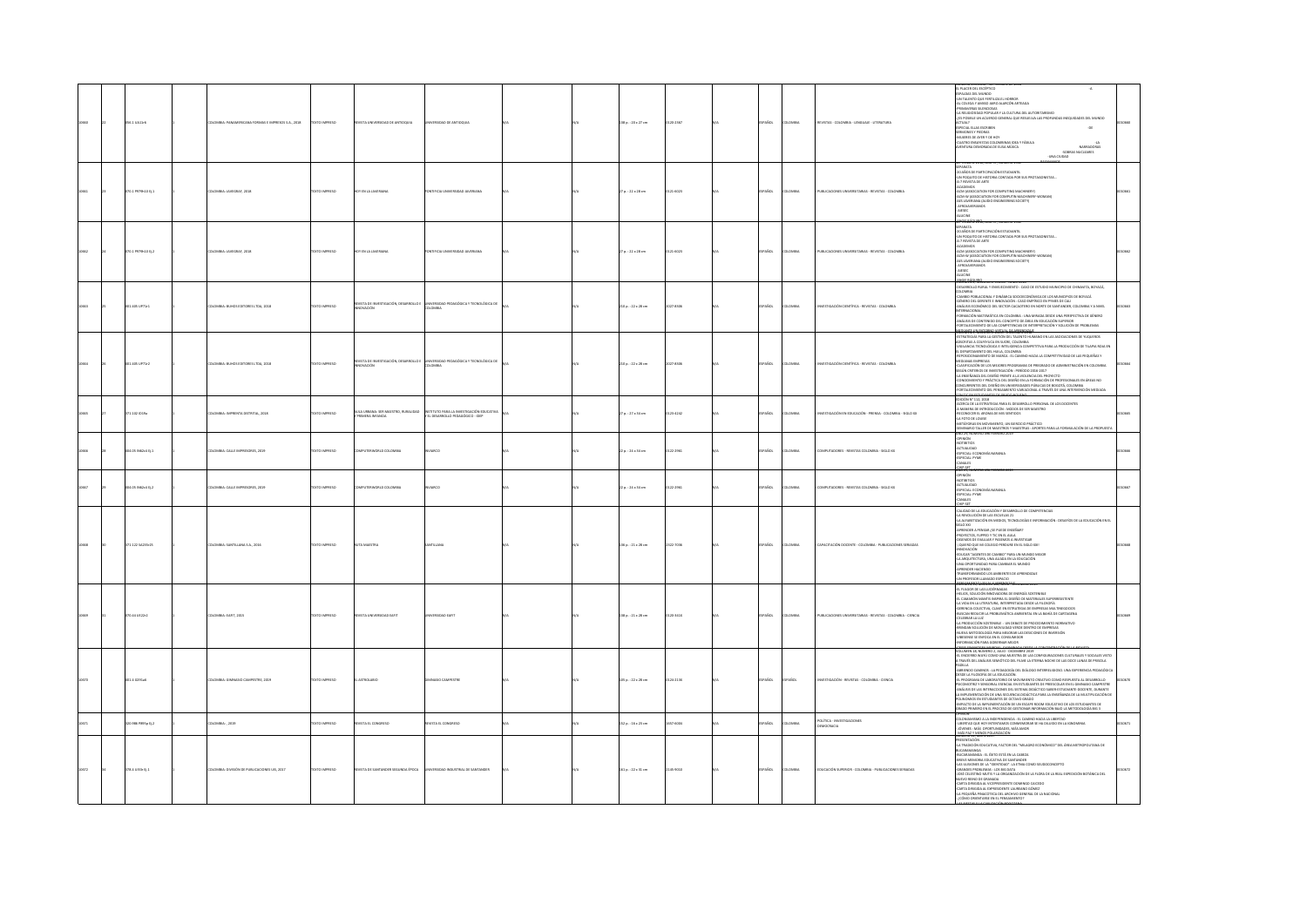| | | | | | | | | | | | | | | | | | |
|---|---|---|---|---|---|---|---|---|---|---|---|---|---|---|---|---|---|
| 10660 | 22 | 056.1 U51r4 | 1 | COLOMBIA: PANAMERICANA FORMAS E IMPRESOS S.A., 2018 | TEXTO IMPRESO | REVISTA UNIVERSIDAD DE ANTIOQUIA | UNIVERSIDAD DE ANTIOQUIA | N/A | N/A | 198 p. : 20 x 27 cm | 0120-2367 | N/A | ESPAÑOL | COLOMBIA | REVISTAS - COLOMBIA - LENGUAJE - LITERATURA | EL PLACER DEL ESCÉPTICO - ESPALDAS DEL MUNDO - UN TALENTO QUE FERTILIZA EL HORROR - AL COVIDA Y GRASO: ABYO ALARCÓN ARTEAGA - PRIMAVERAS SILENCIOSAS - LA RELIGIOSIDAD POPULAR Y LA CULTURA DEL AUTORITARISMO - LOS POSIBLES UN ACUERDO GENERAL QUE RESUELVA LAS PROFUNDAS INEQUIDADES DEL MUNDO ACTUAL - ESPECIAL ELLAS ESCRIBEN - SERMONES Y PIEDRAS - MUJERES DE AYER Y DE HOY - CUATRO ENSAYISTAS COLOMBIANAS IDEA Y FÁBULA - AVENTURA DESMEDIDA DE ELISA MÚJICA - NARRADORAS - SOBRAS SUCULENTAS - UNA CIUDAD | 0010660 |
| 10661 | 23 | 070.1 P979h10 Ej.1 | 1 | COLOMBIA: JAVEGRAF, 2018 | TEXTO IMPRESO | HOY EN LA JAVERIANA | PONTIFICIA UNIVERSIDAD JAVERIANA | N/A | N/A | 27 p. : 22 x 28 cm | 0121-6023 | N/A | ESPAÑOL | COLOMBIA | PUBLICACIONES UNIVERSITARIAS - REVISTAS - COLOMBIA | BIPANACA - 30 AÑOS DE PARTICIPACIÓN ESTUDIANTIL - UN POQUITO DE HISTORIA CONTADA POR SUS PROTAGONISTAS... - A 7 REVISTA DE ARTE - ACADEMOS - ACM (ASSOCIATION FOR COMPUTING MACHINERY) - ACM-W (ASSOCIATION FOR COMPUTING MACHINERY WOMAN) - AES JAVERIANA (AUDIO ENGINEERING SOCIETY) - AFROJAVERIANOS - AIESEC - ALGONE | 0010661 |
| 10662 | 24 | 070.1 P979h10 Ej.2 | 1 | COLOMBIA: JAVEGRAF, 2018 | TEXTO IMPRESO | HOY EN LA JAVERIANA | PONTIFICIA UNIVERSIDAD JAVERIANA | N/A | N/A | 27 p. : 22 x 28 cm | 0121-6023 | N/A | ESPAÑOL | COLOMBIA | PUBLICACIONES UNIVERSITARIAS - REVISTAS - COLOMBIA | BIPANACA - 30 AÑOS DE PARTICIPACIÓN ESTUDIANTIL - UN POQUITO DE HISTORIA CONTADA POR SUS PROTAGONISTAS... - A 7 REVISTA DE ARTE - ACADEMOS - ACM (ASSOCIATION FOR COMPUTING MACHINERY) - ACM-W (ASSOCIATION FOR COMPUTING MACHINERY WOMAN) - AES JAVERIANA (AUDIO ENGINEERING SOCIETY) - AFROJAVERIANOS - AIESEC - ALGONE | 0010662 |
| 10663 | 25 | 001.405 U971r1 | 1 | COLOMBIA: BUHOS EDITORES LTDA, 2018 | TEXTO IMPRESO | REVISTA DE INVESTIGACIÓN, DESARROLLO E INNOVACIÓN | UNIVERSIDAD PEDAGÓGICA Y TECNOLÓGICA DE COLOMBIA | N/A | N/A | 210 p. : 22 x 28 cm | 2027-9306 | N/A | ESPAÑOL | COLOMBIA | INVESTIGACIÓN CIENTÍFICA - REVISTAS - COLOMBIA | DESARROLLO RURAL Y ENVEJECIMIENTO - CASO DE ESTUDIO MUNICIPIO DE CHINAVITA, BOYACÁ, COLOMBIA - CAMBIO POBLACIONAL Y DINÁMICA SOCIOECONÓMICA DE LOS MUNICIPIOS DE BOYACÁ - GÉNERO DEL GERENTE E INNOVACIÓN: CASO EMPÍRICO EN PYMES DE CALI - ANÁLISIS ECONÓMICO DEL SECTOR CACAOTERO EN NORTE DE SANTANDER, COLOMBIA Y A NIVEL INTERNACIONAL - FORMACIÓN MATEMÁTICA EN COLOMBIA: UNA MIRADA DESDE UNA PERSPECTIVA DE GÉNERO - ANÁLISIS DE CONTENIDO DEL CONCEPTO DE ÁREA EN EDUCACIÓN SUPERIOR - FORTALECIMIENTO DE LAS COMPETENCIAS DE INTERPRETACIÓN Y SOLUCIÓN DE PROBLEMAS | 0010663 |
| 10664 | 26 | 001.405 U971r2 | 1 | COLOMBIA: BUHOS EDITORES LTDA, 2018 | TEXTO IMPRESO | REVISTA DE INVESTIGACIÓN, DESARROLLO E INNOVACIÓN | UNIVERSIDAD PEDAGÓGICA Y TECNOLÓGICA DE COLOMBIA | N/A | N/A | 210 p. : 22 x 28 cm | 2027-9306 | N/A | ESPAÑOL | COLOMBIA | INVESTIGACIÓN CIENTÍFICA - REVISTAS - COLOMBIA | ESTRATEGIAS PARA LA GESTIÓN DEL TALENTO HUMANO EN LAS ASOCIACIONES DE YUQUEROS ADSCRITAS A COOFUYCA EN SUCRE, COLOMBIA - VIGILANCIA TECNOLÓGICA E INTELIGENCIA COMPETITIVA PARA LA PRODUCCIÓN DE TILAPIA ROJA EN EL DEPARTAMENTO DEL HUILA, COLOMBIA - REPOSICIONAMIENTO DE MARCA: EL CAMINO HACIA LA COMPETITIVIDAD DE LAS PEQUEÑAS Y MEDIANAS EMPRESAS - CLASIFICACIÓN DE LOS MEJORES PROGRAMAS DE PREGRADO DE ADMINISTRACIÓN EN COLOMBIA SEGÚN CRITERIOS DE INVESTIGACIÓN - PERIODO 2016-2017 - LA ENSEÑANZA DEL DISEÑO FRENTE A LA VIOLENCIA DEL PROYECTO - CONOCIMIENTO Y PRÁCTICA DEL DISEÑO EN LA FORMACIÓN DE PROFESIONALES EN ÁREAS NO AFINES AL DISEÑO EN UNIVERSIDADES PÚBLICAS DE BOGOTÁ, COLOMBIA - FORTALECIMIENTO DEL PENSAMIENTO VARIACIONAL A TRAVÉS DE UNA INTERVENCIÓN MEDIADA | 0010664 |
| 10665 | 27 | 371.102 I59a | 1 | COLOMBIA: IMPRENTA DISTRITAL, 2018 | TEXTO IMPRESO | AULA URBANA: SER MAESTRO, RURALIDAD Y PRIMERA INFANCIA | INSTITUTO PARA LA INVESTIGACIÓN EDUCATIVA Y EL DESARROLLO PEDAGÓGICO - IDEP | N/A | N/A | 27 p. : 37 x 55 cm | 0123-6242 | N/A | ESPAÑOL | COLOMBIA | INVESTIGACIÓN EN EDUCACIÓN - PRENSA - COLOMBIA - SIGLO XXI | EDICIÓN N° 111, 2018 - ACERCA DE LA ESTRATEGIA PARA EL DESARROLLO PERSONAL DE LOS DOCENTES - A MANERA DE INTRODUCCIÓN - SALUDO DE SER MAESTRO - RECONOCER EL AROMA DE MIS SENTIDOS - LA FOTO DE LOUISE - METÁFORAS EN MOVIMIENTO, UN EJERCICIO PRÁCTICO - SEMINARIO TALLER DE MAESTROS Y MAESTRAS: APORTES PARA LA FORMULACIÓN DE LA PROPUESTA | 0010665 |
| 10666 | 28 | 004.05 I96k1 Ej.1 | 1 | COLOMBIA: CALLE IMPRESORES, 2019 | TEXTO IMPRESO | COMPUTERWORLD COLOMBIA | INVARCO | N/A | N/A | 22 p. : 33 x 54 cm | 0122-2961 | N/A | ESPAÑOL | COLOMBIA | COMPUTADORES - REVISTAS COLOMBIA - SIGLO XXI | OPINIÓN - INFOBYTES - ACTUALIDAD - ESPECIAL: ECONOMÍA NARANJA - ESPECIAL: PYME - CANALES - CHIP SET | 0010666 |
| 10667 | 29 | 004.05 I96k1 Ej.2 | 1 | COLOMBIA: CALLE IMPRESORES, 2019 | TEXTO IMPRESO | COMPUTERWORLD COLOMBIA | INVARCO | N/A | N/A | 22 p. : 33 x 54 cm | 0122-2961 | N/A | ESPAÑOL | COLOMBIA | COMPUTADORES - REVISTAS COLOMBIA - SIGLO XXI | OPINIÓN - INFOBYTES - ACTUALIDAD - ESPECIAL: ECONOMÍA NARANJA - ESPECIAL: PYME - CANALES - CHIP SET | 0010667 |
| 10668 | 30 | 371.122 S425r25 | 1 | COLOMBIA: SANTILLANA S.A., 2016 | TEXTO IMPRESO | RUTA MAESTRA | SANTILLANA | N/A | N/A | 138 p. : 21 x 28 cm | 2322-7036 | N/A | ESPAÑOL | COLOMBIA | CAPACITACIÓN DOCENTE - COLOMBIA - PUBLICACIONES SERIADAS | CALIDAD DE LA EDUCACIÓN Y DESARROLLO DE COMPETENCIAS - LA REVOLUCIÓN DE LAS ESCUELAS 21 - LA ALFABETIZACIÓN EN MEDIOS, TECNOLOGÍAS E INFORMACIÓN: DESAFÍOS DE LA EDUCACIÓN EN EL SIGLO XXI - APRENDER A PENSAR ¿SE PUEDE ENSEÑAR? - PROYECTOS, FLIPPED Y TIC EN EL AULA - DISEÑOS DE EVALUAR Y PASEMOS A INVESTIGAR - ¡QUIERO QUE MI COLEGIO PERDURE EN EL SIGLO XXI! - INNOVACIÓN - EDUCAR "AGENTES DE CAMBIO" PARA UN MUNDO MEJOR - LA ARQUITECTURA, UNA ALIADA EN LA EDUCACIÓN - UNA OPORTUNIDAD PARA CAMBIAR EL MUNDO - APRENDER HACIENDO - TRANSFORMANDO LOS AMBIENTES DE APRENDIZAJE - UN PROFESOR LLAMADO ESPACIO | 0010668 |
| 10669 | 31 | 070.16 U922r1 | 1 | COLOMBIA: EAFIT, 2015 | TEXTO IMPRESO | REVISTA UNIVERSIDAD EAFIT | UNIVERSIDAD EAFIT | N/A | N/A | 108 p. : 21 x 28 cm | 0120-341X | N/A | ESPAÑOL | COLOMBIA | PUBLICACIONES UNIVERSITARIAS - REVISTAS - COLOMBIA - CIENCIA | EL FULGOR DE LAS LUCIÉRNAGAS - HELIOS, SOLUCIÓN INNOVADORA DE ENERGÍA SOSTENIBLE - EL CAMARÓN MANTIS INSPIRA EL DISEÑO DE MATERIALES SUPERRESISTENTE - LA VIDA EN LA LITERATURA, INTERPRETADA DESDE LA FILOSOFÍA - GERENCIA COLECTIVA, CLAVE EN ESTRATEGIAS DE EMPRESAS MULTINEGOCIOS - BUSCAN RESOLVER LA PROBLEMÁTICA AMBIENTAL EN LA BAHÍA DE CARTAGENA - CELEBRAR LA LUZ - LA PRODUCCIÓN SOSTENIBLE: UN DEBATE DE PROCEDIMIENTO NORMATIVO - BRINDAN SOLUCIÓN DE MOVILIDAD VERDE DENTRO DE EMPRESAS - NUEVA METODOLOGÍA PARA MEJORAR LAS DECISIONES DE INVERSIÓN - VIBESENSE SE ENFOCA EN EL CONSUMIDOR - INFORMACIÓN PARA GOBERNAR MEJOR | 0010669 |
| 10670 | 32 | 001.4 G395a6 | 1 | COLOMBIA: GIMNASIO CAMPESTRE, 2019 | TEXTO IMPRESO | EL ASTROLABIO | GIMNASIO CAMPESTRE | N/A | N/A | 145 p. : 22 x 28 cm | 0124-2156 | N/A | ESPAÑOL | ESPAÑOL | INVESTIGACIÓN - REVISTAS - COLOMBIA - CIENCIA | VOLUMEN 18, NÚMERO 1, JULIO - DICIEMBRE 2019 - EL ENDERMO NIVEL COMO UNA MUESTRA DE LAS CONFIGURACIONES CULTURALES Y SOCIALES VISTO A TRAVÉS DEL ANÁLISIS SEMIÓTICO DEL FILME LA ETERNA NOCHE DE LAS DOCE LUNAS DE PRISCILA PADILLA - ABRIENDO CAMINOS: LA PEDAGOGÍA DEL DIÁLOGO INTERRELIGIOSO: UNA EXPERIENCIA PEDAGÓGICA DESDE LA FILOSOFÍA DE LA EDUCACIÓN - EL PROGRAMA DE LABORATORIO DE MOVIMIENTO CREATIVO COMO RESPUESTA AL DESARROLLO PSICOMOTRIZ Y SENSORIAL ESENCIAL EN ESTUDIANTES DE PREESCOLAR EN EL GIMNASIO CAMPESTRE - ANÁLISIS DE LAS INTERACCIONES DEL SISTEMA DIDÁCTICO SABER-ESTUDIANTE-DOCENTE, DURANTE LA IMPLEMENTACIÓN DE UNA SECUENCIA DIDÁCTICA PARA LA ENSEÑANZA DE LA MULTIPLICACIÓN DE POLINOMIOS EN ESTUDIANTES DE OCTAVO GRADO - IMPACTO DE LA IMPLEMENTACIÓN DE UN ESCAPE ROOM EDUCATIVO DE LOS ESTUDIANTES DE GRADO PRIMERO EN EL PROCESO DE GESTIONAR INFORMACIÓN BAJO LA METODOLOGÍA BIG 6 | 0010670 |
| 10671 | 33 | 320.986 R893p Ej.2 | 1 | COLOMBIA: , 2019 | TEXTO IMPRESO | REVISTA EL CONGRESO | REVISTA EL CONGRESO | N/A | N/A | 132 p. : 16 x 23 cm | 1657-6004 | N/A | ESPAÑOL | COLOMBIA | POLÍTICA - INVESTIGACIONES DEMOCRACIA | OPINIÓN - COLONIZADORES A LA INDEPENDENCIA: EL CAMINO HACIA LA LIBERTAD - LIBERTAD QUE NOS INTERPRETAMOS COMPRENDERSE HA OLVIDO EN LA ECONOMÍA - JÓVENES: MÁS OPORTUNIDADES, MÁS LABOR - MÁS PAZ Y MENOS POLARIZACIÓN | 0010671 |
| 10672 | 34 | 378.4 U93r Ej.1 | 1 | COLOMBIA: DIVISIÓN DE PUBLICACIONES UIS, 2017 | TEXTO IMPRESO | REVISTA DE SANTANDER SEGUNDA ÉPOCA | UNIVERSIDAD INDUSTRIAL DE SANTANDER | N/A | N/A | 241 p. : 22 x 31 cm | 2139-9050 | N/A | ESPAÑOL | COLOMBIA | EDUCACIÓN SUPERIOR - COLOMBIA - PUBLICACIONES SERIADAS | PRESENTACIÓN - LA TRADICIÓN EDUCATIVA, FACTOR DEL "MILAGRO ECONÓMICO" DEL ÁREA METROPOLITANA DE BUCARAMANGA - BUCARAMANGA: EL ÉXITO ESTÁ EN LA CABEZA - BREVE MEMORIA EDUCATIVA DE SANTANDER - LAS ILUSIONES DE LA "IDENTIDAD": LA ETNIA COMO SEUDOCONCEPTO - GRANDES PROBLEMAS: LOS DIOSES - JOSÉ CELESTINO MUTIS Y LA ORGANIZACIÓN DE LA FLORA DE LA REAL EXPEDICIÓN BOTÁNICA DEL NUEVO REINO DE GRANADA - CARTA DIRIGIDA AL VICEPRESIDENTE DOMINGO CAICEDO - CARTA DIRIGIDA AL EXPRESIDENTE LAUREANO GÓMEZ - LA PEQUEÑA PINACOTECA DEL ARCHIVO GENERAL DE LA NACIONAL - ¿CÓMO ORIENTARSE EN EL PENSAMIENTO? | 0010672 |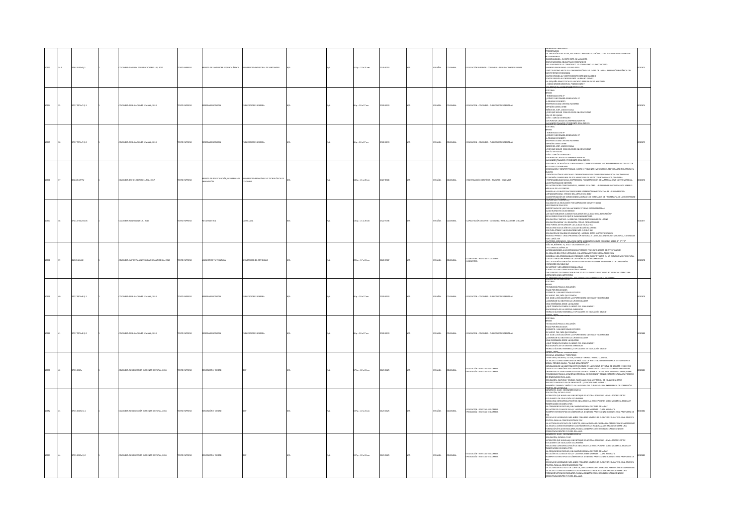| | | | | | | | | | | | | | | | | | | | | |
|---|---|---|---|---|---|---|---|---|---|---|---|---|---|---|---|---|---|---|---|---|
| 10473 | 34 A | 378.4 U55r Ej.2 | | 1 | COLOMBIA: DIVISIÓN DE PUBLICACIONES UIS, 2017 | TEXTO IMPRESO | REVISTA DE SANTANDER SEGUNDA ÉPOCA | UNIVERSIDAD INDUSTRIAL DE SANTANDER | N/A | | N/A | 161 p. : 22 x 31 cm | 2145-9010 | | N/A | ESPAÑOL | COLOMBIA | EDUCACIÓN SUPERIOR - COLOMBIA - PUBLICACIONES SERIADAS | PRESENTACIÓN; LA TRADICIÓN EDUCATIVA, FACTOR DEL "MILAGRO ECONÓMICO" DEL ÁREA METROPOLITANA DE BUCARAMANGA; BUCARAMANGA: EL ÉXITO ESTÁ EN LA CABEZA; BREVE MEMORIA EDUCATIVA DE SANTANDER; LAS ILUSIONES DE LA "IDENTIDAD": LA ETNIA COMO SEUDOCONCEPTO; GRANDES PROBLEMAS: LOS BIG DATA; JOSÉ CELESTINO MUTIS Y LA ORGANIZACIÓN DE LA FLORA DE LA REAL EXPEDICIÓN BOTÁNICA DEL NUEVO REINO DE GRANADA; CARTA DIRIGIDA AL VICEPRESIDENTE DOMINGO CAICEDO; CARTA DIRIGIDA AL EXPRESIDENTE LAUREANO GÓMEZ; LA PEQUEÑA PINACOTECA DEL ARCHIVO GENERAL DE LA NACIÓN; ¿CÓMO ORIENTARSE EN EL PENSAMIENTO? | 0010473 |
| 10474 | 35 | 370.7 P974s Ej.1 | | 1 | COLOMBIA: PUBLICACIONES SEMANA, 2018 | TEXTO IMPRESO | SEMANA EDUCACIÓN | PUBLICACIONES SEMANA | N/A | | N/A | 66 p. : 20 x 27 cm | 2500-6193 | | N/A | ESPAÑOL | COLOMBIA | EDUCACIÓN - COLOMBIA - PUBLICACIONES SERIADAS | EDITORIAL; BREVES; TENDENCIAS CTRL+P; ¿CÓMO FUNCIONARÁ GENERACIÓN E?; A PRUEBA DE ROBOTS; ENTREVISTA ANA CRISTINA NAVARRO; OPINIÓN DANIEL URIBE; NIÑOS DEL ICBF, LEJOS DE CASA; ¿POR QUÉ SEGUIR CON COLEGIOS EN CONCESIÓN?; UN LIO DE FALDAS; LUIS E. GARCÍA DE BRIGARD; LOS PUNTOS CIEGOS DEL EMPRENDIMIENTO; ALEJANDRO PALACIOS, PRESIDENTE DE LA ACRES | 0010474 |
| 10475 | 36 | 370.7 P974s Ej.2 | | 1 | COLOMBIA: PUBLICACIONES SEMANA, 2018 | TEXTO IMPRESO | SEMANA EDUCACIÓN | PUBLICACIONES SEMANA | N/A | | N/A | 66 p. : 20 x 27 cm | 2500-6193 | | N/A | ESPAÑOL | COLOMBIA | EDUCACIÓN - COLOMBIA - PUBLICACIONES SERIADAS | EDITORIAL; BREVES; TENDENCIAS CTRL+P; ¿CÓMO FUNCIONARÁ GENERACIÓN E?; A PRUEBA DE ROBOTS; ENTREVISTA ANA CRISTINA NAVARRO; OPINIÓN DANIEL URIBE; NIÑOS DEL ICBF, LEJOS DE CASA; ¿POR QUÉ SEGUIR CON COLEGIOS EN CONCESIÓN?; UN LIO DE FALDAS; LUIS E. GARCÍA DE BRIGARD; LOS PUNTOS CIEGOS DEL EMPRENDIMIENTO; ALEJANDRO PALACIOS, PRESIDENTE DE LA ACRES | 0010475 |
| 10476 | 37 | 001.405 U97r | | 1 | COLOMBIA: BUHOS EDITORES LTDA, 2017 | TEXTO IMPRESO | REVISTA DE INVESTIGACIÓN, DESARROLLO E INNOVACIÓN | UNIVERSIDAD PEDAGÓGICA Y TECNOLÓGICA DE COLOMBIA | N/A | | N/A | 180 p. : 21 x 28 cm | 2027-8306 | | N/A | ESPAÑOL | COLOMBIA | INVESTIGACIÓN CIENTÍFICA - REVISTAS - COLOMBIA | VIGILANCIA TECNOLÓGICA E INTELIGENCIA COMPETITIVA EN EL MODELO EMPRESARIAL DEL SECTOR HOTELERO COLOMBIANO; INNOVACIÓN Y COMPETITIVIDAD: MICRO Y PEQUEÑAS EMPRESAS DEL SECTOR AGROINDUSTRIAL EN CUCUTA; IDENTIFICACIÓN DE VENTAJAS Y DESVENTAJAS DE LOS CANALES DE COMERCIALIZACIÓN EN LAS ECONOMÍAS CAMPESINAS DE DOS MUNICIPIOS DE BOYACÁ Y CUNDINAMARCA, COLOMBIA; RESPONSABILIDAD SOCIAL EMPRESARIAL Y CONSTRUCCIÓN DE LA MARCA: UNA NUEVA MIRADA A LAS ESTRATEGIAS DE GESTIÓN; RELACIÓN ENTRE CONOCIMIENTOS, SABERES Y SALUDES: UN AFÁN POR LEGITIMIZAR LOS SABERES EN EL AULA DE LAS CIENCIAS; MIRADA A LAS INVESTIGACIONES SOBRE FORMACIÓN INVESTIGATIVA EN LA UNIVERSIDAD LATINOAMERICANA: ESTADO DEL ARTE 2010 A 2017; CARACTERIZACIÓN DE CONDICIONES LABORALES DE EGRESADOS DE FISIOTERAPIA DE LA UNIVERSIDAD DE BOYACÁ, COLOMBIA | 0010476 |
| 10477 | 38 | 371.122 S422Ro26 | | 1 | COLOMBIA: SANTILLANA S.A., 2017 | TEXTO IMPRESO | RUTA MAESTRA | SANTILLANA | N/A | | N/A | 135 p. : 21 x 28 cm | 2322-7036 | | N/A | ESPAÑOL | COLOMBIA | CAPACITACIÓN DOCENTE - COLOMBIA - PUBLICACIONES SERIADAS | CALIDAD DE LA EDUCACIÓN Y DESARROLLO DE COMPETENCIAS; LECCIONES DE PISA 2015; IMPORTANCIA DE LAS EVALUACIONES EXTERNAS ESTANDARIZADAS; ALGO BUENO ESTÁ SUCEDIENDO; ¿DE QUÉ HABLAMOS CUANDO HABLAMOS DE CALIDAD DE LA EDUCACIÓN?; RESULTADOS PISA 2015 QUÉ SE EVALÚA EN LECTURA; EDUCACIÓN Y EMPLEO: LA BRECHA PERMANENTE EN AMÉRICA LATINA; EDUCACIÓN MEDIA Y SU RELACIÓN CON LA PRODUCTIVIDAD; UNA FORMA DE RECONOCER LA CALIDAD EDUCATIVA; HACIA UNA EDUCACIÓN DE CALIDAD EN AMÉRICA LATINA; CULTURA STEAM Y LA EDUCACIÓN PARA EL SIGLO XXI; EDUCACIÓN DE CALIDAD EN WINLAPLUS: LOGROS, RETOS Y OPORTUNIDADES; MODELO PRIMERO: UNA APROXIMACIÓN INTEGRAL A LA EDUCACIÓN SOCIO EMOCIONAL, CIUDADANA Y DEL CARÁCTER; FACTORES ASOCIADOS: RELACIÓN ENTRE AMBIENTE ESCOLAR Y PRUEBAS SABER 3°, 5° Y 9° | 0010477 |
| 10478 | 39 | 410.05 U41l | | 1 | COLOMBIA: IMPRENTA UNIVERSIDAD DE ANTIOQUIA, 2018 | TEXTO IMPRESO | LINGÜÍSTICA Y LITERATURA | UNIVERSIDAD DE ANTIOQUIA | N/A | | N/A | 205 p. : 17 x 24 cm | 0120-5587 | | N/A | ESPAÑOL | COLOMBIA | LITERATURA - REVISTAS - COLOMBIA; LINGÜÍSTICA | AÑO 39, NÚMERO 74, JULIO - DICIEMBRE DE 2018; FICCIONES ACADÉMICAS; APROXIMACIONES A LOS ESTUDIOS LITERARIOS Y SUS CATEGORÍAS DE INVESTIGACIÓN; EL ANÁLISIS DEL ESTILO LITERARIO: UN ACERCAMIENTO DESDE LA RECEPCIÓN; MIRADAS: UNA CRONOLOGÍA DE REFLEJOS ENTRE CUERPO Y ALMA EN UN DIÁLOGO MULTICULTURAL CON LA LITERATURA IBÉRICA DE LA PENÍNSULA IBÉRICA MEDIEVAL; LAS CATEGORÍAS GENEALÓGICAS EN LOS TEXTOS BREVES INSERTOS EN LIBROS DE CABALLERÍAS HISPÁNICOS DEL SIGLO XVI; EL MOTIVO Y LOS LIBROS DE CABALLERÍAS; A VUELTAS CON LA PERIODIZACIÓN LITERARIA; THE CONCEPT OF GENERATION IN THE STUDY OF TWENTY-FIRST CENTURY MEXICAN LITERATURE: USEFULNESS AND LIMITATIONS | 0010478 |
| 10479 | 40 | 370.7 P974s8 Ej.1 | | 1 | COLOMBIA: PUBLICACIONES SEMANA, 2018 | TEXTO IMPRESO | SEMANA EDUCACIÓN | PUBLICACIONES SEMANA | N/A | | N/A | 66 p. : 20 x 27 cm | 2500-6193 | | N/A | ESPAÑOL | COLOMBIA | EDUCACIÓN - COLOMBIA - PUBLICACIONES SERIADAS | EDITORIAL; BREVES; TECNOLOGÍA PARA LA INCLUSIÓN; PAGO POR RESULTADOS; COEXISTIR: UNA NECESIDAD DE TODOS; EL NUEVO PAE, MÁS QUE COMIDA; CUC 2018 LA EDUCACIÓN ES LA OPORTUNIDAD QUE HACE TODO POSIBLE; ¿CUMPLEN SU OBJETIVO LAS UNIVERSIDADES?; UNA ENSEÑANZA DESDE LA EQUIDAD; ¿QUÉ TIENEN EN COMÚN EL INGLÉS Y EL WAYUUNAIKI?; RADIOGRAFÍA DE UN SISTEMA ENREDADO; HORACIO ÁLVAREZ MARINELLI, ESPECIALISTA EN EDUCACIÓN DEL BID | 0010479 |
| 10480 | 41 | 370.7 P974s8 Ej.2 | | 1 | COLOMBIA: PUBLICACIONES SEMANA, 2018 | TEXTO IMPRESO | SEMANA EDUCACIÓN | PUBLICACIONES SEMANA | N/A | | N/A | 66 p. : 20 x 27 cm | 2500-6193 | | N/A | ESPAÑOL | COLOMBIA | EDUCACIÓN - COLOMBIA - PUBLICACIONES SERIADAS | EDITORIAL; BREVES; TECNOLOGÍA PARA LA INCLUSIÓN; PAGO POR RESULTADOS; COEXISTIR: UNA NECESIDAD DE TODOS; EL NUEVO PAE, MÁS QUE COMIDA; CUC 2018 LA EDUCACIÓN ES LA OPORTUNIDAD QUE HACE TODO POSIBLE; ¿CUMPLEN SU OBJETIVO LAS UNIVERSIDADES?; UNA ENSEÑANZA DESDE LA EQUIDAD; ¿QUÉ TIENEN EN COMÚN EL INGLÉS Y EL WAYUUNAIKI?; RADIOGRAFÍA DE UN SISTEMA ENREDADO; HORACIO ÁLVAREZ MARINELLI, ESPECIALISTA EN EDUCACIÓN DEL BID | 0010480 |
| 10481 | 42 | 370.5 E59e | | 1 | COLOMBIA: SUBDIRECCIÓN IMPRENTA DISTRITAL, 2018 | TEXTO IMPRESO | EDUCACIÓN Y CIUDAD | IDEP | N/A | | N/A | 175 p. : 22 x 24 cm | 0123-0425 | | N/A | ESPAÑOL | COLOMBIA | EDUCACIÓN - REVISTAS - COLOMBIA; PEDAGOGÍA - REVISTAS - COLOMBIA | ESCUELA, MEMORIA Y TERRITORIO; TERRITORIO, MUJERES, ESTÉSIS, CRIANZA Y EXTRACTIVISMO CULTURAL; LA ESCUELA COMO TERRITORIO DE PRÁCTICAS DE RESISTENCIA EN ESCENARIOS DE EMERGENCIA SOCIAL, TORIBÍO CAUCA: "EL QUE NADA RESISTE"; GENEALOGÍA DE LA MAESTRA DE PREESCOLAR EN LA ESCUELA DISTRITAL DE BOGOTÁ (1968-1998); JUEGOS DE CORAZÓN Y DESCONEXIÓN ENTRE UNIVERSIDAD Y CIUDAD: LAS RELACIONES ENTRE UNIVERSIDAD Y AYUNTAMIENTO DE SALAMANCA DURANTE LA SEGUNDA MITAD DEL FRANQUISMO; PEDAGOGÍAS PARA LA MEMORIA HISTÓRICA: REFLEXIONES Y CONSIDERACIONES PARA UN PROCESO DE INNOVACIÓN EN EL AULA; EDUCACIÓN, CULTURA Y CIUDAD: SAO PAULO, UNA METRÓPOLI EN EBULLICIÓN (1950); PROYECTO MESALUCIES EN BOGOTÁ: ¿ESPACIOS PARA MORAR?; MEMORIA Y CAMINO CURATIVO EN LA CUENCA DEL TUNJUELO: UNA EXPERIENCIA DE FORMACIÓN POLÍTICA EN LA ESCUELA | 0010481 |
| 10482 | 43 | 370.5 E59e Ej.1 | | 1 | COLOMBIA: SUBDIRECCIÓN IMPRENTA DISTRITAL, 2016 | TEXTO IMPRESO | EDUCACIÓN Y CIUDAD | IDEP | N/A | | N/A | 197 p. : 22 x 24 cm | 0123-0425 | | N/A | ESPAÑOL | COLOMBIA | EDUCACIÓN - REVISTAS - COLOMBIA; PEDAGOGÍA - REVISTAS - COLOMBIA | NÚMERO 31 JULIO - DICIEMBRE DE 2016; EDUCACIÓN, ESCUELA Y PAZ; ATRIBUTOS QUE HUMILLAN: UN ENFOQUE RELACIONAL SOBRE LAS HUMILLACIONES ENTRE ESTUDIANTES DE EDUCACIÓN SECUNDARIA; HACIA UNA CONVIVENCIA PACÍFICA EN LA ESCUELA: PERCEPCIONES SOBRE VIOLENCIA ESCOLAR Y TRAMITACIÓN DE CONFLICTOS; LA CONVIVENCIA ESCOLAR, UN CAMINO HACIA LA CULTURA DE LA PAZ; RELACIÓN DEL CLIMA DE AULA Y LAS EMOCIONES MORALES: CULPA Y EMPATÍA; ROMPER ESTEREOTIPOS DE GÉNERO EN LA IDENTIDAD PROFESIONAL DOCENTE: UNA PROPUESTA DE PAZ; ESCUELA DE LIDERAZGO PARA NIÑAS Y MUJERES JÓVENES EN EL SECTOR EDUCATIVO: UNA APUESTA POLÍTICA PARA LA CONSTRUCCIÓN DE PAZ; LA LECTURA EN VOZ ALTA DE CUENTOS, UN CAMINO PARA CAMBIAR LA PERCEPCIÓN DE AGRESIVIDAD; LA ESCUELA COMO ESCENARIO FACILITADOR DE PAZ: PANORAMA DE TRABAJOS SOBRE UNA FORMACIÓN ÉTICA EN ESCOLARES, PARA LA CONSTRUCCIÓN DE MEJORES RELACIONES DE CONVIVENCIA DENTRO Y FUERA DEL AULA | 0010482 |
| 10483 | 44 | 370.5 E59e Ej.2 | | 1 | COLOMBIA: SUBDIRECCIÓN IMPRENTA DISTRITAL, 2016 | TEXTO IMPRESO | EDUCACIÓN Y CIUDAD | IDEP | N/A | | N/A | 197 p. : 22 x 24 cm | 0123-0425 | | N/A | ESPAÑOL | COLOMBIA | EDUCACIÓN - REVISTAS - COLOMBIA; PEDAGOGÍA - REVISTAS - COLOMBIA | NÚMERO 31 JULIO - DICIEMBRE DE 2016; EDUCACIÓN, ESCUELA Y PAZ; ATRIBUTOS QUE HUMILLAN: UN ENFOQUE RELACIONAL SOBRE LAS HUMILLACIONES ENTRE ESTUDIANTES DE EDUCACIÓN SECUNDARIA; HACIA UNA CONVIVENCIA PACÍFICA EN LA ESCUELA: PERCEPCIONES SOBRE VIOLENCIA ESCOLAR Y TRAMITACIÓN DE CONFLICTOS; LA CONVIVENCIA ESCOLAR, UN CAMINO HACIA LA CULTURA DE LA PAZ; RELACIÓN DEL CLIMA DE AULA Y LAS EMOCIONES MORALES: CULPA Y EMPATÍA; ROMPER ESTEREOTIPOS DE GÉNERO EN LA IDENTIDAD PROFESIONAL DOCENTE: UNA PROPUESTA DE PAZ; ESCUELA DE LIDERAZGO PARA NIÑAS Y MUJERES JÓVENES EN EL SECTOR EDUCATIVO: UNA APUESTA POLÍTICA PARA LA CONSTRUCCIÓN DE PAZ; LA LECTURA EN VOZ ALTA DE CUENTOS, UN CAMINO PARA CAMBIAR LA PERCEPCIÓN DE AGRESIVIDAD; LA ESCUELA COMO ESCENARIO FACILITADOR DE PAZ: PANORAMA DE TRABAJOS SOBRE UNA FORMACIÓN ÉTICA EN ESCOLARES, PARA LA CONSTRUCCIÓN DE MEJORES RELACIONES DE CONVIVENCIA DENTRO Y FUERA DEL AULA | 0010483 |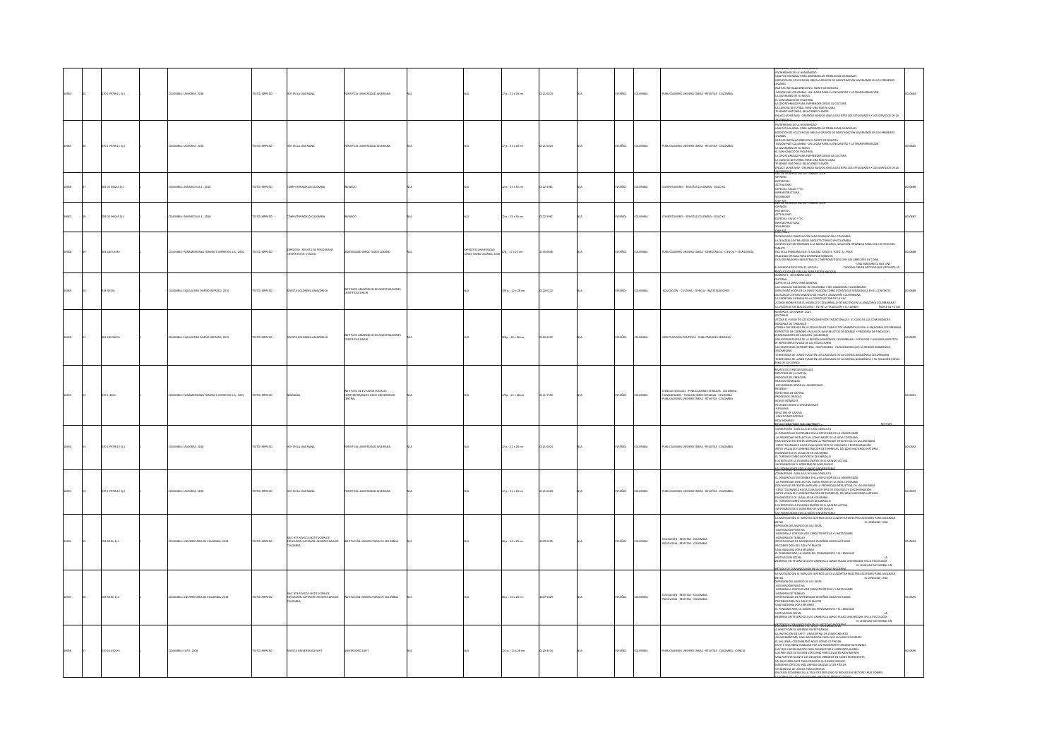| | | | | | | | | | | | | | | | | | | | |
|---|---|---|---|---|---|---|---|---|---|---|---|---|---|---|---|---|---|---|---|
| 10684 | 45 | 070.1 P879h11 Ej.1 | 1 | COLOMBIA: JAVEGRAF, 2018 | TEXTO IMPRESO | HOY EN LA JAVERIANA | PONTIFICIA UNIVERSIDAD JAVERIANA | N/A | | N/A | 27 p. ; 21 x 28 cm | 0121-6023 | N/A | ESPAÑOL | COLOMBIA | PUBLICACIONES UNIVERSITARIAS - REVISTAS - COLOMBIA | PATRIMONIO DE LA HUMANIDAD; UNA RED MUNDIAL PARA ABORDAR LOS PROBLEMAS MUNDIALES; MEDICIÓN DE COLCIENCIAS UBICA A GRUPOS DE INVESTIGACIÓN JAVERIANOS EN LOS PRIMEROS LUGARES; NUEVAS INSTALACIONES EN EL NORTE DE BOGOTÁ; MISIÓN PAÍS COLOMBIA - UN LUGAR PARA EL ENCUENTRO Y LA TRANSFORMACIÓN; LA JAVERIANA EN TU MÓVIL; EL SAN IGNACIO DE PIJIGUERÍA; LA OPORTUNIDAD PARA EMPRENDER DESDE LA CULTURA; LA CANCHA DE FÚTBOL TIENE UNA NUEVA CARA; TEJIENDO HISTORIAS, RELACIONES Y AMOR; ENLACE JAVERIANO - CREANDO NUEVOS VÍNCULOS ENTRE LOS ESTUDIANTES Y LOS SERVICIOS DE LA UNIVERSIDAD | 0010684 |
| 10685 | 46 | 070.1 P879h11 Ej.2 | 1 | COLOMBIA: JAVEGRAF, 2018 | TEXTO IMPRESO | HOY EN LA JAVERIANA | PONTIFICIA UNIVERSIDAD JAVERIANA | N/A | | N/A | 27 p. ; 21 x 28 cm | 0121-6023 | N/A | ESPAÑOL | COLOMBIA | PUBLICACIONES UNIVERSITARIAS - REVISTAS - COLOMBIA | PATRIMONIO DE LA HUMANIDAD; UNA RED MUNDIAL PARA ABORDAR LOS PROBLEMAS MUNDIALES; MEDICIÓN DE COLCIENCIAS UBICA A GRUPOS DE INVESTIGACIÓN JAVERIANOS EN LOS PRIMEROS LUGARES; NUEVAS INSTALACIONES EN EL NORTE DE BOGOTÁ; MISIÓN PAÍS COLOMBIA - UN LUGAR PARA EL ENCUENTRO Y LA TRANSFORMACIÓN; LA JAVERIANA EN TU MÓVIL; EL SAN IGNACIO DE PIJIGUERÍA; LA OPORTUNIDAD PARA EMPRENDER DESDE LA CULTURA; LA CANCHA DE FÚTBOL TIENE UNA NUEVA CARA; TEJIENDO HISTORIAS, RELACIONES Y AMOR; ENLACE JAVERIANO - CREANDO NUEVOS VÍNCULOS ENTRE LOS ESTUDIANTES Y LOS SERVICIOS DE LA UNIVERSIDAD | 0010685 |
| 10686 | 47 | 004.05 R462c5 Ej.1 | 1 | COLOMBIA: INVASRCO S.A.S., 2018 | TEXTO IMPRESO | COMPUTERWORLD COLOMBIA | INVARCO | N/A | | N/A | 22 p. ; 23 x 35 cm | 0122-2961 | N/A | ESPAÑOL | COLOMBIA | COMPUTADORES - REVISTAS COLOMBIA - SIGLO XXI | EDICIÓN NÚMERO 482 SEPTIEMBRE 2018; OPINIÓN; NOTIBYTES; ACTUALIDAD; ESPECIAL: SALUD Y TIC; INFRAESTRUCTURA; SEGURIDAD; CLOUD | 0010686 |
| 10687 | 48 | 004.05 R462c5 Ej.2 | 1 | COLOMBIA: INVASRCO S.A.S., 2018 | TEXTO IMPRESO | COMPUTERWORLD COLOMBIA | INVARCO | N/A | | N/A | 22 p. ; 23 x 35 cm | 0122-2961 | N/A | ESPAÑOL | COLOMBIA | COMPUTADORES - REVISTAS COLOMBIA - SIGLO XXI | EDICIÓN NÚMERO 482 SEPTIEMBRE 2018; OPINIÓN; NOTIBYTES; ACTUALIDAD; ESPECIAL: SALUD Y TIC; INFRAESTRUCTURA; SEGURIDAD; CLOUD | 0010687 |
| 10688 | 49 | 001.005 L533e | 1 | COLOMBIA: PANAMERICANA FORMAS E IMPRESOS S.A., 2016 | TEXTO IMPRESO | EXPEDITIO : REVISTA DE DIVULGACIÓN CIENTÍFICA DE UTADEO | UNIVERSIDAD JORGE TADEO LOZANO | N/A | | EXPEDITIO UNIVERSIDAD JORGE TADEO LOZANO, 2016 | 67p. ; 17 x 25 cm | 2145-6836 | N/A | ESPAÑOL | COLOMBIA | PUBLICACIONES UNIVERSITARIAS - DEMOCRACIA - CIENCIA Y TECNOLOGÍA | TECNOLOGÍA E INNOVACIÓN PARA REINVENTAR A COLOMBIA; LA CIUDADELA, UN "MILAGRO" ARQUITECTÓNICO EN COLOMBIA; AVISPAS QUE EXTERMINAN A LA MOSCA BLANCA, SOLUCIÓN ORGÁNICA PARA LOS CULTIVOS DEL TOMATE; ESTA ES LA MÁQUINA QUE LE SACARÁ TODO EL "JUGO" AL FIQUE; REALIDAD VIRTUAL PARA ENTRENAR MÉDICOS; DOS DISEÑADORES INDUSTRIALES COMPROMETIDOS CON LOS ARRECIFES DE CORAL; UNA MARIONETA QUE UNE EL MUNDO FÍSICO CON EL VIRTUAL; TIJERETAS CREAN MÉTODO QUE OPTIMIZA LA POBLACIÓN DE ... | 0010688 |
| 10689 | 50 | 918.0612c | 1 | COLOMBIA: EQUILATERO DISEÑO IMPRESO, 2016 | TEXTO IMPRESO | REVISTA COLOMBIA AMAZÓNICA | INSTITUTO AMAZÓNICO DE INVESTIGACIONES CIENTÍFICAS SINCHI | N/A | | N/A | 199 p. ; 22 x 28 cm | 0120-6222 | N/A | ESPAÑOL | COLOMBIA | EDUCACIÓN - CULTURA - CIENCIA - INVESTIGACIONES | NÚMERO 9, DICIEMBRE 2016; EDITORIAL; CARTA DE LA DIRECTORA GENERAL; LAS LENGUAS INDÍGENAS DE COLOMBIA Y DEL AMAZONAS COLOMBIANO; IMPLEMENTACIÓN DE LA INVESTIGACIÓN COMO ESTRATEGIA PEDAGÓGICA EN EL CONTEXTO ESCOLAR DEL DEPARTAMENTO DE VAUPÉS, AMAZONIA COLOMBIANA; LA FRONTERA AGRARIA EN LA CONSTRUCCIÓN DE LA PAZ; ¿CÓMO REORIENTAR EL MODELO DE DESARROLLO EXTRACTIVO EN LA AMAZONIA COLOMBIANA?; LA VISIÓN DE UN MALOQUERO: ENTRE LA TRADICIÓN Y EL CAMBIO; ÍNDICE DE FOTOS | 0010689 |
| 10690 | 51 | 583.085 S623c | 1 | COLOMBIA: EQUILATERO DISEÑO IMPRESO, 2015 | TEXTO IMPRESO | REVISTA COLOMBIA AMAZÓNICA | INSTITUTO AMAZÓNICO DE INVESTIGACIONES CIENTÍFICAS SINCHI | N/A | | N/A | 226p. ; 22 x 26 cm | 0120-6222 | N/A | ESPAÑOL | COLOMBIA | INVESTIGACIÓN CIENTÍFICA - PUBLICACIONES SERIADAS | NÚMERO 8, DICIEMBRE 2015; EDITORIAL; ATIZAR EL FUEGO DE LOS CONOCIMIENTOS TRADICIONALES - EL CASO DE LAS COMUNIDADES INDÍGENAS DE TARAPACÁ; CONSULTAS PREVIAS EN LA SOLUCIÓN DE CONFLICTOS AMBIENTALES EN LA AMAZONIA COLOMBIANA; DEPÓSITOS DE CARBONO EN SUELOS BAJO RELICTOS DE BOSQUE Y PRADERAS DE FINCAS DEL DEPARTAMENTO DE CAQUETÁ (COLOMBIA); MELASTOMATACEAE DE LA REGIÓN AMAZÓNICA COLOMBIANA: CATÁLOGO Y ALGUNOS ASPECTOS DE REPRESENTATIVIDAD DE LAS COLECCIONES; LAS MARIPOSAS (LEPIDOPTERA: HESPERIOIDEA - PAPILIONOIDEA) DE LA REGIÓN AMAZÓNICA COLOMBIANA; TENDENCIAS DE LARGO PLAZO EN LOS CAUDALES DE LA CUENCA AMAZÓNICA COLOMBIANA; TENDENCIAS DE LARGO PLAZO EN LOS CAUDALES DE LA CUENCA AMAZÓNICA Y SU RELACIÓN CON EL ÁREA DE LA CUENCA | 0010690 |
| 10691 | 52 | 070.1 I52n | 1 | COLOMBIA: PANAMERICANA FORMAS E IMPRESOS S.A., 2015 | TEXTO IMPRESO | NÓMADAS | INSTITUTO DE ESTUDIOS SOCIALES CONTEMPORÁNEOS (IESCO) UNIVERSIDAD CENTRAL | N/A | | N/A | 279p. ; 21 x 28 cm | 0121-7550 | N/A | ESPAÑOL | COLOMBIA | CIENCIAS SOCIALES - PUBLICACIONES SERIADAS - COLOMBIA; HUMANIDADES - PUBLICACIONES SERIADAS - COLOMBIA; PUBLICACIONES UNIVERSITARIAS - REVISTAS - COLOMBIA | REVISTA DE CIENCIAS SOCIALES; ESPECTROS DE EL CAPITAL; PROCESOS DE CREACIÓN; NUEVOS NÓMADAS; REFLEXIONES DESDE LA UNIVERSIDAD; RESEÑAS; ESPECTROS DE CAPITAL; PROCESSOS CRIAÇÃO; NOVOS NÔMADES; REFLEXÕES DESDE A UNIVERSIDADE; RESENHAS; SPECTERS OF CAPITAL; CREATION PROCESSES; NEW NOMADS; REFLECTIONS FROM THE UNIVERSITY; REVIEWS | 0010691 |
| 10692 | 53 | 070.1 P879h12 Ej.1 | 1 | COLOMBIA: JAVEGRAF, 2018 | TEXTO IMPRESO | HOY EN LA JAVERIANA | PONTIFICIA UNIVERSIDAD JAVERIANA | N/A | | N/A | 27 p. ; 21 x 28 cm | 0121-6023 | N/A | ESPAÑOL | COLOMBIA | PUBLICACIONES UNIVERSITARIAS - REVISTAS - COLOMBIA | CORRUPCIÓN: MÁS ALLÁ DE UNA CONSULTA; EL DESARROLLO SOSTENIBLE EN LA REFLEXIÓN DE LA UNIVERSIDAD; LA PROPIEDAD INTELECTUAL COMO PARTE DE LA VIDA COTIDIANA; DOS NUEVAS PATENTES AMPLÍAN LA PROPIEDAD INTELECTUAL DE LA JAVERIANA; CERO TOLERANCIA HACIA CUALQUIER TIPO DE VIOLENCIA Y DISCRIMINACIÓN; ARTES VISUALES Y ADMINISTRACIÓN DE EMPRESAS, DÉCADAS HACIENDO HISTORIA; DIAGNÓSTICO DE LA SALUD EN COLOMBIA; EL TURISMO COMO MOTOR DE DESARROLLO; LOS RETOS DE LA EVANGELIZACIÓN EN EL MUNDO ACTUAL; JAVERIANOS EN EL GOBIERNO DE IVÁN DUQUE; LAS POSIBILIDADES DE LA RADIO UNIVERSITARIA | 0010692 |
| 10693 | 54 | 070.1 P879h12 Ej.2 | 1 | COLOMBIA: JAVEGRAF, 2018 | TEXTO IMPRESO | HOY EN LA JAVERIANA | PONTIFICIA UNIVERSIDAD JAVERIANA | N/A | | N/A | 27 p. ; 21 x 28 cm | 0121-6023 | N/A | ESPAÑOL | COLOMBIA | PUBLICACIONES UNIVERSITARIAS - REVISTAS - COLOMBIA | CORRUPCIÓN: MÁS ALLÁ DE UNA CONSULTA; EL DESARROLLO SOSTENIBLE EN LA REFLEXIÓN DE LA UNIVERSIDAD; LA PROPIEDAD INTELECTUAL COMO PARTE DE LA VIDA COTIDIANA; DOS NUEVAS PATENTES AMPLÍAN LA PROPIEDAD INTELECTUAL DE LA JAVERIANA; CERO TOLERANCIA HACIA CUALQUIER TIPO DE VIOLENCIA Y DISCRIMINACIÓN; ARTES VISUALES Y ADMINISTRACIÓN DE EMPRESAS, DÉCADAS HACIENDO HISTORIA; DIAGNÓSTICO DE LA SALUD EN COLOMBIA; EL TURISMO COMO MOTOR DE DESARROLLO; LOS RETOS DE LA EVANGELIZACIÓN EN EL MUNDO ACTUAL; JAVERIANOS EN EL GOBIERNO DE IVÁN DUQUE; LAS POSIBILIDADES DE LA RADIO UNIVERSITARIA | 0010693 |
| 10694 | 55 | 150 R829r Ej.1 | 1 | COLOMBIA: UNIVERSITARIA DE COLOMBIA, 2018 | TEXTO IMPRESO | R&C INTERREVISTA INSTITUCIÓN DE EDUCACIÓN SUPERIOR UNIVERSITARIA DE COLOMBIA | INSTITUCIÓN UNIVERSITARIA DE COLOMBIA | N/A | | N/A | 60 p. ; 20 x 28 cm | 2619-5429 | N/A | ESPAÑOL | COLOMBIA | EDUCACIÓN - REVISTAS - COLOMBIA; PSICOLOGÍA - REVISTAS - COLOMBIA | LA MOTIVACIÓN, EL IMPULSO QUE NOS LLEVA A ADAPTAR NUESTRAS ACCIONES PARA ALCANZAR METAS; EL LENGUAJE, UNA EXPRESIÓN DEL MUNDO DE LAS IDEAS; MOTIVACIÓN POSITIVA; MEMORIA A CORTO PLAZO CARACTERÍSTICAS Y LIMITACIONES; MEMORIA DE TRABAJO; OPORTUNIDAD DE APRENDIZAJE EN NIÑOS DISCAPACITADOS; PSICOBIOLOGÍA DEL ADULTO MAYOR; UNA MÁQUINA POR EXPLORAR; EL PENSAMIENTO, LA UNIÓN DEL PENSAMIENTO Y EL LENGUAJE; MOTIVACIÓN SOCIAL; LA MEMORIA UN TESORO OCULTO; AMNESIA A LARGO PLAZO UN ENFOQUE EN LA PSICOLOGÍA; EL LENGUAJE NO VERBAL UN MÉTODO DE COMUNICACIÓN EN LA SOCIEDAD MODERNA | 0010694 |
| 10695 | 56 | 150 R829r Ej.2 | 1 | COLOMBIA: UNIVERSITARIA DE COLOMBIA, 2018 | TEXTO IMPRESO | R&C INTERREVISTA INSTITUCIÓN DE EDUCACIÓN SUPERIOR UNIVERSITARIA DE COLOMBIA | INSTITUCIÓN UNIVERSITARIA DE COLOMBIA | N/A | | N/A | 60 p. ; 20 x 28 cm | 2619-5429 | N/A | ESPAÑOL | COLOMBIA | EDUCACIÓN - REVISTAS - COLOMBIA; PSICOLOGÍA - REVISTAS - COLOMBIA | LA MOTIVACIÓN, EL IMPULSO QUE NOS LLEVA A ADAPTAR NUESTRAS ACCIONES PARA ALCANZAR METAS; EL LENGUAJE, UNA EXPRESIÓN DEL MUNDO DE LAS IDEAS; MOTIVACIÓN POSITIVA; MEMORIA A CORTO PLAZO CARACTERÍSTICAS Y LIMITACIONES; MEMORIA DE TRABAJO; OPORTUNIDAD DE APRENDIZAJE EN NIÑOS DISCAPACITADOS; PSICOBIOLOGÍA DEL ADULTO MAYOR; UNA MÁQUINA POR EXPLORAR; EL PENSAMIENTO, LA UNIÓN DEL PENSAMIENTO Y EL LENGUAJE; MOTIVACIÓN SOCIAL; LA MEMORIA UN TESORO OCULTO; AMNESIA A LARGO PLAZO UN ENFOQUE EN LA PSICOLOGÍA; EL LENGUAJE NO VERBAL UN MÉTODO DE COMUNICACIÓN EN LA SOCIEDAD MODERNA | 0010695 |
| 10696 | 57 | 070.44 U58r5 | 1 | COLOMBIA: EAFIT, 2018 | TEXTO IMPRESO | REVISTA UNIVERSIDAD EAFIT | UNIVERSIDAD EAFIT | N/A | | N/A | 122 p. ; 21 x 28 cm | 0120-341X | N/A | ESPAÑOL | COLOMBIA | PUBLICACIONES UNIVERSITARIAS - REVISTAS - COLOMBIA - CIENCIA | A INVESTIGAR SE APRENDE INVESTIGANDO; LA INVERSIÓN EN EAFIT: UNA ESPIRAL DE CONOCIMIENTO; ACUAMÁTICAS, UNA INSPIRACIÓN PARA QUE LA MÚSICA PERDURE; EL VALLENATO COLOMBIANO NO ES COMO LO PINTAN; EAFIT Y SOLFIBRA TRABAJAN POR UN TRANSPORTE URBANO SOSTENIBLE; HAY QUE HACER AMIGOS PARA CONQUISTAR EL MERCADO GLOBAL; LOS PRECIOS SE PUEDEN VER COMO PARTÍCULAS EN MOVIMIENTO; UNA RESPUESTA ANTE LOS DESAFÍOS URBANOS EN PAÍSES EMERGENTES; UN PASO ADELANTE PARA PREVENIR EL RIESGO SÍSMICO; IMÁGENES ÓPTICAS MÁS LIMPIAS GRACIAS A LOS FÍSICOS; UN MANUAL DE LÓGICA PARA JURISTAS; EN CRISIS ECONÓMICAS LA TASA DE FERTILIDAD SE REDUCE EN SECTORES MÁS POBRES; LA FORMA DE LAS CIUDADES INFLUYE EN SU PRODUCTIVIDAD | 0010696 |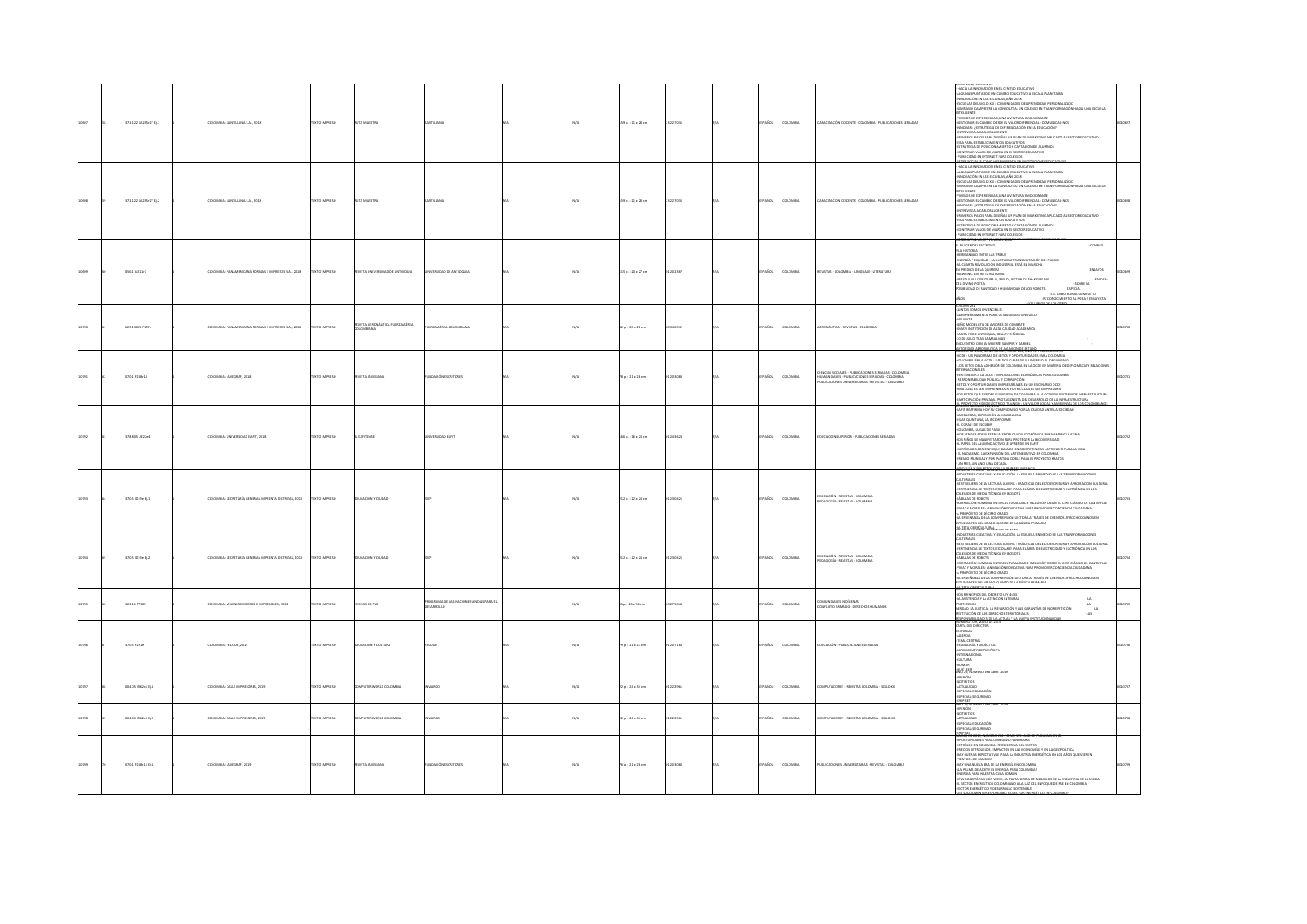| | | | | | | | | | | | | | | | | | |
|---|---|---|---|---|---|---|---|---|---|---|---|---|---|---|---|---|---|
| 10697 | 58 | 371.122 S423r37 Ej.1 | 1 | COLOMBIA: SANTILLANA S.A., 2018 | TEXTO IMPRESO | RUTA MAESTRA | SANTILLANA | N/A | N/A | 159 p. ; 21 x 28 cm | 2322-7036 | N/A | ESPAÑOL | COLOMBIA | CAPACITACIÓN DOCENTE - COLOMBIA - PUBLICACIONES SERIADAS | -HACIA LA INNOVACIÓN EN EL CENTRO EDUCATIVO<br>-ALGUNAS PUNTAS DE UN CAMBIO EDUCATIVO A ESCALA PLANETARIA<br>-INNOVACIÓN EN LAS ESCUELAS, AÑO 2018<br>-ESCUELAS DEL SIGLO XXI - COMUNIDADES DE APRENDIZAJE PERSONALIZADO<br>-GIMNASIO CAMPESTRE LA CONSOLATA: UN COLEGIO EN TRANSFORMACIÓN HACIA UNA ESCUELA INTELIGENTE<br>-VIVEROS DE EXPERIENCIAS, UNA AVENTURA EMOCIONANTE<br>-GESTIONAR EL CAMBIO DESDE EL VALOR DIFERENCIAL - COMUNICAR-NOS<br>-BRANDING - ¿ESTRATEGIA DE DIFERENCIACIÓN EN LA EDUCACIÓN?<br>-ENTREVISTA A CARLOS LLORENTE<br>-PRIMEROS PASOS PARA DISEÑAR UN PLAN DE MARKETING APLICADO AL SECTOR EDUCATIVO<br>-PISA PARA ESTABLECIMIENTOS EDUCATIVOS<br>-ESTRATEGIA DE POSICIONAMIENTO Y CAPTACIÓN DE ALUMNOS<br>-CONSTRUIR VALOR DE MARCA EN EL SECTOR EDUCATIVO<br>-PUBLICIDAD EN INTERNET PARA COLEGIOS<br>-REDES SOCIALES COMO HERRAMIENTA EN INSTITUCIONES EDUCATIVAS | 0010697 |
| 10698 | 59 | 371.122 S423r37 Ej.2 | 1 | COLOMBIA: SANTILLANA S.A., 2018 | TEXTO IMPRESO | RUTA MAESTRA | SANTILLANA | N/A | N/A | 159 p. ; 21 x 28 cm | 2322-7036 | N/A | ESPAÑOL | COLOMBIA | CAPACITACIÓN DOCENTE - COLOMBIA - PUBLICACIONES SERIADAS | -HACIA LA INNOVACIÓN EN EL CENTRO EDUCATIVO<br>-ALGUNAS PUNTAS DE UN CAMBIO EDUCATIVO A ESCALA PLANETARIA<br>-INNOVACIÓN EN LAS ESCUELAS, AÑO 2018<br>-ESCUELAS DEL SIGLO XXI - COMUNIDADES DE APRENDIZAJE PERSONALIZADO<br>-GIMNASIO CAMPESTRE LA CONSOLATA: UN COLEGIO EN TRANSFORMACIÓN HACIA UNA ESCUELA INTELIGENTE<br>-VIVEROS DE EXPERIENCIAS, UNA AVENTURA EMOCIONANTE<br>-GESTIONAR EL CAMBIO DESDE EL VALOR DIFERENCIAL - COMUNICAR-NOS<br>-BRANDING - ¿ESTRATEGIA DE DIFERENCIACIÓN EN LA EDUCACIÓN?<br>-ENTREVISTA A CARLOS LLORENTE<br>-PRIMEROS PASOS PARA DISEÑAR UN PLAN DE MARKETING APLICADO AL SECTOR EDUCATIVO<br>-PISA PARA ESTABLECIMIENTOS EDUCATIVOS<br>-ESTRATEGIA DE POSICIONAMIENTO Y CAPTACIÓN DE ALUMNOS<br>-CONSTRUIR VALOR DE MARCA EN EL SECTOR EDUCATIVO<br>-PUBLICIDAD EN INTERNET PARA COLEGIOS<br>-REDES SOCIALES COMO HERRAMIENTA EN INSTITUCIONES EDUCATIVAS | 0010698 |
| 10699 | 60 | 056.1 U51r7 | 1 | COLOMBIA: PANAMERICANA FORMAS E IMPRESOS S.A., 2018 | TEXTO IMPRESO | REVISTA UNIVERSIDAD DE ANTIOQUIA | UNIVERSIDAD DE ANTIOQUIA | N/A | N/A | 115 p. ; 20 x 27 cm | 0120-2367 | N/A | ESPAÑOL | COLOMBIA | REVISTAS - COLOMBIA - LENGUAJE - LITERATURA | EL PLACER DEL ESCÉPTICO -CONRAD Y LA HISTORIA<br>-HERMANDAD ENTRE LAS TRIBUS<br>-ENERGÍA Y EQUIDAD - LA LUCTUOSA TRANSMUTACIÓN DEL FUEGO<br>-LA CUARTA REVOLUCIÓN INDUSTRIAL ESTÁ EN MARCHA<br>-EN PREDIOS DE LA QUIMERA ENSAYOS<br>-HAWKING: ENTRE EL BIG BANG<br>-FREUD Y LA LITERATURA II, FREUD, LECTOR DE SHAKESPEARE EN CASA DEL DIVINO POETA SOBRE LA POSIBILIDAD DE SANTIDAD Y HUMANIDAD DE LOS ROBOTS ESPECIAL J.G. COBO BORDA CUMPLE 70 AÑOS RECONOCIMIENTO AL POETA Y ENSAYISTA LOS LIBROS DE SU OBRA | 0010699 |
| 10700 | 61 | 629.13005 F157r | 1 | COLOMBIA: PANAMERICANA FORMAS E IMPRESOS S.A., 2018 | TEXTO IMPRESO | REVISTA AERONÁUTICA FUERZA AÉREA COLOMBIANA | FUERZA AÉREA COLOMBIANA | N/A | N/A | 82 p. ; 20 x 28 cm | 0034-9762 | N/A | ESPAÑOL | COLOMBIA | AERONÁUTICA - REVISTAS - COLOMBIA | -JUNTOS SOMOS INVENCIBLES<br>-ADN HERRAMIENTA PARA LA SEGURIDAD EN VUELO<br>-KFIR NGEN<br>-HÉROE MODELISTA DE AVIONES DE COMBATE<br>-EMAVI INSTITUCIÓN DE ALTA CALIDAD ACADÉMICA<br>-SANTA FE DE ANTIOQUIA, BELLA Y SEÑORIAL<br>-20 DE JULIO TRAS BAMBALINAS<br>-ENCUENTRO CON LA MUERTE SAMPER Y GARDEL<br>-HISTORIAS AERONÁUTICAS DE AVIACIÓN DE ESTADO | 0010700 |
| 10701 | 62 | 070.1 F388r14 | 1 | COLOMBIA: LASERDAY, 2018 | TEXTO IMPRESO | REVISTA LASERIANA | FUNDACIÓN ESCRITORES | N/A | N/A | 76 p. ; 21 x 28 cm | 0120-3088 | N/A | ESPAÑOL | COLOMBIA | CIENCIAS SOCIALES - PUBLICACIONES SERIADAS - COLOMBIA<br>HUMANIDADES - PUBLICACIONES SERIADAS - COLOMBIA<br>PUBLICACIONES UNIVERSITARIAS - REVISTAS - COLOMBIA | -OCDE: UN PANORAMA DE RETOS Y OPORTUNIDADES PARA COLOMBIA<br>-COLOMBIA EN LA OCDE - LAS 300 CLAVES DE SU INGRESO AL ORGANISMO<br>-LOS RETOS DE LA ADHESIÓN DE COLOMBIA EN LA OCDE EN MATERIA DE DIPLOMACIA Y RELACIONES INTERNACIONALES<br>-PERTENECER A LA OCDE: IMPLICACIONES ECONÓMICAS PARA COLOMBIA<br>-RESPONSABILIDAD PÚBLICA Y CORRUPCIÓN<br>-RETOS Y OPORTUNIDADES EMPRESARIALES EN UN ESCENARIO OCDE<br>-UNA COSA ES SER EMPRENDEDOR Y OTRA COSA ES SER EMPRESARIO<br>-LOS RETOS QUE SUPONE EL INGRESO DE COLOMBIA A LA OCDE EN MATERIA DE INFRAESTRUCTURA<br>-PARTICIPACIÓN PRIVADA, PROTAGONISTA DEL DESARROLLO DE LA INFRAESTRUCTURA<br>-EL PROYECTO HIDROELÉCTRICO ITUANGO - UN VALOR SOCIAL Y AMBIENTAL DE LOS COLOMBIANOS | 0010701 |
| 10702 | 63 | 378.005 U512e4 | 1 | COLOMBIA: UNIVERSIDAD EAFIT, 2018 | TEXTO IMPRESO | EL EAFITENSE | UNIVERSIDAD EAFIT | N/A | N/A | 148 p. ; 16 x 24 cm | 0124-5421 | N/A | ESPAÑOL | COLOMBIA | EDUCACIÓN SUPERIOR - PUBLICACIONES SERIADAS | -EAFIT REAFIRMA HOY SU COMPROMISO POR LA CALIDAD ANTE LA SOCIEDAD<br>-BARRANCAS: ESPECIACIÓN EL MAGDALENA<br>-PILAR QUINTERO, LA INCONFORME<br>-EL CORAJE DE ESCRIBIR<br>-COLOMBIA, LUGAR DE PASO<br>-DOS MIRADAS POSIBLES EN LA ENCRUCIJADA ECONÓMICA PARA AMÉRICA LATINA<br>-LOS NIÑOS SE MANIFIESTAN PARA PROTEGER LA BIODIVERSIDAD<br>-EL PAPEL DEL ALUMNO ACTIVO SE APRENDE EN EAFIT<br>-CURRÍCULOS CON ENFOQUE BASADO EN COMPETENCIAS - APRENDER PARA LA VIDA<br>-EL NADAÍSMO, LA EXPANSIÓN DEL ARTE NEGATIVO EN COLOMBIA<br>-PREMIO MUNDIAL Y POR PARTIDA DOBLE PARA EL PROYECTO KRATOS<br>-UN MES, UN AÑO, UNA DÉCADA<br>-PROTEGER EL ÁGUILA ANTIOQUEÑA EN PRIMERA INSTANCIA | 0010702 |
| 10703 | 64 | 370.5 S519e Ej.1 | 1 | COLOMBIA: SECRETARÍA GENERAL IMPRENTA DISTRITAL, 2018 | TEXTO IMPRESO | EDUCACIÓN Y CIUDAD | IDEP | N/A | N/A | 212 p. ; 22 x 24 cm | 0123-0425 | N/A | ESPAÑOL | COLOMBIA | EDUCACIÓN - REVISTAS - COLOMBIA<br>PEDAGOGÍA - REVISTAS - COLOMBIA | -INDUSTRIAS CREATIVAS Y EDUCACIÓN: LA ESCUELA EN MEDIO DE LAS TRANSFORMACIONES CULTURALES<br>-BEST SELLERS DE LA LECTURA JUVENIL - PRÁCTICAS DE LECTOESCRITURA Y APROPIACIÓN CULTURAL<br>-PERTINENCIA DE TEXTOS ESCOLARES PARA EL ÁREA DE ELECTRICIDAD Y ELECTRÓNICA EN LOS COLEGIOS DE MEDIA TÉCNICA EN BOGOTÁ<br>-FÁBULAS DE ROBOTS<br>-FORMACIÓN HUMANA, INTERCULTURALIDAD E INCLUSIÓN DESDE EL CINE CLÁSICO DE CANTINFLAS<br>-VIRAL Y MORALES - ANIMACIÓN EDUCATIVA PARA PROMOVER CONCIENCIA CIUDADANA<br>-A PROPÓSITO DE DÉCIMO GRADO<br>-LA ENSEÑANZA DE LA COMPRENSIÓN LECTORA A TRAVÉS DE CUENTOS AFROCOLOMBIANOS EN ESTUDIANTES DEL GRADO QUINTO DE LA BÁSICA PRIMARIA<br>-LA FIESTA CURRICULAR | 0010703 |
| 10704 | 65 | 370.5 S519e Ej.2 | 1 | COLOMBIA: SECRETARÍA GENERAL IMPRENTA DISTRITAL, 2018 | TEXTO IMPRESO | EDUCACIÓN Y CIUDAD | IDEP | N/A | N/A | 212 p. ; 22 x 24 cm | 0123-0425 | N/A | ESPAÑOL | COLOMBIA | EDUCACIÓN - REVISTAS - COLOMBIA<br>PEDAGOGÍA - REVISTAS - COLOMBIA | -INDUSTRIAS CREATIVAS Y EDUCACIÓN: LA ESCUELA EN MEDIO DE LAS TRANSFORMACIONES CULTURALES<br>-BEST SELLERS DE LA LECTURA JUVENIL - PRÁCTICAS DE LECTOESCRITURA Y APROPIACIÓN CULTURAL<br>-PERTINENCIA DE TEXTOS ESCOLARES PARA EL ÁREA DE ELECTRICIDAD Y ELECTRÓNICA EN LOS COLEGIOS DE MEDIA TÉCNICA EN BOGOTÁ<br>-FÁBULAS DE ROBOTS<br>-FORMACIÓN HUMANA, INTERCULTURALIDAD E INCLUSIÓN DESDE EL CINE CLÁSICO DE CANTINFLAS<br>-VIRAL Y MORALES - ANIMACIÓN EDUCATIVA PARA PROMOVER CONCIENCIA CIUDADANA<br>-A PROPÓSITO DE DÉCIMO GRADO<br>-LA ENSEÑANZA DE LA COMPRENSIÓN LECTORA A TRAVÉS DE CUENTOS AFROCOLOMBIANOS EN ESTUDIANTES DEL GRADO QUINTO DE LA BÁSICA PRIMARIA<br>-LA FIESTA CURRICULAR | 0010704 |
| 10705 | 66 | 323.11 P788h | 1 | COLOMBIA: MILENIO EDITORES E IMPRESORES, 2012 | TEXTO IMPRESO | HECHOS DE PAZ | PROGRAMA DE LAS NACIONES UNIDAS PARA EL DESARROLLO | N/A | N/A | 56p. ; 25 x 31 cm | 2027-9248 | N/A | ESPAÑOL | COLOMBIA | COMUNIDADES INDÍGENAS<br>CONFLICTO ARMADO - DERECHOS HUMANOS | -LOS PRINCIPIOS DEL DECRETO LEY 4633 LA ASISTENCIA Y LA ATENCIÓN INTEGRAL LA PROTECCIÓN LA VERDAD, LA JUSTICIA, LA REPARACIÓN Y LAS GARANTÍAS DE NO REPETICIÓN LA RESTITUCIÓN DE LOS DERECHOS TERRITORIALES LAS RESPONSABILIDADES DE LA ACTUAL Y LA NUEVA INSTITUCIONALIDAD | 0010705 |
| 10706 | 67 | 370.5 F391e | 1 | COLOMBIA: FECODE, 2019 | TEXTO IMPRESO | EDUCACIÓN Y CULTURA | FECODE | N/A | N/A | 79 p. ; 21 x 27 cm | 0120-7164 | N/A | ESPAÑOL | COLOMBIA | EDUCACIÓN - PUBLICACIONES SERIADAS | CARTA DEL DIRECTOR<br>EDITORIAL<br>AGENDA<br>TEMA CENTRAL<br>PEDAGOGÍA Y DIDÁCTICA<br>MOVIMIENTO PEDAGÓGICO<br>INTERNACIONAL<br>CULTURA<br>HUMOR<br>QUÉ LEER | 0010706 |
| 10707 | 68 | 004.05 R462c6 Ej.1 | 1 | COLOMBIA: CALLE IMPRESORES, 2019 | TEXTO IMPRESO | COMPUTERWORLD COLOMBIA | INVARCO | N/A | N/A | 22 p. ; 31 x 54 cm | 0122-2961 | N/A | ESPAÑOL | COLOMBIA | COMPUTADORES - REVISTAS COLOMBIA - SIGLO XX | AÑO 29 NÚMERO 498 ABRIL 2019<br>OPINIÓN<br>NEGOCIOS<br>ACTUALIDAD<br>ESPECIAL: EDUCACIÓN<br>ESPECIAL: SEGURIDAD<br>CHIP SET | 0010707 |
| 10708 | 69 | 004.05 R462c6 Ej.2 | 1 | COLOMBIA: CALLE IMPRESORES, 2019 | TEXTO IMPRESO | COMPUTERWORLD COLOMBIA | INVARCO | N/A | N/A | 22 p. ; 31 x 54 cm | 0122-2961 | N/A | ESPAÑOL | COLOMBIA | COMPUTADORES - REVISTAS COLOMBIA - SIGLO XX | AÑO 29 NÚMERO 498 ABRIL 2019<br>OPINIÓN<br>NEGOCIOS<br>ACTUALIDAD<br>ESPECIAL: EDUCACIÓN<br>ESPECIAL: SEGURIDAD<br>CHIP SET | 0010708 |
| 10709 | 70 | 070.1 F388r15 Ej.1 | 1 | COLOMBIA: LASERDAY, 2019 | TEXTO IMPRESO | REVISTA LASERIANA | FUNDACIÓN ESCRITORES | N/A | N/A | 76 p. ; 21 x 28 cm | 0120-3088 | N/A | ESPAÑOL | COLOMBIA | PUBLICACIONES UNIVERSITARIAS - REVISTAS - COLOMBIA | -OPORTUNIDADES PARA UN NUEVO PANORAMA<br>-PETRÓLEO EN COLOMBIA: PERSPECTIVA DEL SECTOR<br>-PRECIOS PETROLEROS - IMPACTOS EN LAS ECONOMÍAS Y EN LA GEOPOLÍTICA<br>-HAY BUENAS EXPECTATIVAS PARA LA INDUSTRIA ENERGÉTICA EN LOS AÑOS QUE VIENEN<br>-VIENTOS ¿DE CAMBIO?<br>-HAY UNA NUEVA ERA DE LA ENERGÍA EN COLOMBIA<br>-LA PALMA DE ACEITE ES ENERGÍA PARA COLOMBIA<br>-ENERGÍA PARA NUESTRA CASA COMÚN<br>-BFW BOGOTÁ FASHION WEEK, LA PLATAFORMA DE NEGOCIOS DE LA INDUSTRIA DE LA MODA<br>-EL SECTOR ENERGÉTICO COLOMBIANO A LA LUZ DEL ENFOQUE DE RSE EN COLOMBIA<br>-SECTOR ENERGÉTICO Y DESARROLLO SOSTENIBLE<br>-¿ES SOCIALMENTE RESPONSABLE EL SECTOR ENERGÉTICO EN COLOMBIA? | 0010709 |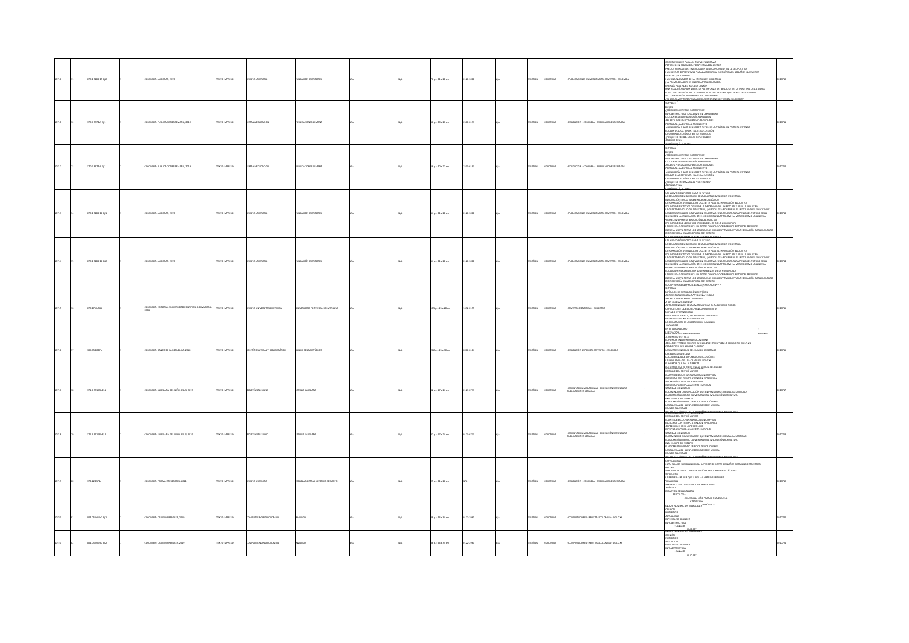| | | | | | | | | | | | | | | | | | | | |
|---|---|---|---|---|---|---|---|---|---|---|---|---|---|---|---|---|---|---|---|
| 10710 | 71 | 070.1 F288r15 Ej.2 | | 1 | COLOMBIA: LASERIANA, 2019 | TEXTO IMPRESO | REVISTA LASERIANA | FUNDACIÓN ESCRITORES | N/A | | N/A | 76 p. : 21 x 28 cm | 0120-3088 | N/A | ESPAÑOL | COLOMBIA | PUBLICACIONES UNIVERSITARIAS - REVISTAS - COLOMBIA | OPORTUNIDADES PARA UN NUEVO PANORAMA<br>PETRÓLEO EN COLOMBIA. PERSPECTIVA DEL SECTOR<br>¿PRECIOS PETROLEROS? - IMPACTOS EN LAS ECONOMÍAS Y EN LA GEOPOLÍTICA<br>¿HAY BUENAS EXPECTATIVAS PARA LA INDUSTRIA ENERGÉTICA EN LOS AÑOS QUE VIENEN<br>VIENTOS ¿DE CAMBIO?<br>¿HAY UNA NUEVA ERA DE LA ENERGÍA EN COLOMBIA<br>LA PALMA DE ACEITE ES ENERGÍA PARA COLOMBIA<br>ENERGÍA PARA NUESTRA CASA COMÚN<br>NEW REQUITE FASHION WEEK: LA PLATAFORMA DE NEGOCIOS DE LA INDUSTRIA DE LA MODA<br>EL SECTOR ENERGÉTICO COLOMBIANO A LA LUZ DEL ENFOQUE DE RSE EN COLOMBIA<br>SECTOR ENERGÉTICO Y DESARROLLO SOSTENIBLE<br>¿ES SOCIALMENTE RESPONSABLE EL SECTOR ENERGÉTICO EN COLOMBIA? | 0010710 |
| 10711 | 72 | 370.7 P974r8 Ej.1 | | 1 | COLOMBIA: PUBLICACIONES SEMANA, 2019 | TEXTO IMPRESO | SEMANA EDUCACIÓN | PUBLICACIONES SEMANA | N/A | | N/A | 66 p. : 20 x 27 cm | 2500-6193 | N/A | ESPAÑOL | COLOMBIA | EDUCACIÓN - COLOMBIA - PUBLICACIONES SERIADAS | EDITORIAL<br>BREVES<br>¿CÓMO CONVERTIRSE EN PROFESOR?<br>INFRAESTRUCTURA EDUCATIVA: EN OBRA NEGRA<br>LECCIONES DE LA PEDAGOGÍA PARA LA PAZ<br>APUESTA POR LAS COMPETENCIAS GLOBALES<br>PORTUGAL - LA ESTRELLA ASCENDENTE<br>¿GUARDERÍA O CASA DEL LOBO?, RETOS DE LA POLÍTICA EN PRIMERA INFANCIA<br>EDUCAR O ADOCTRINAR, ESA ES LA CUESTIÓN<br>LA GUERRA IDEOLÓGICA EN LOS COLEGIOS<br>¿DE QUÉ SE ENFERMAN LOS PROFESORES?<br>ADRIANA PEÑA | 0010711 |
| 10712 | 73 | 370.7 P974r8 Ej.2 | | 1 | COLOMBIA: PUBLICACIONES SEMANA, 2019 | TEXTO IMPRESO | SEMANA EDUCACIÓN | PUBLICACIONES SEMANA | N/A | | N/A | 66 p. : 20 x 27 cm | 2500-6193 | N/A | ESPAÑOL | COLOMBIA | EDUCACIÓN - COLOMBIA - PUBLICACIONES SERIADAS | EDITORIAL<br>BREVES<br>¿CÓMO CONVERTIRSE EN PROFESOR?<br>INFRAESTRUCTURA EDUCATIVA: EN OBRA NEGRA<br>LECCIONES DE LA PEDAGOGÍA PARA LA PAZ<br>APUESTA POR LAS COMPETENCIAS GLOBALES<br>PORTUGAL - LA ESTRELLA ASCENDENTE<br>¿GUARDERÍA O CASA DEL LOBO?, RETOS DE LA POLÍTICA EN PRIMERA INFANCIA<br>EDUCAR O ADOCTRINAR, ESA ES LA CUESTIÓN<br>LA GUERRA IDEOLÓGICA EN LOS COLEGIOS<br>¿DE QUÉ SE ENFERMAN LOS PROFESORES?<br>ADRIANA PEÑA | 0010712 |
| 10713 | 74 | 070.1 F288r16 Ej.1 | | 1 | COLOMBIA: LASERIANA, 2019 | TEXTO IMPRESO | REVISTA LASERIANA | FUNDACIÓN ESCRITORES | N/A | | N/A | 64 p. : 21 x 28 cm | 0120-3088 | N/A | ESPAÑOL | COLOMBIA | PUBLICACIONES UNIVERSITARIAS - REVISTAS - COLOMBIA | UN NUEVO SIGNIFICADO PARA EL FUTURO<br>LA EDUCACIÓN EN EL MARCO DE LA CUARTA REVOLUCIÓN INDUSTRIAL<br>INNOVACIÓN EDUCATIVA EN REDES PEDAGÓGICAS<br>LA FORMACIÓN AVANZADA DE DOCENTES PARA LA INNOVACIÓN EDUCATIVA<br>EDUCACIÓN EN TECNOLOGÍAS DE LA INFORMACIÓN: UN RETO EN Y PARA LA INDUSTRIA<br>LA CUARTA REVOLUCIÓN INDUSTRIAL: ¿NUEVOS DESAFÍOS PARA LAS INSTITUCIONES EDUCATIVAS?<br>LOS ECOSISTEMAS DE INNOVACIÓN EDUCATIVA: UNA APUESTA PARA PENSAR EL FUTURO DE LA EDUCACIÓN, LA INNOVACIÓN EN EL COLEGIO SAN BARTOLOMÉ LA MERCED COMO UNA NUEVA PERSPECTIVA PARA LA EDUCACIÓN DEL SIGLO XXI<br>EDUCACIÓN PARA RESOLVER LOS PROBLEMAS DE LA HUMANIDAD<br>UNIVERSIDAD DE INTERNET: UN MODELO INNOVADOR PARA LOS RETOS DEL PRESENTE<br>ESCUELA NUEVA ACTIVA - DE LAS ESCUELAS RURALES "INVISIBLES" A LA EDUCACIÓN PARA EL FUTURO<br>BIOINGENIERÍA, UNA DISCIPLINA CON FUTURO | 0010713 |
| 10714 | 75 | 070.1 F288r16 Ej.2 | | 1 | COLOMBIA: LASERIANA, 2019 | TEXTO IMPRESO | REVISTA LASERIANA | FUNDACIÓN ESCRITORES | N/A | | N/A | 64 p. : 21 x 28 cm | 0120-3088 | N/A | ESPAÑOL | COLOMBIA | PUBLICACIONES UNIVERSITARIAS - REVISTAS - COLOMBIA | UN NUEVO SIGNIFICADO PARA EL FUTURO<br>LA EDUCACIÓN EN EL MARCO DE LA CUARTA REVOLUCIÓN INDUSTRIAL<br>INNOVACIÓN EDUCATIVA EN REDES PEDAGÓGICAS<br>LA FORMACIÓN AVANZADA DE DOCENTES PARA LA INNOVACIÓN EDUCATIVA<br>EDUCACIÓN EN TECNOLOGÍAS DE LA INFORMACIÓN: UN RETO EN Y PARA LA INDUSTRIA<br>LA CUARTA REVOLUCIÓN INDUSTRIAL: ¿NUEVOS DESAFÍOS PARA LAS INSTITUCIONES EDUCATIVAS?<br>LOS ECOSISTEMAS DE INNOVACIÓN EDUCATIVA: UNA APUESTA PARA PENSAR EL FUTURO DE LA EDUCACIÓN, LA INNOVACIÓN EN EL COLEGIO SAN BARTOLOMÉ LA MERCED COMO UNA NUEVA PERSPECTIVA PARA LA EDUCACIÓN DEL SIGLO XXI<br>EDUCACIÓN PARA RESOLVER LOS PROBLEMAS DE LA HUMANIDAD<br>UNIVERSIDAD DE INTERNET: UN MODELO INNOVADOR PARA LOS RETOS DEL PRESENTE<br>ESCUELA NUEVA ACTIVA - DE LAS ESCUELAS RURALES "INVISIBLES" A LA EDUCACIÓN PARA EL FUTURO<br>BIOINGENIERÍA, UNA DISCIPLINA CON FUTURO | 0010714 |
| 10715 | 76 | 070.175 U94r | | 1 | COLOMBIA: EDITORIAL UNIVERSIDAD PONTIFICIA BOLIVARIANA, 2016 | TEXTO IMPRESO | REVISTA UNIVERSITAS CIENTÍFICA | UNIVERSIDAD PONTIFICIA BOLIVARIANA | N/A | | N/A | 115 p. : 21 x 28 cm | 1692-0155 | N/A | ESPAÑOL | COLOMBIA | REVISTAS CIENTÍFICAS - COLOMBIA | EDITORIAL<br>ARTÍCULOS DE DIVULGACIÓN CIENTÍFICA<br>AGRICULTURA URBANA A "PEQUEÑA" ESCALA<br>APUESTA POR EL MEDIO AMBIENTE<br>A BIT ON ENVIRONMENT<br>AUTOAPRENDIZAJE DE LAS MATEMÁTICAS AL ALCANCE DE TODOS<br>CAPACULTORES QUE GENERAN CONOCIMIENTO<br>INVITADO INTERNACIONAL<br>ESTUDIOS DE CIENCIA, TECNOLOGÍA Y SOCIEDAD<br>ENTREVISTA JACKSON RENAL ALLENTE<br>LA CIVILIZACIÓN DE LOS DERECHOS HUMANOS<br>CATÁLOGO<br>EN EL LABORATORIO | 0010715 |
| 10716 | 77 | 986.05 B827b | | 1 | COLOMBIA: BANCO DE LA REPÚBLICA, 2018 | TEXTO IMPRESO | BOLETÍN CULTURAL Y BIBLIOGRÁFICO | BANCO DE LA REPÚBLICA | N/A | | N/A | 202 p. : 21 x 30 cm | 0006-6184 | N/A | ESPAÑOL | COLOMBIA | EDUCACIÓN SUPERIOR - REVISTAS - COLOMBIA | EL NÚMERO 95 - 2018<br>EL HUMOR EN LA PRENSA COLOMBIANA<br>ANIMALES Y OTRAS ESPECIES DEL HUMOR SATÍRICO EN LA PRENSA DEL SIGLO XIX<br>GENEALOGÍAS DEL HUMOR GRÁFICO<br>LOS IMPRESCINDIBLES DEL HUMOR BOGOTANO<br>LAS BATALLAS DE KLAIF<br>LOS HOMBRES DE ALFONSO CASTILLO GÓMEZ<br>EL INDÍGENA EN EL ALGO SIGLO XX<br>EL HUMOR QUE DA LA TIERRITA<br>EL HUMOR QUE SE MECE EN LA HAMACA DEL CARIBE | 0010716 |
| 10717 | 78 | 371.4 S163b Ej.1 | | 1 | COLOMBIA: SALESIANA DEL NIÑO JESÚS, 2019 | TEXTO IMPRESO | BOLETÍN SALESIANO | FAMILIA SALESIANA | N/A | | N/A | 32 p. : 17 x 24 cm | 0120-6735 | N/A | ESPAÑOL | COLOMBIA | ORIENTACIÓN VOCACIONAL - EDUCACIÓN SECUNDARIA - PUBLICACIONES SERIADAS | MENSAJE DEL RECTOR MAYOR<br>EL ARTE DE ESCUCHAR PARA COMUNICAR VIDA<br>ESCUCHAR CON TIEMPO ATENCIÓN Y PACIENCIA<br>ACOMPAÑAR PARA HACER FAMILIA<br>ESCUCHA Y ACOMPAÑAMIENTO PASTORAL<br>SANTIDAD CON ESTILO<br>EL CAMINO DE COMUNICACIÓN QUE EN FAMILIA NOS LLEVA A LA SANTIDAD<br>EL ACOMPAÑAMIENTO CLAVE PARA UNA EVALUACIÓN FORMATIVA<br>EXALUMNOS SALESIANOS<br>EL ACOMPAÑAMIENTO EN BOCA DE LOS JÓVENES<br>LOS SALESIANOS HA INFLUIDO MUCHO EN MI VIDA<br>MUNDO SALESIANO | 0010717 |
| 10718 | 79 | 371.4 S163b Ej.2 | | 1 | COLOMBIA: SALESIANA DEL NIÑO JESÚS, 2019 | TEXTO IMPRESO | BOLETÍN SALESIANO | FAMILIA SALESIANA | N/A | | N/A | 32 p. : 17 x 24 cm | 0120-6735 | N/A | ESPAÑOL | COLOMBIA | ORIENTACIÓN VOCACIONAL - EDUCACIÓN SECUNDARIA - PUBLICACIONES SERIADAS | MENSAJE DEL RECTOR MAYOR<br>EL ARTE DE ESCUCHAR PARA COMUNICAR VIDA<br>ESCUCHAR CON TIEMPO ATENCIÓN Y PACIENCIA<br>ACOMPAÑAR PARA HACER FAMILIA<br>ESCUCHA Y ACOMPAÑAMIENTO PASTORAL<br>SANTIDAD CON ESTILO<br>EL CAMINO DE COMUNICACIÓN QUE EN FAMILIA NOS LLEVA A LA SANTIDAD<br>EL ACOMPAÑAMIENTO CLAVE PARA UNA EVALUACIÓN FORMATIVA<br>EXALUMNOS SALESIANOS<br>EL ACOMPAÑAMIENTO EN BOCA DE LOS JÓVENES<br>LOS SALESIANOS HA INFLUIDO MUCHO EN MI VIDA<br>MUNDO SALESIANO | 0010718 |
| 10719 | 80 | 371.22 E57e | | 1 | COLOMBIA: PRISMA IMPRESORES, 2011 | TEXTO IMPRESO | REVISTA JERONIMA | ESCUELA NORMAL SUPERIOR DE PASTO | N/A | | N/A | 95 p. : 21 x 26 cm | N/A | N/A | ESPAÑOL | COLOMBIA | EDUCACIÓN - COLOMBIA - PUBLICACIONES SERIADAS | INSTITUCIONAL<br>LA "FLI SALUD! ESCUELA NORMAL SUPERIOR DE PASTO CIEN AÑOS FORMANDO MAESTROS<br>HISTORIA<br>SAN JUAN DE PASTO - UNA TRAVESÍA POR SUS PRIMERAS DÉCADAS<br>ENTREVISTA<br>LA PRIMERA MUJER QUE LLEGA A LA BÁSICA PRIMARIA<br>PEDAGOGÍA<br>AMBIENTE EDUCATIVO PARA UN APRENDIZAJE<br>DIDÁCTICA<br>DIDÁCTICA DE LA PALABRA<br>PSICOLOGÍA<br>EDUCAR AL NIÑO PARA IR A LA ESCUELA<br>LITERATURA | 0010719 |
| 10720 | 81 | 004.05 C943c Ej.1 | | 1 | COLOMBIA: CALLE IMPRESORES, 2019 | TEXTO IMPRESO | COMPUTERWORLD COLOMBIA | INVARCO | N/A | | N/A | 38 p. : 33 x 54 cm | 0122-2961 | N/A | ESPAÑOL | COLOMBIA | COMPUTADORES - REVISTAS COLOMBIA - SIGLO XX | OPINIÓN<br>PERFIRTES<br>ACTUALIDAD<br>ESPECIAL: 50 GRANDES<br>INFRAESTRUCTURA<br>CANALES<br>CHIP 347 | 0010720 |
| 10721 | 82 | 004.05 C943c Ej.2 | | 1 | COLOMBIA: CALLE IMPRESORES, 2019 | TEXTO IMPRESO | COMPUTERWORLD COLOMBIA | INVARCO | N/A | | N/A | 38 p. : 33 x 54 cm | 0122-2961 | N/A | ESPAÑOL | COLOMBIA | COMPUTADORES - REVISTAS COLOMBIA - SIGLO XX | OPINIÓN<br>PERFIRTES<br>ACTUALIDAD<br>ESPECIAL: 50 GRANDES<br>INFRAESTRUCTURA<br>CANALES<br>CHIP 347 | 0010721 |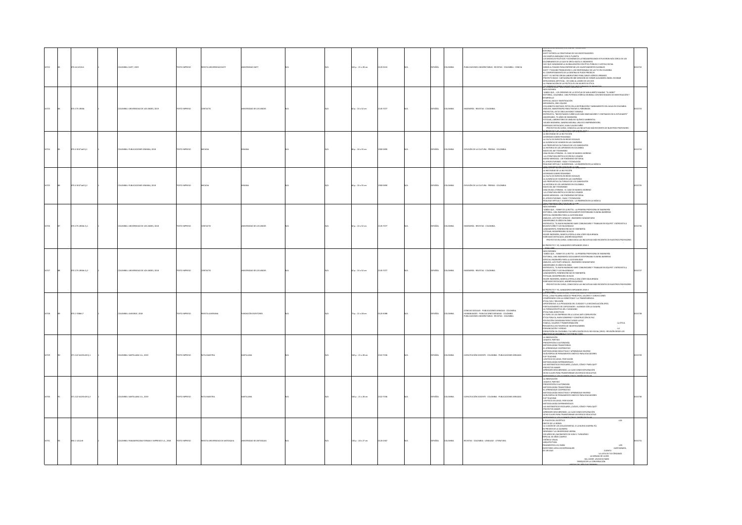| | | | | | | | | | | | | | | | | | |
|---|---|---|---|---|---|---|---|---|---|---|---|---|---|---|---|---|---|
| 10722 | 83 | 070.44 U522r6 | 1 | COLOMBIA: EAFIT, 2019 | TEXTO IMPRESO | REVISTA UNIVERSIDAD EAFIT | UNIVERSIDAD EAFIT | N/A | N/A | 163 p. : 21 x 28 cm | 0120-341X | N/A | ESPAÑOL | COLOMBIA | PUBLICACIONES UNIVERSITARIAS - REVISTAS - COLOMBIA - CIENCIA | EDITORIAL<br>EAFIT PATENTA LA CREATIVIDAD DE SUS INVESTIGADORES<br>UN CAMPUS AMIGABLE CON EL PLANETA<br>LOS MODELOS POLÍTICOS Y ECONÓMICOS LATINOAMERICANOS ESTUVIERON MÁS CERCA DE LOS COLOMBIANOS DE LO QUE SE CREÍA HASTA EL MOMENTO<br>HAY QUE HUMANIZAR LA GLOBALIZACIÓN CON ÉTICA PÚBLICA Y JUSTICIA SOCIAL<br>MIRAR AL PASADO PARA ENFRENTAR LOS QUEBRANTAMIENTOS GLOBALES<br>EAFIT Y TIGOUNE PROMUEVEN EL USO RESPONSABLE DE LAS TIC EN COLOMBIA<br>EL COMPORTAMIENTO DE LA DERIVA SE PREDECIR<br>EAFIT Y EL METRO CREAN LABORATORIO PARA CABLES AÉREOS URBANOS<br>PROYECTO BASE: CARTAGENA RECIBE MENCIÓN DE HONOR ALEJANDRO ÁNGEL ESCOBAR<br>INTELIGENCIA ARTIFICIAL - DE CARA AL LOGRO DE LOS ODS<br>LA FINANCIACIÓN DE LA POLÍTICA ES UN ASUNTO DE ÉTICA | 0010722 |
| 10723 | 84 | 070.175 U58Ac | 1 | COLOMBIA: UNIVERSIDAD DE LOS ANDES, 2019 | TEXTO IMPRESO | CONTACTO | UNIVERSIDAD DE LOS ANDES | N/A | N/A | 62 p. : 22 x 32 cm | 2145-7077 | N/A | ESPAÑOL | COLOMBIA | INGENIERÍA - REVISTAS - COLOMBIA | NOS ESCRIBEN<br>SABÍAS QUE... LOS ORÍGENES DE LA ESTATUA DE SAN ALBERTO MAGNO "EL ROBOT"<br>EDITORIAL, COLOMBIA : UNA POTENCIA HÍDRICA MUNDIAL CON NECESIDADES DE INVESTIGACIÓN Y DESARROLLO<br>ESPECIAL AGUA E INVESTIGACIÓN<br>INFOGRAFÍA, ORO LÍQUIDO<br>COLUMNISTA INVITADO, RETOS EN LA DISTRIBUCIÓN Y SANEAMIENTO DEL AGUA EN COLOMBIA<br>ANÁLISIS, NANOTERAPIA PARA TRATAR EL PARKINSON<br>PROYECTOS, ASÍ SE CREA UN ROBOT SENSIBLE<br>ENTREVISTA, "NECESITAMOS CURRÍCULOS MÁS INNOVADORES Y CENTRADOS EN EL ESTUDIANTE"<br>ANIVERSARIO, 70 AÑOS DE INGENIERÍA<br>FOTOLAB, LABORATORIO DE ANÁLISIS QUÍMICO AMBIENTAL<br>MUJER INGENIERA, SANDRA MEDINA, UNA ECO EMPRENDEDORA<br>EGRESADO DESTACADO, JUAN CLAUDIO MIÑO<br>PROYECTOS EN CURSO, CONOZCA LAS INICIATIVAS MÁS RECIENTES DE NUESTROS PROFESORES | 0010723 |
| 10724 | 85 | 070.4 S547a8 Ej.1 | 1 | COLOMBIA: PUBLICACIONES SEMANA, 2018 | TEXTO IMPRESO | ARCADIA | SEMANA | N/A | N/A | 66 p. : 24 x 33 cm | 1900-5490 | N/A | ESPAÑOL | COLOMBIA | DIFUSIÓN DE LA CULTURA - PRENSA - COLOMBIA | LA NECESIDAD DE LA NO FICCIÓN<br>AFORISMOS SOBRE PESIMISMO<br>LA FALTA DE EMPATÍA EN REDES SOCIALES<br>LA AUSENCIA DE HUMOR EN LAS CAMPAÑAS<br>LAS PROPUESTAS CULTURALES DE LOS CANDIDATOS<br>LA HISTORIA DE LOS JAPONESES EN COLOMBIA<br>MAYO DEL 68 Y FEMINISMO<br>UNA DEUDA LITERARIA : EL CASO DE MARVEL MORENO<br>LA LITERATURA ERÓTICA DE ERCOLE LISSARDI<br>MARIO MENDOZA : UN FENÓMENO EDITORIAL<br>EL AFROFUTURISMO : RAZA Y TECNOLOGÍA<br>REALIDAD VIRTUAL Y AUMENTADA : LA INMERSIÓN EN LA MÚSICA | 0010724 |
| 10725 | 86 | 070.4 S547a8 Ej.2 | 2 | COLOMBIA: PUBLICACIONES SEMANA, 2018 | TEXTO IMPRESO | ARCADIA | SEMANA | N/A | N/A | 66 p. : 24 x 33 cm | 1900-5490 | N/A | ESPAÑOL | COLOMBIA | DIFUSIÓN DE LA CULTURA - PRENSA - COLOMBIA | LA NECESIDAD DE LA NO FICCIÓN<br>AFORISMOS SOBRE PESIMISMO<br>LA FALTA DE EMPATÍA EN REDES SOCIALES<br>LA AUSENCIA DE HUMOR EN LAS CAMPAÑAS<br>LAS PROPUESTAS CULTURALES DE LOS CANDIDATOS<br>LA HISTORIA DE LOS JAPONESES EN COLOMBIA<br>MAYO DEL 68 Y FEMINISMO<br>UNA DEUDA LITERARIA : EL CASO DE MARVEL MORENO<br>LA LITERATURA ERÓTICA DE ERCOLE LISSARDI<br>MARIO MENDOZA : UN FENÓMENO EDITORIAL<br>EL AFROFUTURISMO : RAZA Y TECNOLOGÍA<br>REALIDAD VIRTUAL Y AUMENTADA : LA INMERSIÓN EN LA MÚSICA | 0010725 |
| 10726 | 87 | 070.175 U58Ac Ej.1 | 1 | COLOMBIA: UNIVERSIDAD DE LOS ANDES, 2018 | TEXTO IMPRESO | CONTACTO | UNIVERSIDAD DE LOS ANDES | N/A | N/A | 62 p. : 22 x 32 cm | 2145-7077 | N/A | ESPAÑOL | COLOMBIA | INGENIERÍA - REVISTAS - COLOMBIA | NOS ESCRIBEN<br>SABÍAS QUE... FANNY DE LA ROTTA : LA PRIMERA PROFESORA DE INGENIERÍA<br>EDITORIAL, UNA INGENIERÍA SOCIALMENTE RESPONSABLE ELIMINA BARRERAS<br>ESPECIAL INGENIERÍA PARA LA ACCESIBILIDAD<br>ANÁLISIS, LUIS FELIPE GIRALDO : INGENIERO HUMANITARIO<br>ANIVERSARIO 25 AÑOS EN LÍNEA<br>ENTREVISTA, "EL BUEN INGENIERO SABE COMUNICARSE Y TRABAJAR EN EQUIPO". ENTREVISTA A NELSON FLÓREZ Y LEO McGONAGLE<br>LANZAMIENTO, REMINISCENCIAS DE INGENIERÍA<br>FOTOLAB, BIOIMPRESORA 3D BLOK<br>MUJER INGENIERA, MARCELA PERILLA UNA LÍDER EQUILIBRADA<br>EGRESADO DESTACADO, ANDRÉS BAQUERIZO<br>PROYECTOS EN CURSO, CONOZCA LAS INICIATIVAS MÁS RECIENTES DE NUESTROS PROFESORES<br>MI PROYECTO Y YO, GANADORES EXPOANDES 2018-II | 0010726 |
| 10727 | 88 | 070.175 U58Ac Ej.2 | 2 | COLOMBIA: UNIVERSIDAD DE LOS ANDES, 2018 | TEXTO IMPRESO | CONTACTO | UNIVERSIDAD DE LOS ANDES | N/A | N/A | 62 p. : 22 x 32 cm | 2145-7077 | N/A | ESPAÑOL | COLOMBIA | INGENIERÍA - REVISTAS - COLOMBIA | NOS ESCRIBEN<br>SABÍAS QUE... FANNY DE LA ROTTA : LA PRIMERA PROFESORA DE INGENIERÍA<br>EDITORIAL, UNA INGENIERÍA SOCIALMENTE RESPONSABLE ELIMINA BARRERAS<br>ESPECIAL INGENIERÍA PARA LA ACCESIBILIDAD<br>ANÁLISIS, LUIS FELIPE GIRALDO : INGENIERO HUMANITARIO<br>ANIVERSARIO 25 AÑOS EN LÍNEA<br>ENTREVISTA, "EL BUEN INGENIERO SABE COMUNICARSE Y TRABAJAR EN EQUIPO". ENTREVISTA A NELSON FLÓREZ Y LEO McGONAGLE<br>LANZAMIENTO, REMINISCENCIAS DE INGENIERÍA<br>FOTOLAB, BIOIMPRESORA 3D BLOK<br>MUJER INGENIERA, MARCELA PERILLA UNA LÍDER EQUILIBRADA<br>EGRESADO DESTACADO, ANDRÉS BAQUERIZO<br>PROYECTOS EN CURSO, CONOZCA LAS INICIATIVAS MÁS RECIENTES DE NUESTROS PROFESORES<br>MI PROYECTO Y YO, GANADORES EXPOANDES 2018-II | 0010727 |
| 10728 | 89 | 070.1 F288r17 | 1 | COLOMBIA: LASERIANA, 2018 | TEXTO IMPRESO | REVISTA LASERIANA | FUNDACIÓN EXPOTONES | N/A | N/A | 74 p. : 21 x 28 cm | 0120-3088 | N/A | ESPAÑOL | COLOMBIA | CIENCIAS SOCIALES - PUBLICACIONES SERIADAS - COLOMBIA - HUMANIDADES - PUBLICACIONES SERIADAS - COLOMBIA - PUBLICACIONES UNIVERSITARIAS - REVISTAS - COLOMBIA | ÉTICA, ¿UNA PALABRA VACÍA? PRINCIPIOS, VALORES Y CONVICCIONES<br>COMPROMISO CON LA HONESTIDAD Y LA TRANSPARENCIA<br>ÉTICA CIVIL Y RELIGIÓN<br>APORTÁNDOLE A LA PEDAGOGÍA DEL CUIDADO Y LA RECONCILIACIÓN (PCR)<br>FORTALECIMIENTO DE CAPACIDADES : ALIANZAS CON LA ULSAFE<br>LA FORMACIÓN ÉTICA DEL CIUDADANO<br>ÉTICA PARA DIRECTIVOS<br>EL PAPEL DE LAS EMPRESAS EN LA LUCHA ANTICORRUPCIÓN<br>ÉTICA PÚBLICA, BUEN GOBIERNO Y CONSTRUCCIÓN DE PAZ<br>EDUCACIÓN CIUDADANA PARA CUIDAR LA PAZ<br>FAMILIA, VALORES Y TRANSFORMACIÓN LA ÉTICA PERIODÍSTICA EN TIEMPOS DE INCERTIDUMBRE<br>COMUNICACIÓN Y VERDAD LA CORRUPCIÓN EN COLOMBIA Y SU IMPLICACIÓN EN EL RSI SOCIAL (RSO) : REVISIÓN DESDE LOS OBJETIVOS DE DESARROLLO SOSTENIBLE (ODS) | 0010728 |
| 10729 | 90 | 371.122 S423s28 Ej.1 | 1 | COLOMBIA: SANTILLANA S.A., 2019 | TEXTO IMPRESO | RUTA MAESTRA | SANTILLANA | N/A | N/A | 140 p. : 21 x 28 cm | 2322-7036 | N/A | ESPAÑOL | COLOMBIA | CAPACITACIÓN DOCENTE - COLOMBIA - PUBLICACIONES SERIADAS | LA INNOVACIÓN<br>¿SIGAN EL PARTIDO<br>PRESCRIPCIÓN O AUTONOMÍA<br>METODOLOGÍAS TRANSFORMAS<br>EL APRENDIZAJE COOPERATIVO<br>METODOLOGÍAS INDUCTIVAS Y APRENDIZAJE INVERSO<br>GUÍA RÁPIDA DE PENSAMIENTO GRÁFICO PARA EDUCADORES<br>FLIP TEACHING<br>UN POCO DE JUEGO, POR FAVOR<br>METODOLOGÍAS EXPERIMENTALES<br>LAS MATEMÁTICAS ESCOLARES ¿CUÁLES, CÓMO Y PARA QUÉ?<br>PROYECTOS MAKER<br>APRENDER DESCUBRIENDO, LA CLASE COMO EXPLORACIÓN<br>OCHO CLAVES PARA TRANSFORMAR UN ESPACIO EDUCATIVO<br>INNOVANDO A LOS ALUMNOS CON EL DISEÑO ESCOLAR | 0010729 |
| 10730 | 91 | 371.122 S423s28 Ej.2 | 2 | COLOMBIA: SANTILLANA S.A., 2019 | TEXTO IMPRESO | RUTA MAESTRA | SANTILLANA | N/A | N/A | 140 p. : 21 x 28 cm | 2322-7036 | N/A | ESPAÑOL | COLOMBIA | CAPACITACIÓN DOCENTE - COLOMBIA - PUBLICACIONES SERIADAS | LA INNOVACIÓN<br>¿SIGAN EL PARTIDO<br>PRESCRIPCIÓN O AUTONOMÍA<br>METODOLOGÍAS TRANSFORMAS<br>EL APRENDIZAJE COOPERATIVO<br>METODOLOGÍAS INDUCTIVAS Y APRENDIZAJE INVERSO<br>GUÍA RÁPIDA DE PENSAMIENTO GRÁFICO PARA EDUCADORES<br>FLIP TEACHING<br>UN POCO DE JUEGO, POR FAVOR<br>METODOLOGÍAS EXPERIMENTALES<br>LAS MATEMÁTICAS ESCOLARES ¿CUÁLES, CÓMO Y PARA QUÉ?<br>PROYECTOS MAKER<br>APRENDER DESCUBRIENDO, LA CLASE COMO EXPLORACIÓN<br>OCHO CLAVES PARA TRANSFORMAR UN ESPACIO EDUCATIVO<br>INNOVANDO A LOS ALUMNOS CON EL DISEÑO ESCOLAR | 0010730 |
| 10731 | 92 | 056.1 U51r3r8 | 1 | COLOMBIA: PANAMERICANA FORMAS E IMPRESOS S.A., 2019 | TEXTO IMPRESO | REVISTA UNIVERSIDAD DE ANTIOQUIA | UNIVERSIDAD DE ANTIOQUIA | N/A | N/A | 108 p. : 22 x 27 cm | 0120-2367 | N/A | ESPAÑOL | COLOMBIA | REVISTAS - COLOMBIA - LENGUAJE - LITERATURA | EL PLACER DEL ESCÉPTICO LOS LÍMITES DE LA IRONÍA<br>LA ILUSIÓN DE LOS AISLACIONISTAS, O LA NUEVA GUERRA FRÍA<br>EN PREDIOS DE LA QUIMERA<br>PANAMÁ Y LA UNIVERSIDAD LIBERAL<br>200 AÑOS DEL NACIMIENTO DE IVÁN S. TURGUÉNIEV<br>ESPECIAL 50 AÑOS CAMPUS<br>CRÓNICA VISUAL<br>ARQUITECTURA<br>PARAMENTOS A SU ISAÍN LOS ESCRITORES LEEN A SCHOPENHAUER CARTOGRAFÍA DE UN VIAJE CUENTO LA LISTA DE TUS ÓRGANOS LA MIRADA DE ULISES HAL 9000, UN BICHO RARO ENRIQUECER LA CONVERSACIÓN | 0010731 |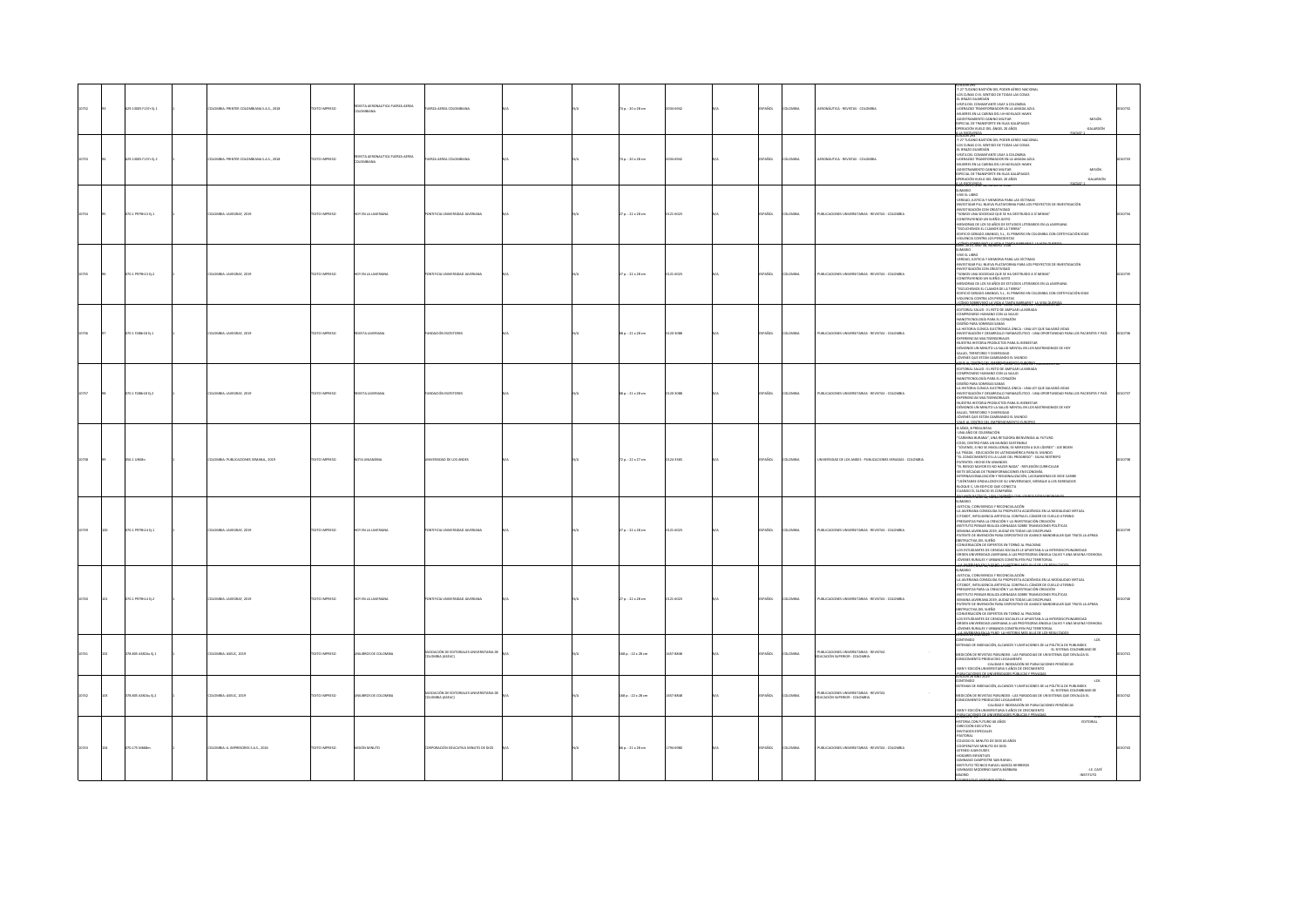| | | | | | | | | | | | | | | | | | | |
|---|---|---|---|---|---|---|---|---|---|---|---|---|---|---|---|---|---|---|
| 10732 | 93 | 629.13005 F137r Ej.1 | | 1 | COLOMBIA: PRINTER COLOMBIANA S.A.S., 2018 | TEXTO IMPRESO | REVISTA AERONÁUTICA FUERZA AÉREA COLOMBIANA | FUERZA AÉREA COLOMBIANA | N/A | | N/A | 75 p. : 20 x 28 cm | 0034-9942 | N/A | | ESPAÑOL | COLOMBIA | AERONÁUTICA - REVISTAS - COLOMBIA | EDITORIAL; T-27 TUCANO BASTIÓN DEL PODER AÉREO NACIONAL; LOS CUNAS O EL SENTIDO DE TODAS LAS COSAS; EL BRAZO GUARDIÁN; VISITA DEL COMANDANTE USAF A COLOMBIA; LIDERAZGO TRANSFORMADOR EN LA UNASQ-AJEA; MUJERES EN LA CABINA DEL UH-60 BLACK HAWK; ADIESTRAMIENTO CANINO MILITAR; MISIÓN ESPECIAL DE TRANSPORTE EN ISLAS GALÁPAGOS; OPERACIÓN VUELO DEL ÁNGEL 20 AÑOS; GALARDÓN FACSAT 1 | 0010732 |
| 10733 | 94 | 629.13005 F137r Ej.2 | | 1 | COLOMBIA: PRINTER COLOMBIANA S.A.S., 2018 | TEXTO IMPRESO | REVISTA AERONÁUTICA FUERZA AÉREA COLOMBIANA | FUERZA AÉREA COLOMBIANA | N/A | | N/A | 75 p. : 20 x 28 cm | 0034-9942 | N/A | | ESPAÑOL | COLOMBIA | AERONÁUTICA - REVISTAS - COLOMBIA | EDITORIAL; T-27 TUCANO BASTIÓN DEL PODER AÉREO NACIONAL; LOS CUNAS O EL SENTIDO DE TODAS LAS COSAS; EL BRAZO GUARDIÁN; VISITA DEL COMANDANTE USAF A COLOMBIA; LIDERAZGO TRANSFORMADOR EN LA UNASQ-AJEA; MUJERES EN LA CABINA DEL UH-60 BLACK HAWK; ADIESTRAMIENTO CANINO MILITAR; MISIÓN ESPECIAL DE TRANSPORTE EN ISLAS GALÁPAGOS; OPERACIÓN VUELO DEL ÁNGEL 20 AÑOS; GALARDÓN FACSAT 1 | 0010733 |
| 10734 | 95 | 070.1 P979h 13 Ej.1 | | 1 | COLOMBIA: JAVEGRAF, 2019 | TEXTO IMPRESO | HOY EN LA JAVERIANA | PONTIFICIA UNIVERSIDAD JAVERIANA | N/A | | N/A | 27 p. : 22 x 28 cm | 0120-0025 | N/A | | ESPAÑOL | COLOMBIA | PUBLICACIONES UNIVERSITARIAS - REVISTAS - COLOMBIA | SUMARIO; VIVE EL LIBRO; VERDAD, JUSTICIA Y MEMORIA PARA LAS VÍCTIMAS; INVESTIGAR PUJ: NUEVA PLATAFORMA PARA LOS PROYECTOS DE INVESTIGACIÓN; INVESTIGACIÓN CON CREATIVIDAD; "SOMOS UNA SOCIEDAD QUE SE HA DESTRUIDO A SÍ MISMA"; CONSTRUYENDO UN SUEÑO JUSTO; MEMORIAS DE LOS 50 AÑOS DE ESTUDIOS LITERARIOS EN LA JAVERIANA; "ESCUCHEMOS EL CLAMOR DE LA TIERRA"; EDIFICIO GERARDO ARANGO, S.J., EL PRIMERO EN COLOMBIA CON CERTIFICACIÓN EDGE; VIOLENCIA CONTRA LOS PERIODISTAS | 0010734 |
| 10735 | 96 | 070.1 P979h 13 Ej.2 | | 1 | COLOMBIA: JAVEGRAF, 2019 | TEXTO IMPRESO | HOY EN LA JAVERIANA | PONTIFICIA UNIVERSIDAD JAVERIANA | N/A | | N/A | 27 p. : 22 x 28 cm | 0120-0025 | N/A | | ESPAÑOL | COLOMBIA | PUBLICACIONES UNIVERSITARIAS - REVISTAS - COLOMBIA | SUMARIO; VIVE EL LIBRO; VERDAD, JUSTICIA Y MEMORIA PARA LAS VÍCTIMAS; INVESTIGAR PUJ: NUEVA PLATAFORMA PARA LOS PROYECTOS DE INVESTIGACIÓN; INVESTIGACIÓN CON CREATIVIDAD; "SOMOS UNA SOCIEDAD QUE SE HA DESTRUIDO A SÍ MISMA"; CONSTRUYENDO UN SUEÑO JUSTO; MEMORIAS DE LOS 50 AÑOS DE ESTUDIOS LITERARIOS EN LA JAVERIANA; "ESCUCHEMOS EL CLAMOR DE LA TIERRA"; EDIFICIO GERARDO ARANGO, S.J., EL PRIMERO EN COLOMBIA CON CERTIFICACIÓN EDGE; VIOLENCIA CONTRA LOS PERIODISTAS | 0010735 |
| 10736 | 97 | 070.1 F288r 18 Ej.1 | | 1 | COLOMBIA: JAVEGRAF, 2019 | TEXTO IMPRESO | REVISTA JAVERIANA | FUNDACIÓN ESCRITORES | N/A | | N/A | 68 p. : 21 x 28 cm | 0120-3088 | N/A | | ESPAÑOL | COLOMBIA | PUBLICACIONES UNIVERSITARIAS - REVISTAS - COLOMBIA | EDITORIAL SALUD : EL RETO DE AMPLIAR LA MIRADA; COMPRENDER HUMANO CON LA SALUD; NANOTECNOLOGÍA PARA EL CORAZÓN; DISEÑO PARA SONRISAS SANAS; LA HISTORIA CLÍNICA ELECTRÓNICA ÚNICA : UNA LEY QUE SALVARÁ VIDAS; INVESTIGACIÓN Y DESARROLLO FARMACÉUTICO : UNA OPORTUNIDAD PARA LOS PACIENTES Y PAÍS; EXPERIENCIAS MULTISENSORIALES; NUESTRA HISTORIA PRODUCTOS PARA EL BIENESTAR; DÉBORAS UN MINUTO: LA SALUD MENTAL EN LOS MATRIMONIOS DE HOY; SALUD, TERRITORIO Y DIVERSIDAD; JÓVENES QUE ESTÁN CAMBIANDO EL MUNDO | 0010736 |
| 10737 | 98 | 070.1 F288r 18 Ej.2 | | 1 | COLOMBIA: JAVEGRAF, 2019 | TEXTO IMPRESO | REVISTA JAVERIANA | FUNDACIÓN ESCRITORES | N/A | | N/A | 68 p. : 21 x 28 cm | 0120-3088 | N/A | | ESPAÑOL | COLOMBIA | PUBLICACIONES UNIVERSITARIAS - REVISTAS - COLOMBIA | EDITORIAL SALUD : EL RETO DE AMPLIAR LA MIRADA; COMPRENDER HUMANO CON LA SALUD; NANOTECNOLOGÍA PARA EL CORAZÓN; DISEÑO PARA SONRISAS SANAS; LA HISTORIA CLÍNICA ELECTRÓNICA ÚNICA : UNA LEY QUE SALVARÁ VIDAS; INVESTIGACIÓN Y DESARROLLO FARMACÉUTICO : UNA OPORTUNIDAD PARA LOS PACIENTES Y PAÍS; EXPERIENCIAS MULTISENSORIALES; NUESTRA HISTORIA PRODUCTOS PARA EL BIENESTAR; DÉBORAS UN MINUTO: LA SALUD MENTAL EN LOS MATRIMONIOS DE HOY; SALUD, TERRITORIO Y DIVERSIDAD; JÓVENES QUE ESTÁN CAMBIANDO EL MUNDO; VIAJE AL CENTRO DEL EMPRENDIMIENTO EUROPEO | 0010737 |
| 10738 | 99 | 056.1 U563n | | 1 | COLOMBIA: PUBLICACIONES SEMANA, 2019 | TEXTO IMPRESO | NOTA UNIANDINA | UNIVERSIDAD DE LOS ANDES | N/A | | N/A | 72 p. : 22 x 27 cm | 0120-3355 | N/A | | ESPAÑOL | COLOMBIA | UNIVERSIDAD DE LOS ANDES - PUBLICACIONES SERIADAS - COLOMBIA | 4 JUEZ, 8 PREGUNTAS; UNA AÑO DE CELEBRACIÓN; "CAMINAR BUENAS": UNA RETADORA BIENVENIDA AL FUTURO; CODS, CENTRO PARA UN MUNDO SOSTENIBLE; "JÓVENES, SI NO SE INVOLUCRAN, SE ARRIESGAN A SUS LÍDERES" : LOS BIDEN; LA TRÍADA : EDUCACIÓN DE LATINOAMÉRICA PARA EL MUNDO; "EL CONOCIMIENTO ES LA CLAVE DEL PROGRESO" : SILVIA RESTREPO; PATENTES: HECHO EN UNIANDES; "EL RIESGO MAYOR ES NO HACER NADA" : REFLEXIÓN CURRICULAR; SIETE DÉCADAS DE TRANSFORMACIONES EN ECONOMÍA; INTERNACIONALIZACIÓN Y REGIONALIZACIÓN, LAS BANDERAS DE SEDE CARIBE; 7 SEPTIEMBRE ORGULLOSO DE SU UNIVERSIDAD, MENSAJE A LOS EGRESADOS; BLOQUE C, UN EDIFICIO QUE CONECTA; CUANDO EL SILENCIO ES COMPAÑÍA | 0010738 |
| 10739 | 100 | 070.1 P979h 14 Ej.1 | | 1 | COLOMBIA: JAVEGRAF, 2019 | TEXTO IMPRESO | HOY EN LA JAVERIANA | PONTIFICIA UNIVERSIDAD JAVERIANA | N/A | | N/A | 27 p. : 22 x 28 cm | 0120-0025 | N/A | | ESPAÑOL | COLOMBIA | PUBLICACIONES UNIVERSITARIAS - REVISTAS - COLOMBIA | SUMARIO; JUSTICIA, CONVIVENCIA Y RECONCILIACIÓN; LA JAVERIANA CONSOLIDA SU PROPUESTA ACADÉMICA EN LA MODALIDAD VIRTUAL; CITOBOT, INTELIGENCIA ARTIFICIAL CONTRA EL CÁNCER DE CUELLO UTERINO; PREGUNTAS PARA LA CREACIÓN Y LA INVESTIGACIÓN CREACIÓN; INSTITUTO PENSAR REALIZA JORNADAS SOBRE TRANSICIONES POLÍTICAS; SEMANA JAVERIANA 2019, ALIANZA EN TODAS LAS DISCIPLINAS; PATENTE DE INVENCIÓN PARA DISPOSITIVO DE AVANCE MANDIBULAR QUE TRATA LA APNEA OBSTRUCTIVA DEL SUEÑO; CONVERSACIÓN DE EXPERTOS EN TORNO AL FRACKING; LOS ESTUDIANTES DE CIENCIAS SOCIALES LE APUESTAN A LA INTERDISCIPLINARIEDAD; ORDEN UNIVERSIDAD JAVERIANA A LAS PROFESORAS ÁNGELA CALVO Y ANA MARINA YORHORA; JÓVENES RURALES Y URBANOS CONSTRUYEN PAZ TERRITORIAL | 0010739 |
| 10740 | 101 | 070.1 P979h 14 Ej.2 | | 1 | COLOMBIA: JAVEGRAF, 2019 | TEXTO IMPRESO | HOY EN LA JAVERIANA | PONTIFICIA UNIVERSIDAD JAVERIANA | N/A | | N/A | 27 p. : 22 x 28 cm | 0120-0025 | N/A | | ESPAÑOL | COLOMBIA | PUBLICACIONES UNIVERSITARIAS - REVISTAS - COLOMBIA | SUMARIO; JUSTICIA, CONVIVENCIA Y RECONCILIACIÓN; LA JAVERIANA CONSOLIDA SU PROPUESTA ACADÉMICA EN LA MODALIDAD VIRTUAL; CITOBOT, INTELIGENCIA ARTIFICIAL CONTRA EL CÁNCER DE CUELLO UTERINO; PREGUNTAS PARA LA CREACIÓN Y LA INVESTIGACIÓN CREACIÓN; INSTITUTO PENSAR REALIZA JORNADAS SOBRE TRANSICIONES POLÍTICAS; SEMANA JAVERIANA 2019, ALIANZA EN TODAS LAS DISCIPLINAS; PATENTE DE INVENCIÓN PARA DISPOSITIVO DE AVANCE MANDIBULAR QUE TRATA LA APNEA OBSTRUCTIVA DEL SUEÑO; CONVERSACIÓN DE EXPERTOS EN TORNO AL FRACKING; LOS ESTUDIANTES DE CIENCIAS SOCIALES LE APUESTAN A LA INTERDISCIPLINARIEDAD; ORDEN UNIVERSIDAD JAVERIANA A LAS PROFESORAS ÁNGELA CALVO Y ANA MARINA YORHORA; JÓVENES RURALES Y URBANOS CONSTRUYEN PAZ TERRITORIAL | 0010740 |
| 10741 | 102 | 378.005 A581la Ej.1 | | 1 | COLOMBIA: ASEUC, 2019 | TEXTO IMPRESO | LOS LIBROS DE COLOMBIA | ASOCIACIÓN DE EDITORIALES UNIVERSITARIAS DE COLOMBIA (ASEUC) | N/A | | N/A | 168 p. : 22 x 28 cm | 2357-5808 | N/A | | ESPAÑOL | COLOMBIA | PUBLICACIONES UNIVERSITARIAS - REVISTAS - EDUCACIÓN SUPERIOR - COLOMBIA | CONTENIDO; SISTEMAS DE INDEXACIÓN, ALCANCES Y LIMITACIONES DE LA POLÍTICA DE PUBLINDEX; LOS EL SISTEMA COLOMBIANO DE MEDICIÓN DE REVISTAS PUBLINDEX : LAS PARADOJAS DE UN SISTEMA QUE DEVALÚA EL CONOCIMIENTO PRODUCIDO LOCALMENTE; CALIDAD E INDEXACIÓN DE PUBLICACIONES PERIÓDICAS; ISSN Y EDICIÓN UNIVERSITARIA 5 AÑOS DE CRECIMIENTO; PUBLICACIONES DE UNIVERSIDADES PÚBLICAS Y PRIVADAS | 0010741 |
| 10742 | 103 | 378.005 A581la Ej.2 | | 1 | COLOMBIA: ASEUC, 2019 | TEXTO IMPRESO | LOS LIBROS DE COLOMBIA | ASOCIACIÓN DE EDITORIALES UNIVERSITARIAS DE COLOMBIA (ASEUC) | N/A | | N/A | 168 p. : 22 x 28 cm | 2357-5808 | N/A | | ESPAÑOL | COLOMBIA | PUBLICACIONES UNIVERSITARIAS - REVISTAS - EDUCACIÓN SUPERIOR - COLOMBIA | CONTENIDO; SISTEMAS DE INDEXACIÓN, ALCANCES Y LIMITACIONES DE LA POLÍTICA DE PUBLINDEX; LOS EL SISTEMA COLOMBIANO DE MEDICIÓN DE REVISTAS PUBLINDEX : LAS PARADOJAS DE UN SISTEMA QUE DEVALÚA EL CONOCIMIENTO PRODUCIDO LOCALMENTE; CALIDAD E INDEXACIÓN DE PUBLICACIONES PERIÓDICAS; ISSN Y EDICIÓN UNIVERSITARIA 5 AÑOS DE CRECIMIENTO; PUBLICACIONES DE UNIVERSIDADES PÚBLICAS Y PRIVADAS | 0010742 |
| 10743 | 104 | 070.175 M668m | | 1 | COLOMBIA: JL IMPRESORES S.A.S., 2016 | TEXTO IMPRESO | MISIÓN MINUTO | CORPORACIÓN EDUCATIVA MINUTO DE DIOS | N/A | | N/A | 66 p. : 21 x 28 cm | 1794-0980 | N/A | | ESPAÑOL | COLOMBIA | PUBLICACIONES UNIVERSITARIAS - REVISTAS - COLOMBIA | HISTORIA CON FUTURO 60 AÑOS; EDITORIAL; DIRECCIÓN EJECUTIVA; INVITADOS ESPECIALES; PASTORAL; COLEGIO EL MINUTO DE DIOS 60 AÑOS; COOPERATIVO MINUTO DE DIOS; ATENEO JUAN EUDES; HOGARES INFANTILES; GIMNASIO CAMPESTRE SAN RAFAEL; INSTITUTO TÉCNICO RAFAEL GARCÍA HERREROS; GIMNASIO MODERNO SANTA BÁRBARA; I.E. CAFÉ MADRID; INSTITUTO | 0010743 |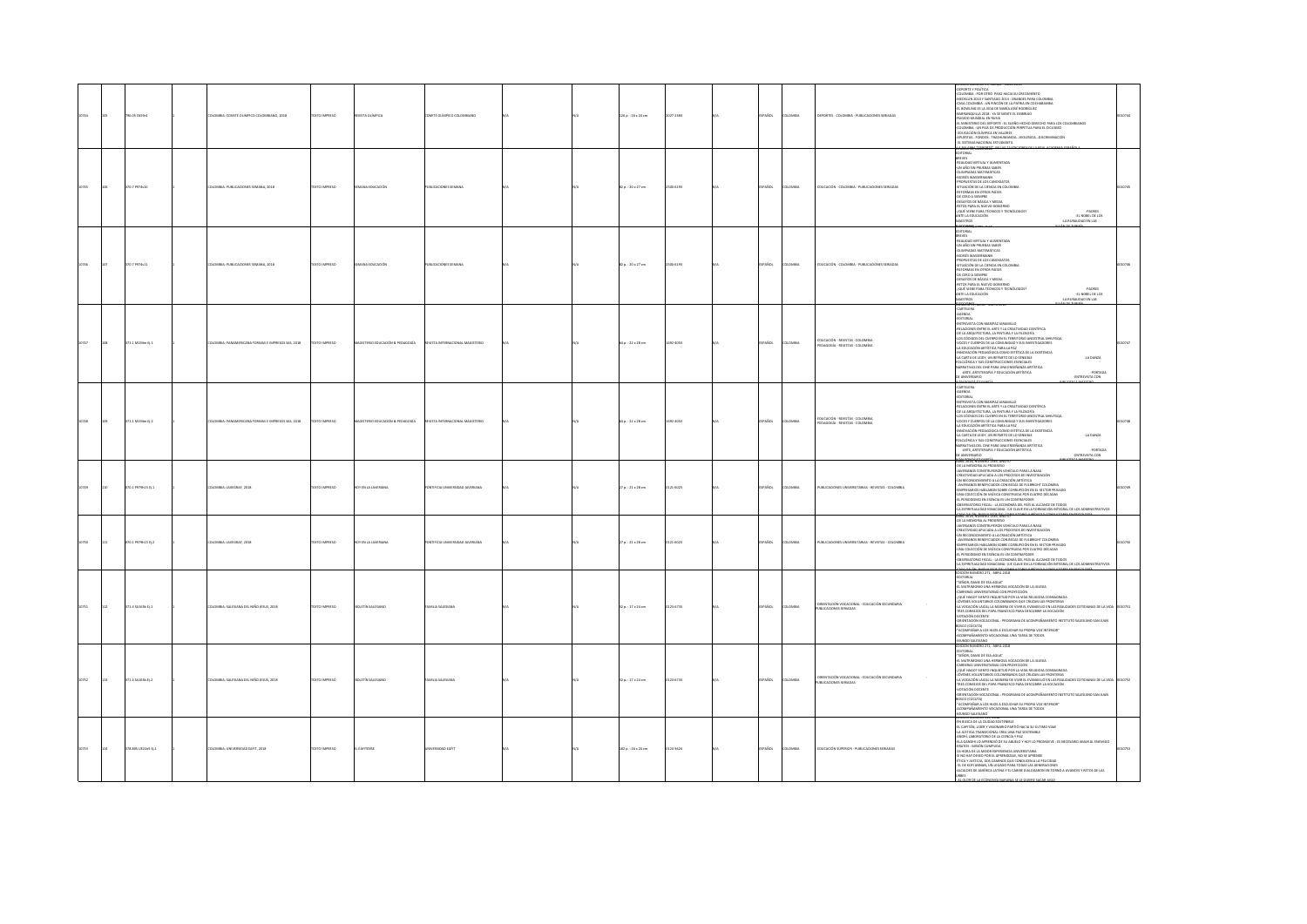| | | | | | | | | | | | | | | | | | |
|---|---|---|---|---|---|---|---|---|---|---|---|---|---|---|---|---|---|
| 10744 | 105 | 796.05 O69r4 | 1 | COLOMBIA: COMITÉ OLÍMPICO COLOMBIANO, 2018 | TEXTO IMPRESO | REVISTA OLÍMPICA | COMITÉ OLÍMPICO COLOMBIANO | N/A | N/A | 126 p. : 18 x 24 cm | 2027-2383 | N/A | ESPAÑOL | COLOMBIA | DEPORTES - COLOMBIA - PUBLICACIONES SERIADAS | DEPORTE Y POLÍTICA<br>COLOMBIA - POR OTRO PASO HACIA SU CRECIMIENTO<br>MEDELLÍN 2010 Y SANTIAGO 2014 - GRANDES PARA COLOMBIA<br>CALI, COLOMBIA - UN RINCÓN DE LA PATRIA EN COCHABAMBA<br>EL BONUS DE LA HIJA DE MARÍA JOSÉ RODRÍGUEZ<br>BARRANQUILLA 2018 - YA SE SIENTE EL EMBRUJO<br>PLIEGO MUNDIAL EN RUSIA<br>EL MINISTERIO DEL DEPORTE - EL DISEÑO HECHO DERECHO PARA LOS COLOMBIANOS<br>COLOMBIA - UN PAÍS DE PRODUCCIÓN PERPETUA PARA EL CICLISMO<br>EDUCACIÓN OLÍMPICA EN VALORES<br>APUNTES - FONDOS - TRASHUMANCIA - VIOLENCIA - DISCRIMINACIÓN<br>EL SISTEMA NACIONAL ESTUDIANTIL | 0010744 |
| 10745 | 106 | 370.7 P874s16 | 1 | COLOMBIA: PUBLICACIONES SEMANA, 2018 | TEXTO IMPRESO | SEMANA EDUCACIÓN | PUBLICACIONES SEMANA | N/A | N/A | 82 p. : 20 x 27 cm | 2500-6193 | N/A | ESPAÑOL | COLOMBIA | EDUCACIÓN - COLOMBIA - PUBLICACIONES SERIADAS | EDITORIAL<br>BREVES<br>REALIDAD VIRTUAL Y AUMENTADA<br>UN AÑO SIN PRUEBAS SABER<br>OLIMPIADAS MATEMÁTICAS<br>HÉROES WANDERMANN<br>PROPUESTAS DE LOS CANDIDATOS<br>SITUACIÓN DE LA CIENCIA EN COLOMBIA<br>REFORMAS EN OTROS PAÍSES<br>DE CERO A SIEMPRE<br>DESAFÍOS DE BÁSICA Y MEDIA<br>RETOS PARA EL NUEVO GOBIERNO<br>¿QUÉ VIENE PARA TÉCNICOS Y TECNOLÓGICOS? PADRES ANTE LA EDUCACIÓN<br>EL NOBEL DE LOS MAESTROS<br>LA PUBLICIDAD EN LAS AULAS DE CLASE | 0010745 |
| 10746 | 107 | 370.7 P874s21 | 1 | COLOMBIA: PUBLICACIONES SEMANA, 2018 | TEXTO IMPRESO | SEMANA EDUCACIÓN | PUBLICACIONES SEMANA | N/A | N/A | 82 p. : 20 x 27 cm | 2500-6193 | N/A | ESPAÑOL | COLOMBIA | EDUCACIÓN - COLOMBIA - PUBLICACIONES SERIADAS | EDITORIAL<br>BREVES<br>REALIDAD VIRTUAL Y AUMENTADA<br>UN AÑO SIN PRUEBAS SABER<br>OLIMPIADAS MATEMÁTICAS<br>HÉROES WANDERMANN<br>PROPUESTAS DE LOS CANDIDATOS<br>SITUACIÓN DE LA CIENCIA EN COLOMBIA<br>REFORMAS EN OTROS PAÍSES<br>DE CERO A SIEMPRE<br>DESAFÍOS DE BÁSICA Y MEDIA<br>RETOS PARA EL NUEVO GOBIERNO<br>¿QUÉ VIENE PARA TÉCNICOS Y TECNOLÓGICOS? PADRES ANTE LA EDUCACIÓN<br>EL NOBEL DE LOS MAESTROS<br>LA PUBLICIDAD EN LAS AULAS DE CLASE | 0010746 |
| 10747 | 108 | 371.1 M194m Ej.1 | 1 | COLOMBIA: PANAMERICANA FORMAS E IMPRESOS SAS, 2018 | TEXTO IMPRESO | MAGISTERIO EDUCACIÓN & PEDAGOGÍA | REVISTA INTERNACIONAL MAGISTERIO | N/A | N/A | 64 p. : 22 x 28 cm | 1692-4053 | N/A | ESPAÑOL | COLOMBIA | EDUCACIÓN - REVISTAS - COLOMBIA<br>PEDAGOGÍA - REVISTAS - COLOMBIA | CARTELERA<br>AGENDA<br>EDITORIAL<br>ENTREVISTA CON MARIPAZ JARAMILLO<br>RELACIONES ENTRE EL ARTE Y LA CREATIVIDAD CIENTÍFICA<br>DE LA ARQUITECTURA, LA PINTURA Y LA FILOSOFÍA<br>LOS CÓDIGOS DEL CUERPO EN EL TERRITORIO ANCESTRAL SIKUYAQUA<br>VOCES Y CUERPOS DE LA COMUNIDAD Y SUS INVESTIGADORES<br>LA EDUCACIÓN ARTÍSTICA PARA LA PAZ<br>INNOVACIÓN PEDAGÓGICA COMO ESTÉTICA DE LA EXISTENCIA<br>LA CARTA DE LEIDY, UN REPORTE DE LO SENSIBLE<br>LA DANZA FOLCLÓRICA Y SUS CONSTRUCCIONES ESENCIALES<br>NARRATIVAS DEL CINE PARA UNA ENSEÑANZA ARTÍSTICA<br>ARTE, ARTETERAPIA Y EDUCACIÓN ARTÍSTICA<br>PORTADA DE ANIVERSARIO<br>ENTREVISTA CON<br>BIBLIOTECA MAGISTERIO | 0010747 |
| 10748 | 109 | 371.1 M194m Ej.2 | 1 | COLOMBIA: PANAMERICANA FORMAS E IMPRESOS SAS, 2018 | TEXTO IMPRESO | MAGISTERIO EDUCACIÓN & PEDAGOGÍA | REVISTA INTERNACIONAL MAGISTERIO | N/A | N/A | 64 p. : 22 x 28 cm | 1692-4053 | N/A | ESPAÑOL | COLOMBIA | EDUCACIÓN - REVISTAS - COLOMBIA<br>PEDAGOGÍA - REVISTAS - COLOMBIA | CARTELERA<br>AGENDA<br>EDITORIAL<br>ENTREVISTA CON MARIPAZ JARAMILLO<br>RELACIONES ENTRE EL ARTE Y LA CREATIVIDAD CIENTÍFICA<br>DE LA ARQUITECTURA, LA PINTURA Y LA FILOSOFÍA<br>LOS CÓDIGOS DEL CUERPO EN EL TERRITORIO ANCESTRAL SIKUYAQUA<br>VOCES Y CUERPOS DE LA COMUNIDAD Y SUS INVESTIGADORES<br>LA EDUCACIÓN ARTÍSTICA PARA LA PAZ<br>INNOVACIÓN PEDAGÓGICA COMO ESTÉTICA DE LA EXISTENCIA<br>LA CARTA DE LEIDY, UN REPORTE DE LO SENSIBLE<br>LA DANZA FOLCLÓRICA Y SUS CONSTRUCCIONES ESENCIALES<br>NARRATIVAS DEL CINE PARA UNA ENSEÑANZA ARTÍSTICA<br>ARTE, ARTETERAPIA Y EDUCACIÓN ARTÍSTICA<br>PORTADA DE ANIVERSARIO<br>ENTREVISTA CON<br>BIBLIOTECA MAGISTERIO | 0010748 |
| 10749 | 110 | 870.1 P879h13 Ej.1 | 1 | COLOMBIA: JAVERIANA, 2018 | TEXTO IMPRESO | HOY EN LA JAVERIANA | PONTIFICIA UNIVERSIDAD JAVERIANA | N/A | N/A | 27 p. : 21 x 28 cm | 0121-6023 | N/A | ESPAÑOL | COLOMBIA | PUBLICACIONES UNIVERSITARIAS - REVISTAS - COLOMBIA | DE LA MEMORIA AL PROGRESO<br>JAVERIANOS CONSTRUYERON VEHÍCULO PARA LA NASA<br>CREATIVIDAD APLICADA A LOS PROCESOS DE INVESTIGACIÓN<br>UN RECONOCIMIENTO A LA CREACIÓN ARTÍSTICA<br>JAVERIANOS BENEFICIADOS CON BECAS DE FULBRIGHT COLOMBIA<br>EMPRESARIOS HABLARON SOBRE CORRUPCIÓN EN EL SECTOR PRIVADO<br>UNA COLECCIÓN DE MÚSICA CONSTRUIDA POR CUATRO DÉCADAS<br>EL PERIODISMO EN ESENCIA ES UN CONTRAPODER<br>OBSERVATORIO FISCAL - LA ECONOMÍA DEL PAÍS AL ALCANCE DE TODOS<br>LA ESPIRITUALIDAD IGNACIANA: CLAVE EN LA FORMACIÓN INTEGRAL DE LOS ADMINISTRATIVOS | 0010749 |
| 10750 | 111 | 870.1 P879h13 Ej.2 | 1 | COLOMBIA: JAVERIANA, 2018 | TEXTO IMPRESO | HOY EN LA JAVERIANA | PONTIFICIA UNIVERSIDAD JAVERIANA | N/A | N/A | 27 p. : 21 x 28 cm | 0121-6023 | N/A | ESPAÑOL | COLOMBIA | PUBLICACIONES UNIVERSITARIAS - REVISTAS - COLOMBIA | DE LA MEMORIA AL PROGRESO<br>JAVERIANOS CONSTRUYERON VEHÍCULO PARA LA NASA<br>CREATIVIDAD APLICADA A LOS PROCESOS DE INVESTIGACIÓN<br>UN RECONOCIMIENTO A LA CREACIÓN ARTÍSTICA<br>JAVERIANOS BENEFICIADOS CON BECAS DE FULBRIGHT COLOMBIA<br>EMPRESARIOS HABLARON SOBRE CORRUPCIÓN EN EL SECTOR PRIVADO<br>UNA COLECCIÓN DE MÚSICA CONSTRUIDA POR CUATRO DÉCADAS<br>EL PERIODISMO EN ESENCIA ES UN CONTRAPODER<br>OBSERVATORIO FISCAL - LA ECONOMÍA DEL PAÍS AL ALCANCE DE TODOS<br>LA ESPIRITUALIDAD IGNACIANA: CLAVE EN LA FORMACIÓN INTEGRAL DE LOS ADMINISTRATIVOS | 0010750 |
| 10751 | 112 | 371.4 S163b Ej.1 | 1 | COLOMBIA: SALESIANA DEL NIÑO JESÚS, 2018 | TEXTO IMPRESO | BOLETÍN SALESIANO | FAMILIA SALESIANA | N/A | N/A | 32 p. : 17 x 24 cm | 0120-6730 | N/A | ESPAÑOL | COLOMBIA | ORIENTACIÓN VOCACIONAL - EDUCACIÓN SECUNDARIA - PUBLICACIONES SERIADAS | EDICIÓN NÚMERO 271 - ABRIL 2018<br>EDITORIAL<br>"SEÑOR, DAME DE ESA AGUA"<br>EL MATRIMONIO UNA HERMOSA VOCACIÓN DE LA IGLESIA<br>CAMINOS UNIVERSITARIOS CON PROYECCIÓN<br>¿QUÉ HAGO? SIENTO INQUIETUD POR LA VIDA RELIGIOSA CONSAGRADA<br>JÓVENES VOLUNTARIOS COLOMBIANOS QUE CRUZAN LAS FRONTERAS<br>LA VOCACIÓN LAICAL LA MANERA DE VIVIR EL EVANGELIO EN LAS REALIDADES COTIDIANAS DE LA VIDA<br>TRES CONSEJOS DEL PAPA FRANCISCO PARA DESCUBRIR LA VOCACIÓN<br>VOCACIÓN DOCENTE<br>ORIENTACIÓN VOCACIONAL - PROGRAMA DE ACOMPAÑAMIENTO INSTITUTO SALESIANO SAN JUAN BOSCO (CÚCUTA)<br>"ACOMPAÑAR A LOS HIJOS A ESCUCHAR SU PROPIA VOZ INTERIOR"<br>ACOMPAÑAMIENTO VOCACIONAL UNA TAREA DE TODOS<br>MUNDO SALESIANO | 0010751 |
| 10752 | 113 | 371.4 S163b Ej.2 | 1 | COLOMBIA: SALESIANA DEL NIÑO JESÚS, 2018 | TEXTO IMPRESO | BOLETÍN SALESIANO | FAMILIA SALESIANA | N/A | N/A | 32 p. : 17 x 24 cm | 0120-6730 | N/A | ESPAÑOL | COLOMBIA | ORIENTACIÓN VOCACIONAL - EDUCACIÓN SECUNDARIA - PUBLICACIONES SERIADAS | EDICIÓN NÚMERO 271 - ABRIL 2018<br>EDITORIAL<br>"SEÑOR, DAME DE ESA AGUA"<br>EL MATRIMONIO UNA HERMOSA VOCACIÓN DE LA IGLESIA<br>CAMINOS UNIVERSITARIOS CON PROYECCIÓN<br>¿QUÉ HAGO? SIENTO INQUIETUD POR LA VIDA RELIGIOSA CONSAGRADA<br>JÓVENES VOLUNTARIOS COLOMBIANOS QUE CRUZAN LAS FRONTERAS<br>LA VOCACIÓN LAICAL LA MANERA DE VIVIR EL EVANGELIO EN LAS REALIDADES COTIDIANAS DE LA VIDA<br>TRES CONSEJOS DEL PAPA FRANCISCO PARA DESCUBRIR LA VOCACIÓN<br>VOCACIÓN DOCENTE<br>ORIENTACIÓN VOCACIONAL - PROGRAMA DE ACOMPAÑAMIENTO INSTITUTO SALESIANO SAN JUAN BOSCO (CÚCUTA)<br>"ACOMPAÑAR A LOS HIJOS A ESCUCHAR SU PROPIA VOZ INTERIOR"<br>ACOMPAÑAMIENTO VOCACIONAL UNA TAREA DE TODOS<br>MUNDO SALESIANO | 0010752 |
| 10753 | 114 | 378.005 U521e5 Ej.1 | 1 | COLOMBIA: UNIVERSIDAD EAFIT, 2018 | TEXTO IMPRESO | EL EAFITENSE | UNIVERSIDAD EAFIT | N/A | N/A | 182 p. : 16 x 24 cm | 0124-9424 | N/A | ESPAÑOL | COLOMBIA | EDUCACIÓN SUPERIOR - PUBLICACIONES SERIADAS | EN BUSCA DE LA CIUDAD SOSTENIBLE<br>EL CAPITÁN, LÍDER Y VISIONARIO PARTIÓ HACIA SU ÚLTIMO VIAJE<br>LA JUSTICIA TRANSICIONAL CREA UNA PAZ SOSTENIBLE<br>ABORTO, LABORATORIO DE LA CIENCIA Y PAZ<br>ALEJANDRO LO APRENDIÓ DE SU ABUELO Y HOY LO PROMUEVE - ES NECESARIO AMAR AL ENEMIGO<br>RETOS - MISIÓN CUMPLIDA<br>ES HORA DE LA MEJOR EXPERIENCIA UNIVERSITARIA<br>SI NO HAY DESEO POR EL APRENDIZAJE, NO SE APRENDE<br>ÉTICA Y JUSTICIA, DOS CAMINOS QUE CONDUCEN A LA FELICIDAD<br>EL DE KOPI ANNAN, UN LEGADO PARA TODAS LAS GENERACIONES<br>ALCALDES DE AMÉRICA LATINA Y EL CARIBE DIALOGARON EN TORNO A AVANCES Y RETOS DE LAS URBES<br>AL OLOR DE LA ECONOMÍA NARANJA SE LE QUIERE SACAR JUGO | 0010753 |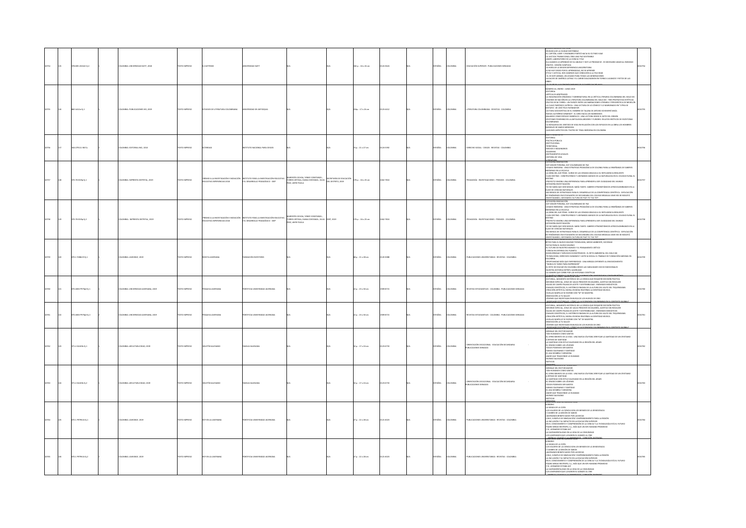| | | | | | | | | | | | | | | | | | | | | |
|---|---|---|---|---|---|---|---|---|---|---|---|---|---|---|---|---|---|---|---|---|
| 10754 | 115 | 378.895 U522e5 Ej.1 | | 1 | COLOMBIA: UNIVERSIDAD EAFIT, 2019 | TEXTO IMPRESO | EL EAFITENSE | UNIVERSIDAD EAFIT | N/A | N/A | 182 p. : 16 x 24 cm | 0120-3626 | N/A | | ESPAÑOL | COLOMBIA | EDUCACIÓN SUPERIOR - PUBLICACIONES SERIADAS | EN BUSCA DE LA CIUDAD SOSTENIBLE / EL CAPITÁN, LÍDER Y VISIONARIO PARTIÓ HACIA SU ÚLTIMO VIAJE / LA ARTISTA TRANSNACIONAL CREA UNA PAZ SOSTENIBLE / ÁNGEL LABORATORIO DE LA CIENCIA Y PAZ / ELA GANDHI LO APRENDIÓ DE SU ABUELO Y HOY LO PROMUEVE: ES NECESARIO AMAR AL ENEMIGO / RETOS - MISIÓN CUMPLIDA / 24 HORA DE LA MEJOR EXPERIENCIA UNIVERSITARIA / SI NO HAY DESEO POR EL APRENDIZAJE, NO SE APRENDE / ÉTICA Y ARTISTA, DOS CAMINOS QUE CONDUCEN A LA FELICIDAD / EL DE KOFI ANNAN, UN LEGADO PARA TODAS LAS GENERACIONES / ALCALDES DE AMÉRICA LATINA Y EL CARIBE DIALOGARON EN TORNO A AVANCES Y RETOS DE LAS URBES | | 0010754 |
| 10755 | 116 | 860 U411e Ej.1 | | 1 | COLOMBIA: PUBLICACIONES IEG, 2019 | TEXTO IMPRESO | ESTUDIOS DE LITERATURA COLOMBIANA | UNIVERSIDAD DE ANTIOQUIA | N/A | N/A | 258p. : 17 x 24 cm | 0123-4412 | N/A | | ESPAÑOL | COLOMBIA | LITERATURA COLOMBIANA - REVISTAS - COLOMBIA | NÚMERO 44, ENERO - JUNIO 2019 / EDITORIAL / ARTÍCULOS ARBITRADOS / LA IMAGINACIÓN ONÍRICA Y SOBRENATURAL EN LA CRÍTICA LITERARIA COLOMBIANA DEL SIGLO XIX / VISIONES DE NACIÓN EN LA LITERATURA COLOMBIANA DEL SIGLO XIX: TRES PROPUESTAS ESTÉTICAS / FRUTOS DE MI TIERRA: UN PUENTE ENTRE LAS NARRACIONES LITERARIA Y PERIODÍSTICA DE MEDELLÍN / LA CLAVE PARÓDICO-SATÍRICA: UNA LECTURA DE LO CÓMICO Y LO MARGINADO EN "LETRAS DE ESCOPETA" DE JOSÉ FÉLIX FUENMAYOR / LECTURA SOCIOCRÍTICA DE EL HOMBRE DE TALARA DE ARTURO ECHEVERRI MEJÍA / RAFAEL GUTIÉRREZ GIRARDOT: EL GIRO HACIA LOS MARGINADOS / BALANDÚ COMO ESPACIO SIMBÓLICO: UNA LECTURA DESDE EL MITO DEL ORIGEN / EROTISMO FEMENINO EN LA ANTOLOGÍA LÁMPARAS Y FUEGOS: RELATOS ERÓTICOS DE ESCRITORAS COLOMBIANAS / LA BÚSQUEDA DEL SENTIDO DE VIDA EN RELACIÓN CON LOS ESPACIOS EN LA OBRA LOS HOMBRES INVISIBLES DE MARIO MENDOZA / ALGUNOS ASPECTOS DEL TEATRO DE TEMA INDÍGENA EN COLOMBIA | | 0010755 |
| 10756 | 117 | 344.079111 I567a | | 1 | COLOMBIA: EDITORIAL INCI, 2010 | TEXTO IMPRESO | ALTERIDAD | INSTITUTO NACIONAL PARA CIEGOS | N/A | N/A | 76 p. : 21 x 27 cm | 0126-5392 | N/A | | ESPAÑOL | COLOMBIA | DERECHO SOCIAL - CIEGOS - REVISTAS - COLOMBIA | EDITORIAL / POLÍTICA PÚBLICA / INSTITUCIONAL / TERRITORIAL / MEDIOS E IMAGINARIOS / ACADEMIA / INSTRUMENTOS LEGALES / HISTORIA DE VIDA / LITERATURA | | 0010756 |
| 10757 | 118 | 370.78 I59p Ej.1 | | 1 | COLOMBIA: IMPRENTA DISTRITAL, 2019 | TEXTO IMPRESO | PREMIO A LA INVESTIGACIÓN E INNOVACIÓN EDUCATIVA EXPERIENCIAS 2018 | INSTITUTO PARA LA INVESTIGACIÓN EDUCATIVA Y EL DESARROLLO PEDAGÓGICO - IDEP | BARRIENTOS OCHOA, YENNY CONSTANZA ; TORRES ORTEGA, DIANA CONSTANZA ; SILVA PAEZ, ANNE PAOLA | SECRETARÍA DE EDUCACIÓN DEL DISTRITO, 2019 | 176 p. : 16 x 23 cm | 2462-7402 | N/A | | ESPAÑOL | COLOMBIA | PEDAGOGÍA - INVESTIGACIONES - PREMIOS - COLOMBIA | CATEGORÍA INNOVACIÓN / SOY MEJOR PERSONA, SOY COLOMBIANO DE PAZ / LEGADO INDÍGENA: UNA ESTRATEGIA PEDAGÓGICA DE COLONIA PARA LA ENSEÑANZA DE SABERES INDÍGENAS EN LA ESCUELA / LA OBRA DEL AVE FÉNIX: SURGE DE LAS CENIZAS GRACIAS A SU INTELIGENCIA RESILIENTE / CLAN ORIGEN: CONSTRUYENDO Y LIDERANDO AMIGOS DE LA NATURALEZA EN EL COLEGIO RURAL EL DESTINO / PROYECTO MAGNU: UNA EXPERIENCIA PARA APRENDER A SER CIUDADANO DEL MUNDO / CATEGORÍA INVESTIGACIÓN / YO NO SABÍA QUE DON MIGUEL SABÍA TANTO: SABERES ETNOBOTÁNICOS AFROCOLOMBIANOS EN LA CLASE DE CIENCIAS NATURALES / INCIDENCIA DE ESTRATEGIAS PARA EL DESARROLLO DE LA COMPETENCIA CIENTÍFICA: EXPLICACIÓN DE FENÓMENOS EN ESTUDIANTES DE SECUNDARIA DEL COLEGIO BRASILIA USME IED DE BOGOTÁ / INVESTIGANDO: GESTANDO CULTURA DE PAZ Y TIC TAC TEP | | 0010757 |
| 10758 | 119 | 370.78 I59p Ej.2 | | 1 | COLOMBIA: IMPRENTA DISTRITAL, 2019 | TEXTO IMPRESO | PREMIO A LA INVESTIGACIÓN E INNOVACIÓN EDUCATIVA EXPERIENCIAS 2018 | INSTITUTO PARA LA INVESTIGACIÓN EDUCATIVA Y EL DESARROLLO PEDAGÓGICO - IDEP | BARRIENTOS OCHOA, YENNY CONSTANZA ; TORRES ORTEGA, DIANA CONSTANZA ; SILVA PAEZ, ANNE PAOLA | IDEP, 2019 | 176 p. : 16 x 23 cm | 2462-7402 | N/A | | ESPAÑOL | COLOMBIA | PEDAGOGÍA - INVESTIGACIONES - PREMIOS - COLOMBIA | CATEGORÍA INNOVACIÓN / SOY MEJOR PERSONA, SOY COLOMBIANO DE PAZ / LEGADO INDÍGENA: UNA ESTRATEGIA PEDAGÓGICA DE COLONIA PARA LA ENSEÑANZA DE SABERES INDÍGENAS EN LA ESCUELA / LA OBRA DEL AVE FÉNIX: SURGE DE LAS CENIZAS GRACIAS A SU INTELIGENCIA RESILIENTE / CLAN ORIGEN: CONSTRUYENDO Y LIDERANDO AMIGOS DE LA NATURALEZA EN EL COLEGIO RURAL EL DESTINO / PROYECTO MAGNU: UNA EXPERIENCIA PARA APRENDER A SER CIUDADANO DEL MUNDO / CATEGORÍA INVESTIGACIÓN / YO NO SABÍA QUE DON MIGUEL SABÍA TANTO: SABERES ETNOBOTÁNICOS AFROCOLOMBIANOS EN LA CLASE DE CIENCIAS NATURALES / INCIDENCIA DE ESTRATEGIAS PARA EL DESARROLLO DE LA COMPETENCIA CIENTÍFICA: EXPLICACIÓN DE FENÓMENOS EN ESTUDIANTES DE SECUNDARIA DEL COLEGIO BRASILIA USME IED DE BOGOTÁ / INVESTIGANDO: GESTANDO CULTURA DE PAZ Y TIC TAC TEP | | 0010758 |
| 10759 | 120 | 070.1 F288r19 Ej.1 | | 1 | COLOMBIA: JAVEGRAF, 2019 | TEXTO IMPRESO | REVISTA JAVERIANA | FUNDACIÓN ESCRITORES | N/A | N/A | 88 p. : 21 x 28 cm | 0120-3088 | N/A | | ESPAÑOL | COLOMBIA | PUBLICACIONES UNIVERSITARIAS - REVISTAS - COLOMBIA | RETOS PARA EL NUEVO MILENIO: TECNOLOGÍA, MEDIO AMBIENTE, SOCIEDAD / RUTAS PARA EL NUEVO MILENIO / EL FUTURO DE NUESTRO MUNDO Y EL PENSAMIENTO CRÍTICO / CIENCIA EN DEFENSA DEL PLANETA / BIODIVERSIDAD Y SERVICIOS ECOSISTÉMICOS: EL RETO AMBIENTAL DEL SIGLO XXI / TECNOLOGÍA, DERECHOS HUMANOS Y JUSTICIA SOCIAL: EL TRABAJO DE FUNDACIÓN KARISMA EN COLOMBIA / OPORTUNIDAD MÁS QUE ENFERMEDAD: UNA MIRADA DIFERENTE AL ENVEJECIMIENTO / "NUNCA ES TARDE PARA EMPRENDER" / EL RETO DE EDUCAR EN COLOMBIA DESDE LAS HABILIDADES SOCIO EMOCIONALES / NUESTRA HISTORIA ESPÍRITU JAVERIANO / LA HAMBRE QUE COMBI POR LAS HISTORIAS CIENTÍFICAS | | 0010759 |
| 10760 | 121 | 070.4833 P979p3 Ej.1 | | 1 | COLOMBIA: UNIVERSIDAD JAVERIANA, 2019 | TEXTO IMPRESO | PESQUISA JAVERIANA | PONTIFICIA UNIVERSIDAD JAVERIANA | N/A | N/A | 22 p. : 23 x 30 cm | 1909-8715 | N/A | | ESPAÑOL | COLOMBIA | REVISTAS ESTUDIANTILES - COLOMBIA - PUBLICACIONES SERIADAS | EDITORIAL, MOMENTO HISTÓRICO DE LA CIENCIA QUE REQUIERE DECISIÓN POLÍTICA / INFORME ESPECIAL, AÑAS DE VACAS PRESENTE EN VALERES, ACERTIJO SIN RESOLVER / SALUDA DE CAMPO PALMA DE ACEITE Y SOSTENIBILIDAD: ENEMIGOS MEDIÁTICOS / PAISAJES CIENTÍFICOS, EL HISTÓRICO ENIGMA DE LA ALTURA DEL SALTO DEL TEQUENDAMA / CREACIÓN ARTÍSTICA, MURAL EN BOSA REAFIRMA LA IDENTIDAD MUISCA / HUELLAS MARPILLO SE ESCRIBE CON "M" DE MAESTRA / INNOVACIÓN LA TU SALUD / JÓVENES QUE INVESTIGAN ENSEÑA DE LOS HUEVOS DE ORO / CIENTÍFICOS EDITORIALES, ¿CÓMO VA LA ECONOMÍA COLOMBIANA EN EL CONTEXTO GLOBAL? | | 0010760 |
| 10761 | 122 | 070.4833 P979p3 Ej.2 | | 1 | COLOMBIA: UNIVERSIDAD JAVERIANA, 2019 | TEXTO IMPRESO | PESQUISA JAVERIANA | PONTIFICIA UNIVERSIDAD JAVERIANA | N/A | N/A | 22 p. : 23 x 30 cm | 1909-8715 | N/A | | ESPAÑOL | COLOMBIA | REVISTAS ESTUDIANTILES - COLOMBIA - PUBLICACIONES SERIADAS | EDITORIAL, MOMENTO HISTÓRICO DE LA CIENCIA QUE REQUIERE DECISIÓN POLÍTICA / INFORME ESPECIAL, AÑAS DE VACAS PRESENTE EN VALERES, ACERTIJO SIN RESOLVER / SALUDA DE CAMPO PALMA DE ACEITE Y SOSTENIBILIDAD: ENEMIGOS MEDIÁTICOS / PAISAJES CIENTÍFICOS, EL HISTÓRICO ENIGMA DE LA ALTURA DEL SALTO DEL TEQUENDAMA / CREACIÓN ARTÍSTICA, MURAL EN BOSA REAFIRMA LA IDENTIDAD MUISCA / HUELLAS MARPILLO SE ESCRIBE CON "M" DE MAESTRA / INNOVACIÓN LA TU SALUD / JÓVENES QUE INVESTIGAN ENSEÑA DE LOS HUEVOS DE ORO / CIENTÍFICOS EDITORIALES, ¿CÓMO VA LA ECONOMÍA COLOMBIANA EN EL CONTEXTO GLOBAL? | | 0010761 |
| 10762 | 123 | 371.4 S163b Ej.1 | | 1 | COLOMBIA: ARCA PUBLICIDAD, 2019 | TEXTO IMPRESO | BOLETÍN SALESIANO | FAMILIA SALESIANA | N/A | N/A | 32 p. : 17 x 24 cm | 0120-6735 | N/A | | ESPAÑOL | COLOMBIA | ORIENTACIÓN VOCACIONAL - EDUCACIÓN SECUNDARIA - PUBLICACIONES SERIADAS | MENSAJE DEL RECTOR MAYOR / "SEA HUMANOS COMO SANTOS / EL OFRECIMIENTO DE LA VIDA: UNA NUEVA VÍA PARA VERIFICAR LA SANTIDAD DE UN CRISTIANO / A RITMO DE SANTIDAD / LA SANTIDAD CON ESTILO SALESIANO EN LA REGIÓN DEL ARAPI / EL SÍNODO SOBRE LOS JÓVENES / TODOS PODEMOS SER SANTOS / OBRAS SALESIANAS Y SANTIDAD / EL ADS SIEMBRA Y SIEMBRAS / AMOR QUE TRASCIENDE LO HUMANO / MUNDO SALESIANO / NOTICIAS / MEMORIA | | 0010762 |
| 10763 | 124 | 371.4 S163b Ej.2 | | 1 | COLOMBIA: ARCA PUBLICIDAD, 2019 | TEXTO IMPRESO | BOLETÍN SALESIANO | FAMILIA SALESIANA | N/A | N/A | 32 p. : 17 x 24 cm | 0120-6735 | N/A | | ESPAÑOL | COLOMBIA | ORIENTACIÓN VOCACIONAL - EDUCACIÓN SECUNDARIA - PUBLICACIONES SERIADAS | MENSAJE DEL RECTOR MAYOR / "SEA HUMANOS COMO SANTOS / EL OFRECIMIENTO DE LA VIDA: UNA NUEVA VÍA PARA VERIFICAR LA SANTIDAD DE UN CRISTIANO / A RITMO DE SANTIDAD / LA SANTIDAD CON ESTILO SALESIANO EN LA REGIÓN DEL ARAPI / EL SÍNODO SOBRE LOS JÓVENES / TODOS PODEMOS SER SANTOS / OBRAS SALESIANAS Y SANTIDAD / EL ADS SIEMBRA Y SIEMBRAS / AMOR QUE TRASCIENDE LO HUMANO / MUNDO SALESIANO / NOTICIAS / MEMORIA | | 0010763 |
| 10764 | 125 | 070.1 P979h16 Ej.1 | | 1 | COLOMBIA: JAVEGRAF, 2019 | TEXTO IMPRESO | HOY EN LA JAVERIANA | PONTIFICIA UNIVERSIDAD JAVERIANA | N/A | N/A | 27 p. : 22 x 28 cm | 0120-4025 | N/A | | ESPAÑOL | COLOMBIA | PUBLICACIONES UNIVERSITARIAS - REVISTAS - COLOMBIA | SUMARIO / LA MARÍA DE LA COPA / LOS VALORES DE LA CIENCIA SON LOS MISMOS DE LA DEMOCRACIA / I CUMBRE DE LA MISIÓN DE SABIOS / JAVERIANOS BENEFICIADOS POR LAS BECAS / CHILE, EJEMPLO DE INNOVACIÓN Y EMPRENDIMIENTO PARA LA REGIÓN / LA INCLUSIÓN Y SU IMPACTO EN LA EDUCACIÓN SUPERIOR / EN EL CONOCIMIENTO Y COMPRENSIÓN DE LA CIENCIA Y LA TECNOLOGÍA ESTÁ EL FUTURO / PADRE SERGIO RESTREPO, S.J., MÁS QUE UN SER HUMANO PRODIGIOSO / Y EL LEONARDO ESTABA AHÍ / LA SACRAMENTALIDAD EN LA VIDA DE LA COMUNIDAD / LOS JAVERIANOS QUE LLEVARON EL GANCHO AL CINE / ENTRE EL COLEGIO Y LA UNIVERSIDAD: CONEXIÓN JAVERIANA | | 0010764 |
| 10765 | 126 | 070.1 P979h16 Ej.2 | | 1 | COLOMBIA: JAVEGRAF, 2019 | TEXTO IMPRESO | HOY EN LA JAVERIANA | PONTIFICIA UNIVERSIDAD JAVERIANA | N/A | N/A | 27 p. : 22 x 28 cm | 0120-4025 | N/A | | ESPAÑOL | COLOMBIA | PUBLICACIONES UNIVERSITARIAS - REVISTAS - COLOMBIA | SUMARIO / LA MARÍA DE LA COPA / LOS VALORES DE LA CIENCIA SON LOS MISMOS DE LA DEMOCRACIA / I CUMBRE DE LA MISIÓN DE SABIOS / JAVERIANOS BENEFICIADOS POR LAS BECAS / CHILE, EJEMPLO DE INNOVACIÓN Y EMPRENDIMIENTO PARA LA REGIÓN / LA INCLUSIÓN Y SU IMPACTO EN LA EDUCACIÓN SUPERIOR / EN EL CONOCIMIENTO Y COMPRENSIÓN DE LA CIENCIA Y LA TECNOLOGÍA ESTÁ EL FUTURO / PADRE SERGIO RESTREPO, S.J., MÁS QUE UN SER HUMANO PRODIGIOSO / Y EL LEONARDO ESTABA AHÍ / LA SACRAMENTALIDAD EN LA VIDA DE LA COMUNIDAD / LOS JAVERIANOS QUE LLEVARON EL GANCHO AL CINE / ENTRE EL COLEGIO Y LA UNIVERSIDAD: CONEXIÓN JAVERIANA | | 0010765 |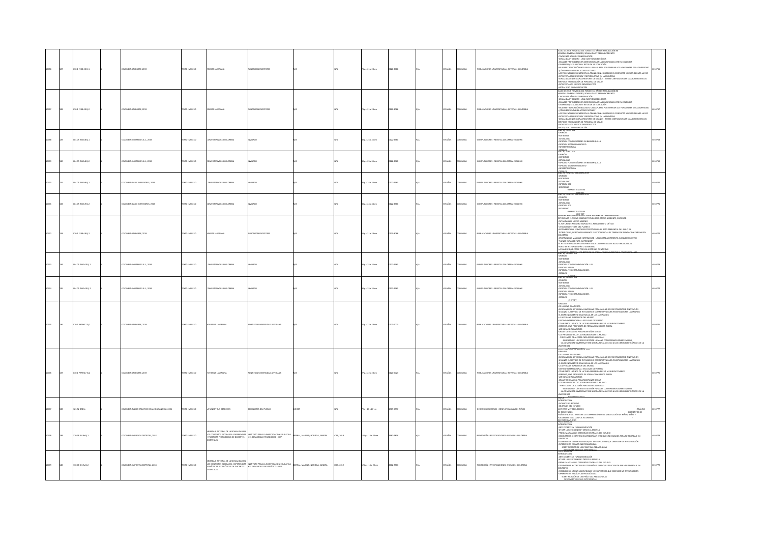| | | | | | | | | | | | | | | | | | | | | |
|---|---|---|---|---|---|---|---|---|---|---|---|---|---|---|---|---|---|---|---|---|
| 10766 | 127 | 070.1 F288r20 Ej.1 | | 1 | COLOMBIA: JAVERIANA, 2019 | TEXTO IMPRESO | REVISTA JAVERIANA | FUNDACIÓN ESCRITORES | N/A | N/A | 74 p. : 21 x 28 cm | 0120-3088 | N/A | ESPAÑOL | COLOMBIA | PUBLICACIONES UNIVERSITARIAS - REVISTAS - COLOMBIA | JULIO DE 2019, NÚMERO 856, TOMO 155, AÑO DE PUBLICACIÓN 86; MIRADAS DIVERSAS GÉNERO, SEXUALIDAD Y RECONOCIMIENTO; CINCUENTA AÑOS DE CONSERVACIÓN; SEXUALIDAD Y GÉNERO : UNA CUESTIÓN IDEOLÓGICA; AVANCES Y RETROCESOS EN DERECHOS PARA LA COMUNIDAD LGTBI EN COLOMBIA; DIVERSIDAD, SEXUALIDAD Y RETOS DE LA EDUCACIÓN; MUJERES Y EDUCACIÓN INCLUSIVA: UNA APUESTA POR AMPLIAR LOS HORIZONTES DE LA DIVERSIDAD; ¿CÓMO ENFRENTAR EL ACOSO ESCOLAR?; LAS VIOLENCIAS DE GÉNERO EN LA TRANSICIÓN - LEGADOS DEL CONFLICTO Y DESAFÍOS PARA LA PAZ; ENTREVISTA SALUD SEXUAL Y REPRODUCTIVA EN LA FRONTERA; SEXUALIDAD EN PERSONAS MAYORES DE 60 AÑOS : TEMAS CENTRALES PARA SU ABORDAJE EN LOS SERVICIOS Y FORMACIÓN DE PERSONAL DE SALUD; ENTREVISTA LOS NUEVOS GENEROACTOS; MODA, SEXO Y COMUNICACIÓN | 10766 |
| 10767 | 128 | 070.1 F288r20 Ej.2 | | 1 | COLOMBIA: JAVERIANA, 2019 | TEXTO IMPRESO | REVISTA JAVERIANA | FUNDACIÓN ESCRITORES | N/A | N/A | 74 p. : 21 x 28 cm | 0120-3088 | N/A | ESPAÑOL | COLOMBIA | PUBLICACIONES UNIVERSITARIAS - REVISTAS - COLOMBIA | JULIO DE 2019, NÚMERO 856, TOMO 155, AÑO DE PUBLICACIÓN 86; MIRADAS DIVERSAS GÉNERO, SEXUALIDAD Y RECONOCIMIENTO; CINCUENTA AÑOS DE CONSERVACIÓN; SEXUALIDAD Y GÉNERO : UNA CUESTIÓN IDEOLÓGICA; AVANCES Y RETROCESOS EN DERECHOS PARA LA COMUNIDAD LGTBI EN COLOMBIA; DIVERSIDAD, SEXUALIDAD Y RETOS DE LA EDUCACIÓN; MUJERES Y EDUCACIÓN INCLUSIVA: UNA APUESTA POR AMPLIAR LOS HORIZONTES DE LA DIVERSIDAD; ¿CÓMO ENFRENTAR EL ACOSO ESCOLAR?; LAS VIOLENCIAS DE GÉNERO EN LA TRANSICIÓN - LEGADOS DEL CONFLICTO Y DESAFÍOS PARA LA PAZ; ENTREVISTA SALUD SEXUAL Y REPRODUCTIVA EN LA FRONTERA; SEXUALIDAD EN PERSONAS MAYORES DE 60 AÑOS : TEMAS CENTRALES PARA SU ABORDAJE EN LOS SERVICIOS Y FORMACIÓN DE PERSONAL DE SALUD; ENTREVISTA LOS NUEVOS GENEROACTOS; MODA, SEXO Y COMUNICACIÓN | 10767 |
| 10768 | 129 | 004.05 I94Dc8 Ej.1 | | 1 | COLOMBIA: INVIARCO S.A.S., 2019 | TEXTO IMPRESO | COMPUTERWORLD COLOMBIA | INVIARCO | N/A | N/A | 30 p. : 25 x 35 cm | 0122-2961 | N/A | ESPAÑOL | COLOMBIA | COMPUTADORES - REVISTAS COLOMBIA - SIGLO XXI | OPINIÓN; NOTIBITIOS; ACTUALIDAD; ESPECIAL: FORO DE LÍDERES EN BARRANQUILLA; ESPECIAL: SECTOR FINANCIERO; INFRAESTRUCTURA; CANALES | 10768 |
| 10769 | 130 | 004.05 I94Dc8 Ej.2 | | 1 | COLOMBIA: INVIARCO S.A.S., 2019 | TEXTO IMPRESO | COMPUTERWORLD COLOMBIA | INVIARCO | N/A | N/A | 30 p. : 25 x 35 cm | 0122-2961 | N/A | ESPAÑOL | COLOMBIA | COMPUTADORES - REVISTAS COLOMBIA - SIGLO XXI | OPINIÓN; NOTIBITIOS; ACTUALIDAD; ESPECIAL: FORO DE LÍDERES EN BARRANQUILLA; ESPECIAL: SECTOR FINANCIERO; INFRAESTRUCTURA; CANALES | 10769 |
| 10770 | 131 | 004.05 I94Dc9 Ej.1 | | 1 | COLOMBIA: CALLE IMPRESORES, 2019 | TEXTO IMPRESO | COMPUTERWORLD COLOMBIA | INVIARCO | N/A | N/A | 30 p. : 24 x 34 cm | 0122-2961 | N/A | ESPAÑOL | COLOMBIA | COMPUTADORES - REVISTAS COLOMBIA - SIGLO XXI | JUNIO 2019; OPINIÓN; NOTIBITIOS; ACTUALIDAD; ESPECIAL: IOD; SEGURIDAD; INFRAESTRUCTURA; CHIP SET | 10770 |
| 10771 | 132 | 004.05 I94Dc9 Ej.2 | | 1 | COLOMBIA: CALLE IMPRESORES, 2019 | TEXTO IMPRESO | COMPUTERWORLD COLOMBIA | INVIARCO | N/A | N/A | 38 p. : 24 x 34 cm | 0122-2961 | N/A | ESPAÑOL | COLOMBIA | COMPUTADORES - REVISTAS COLOMBIA - SIGLO XXI | JUNIO 2019; OPINIÓN; NOTIBITIOS; ACTUALIDAD; ESPECIAL: IOD; SEGURIDAD; INFRAESTRUCTURA; CHIP SET | 10771 |
| 10772 | 133 | 070.1 F288r19 Ej.2 | | 1 | COLOMBIA: JAVERIANA, 2019 | TEXTO IMPRESO | REVISTA JAVERIANA | FUNDACIÓN ESCRITORES | N/A | N/A | 68 p. : 21 x 28 cm | 0120-3088 | N/A | ESPAÑOL | COLOMBIA | PUBLICACIONES UNIVERSITARIAS - REVISTAS - COLOMBIA | RETOS PARA EL NUEVO MILENIO TECNOLOGÍA, MEDIO AMBIENTE, SOCIEDAD; PAUTAS PARA EL NUEVO MUNDO; EL FUTURO DE NUESTRO MUNDO Y EL PENSAMIENTO CRÍTICO; CIENCIA EN DEFENSA DEL PLANETA; BIODIVERSIDAD Y SERVICIOS ECOSISTÉMICOS : EL RETO AMBIENTAL DEL SIGLO XXI; TECNOLOGÍAS, DERECHOS HUMANOS Y JUSTICIA SOCIAL: EL TRABAJO DE FUNDACIÓN KARISMA EN COLOMBIA; OPORTUNIDAD MÁS QUE ENFERMEDAD : UNA MIRADA DIFERENTE AL ENVEJECIMIENTO; "NUNCA ES TARDE PARA EMPRENDER"; EL RETO DE EDUCAR EN COLOMBIA DESDE LAS HABILIDADES SOCIO EMOCIONALES; NUESTRA HISTORIA ESPÍRITU JAVERIANO; LA SANGRE QUE CORRE POR LAS HISTORIAS CIENTÍFICAS; LA POLÍTICA FRENTE A LOS RETOS DE LA FORMACIÓN UNIVERSITARIA CONTEMPORÁNEA | 10772 |
| 10773 | 134 | 004.05 I94Dc10 Ej.1 | | 1 | COLOMBIA: INVIARCO S.A.S., 2019 | TEXTO IMPRESO | COMPUTERWORLD COLOMBIA | INVIARCO | N/A | N/A | 30 p. : 25 x 35 cm | 0122-2961 | N/A | ESPAÑOL | COLOMBIA | COMPUTADORES - REVISTAS COLOMBIA - SIGLO XXI | OPINIÓN; NOTIBITIOS; ACTUALIDAD; ESPECIAL: FORO DE INNOVACIÓN - LIFI; ESPECIAL: SALUD; ESPECIAL: TELECOMUNICACIONES; CANALES; CHIP SET | 10773 |
| 10774 | 135 | 004.05 I94Dc10 Ej.2 | | 1 | COLOMBIA: INVIARCO S.A.S., 2019 | TEXTO IMPRESO | COMPUTERWORLD COLOMBIA | INVIARCO | N/A | N/A | 30 p. : 25 x 35 cm | 0122-2961 | N/A | ESPAÑOL | COLOMBIA | COMPUTADORES - REVISTAS COLOMBIA - SIGLO XXI | OPINIÓN; NOTIBITIOS; ACTUALIDAD; ESPECIAL: FORO DE INNOVACIÓN - LIFI; ESPECIAL: SALUD; ESPECIAL: TELECOMUNICACIONES; CANALES; CHIP SET | 10774 |
| 10775 | 136 | 070.1 P979h17 Ej.1 | | 1 | COLOMBIA: JAVERIANA, 2019 | TEXTO IMPRESO | HOY EN LA JAVERIANA | PONTIFICIA UNIVERSIDAD JAVERIANA | N/A | N/A | 27 p. : 22 x 28 cm | 0121-6023 | N/A | ESPAÑOL | COLOMBIA | PUBLICACIONES UNIVERSITARIAS - REVISTAS - COLOMBIA | SUMARIO; DE LA LUNA A LA TIERRA; IBEROAMÉRICA SE TOMA LA JAVERIANA PARA HABLAR DE INVESTIGACIÓN E INNOVACIÓN; SE LANZÓ EL SERVICIO DE INTELIGENCIA COMPETITIVA PARA INVESTIGADORES JAVERIANOS; EL EMPRENDIMIENTO DEJA HUELLA EN LOS JAVERIANOS; LA JAVERIANA ALREDEDOR DEL MUNDO; DESTINO INTERNACIONAL : ESCUELAS DE VERANO; CON RITMOS LATINOS DE LA TUNA FEMENINA FUE LA MEJOR EN TENERIFE; REBIBHE, UNA PROPUESTA DE FORMACIÓN BÍBLICA INICIAL; SAN IGNACIO PARA NIÑOS; GRANITOS DE ARENA PARA MONTAÑAS DE PAZ; LOS PRIMEROS "PILOS" JAVERIANOS PARA EL MUNDO; PINCELADAS DE ALEGRÍA PARA ESCUELAS DE CALI; EGRESADOS Y LÍDERES DE GESTIÓN HUMANA CONVERSARON SOBRE EMPLEO; LA COMUNIDAD JAVERIANA TIENE AHORA TOTAL ACCESO A LOS LIBROS ELECTRÓNICOS DE LA UNIVERSIDAD | 10775 |
| 10776 | 137 | 070.1 P979h17 Ej.2 | | 1 | COLOMBIA: JAVERIANA, 2019 | TEXTO IMPRESO | HOY EN LA JAVERIANA | PONTIFICIA UNIVERSIDAD JAVERIANA | N/A | N/A | 27 p. : 22 x 28 cm | 0121-6023 | N/A | ESPAÑOL | COLOMBIA | PUBLICACIONES UNIVERSITARIAS - REVISTAS - COLOMBIA | SUMARIO; DE LA LUNA A LA TIERRA; IBEROAMÉRICA SE TOMA LA JAVERIANA PARA HABLAR DE INVESTIGACIÓN E INNOVACIÓN; SE LANZÓ EL SERVICIO DE INTELIGENCIA COMPETITIVA PARA INVESTIGADORES JAVERIANOS; EL EMPRENDIMIENTO DEJA HUELLA EN LOS JAVERIANOS; LA JAVERIANA ALREDEDOR DEL MUNDO; DESTINO INTERNACIONAL : ESCUELAS DE VERANO; CON RITMOS LATINOS DE LA TUNA FEMENINA FUE LA MEJOR EN TENERIFE; REBIBHE, UNA PROPUESTA DE FORMACIÓN BÍBLICA INICIAL; SAN IGNACIO PARA NIÑOS; GRANITOS DE ARENA PARA MONTAÑAS DE PAZ; LOS PRIMEROS "PILOS" JAVERIANOS PARA EL MUNDO; PINCELADAS DE ALEGRÍA PARA ESCUELAS DE CALI; EGRESADOS Y LÍDERES DE GESTIÓN HUMANA CONVERSARON SOBRE EMPLEO; LA COMUNIDAD JAVERIANA TIENE AHORA TOTAL ACCESO A LOS LIBROS ELECTRÓNICOS DE LA UNIVERSIDAD | 10776 |
| 10777 | 138 | 323.32 D341n | | 1 | COLOMBIA: TALLER CREATIVO DE ALEIDA SÁNCHEZ, 2006 | TEXTO IMPRESO | LA NIÑEZ Y SUS DERECHOS | DEFENSORÍA DEL PUEBLO | UNICEF | N/A | 79p. : 10 x 27 cm | 1909-9797 | N/A | ESPAÑOL | COLOMBIA | DERECHOS HUMANOS - CONFLICTO ARMADO - NIÑOS | ÍNDICE; INTRODUCCIÓN; ALCANCE DEL ESTUDIO; OBJETIVOS DEL ESTUDIO; ASPECTOS METODOLÓGICOS; ANÁLISIS DE RESULTADOS; ELEMENTOS DE ANÁLISIS NORMATIVO PARA LA COMPRENSIÓN DE LA VINCULACIÓN DE NIÑOS, NIÑAS Y ADOLESCENTES AL CONFLICTO ARMADO; RECOMENDACIONES | 10777 |
| 10778 | 139 | 370.78 I59a Ej.1 | | 1 | COLOMBIA: IMPRENTA DISTRITAL, 2018 | TEXTO IMPRESO | ABORDAJE INTEGRAL DE LA SEXUALIDAD EN LOS CONTEXTOS ESCOLARES: EXPERIENCIAS Y PRÁCTICAS PEDAGÓGICAS DE DOCENTES DISTRITALES | INSTITUTO PARA LA INVESTIGACIÓN EDUCATIVA Y EL DESARROLLO PEDAGÓGICO - IDEP | BERNAL, MARINA ; NORIEGA, SANDRA | IDEP, 2019 | 125 p. : 16 x 23 cm | 2462-7xxx | N/A | ESPAÑOL | COLOMBIA | PEDAGOGÍA - INVESTIGACIONES - PREVNEX - COLOMBIA | PRESENTACIÓN; INTRODUCCIÓN; ANTECEDENTES Y FUNDAMENTACIÓN; SITUAR LA REFLEXIÓN EN Y DESDE LA ESCUELA; PROBLEMATIZAR LAS CATEGORÍAS CENTRALES DEL ESTUDIO; DECONSTRUIR Y CONSTRUIR CATEGORÍAS Y ENFOQUES ADECUADOS PARA SU ABORDAJE EN CONTEXTO; ESTABLECER Y SITUAR LOS ENFOQUES Y PERSPECTIVAS QUE ORIENTAN LA INVESTIGACIÓN; EXPERIENCIAS Y PRÁCTICAS PEDAGÓGICAS; IDENTIFICACIÓN DE LAS PRÁCTICAS PEDAGÓGICAS; SURGIMIENTO DE LAS EXPERIENCIAS | 10778 |
| 10779 | 140 | 370.78 I59a Ej.2 | | 1 | COLOMBIA: IMPRENTA DISTRITAL, 2018 | TEXTO IMPRESO | ABORDAJE INTEGRAL DE LA SEXUALIDAD EN LOS CONTEXTOS ESCOLARES: EXPERIENCIAS Y PRÁCTICAS PEDAGÓGICAS DE DOCENTES DISTRITALES | INSTITUTO PARA LA INVESTIGACIÓN EDUCATIVA Y EL DESARROLLO PEDAGÓGICO - IDEP | BERNAL, MARINA ; NORIEGA, SANDRA | IDEP, 2019 | 125 p. : 16 x 23 cm | 2462-7xxx | N/A | ESPAÑOL | COLOMBIA | PEDAGOGÍA - INVESTIGACIONES - PREVNEX - COLOMBIA | PRESENTACIÓN; INTRODUCCIÓN; ANTECEDENTES Y FUNDAMENTACIÓN; SITUAR LA REFLEXIÓN EN Y DESDE LA ESCUELA; PROBLEMATIZAR LAS CATEGORÍAS CENTRALES DEL ESTUDIO; DECONSTRUIR Y CONSTRUIR CATEGORÍAS Y ENFOQUES ADECUADOS PARA SU ABORDAJE EN CONTEXTO; ESTABLECER Y SITUAR LOS ENFOQUES Y PERSPECTIVAS QUE ORIENTAN LA INVESTIGACIÓN; EXPERIENCIAS Y PRÁCTICAS PEDAGÓGICAS; IDENTIFICACIÓN DE LAS PRÁCTICAS PEDAGÓGICAS; SURGIMIENTO DE LAS EXPERIENCIAS | 10779 |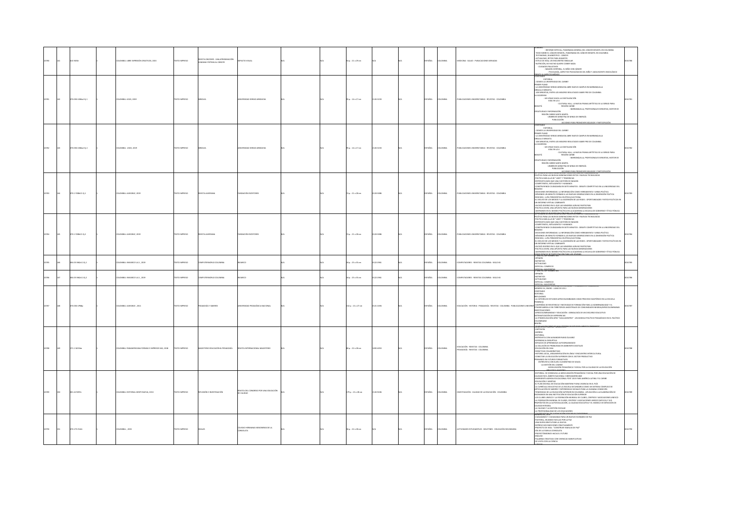| | | | | | | | | | | | | | | | | | | | |
|---|---|---|---|---|---|---|---|---|---|---|---|---|---|---|---|---|---|---|---|
| 10780 | 141 | 610 I84dc | | 1 | COLOMBIA: LIBRE EXPRESIÓN CREATIVOS, 2015 | TEXTO IMPRESO | REVISTA ONCOSER : UNA APROXIMACIÓN HUMANA E ÍNTIMA AL CÁNCER | IMPACTO VISUAL | N/A | | N/A | 54 p. : 21 x 29 cm | N/A | N/A | ESPAÑOL | COLOMBIA | MEDICINA - SALUD - PUBLICACIONES SERIADAS | SUMARIO: INFORME ESPECIAL, PANORAMA GENERAL DEL CÁNCER INFANTIL EN COLOMBIA - TODO SOBRE EL CÁNCER INFANTIL, PANORAMA DEL CÁNCER INFANTIL EN COLOMBIA TESTIMONIO, DIAGNÓSTICO - CÁNCER - ACTUALIDAD, RETOS PARA AVANZAR - ESTILO DE VIDA, UN ENCUENTRO SINGULAR - NUTRICIÓN, MI HIJO NO QUIERE COMER NADA - CUIDADOS PALIATIVOS - IMAGEN CORPORAL, EL NIÑO CON CÁNCER - PSICOLOGÍA, ASPECTOS PSICOLÓGICOS DEL NIÑO Y ADOLESCENTE ONCOLÓGICO FRENTE AL ASPECTO MÉDICO | 0010780 |
| 10781 | 142 | 070.050 U58au 15j.1 | | 1 | COLOMBIA: LEGIS, 2019 | TEXTO IMPRESO | ARROJAS | UNIVERSIDAD SERGIO ARBOLEDA | N/A | | N/A | 95 p. : 16 x 17 cm | 2145-3233 | N/A | ESPAÑOL | COLOMBIA | PUBLICACIONES UNIVERSITARIAS - REVISTAS - COLOMBIA | CONTENIDO EDITORIAL ¡SOMOS LA UNIVERSIDAD DEL CARIBE! PRIMER PLANO LA UNIVERSIDAD SERGIO ARBOLEDA ABRE NUEVO CAMPUS EN BARRANQUILLA ORGULLO SERGISTA 100 SERGISTAS, ENTRE LOS MEJORES RESULTADOS SABER PRO DE COLOMBIA LA ACADEMIA UN VIRAJE HACIA LA DIGITALIZACIÓN VIDA EN LA U CULTURAL HALL, LA NUEVA PASARELA ARTÍSTICA DE LA SERGIO PARA REGIÓN CARIBE BOGOTÁ BARRANQUILLA, PROFESIONALES SERGISTAS, MOTOR DE CREATIVIDAD E INFORMACIÓN REGIÓN CARIBE SANTA MARTA UNIMINUTO MINISTRA DE MINAS DE ENERGÍA PUBLICACIÓN ACCIONES PARA PROMOVER DIÁLOGOS Y PARTICIPACIÓN | 0010781 |
| 10782 | 143 | 070.050 U58au 15j.2 | | 1 | COLOMBIA: LEGIS, 2019 | TEXTO IMPRESO | ARROJAS | UNIVERSIDAD SERGIO ARBOLEDA | N/A | | N/A | 95 p. : 16 x 17 cm | 2145-3233 | N/A | ESPAÑOL | COLOMBIA | PUBLICACIONES UNIVERSITARIAS - REVISTAS - COLOMBIA | CONTENIDO EDITORIAL ¡SOMOS LA UNIVERSIDAD DEL CARIBE! PRIMER PLANO LA UNIVERSIDAD SERGIO ARBOLEDA ABRE NUEVO CAMPUS EN BARRANQUILLA ORGULLO SERGISTA 100 SERGISTAS, ENTRE LOS MEJORES RESULTADOS SABER PRO DE COLOMBIA LA ACADEMIA UN VIRAJE HACIA LA DIGITALIZACIÓN VIDA EN LA U CULTURAL HALL, LA NUEVA PASARELA ARTÍSTICA DE LA SERGIO PARA REGIÓN CARIBE BOGOTÁ BARRANQUILLA, PROFESIONALES SERGISTAS, MOTOR DE CREATIVIDAD E INFORMACIÓN REGIÓN CARIBE SANTA MARTA UNIMINUTO MINISTRA DE MINAS DE ENERGÍA PUBLICACIÓN ACCIONES PARA PROMOVER DIÁLOGOS Y PARTICIPACIÓN | 0010782 |
| 10783 | 144 | 070.1 F288r21 Ej.1 | | 1 | COLOMBIA: LAVERDAD, 2019 | TEXTO IMPRESO | REVISTA LAVERDAD | FUNDACIÓN EXOSTORIES | N/A | | N/A | 73 p. : 21 x 28 cm | 0120-3086 | N/A | ESPAÑOL | COLOMBIA | PUBLICACIONES UNIVERSITARIAS - REVISTAS - COLOMBIA | POLÍTICA PARA LAS NUEVAS GENERACIONES RETOS Y NUEVAS TECNOLOGÍAS POLÍTICA MEDIÁTICA DE "LIKES" Y TENDENCIAS ENTREVISTA MÁS QUE UNA CUESTIÓN DE IMAGEN COMPETENTES, INTELIGENTES Y HUMANOS CONSTRUYENDO CIUDADANÍA EN SIETE MINUTOS - DEBATE COMPETITIVO EN LA UNIVERSIDAD DEL ROSARIO DECISIONES INFORMADAS. LA INFORMACIÓN COMO HERRAMIENTA Y ARMA POLÍTICA JÓVENES EN MINUTO FORMAR A LAS NUEVAS GENERACIONES EN LA DIMENSIÓN POLÍTICA RESCUREL: LUPA PERIODÍSTICA EN ÉPOCA ELECTORAL EL DECLIVE DE LOS MEDIOS Y LA ASCENSIÓN DE LAS REDES - OPORTUNIDADES Y RETOS POLÍTICOS EN UN ENTORNO VIRTUAL CAMBIANTE UN PAÍS DIVERSO EN EL QUE LAS MINORÍAS AÚN NO PARTICIPAN POLÍTICA JOVEN, UNA APUESTA PARA LAS NUEVAS GENERACIONES ¡INTERESADOS EN EL MUNDO POLÍTICO EN LA ACADEMIA LA ESCUELA DE GOBIERNO Y ÉTICA PÚBLICA NUEVO ESPACIO DE PARTICIPACIÓN PARA LOS JÓVENES | 0010783 |
| 10784 | 145 | 070.1 F288r21 Ej.2 | | 1 | COLOMBIA: LAVERDAD, 2019 | TEXTO IMPRESO | REVISTA LAVERDAD | FUNDACIÓN EXOSTORIES | N/A | | N/A | 73 p. : 21 x 28 cm | 0120-3086 | N/A | ESPAÑOL | COLOMBIA | PUBLICACIONES UNIVERSITARIAS - REVISTAS - COLOMBIA | POLÍTICA PARA LAS NUEVAS GENERACIONES RETOS Y NUEVAS TECNOLOGÍAS POLÍTICA MEDIÁTICA DE "LIKES" Y TENDENCIAS ENTREVISTA MÁS QUE UNA CUESTIÓN DE IMAGEN COMPETENTES, INTELIGENTES Y HUMANOS CONSTRUYENDO CIUDADANÍA EN SIETE MINUTOS - DEBATE COMPETITIVO EN LA UNIVERSIDAD DEL ROSARIO DECISIONES INFORMADAS. LA INFORMACIÓN COMO HERRAMIENTA Y ARMA POLÍTICA JÓVENES EN MINUTO FORMAR A LAS NUEVAS GENERACIONES EN LA DIMENSIÓN POLÍTICA RESCUREL: LUPA PERIODÍSTICA EN ÉPOCA ELECTORAL EL DECLIVE DE LOS MEDIOS Y LA ASCENSIÓN DE LAS REDES - OPORTUNIDADES Y RETOS POLÍTICOS EN UN ENTORNO VIRTUAL CAMBIANTE UN PAÍS DIVERSO EN EL QUE LAS MINORÍAS AÚN NO PARTICIPAN POLÍTICA JOVEN, UNA APUESTA PARA LAS NUEVAS GENERACIONES ¡INTERESADOS EN EL MUNDO POLÍTICO EN LA ACADEMIA LA ESCUELA DE GOBIERNO Y ÉTICA PÚBLICA NUEVO ESPACIO DE PARTICIPACIÓN PARA LOS JÓVENES | 0010784 |
| 10785 | 146 | 004.05 IN62c11 Ej.1 | | 1 | COLOMBIA: INVIARCO S.A.S., 2019 | TEXTO IMPRESO | COMPUTERWORLD COLOMBIA | INVIARCO | N/A | | N/A | 18 p. : 25 x 35 cm | 0122-2961 | N/A | ESPAÑOL | COLOMBIA | COMPUTADORES - REVISTAS COLOMBIA - SIGLO XX | EDICIÓN SEPTIEMBRE 504 OPINIÓN INSTANTÁNEAS ACTUALIDAD ESPECIAL: COMERCIO ESPECIAL: INDUSTRIAS | 0010785 |
| 10786 | 147 | 004.05 IN62c11 Ej.2 | | 1 | COLOMBIA: INVIARCO S.A.S., 2019 | TEXTO IMPRESO | COMPUTERWORLD COLOMBIA | INVIARCO | N/A | | N/A | 18 p. : 25 x 35 cm | 0122-2961 | N/A | ESPAÑOL | COLOMBIA | COMPUTADORES - REVISTAS COLOMBIA - SIGLO XX | EDICIÓN SEPTIEMBRE 504 OPINIÓN INSTANTÁNEAS ACTUALIDAD ESPECIAL: COMERCIO ESPECIAL: INDUSTRIAS | 0010786 |
| 10787 | 148 | 370.050 UPN8p | | 1 | COLOMBIA: LAVERDAD , 2011 | TEXTO IMPRESO | PEDAGOGÍA Y SABERES | UNIVERSIDAD PEDAGÓGICA NACIONAL | N/A | | N/A | 152 p. : 21 x 27 cm | 0121-2494 | N/A | ESPAÑOL | COLOMBIA | EDUCACIÓN - HISTORIA - PEDAGOGÍA - REVISTAS - COLOMBIA - PUBLICACIONES UNIVERSITARIAS | NÚMERO 34, ENERO - JUNIO DE 2011 CONTENIDO EDITORIAL REFLEXIONES LA CÁTEDRA DE ESTUDIOS AFROCOLOMBIANOS COMO PROCESO DIASPÓRICO EN LA ESCUELA PONENCIA CAMPAÑAS DE RESISTENCIA Y NECESIDAD DE FORMACIÓN PARA LA GOBERNABILIDAD Y EL ETNODESARROLLO EN TERRITORIOS ANCESTRALES DE COMUNIDADES NEGRAS/AFROCOLOMBIANAS INVESTIGACIONES AFROCOLOMBIANIDAD Y EDUCACIÓN - GENEALOGÍA DE UN DISCURSO EDUCATIVO SISTEMATIZACIÓN DE EXPERIENCIAS LA ETNOEDUCACIÓN AFRO "CASA ADENTRO" : UN MODELO POLÍTICO PEDAGÓGICO EN EL PACÍFICO COLOMBIANO RESEÑA CIUDADANÍA INTERCULTURAL CÁTEDRA DE ESTUDIOS AFROCOLOMBIANOS | 0010787 |
| 10788 | 149 | 371.1 M234m | | 2 | COLOMBIA: PANAMERICANA FORMAS E IMPRESOS SAS, 2018 | TEXTO IMPRESO | MAGISTERIO EDUCACIÓN & PEDAGOGÍA | REVISTA INTERNACIONAL MAGISTERIO | N/A | | N/A | 82 p. : 21 x 28 cm | 1692-4053 | N/A | ESPAÑOL | COLOMBIA | EDUCACIÓN - REVISTAS - COLOMBIA PEDAGOGÍA - REVISTAS - COLOMBIA | -CARTELERA -AGENDA EDITORIAL ENTREVISTA CON ALEXANDER RUBIO ÁLVAREZ EXPERIENCIA DISRUPTIVA ESPACIOS DE APRENDIZAJE AUTOORGANIZADO LA SOLUCIÓN DE PROBLEMAS EN AMBIENTES DIGITALES EDUCACIÓN EN CASA DIDÁCTICAS COLABORATIVAS HISTORIA LOCAL, ARGUMENTACIÓN EN LÍNEA Y ENCUENTRO INTERCULTURAL CONECTAR LA EDUCACIÓN SUPERIOR CON EL SECTOR PRODUCTIVO PENSANDO EN FUTUROS FORMATIVOS ENTREVISTA CON GLORIA CLEMENTINA DE SOUZA LA GESTIÓN DEL CAMBIO MOVILIZACIÓN PEDAGÓGICA Y SOCIAL POR LA CALIDAD DE LA EDUCACIÓN BIBLIOTECA MAGISTERIO | 0010788 |
| 10789 | 150 | 001.42 R295r | | 1 | COLOMBIA: EDITORIAL GENTE NUEVA, 2013 | TEXTO IMPRESO | REFLEXIÓN E INVESTIGACIÓN | REVISTA DEL CONGRESO POR UNA EDUCACIÓN DE CALIDAD | N/A | | N/A | 179 p. : 21 x 28 cm | 2145-9436 | N/A | ESPAÑOL | COLOMBIA | INVESTIGACIÓN - CALIDAD DE LA EDUCACIÓN - COLOMBIA | EDITORIAL: SE CONSOLIDA LA MOVILIZACIÓN PEDAGÓGICA Y SOCIAL POR UNA EDUCACIÓN DE CALIDAD EN EL ÁMBITO NACIONAL E IBEROAMERICANO HORIZONTE AGENDA EDUCACIONAL POST 2015 PARA AMÉRICA LATINA Y EL CARIBE EDUCACIÓN Y LIBERTAD EL PLAN DECENAL DE EDUCACIÓN MANTIENE PLENA VIGENCIA EN EL PAÍS LA CURRÍCULA EDUCATIVA DE LA ESCUELA SECUNDARIA COMO UN SISTEMA COMPLEJO DE ARTICULACIÓN DE SABERES Y EXPERIENCIAS SOCIALES PARA LA HUMANA CONDICIÓN TENDENCIAS DE LA EDUCACIÓN SUPERIOR EN COLOMBIA - APLICACIÓN A LA ELABORACIÓN DE ESCENARIOS EN UNA INSTITUCIÓN DE EDUCACIÓN SUPERIOR LOS CLUBES UNESCO Y LA FEDERACIÓN MUNDIAL DE CLUBES, CENTROS Y ASOCIACIONES UNESCO LA FEDERACIÓN MUNDIAL DE CLUBES, CENTROS Y ASOCIACIONES UNESCO (MFUCA) Y SUS PROPÓSITOS EN LA AUTOEVALUACIÓN, LA CALIDAD EDUCATIVA Y EL MODELO DE DIRECCIÓN DE CALIDAD INTEGRAL LA CALIDAD Y LA GESTIÓN ESCOLAR LA PROFESIONALIDAD DE LOS EDUCADORES LA EDUCACIÓN DE LA EDUCACIÓN ESCOLAR CIUDADANA | 0010789 |
| 10790 | 151 | 070.175 C344s | | 1 | COLOMBIA: , 2019 | TEXTO IMPRESO | SIGLAS | COLEGIO HERMANAS MISIONERAS DE LA CONSOLATA | N/A | | N/A | 96 p. : 22 x 28 cm | N/A | N/A | ESPAÑOL | COLOMBIA | ACTIVIDADES ESTUDIANTILES - BOLETINES - EDUCACIÓN SECUNDARIA | NÚMERO 44, 2019 CIUDADANOS Y CIUDADANAS PARA UN NUEVO ESCENARIO DE PAZ PASTORAL: SEGUIMOS HUELLAS POR LA PAZ UNA HUERTA BIEN PARA LA ESCUELA EXPRESO MIS EMOCIONES CREATIVAMENTE PROYECTO DE VIDA : "CONSTRUIR FAMILIAS DE PAZ" DÍA DE LA FAMILIA CONSOLATA PROYECTÁNDONOS HACIA EL FUTURO ENGLISH PALABRAS CREATIVAS CON VIVENCIAS SIGNIFICATIVAS DE VISITA CON LA CIENCIA LOGROS | 0010790 |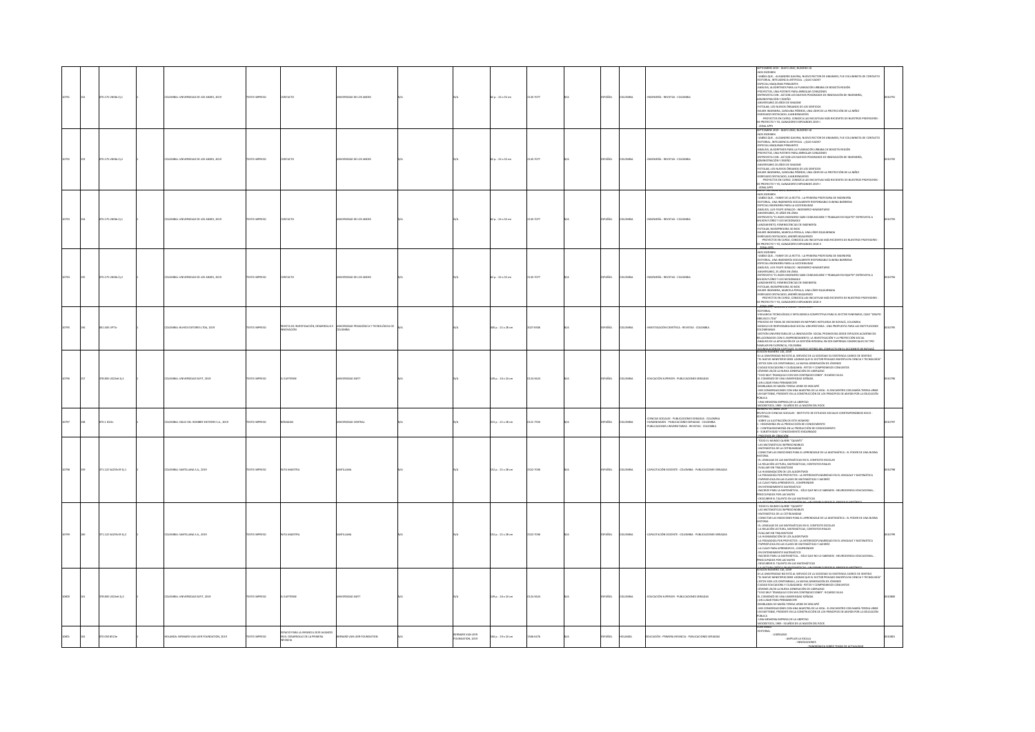| | | | | | | | | | | | | | | | | | | |
|---|---|---|---|---|---|---|---|---|---|---|---|---|---|---|---|---|---|---|
| 10791 | 353 | 070.175 U58Ab Ej.1 | | 1 | COLOMBIA: UNIVERSIDAD DE LOS ANDES, 2019 | TEXTO IMPRESO | CONTACTO | UNIVERSIDAD DE LOS ANDES | N/A | N/A | 82 p. : 23 x 32 cm | 2145-7077 | N/A | ESPAÑOL | COLOMBIA | INGENIERÍA - REVISTAS - COLOMBIA | SEPTIEMBRE 2019 - MAYO 2020, NÚMERO 18<br>NOS ESCRIBEN<br>SABÍAS QUE... ALEJANDRO GAVIRIA, NUEVO RECTOR DE UNIANDES, FUE COLUMNISTA DE CONTACTO<br>EDITORIAL, INTELIGENCIA ARTIFICIAL: ¿QUO VADIS?<br>ESPECIAL MÁQUINAS PENSANTES<br>ANÁLISIS, ALGORITMOS PARA LA PLANEACIÓN URBANA DE BOGOTÁ-REGIÓN<br>PROYECTOS, UNA PATENTE PARA ARREGLAR CORAZONES<br>ENTREVISTA CON - ASÍ SON LOS NUEVOS POSGRADOS DE INNOVACIÓN DE INGENIERÍA, ADMINISTRACIÓN Y DISEÑO<br>ANIVERSARIO 20 AÑOS DE IMAGINE<br>FOTOLAB, LOS NUEVOS ÓRGANOS DE LOS SENTIDOS<br>MUJER INGENIERA, CAROLINA PIÑEROS, UNA LÍDER DE LA PROTECCIÓN DE LA NIÑEZ<br>EGRESADO DESTACADO, JUAN BENAVIDES<br>- PROYECTOS EN CURSO, CONOZCA LAS INICIATIVAS MÁS RECIENTES DE NUESTROS PROFESORES<br>SU PROYECTO Y YO, GANADORES EXPOANDES 2019-I<br>- ZONA APPS | 0010791 |
| 10792 | 353 | 070.175 U58Ab Ej.2 | | 1 | COLOMBIA: UNIVERSIDAD DE LOS ANDES, 2019 | TEXTO IMPRESO | CONTACTO | UNIVERSIDAD DE LOS ANDES | N/A | N/A | 82 p. : 23 x 32 cm | 2145-7077 | N/A | ESPAÑOL | COLOMBIA | INGENIERÍA - REVISTAS - COLOMBIA | SEPTIEMBRE 2019 - MAYO 2020, NÚMERO 18<br>NOS ESCRIBEN<br>SABÍAS QUE... ALEJANDRO GAVIRIA, NUEVO RECTOR DE UNIANDES, FUE COLUMNISTA DE CONTACTO<br>EDITORIAL, INTELIGENCIA ARTIFICIAL: ¿QUO VADIS?<br>ESPECIAL MÁQUINAS PENSANTES<br>ANÁLISIS, ALGORITMOS PARA LA PLANEACIÓN URBANA DE BOGOTÁ-REGIÓN<br>PROYECTOS, UNA PATENTE PARA ARREGLAR CORAZONES<br>ENTREVISTA CON - ASÍ SON LOS NUEVOS POSGRADOS DE INNOVACIÓN DE INGENIERÍA, ADMINISTRACIÓN Y DISEÑO<br>ANIVERSARIO 20 AÑOS DE IMAGINE<br>FOTOLAB, LOS NUEVOS ÓRGANOS DE LOS SENTIDOS<br>MUJER INGENIERA, CAROLINA PIÑEROS, UNA LÍDER DE LA PROTECCIÓN DE LA NIÑEZ<br>EGRESADO DESTACADO, JUAN BENAVIDES<br>- PROYECTOS EN CURSO, CONOZCA LAS INICIATIVAS MÁS RECIENTES DE NUESTROS PROFESORES<br>SU PROYECTO Y YO, GANADORES EXPOANDES 2019-I<br>- ZONA APPS | 0010792 |
| 10793 | 354 | 070.175 U58Ab Ej.1 | | 1 | COLOMBIA: UNIVERSIDAD DE LOS ANDES, 2019 | TEXTO IMPRESO | CONTACTO | UNIVERSIDAD DE LOS ANDES | N/A | N/A | 82 p. : 23 x 32 cm | 2145-7077 | N/A | ESPAÑOL | COLOMBIA | INGENIERÍA - REVISTAS - COLOMBIA | NOS ESCRIBEN<br>SABÍAS QUE... FANNY DE LA ROTTA - LA PRIMERA PROFESORA DE INGENIERÍA<br>EDITORIAL, UNA INGENIERÍA SOCIALMENTE RESPONSABLE ELIMINA BARRERAS<br>ESPECIAL INGENIERÍA PARA LA ACCESIBILIDAD<br>ANÁLISIS, LUIS FELIPE GIRALDO - INGENIERO HUMANITARIO<br>ANIVERSARIO, 25 AÑOS EN LÍNEA<br>ENTREVISTA "EL BUEN INGENIERO SABE COMUNICARSE Y TRABAJAR EN EQUIPO" ENTREVISTA A NELSON FLÓREZ Y LEO MCDONALD<br>LANZAMIENTO, REMINISCENCIAS DE INGENIERÍA<br>FOTOLAB, BIOIMPRESORA 3D BIOX<br>MUJER INGENIERA, MARCELA PERILLA, UNA LÍDER EQUILIBRADA<br>EGRESADO DESTACADO, ANDRÉS BAQUERIZO<br>- PROYECTOS EN CURSO, CONOZCA LAS INICIATIVAS MÁS RECIENTES DE NUESTROS PROFESORES<br>SU PROYECTO Y YO, GANADORES EXPOANDES 2018-II<br>- ZONA APPS | 0010793 |
| 10794 | 355 | 070.175 U58Ab Ej.2 | | 1 | COLOMBIA: UNIVERSIDAD DE LOS ANDES, 2019 | TEXTO IMPRESO | CONTACTO | UNIVERSIDAD DE LOS ANDES | N/A | N/A | 82 p. : 23 x 32 cm | 2145-7077 | N/A | ESPAÑOL | COLOMBIA | INGENIERÍA - REVISTAS - COLOMBIA | NOS ESCRIBEN<br>SABÍAS QUE... FANNY DE LA ROTTA - LA PRIMERA PROFESORA DE INGENIERÍA<br>EDITORIAL, UNA INGENIERÍA SOCIALMENTE RESPONSABLE ELIMINA BARRERAS<br>ESPECIAL INGENIERÍA PARA LA ACCESIBILIDAD<br>ANÁLISIS, LUIS FELIPE GIRALDO - INGENIERO HUMANITARIO<br>ANIVERSARIO, 25 AÑOS EN LÍNEA<br>ENTREVISTA "EL BUEN INGENIERO SABE COMUNICARSE Y TRABAJAR EN EQUIPO" ENTREVISTA A NELSON FLÓREZ Y LEO MCDONALD<br>LANZAMIENTO, REMINISCENCIAS DE INGENIERÍA<br>FOTOLAB, BIOIMPRESORA 3D BIOX<br>MUJER INGENIERA, MARCELA PERILLA, UNA LÍDER EQUILIBRADA<br>EGRESADO DESTACADO, ANDRÉS BAQUERIZO<br>- PROYECTOS EN CURSO, CONOZCA LAS INICIATIVAS MÁS RECIENTES DE NUESTROS PROFESORES<br>SU PROYECTO Y YO, GANADORES EXPOANDES 2018-II<br>- ZONA APPS | 0010794 |
| 10795 | 356 | 001.405 U77Ie | | 1 | COLOMBIA: BUHOS EDITORES LTDA, 2019 | TEXTO IMPRESO | REVISTA DE INVESTIGACIÓN, DESARROLLO E INNOVACIÓN | UNIVERSIDAD PEDAGÓGICA Y TECNOLÓGICA DE COLOMBIA | N/A | N/A | 300 p. : 21 x 28 cm | 2027-8306 | N/A | ESPAÑOL | COLOMBIA | INVESTIGACIÓN CIENTÍFICA - REVISTAS - COLOMBIA | EDITORIAL<br>VIGILANCIA TECNOLÓGICA E INTELIGENCIA COMPETITIVA PARA EL SECTOR FUNERARIO, CASO "GRUPO ... LTDA"<br>PROCESO DE TOMA DE DECISIONES EN MIPYMES HOTELERAS DE BOYACÁ, COLOMBIA<br>MODELO DE RESPONSABILIDAD SOCIAL UNIVERSITARIA: UNA PROPUESTA PARA LAS INSTITUCIONES COLOMBIANAS<br>GESTIÓN UNIVERSITARIA DE LA INNOVACIÓN SOCIAL PROMOVIDA DESDE ESPACIOS ACADÉMICOS RELACIONADOS CON EL EMPRENDIMIENTO, LA INVESTIGACIÓN Y LA PROYECCIÓN SOCIAL<br>ANÁLISIS DE LA APLICACIÓN DE LA GESTIÓN INTEGRAL EN SEIS EMPRESAS COMERCIALES DE TIPO FAMILIAR EN FLORENCIA, COLOMBIA<br>ACUMULACIÓN DE CAPITAL, EL MANEJO DETRÁS DEL CONFLICTO EN EL OCCIDENTE DE BOYACÁ | 0010795 |
| 10796 | 357 | 378.005 U822eE Ej.1 | | 1 | COLOMBIA: UNIVERSIDAD EAFIT, 2019 | TEXTO IMPRESO | EL EAFITENSE | UNIVERSIDAD EAFIT | N/A | N/A | 149 p. : 18 x 24 cm | 0120-9424 | N/A | ESPAÑOL | COLOMBIA | EDUCACIÓN SUPERIOR - PUBLICACIONES SERIADAS | EDICIÓN NÚMERO 116, 2019<br>SI LA UNIVERSIDAD NO ESTÁ AL SERVICIO DE LA SOCIEDAD SU EXISTENCIA CARECE DE SENTIDO<br>"EL NUEVO MINISTERIO DEBE LOGRAR QUE EL SECTOR PRIVADO INVIERTA EN CIENCIA Y TECNOLOGÍA"<br>¡ESTOS SON LOS CENTENNIALS, LA NUEVA GENERACIÓN DE JÓVENES!<br>CIUDAD EDUCADORA Y CIUDADANÍA: RETOS Y COMPROMISOS CONJUNTOS<br>JÓVENES 2020 LA NUEVA GENERACIÓN DE LIDERAZGO<br>"VIVO MUY TRANQUILO CON MIS CONTRADICCIONES": RICARDO SILVA<br>EL COMIENZO DE UNA UNIVERSIDAD SOÑADA<br>¡UN LUGAR PARA PERMANECER!<br>SEMBLANZA DE MARÍA TERESA URIBE DE HINCAPIÉ<br>- SUS CONVERSACIONES CON UNA MAESTRA DE LA VIDA : EL ENCUENTRO CON MARÍA TERESA URIBE<br>UN EAFITENSE, PRESENTE EN LA CONSTRUCCIÓN DE LOS PRINCIPIOS DE ARISÓN POR LA EDUCACIÓN PÚBLICA<br>UNA MEMORIA IMPRESA DE LA LIBERTAD<br>WOODSTOCK, 1969 - 50 AÑOS DE LA NACIÓN DEL ROCK | 0010796 |
| 10797 | 358 | 070.1 D22n | | 1 | COLOMBIA: SIGLO DEL HOMBRE EDITORES S.A., 2019 | TEXTO IMPRESO | NÓMADAS | UNIVERSIDAD CENTRAL | N/A | N/A | 215 p. : 21 x 28 cm | 0121-7550 | N/A | ESPAÑOL | COLOMBIA | CIENCIAS SOCIALES - PUBLICACIONES SERIADAS - COLOMBIA<br>HUMANIDADES - PUBLICACIONES SERIADAS - COLOMBIA<br>PUBLICACIONES UNIVERSITARIAS - REVISTAS - COLOMBIA | NÚMERO 50, ABRIL 2019<br>REVISTA DE CIENCIAS SOCIALES - INSTITUTO DE ESTUDIOS SOCIALES CONTEMPORÁNEOS IESCO<br>EDITORIAL<br>SOBRE LA ILUSTRACIÓN DE ESTE NÚMERO<br>1 - HEGEMONÍA EN LA PRODUCCIÓN DE CONOCIMIENTO<br>2 - CONTRAHEGEMONÍAS EN LA PRODUCCIÓN DE CONOCIMIENTO<br>3 - SUBJETIVIDAD Y CONOCIMIENTO ENCARNADO | 0010797 |
| 10798 | 359 | 371.122 S421Ru39 Ej.1 | | 1 | COLOMBIA: SANTILLANA S.A., 2019 | TEXTO IMPRESO | RUTA MAESTRA | SANTILLANA | N/A | N/A | 152 p. : 21 x 28 cm | 2322-7036 | N/A | ESPAÑOL | COLOMBIA | CAPACITACIÓN DOCENTE - COLOMBIA - PUBLICACIONES SERIADAS | "TODO EL MUNDO QUIERE "QUANTS""<br>LAS MATEMÁTICAS IMPRESCINDIBLES<br>MATEMÁTICA DE LA COTIDIANIDAD<br>CONECTAR LAS EMOCIONES PARA EL APRENDIZAJE DE LA MATEMÁTICA : EL PODER DE UNA BUENA HISTORIA<br>EL LENGUAJE DE LAS MATEMÁTICAS EN EL CONTEXTO ESCOLAR<br>LA RELACIÓN LECTURA, MATEMÁTICAS, CONTEXTOS REALES<br>EVALUAR SIN TRAUMATIZAR<br>LA HUMANIZACIÓN DE LOS ALGORITMOS<br>LA PEDAGOGÍA POR PROYECTOS : LA INTERDISCIPLINARIEDAD EN EL LENGUAJE Y MATEMÁTICA<br>PAPIROFLEXIA EN LAS CLASES DE MATEMÁTICAS Y AJEDREZ<br>LA CLAVE PARA APRENDER ES... COMPRENDER<br>EN ENTRENAMIENTO MATEMÁTICO<br>¿NACIDOS PARA LA MATEMÁTICA... SÓLO QUE NO LO SABEMOS : NEUROCIENCIA EDUCACIONAL...<br>PREOCUPADOS POR LAS MATES<br>DESCUBRIR EL TALENTO EN LAS MATEMÁTICAS | 0010798 |
| 10799 | 360 | 371.122 S421Ru39 Ej.2 | | 1 | COLOMBIA: SANTILLANA S.A., 2019 | TEXTO IMPRESO | RUTA MAESTRA | SANTILLANA | N/A | N/A | 152 p. : 21 x 28 cm | 2322-7036 | N/A | ESPAÑOL | COLOMBIA | CAPACITACIÓN DOCENTE - COLOMBIA - PUBLICACIONES SERIADAS | "TODO EL MUNDO QUIERE "QUANTS""<br>LAS MATEMÁTICAS IMPRESCINDIBLES<br>MATEMÁTICA DE LA COTIDIANIDAD<br>CONECTAR LAS EMOCIONES PARA EL APRENDIZAJE DE LA MATEMÁTICA : EL PODER DE UNA BUENA HISTORIA<br>EL LENGUAJE DE LAS MATEMÁTICAS EN EL CONTEXTO ESCOLAR<br>LA RELACIÓN LECTURA, MATEMÁTICAS, CONTEXTOS REALES<br>EVALUAR SIN TRAUMATIZAR<br>LA HUMANIZACIÓN DE LOS ALGORITMOS<br>LA PEDAGOGÍA POR PROYECTOS : LA INTERDISCIPLINARIEDAD EN EL LENGUAJE Y MATEMÁTICA<br>PAPIROFLEXIA EN LAS CLASES DE MATEMÁTICAS Y AJEDREZ<br>LA CLAVE PARA APRENDER ES... COMPRENDER<br>EN ENTRENAMIENTO MATEMÁTICO<br>¿NACIDOS PARA LA MATEMÁTICA... SÓLO QUE NO LO SABEMOS : NEUROCIENCIA EDUCACIONAL...<br>PREOCUPADOS POR LAS MATES<br>DESCUBRIR EL TALENTO EN LAS MATEMÁTICAS | 0010799 |
| 10800 | 361 | 378.005 U822eE Ej.2 | | 1 | COLOMBIA: UNIVERSIDAD EAFIT, 2019 | TEXTO IMPRESO | EL EAFITENSE | UNIVERSIDAD EAFIT | N/A | N/A | 149 p. : 18 x 24 cm | 0120-9424 | N/A | ESPAÑOL | COLOMBIA | EDUCACIÓN SUPERIOR - PUBLICACIONES SERIADAS | EDICIÓN NÚMERO 116, 2019<br>SI LA UNIVERSIDAD NO ESTÁ AL SERVICIO DE LA SOCIEDAD SU EXISTENCIA CARECE DE SENTIDO<br>"EL NUEVO MINISTERIO DEBE LOGRAR QUE EL SECTOR PRIVADO INVIERTA EN CIENCIA Y TECNOLOGÍA"<br>¡ESTOS SON LOS CENTENNIALS, LA NUEVA GENERACIÓN DE JÓVENES!<br>CIUDAD EDUCADORA Y CIUDADANÍA: RETOS Y COMPROMISOS CONJUNTOS<br>JÓVENES 2020 LA NUEVA GENERACIÓN DE LIDERAZGO<br>"VIVO MUY TRANQUILO CON MIS CONTRADICCIONES": RICARDO SILVA<br>EL COMIENZO DE UNA UNIVERSIDAD SOÑADA<br>¡UN LUGAR PARA PERMANECER!<br>SEMBLANZA DE MARÍA TERESA URIBE DE HINCAPIÉ<br>- SUS CONVERSACIONES CON UNA MAESTRA DE LA VIDA : EL ENCUENTRO CON MARÍA TERESA URIBE<br>UN EAFITENSE, PRESENTE EN LA CONSTRUCCIÓN DE LOS PRINCIPIOS DE ARISÓN POR LA EDUCACIÓN PÚBLICA<br>UNA MEMORIA IMPRESA DE LA LIBERTAD<br>WOODSTOCK, 1969 - 50 AÑOS DE LA NACIÓN DEL ROCK | 0010800 |
| 10801 | 362 | 370.050 B513e | | 1 | HOLANDA: BERNARD VAN LEER FOUNDATION, 2019 | TEXTO IMPRESO | ESPACIO PARA LA INFANCIA 2019 AVANCES EN EL DESARROLLO DE LA PRIMERA INFANCIA | BERNARD VAN LEER FOUNDATION | N/A | BERNARD VAN LEER FOUNDATION, 2019 | 140 p. : 19 x 24 cm | 1388-6576 | N/A | ESPAÑOL | HOLANDA | EDUCACIÓN - PRIMERA INFANCIA - PUBLICACIONES SERIADAS | PRÓLOGO<br>EDITORIAL<br>LIDERAZGO<br>AMPLIAR LA ESCALA<br>INNOVACIONES<br>PANORÁMICA SOBRE TEMAS DE ACTUALIDAD | 0010801 |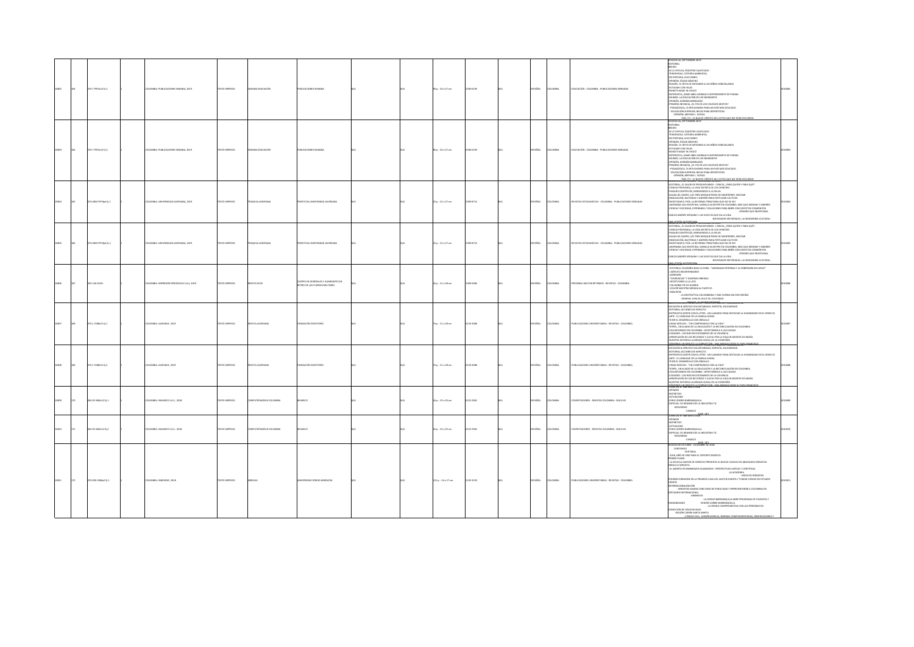| | | | | | | | | | | | | | | | | | | | | | |
|---|---|---|---|---|---|---|---|---|---|---|---|---|---|---|---|---|---|---|---|---|---|
| 10802 | 565 | 370.7 P974s12 Ej.1 | | 1 | COLOMBIA: PUBLICACIONES SEMANA, 2019 | TEXTO IMPRESO | SEMANA EDUCACIÓN | PUBLICACIONES SEMANA | | N/A | | N/A | 98 p. : 20 x 27 cm | 2500-6193 | | N/A | ESPAÑOL | COLOMBIA | EDUCACIÓN - COLOMBIA - PUBLICACIONES SERIADAS | EDICIÓN 46, SEPTIEMBRE 2019<br>EDITORIAL<br>BREVES<br>SE LE EXPLICA, REGISTRO CALIFICADO<br>TENDENCIAS, CÁTEDRA AMBIENTAL<br>EN PORTADA, ELECCIONES<br>OPINIÓN, ÓSCAR SÁNCHEZ<br>REGIÓN : EL RETO DE INTEGRAR A LOS NIÑOS VENEZOLANOS<br>ESTUDIAR CON VELAS<br>ROBOTS MADE IN CHOCÓ<br>ENTREVISTA, JAIME ABEL MORALES VICEPRESIDENTE DE FODASE<br>MUNDO, LA EDUCACIÓN DE LOS MIGRANTES<br>OPINIÓN, GERMÁN BARRAGÁN<br>PRIMERA INFANCIA, ¿EL FIN DE LOS COLEGIOS MIXTOS?<br>PEDAGOGÍA, 15 REFLEXIONES PARA UN PAÍS MÁS EDUCADO<br>EDUCACIÓN SUPERIOR, BECAS PARA DEPORTISTAS<br>OPINIÓN, RAFAEL L. OCHOA<br>PAÍS, FCI : EL NUEVO CRÉDITO DE ICETEX QUE NO TIENE RECURSOS | 0010802 |
| 10803 | 566 | 370.7 P974s12 Ej.2 | | 1 | COLOMBIA: PUBLICACIONES SEMANA, 2019 | TEXTO IMPRESO | SEMANA EDUCACIÓN | PUBLICACIONES SEMANA | | N/A | | N/A | 98 p. : 20 x 27 cm | 2500-6193 | | N/A | ESPAÑOL | COLOMBIA | EDUCACIÓN - COLOMBIA - PUBLICACIONES SERIADAS | EDICIÓN 46, SEPTIEMBRE 2019<br>EDITORIAL<br>BREVES<br>SE LE EXPLICA, REGISTRO CALIFICADO<br>TENDENCIAS, CÁTEDRA AMBIENTAL<br>EN PORTADA, ELECCIONES<br>OPINIÓN, ÓSCAR SÁNCHEZ<br>REGIÓN : EL RETO DE INTEGRAR A LOS NIÑOS VENEZOLANOS<br>ESTUDIAR CON VELAS<br>ROBOTS MADE IN CHOCÓ<br>ENTREVISTA, JAIME ABEL MORALES VICEPRESIDENTE DE FODASE<br>MUNDO, LA EDUCACIÓN DE LOS MIGRANTES<br>OPINIÓN, GERMÁN BARRAGÁN<br>PRIMERA INFANCIA, ¿EL FIN DE LOS COLEGIOS MIXTOS?<br>PEDAGOGÍA, 15 REFLEXIONES PARA UN PAÍS MÁS EDUCADO<br>EDUCACIÓN SUPERIOR, BECAS PARA DEPORTISTAS<br>OPINIÓN, RAFAEL L. OCHOA<br>PAÍS, FCI : EL NUEVO CRÉDITO DE ICETEX QUE NO TIENE RECURSOS | 0010803 |
| 10804 | 565 | 370.4803 P979pd Ej.1 | | 1 | COLOMBIA: UNIVERSIDAD JAVERIANA, 2019 | TEXTO IMPRESO | PESQUISA JAVERIANA | PONTIFICIA UNIVERSIDAD JAVERIANA | | N/A | | N/A | 25 p. : 22 x 27 cm | 1909-8715 | | N/A | ESPAÑOL | COLOMBIA | REVISTAS ESTUDIANTILES - COLOMBIA - PUBLICACIONES SERIADAS | EDITORIAL, EL VALOR DE PREGUNTARNOS : CIENCIA, ¿PARA QUIÉN Y PARA QUÉ?<br>CIENCIA PROFUNDA, LA VIDA SECRETA DE LOS CHUCHOS<br>PAISAJES CIENTÍFICOS, BIENVENIDOS A LA SELVA<br>SALIDA DE CAMPO, LOS TRES MOSQUETEROS DE MONTERREY, BOLÍVAR<br>INNOVACIÓN, BACTERIAS Y AMEBAS PARA FERTILIZAR CULTIVOS<br>INVESTIGA EL PAÍS, LA REFORMA TRIBUTARIA QUE NO SE HIZO<br>ANTERIORA CEA INVESTIGA, VAINILLA SILVESTRE EN COLOMBIA, MÁS QUE AROMAS Y SABORES<br>CIENCIA Y SOCIEDAD, ESPERANZA Y SOLUCIONES PARA BEBÉS CON DEFECTOS CONGÉNITOS<br>JÓVENES QUE INVESTIGAN,<br>CARLOS ANDRÉS VERGARA Y LAS VUELTAS QUE DA LA VIDA<br>NOVEDADES EDITORIALES, LA HEGEMONÍA CULTURAL : UNA UTOPÍA AUTOMÁTICA | 0010804 |
| 10805 | 566 | 370.4803 P979pd Ej.2 | | 1 | COLOMBIA: UNIVERSIDAD JAVERIANA, 2019 | TEXTO IMPRESO | PESQUISA JAVERIANA | PONTIFICIA UNIVERSIDAD JAVERIANA | | N/A | | N/A | 25 p. : 22 x 27 cm | 1909-8715 | | N/A | ESPAÑOL | COLOMBIA | REVISTAS ESTUDIANTILES - COLOMBIA - PUBLICACIONES SERIADAS | EDITORIAL, EL VALOR DE PREGUNTARNOS : CIENCIA, ¿PARA QUIÉN Y PARA QUÉ?<br>CIENCIA PROFUNDA, LA VIDA SECRETA DE LOS CHUCHOS<br>PAISAJES CIENTÍFICOS, BIENVENIDOS A LA SELVA<br>SALIDA DE CAMPO, LOS TRES MOSQUETEROS DE MONTERREY, BOLÍVAR<br>INNOVACIÓN, BACTERIAS Y AMEBAS PARA FERTILIZAR CULTIVOS<br>INVESTIGA EL PAÍS, LA REFORMA TRIBUTARIA QUE NO SE HIZO<br>ANTERIORA CEA INVESTIGA, VAINILLA SILVESTRE EN COLOMBIA, MÁS QUE AROMAS Y SABORES<br>CIENCIA Y SOCIEDAD, ESPERANZA Y SOLUCIONES PARA BEBÉS CON DEFECTOS CONGÉNITOS<br>JÓVENES QUE INVESTIGAN,<br>CARLOS ANDRÉS VERGARA Y LAS VUELTAS QUE DA LA VIDA<br>NOVEDADES EDITORIALES, LA HEGEMONÍA CULTURAL : UNA UTOPÍA AUTOMÁTICA | 0010805 |
| 10806 | 567 | 355.144 C419r | | 1 | COLOMBIA: IMPRESIÓN PERIÓDICAS S.A.S, 2019 | TEXTO IMPRESO | REVISTA ECOS | CUERPO DE GENERALES Y ALMIRANTES EN RETIRO DE LAS FUERZAS MILITARES | | N/A | | N/A | 42 p. : 21 x 28 cm | 1909-9082 | | N/A | ESPAÑOL | COLOMBIA | PERSONAL MILITAR RETIRADO - REVISTAS - COLOMBIA | EDITORIAL COLOMBIA BAJO LA MIRA : "AMENAZAS INTERNAS Y LA SOBERANÍA EN JUEGO"<br>EJÉRCITO BICENTENARIO<br>AGRESIÓN<br>"DISIDENCIAS" Y GUERRAS HÍBRIDAS<br>DECEPCIONES A LA LATA<br>COLOMBIA PIE DE GUERRA<br>VOLVER NUESTRA ARMADA AL PACÍFICO<br>ANALISTAS<br>LA GEOPOLÍTICA COLOMBIANA Y UNA FUERZA MILITAR DIGNA<br>GENERAL CARLOS JULIO GIL COLORADO | 0010806 |
| 10807 | 568 | 370.1 F288r22 Ej.1 | | 1 | COLOMBIA: LEGIS/RAF, 2019 | TEXTO IMPRESO | REVISTA JAVERIANA | FUNDACIÓN ESCRITORES | | N/A | | N/A | 76 p. : 21 x 28 cm | 0120-3088 | | N/A | ESPAÑOL | COLOMBIA | PUBLICACIONES UNIVERSITARIAS - REVISTAS - COLOMBIA | VOCACIÓN & SERVICIO VOLUNTARIADO, EMPATÍA, SOLIDARIDAD<br>EDITORIAL ACCIONES DE IMPACTO<br>ENTREVISTA SENTIR CON EL OTRO : UN LLAMADO PARA DESTACAR LA HUMANIDAD EN EL SERVICIO<br>ARTE : EL LENGUAJE DE LA FAMILIA ARENA<br>TEJER EL DESARROLLO CON ORGULLO<br>VIDAS MÓVILES : "UN COMPROMISO CON LA VIDA"<br>TEMPEL, UN ALIADO DE LA EDUCACIÓN Y LA RECONCILIACIÓN EN COLOMBIA<br>VOLUNTARIADO EN COLOMBIA : APOSTÁNDOLE A LAS CAUSAS<br>CIUDADES : LOS NUEVOS ESCENARIOS DE LA VIOLENCIA<br>APROPIACIÓN DE LOS RECURSOS Y LUCHA POR LA VIDA EN MONTES DE MARÍA<br>NUESTRA HISTORIA LA ARMADA SOCIAL DE LA COMPAÑÍA<br>DÍGAMOS UN MARTES LA CORRUPCIÓN : UNA MIRADA DESDE EL PAPA FRANCISCO | 0010807 |
| 10808 | 569 | 370.1 F288r22 Ej.2 | | 1 | COLOMBIA: LEGIS/RAF, 2019 | TEXTO IMPRESO | REVISTA JAVERIANA | FUNDACIÓN ESCRITORES | | N/A | | N/A | 76 p. : 21 x 28 cm | 0120-3088 | | N/A | ESPAÑOL | COLOMBIA | PUBLICACIONES UNIVERSITARIAS - REVISTAS - COLOMBIA | VOCACIÓN & SERVICIO VOLUNTARIADO, EMPATÍA, SOLIDARIDAD<br>EDITORIAL ACCIONES DE IMPACTO<br>ENTREVISTA SENTIR CON EL OTRO : UN LLAMADO PARA DESTACAR LA HUMANIDAD EN EL SERVICIO<br>ARTE : EL LENGUAJE DE LA FAMILIA ARENA<br>TEJER EL DESARROLLO CON ORGULLO<br>VIDAS MÓVILES : "UN COMPROMISO CON LA VIDA"<br>TEMPEL, UN ALIADO DE LA EDUCACIÓN Y LA RECONCILIACIÓN EN COLOMBIA<br>VOLUNTARIADO EN COLOMBIA : APOSTÁNDOLE A LAS CAUSAS<br>CIUDADES : LOS NUEVOS ESCENARIOS DE LA VIOLENCIA<br>APROPIACIÓN DE LOS RECURSOS Y LUCHA POR LA VIDA EN MONTES DE MARÍA<br>NUESTRA HISTORIA LA ARMADA SOCIAL DE LA COMPAÑÍA<br>DÍGAMOS UN MARTES LA CORRUPCIÓN : UNA MIRADA DESDE EL PAPA FRANCISCO | 0010808 |
| 10809 | 570 | 004.05 I96b2c2 Ej.1 | | 1 | COLOMBIA: INVASARCO S.A.S., 2018 | TEXTO IMPRESO | COMPUTERWORLD COLOMBIA | INVASARCO | | N/A | | N/A | 56 p. : 25 x 35 cm | 0122-2961 | | N/A | ESPAÑOL | COLOMBIA | COMPUTADORES - REVISTAS COLOMBIA - SIGLO XX | EDICIÓN 48 - MAYO 2018<br>OPINIÓN<br>NOTIBITIOS<br>ACTUALIDAD<br>FORO LÍDERES BARRANQUILLA<br>ESPECIAL: 50 GRANDES DE LA INDUSTRIA TIC<br>SEGURIDAD<br>CANALES<br>CHIP - SET | 0010809 |
| 10810 | 571 | 004.05 I96b2c2 Ej.2 | | 1 | COLOMBIA: INVASARCO S.A.S., 2018 | TEXTO IMPRESO | COMPUTERWORLD COLOMBIA | INVASARCO | | N/A | | N/A | 56 p. : 25 x 35 cm | 0122-2961 | | N/A | ESPAÑOL | COLOMBIA | COMPUTADORES - REVISTAS COLOMBIA - SIGLO XX | EDICIÓN 48 - MAYO 2018<br>OPINIÓN<br>NOTIBITIOS<br>ACTUALIDAD<br>FORO LÍDERES BARRANQUILLA<br>ESPECIAL: 50 GRANDES DE LA INDUSTRIA TIC<br>SEGURIDAD<br>CANALES<br>CHIP - SET | 0010810 |
| 10811 | 572 | 370.050 U58a2 Ej.1 | | 1 | COLOMBIA: INKEGRAF, 2018 | TEXTO IMPRESO | ARBOLEDA | UNIVERSIDAD SERGIO ARBOLEDA | | N/A | | N/A | 115 p. : 14 x 17 cm | 2145-3233 | | N/A | ESPAÑOL | COLOMBIA | PUBLICACIONES UNIVERSITARIAS - REVISTAS - COLOMBIA | EDICIÓN 69 OCTUBRE - DICIEMBRE DE 2018<br>CONTENIDO<br>EDITORIAL<br>2018, AÑO DE ORO PARA EL DEPORTE SERGISTA<br>PRIMER PLANO<br>LA ESCUELA MAYOR DE DERECHO PRESENTA EL NUEVO CÓDIGO DE ABOGADOS SERGISTAS<br>ORGULLO SERGISTA<br>EL ABORTO EN EMBARAZOS AVANZADOS : PERSPECTIVAS JURÍDICAS Y CIENTÍFICAS<br>LA ACADEMIA<br>MÉDICOS SERGISTAS<br>PUDIERON FORMARSE EN LA PRIMERA CASA DEL JAZZ EN EUROPA Y TOMAR CURSOS EN ESTADOS UNIDOS<br>INTERNACIONALIZACIÓN<br>SERGISTAS GANAN CONCURSO DE PUBLICIDAD Y REPRESENTARÁN A COLOMBIA EN CERTAMEN INTERNACIONAL<br>UNIBREVES<br>LA SERGIO BARRANQUILLA ABRE PROGRAMA DE FILOSOFÍA Y HUMANIDADES<br>REGIÓN CARIBE BARRANQUILLA<br>LA SERGIO COMPROMETIDA CON LAS PERSONAS EN CONDICIÓN DE DISCAPACIDAD<br>REGIÓN CARIBE SANTA MARTA<br>CÓDIGO CIVIL, JURISPRUDENCIA, NORMAS COMPLEMENTARIAS, OBSERVACIONES Y | 0010811 |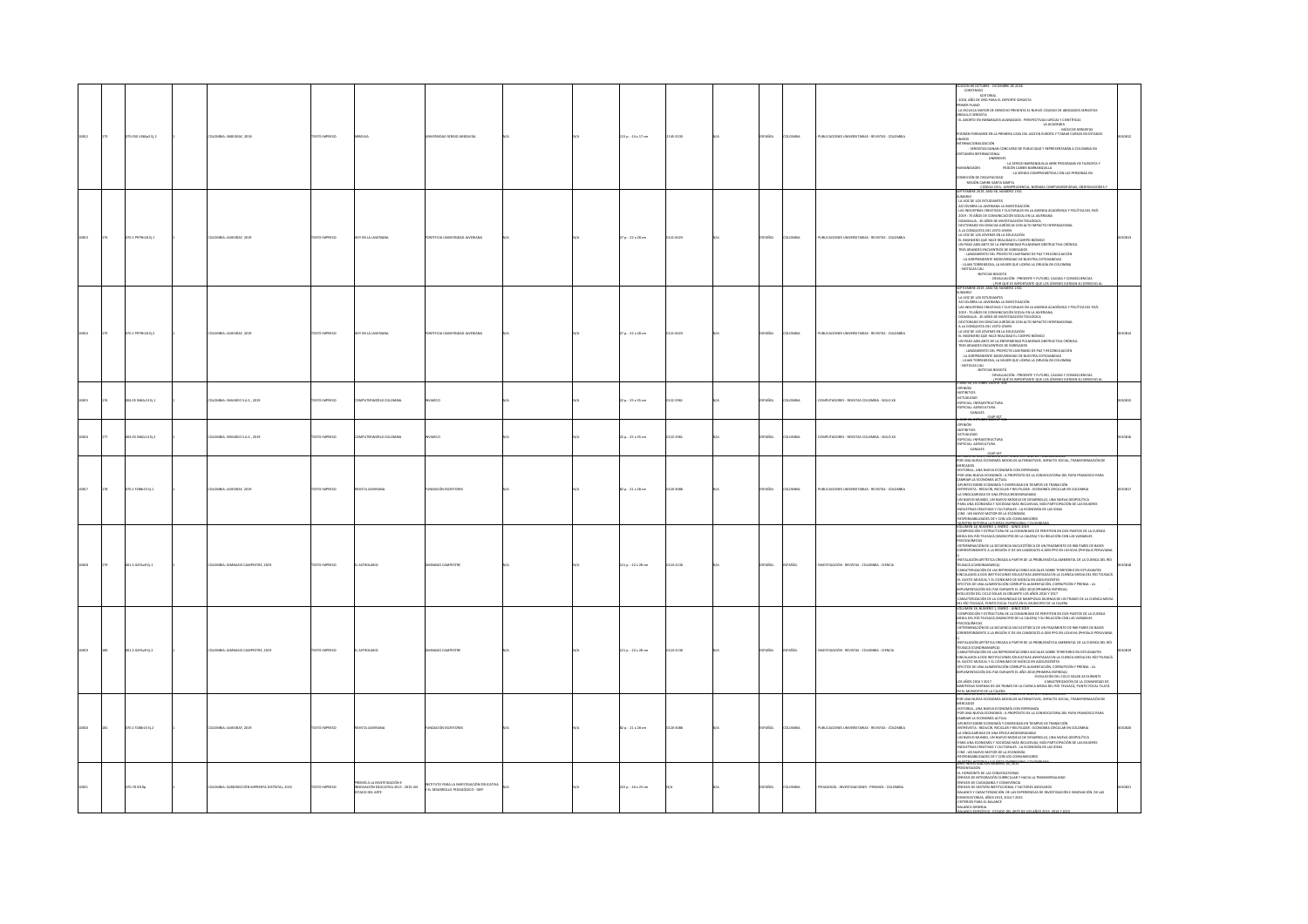| | | | | | | | | | | | | | | | | | | |
|---|---|---|---|---|---|---|---|---|---|---|---|---|---|---|---|---|---|---|
| 50812 | 173 | 070.05E U58da2 Ej.2 | 1 | COLOMBIA: BAGOGRAF, 2018 | TEXTO IMPRESO | UNISERGIO | UNIVERSIDAD SERGIO ARBOLEDA | N/A | N/A | 115 p. : 14 x 17 cm | 2145-9193 | N/A | N/A | ESPAÑOL | COLOMBIA | PUBLICACIONES UNIVERSITARIAS - REVISTAS - COLOMBIA | EDICIÓN 69 OCTUBRE - DICIEMBRE DE 2018 CONTENIDO EDITORIAL - 2018, AÑO DE ORO PARA EL DEPORTE SERGISTA PRIMER PLANO - LA ESCUELA MAYOR DE DERECHO PRESENTA EL NUEVO CÓDIGO DE ABOGADOS SERGISTAS ORGULLO SERGISTA - EL ABORTO EN EMBARAZOS AVANZADOS: PERSPECTIVAS JURÍDICAS Y CIENTÍFICAS LA ACADEMIA - MÚSICOS SERGISTAS PODRÁN FORMARSE EN LA PRIMERA CASA DEL JAZZ EN EUROPA Y TOMAR CURSOS EN ESTADOS UNIDOS INTERNACIONALIZACIÓN - SERGISTAS GANAN CONCURSO DE PUBLICIDAD Y REPRESENTARÁN A COLOMBIA EN CERTAMEN INTERNACIONAL UNIBREVES - LA SERGIO BARRANQUILLA ABRE PROGRAMA DE FILOSOFÍA Y HUMANIDADES REGIÓN CARIBE BARRANQUILLA - LA SERGIO COMPROMETIDA CON LAS PERSONAS EN CONDICIÓN DE DISCAPACIDAD REGIÓN CARIBE SANTA MARTA - CÓDIGO CIVIL, JURISPRUDENCIA, NORMAS COMPLEMENTARIAS, OBSERVACIONES Y | 0010812 |
| 50813 | 174 | 070.1 P879h 18 Ej.1 | 1 | COLOMBIA: LASERGRAF, 2019 | TEXTO IMPRESO | HOY EN LA JAVERIANA | PONTIFICIA UNIVERSIDAD JAVERIANA | N/A | N/A | 27 p. : 22 x 28 cm | 0123-0023 | N/A | N/A | ESPAÑOL | COLOMBIA | PUBLICACIONES UNIVERSITARIAS - REVISTAS - COLOMBIA | SEPTIEMBRE 2019, AÑO 58, NÚMERO 1341 SUMARIO - LA VOZ DE LOS ESTUDIANTES - ASÍ CELEBRA LA JAVERIANA LA INVESTIGACIÓN - LAS INDUSTRIAS CREATIVAS Y CULTURALES EN LA AGENDA ACADÉMICA Y POLÍTICA DEL PAÍS - 2019 - 70 AÑOS DE COMUNICACIÓN SOCIAL EN LA JAVERIANA - DIDASKALIA: 20 AÑOS DE INVESTIGACIÓN TEOLÓGICA - DOCTORADO EN CIENCIAS JURÍDICAS CON ALTO IMPACTO INTERNACIONAL - A LA CONQUISTA DEL VOTO JOVEN - LA VOZ DE LOS JÓVENES EN LA EDUCACIÓN - EL INGENIERO QUE HACE REALIDAD EL CUERPO BIÓNICO - UN PASO ADELANTE DE LA ENFERMEDAD PULMONAR OBSTRUCTIVA CRÓNICA - TRES GRANDES ENCUENTROS DE EGRESADOS - LANZAMIENTO DEL PROYECTO JAVERIANO DE PAZ Y RECONCILIACIÓN - LA SORPRENDENTE BIODIVERSIDAD DE NUESTRA COTIDIANIDAD - LILIAN TORRES ROJAS, LA MUJER QUE LIDERA LA CIRUGÍA EN COLOMBIA - NOTICIAS CALI - NOTICIAS BOGOTÁ - DEVALUACIÓN: PRESENTE Y FUTURO, CAUSAS Y CONSECUENCIAS - ¿POR QUÉ ES IMPORTANTE QUE LOS JÓVENES EJERZAN SU DERECHO AL | 0010813 |
| 50814 | 175 | 070.1 P879h 18 Ej.2 | 1 | COLOMBIA: LASERGRAF, 2019 | TEXTO IMPRESO | HOY EN LA JAVERIANA | PONTIFICIA UNIVERSIDAD JAVERIANA | N/A | N/A | 27 p. : 22 x 28 cm | 0123-0023 | N/A | N/A | ESPAÑOL | COLOMBIA | PUBLICACIONES UNIVERSITARIAS - REVISTAS - COLOMBIA | SEPTIEMBRE 2019, AÑO 58, NÚMERO 1341 SUMARIO - LA VOZ DE LOS ESTUDIANTES - ASÍ CELEBRA LA JAVERIANA LA INVESTIGACIÓN - LAS INDUSTRIAS CREATIVAS Y CULTURALES EN LA AGENDA ACADÉMICA Y POLÍTICA DEL PAÍS - 2019 - 70 AÑOS DE COMUNICACIÓN SOCIAL EN LA JAVERIANA - DIDASKALIA: 20 AÑOS DE INVESTIGACIÓN TEOLÓGICA - DOCTORADO EN CIENCIAS JURÍDICAS CON ALTO IMPACTO INTERNACIONAL - A LA CONQUISTA DEL VOTO JOVEN - LA VOZ DE LOS JÓVENES EN LA EDUCACIÓN - EL INGENIERO QUE HACE REALIDAD EL CUERPO BIÓNICO - UN PASO ADELANTE DE LA ENFERMEDAD PULMONAR OBSTRUCTIVA CRÓNICA - TRES GRANDES ENCUENTROS DE EGRESADOS - LANZAMIENTO DEL PROYECTO JAVERIANO DE PAZ Y RECONCILIACIÓN - LA SORPRENDENTE BIODIVERSIDAD DE NUESTRA COTIDIANIDAD - LILIAN TORRES ROJAS, LA MUJER QUE LIDERA LA CIRUGÍA EN COLOMBIA - NOTICIAS CALI - NOTICIAS BOGOTÁ - DEVALUACIÓN: PRESENTE Y FUTURO, CAUSAS Y CONSECUENCIAS - ¿POR QUÉ ES IMPORTANTE QUE LOS JÓVENES EJERZAN SU DERECHO AL | 0010814 |
| 50815 | 176 | 004.05 IN62c 13 Ej.1 | 1 | COLOMBIA: INBIARCO S.A.S., 2019 | TEXTO IMPRESO | COMPUTERWORLD COLOMBIA | INVARCO | N/A | N/A | 22 p. : 23 x 33 cm | 0122-2961 | N/A | N/A | ESPAÑOL | COLOMBIA | COMPUTADORES - REVISTAS COLOMBIA - SIGLO XX | OCTUBRE 2019 - OPINIÓN - INSTANTIC - ACTUALIDAD - ESPECIAL: INFRAESTRUCTURA - ESPECIAL: AGRICULTURA - CANALES - CHIP SET | 0010815 |
| 50816 | 177 | 004.05 IN62c 13 Ej.2 | 1 | COLOMBIA: INBIARCO S.A.S., 2019 | TEXTO IMPRESO | COMPUTERWORLD COLOMBIA | INVARCO | N/A | N/A | 22 p. : 23 x 33 cm | 0122-2961 | N/A | N/A | ESPAÑOL | COLOMBIA | COMPUTADORES - REVISTAS COLOMBIA - SIGLO XX | SEPTIEMBRE 2019 - OPINIÓN - INSTANTIC - ACTUALIDAD - ESPECIAL: INFRAESTRUCTURA - ESPECIAL: AGRICULTURA - CANALES - CHIP SET | 0010816 |
| 50817 | 178 | 070.1 F288r 23 Ej.1 | 1 | COLOMBIA: LASERGRAF, 2019 | TEXTO IMPRESO | REVISTA JAVERIANA | FUNDACIÓN ESCRITORES | N/A | N/A | 82 p. : 21 x 28 cm | 0120-3088 | N/A | N/A | ESPAÑOL | COLOMBIA | PUBLICACIONES UNIVERSITARIAS - REVISTAS - COLOMBIA | POR UNA NUEVA ECONOMÍA: MODELOS ALTERNATIVOS, IMPACTO SOCIAL, TRANSFORMACIÓN DE MERCADOS - EDITORIAL. UNA NUEVA ECONOMÍA CON ESPERANZA - POR UNA NUEVA ECONOMÍA: A PROPÓSITO DE LA CONVOCATORIA DEL PAPA FRANCISCO PARA CAMBIAR LA ECONOMÍA ACTUAL - APUNTES SOBRE ECONOMÍA Y DIVERSIDAD EN TIEMPOS DE TRANSICIÓN - ENTREVISTA: REDUCIR, RECICLAR Y REUTILIZAR: ECONOMÍA CIRCULAR EN COLOMBIA - LA SINGULARIDAD DE UNA ÉPOCA BIODEGRADABLE - UN NUEVO MUNDO, UN NUEVO MODELO DE DESARROLLO, UNA NUEVA GEOPOLÍTICA - PARA UNA ECONOMÍA Y SOCIEDAD MÁS INCLUSIVAS, MÁS PARTICIPACIÓN DE LAS MUJERES - INDUSTRIAS CREATIVAS Y CULTURALES: LA ECONOMÍA DE LAS IDEAS - CINE: UN NUEVO MOTOR DE LA ECONOMÍA - RESPONSABILIDADES DE Y CON LOS CONSUMIDORES - NUESTRA HISTORIA: LOS PIONEROS EMPRESARIALES COLOMBIANOS | 0010817 |
| 50818 | 179 | 001.4 G291a 9 Ej.1 | 1 | COLOMBIA: GIMNASIO CAMPESTRE, 2019 | TEXTO IMPRESO | EL ASTROLABIO | GIMNASIO CAMPESTRE | N/A | N/A | 121 p. : 22 x 28 cm | 0124-2135 | N/A | N/A | ESPAÑOL | ESPAÑOL | INVESTIGACIÓN - REVISTAS - COLOMBIA - CIENCIA | VOLUMEN 18, NÚMERO 1, ENERO - JUNIO 2019 - COMPOSICIÓN Y ESTRUCTURA DE LA COMUNIDAD DE PERIFITON EN DOS PUNTOS DE LA CUENCA MEDIA DEL RÍO TEUSACÁ (MUNICIPIO DE LA CALERA) Y SU RELACIÓN CON LAS VARIABLES FISICOQUÍMICAS - DETERMINACIÓN DE LA SECUENCIA NUCLEOTÍDICA DE UN FRAGMENTO DE 988 PARES DE BASES CORRESPONDIENTE A LA REGIÓN 5' DE UN CANDIDATO A GEN PPO EN UCHUVA (PHYSALIS PERUVIANA L) - INSTALACIÓN ARTÍSTICA CREADA A PARTIR DE LA PROBLEMÁTICA AMBIENTAL DE LA CUENCA DEL RÍO TEUSACÁ (CUNDINAMARCA) - CARACTERIZACIÓN DE LAS REPRESENTACIONES SOCIALES SOBRE TERRITORIO EN ESTUDIANTES VINCULADOS A DOS INSTITUCIONES EDUCATIVAS ASENTADAS EN LA CUENCA MEDIA DEL RÍO TEUSACÁ - EL GUSTO MUSICAL Y EL CONSUMO DE MÚSICA EN ADOLESCENTES - EFECTOS DE UNA ALIMENTACIÓN CORRUPTA: ALIMENTACIÓN, CORRUPCIÓN Y PRENSA - LA IMPLEMENTACIÓN DEL PAE DURANTE EL AÑO 2018 (PRIMERA ENTREGA) - EVOLUCIÓN DEL CICLO SOLAR 24 DURANTE LOS AÑOS 2016 Y 2017 - CARACTERIZACIÓN DE LA COMUNIDAD DE MARIPOSAS DIURNAS DE UN TRAMO DE LA CUENCA MEDIA DEL RÍO TEUSACÁ, PUNTO FOCAL TILATÁ EN EL MUNICIPIO DE LA CALERA. | 0010818 |
| 50819 | 180 | 001.4 G291a 9 Ej.2 | 1 | COLOMBIA: GIMNASIO CAMPESTRE, 2019 | TEXTO IMPRESO | EL ASTROLABIO | GIMNASIO CAMPESTRE | N/A | N/A | 121 p. : 22 x 28 cm | 0124-2135 | N/A | N/A | ESPAÑOL | ESPAÑOL | INVESTIGACIÓN - REVISTAS - COLOMBIA - CIENCIA | VOLUMEN 18, NÚMERO 1, ENERO - JUNIO 2019 - COMPOSICIÓN Y ESTRUCTURA DE LA COMUNIDAD DE PERIFITON EN DOS PUNTOS DE LA CUENCA MEDIA DEL RÍO TEUSACÁ (MUNICIPIO DE LA CALERA) Y SU RELACIÓN CON LAS VARIABLES FISICOQUÍMICAS - DETERMINACIÓN DE LA SECUENCIA NUCLEOTÍDICA DE UN FRAGMENTO DE 988 PARES DE BASES CORRESPONDIENTE A LA REGIÓN 5' DE UN CANDIDATO A GEN PPO EN UCHUVA (PHYSALIS PERUVIANA L) - INSTALACIÓN ARTÍSTICA CREADA A PARTIR DE LA PROBLEMÁTICA AMBIENTAL DE LA CUENCA DEL RÍO TEUSACÁ (CUNDINAMARCA) - CARACTERIZACIÓN DE LAS REPRESENTACIONES SOCIALES SOBRE TERRITORIO EN ESTUDIANTES VINCULADOS A DOS INSTITUCIONES EDUCATIVAS ASENTADAS EN LA CUENCA MEDIA DEL RÍO TEUSACÁ - EL GUSTO MUSICAL Y EL CONSUMO DE MÚSICA EN ADOLESCENTES - EFECTOS DE UNA ALIMENTACIÓN CORRUPTA: ALIMENTACIÓN, CORRUPCIÓN Y PRENSA - LA IMPLEMENTACIÓN DEL PAE DURANTE EL AÑO 2018 (PRIMERA ENTREGA) - EVOLUCIÓN DEL CICLO SOLAR 24 DURANTE LOS AÑOS 2016 Y 2017 - CARACTERIZACIÓN DE LA COMUNIDAD DE MARIPOSAS DIURNAS DE UN TRAMO DE LA CUENCA MEDIA DEL RÍO TEUSACÁ, PUNTO FOCAL TILATÁ EN EL MUNICIPIO DE LA CALERA. | 0010819 |
| 50820 | 181 | 070.1 F288r 23 Ej.2 | 1 | COLOMBIA: LASERGRAF, 2019 | TEXTO IMPRESO | REVISTA JAVERIANA | FUNDACIÓN ESCRITORES | N/A | N/A | 82 p. : 21 x 28 cm | 0120-3088 | N/A | N/A | ESPAÑOL | COLOMBIA | PUBLICACIONES UNIVERSITARIAS - REVISTAS - COLOMBIA | POR UNA NUEVA ECONOMÍA: MODELOS ALTERNATIVOS, IMPACTO SOCIAL, TRANSFORMACIÓN DE MERCADOS - EDITORIAL. UNA NUEVA ECONOMÍA CON ESPERANZA - POR UNA NUEVA ECONOMÍA: A PROPÓSITO DE LA CONVOCATORIA DEL PAPA FRANCISCO PARA CAMBIAR LA ECONOMÍA ACTUAL - APUNTES SOBRE ECONOMÍA Y DIVERSIDAD EN TIEMPOS DE TRANSICIÓN - ENTREVISTA: REDUCIR, RECICLAR Y REUTILIZAR: ECONOMÍA CIRCULAR EN COLOMBIA - LA SINGULARIDAD DE UNA ÉPOCA BIODEGRADABLE - UN NUEVO MUNDO, UN NUEVO MODELO DE DESARROLLO, UNA NUEVA GEOPOLÍTICA - PARA UNA ECONOMÍA Y SOCIEDAD MÁS INCLUSIVAS, MÁS PARTICIPACIÓN DE LAS MUJERES - INDUSTRIAS CREATIVAS Y CULTURALES: LA ECONOMÍA DE LAS IDEAS - CINE: UN NUEVO MOTOR DE LA ECONOMÍA - RESPONSABILIDADES DE Y CON LOS CONSUMIDORES - NUESTRA HISTORIA: LOS PIONEROS EMPRESARIALES COLOMBIANOS | 0010820 |
| 50821 | 182 | 370.78 I59p | 1 | COLOMBIA: SUBDIRECCIÓN IMPRENTA DISTRITAL, 2015 | TEXTO IMPRESO | PREMIO A LA INVESTIGACIÓN E INNOVACIÓN EDUCATIVA 2013 - 2015 UN ESTADO DEL ARTE | INSTITUTO PARA LA INVESTIGACIÓN EDUCATIVA Y EL DESARROLLO PEDAGÓGICO - IDEP | N/A | N/A | 222 p. : 16 x 23 cm | N/A | N/A | N/A | ESPAÑOL | COLOMBIA | PEDAGOGÍA - INVESTIGACIONES - PREMIOS - COLOMBIA | PRESENTACIÓN - EL HORIZONTE DE LAS CONVOCATORIAS - ÉNFASIS DE INTEGRACIÓN CURRICULAR Y HACIA LA TRANSVERSALIDAD - ÉNFASIS DE CIUDADANÍA Y CONVIVENCIA - ÉNFASIS DE GESTIÓN INSTITUCIONAL Y FACTORES ASOCIADOS - BALANCE Y CARACTERIZACIÓN DE LAS EXPERIENCIAS DE INVESTIGACIÓN E INNOVACIÓN DE LAS CONVOCATORIAS, AÑOS 2013, 2014 Y 2015 - CRITERIOS PARA EL BALANCE - BALANCE GENERAL - BALANCE ESPECÍFICO: ESTADO DEL ARTE DE LOS AÑOS 2013, 2014 Y 2015 | 0010821 |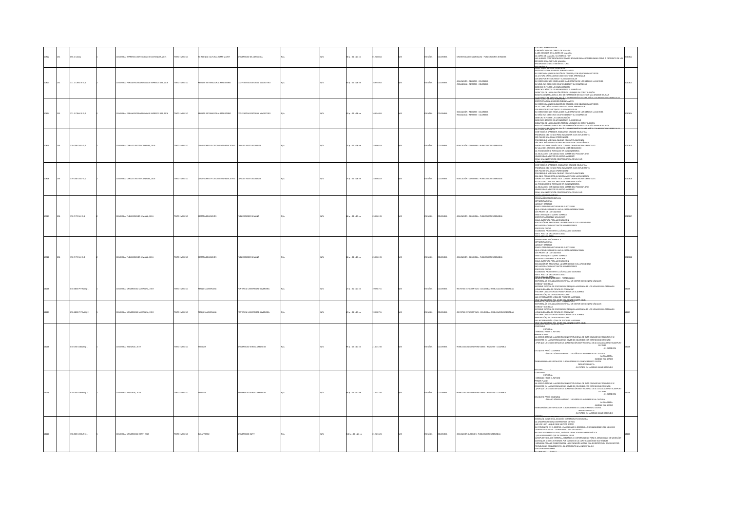| 10822 | 251 | 056.1 U51La | | 1 | COLOMBIA: IMPRENTA UNIVERSIDAD DE ANTIOQUIA, 2015 | TEXTO IMPRESO | NO AGENDA CULTURAL ALMA MATER | UNIVERSIDAD DE ANTIOQUIA | N/A | | N/A | 38 p. : 21 x 27 cm | 0124-0854 | N/A | | ESPAÑOL | COLOMBIA | UNIVERSIDAD DE ANTIOQUIA - PUBLICACIONES SERIADAS | A PROPÓSITO DE LA CARATA DE JAMAICA<br>A LOS 200 AÑOS DE LA CARTA DE JAMAICA<br>LA CARTA DE JAMAICA: SU VIGENCIA HOY<br>LAS HUELLAS CONTINENTALES DE SIMÓN BOLÍVAR EN BALDOMERO SANIN CANO. A PROPÓSITO DE LOS 200 AÑOS DE LA CARTA DE JAMAICA<br>PROGRAMACIÓN EXTENSIÓN CULTURAL | 0010822 |
|---|---|---|---|---|---|---|---|---|---|---|---|---|---|---|---|---|---|---|---|---|
| 10823 | 252 | 371.1 C394r29 Ej.1 | | 1 | COLOMBIA: PANAMERICANA FORMAS E IMPRESOS SAS, 2016 | TEXTO IMPRESO | REVISTA INTERNACIONAL MAGISTERIO | COOPERATIVA EDITORIAL MAGISTERIO | N/A | | N/A | 90 p. : 21 x 28 cm | 1692-4053 | N/A | | ESPAÑOL | COLOMBIA | EDUCACIÓN - REVISTAS - COLOMBIA<br>PEDAGOGÍA - REVISTAS - COLOMBIA | ENTREVISTA CON JULIAN DE ZUBIRIA SAMPER<br>EL DERECHO A UNA EDUCACIÓN DE CALIDAD, CON EQUIDAD PARA TODOS<br>LA LECTURA CRÍTICA COMO UN DERECHO DE APRENDIZAJE<br>LOS ENFOPOS INTERACTIVOS Y EL CLIMA ESCOLAR<br>EL DERECHO DE LOS NIÑOS A LEER Y A DISFRUTAR DE LOS LIBROS Y LA CULTURA<br>EL NIÑO: SUS DERECHOS DE APRENDIZAJE Y SU DESARROLLO<br>DERECHO A PENSAR LA COMUNICACIÓN<br>DERECHOS BÁSICOS DE APRENDIZAJE Y EL CURRÍCULO<br>DIDÁCTICA DE LA EDUCACIÓN TÉCNICA UN SABER EN CONSTRUCCIÓN<br>BOGOTÁ CONTARÁ CON LA RED DE FORMACIÓN DE MAESTROS MÁS GRANDE DEL PAÍS | 0010823 |
| 10824 | 252 | 371.1 C394r29 Ej.2 | | 2 | COLOMBIA: PANAMERICANA FORMAS E IMPRESOS SAS, 2016 | TEXTO IMPRESO | REVISTA INTERNACIONAL MAGISTERIO | COOPERATIVA EDITORIAL MAGISTERIO | N/A | | N/A | 90 p. : 21 x 28 cm | 1692-4053 | N/A | | ESPAÑOL | COLOMBIA | EDUCACIÓN - REVISTAS - COLOMBIA<br>PEDAGOGÍA - REVISTAS - COLOMBIA | ENTREVISTA CON JULIAN DE ZUBIRIA SAMPER<br>EL DERECHO A UNA EDUCACIÓN DE CALIDAD, CON EQUIDAD PARA TODOS<br>LA LECTURA CRÍTICA COMO UN DERECHO DE APRENDIZAJE<br>LOS ENFOPOS INTERACTIVOS Y EL CLIMA ESCOLAR<br>EL DERECHO DE LOS NIÑOS A LEER Y A DISFRUTAR DE LOS LIBROS Y LA CULTURA<br>EL NIÑO: SUS DERECHOS DE APRENDIZAJE Y SU DESARROLLO<br>DERECHO A PENSAR LA COMUNICACIÓN<br>DERECHOS BÁSICOS DE APRENDIZAJE Y EL CURRÍCULO<br>DIDÁCTICA DE LA EDUCACIÓN TÉCNICA UN SABER EN CONSTRUCCIÓN<br>BOGOTÁ CONTARÁ CON LA RED DE FORMACIÓN DE MAESTROS MÁS GRANDE DEL PAÍS | 0010824 |
| 10825 | 253 | 379.056 C545r Ej.1 | | 1 | COLOMBIA: CANALES INSTITUCIONALES, 2016 | TEXTO IMPRESO | COMPROMISO Y CRECIMIENTO EDUCATIVO | CANALES INSTITUCIONALES | N/A | | N/A | 75 p. : 21 x 28 cm | 2500-6819 | N/A | | ESPAÑOL | COLOMBIA | EDUCACIÓN - COLOMBIA - PUBLICACIONES SERIADAS | CON TODOS A APRENDER, HABRÁ MÁS CALIDAD EDUCATIVA<br>PROGRAMAS DEL ESTADO PARA ALIMENTAR A LOS ESTUDIANTES<br>SER PILO ES UNA GRAN OPORTUNIDAD<br>PRUEBAS QUE MIDEN LA CALIDAD EDUCATIVA NACIONAL<br>CAL EN EL PAÍS APORTÓ AL MEJORAMIENTO DE LA ENSEÑANZA<br>AHORA ESTUDIAR ES MÁS FÁCIL CON LAS OPORTUNIDADES ESTATALES<br>EL VALLE DEL CAUCA SE UNIÓ A UN SÍ EN EDUCACIÓN<br>LA TECNOLOGÍA SE FORTALECE EN CUNDINAMARCA<br>LA EDUCACIÓN CON CALIDAD ES EL SOSTÉN DEL POSCONFLICTO<br>UNIVERSIDAD A FAVOR DEL MEDIO AMBIENTE<br>SENA, UNA INSTITUCIÓN COMPROMETIDA CON EL PAÍS | 0010825 |
| 10826 | 253 | 379.056 C545r Ej.2 | | 2 | COLOMBIA: CANALES INSTITUCIONALES, 2016 | TEXTO IMPRESO | COMPROMISO Y CRECIMIENTO EDUCATIVO | CANALES INSTITUCIONALES | N/A | | N/A | 75 p. : 21 x 28 cm | 2500-6819 | N/A | | ESPAÑOL | COLOMBIA | EDUCACIÓN - COLOMBIA - PUBLICACIONES SERIADAS | CON TODOS A APRENDER, HABRÁ MÁS CALIDAD EDUCATIVA<br>PROGRAMAS DEL ESTADO PARA ALIMENTAR A LOS ESTUDIANTES<br>SER PILO ES UNA GRAN OPORTUNIDAD<br>PRUEBAS QUE MIDEN LA CALIDAD EDUCATIVA NACIONAL<br>CAL EN EL PAÍS APORTÓ AL MEJORAMIENTO DE LA ENSEÑANZA<br>AHORA ESTUDIAR ES MÁS FÁCIL CON LAS OPORTUNIDADES ESTATALES<br>EL VALLE DEL CAUCA SE UNIÓ A UN SÍ EN EDUCACIÓN<br>LA TECNOLOGÍA SE FORTALECE EN CUNDINAMARCA<br>LA EDUCACIÓN CON CALIDAD ES EL SOSTÉN DEL POSCONFLICTO<br>UNIVERSIDAD A FAVOR DEL MEDIO AMBIENTE<br>SENA, UNA INSTITUCIÓN COMPROMETIDA CON EL PAÍS | 0010826 |
| 10827 | 254 | 370.7 P974r3 Ej.1 | | 1 | COLOMBIA: PUBLICACIONES SEMANA, 2016 | TEXTO IMPRESO | SEMANA EDUCACIÓN | PUBLICACIONES SEMANA | N/A | | N/A | 86 p. : 21 x 27 cm | 2500-6193 | N/A | | ESPAÑOL | COLOMBIA | EDUCACIÓN - COLOMBIA - PUBLICACIONES SERIADAS | SEMANA EDUCACIÓN EXPLICA<br>OPINIÓN NACIONAL<br>JUEGUE Y APRENDA<br>PASO A PASO PARA ESTUDIAR EN EL EXTERIOR<br>QUÉ APRENDER SOBRE EL BACHILLERATO INTERNACIONAL<br>LOS PROFES DE LOS FAMOSOS<br>¿UNA CRISIS QUE SE QUIERE SUPERAR<br>ENTREVISTA ANDREAS SCHLEICHER<br>HACIA AVENTURA PARA LA EDUCACIÓN<br>EDUCACIÓN EN ARGENTINA: LA GRAN DEUDA ES EL APRENDIZAJE<br>NO HAY ESPACIO PARA TANTOS UNIVERSITARIOS<br>PROFES DE OFICIO<br>CUANDO EL PROFESOR ES LA VÍCTIMA DEL MATONEO<br>SIN EL PESO DE UNA GRAN CIUDAD | 0010827 |
| 10828 | 254 | 370.7 P974r3 Ej.2 | | 2 | COLOMBIA: PUBLICACIONES SEMANA, 2016 | TEXTO IMPRESO | SEMANA EDUCACIÓN | PUBLICACIONES SEMANA | N/A | | N/A | 86 p. : 21 x 27 cm | 2500-6193 | N/A | | ESPAÑOL | COLOMBIA | EDUCACIÓN - COLOMBIA - PUBLICACIONES SERIADAS | SEMANA EDUCACIÓN EXPLICA<br>OPINIÓN NACIONAL<br>JUEGUE Y APRENDA<br>PASO A PASO PARA ESTUDIAR EN EL EXTERIOR<br>QUÉ APRENDER SOBRE EL BACHILLERATO INTERNACIONAL<br>LOS PROFES DE LOS FAMOSOS<br>¿UNA CRISIS QUE SE QUIERE SUPERAR<br>ENTREVISTA ANDREAS SCHLEICHER<br>HACIA AVENTURA PARA LA EDUCACIÓN<br>EDUCACIÓN EN ARGENTINA: LA GRAN DEUDA ES EL APRENDIZAJE<br>NO HAY ESPACIO PARA TANTOS UNIVERSITARIOS<br>PROFES DE OFICIO<br>CUANDO EL PROFESOR ES LA VÍCTIMA DEL MATONEO<br>SIN EL PESO DE UNA GRAN CIUDAD | 0010828 |
| 14216 | | 070.4803 P979p5 Ej.1 | | 1 | COLOMBIA: UNIVERSIDAD JAVERIANA, 2019 | TEXTO IMPRESO | PESQUISA JAVERIANA | PONTIFICIA UNIVERSIDAD JAVERIANA | N/A | | N/A | 23 p. : 22 x 27 cm | 1909-8715 | N/A | | ESPAÑOL | COLOMBIA | REVISTAS ESTUDIANTILES - COLOMBIA - PUBLICACIONES SERIADAS | EDITORIAL: LA DIVULGACIÓN CIENTÍFICA, UN MOTOR QUE GENERA VÍNCULOS<br>CIENCIA Y SOCIEDAD<br>INFORME ESPECIAL 50 EDICIONES DE PESQUISA JAVERIANA EN LOS HOGARES COLOMBIANOS<br>¿UNA NUEVA ERA DE CIENCIA EN COLOMBIA?<br>VALORAR LAS ARTES PARA TRANSFORMAR LA ACADEMIA<br>INNOVACIÓN: "LA CIENCIA NO FRACASA"<br>LAS HISTORIAS MÁS LEÍDAS DE PESQUISA JAVERIANA<br>UNA VIDA SOBRE EL RÍO: JAVIER MALDONADO (1977-2019) | 14216 |
| 14217 | | 070.4803 P979p5 Ej.2 | | 2 | COLOMBIA: UNIVERSIDAD JAVERIANA, 2019 | TEXTO IMPRESO | PESQUISA JAVERIANA | PONTIFICIA UNIVERSIDAD JAVERIANA | N/A | | N/A | 23 p. : 22 x 27 cm | 1909-8715 | N/A | | ESPAÑOL | COLOMBIA | REVISTAS ESTUDIANTILES - COLOMBIA - PUBLICACIONES SERIADAS | EDITORIAL: LA DIVULGACIÓN CIENTÍFICA, UN MOTOR QUE GENERA VÍNCULOS<br>CIENCIA Y SOCIEDAD<br>INFORME ESPECIAL 50 EDICIONES DE PESQUISA JAVERIANA EN LOS HOGARES COLOMBIANOS<br>¿UNA NUEVA ERA DE CIENCIA EN COLOMBIA?<br>VALORAR LAS ARTES PARA TRANSFORMAR LA ACADEMIA<br>INNOVACIÓN: "LA CIENCIA NO FRACASA"<br>LAS HISTORIAS MÁS LEÍDAS DE PESQUISA JAVERIANA<br>UNA VIDA SOBRE EL RÍO: JAVIER MALDONADO (1977-2019) | 14217 |
| 14218 | | 070.050 U584a2 Ej.1 | | 1 | COLOMBIA: INKDGRAF, 2019 | TEXTO IMPRESO | ARBOLEA | UNIVERSIDAD SERGIO ARBOLEDA | N/A | | N/A | 95 p. : 13 x 17 cm | 2145-3233 | N/A | | ESPAÑOL | COLOMBIA | PUBLICACIONES UNIVERSITARIAS - REVISTAS - COLOMBIA | CONTENIDO<br>EDITORIAL<br>- MIRANDO HACIA EL FUTURO<br>PRIMER PLANO<br>- LA SERGIO OBTIENE LA ACREDITACIÓN INSTITUCIONAL DE ALTA CALIDAD MULTICAMPUS Y SE CONVIERTE EN LA UNIVERSIDAD MÁS JOVEN DE COLOMBIA CON ESTE RECONOCIMIENTO<br>- ¿POR QUÉ LA SERGIO OBTUVO LA ACREDITACIÓN INSTITUCIONAL DE ALTA CALIDAD MULTICAMPUS?<br>CULTURA<br>- EL ESTADISTA<br>DEL QUE SE PRIVÓ COLOMBIA<br>- ÁLVARO GÓMEZ HURTADO - 100 AÑOS DEL HOMBRE DE LA CULTURA<br>LA ACADEMIA<br>GOOGLE Y LA SERGIO<br>TRABAJARÁN PARA FORTALECER EL ECOSISTEMA DEL CONOCIMIENTO DIGITAL<br>DEPORTE SERGISTA<br>- EL FÚTBOL EN LA SERGIO SIGUE HACIENDO | 14218 |
| 14219 | | 070.050 U584a2 Ej.2 | | 2 | COLOMBIA: INKDGRAF, 2019 | TEXTO IMPRESO | ARBOLEA | UNIVERSIDAD SERGIO ARBOLEDA | N/A | | N/A | 95 p. : 13 x 17 cm | 2145-3233 | N/A | | ESPAÑOL | COLOMBIA | PUBLICACIONES UNIVERSITARIAS - REVISTAS - COLOMBIA | CONTENIDO<br>EDITORIAL<br>- MIRANDO HACIA EL FUTURO<br>PRIMER PLANO<br>- LA SERGIO OBTIENE LA ACREDITACIÓN INSTITUCIONAL DE ALTA CALIDAD MULTICAMPUS Y SE CONVIERTE EN LA UNIVERSIDAD MÁS JOVEN DE COLOMBIA CON ESTE RECONOCIMIENTO<br>- ¿POR QUÉ LA SERGIO OBTUVO LA ACREDITACIÓN INSTITUCIONAL DE ALTA CALIDAD MULTICAMPUS?<br>CULTURA<br>- EL ESTADISTA<br>DEL QUE SE PRIVÓ COLOMBIA<br>- ÁLVARO GÓMEZ HURTADO - 100 AÑOS DEL HOMBRE DE LA CULTURA<br>LA ACADEMIA<br>GOOGLE Y LA SERGIO<br>TRABAJARÁN PARA FORTALECER EL ECOSISTEMA DEL CONOCIMIENTO DIGITAL<br>DEPORTE SERGISTA<br>- EL FÚTBOL EN LA SERGIO SIGUE HACIENDO | 14219 |
| 14220 | | 378.005 U622e7 Ej.1 | | 1 | COLOMBIA: UNIVERSIDAD EAFIT, 2019 | TEXTO IMPRESO | EL EAFITENSE | UNIVERSIDAD EAFIT | N/A | | N/A | 148 p. : 16 x 24 cm | 0120-9426 | N/A | | ESPAÑOL | COLOMBIA | EDUCACIÓN SUPERIOR - PUBLICACIONES SERIADAS | MEDELLÍN, CUNA DE LA AVIACIÓN COMERCIAL EN COLOMBIA!<br>LA UNIVERSIDAD COMO EXPERIENCIA DE VIDA<br>LA U DE HOY, LA QUE EXIGE NUEVOS RETOS!<br>EL ESTUDIANTE EN EL CENTRO - CLAVES PARA EL DESARROLLO DE HABILIDADES DEL SIGLO XXI<br>JUAN FELIPE GAVIRIA - LA PERVIVENCIA DE UN LEGADO<br>BEATRIZ RESTREPO GALLEGO, FILÓSOFA Y EDUCADORA PARADIGMÁTICA<br>LOS VUELO CORTO QUE "ALTURAN UN SIGLO"<br>AEROPUERTO OLAYA HERRERA, ¿OBSTÁCULO U OPORTUNIDAD PARA EL DESARROLLO DE MEDELLÍN?<br>ANTIOQUIA SE SUBE MI FORZAS POR CUENTA DE LA CONSTRUCCIÓN DE SUS TÚNELES<br>GENIOGRA PARA LA DIGNIFICACIÓN, LA REPARACIÓN SIONAL Y LA NO REPETICIÓN DE UN DESASTRE<br>TECNOLOGÍAS CONVERGENTES - EL GRAN SALTO A LA INDUSTRIA 4.0<br>AMAZONAS EN LLAMAS<br>EL GRAN NUDO CLIMÁTICO | 14220 |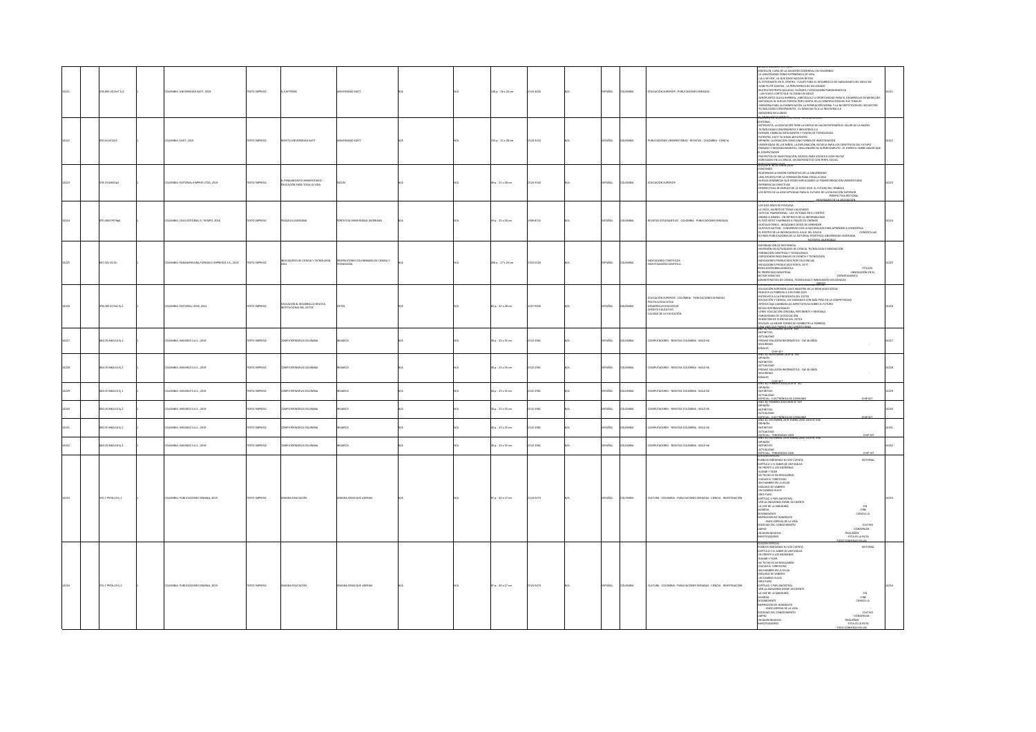| | | | | | | | | | | | | | | | | | | | | | | |
|---|---|---|---|---|---|---|---|---|---|---|---|---|---|---|---|---|---|---|---|---|---|---|
| 14221 | | 378.005 U622e? Ej.2 | | 1 | | COLOMBIA: UNIVERSIDAD EAFIT, 2019 | TEXTO IMPRESO | EL EAFITENSE | UNIVERSIDAD EAFIT | N/A | | N/A | 148 p. : 18 x 24 cm | 0120-9426 | | N/A | | ESPAÑOL | COLOMBIA | EDUCACIÓN SUPERIOR - PUBLICACIONES SERIADAS | MEDELLÍN, CUNA DE LA AVIACIÓN COMERCIAL EN COLOMBIA -LA UNIVERSIDAD COMO EXPERIENCIA DE VIDA -LA U DE HOY, LA QUE EXIGE NUEVOS RETOS -EL ESTUDIANTE EN EL CENTRO : CLAVES PARA EL DESARROLLO DE HABILIDADES DEL SIGLO XXI -JUAN FELIPE GAVIRIA : LA PERMANENCIA DE UN LEGADO -BEATRIZ RESTREPO GALLEGO, FILÓSOFA Y EDUCADORA PARADIGMÁTICA -¡UN VUELO CORTO QUE YA SUMA UN SIGLO! -AEROPUERTO OLAYA HERRERA, ¿OBSTÁCULO U OPORTUNIDAD PARA EL DESARROLLO DE MEDELLÍN? -ANTIOQUIA SE SUBE POR CUENTA DE LA CONSTRUCCIÓN DE SUS TÚNELES -MEMORIA PARA LA DIGNIFICACIÓN, LA REPARACIÓN MORAL Y LA NO REPETICIÓN DEL SECUESTRO -TECNOLOGÍAS CONVERGENTES : EL GRAN SALTO A LA INDUSTRIA 4.0 -AMAZONÍA EN LLAMAS | 14221 |
| 14222 | | 070.44 U722r5 | | 1 | | COLOMBIA: EAFIT, 2019 | TEXTO IMPRESO | REVISTA UNIVERSIDAD EAFIT | UNIVERSIDAD EAFIT | N/A | | N/A | 153 p. : 21 x 28 cm | 0120-341X | | N/A | | ESPAÑOL | COLOMBIA | PUBLICACIONES UNIVERSITARIAS - REVISTAS - COLOMBIA - CIENCIA | EDITORIAL -ENTREVISTA, LA EDUCACIÓN TIENE LA VIRTUD DE HACER ENTENDER EL VALOR DE LA RAZÓN -TECNOLOGÍAS CONVERGENTES E INDUSTRIA 4.0 -DOSSIER, FÁBRICAS INTELIGENTES Y FUSIÓN DE TECNOLOGÍAS -PATENTES, EAFIT YA SUMA 48 PATENTES -OPINIÓN, LA CREACIÓN COMO UNA FORMA DE INVESTIGACIÓN -UNIVERSIDAD DE LOS NIÑOS, LA EXPLORACIÓN, ESCUELA PARA LOS CIENTÍFICOS DEL FUTURO -PREMIOS Y RECONOCIMIENTOS, CHALLENGERS DE SUPERCÓMPUTO : EL ESPÍRITU COMPETIDOR QUE MEJOR QUE EL COMPUTADOR -PROYECTOS DE INVESTIGACIÓN, MÚSICA PARA VOLVER A VIVIR EN PAZ -EGRESADOS EN LA CIENCIA, UN MATEMÁTICO CON PERFIL SOCIAL | 14222 |
| 14223 | | 378.19 A543p2 | | 1 | | COLOMBIA: EDITORIAL KIMPRES LTDA, 2019 | TEXTO IMPRESO | EL PENSAMIENTO UNIVERSITARIO : EDUCACIÓN PARA TODA LA VIDA | ASCUN | N/A | | N/A | 90 p. : 21 x 28 cm | 0124-3543 | | N/A | | ESPAÑOL | COLOMBIA | EDUCACIÓN SUPERIOR | EDICIÓN N° 30 OCTUBRE 2019 -CONTENIDO -REAFIRMAR LA MISIÓN FORMATIVA DE LA UNIVERSIDAD -UNA APUESTA POR LA FORMACIÓN PARA TODA LA VIDA -NUEVAS DINÁMICAS QUE ESTÁN IMPULSANDO LA TRANSFORMACIÓN UNIVERSITARIA -EXPERIENCIAS DIRECTIVAS -PERSPECTIVAS DE EMPLEO DE LA OCDE 2019: EL FUTURO DEL TRABAJO -LOS RETOS DE LA ASOCIATIVIDAD PARA EL FUTURO DE LA EDUCACIÓN SUPERIOR -PERSPECTIVA RECTORAL -INVENTARIO DE LA INNOVACIÓN | 14223 |
| 14224 | | 070.4883 P979p6 | | 1 | | COLOMBIA: CASA EDITORIAL EL TIEMPO, 2016 | TEXTO IMPRESO | PESQUISA JAVERIANA | PONTIFICIA UNIVERSIDAD JAVERIANA | N/A | | N/A | 19 p. : 23 x 30 cm | 1909-8715 | | N/A | | ESPAÑOL | COLOMBIA | REVISTAS ESTUDIANTILES - COLOMBIA - PUBLICACIONES SERIADAS | LOS DIEZ AÑOS DE PESQUISA -LA VEJEZ, ASUNTO DE TODAS LAS EDADES -JUSTICIA TRANSICIONAL : LAS VÍCTIMAS EN EL CENTRO -OBRERO A OBRERO : UN RETRATO DE LA INFORMALIDAD -EL PAÍS VISTO Y NARRADO A TRAVÉS DE CRÓNICAS -GUSTAVO PEREA : INSACIABLE DESEO DE APRENDER -GUSTAVO KATTAN : CONVERSAR CON LA NATURALEZA PARA APRENDER A CONOCERLA -CONOZCA LAS -EL ROSTRO DE LA INFANCIA EN EL CAUCA -ÚLTIMAS PUBLICACIONES DE LA EDITORIAL PONTIFICIA UNIVERSIDAD JAVERIANA -PATENTES JAVERIANAS | 14224 |
| 14225 | | 607.021 O15i; | | 1 | | COLOMBIA: PANAMERICANA FORMAS E IMPRESOS S.A., 2014 | TEXTO IMPRESO | INDICADORES DE CIENCIA Y TECNOLOGÍA 2014 | OBSERVATORIO COLOMBIANO DE CIENCIA Y TECNOLOGÍA | N/A | | N/A | 206 p. : 17 x 24 cm | 2323-072X | | N/A | | ESPAÑOL | COLOMBIA | INDICADORES CIENTÍFICOS - INVESTIGACIÓN CIENTÍFICA | INFORMACIÓN DE REFERENCIA -INVERSIÓN EN ACTIVIDADES DE CIENCIA, TECNOLOGÍA E INNOVACIÓN -FORMACIÓN CIENTÍFICA Y TECNOLÓGICA -CAPACIDADES NACIONALES DE CIENCIA Y TECNOLOGÍA -INDICADORES E PRODUCCIÓN POR COLCIENCIAS -INDICADORES E PRODUCCIÓN POR EL SCYT -PRODUCCIÓN BIBLIOGRÁFICA -TÍTULOS DE PROPIEDAD INDUSTRIAL -INNOVACIÓN EN EL SECTOR SERVICIOS -DEPARTAMENTO ADMINISTRATIVO DE CIENCIA, TECNOLOGÍA E INNOVACIÓN COLCIENCIAS -ANEXO | 14225 |
| 14226 | | 378.005 E21e? Ej.2 | | 1 | | COLOMBIA: EDITORIAL LEGIS, 2011 | TEXTO IMPRESO | EDUCACIÓN & DESARROLLO REVISTA INSTITUCIONAL DEL ICETEX | ICETEX | N/A | | N/A | 82 p. : 22 x 28 cm | 2027-9450 | | N/A | | ESPAÑOL | COLOMBIA | EDUCACIÓN SUPERIOR - COLOMBIA - PUBLICACIONES SERIADAS - POLÍTICA EDUCATIVA - DESARROLLO EDUCATIVO - CRÉDITO EDUCATIVO - CALIDAD DE LA EDUCACIÓN | EDUCACIÓN SUPERIOR LLAVE MAESTRA DE LA MOVILIDAD SOCIAL -REDUCIR LA POBREZA A 10% PARA 2025 -ENTREVISTA A LA PRESIDENTA DEL ICETEX -EDUCACIÓN Y CIENCIA, LAS VARIABLES CON MÁS PESO EN LA COMPETITIVIDAD -APOYOS QUE CAMBIAN LAS EXPECTATIVAS SOBRE EL FUTURO -BECAS INTERNACIONALES -CERES: EDUCACIÓN CERCANA, PERTINENTE Y RENTABLE -PARADIGMAS DE LA EDUCACIÓN -RENDICIÓN DE CUENTAS DEL ICETEX -EDUCAR: LA MEJOR FORMA DE COMBATIR LA POBREZA -UNA OBRA QUE MERECE UN NUEVO CAPÍTULO | 14226 |
| 14227 | | 004.05 C962c14 Ej.1 | | 1 | | COLOMBIA: INVIARCO S.A.S., 2019 | TEXTO IMPRESO | COMPUTERWORLD COLOMBIA | INVIARCO | N/A | | N/A | 30 p. : 25 x 33 cm | 0122-2961 | | N/A | | ESPAÑOL | COLOMBIA | COMPUTADORES - REVISTAS COLOMBIA - SIGLO XX | AÑO 31, NOVIEMBRE 2019 N° 506 -OPINIÓN -NOTIBYTES -ACTUALIDAD -PREMIO SOLUCIÓN INFORMÁTICA : CW 30 AÑOS -SEGURIDAD -CANALES -CHIP SET | 14227 |
| 14228 | | 004.05 C962c14 Ej.2 | | 1 | | COLOMBIA: INVIARCO S.A.S., 2019 | TEXTO IMPRESO | COMPUTERWORLD COLOMBIA | INVIARCO | N/A | | N/A | 30 p. : 25 x 33 cm | 0122-2961 | | N/A | | ESPAÑOL | COLOMBIA | COMPUTADORES - REVISTAS COLOMBIA - SIGLO XX | AÑO 31, NOVIEMBRE 2019 N° 506 -OPINIÓN -NOTIBYTES -ACTUALIDAD -PREMIO SOLUCIÓN INFORMÁTICA : CW 30 AÑOS -SEGURIDAD -CANALES -CHIP SET | 14228 |
| 14229 | | 004.05 C962c13 Ej.1 | | 1 | | COLOMBIA: INVIARCO S.A.S., 2019 | TEXTO IMPRESO | COMPUTERWORLD COLOMBIA | INVIARCO | N/A | | N/A | 18 p. : 25 x 33 cm | 0122-2961 | | N/A | | ESPAÑOL | COLOMBIA | COMPUTADORES - REVISTAS COLOMBIA - SIGLO XX | AÑO 30, FEBRERO 2020 2019 N° 507 -OPINIÓN -NOTIBYTES -ACTUALIDAD -ESPECIAL : ELECTRÓNICA DE CONSUMO -CHIP SET | 14229 |
| 14230 | | 004.05 C962c13 Ej.2 | | 1 | | COLOMBIA: INVIARCO S.A.S., 2019 | TEXTO IMPRESO | COMPUTERWORLD COLOMBIA | INVIARCO | N/A | | N/A | 18 p. : 25 x 33 cm | 0122-2961 | | N/A | | ESPAÑOL | COLOMBIA | COMPUTADORES - REVISTAS COLOMBIA - SIGLO XX | AÑO 30, FEBRERO 2020 2019 N° 507 -OPINIÓN -NOTIBYTES -ACTUALIDAD -ESPECIAL : ELECTRÓNICA DE CONSUMO -CHIP SET | 14230 |
| 14231 | | 004.05 C962c16 Ej.1 | | 1 | | COLOMBIA: INVIARCO S.A.S., 2019 | TEXTO IMPRESO | COMPUTERWORLD COLOMBIA | INVIARCO | N/A | | N/A | 30 p. : 25 x 33 cm | 0122-2961 | | N/A | | ESPAÑOL | COLOMBIA | COMPUTADORES - REVISTAS COLOMBIA - SIGLO XX | AÑO 30, DICIEMBRE 2019 ENERO 2020 N° 506 -OPINIÓN -NOTIBYTES -ACTUALIDAD -ESPECIAL : TENDENCIAS 2020 -CHIP SET | 14231 |
| 14232 | | 004.05 C962c16 Ej.2 | | 1 | | COLOMBIA: INVIARCO S.A.S., 2019 | TEXTO IMPRESO | COMPUTERWORLD COLOMBIA | INVIARCO | N/A | | N/A | 30 p. : 25 x 33 cm | 0122-2961 | | N/A | | ESPAÑOL | COLOMBIA | COMPUTADORES - REVISTAS COLOMBIA - SIGLO XX | AÑO 30, DICIEMBRE 2019 ENERO 2020 N° 506 -OPINIÓN -NOTIBYTES -ACTUALIDAD -ESPECIAL : TENDENCIAS 2020 -CHIP SET | 14232 |
| 14233 | | 370.7 P976s13 Ej.1 | | 1 | | COLOMBIA: PUBLICACIONES SEMANA, 2019 | TEXTO IMPRESO | SEMANA EDUCACIÓN | SEMANA IDEAS QUE LIDERAN | N/A | | N/A | 97 p. : 20 x 27 cm | 0124-5473 | | N/A | | ESPAÑOL | COLOMBIA | CULTURA - COLOMBIA - PUBLICACIONES SERIADAS - CIENCIA - INVESTIGACIÓN | EDICIÓN ESPECIAL -PUEBLOS INDÍGENAS SU VOZ CUENTA -EDITORIAL -CAPÍTULO 1 EL SABER DE ANTIOQUIA -DE FRENTE A LOS INDÍGENAS -SUMAR Y TEJER -MI TECHO ES MI RESGUARDO -CUIDAR EL TERRITORIO -SIN HAMBRE EN LA SELVA -DIÁLOGO DE SABERES -UN CAMINO DULCE -ORO PURO -CAPÍTULO 2 PAÍS ANCESTRAL -VER LA AMAZONÍA DESDE OCCIDENTE -LA VOZ DE LA AMBURARÁ -EN GUARDIA -CINE -DESOBEDIENTE -CIENCIA LA -INSPIRACIÓN DE HUMBOLDT -ENCICLOPEDIA DE LA VIDA -SOCIEDAD DEL CONOCIMIENTO -CULTIVO LIMPIO -CONSERVAR -UN BUEN NEGOCIO -PEQUEÑOS INVESTIGADORES -ESTA ES LA RUTA -TODO COMIENZA EN LAS | 14233 |
| 14234 | | 370.7 P976s13 Ej.2 | | 1 | | COLOMBIA: PUBLICACIONES SEMANA, 2019 | TEXTO IMPRESO | SEMANA EDUCACIÓN | SEMANA IDEAS QUE LIDERAN | N/A | | N/A | 97 p. : 20 x 27 cm | 0124-5473 | | N/A | | ESPAÑOL | COLOMBIA | CULTURA - COLOMBIA - PUBLICACIONES SERIADAS - CIENCIA - INVESTIGACIÓN | EDICIÓN ESPECIAL -PUEBLOS INDÍGENAS SU VOZ CUENTA -EDITORIAL -CAPÍTULO 1 EL SABER DE ANTIOQUIA -DE FRENTE A LOS INDÍGENAS -SUMAR Y TEJER -MI TECHO ES MI RESGUARDO -CUIDAR EL TERRITORIO -SIN HAMBRE EN LA SELVA -DIÁLOGO DE SABERES -UN CAMINO DULCE -ORO PURO -CAPÍTULO 2 PAÍS ANCESTRAL -VER LA AMAZONÍA DESDE OCCIDENTE -LA VOZ DE LA AMBURARÁ -EN GUARDIA -CINE -DESOBEDIENTE -CIENCIA LA -INSPIRACIÓN DE HUMBOLDT -ENCICLOPEDIA DE LA VIDA -SOCIEDAD DEL CONOCIMIENTO -CULTIVO LIMPIO -CONSERVAR -UN BUEN NEGOCIO -PEQUEÑOS INVESTIGADORES -ESTA ES LA RUTA -TODO COMIENZA EN LAS | 14234 |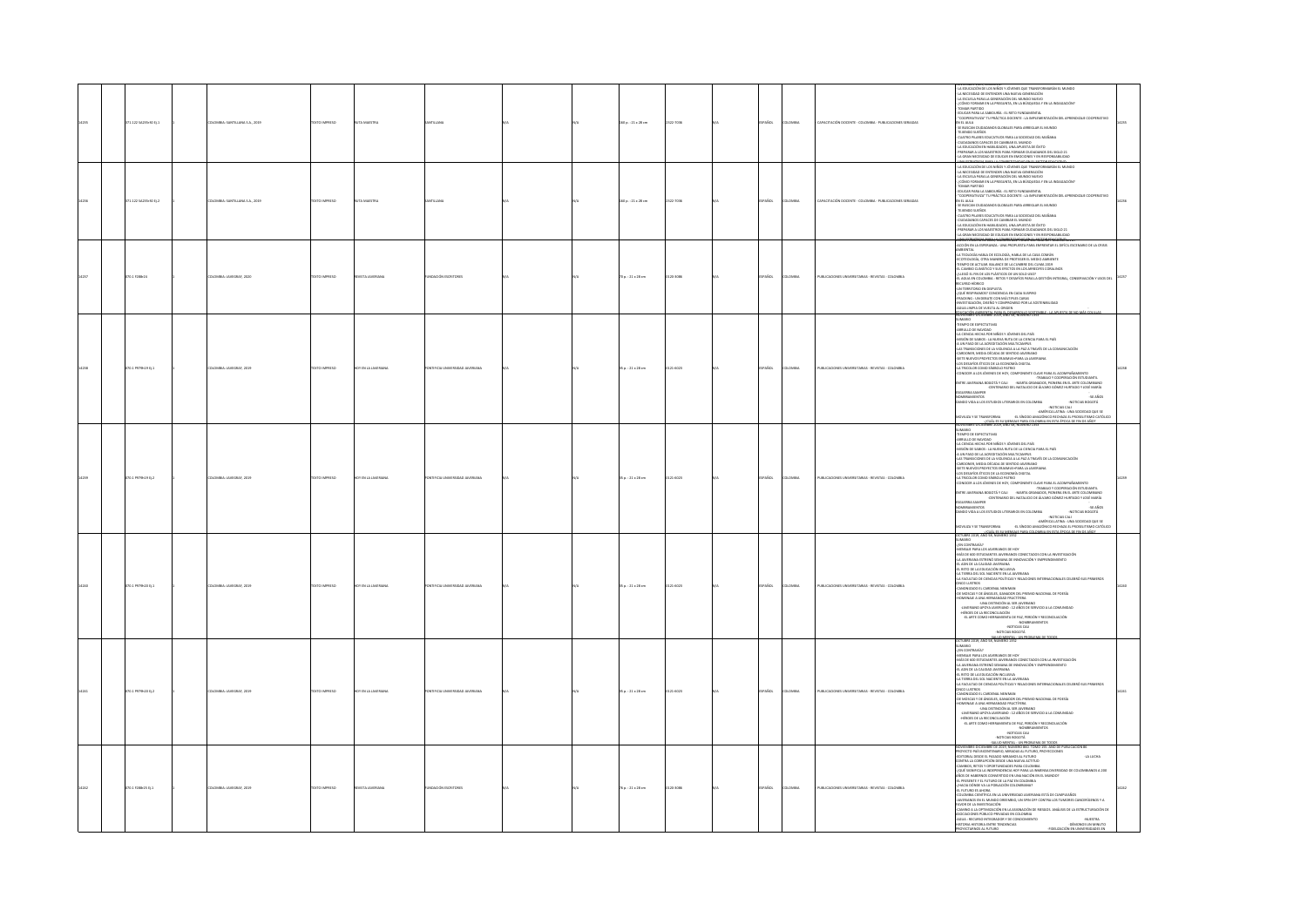| | | | | | | | | | | | | | | | | | | | |
|---|---|---|---|---|---|---|---|---|---|---|---|---|---|---|---|---|---|---|---|
| 14255 | | 371.122 S425h90 Ej.1 | 1 | | COLOMBIA: SANTILLANA S.A., 2019 | | TEXTO IMPRESO | RUTA MAESTRA | SANTILLANA | | N/A | | N/A | 260 p. ; 21 x 28 cm | 2322-7036 | N/A | ESPAÑOL | COLOMBIA | CAPACITACIÓN DOCENTE - COLOMBIA - PUBLICACIONES SERIADAS | -LA EDUCACIÓN DE LOS NIÑOS Y JÓVENES QUE TRANSFORMARÁN EL MUNDO -LA NECESIDAD DE ENTENDER UNA NUEVA GENERACIÓN -LA ESCUELA PARA LA GENERACIÓN DEL MUNDO NUEVO -¿CÓMO FORMAR EN LA PREGUNTA, EN LA BÚSQUEDA Y EN LA INDAGACIÓN? -TOMAR PARTIDO -EDUCAR PARA LA SABIDURÍA - EL RETO FUNDAMENTAL -"COOPERATIVIZATE" TU PRÁCTICA DOCENTE - LA IMPLEMENTACIÓN DEL APRENDIZAJE COOPERATIVO EN EL AULA -SE BUSCAN CIUDADANOS GLOBALES PARA ARREGLAR EL MUNDO -TEJIENDO SUEÑOS -CUATRO PILARES EDUCATIVOS PARA LA SOCIEDAD DEL MAÑANA -CIUDADANOS CAPACES DE CAMBIAR EL MUNDO -LA EDUCACIÓN EN HABILIDADES, UNA APUESTA DE ÉXITO -PREPARAR A LOS MAESTROS PARA FORMAR CIUDADANOS DEL SIGLO 21 -LA GRAN NECESIDAD DE EDUCAR EN EMOCIONES Y EN RESPONSABILIDAD -UNA ESTRATEGIA PARA LA COMPETITIVIDAD EN EL SECTOR EDUCATIVO | 14255 |
| 14256 | | 371.122 S425h90 Ej.2 | 2 | | COLOMBIA: SANTILLANA S.A., 2019 | | TEXTO IMPRESO | RUTA MAESTRA | SANTILLANA | | N/A | | N/A | 260 p. ; 21 x 28 cm | 2322-7036 | N/A | ESPAÑOL | COLOMBIA | CAPACITACIÓN DOCENTE - COLOMBIA - PUBLICACIONES SERIADAS | -LA EDUCACIÓN DE LOS NIÑOS Y JÓVENES QUE TRANSFORMARÁN EL MUNDO -LA NECESIDAD DE ENTENDER UNA NUEVA GENERACIÓN -LA ESCUELA PARA LA GENERACIÓN DEL MUNDO NUEVO -¿CÓMO FORMAR EN LA PREGUNTA, EN LA BÚSQUEDA Y EN LA INDAGACIÓN? -TOMAR PARTIDO -EDUCAR PARA LA SABIDURÍA - EL RETO FUNDAMENTAL -"COOPERATIVIZATE" TU PRÁCTICA DOCENTE - LA IMPLEMENTACIÓN DEL APRENDIZAJE COOPERATIVO EN EL AULA -SE BUSCAN CIUDADANOS GLOBALES PARA ARREGLAR EL MUNDO -TEJIENDO SUEÑOS -CUATRO PILARES EDUCATIVOS PARA LA SOCIEDAD DEL MAÑANA -CIUDADANOS CAPACES DE CAMBIAR EL MUNDO -LA EDUCACIÓN EN HABILIDADES, UNA APUESTA DE ÉXITO -PREPARAR A LOS MAESTROS PARA FORMAR CIUDADANOS DEL SIGLO 21 -LA GRAN NECESIDAD DE EDUCAR EN EMOCIONES Y EN RESPONSABILIDAD -UNA ESTRATEGIA PARA LA COMPETITIVIDAD EN EL SECTOR EDUCATIVO | 14256 |
| 14257 | | 370.1 F288r24 | 1 | | COLOMBIA: JAVEGRAF, 2020 | | TEXTO IMPRESO | REVISTA JAVERIANA | FUNDACIÓN ESCRITORES | | N/A | | N/A | 76 p. ; 21 x 28 cm | 0120-3088 | N/A | ESPAÑOL | COLOMBIA | PUBLICACIONES UNIVERSITARIAS - REVISTAS - COLOMBIA | -ACCIÓN EN LA ESPERANZA - UNA PROPUESTA PARA ENFRENTAR EL DIFÍCIL ESCENARIO DE LA CRISIS AMBIENTAL -LA TEOLOGÍA HABLA DE ECOLOGÍA, HABLA DE LA CASA COMÚN -ECOTEOLOGÍA, OTRA MANERA DE PROTEGER EL MEDIO AMBIENTE -TIEMPO DE ACTUAR: BALANCE DE LA CUMBRE DEL CLIMA 2019 -EL CAMBIO CLIMÁTICO Y SUS EFECTOS EN LOS ARRECIFES CORALINOS -¿LLEGÓ EL FIN DE LOS PLÁSTICOS DE UN SOLO USO? -EL AGUA EN COLOMBIA - RETOS Y DESAFÍOS PARA LA GESTIÓN INTEGRAL, CONSERVACIÓN Y USOS DEL RECURSO HÍDRICO -UN TERRITORIO EN DISPUTA -¿QUÉ RESPIRAMOS? CONCIENCIA EN CADA SUSPIRO -PRAGMA - UN DEBATE CON MÚLTIPLES CARAS -INVESTIGACIÓN, DISEÑO Y COMPROMISO POR LA SOSTENIBILIDAD -AGUA LIMPIA DE VUELTA AL ORIGEN -EDUCACIÓN AMBIENTAL PARA EL DESARROLLO SOSTENIBLE - LA APUESTA DE NO MÁS COLILLAS | 14257 |
| 14258 | | 370.1 P979h19 Ej.1 | 1 | | COLOMBIA: JAVEGRAF, 2019 | | TEXTO IMPRESO | HOY EN LA JAVERIANA | PONTIFICIA UNIVERSIDAD JAVERIANA | | N/A | | N/A | 35 p. ; 21 x 28 cm | 0121-6023 | N/A | ESPAÑOL | COLOMBIA | PUBLICACIONES UNIVERSITARIAS - REVISTAS - COLOMBIA | NOVIEMBRE - DICIEMBRE 2019, AÑO 58, NÚMERO 1349 SUMARIO -TIEMPO DE EXPECTATIVAS -ARRULLO DE NAVIDAD -LA CIENCIA HECHA POR NIÑOS Y JÓVENES DEL PAÍS -MISIÓN DE SABIOS - LA NUEVA RUTA DE LA CIENCIA PARA EL PAÍS -A UN PASO DE LA ACREDITACIÓN MULTICAMPUS -LAS TRANSICIONES DE LA VIOLENCIA A LA PAZ A TRAVÉS DE LA COMUNICACIÓN -CAMEONER, MEDIA DÉCADA DE SENTIDO JAVERIANO -SIETE NUEVOS PROYECTOS FIRMADOS PARA LA JAVERIANA -LOS DESAFÍOS ÉTICOS DE LA ECONOMÍA DIGITAL -LA TRICOLOR COMO SÍMBOLO PATRIO -CONOCER A LOS JÓVENES DE HOY, COMPONENTE CLAVE PARA EL ACOMPAÑAMIENTO -TRABAJO Y COOPERACIÓN ESTUDIANTIL -ENTRE JAVERIANA BOGOTÁ Y CALI -MARTA GRANADOS, PIONERA EN EL ARTE COLOMBIANO -CENTENARIO DEL NATALICIO DE ÁLVARO GÓMEZ HURTADO Y JOSÉ MARÍA SALAZAR BUENO -NOMBRAMIENTOS -50 AÑOS DANDO VIDA A LOS ESTUDIOS LITERARIOS EN COLOMBIA -NOTICIAS BOGOTÁ -NOTICIAS CALI -AMÉRICA LATINA - UNA SOCIEDAD QUE SE MOVILIZA Y SE TRANSFORMA -EL SÍNODO AMAZÓNICO RECHAZA EL PROSELITISMO CATÓLICO -CIVILIZACIÓN DE LA AMISTAD PARA COLOMBIA EN ESTA ÉPOCA DE FIN DE AÑO | 14258 |
| 14259 | | 370.1 P979h19 Ej.2 | 2 | | COLOMBIA: JAVEGRAF, 2019 | | TEXTO IMPRESO | HOY EN LA JAVERIANA | PONTIFICIA UNIVERSIDAD JAVERIANA | | N/A | | N/A | 35 p. ; 21 x 28 cm | 0121-6023 | N/A | ESPAÑOL | COLOMBIA | PUBLICACIONES UNIVERSITARIAS - REVISTAS - COLOMBIA | NOVIEMBRE - DICIEMBRE 2019, AÑO 58, NÚMERO 1349 SUMARIO -TIEMPO DE EXPECTATIVAS -ARRULLO DE NAVIDAD -LA CIENCIA HECHA POR NIÑOS Y JÓVENES DEL PAÍS -MISIÓN DE SABIOS - LA NUEVA RUTA DE LA CIENCIA PARA EL PAÍS -A UN PASO DE LA ACREDITACIÓN MULTICAMPUS -LAS TRANSICIONES DE LA VIOLENCIA A LA PAZ A TRAVÉS DE LA COMUNICACIÓN -CAMEONER, MEDIA DÉCADA DE SENTIDO JAVERIANO -SIETE NUEVOS PROYECTOS FIRMADOS PARA LA JAVERIANA -LOS DESAFÍOS ÉTICOS DE LA ECONOMÍA DIGITAL -LA TRICOLOR COMO SÍMBOLO PATRIO -CONOCER A LOS JÓVENES DE HOY, COMPONENTE CLAVE PARA EL ACOMPAÑAMIENTO -TRABAJO Y COOPERACIÓN ESTUDIANTIL -ENTRE JAVERIANA BOGOTÁ Y CALI -MARTA GRANADOS, PIONERA EN EL ARTE COLOMBIANO -CENTENARIO DEL NATALICIO DE ÁLVARO GÓMEZ HURTADO Y JOSÉ MARÍA SALAZAR BUENO -NOMBRAMIENTOS -50 AÑOS DANDO VIDA A LOS ESTUDIOS LITERARIOS EN COLOMBIA -NOTICIAS BOGOTÁ -NOTICIAS CALI -AMÉRICA LATINA - UNA SOCIEDAD QUE SE MOVILIZA Y SE TRANSFORMA -EL SÍNODO AMAZÓNICO RECHAZA EL PROSELITISMO CATÓLICO -CIVILIZACIÓN DE LA AMISTAD PARA COLOMBIA EN ESTA ÉPOCA DE FIN DE AÑO | 14259 |
| 14260 | | 370.1 P979h20 Ej.1 | 1 | | COLOMBIA: JAVEGRAF, 2019 | | TEXTO IMPRESO | HOY EN LA JAVERIANA | PONTIFICIA UNIVERSIDAD JAVERIANA | | N/A | | N/A | 35 p. ; 21 x 28 cm | 0121-6023 | N/A | ESPAÑOL | COLOMBIA | PUBLICACIONES UNIVERSITARIAS - REVISTAS - COLOMBIA | OCTUBRE 2019, AÑO 58, NÚMERO 1348 SUMARIO -¿EN CONTRAVÍA? -MENSAJE PARA LOS JAVERIANOS DE HOY -MÁS DE 600 ESTUDIANTES JAVERIANOS CONECTADOS CON LA INVESTIGACIÓN -LA JAVERIANA ESTRENÓ SEMANA DE INNOVACIÓN Y EMPRENDIMIENTO -EL ADN DE LA CALIDAD JAVERIANA -EL RETO DE LA EDUCACIÓN INCLUSIVA -LA TIERRA DEL SOL NACIENTE EN LA JAVERIANA -LA FACULTAD DE CIENCIAS POLÍTICAS Y RELACIONES INTERNACIONALES CELEBRÓ SUS PRIMEROS CINCO LUSTROS -CANONIZADO EL CARDENAL NEWMAN -DE MESÍAS Y DE ÁNGELES, GANADOR DEL PREMIO NACIONAL DE POESÍA -HOMENAJE A UNA HERMANDAD FRUCTÍFERA -UNA DISTINCIÓN AL SER JAVERIANO -JAVERIANO APOYA JAVERIANO - 12 AÑOS DE SERVICIO A LA COMUNIDAD -HÉROES DE LA RECONCILIACIÓN -EL ARTE COMO HERRAMIENTA DE PAZ, PERDÓN Y RECONCILIACIÓN -NOMBRAMIENTOS -NOTICIAS CALI -NOTICIAS BOGOTÁ -SALUD MENTAL - UN PROBLEMA DE TODOS | 14260 |
| 14261 | | 370.1 P979h20 Ej.2 | 2 | | COLOMBIA: JAVEGRAF, 2019 | | TEXTO IMPRESO | HOY EN LA JAVERIANA | PONTIFICIA UNIVERSIDAD JAVERIANA | | N/A | | N/A | 35 p. ; 21 x 28 cm | 0121-6023 | N/A | ESPAÑOL | COLOMBIA | PUBLICACIONES UNIVERSITARIAS - REVISTAS - COLOMBIA | OCTUBRE 2019, AÑO 58, NÚMERO 1348 SUMARIO -¿EN CONTRAVÍA? -MENSAJE PARA LOS JAVERIANOS DE HOY -MÁS DE 600 ESTUDIANTES JAVERIANOS CONECTADOS CON LA INVESTIGACIÓN -LA JAVERIANA ESTRENÓ SEMANA DE INNOVACIÓN Y EMPRENDIMIENTO -EL ADN DE LA CALIDAD JAVERIANA -EL RETO DE LA EDUCACIÓN INCLUSIVA -LA TIERRA DEL SOL NACIENTE EN LA JAVERIANA -LA FACULTAD DE CIENCIAS POLÍTICAS Y RELACIONES INTERNACIONALES CELEBRÓ SUS PRIMEROS CINCO LUSTROS -CANONIZADO EL CARDENAL NEWMAN -DE MESÍAS Y DE ÁNGELES, GANADOR DEL PREMIO NACIONAL DE POESÍA -HOMENAJE A UNA HERMANDAD FRUCTÍFERA -UNA DISTINCIÓN AL SER JAVERIANO -JAVERIANO APOYA JAVERIANO - 12 AÑOS DE SERVICIO A LA COMUNIDAD -HÉROES DE LA RECONCILIACIÓN -EL ARTE COMO HERRAMIENTA DE PAZ, PERDÓN Y RECONCILIACIÓN -NOMBRAMIENTOS -NOTICIAS CALI -NOTICIAS BOGOTÁ -SALUD MENTAL - UN PROBLEMA DE TODOS | 14261 |
| 14262 | | 370.1 F288r25 Ej.1 | 1 | | COLOMBIA: JAVEGRAF, 2019 | | TEXTO IMPRESO | REVISTA JAVERIANA | FUNDACIÓN ESCRITORES | | N/A | | N/A | 76 p. ; 21 x 28 cm | 0120-3088 | N/A | ESPAÑOL | COLOMBIA | PUBLICACIONES UNIVERSITARIAS - REVISTAS - COLOMBIA | NOVIEMBRE-DICIEMBRE DE 2019, NÚMERO 860, TOMO 155, AÑO DE PUBLICACIÓN 86 -PROYECTO PAÍS EN EXPERIMENTO, MIRADAS AL FUTURO, PROYECCIONES -EDITORIAL: DESDE EL PASADO MIRAMOS AL FUTURO -LA LUCHA CONTRA LA CORRUPCIÓN DESDE UNA NUEVA ACTITUD -CAMBIOS, RETOS Y OPORTUNIDADES PARA COLOMBIA -¿QUÉ SIGNIFICA LA INDEPENDENCIA HOY PARA LA INMENSA DIVERSIDAD DE COLOMBIANOS A 200 AÑOS DE HABERNOS CONVERTIDO EN UNA NACIÓN EN EL MUNDO? -EL PRESENTE Y EL FUTURO DE LA PAZ EN COLOMBIA -ENVEJECIMIENTO DE LA POBLACIÓN COLOMBIANA -EL FUTURO ES AHORA -COLOMBIA CIENTÍFICA EN LA UNIVERSIDAD JAVERIANA ESTÁ DE CUMPLEAÑOS -JAVERIANOS EN EL MUNDO ORBITANDO, UN SPIN OFF CONTRA LOS TUMORES CANCEROSOS Y A FAVOR DE LA INVESTIGACIÓN -CAMINO A LA OPTIMIZACIÓN EN LA ASIGNACIÓN DE RIESGOS. ANÁLISIS DE LA ESTRUCTURACIÓN DE ASOCIACIONES PÚBLICO PRIVADAS EN COLOMBIA -AGUA: RECURSO INTEGRADOR Y DE CONOCIMIENTO -HUERTAS -HISTORIA HISTORIA ENTRE TENDENCIAS -SÉNECA EN MINUTOS -PROYECTÁNDOS AL FUTURO -FIDELIZACIÓN EN UNIVERSIDADES EN | 14262 |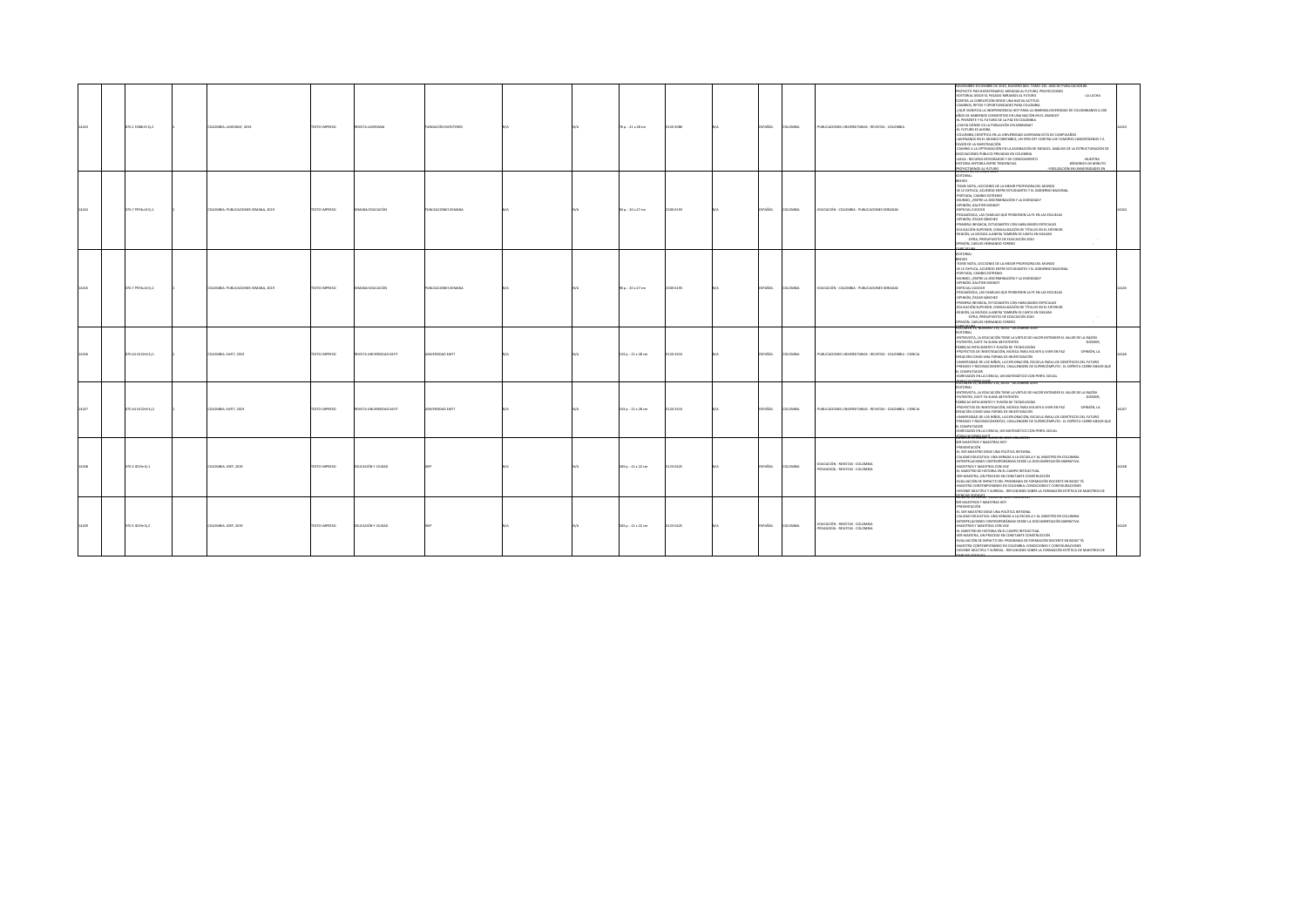| | | | | | | | | | | | | | | | | | | | |
|---|---|---|---|---|---|---|---|---|---|---|---|---|---|---|---|---|---|---|---|
| 14263 | | 370.1 F288r15 Ej.2 | | 1 | COLOMBIA: LASEGRAF, 2019 | TEXTO IMPRESO | REVISTA JAVERIANA | FUNDACIÓN ESCRITORES | N/A | | N/A | 79 p. : 21 x 28 cm | 0120-3088 | N/A | ESPAÑOL | COLOMBIA | PUBLICACIONES UNIVERSITARIAS - REVISTAS - COLOMBIA | NOVIEMBRE DICIEMBRE DE 2019, NÚMERO 860, TOMO 155, AÑO DE PUBLICACIÓN 86. PROYECTO PATRIMONIO: MIRADAS AL FUTURO, PROYECCIONES. EDITORIAL DESDE EL PASADO MIRANDO AL FUTURO. -LA LUCHA CONTRA LA CORRUPCIÓN DESDE UNA NUEVA ACTITUD. -CAMBIOS, RETOS Y OPORTUNIDADES PARA COLOMBIA. -¿QUÉ SIGNIFICA LA INDEPENDENCIA HOY PARA LA INMENSA DIVERSIDAD DE COLOMBIANOS A 200 AÑOS DE HABERNOS CONVERTIDO EN UNA NACIÓN EN EL MUNDO? -EL PRESENTE Y EL FUTURO DE LA PAZ EN COLOMBIA. -¿HACIA DÓNDE VA LA POBLACIÓN COLOMBIANA? -EL FUTURO ES AHORA. -COLOMBIA CIENTÍFICA EN LA UNIVERSIDAD JAVERIANA ESTÁ DE CUMPLEAÑOS. -JAVERIANOS EN EL MUNDO ORBIS MBS, UN SPIN OFF CONTRA LOS TUMORES CANCERÍGENOS Y A FAVOR DE LA INVESTIGACIÓN. -CAMINO A LA OPTIMIZACIÓN EN LA ASIGNACIÓN DE RIESGOS. ANÁLISIS DE LA ESTRUCTURACIÓN DE ASOCIACIONES PÚBLICO PRIVADAS EN COLOMBIA. -AGUA: RECURSO INTEGRADOR Y DE CONOCIMIENTO. -NUESTRA HISTORIA: HISTORIA ENTRE TENDENCIAS. -DÉMONOS UN MINUTO. PROYECTÁNDOS AL FUTURO. -REFLEXIÓN EN UNIVERSIDADES EN | 14263 |
| 14264 | | 370.7 P974s14 Ej.1 | | 1 | COLOMBIA: PUBLICACIONES SEMANA, 2019 | TEXTO IMPRESO | SEMANA EDUCACIÓN | PUBLICACIONES SEMANA | N/A | | N/A | 50 p. : 20 x 27 cm | 2500-6193 | N/A | ESPAÑOL | COLOMBIA | EDUCACIÓN - COLOMBIA - PUBLICACIONES SERIADAS | EDITORIAL. BREVES. -TOME NOTA, LECCIONES DE LA MEJOR PROFESORA DEL MUNDO. -SE LO EXPLICO, ACUERDO ENTRE ESTUDIANTES Y EL GOBIERNO NACIONAL. -PORTADA, CAMBIO EXTREMO. -DILEMA, ¿ENTRE LA DISCRIMINACIÓN Y LA DIVERSIDAD? -OPINIÓN, GAUTIER MIGNOT. -ESPECIAL CLEDOSP. -PEDAGOGÍA, LAS FAMILIAS QUE PERDIERON LA FE EN LAS ESCUELAS. -OPINIÓN, ÓSCAR SÁNCHEZ. -PRIMERA INFANCIA, ESTUDIANTES CON HABILIDADES ESPECIALES. -EDUCACIÓN SUPERIOR, CONVALIDACIÓN DE TÍTULOS EN EL EXTERIOR. -REGIÓN, LA MÚSICA LLANERA TAMBIÉN SE CANTA EN INGLÉS. -CIFRA, PRESUPUESTO DE EDUCACIÓN 2020. -OPINIÓN, CARLOS HERNANDO FORERO. | 14264 |
| 14265 | | 370.7 P974s14 Ej.2 | | 1 | COLOMBIA: PUBLICACIONES SEMANA, 2019 | TEXTO IMPRESO | SEMANA EDUCACIÓN | PUBLICACIONES SEMANA | N/A | | N/A | 90 p. : 20 x 27 cm | 2500-6193 | N/A | ESPAÑOL | COLOMBIA | EDUCACIÓN - COLOMBIA - PUBLICACIONES SERIADAS | EDITORIAL. BREVES. -TOME NOTA, LECCIONES DE LA MEJOR PROFESORA DEL MUNDO. -SE LO EXPLICO, ACUERDO ENTRE ESTUDIANTES Y EL GOBIERNO NACIONAL. -PORTADA, CAMBIO EXTREMO. -DILEMA, ¿ENTRE LA DISCRIMINACIÓN Y LA DIVERSIDAD? -OPINIÓN, GAUTIER MIGNOT. -ESPECIAL CLEDOSP. -PEDAGOGÍA, LAS FAMILIAS QUE PERDIERON LA FE EN LAS ESCUELAS. -OPINIÓN, ÓSCAR SÁNCHEZ. -PRIMERA INFANCIA, ESTUDIANTES CON HABILIDADES ESPECIALES. -EDUCACIÓN SUPERIOR, CONVALIDACIÓN DE TÍTULOS EN EL EXTERIOR. -REGIÓN, LA MÚSICA LLANERA TAMBIÉN SE CANTA EN INGLÉS. -CIFRA, PRESUPUESTO DE EDUCACIÓN 2020. -OPINIÓN, CARLOS HERNANDO FORERO. | 14265 |
| 14266 | | 370.44 U422r4 Ej.1 | | 1 | COLOMBIA: EAFIT, 2019 | TEXTO IMPRESO | REVISTA UNIVERSIDAD EAFIT | UNIVERSIDAD EAFIT | N/A | | N/A | 133 p. : 21 x 28 cm | 0120-341X | N/A | ESPAÑOL | COLOMBIA | PUBLICACIONES UNIVERSITARIAS - REVISTAS - COLOMBIA - CIENCIA | VOLUMEN 54, NÚMERO 174, JULIO - DICIEMBRE 2019. EDITORIAL. -ENTREVISTA, LA EDUCACIÓN TIENE LA VIRTUD DE HACER ENTENDER EL VALOR DE LA NACIÓN. -PATENTES, EAFIT YA SUMA 48 PATENTES. -DOSSIER, FÁBRICAS INTELIGENTES Y FUSIÓN DE TECNOLOGÍAS. -PROYECTOS DE INVESTIGACIÓN, MÚSICA PARA VOLVER A VIVIR EN PAZ. -OPINIÓN, LA CREACIÓN COMO UNA FORMA DE INVESTIGACIÓN. -UNIVERSIDAD DE LOS NIÑOS, LA EXPLORACIÓN, ESCUELA PARA LOS CIENTÍFICOS DEL FUTURO. -PREMIOS Y RECONOCIMIENTOS, CHALLENGERS DE SUPERCÓMPUTO - EL ESPÍRITU CORRE MEJOR QUE EL COMPUTADOR. -EGRESADOS EN LA CIENCIA, UN MATEMÁTICO CON PERFIL SOCIAL. | 14266 |
| 14267 | | 370.44 U422r4 Ej.2 | | 1 | COLOMBIA: EAFIT, 2019 | TEXTO IMPRESO | REVISTA UNIVERSIDAD EAFIT | UNIVERSIDAD EAFIT | N/A | | N/A | 133 p. : 21 x 28 cm | 0120-341X | N/A | ESPAÑOL | COLOMBIA | PUBLICACIONES UNIVERSITARIAS - REVISTAS - COLOMBIA - CIENCIA | VOLUMEN 54, NÚMERO 174, JULIO - DICIEMBRE 2019. EDITORIAL. -ENTREVISTA, LA EDUCACIÓN TIENE LA VIRTUD DE HACER ENTENDER EL VALOR DE LA NACIÓN. -PATENTES, EAFIT YA SUMA 48 PATENTES. -DOSSIER, FÁBRICAS INTELIGENTES Y FUSIÓN DE TECNOLOGÍAS. -PROYECTOS DE INVESTIGACIÓN, MÚSICA PARA VOLVER A VIVIR EN PAZ. -OPINIÓN, LA CREACIÓN COMO UNA FORMA DE INVESTIGACIÓN. -UNIVERSIDAD DE LOS NIÑOS, LA EXPLORACIÓN, ESCUELA PARA LOS CIENTÍFICOS DEL FUTURO. -PREMIOS Y RECONOCIMIENTOS, CHALLENGERS DE SUPERCÓMPUTO - EL ESPÍRITU CORRE MEJOR QUE EL COMPUTADOR. -EGRESADOS EN LA CIENCIA, UN MATEMÁTICO CON PERFIL SOCIAL. | 14267 |
| 14268 | | 370.5 I019e Ej.1 | | 1 | COLOMBIA: IDEP, 2019 | TEXTO IMPRESO | EDUCACIÓN Y CIUDAD | IDEP | N/A | | N/A | 183 p. : 21 x 22 cm | 0123-0425 | N/A | ESPAÑOL | COLOMBIA | EDUCACIÓN - REVISTAS - COLOMBIA; PEDAGOGÍA - REVISTAS - COLOMBIA | SER MAESTROS Y MAESTRAS HOY. -PRESENTACIÓN. -EL SER MAESTRO EXIGE UNA POLÍTICA INTEGRAL. -CALIDAD EDUCATIVA: UNA MIRADA A LA ESCUELA Y AL MAESTRO EN COLOMBIA. -INTERPELACIONES CONTEMPORÁNEAS DESDE LA DOCUMENTACIÓN NARRATIVA. -MAESTROS Y MAESTRAS CON VOZ. -EL MAESTRO DE HISTORIA EN EL CAMPO INTELECTUAL. -SER MAESTRA, UN PROCESO EN CONSTANTE CONSTRUCCIÓN. -EVALUACIÓN DE IMPACTO DEL PROGRAMA DE FORMACIÓN DOCENTE EN BOGOTÁ. -MAESTRO CONTEMPORÁNEO EN COLOMBIA: CONDICIONES Y CONFIGURACIONES. -DEVENIR MÚLTIPLE Y SURREAL - REFLEXIONES SOBRE LA FORMACIÓN ESTÉTICA DE MAESTROS DE CIENCIAS SOCIALES. | 14268 |
| 14269 | | 370.5 I019e Ej.2 | | 1 | COLOMBIA: IDEP, 2019 | TEXTO IMPRESO | EDUCACIÓN Y CIUDAD | IDEP | N/A | | N/A | 183 p. : 21 x 22 cm | 0123-0425 | N/A | ESPAÑOL | COLOMBIA | EDUCACIÓN - REVISTAS - COLOMBIA; PEDAGOGÍA - REVISTAS - COLOMBIA | SER MAESTROS Y MAESTRAS HOY. -PRESENTACIÓN. -EL SER MAESTRO EXIGE UNA POLÍTICA INTEGRAL. -CALIDAD EDUCATIVA: UNA MIRADA A LA ESCUELA Y AL MAESTRO EN COLOMBIA. -INTERPELACIONES CONTEMPORÁNEAS DESDE LA DOCUMENTACIÓN NARRATIVA. -MAESTROS Y MAESTRAS CON VOZ. -EL MAESTRO DE HISTORIA EN EL CAMPO INTELECTUAL. -SER MAESTRA, UN PROCESO EN CONSTANTE CONSTRUCCIÓN. -EVALUACIÓN DE IMPACTO DEL PROGRAMA DE FORMACIÓN DOCENTE EN BOGOTÁ. -MAESTRO CONTEMPORÁNEO EN COLOMBIA: CONDICIONES Y CONFIGURACIONES. -DEVENIR MÚLTIPLE Y SURREAL - REFLEXIONES SOBRE LA FORMACIÓN ESTÉTICA DE MAESTROS DE CIENCIAS SOCIALES. | 14269 |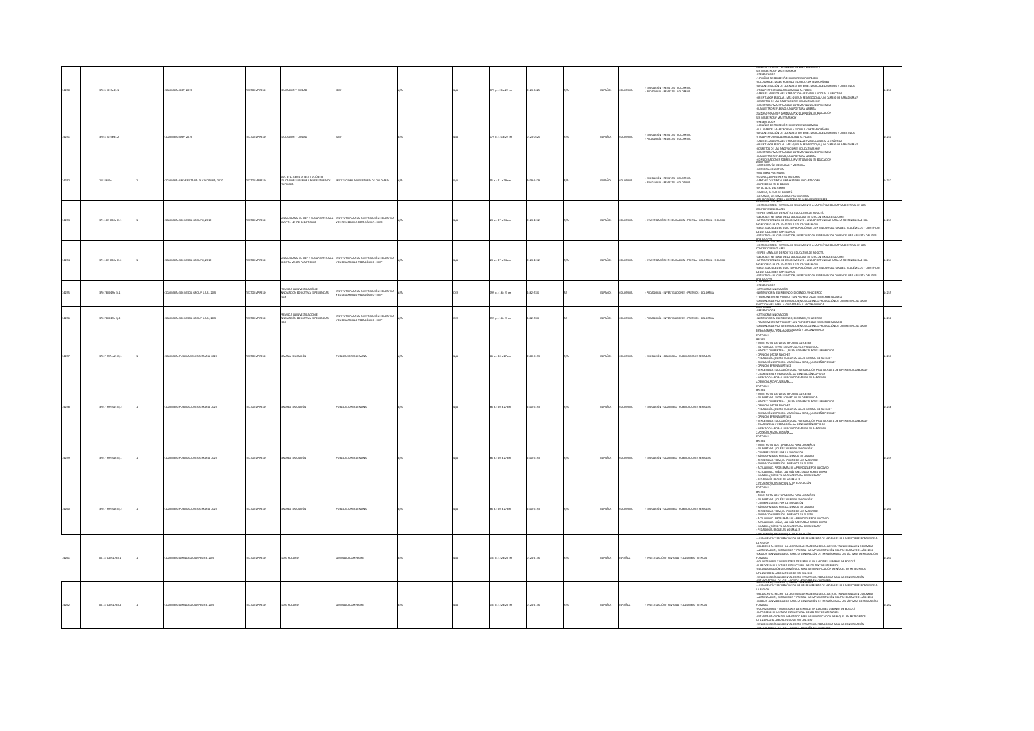| | | | | | | | | | | | | | | | | |
|---|---|---|---|---|---|---|---|---|---|---|---|---|---|---|---|---|
| 14250 | 370.5 ID19e Ej.1 | | COLOMBIA: IDEP, 2019 | TEXTO IMPRESO | EDUCACIÓN Y CIUDAD | IDEP | N/A | N/A | 179 p. : 21 x 22 cm | 0123-0425 | N/A | ESPAÑOL | COLOMBIA | EDUCACIÓN - REVISTAS - COLOMBIA PEDAGOGÍA - REVISTAS - COLOMBIA | SER MAESTROS Y MAESTRAS HOY -PRESENTACIÓN 150 AÑOS DE PROFESIÓN DOCENTE EN COLOMBIA EL LUGAR DEL MAESTRO EN LA ESCUELA CONTEMPORÁNEA LA CONSTITUCIÓN DE LOS MAESTROS EN EL MARCO DE LAS REDES Y COLECTIVOS ÉTICA PERFORMADA ARRASADAS AL PODER SABERES ANCESTRALES Y TRADICIONALES VINCULADOS A LA PRÁCTICA ORIENTADOR ESCOLAR: MÁS QUE UN PEDAGOGO/A ¿UN CAMBIO DE PARADIGMA? LOS RETOS DE LAS INNOVACIONES EDUCATIVAS HOY MAESTROS Y MAESTRAS QUE SISTEMATIZAN SU EXPERIENCIA EL MAESTRO REFLEXIVO, UNA POSTURA ABIERTA CONSIDERACIONES SOBRE LA INVESTIGACIÓN EN EDUCACIÓN | 14250 |
| 14251 | 370.5 ID19e Ej.2 | | COLOMBIA: IDEP, 2019 | TEXTO IMPRESO | EDUCACIÓN Y CIUDAD | IDEP | N/A | N/A | 179 p. : 21 x 22 cm | 0123-0425 | N/A | ESPAÑOL | COLOMBIA | EDUCACIÓN - REVISTAS - COLOMBIA PEDAGOGÍA - REVISTAS - COLOMBIA | SER MAESTROS Y MAESTRAS HOY -PRESENTACIÓN 150 AÑOS DE PROFESIÓN DOCENTE EN COLOMBIA EL LUGAR DEL MAESTRO EN LA ESCUELA CONTEMPORÁNEA LA CONSTITUCIÓN DE LOS MAESTROS EN EL MARCO DE LAS REDES Y COLECTIVOS ÉTICA PERFORMADA ARRASADAS AL PODER SABERES ANCESTRALES Y TRADICIONALES VINCULADOS A LA PRÁCTICA ORIENTADOR ESCOLAR: MÁS QUE UN PEDAGOGO/A ¿UN CAMBIO DE PARADIGMA? LOS RETOS DE LAS INNOVACIONES EDUCATIVAS HOY MAESTROS Y MAESTRAS QUE SISTEMATIZAN SU EXPERIENCIA EL MAESTRO REFLEXIVO, UNA POSTURA ABIERTA CONSIDERACIONES SOBRE LA INVESTIGACIÓN EN EDUCACIÓN | 14251 |
| 14252 | 305 R63c | 1 | COLOMBIA: INSTITUCIÓN UNIVERSITARIA DE COLOMBIA, 2020 | TEXTO IMPRESO | R&C N°12 REVISTA INSTITUCIÓN DE EDUCACIÓN SUPERIOR UNIVERSITARIA DE COLOMBIA | INSTITUCIÓN UNIVERSITARIA DE COLOMBIA | N/A | N/A | 96 p. : 21 x 28 cm | 2619-5429 | N/A | ESPAÑOL | COLOMBIA | EDUCACIÓN - REVISTAS - COLOMBIA PEDAGOGÍA - REVISTAS - COLOMBIA | CARTOGRAFÍAS DE CIUDAD Y MEMORIA MEMORIA COLECTIVA UNA LIBRA POR SABER COLINA CAMPESTRE Y SU HISTORIA SANTAFÉ DEL TINTAL UNA HISTORIA ENCANTADORA ENCERRADO EN EL ARENIS EN LO ALTO DEL CERRO USACHA, EL SUR DE BOGOTÁ BONANZA, SU COMUNIDAD Y SU HISTORIA UN RECORRIDO POR LA HISTORIA DE SAN VICENTE FERRER | 14252 |
| 14253 | 371.102 ID19a Ej.1 | 1 | COLOMBIA: SM MEDIA GROUP, 2019 | TEXTO IMPRESO | AULA URBANA: EL IDEP Y SUS APORTES A LA BOGOTÁ MEJOR PARA TODOS | INSTITUTO PARA LA INVESTIGACIÓN EDUCATIVA Y EL DESARROLLO PEDAGÓGICO - IDEP | N/A | N/A | 23 p. : 27 x 34 cm | 0123-0242 | N/A | ESPAÑOL | COLOMBIA | INVESTIGACIÓN EN EDUCACIÓN - PRENSA - COLOMBIA - SIGLO XX | COMPONENTE 1: SISTEMA DE SEGUIMIENTO A LA POLÍTICA EDUCATIVA DISTRITAL EN LOS CONTEXTOS ESCOLARES ISEPED: ANÁLISIS DE POLÍTICA EDUCATIVA DE BOGOTÁ ABORDAJE INTEGRAL DE LA SEXUALIDAD EN LOS CONTEXTOS ESCOLARES LA TRANSFERENCIA DE CONOCIMIENTO: UNA OPORTUNIDAD PARA LA SOSTENIBILIDAD DEL MONITOREO DE CALIDAD DE LA EDUCACIÓN INICIAL RESULTADOS DEL ESTUDIO: APROPIACIÓN DE CONTENIDOS CULTURALES, ACADÉMICOS Y CIENTÍFICOS DE LOS DOCENTES CAPITALINOS ESTRATEGIA DE CUALIFICACIÓN, INVESTIGACIÓN E INNOVACIÓN DOCENTE, UNA APUESTA DEL IDEP POR BOGOTÁ | 14253 |
| 14254 | 371.102 ID19a Ej.2 | 1 | COLOMBIA: SM MEDIA GROUP, 2019 | TEXTO IMPRESO | AULA URBANA: EL IDEP Y SUS APORTES A LA BOGOTÁ MEJOR PARA TODOS | INSTITUTO PARA LA INVESTIGACIÓN EDUCATIVA Y EL DESARROLLO PEDAGÓGICO - IDEP | N/A | N/A | 23 p. : 27 x 34 cm | 0123-0242 | N/A | ESPAÑOL | COLOMBIA | INVESTIGACIÓN EN EDUCACIÓN - PRENSA - COLOMBIA - SIGLO XX | COMPONENTE 1: SISTEMA DE SEGUIMIENTO A LA POLÍTICA EDUCATIVA DISTRITAL EN LOS CONTEXTOS ESCOLARES ISEPED: ANÁLISIS DE POLÍTICA EDUCATIVA DE BOGOTÁ ABORDAJE INTEGRAL DE LA SEXUALIDAD EN LOS CONTEXTOS ESCOLARES LA TRANSFERENCIA DE CONOCIMIENTO: UNA OPORTUNIDAD PARA LA SOSTENIBILIDAD DEL MONITOREO DE CALIDAD DE LA EDUCACIÓN INICIAL RESULTADOS DEL ESTUDIO: APROPIACIÓN DE CONTENIDOS CULTURALES, ACADÉMICOS Y CIENTÍFICOS DE LOS DOCENTES CAPITALINOS ESTRATEGIA DE CUALIFICACIÓN, INVESTIGACIÓN E INNOVACIÓN DOCENTE, UNA APUESTA DEL IDEP POR BOGOTÁ | 14254 |
| 14255 | 370.78 ID19p Ej.1 | 1 | COLOMBIA: SM MEDIA GROUP S.A.S., 2020 | TEXTO IMPRESO | PREMIO A LA INVESTIGACIÓN E INNOVACIÓN EDUCATIVA EXPERIENCIAS 2019 | INSTITUTO PARA LA INVESTIGACIÓN EDUCATIVA Y EL DESARROLLO PEDAGÓGICO - IDEP | N/A | IDEP | 199 p. : 16 x 25 cm | 2462-7895 | N/A | ESPAÑOL | COLOMBIA | PEDAGOGÍA - INVESTIGACIONES - PREMIOS - COLOMBIA | CONTENIDO -PRESENTACIÓN -CATEGORÍA INNOVACIÓN -NOTIMAYORÍA: ESCRIBIENDO, DICIENDO, Y HACIENDO -"EMPOWERMENT PROJECT": UN PROYECTO QUE SE ESCRIBE A DIARIO -ARMONÍAS DE PAZ: LA EDUCACIÓN MUSICAL EN LA PROMOCIÓN DE COMPETENCIAS SOCIO EMOCIONALES PARA LA CIUDADANÍA Y LA CONVIVENCIA | 14255 |
| 14256 | 370.78 ID19p Ej.2 | 1 | COLOMBIA: SM MEDIA GROUP S.A.S., 2020 | TEXTO IMPRESO | PREMIO A LA INVESTIGACIÓN E INNOVACIÓN EDUCATIVA EXPERIENCIAS 2019 | INSTITUTO PARA LA INVESTIGACIÓN EDUCATIVA Y EL DESARROLLO PEDAGÓGICO - IDEP | N/A | IDEP | 199 p. : 16 x 25 cm | 2462-7895 | N/A | ESPAÑOL | COLOMBIA | PEDAGOGÍA - INVESTIGACIONES - PREMIOS - COLOMBIA | CONTENIDO -PRESENTACIÓN -CATEGORÍA INNOVACIÓN -NOTIMAYORÍA: ESCRIBIENDO, DICIENDO, Y HACIENDO -"EMPOWERMENT PROJECT": UN PROYECTO QUE SE ESCRIBE A DIARIO -ARMONÍAS DE PAZ: LA EDUCACIÓN MUSICAL EN LA PROMOCIÓN DE COMPETENCIAS SOCIO EMOCIONALES PARA LA CIUDADANÍA Y LA CONVIVENCIA | 14256 |
| 14257 | 370.7 PR74s15 Ej.1 | 1 | COLOMBIA: PUBLICACIONES SEMANA, 2020 | TEXTO IMPRESO | SEMANA EDUCACIÓN | PUBLICACIONES SEMANA | N/A | N/A | 86 p. : 20 x 27 cm | 2500-6193 | N/A | ESPAÑOL | COLOMBIA | EDUCACIÓN - COLOMBIA - PUBLICACIONES SERIADAS | EDITORIAL BREVES TOME NOTA: ACTIVA LA REFORMA AL ICETEX EN PORTADA: ENTRE LO VIRTUAL Y LO PRESENCIAL NIÑOS Y CUARENTENA: ¿SU SALUD MENTAL NO ES PRIORIDAD? OPINIÓN: ÓSCAR SÁNCHEZ PEDAGOGÍA: ¿CÓMO CUIDAR LA SALUD MENTAL DE SU HIJO? EDUCACIÓN SUPERIOR: MATRÍCULA CERO, ¿UN SUEÑO POSIBLE? OPINIÓN: EFRÉN MARTÍNEZ TENDENCIAS: EDUCACIÓN DUAL, ¿LA SOLUCIÓN PARA LA FALTA DE EXPERIENCIA LABORAL? CUARENTENA Y PEDAGOGÍA: LA GENERACIÓN COVID-19 MERCADO LABORAL: BUSCANDO EMPLEO EN PANDEMIA OPINIÓN: PEDRO SERRANO | 14257 |
| 14258 | 370.7 PR74s15 Ej.2 | 1 | COLOMBIA: PUBLICACIONES SEMANA, 2020 | TEXTO IMPRESO | SEMANA EDUCACIÓN | PUBLICACIONES SEMANA | N/A | N/A | 86 p. : 20 x 27 cm | 2500-6193 | N/A | ESPAÑOL | COLOMBIA | EDUCACIÓN - COLOMBIA - PUBLICACIONES SERIADAS | EDITORIAL BREVES TOME NOTA: ACTIVA LA REFORMA AL ICETEX EN PORTADA: ENTRE LO VIRTUAL Y LO PRESENCIAL NIÑOS Y CUARENTENA: ¿SU SALUD MENTAL NO ES PRIORIDAD? OPINIÓN: ÓSCAR SÁNCHEZ PEDAGOGÍA: ¿CÓMO CUIDAR LA SALUD MENTAL DE SU HIJO? EDUCACIÓN SUPERIOR: MATRÍCULA CERO, ¿UN SUEÑO POSIBLE? OPINIÓN: EFRÉN MARTÍNEZ TENDENCIAS: EDUCACIÓN DUAL, ¿LA SOLUCIÓN PARA LA FALTA DE EXPERIENCIA LABORAL? CUARENTENA Y PEDAGOGÍA: LA GENERACIÓN COVID-19 MERCADO LABORAL: BUSCANDO EMPLEO EN PANDEMIA OPINIÓN: PEDRO SERRANO | 14258 |
| 14259 | 370.7 PR74s16 Ej.1 | 1 | COLOMBIA: PUBLICACIONES SEMANA, 2020 | TEXTO IMPRESO | SEMANA EDUCACIÓN | PUBLICACIONES SEMANA | N/A | N/A | 86 p. : 20 x 27 cm | 2500-6193 | N/A | ESPAÑOL | COLOMBIA | EDUCACIÓN - COLOMBIA - PUBLICACIONES SERIADAS | EDITORIAL BREVES TOME NOTA: LOS TAPABOCAS PARA LOS NIÑOS EN PORTADA: ¿QUÉ SE VIENE EN EDUCACIÓN? CUMBRE LÍDERES POR LA EDUCACIÓN BÁSICA Y MEDIA: RETROCEDEMOS EN CALIDAD TENDENCIAS: TOME, EL IPHONE DE LOS MAESTROS EDUCACIÓN SUPERIOR: POLÉMICA EN EL SENA ACTUALIDAD: PROBLEMAS DE APRENDIZAJE POR LA COVID ACTUALIDAD: NIÑAS, LAS MÁS AFECTADAS POR EL CIERRE MUNDO: ¿CÓMO VA LA REAPERTURA DE ESCUELAS? PEDAGOGÍA: ESCUELAS NORMALES OPINIÓN: PRESUPUESTO EN EDUCACIÓN | 14259 |
| 14260 | 370.7 PR74s16 Ej.2 | 1 | COLOMBIA: PUBLICACIONES SEMANA, 2020 | TEXTO IMPRESO | SEMANA EDUCACIÓN | PUBLICACIONES SEMANA | N/A | N/A | 86 p. : 20 x 27 cm | 2500-6193 | N/A | ESPAÑOL | COLOMBIA | EDUCACIÓN - COLOMBIA - PUBLICACIONES SERIADAS | EDITORIAL BREVES TOME NOTA: LOS TAPABOCAS PARA LOS NIÑOS EN PORTADA: ¿QUÉ SE VIENE EN EDUCACIÓN? CUMBRE LÍDERES POR LA EDUCACIÓN BÁSICA Y MEDIA: RETROCEDEMOS EN CALIDAD TENDENCIAS: TOME, EL IPHONE DE LOS MAESTROS EDUCACIÓN SUPERIOR: POLÉMICA EN EL SENA ACTUALIDAD: PROBLEMAS DE APRENDIZAJE POR LA COVID ACTUALIDAD: NIÑAS, LAS MÁS AFECTADAS POR EL CIERRE MUNDO: ¿CÓMO VA LA REAPERTURA DE ESCUELAS? PEDAGOGÍA: ESCUELAS NORMALES OPINIÓN: PRESUPUESTO EN EDUCACIÓN | 14260 |
| 14261 | 051.4 G291a7 Ej.1 | 1 | COLOMBIA: GIMNASIO CAMPESTRE, 2020 | TEXTO IMPRESO | EL ASTROLABIO | GIMNASIO CAMPESTRE | N/A | N/A | 133 p. : 22 x 28 cm | 0120-2136 | N/A | ESPAÑOL | ESPAÑOL | INVESTIGACIÓN - REVISTAS - COLOMBIA - CIENCIA | AISLAMIENTO Y SECUENCIACIÓN DE UN FRAGMENTO DE 490 PARES DE BASES CORRESPONDIENTE A LA REGIÓN DEL DICHO AL HECHO: LA LEGITIMIDAD MATERIAL DE LA JUSTICIA TRANSICIONAL EN COLOMBIA ALIMENTACIÓN, CORRUPCIÓN Y PRENSA: LA IMPLEMENTACIÓN DEL PAE DURANTE EL AÑO 2018 EXODUS: UN VIDEOJUEGO PARA LA GENERACIÓN DE EMPATÍA HACIA LAS VÍCTIMAS DE MIGRACIÓN FORZADA POLINIZADORES Y DISPERSORES DE SEMILLAS EN JARDINES URBANOS DE BOGOTÁ EL PROCESO DE LECTURA ESTRUCTURAL DE LOS TEXTOS LITERARIOS ESTANDARIZACIÓN DE UN MÉTODO PARA LA IDENTIFICACIÓN DE NÍQUEL EN METEORITOS UTILIZANDO EL LABORATORIO DE UN COLEGIO SENSIBILIZACIÓN AMBIENTAL COMO ESTRATEGIA PEDAGÓGICA PARA LA CONSERVACIÓN ESTADO ACTUAL DE LOS LAGOS DE MONTAÑA EN COLOMBIA | 14261 |
| 14262 | 051.4 G291a7 Ej.2 | 1 | COLOMBIA: GIMNASIO CAMPESTRE, 2020 | TEXTO IMPRESO | EL ASTROLABIO | GIMNASIO CAMPESTRE | N/A | N/A | 133 p. : 22 x 28 cm | 0120-2136 | N/A | ESPAÑOL | ESPAÑOL | INVESTIGACIÓN - REVISTAS - COLOMBIA - CIENCIA | AISLAMIENTO Y SECUENCIACIÓN DE UN FRAGMENTO DE 490 PARES DE BASES CORRESPONDIENTE A LA REGIÓN DEL DICHO AL HECHO: LA LEGITIMIDAD MATERIAL DE LA JUSTICIA TRANSICIONAL EN COLOMBIA ALIMENTACIÓN, CORRUPCIÓN Y PRENSA: LA IMPLEMENTACIÓN DEL PAE DURANTE EL AÑO 2018 EXODUS: UN VIDEOJUEGO PARA LA GENERACIÓN DE EMPATÍA HACIA LAS VÍCTIMAS DE MIGRACIÓN FORZADA POLINIZADORES Y DISPERSORES DE SEMILLAS EN JARDINES URBANOS DE BOGOTÁ EL PROCESO DE LECTURA ESTRUCTURAL DE LOS TEXTOS LITERARIOS ESTANDARIZACIÓN DE UN MÉTODO PARA LA IDENTIFICACIÓN DE NÍQUEL EN METEORITOS UTILIZANDO EL LABORATORIO DE UN COLEGIO SENSIBILIZACIÓN AMBIENTAL COMO ESTRATEGIA PEDAGÓGICA PARA LA CONSERVACIÓN ESTADO ACTUAL DE LOS LAGOS DE MONTAÑA EN COLOMBIA | 14262 |